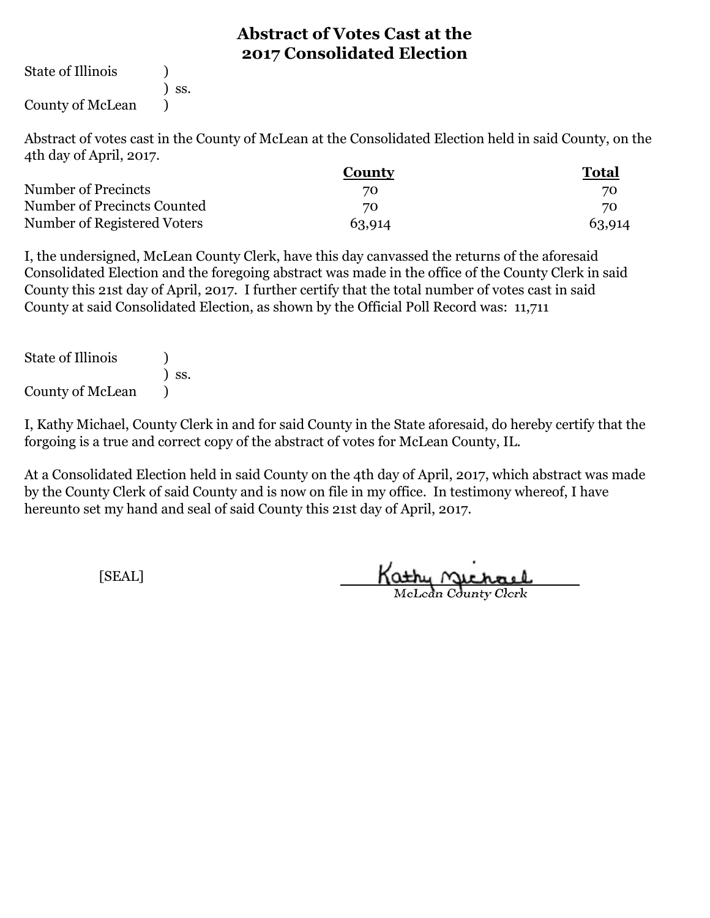# Abstract of Votes Cast at the 2017 Consolidated Election

State of Illinois )
) ss.
County of McLean )

Abstract of votes cast in the County of McLean at the Consolidated Election held in said County, on the 4th day of April, 2017.

| | County | Total |
|---|---|---|
| Number of Precincts | 70 | 70 |
| Number of Precincts Counted | 70 | 70 |
| Number of Registered Voters | 63,914 | 63,914 |

I, the undersigned, McLean County Clerk, have this day canvassed the returns of the aforesaid Consolidated Election and the foregoing abstract was made in the office of the County Clerk in said County this 21st day of April, 2017. I further certify that the total number of votes cast in said County at said Consolidated Election, as shown by the Official Poll Record was: 11,711

State of Illinois )
) ss.
County of McLean )

I, Kathy Michael, County Clerk in and for said County in the State aforesaid, do hereby certify that the forgoing is a true and correct copy of the abstract of votes for McLean County, IL.

At a Consolidated Election held in said County on the 4th day of April, 2017, which abstract was made by the County Clerk of said County and is now on file in my office. In testimony whereof, I have hereunto set my hand and seal of said County this 21st day of April, 2017.

[SEAL]

Kathy Michael
*McLean County Clerk*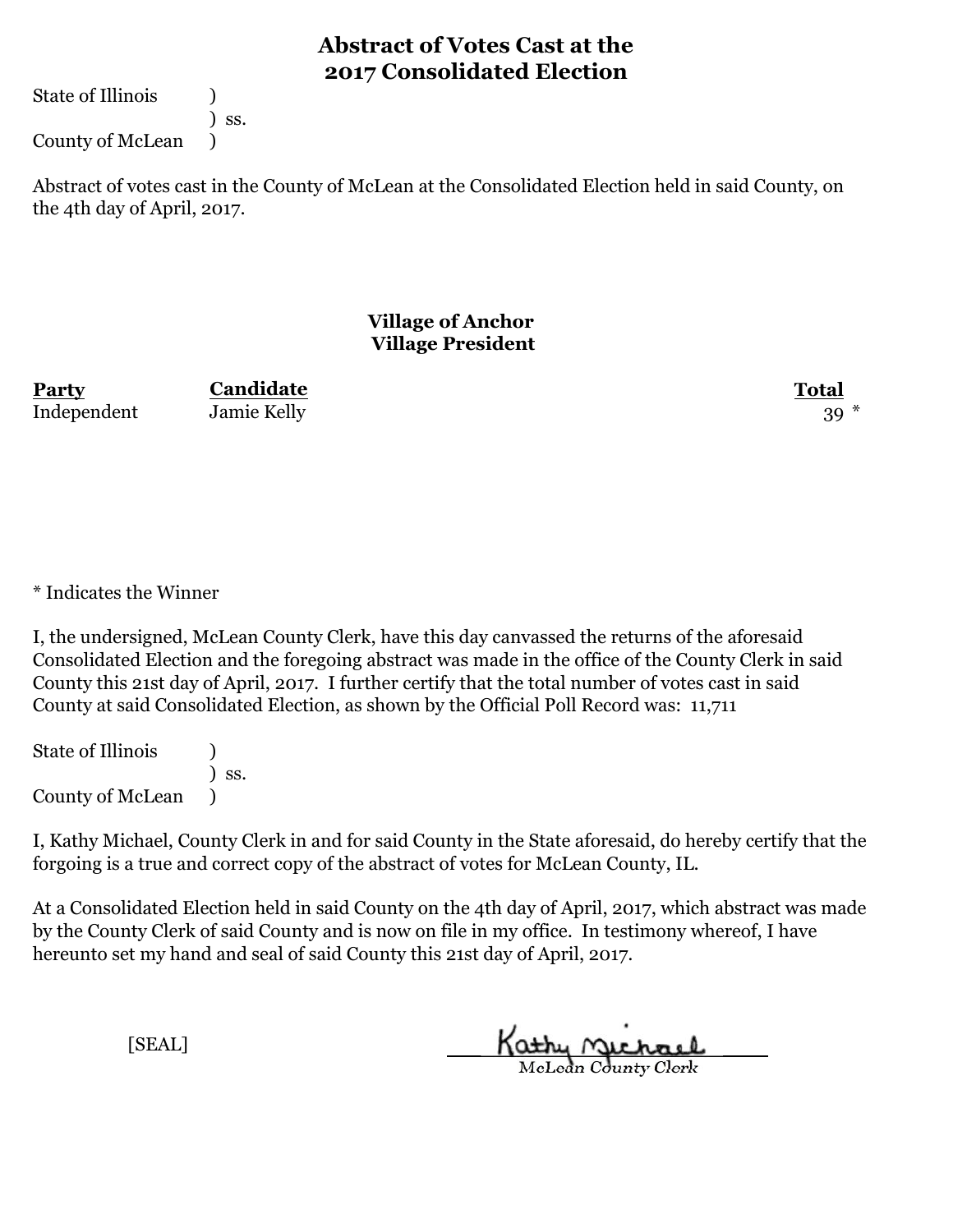# Abstract of Votes Cast at the 2017 Consolidated Election

State of Illinois )
) ss.
County of McLean )

Abstract of votes cast in the County of McLean at the Consolidated Election held in said County, on the 4th day of April, 2017.

## Village of Anchor
## Village President

| Party | Candidate | Total |
|---|---|---|
| Independent | Jamie Kelly | 39 * |

* Indicates the Winner

I, the undersigned, McLean County Clerk, have this day canvassed the returns of the aforesaid Consolidated Election and the foregoing abstract was made in the office of the County Clerk in said County this 21st day of April, 2017. I further certify that the total number of votes cast in said County at said Consolidated Election, as shown by the Official Poll Record was: 11,711

State of Illinois )
) ss.
County of McLean )

I, Kathy Michael, County Clerk in and for said County in the State aforesaid, do hereby certify that the forgoing is a true and correct copy of the abstract of votes for McLean County, IL.

At a Consolidated Election held in said County on the 4th day of April, 2017, which abstract was made by the County Clerk of said County and is now on file in my office. In testimony whereof, I have hereunto set my hand and seal of said County this 21st day of April, 2017.

[SEAL]

Kathy Michael
McLean County Clerk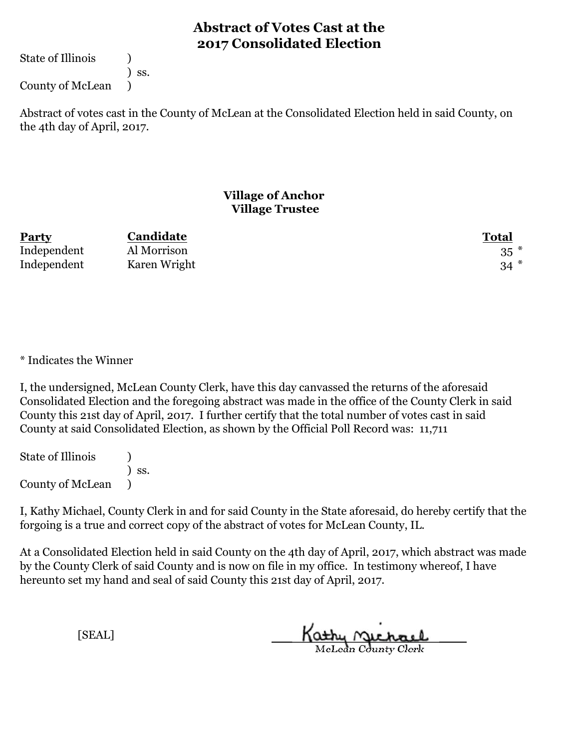# Abstract of Votes Cast at the 2017 Consolidated Election

State of Illinois )
) ss.
County of McLean )

Abstract of votes cast in the County of McLean at the Consolidated Election held in said County, on the 4th day of April, 2017.

## Village of Anchor
### Village Trustee

| Party | Candidate | Total |
|---|---|---|
| Independent | Al Morrison | 35 * |
| Independent | Karen Wright | 34 * |

* Indicates the Winner

I, the undersigned, McLean County Clerk, have this day canvassed the returns of the aforesaid Consolidated Election and the foregoing abstract was made in the office of the County Clerk in said County this 21st day of April, 2017. I further certify that the total number of votes cast in said County at said Consolidated Election, as shown by the Official Poll Record was: 11,711

State of Illinois )
) ss.
County of McLean )

I, Kathy Michael, County Clerk in and for said County in the State aforesaid, do hereby certify that the forgoing is a true and correct copy of the abstract of votes for McLean County, IL.

At a Consolidated Election held in said County on the 4th day of April, 2017, which abstract was made by the County Clerk of said County and is now on file in my office. In testimony whereof, I have hereunto set my hand and seal of said County this 21st day of April, 2017.

[SEAL]

Kathy Michael
McLean County Clerk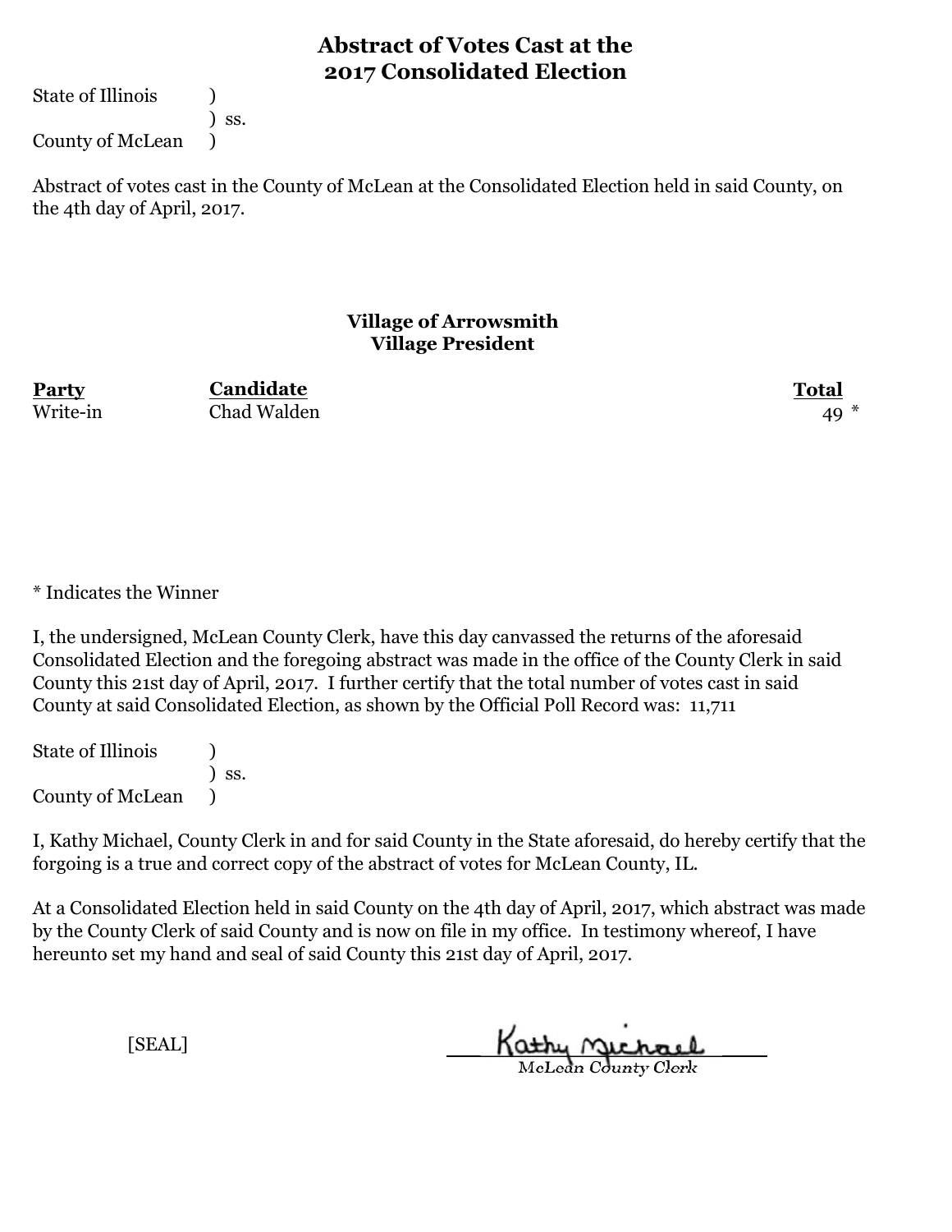# Abstract of Votes Cast at the 2017 Consolidated Election

State of Illinois )
) ss.
County of McLean )

Abstract of votes cast in the County of McLean at the Consolidated Election held in said County, on the 4th day of April, 2017.

## Village of Arrowsmith
## Village President

| Party | Candidate | Total |
|---|---|---|
| Write-in | Chad Walden | 49 * |

\* Indicates the Winner

I, the undersigned, McLean County Clerk, have this day canvassed the returns of the aforesaid Consolidated Election and the foregoing abstract was made in the office of the County Clerk in said County this 21st day of April, 2017. I further certify that the total number of votes cast in said County at said Consolidated Election, as shown by the Official Poll Record was: 11,711

State of Illinois )
) ss.
County of McLean )

I, Kathy Michael, County Clerk in and for said County in the State aforesaid, do hereby certify that the forgoing is a true and correct copy of the abstract of votes for McLean County, IL.

At a Consolidated Election held in said County on the 4th day of April, 2017, which abstract was made by the County Clerk of said County and is now on file in my office. In testimony whereof, I have hereunto set my hand and seal of said County this 21st day of April, 2017.

[SEAL]

Kathy Michael
McLean County Clerk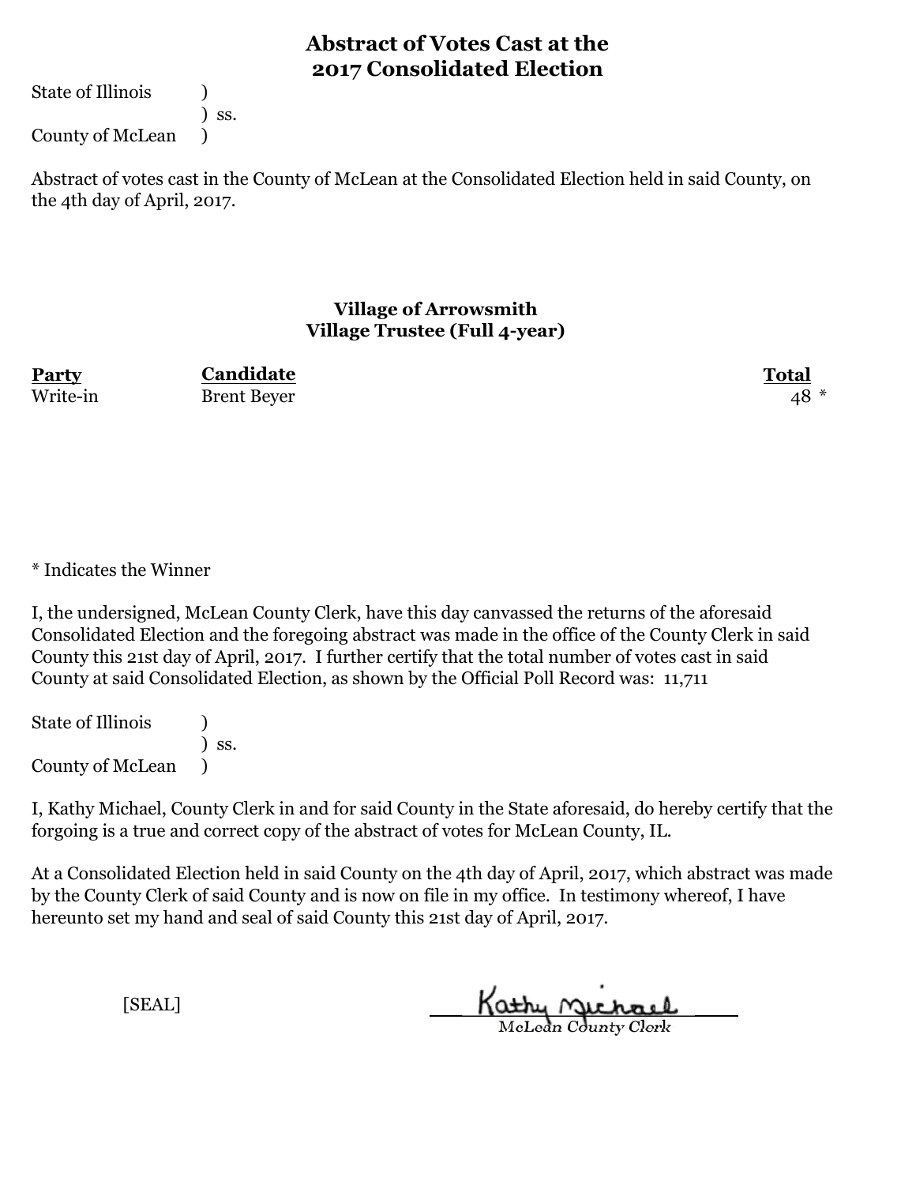# Abstract of Votes Cast at the 2017 Consolidated Election

State of Illinois )
) ss.
County of McLean )

Abstract of votes cast in the County of McLean at the Consolidated Election held in said County, on the 4th day of April, 2017.

## Village of Arrowsmith
## Village Trustee (Full 4-year)

| Party | Candidate | Total |
|---|---|---|
| Write-in | Brent Beyer | 48 * |

* Indicates the Winner

I, the undersigned, McLean County Clerk, have this day canvassed the returns of the aforesaid Consolidated Election and the foregoing abstract was made in the office of the County Clerk in said County this 21st day of April, 2017. I further certify that the total number of votes cast in said County at said Consolidated Election, as shown by the Official Poll Record was: 11,711

State of Illinois )
) ss.
County of McLean )

I, Kathy Michael, County Clerk in and for said County in the State aforesaid, do hereby certify that the forgoing is a true and correct copy of the abstract of votes for McLean County, IL.

At a Consolidated Election held in said County on the 4th day of April, 2017, which abstract was made by the County Clerk of said County and is now on file in my office. In testimony whereof, I have hereunto set my hand and seal of said County this 21st day of April, 2017.

[SEAL]

Kathy Michael
McLean County Clerk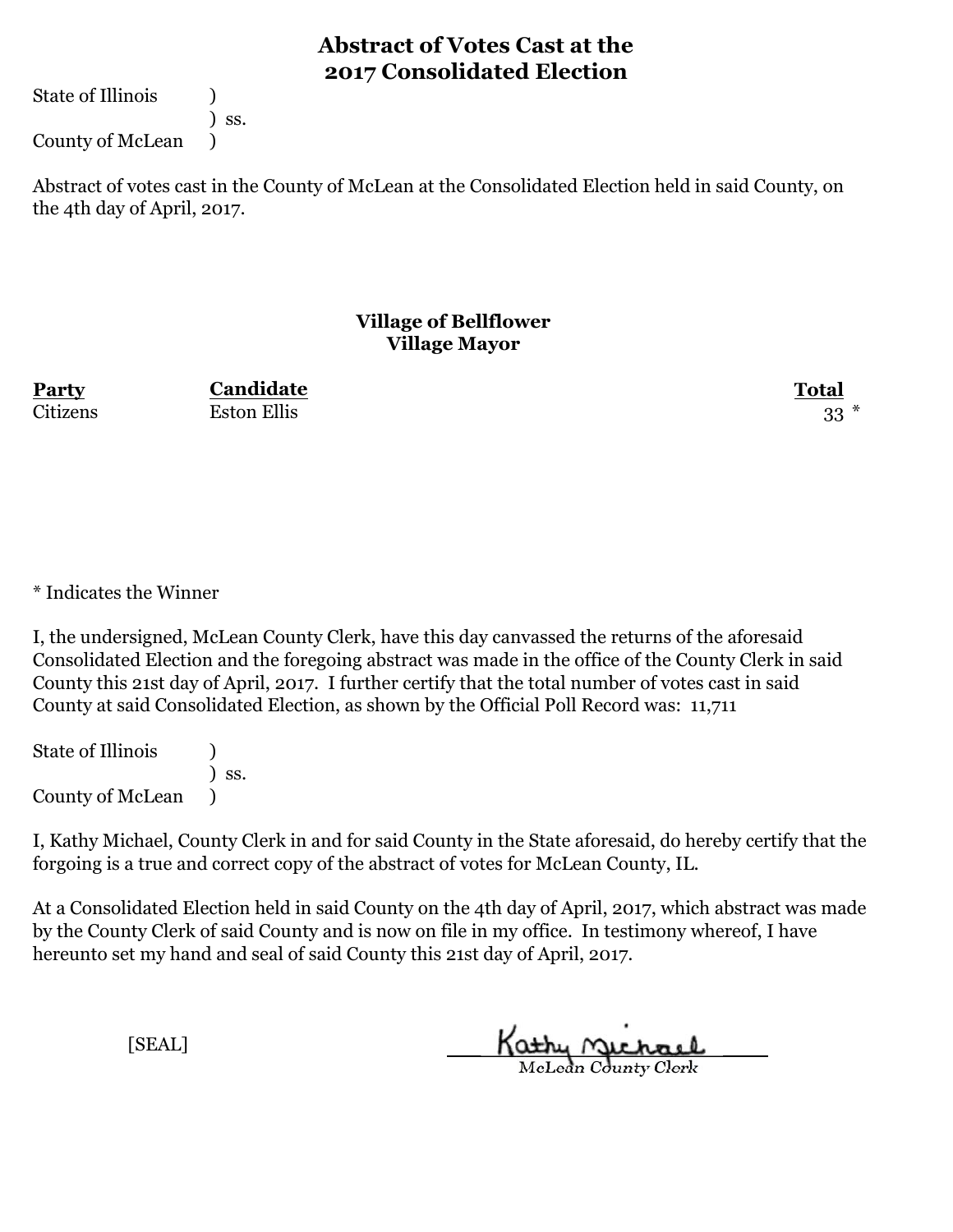# Abstract of Votes Cast at the 2017 Consolidated Election

State of Illinois )
) ss.
County of McLean )

Abstract of votes cast in the County of McLean at the Consolidated Election held in said County, on the 4th day of April, 2017.

## Village of Bellflower
### Village Mayor

| Party | Candidate | Total |
|---|---|---|
| Citizens | Eston Ellis | 33 * |

* Indicates the Winner

I, the undersigned, McLean County Clerk, have this day canvassed the returns of the aforesaid Consolidated Election and the foregoing abstract was made in the office of the County Clerk in said County this 21st day of April, 2017. I further certify that the total number of votes cast in said County at said Consolidated Election, as shown by the Official Poll Record was: 11,711

State of Illinois )
) ss.
County of McLean )

I, Kathy Michael, County Clerk in and for said County in the State aforesaid, do hereby certify that the forgoing is a true and correct copy of the abstract of votes for McLean County, IL.

At a Consolidated Election held in said County on the 4th day of April, 2017, which abstract was made by the County Clerk of said County and is now on file in my office. In testimony whereof, I have hereunto set my hand and seal of said County this 21st day of April, 2017.

[SEAL]

Kathy Michael
McLean County Clerk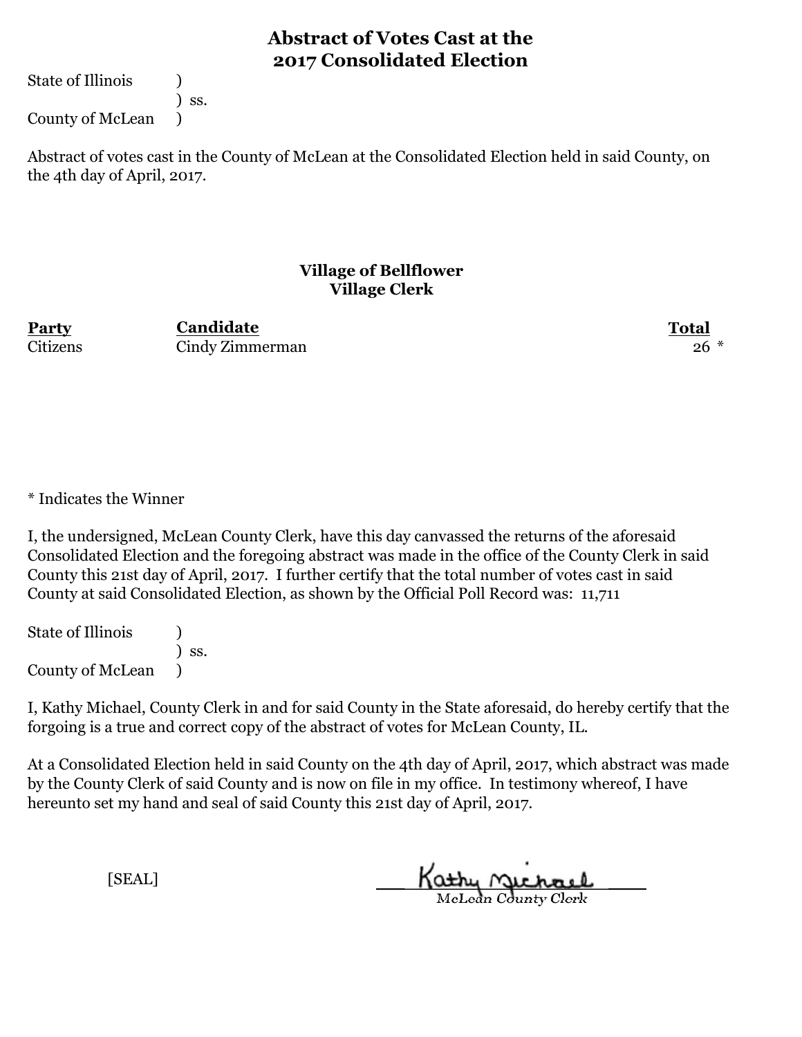# Abstract of Votes Cast at the 2017 Consolidated Election

State of Illinois )
) ss.
County of McLean )

Abstract of votes cast in the County of McLean at the Consolidated Election held in said County, on the 4th day of April, 2017.

### Village of Bellflower
### Village Clerk

| Party | Candidate | Total |
|---|---|---|
| Citizens | Cindy Zimmerman | 26 * |

* Indicates the Winner

I, the undersigned, McLean County Clerk, have this day canvassed the returns of the aforesaid Consolidated Election and the foregoing abstract was made in the office of the County Clerk in said County this 21st day of April, 2017. I further certify that the total number of votes cast in said County at said Consolidated Election, as shown by the Official Poll Record was: 11,711

State of Illinois )
) ss.
County of McLean )

I, Kathy Michael, County Clerk in and for said County in the State aforesaid, do hereby certify that the forgoing is a true and correct copy of the abstract of votes for McLean County, IL.

At a Consolidated Election held in said County on the 4th day of April, 2017, which abstract was made by the County Clerk of said County and is now on file in my office. In testimony whereof, I have hereunto set my hand and seal of said County this 21st day of April, 2017.

[SEAL]

Kathy Michael
McLean County Clerk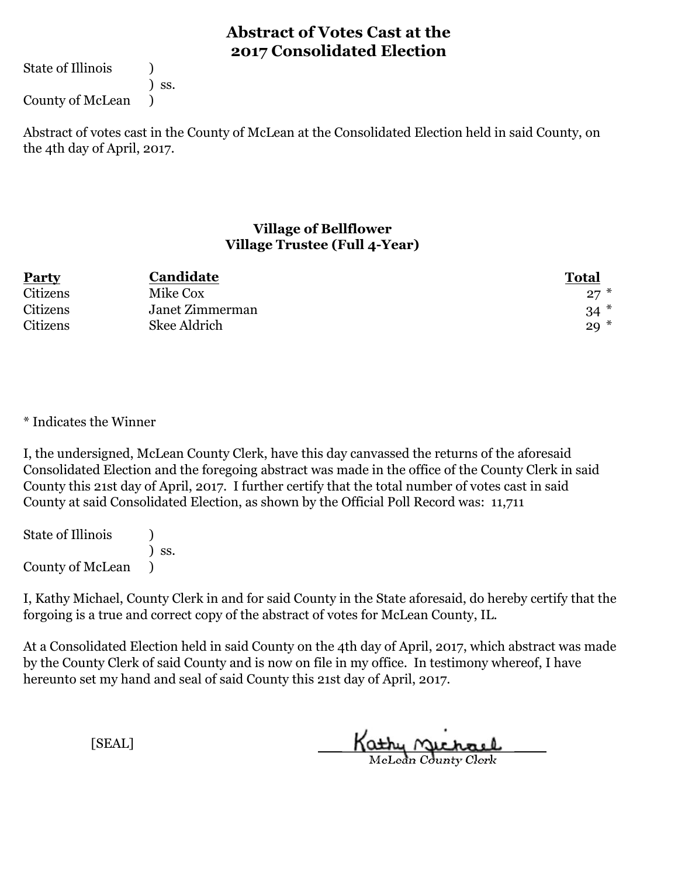# Abstract of Votes Cast at the 2017 Consolidated Election

State of Illinois )
) ss.
County of McLean )

Abstract of votes cast in the County of McLean at the Consolidated Election held in said County, on the 4th day of April, 2017.

### Village of Bellflower
### Village Trustee (Full 4-Year)

| Party | Candidate | Total |
|---|---|---|
| Citizens | Mike Cox | 27 * |
| Citizens | Janet Zimmerman | 34 * |
| Citizens | Skee Aldrich | 29 * |

* Indicates the Winner

I, the undersigned, McLean County Clerk, have this day canvassed the returns of the aforesaid Consolidated Election and the foregoing abstract was made in the office of the County Clerk in said County this 21st day of April, 2017. I further certify that the total number of votes cast in said County at said Consolidated Election, as shown by the Official Poll Record was: 11,711

State of Illinois )
) ss.
County of McLean )

I, Kathy Michael, County Clerk in and for said County in the State aforesaid, do hereby certify that the forgoing is a true and correct copy of the abstract of votes for McLean County, IL.

At a Consolidated Election held in said County on the 4th day of April, 2017, which abstract was made by the County Clerk of said County and is now on file in my office. In testimony whereof, I have hereunto set my hand and seal of said County this 21st day of April, 2017.

[SEAL]

Kathy Michael
McLean County Clerk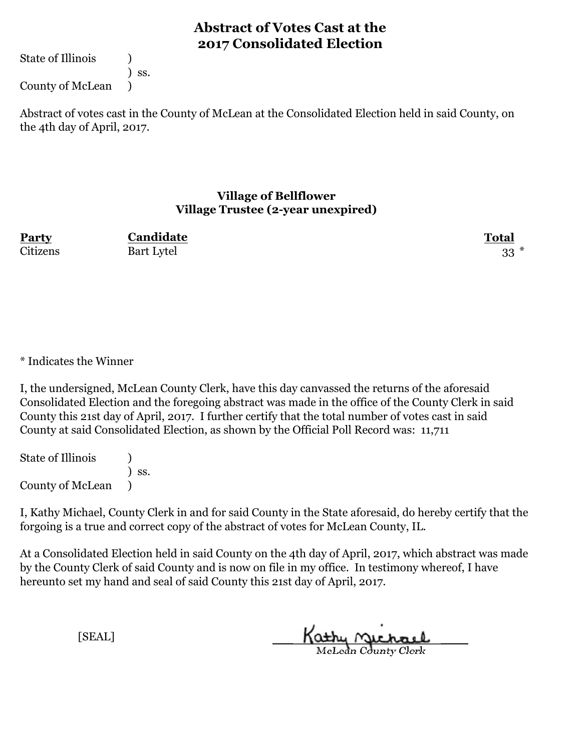# Abstract of Votes Cast at the 2017 Consolidated Election

State of Illinois )
) ss.
County of McLean )

Abstract of votes cast in the County of McLean at the Consolidated Election held in said County, on the 4th day of April, 2017.

## Village of Bellflower
### Village Trustee (2-year unexpired)

| Party | Candidate | Total |
|---|---|---|
| Citizens | Bart Lytel | 33 * |

* Indicates the Winner

I, the undersigned, McLean County Clerk, have this day canvassed the returns of the aforesaid Consolidated Election and the foregoing abstract was made in the office of the County Clerk in said County this 21st day of April, 2017. I further certify that the total number of votes cast in said County at said Consolidated Election, as shown by the Official Poll Record was: 11,711

State of Illinois )
) ss.
County of McLean )

I, Kathy Michael, County Clerk in and for said County in the State aforesaid, do hereby certify that the forgoing is a true and correct copy of the abstract of votes for McLean County, IL.

At a Consolidated Election held in said County on the 4th day of April, 2017, which abstract was made by the County Clerk of said County and is now on file in my office. In testimony whereof, I have hereunto set my hand and seal of said County this 21st day of April, 2017.

[SEAL]

Kathy Michael
McLean County Clerk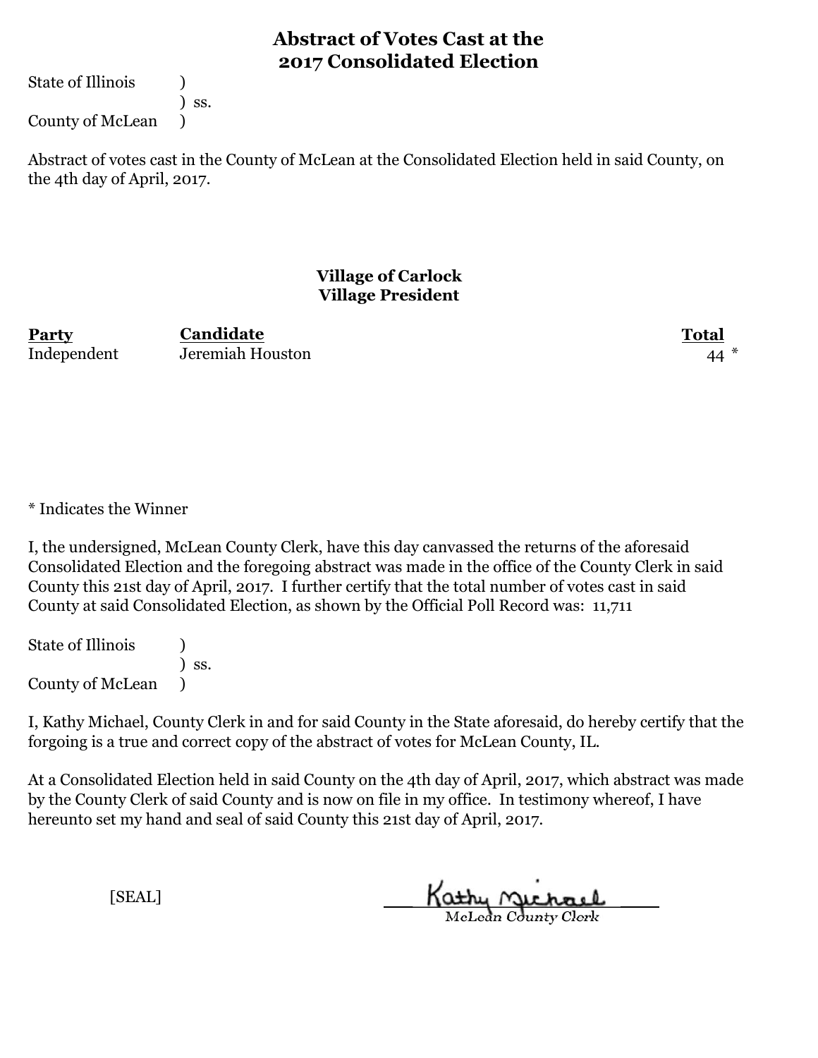# Abstract of Votes Cast at the 2017 Consolidated Election

State of Illinois )
) ss.
County of McLean )

Abstract of votes cast in the County of McLean at the Consolidated Election held in said County, on the 4th day of April, 2017.

### Village of Carlock
### Village President

| Party | Candidate | Total |
|---|---|---|
| Independent | Jeremiah Houston | 44 * |

* Indicates the Winner

I, the undersigned, McLean County Clerk, have this day canvassed the returns of the aforesaid Consolidated Election and the foregoing abstract was made in the office of the County Clerk in said County this 21st day of April, 2017. I further certify that the total number of votes cast in said County at said Consolidated Election, as shown by the Official Poll Record was: 11,711

State of Illinois )
) ss.
County of McLean )

I, Kathy Michael, County Clerk in and for said County in the State aforesaid, do hereby certify that the forgoing is a true and correct copy of the abstract of votes for McLean County, IL.

At a Consolidated Election held in said County on the 4th day of April, 2017, which abstract was made by the County Clerk of said County and is now on file in my office. In testimony whereof, I have hereunto set my hand and seal of said County this 21st day of April, 2017.

[SEAL]

Kathy Michael
McLean County Clerk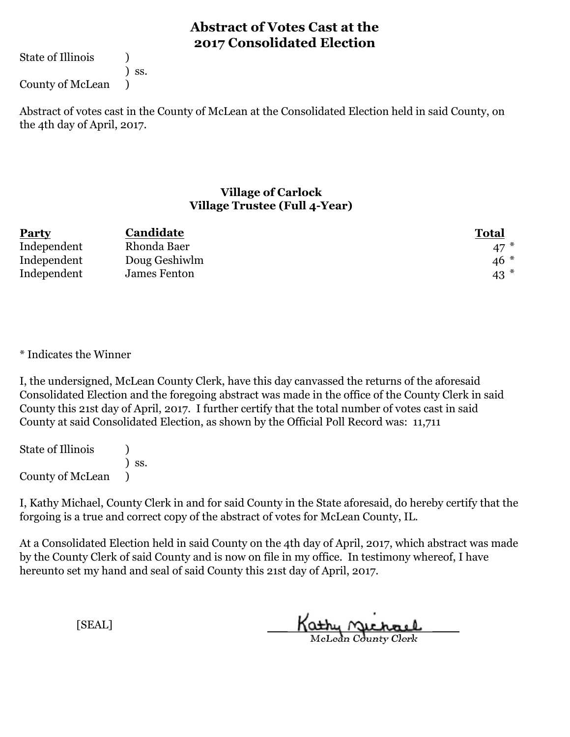# Abstract of Votes Cast at the 2017 Consolidated Election

State of Illinois )
) ss.
County of McLean )

Abstract of votes cast in the County of McLean at the Consolidated Election held in said County, on the 4th day of April, 2017.

### Village of Carlock
### Village Trustee (Full 4-Year)

| Party | Candidate | Total |
|---|---|---|
| Independent | Rhonda Baer | 47 * |
| Independent | Doug Geshiwlm | 46 * |
| Independent | James Fenton | 43 * |

* Indicates the Winner

I, the undersigned, McLean County Clerk, have this day canvassed the returns of the aforesaid Consolidated Election and the foregoing abstract was made in the office of the County Clerk in said County this 21st day of April, 2017. I further certify that the total number of votes cast in said County at said Consolidated Election, as shown by the Official Poll Record was: 11,711

State of Illinois )
) ss.
County of McLean )

I, Kathy Michael, County Clerk in and for said County in the State aforesaid, do hereby certify that the forgoing is a true and correct copy of the abstract of votes for McLean County, IL.

At a Consolidated Election held in said County on the 4th day of April, 2017, which abstract was made by the County Clerk of said County and is now on file in my office. In testimony whereof, I have hereunto set my hand and seal of said County this 21st day of April, 2017.

[SEAL]

Kathy Michael
McLean County Clerk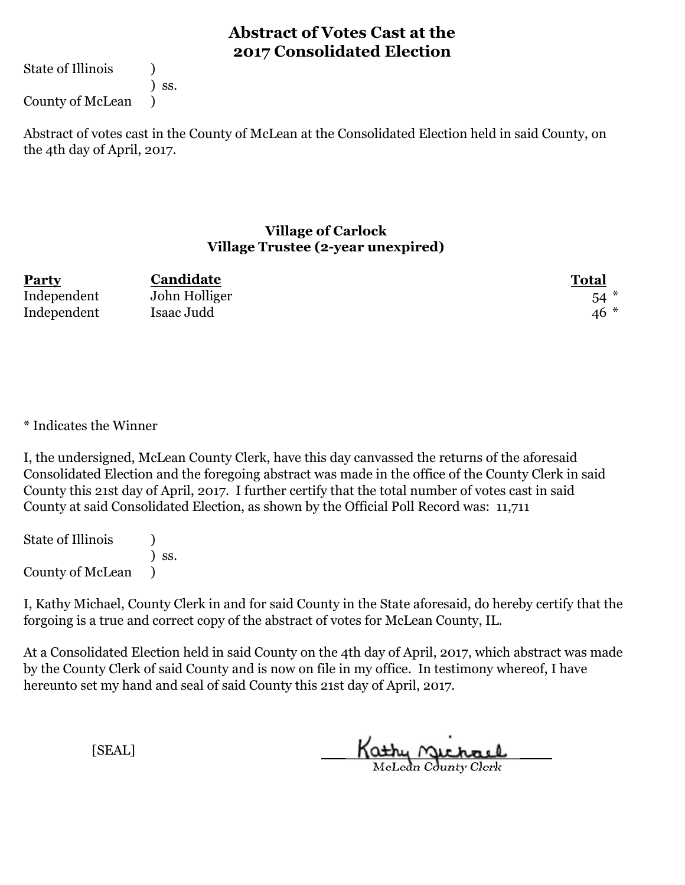# Abstract of Votes Cast at the 2017 Consolidated Election

State of Illinois )
) ss.
County of McLean )

Abstract of votes cast in the County of McLean at the Consolidated Election held in said County, on the 4th day of April, 2017.

### Village of Carlock
### Village Trustee (2-year unexpired)

| Party | Candidate | Total |
|---|---|---|
| Independent | John Holliger | 54 * |
| Independent | Isaac Judd | 46 * |

* Indicates the Winner

I, the undersigned, McLean County Clerk, have this day canvassed the returns of the aforesaid Consolidated Election and the foregoing abstract was made in the office of the County Clerk in said County this 21st day of April, 2017. I further certify that the total number of votes cast in said County at said Consolidated Election, as shown by the Official Poll Record was: 11,711

State of Illinois )
) ss.
County of McLean )

I, Kathy Michael, County Clerk in and for said County in the State aforesaid, do hereby certify that the forgoing is a true and correct copy of the abstract of votes for McLean County, IL.

At a Consolidated Election held in said County on the 4th day of April, 2017, which abstract was made by the County Clerk of said County and is now on file in my office. In testimony whereof, I have hereunto set my hand and seal of said County this 21st day of April, 2017.

[SEAL]

Kathy Michael
McLean County Clerk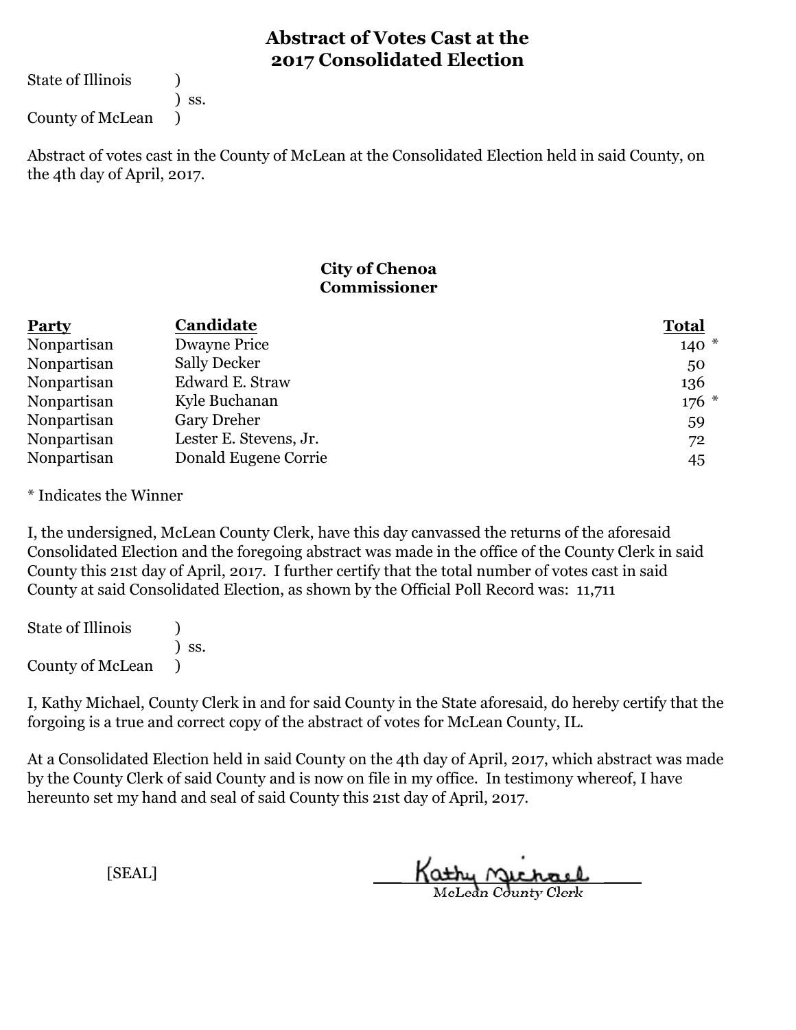# Abstract of Votes Cast at the 2017 Consolidated Election

State of Illinois )
) ss.
County of McLean )

Abstract of votes cast in the County of McLean at the Consolidated Election held in said County, on the 4th day of April, 2017.

## City of Chenoa
## Commissioner

| Party | Candidate | Total |
|---|---|---|
| Nonpartisan | Dwayne Price | 140 * |
| Nonpartisan | Sally Decker | 50 |
| Nonpartisan | Edward E. Straw | 136 |
| Nonpartisan | Kyle Buchanan | 176 * |
| Nonpartisan | Gary Dreher | 59 |
| Nonpartisan | Lester E. Stevens, Jr. | 72 |
| Nonpartisan | Donald Eugene Corrie | 45 |

* Indicates the Winner

I, the undersigned, McLean County Clerk, have this day canvassed the returns of the aforesaid Consolidated Election and the foregoing abstract was made in the office of the County Clerk in said County this 21st day of April, 2017. I further certify that the total number of votes cast in said County at said Consolidated Election, as shown by the Official Poll Record was: 11,711

State of Illinois )
) ss.
County of McLean )

I, Kathy Michael, County Clerk in and for said County in the State aforesaid, do hereby certify that the forgoing is a true and correct copy of the abstract of votes for McLean County, IL.

At a Consolidated Election held in said County on the 4th day of April, 2017, which abstract was made by the County Clerk of said County and is now on file in my office. In testimony whereof, I have hereunto set my hand and seal of said County this 21st day of April, 2017.

[SEAL]

Kathy Michael
McLean County Clerk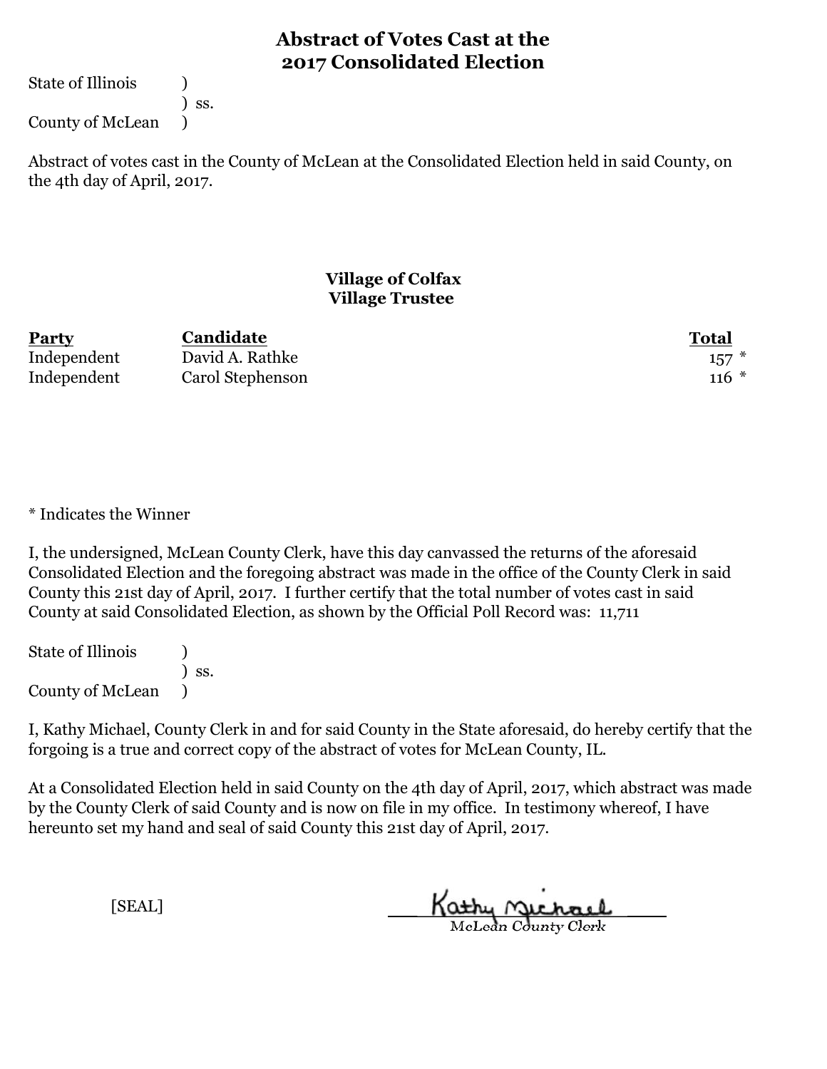# Abstract of Votes Cast at the 2017 Consolidated Election

State of Illinois )
) ss.
County of McLean )

Abstract of votes cast in the County of McLean at the Consolidated Election held in said County, on the 4th day of April, 2017.

## Village of Colfax
### Village Trustee

| Party | Candidate | Total |
|---|---|---|
| Independent | David A. Rathke | 157 * |
| Independent | Carol Stephenson | 116 * |

* Indicates the Winner

I, the undersigned, McLean County Clerk, have this day canvassed the returns of the aforesaid Consolidated Election and the foregoing abstract was made in the office of the County Clerk in said County this 21st day of April, 2017. I further certify that the total number of votes cast in said County at said Consolidated Election, as shown by the Official Poll Record was: 11,711

State of Illinois )
) ss.
County of McLean )

I, Kathy Michael, County Clerk in and for said County in the State aforesaid, do hereby certify that the forgoing is a true and correct copy of the abstract of votes for McLean County, IL.

At a Consolidated Election held in said County on the 4th day of April, 2017, which abstract was made by the County Clerk of said County and is now on file in my office. In testimony whereof, I have hereunto set my hand and seal of said County this 21st day of April, 2017.

[SEAL]

Kathy Michael
McLean County Clerk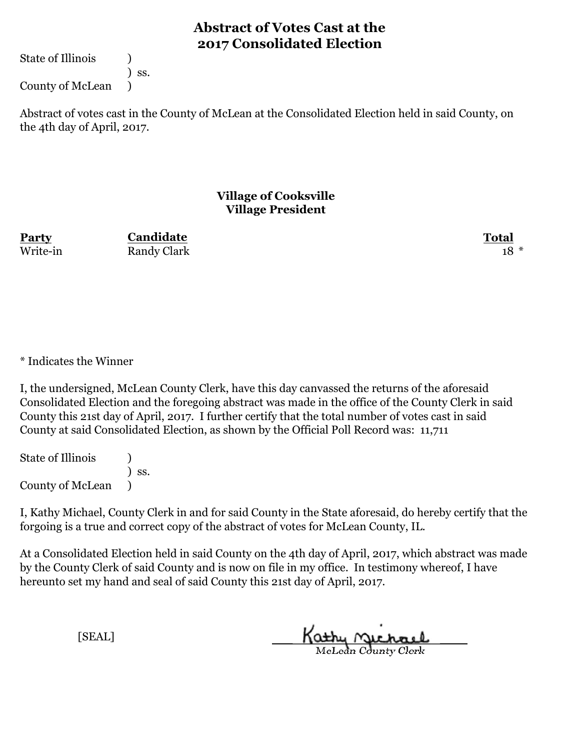# Abstract of Votes Cast at the 2017 Consolidated Election

State of Illinois )
) ss.
County of McLean )

Abstract of votes cast in the County of McLean at the Consolidated Election held in said County, on the 4th day of April, 2017.

## Village of Cooksville
## Village President

| Party | Candidate | Total |
|---|---|---|
| Write-in | Randy Clark | 18 * |

* Indicates the Winner

I, the undersigned, McLean County Clerk, have this day canvassed the returns of the aforesaid Consolidated Election and the foregoing abstract was made in the office of the County Clerk in said County this 21st day of April, 2017. I further certify that the total number of votes cast in said County at said Consolidated Election, as shown by the Official Poll Record was: 11,711

State of Illinois )
) ss.
County of McLean )

I, Kathy Michael, County Clerk in and for said County in the State aforesaid, do hereby certify that the forgoing is a true and correct copy of the abstract of votes for McLean County, IL.

At a Consolidated Election held in said County on the 4th day of April, 2017, which abstract was made by the County Clerk of said County and is now on file in my office. In testimony whereof, I have hereunto set my hand and seal of said County this 21st day of April, 2017.

[SEAL]

Kathy Michael
McLean County Clerk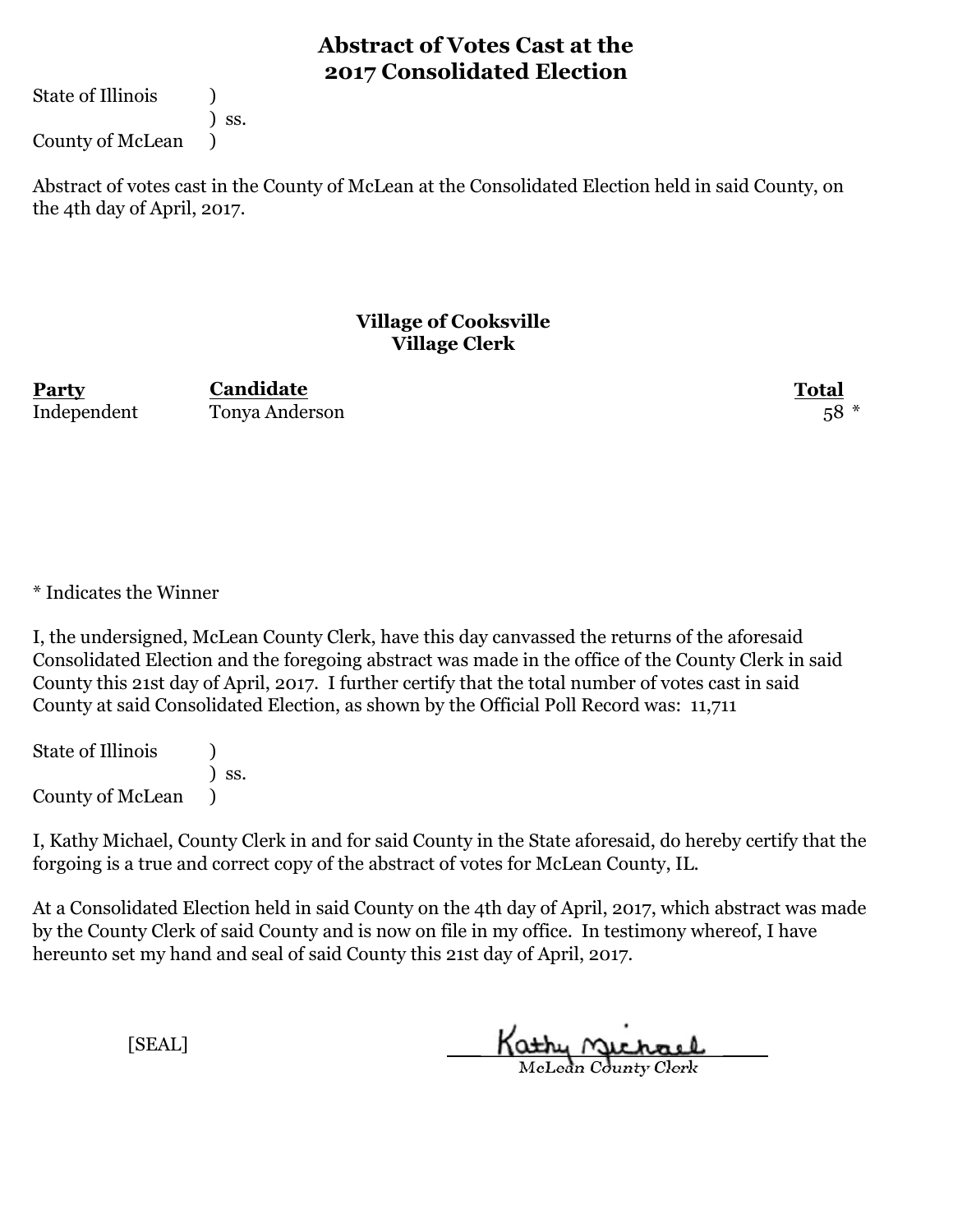# Abstract of Votes Cast at the 2017 Consolidated Election

State of Illinois )
) ss.
County of McLean )

Abstract of votes cast in the County of McLean at the Consolidated Election held in said County, on the 4th day of April, 2017.

## Village of Cooksville
### Village Clerk

| **Party** | **Candidate** | **Total** |
|---|---|---|
| Independent | Tonya Anderson | 58 * |

* Indicates the Winner

I, the undersigned, McLean County Clerk, have this day canvassed the returns of the aforesaid Consolidated Election and the foregoing abstract was made in the office of the County Clerk in said County this 21st day of April, 2017. I further certify that the total number of votes cast in said County at said Consolidated Election, as shown by the Official Poll Record was: 11,711

State of Illinois )
) ss.
County of McLean )

I, Kathy Michael, County Clerk in and for said County in the State aforesaid, do hereby certify that the forgoing is a true and correct copy of the abstract of votes for McLean County, IL.

At a Consolidated Election held in said County on the 4th day of April, 2017, which abstract was made by the County Clerk of said County and is now on file in my office. In testimony whereof, I have hereunto set my hand and seal of said County this 21st day of April, 2017.

[SEAL]

Kathy Michael
McLean County Clerk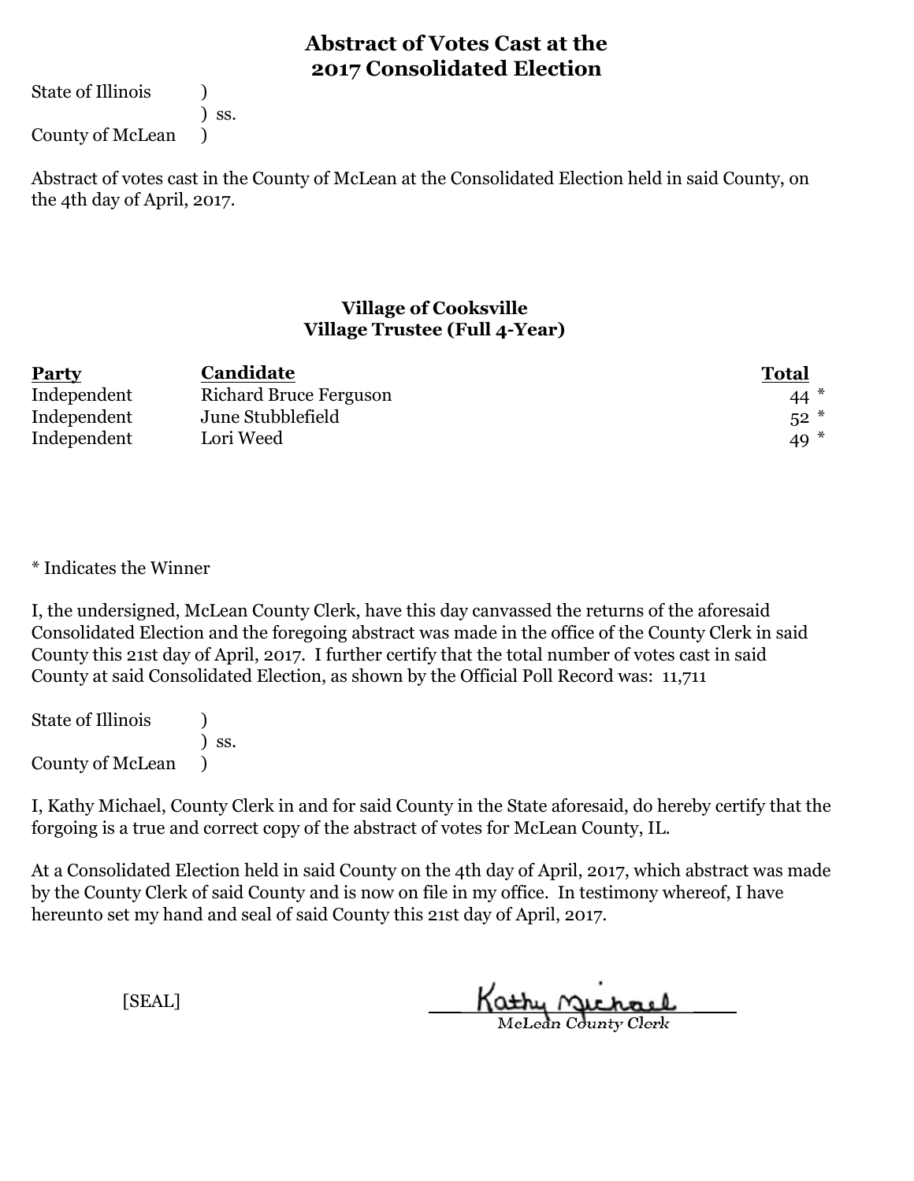# Abstract of Votes Cast at the 2017 Consolidated Election

State of Illinois )
) ss.
County of McLean )

Abstract of votes cast in the County of McLean at the Consolidated Election held in said County, on the 4th day of April, 2017.

### Village of Cooksville
### Village Trustee (Full 4-Year)

| Party | Candidate | Total |
|---|---|---|
| Independent | Richard Bruce Ferguson | 44 * |
| Independent | June Stubblefield | 52 * |
| Independent | Lori Weed | 49 * |

* Indicates the Winner

I, the undersigned, McLean County Clerk, have this day canvassed the returns of the aforesaid Consolidated Election and the foregoing abstract was made in the office of the County Clerk in said County this 21st day of April, 2017. I further certify that the total number of votes cast in said County at said Consolidated Election, as shown by the Official Poll Record was: 11,711

State of Illinois )
) ss.
County of McLean )

I, Kathy Michael, County Clerk in and for said County in the State aforesaid, do hereby certify that the forgoing is a true and correct copy of the abstract of votes for McLean County, IL.

At a Consolidated Election held in said County on the 4th day of April, 2017, which abstract was made by the County Clerk of said County and is now on file in my office. In testimony whereof, I have hereunto set my hand and seal of said County this 21st day of April, 2017.

[SEAL]

Kathy Michael
McLean County Clerk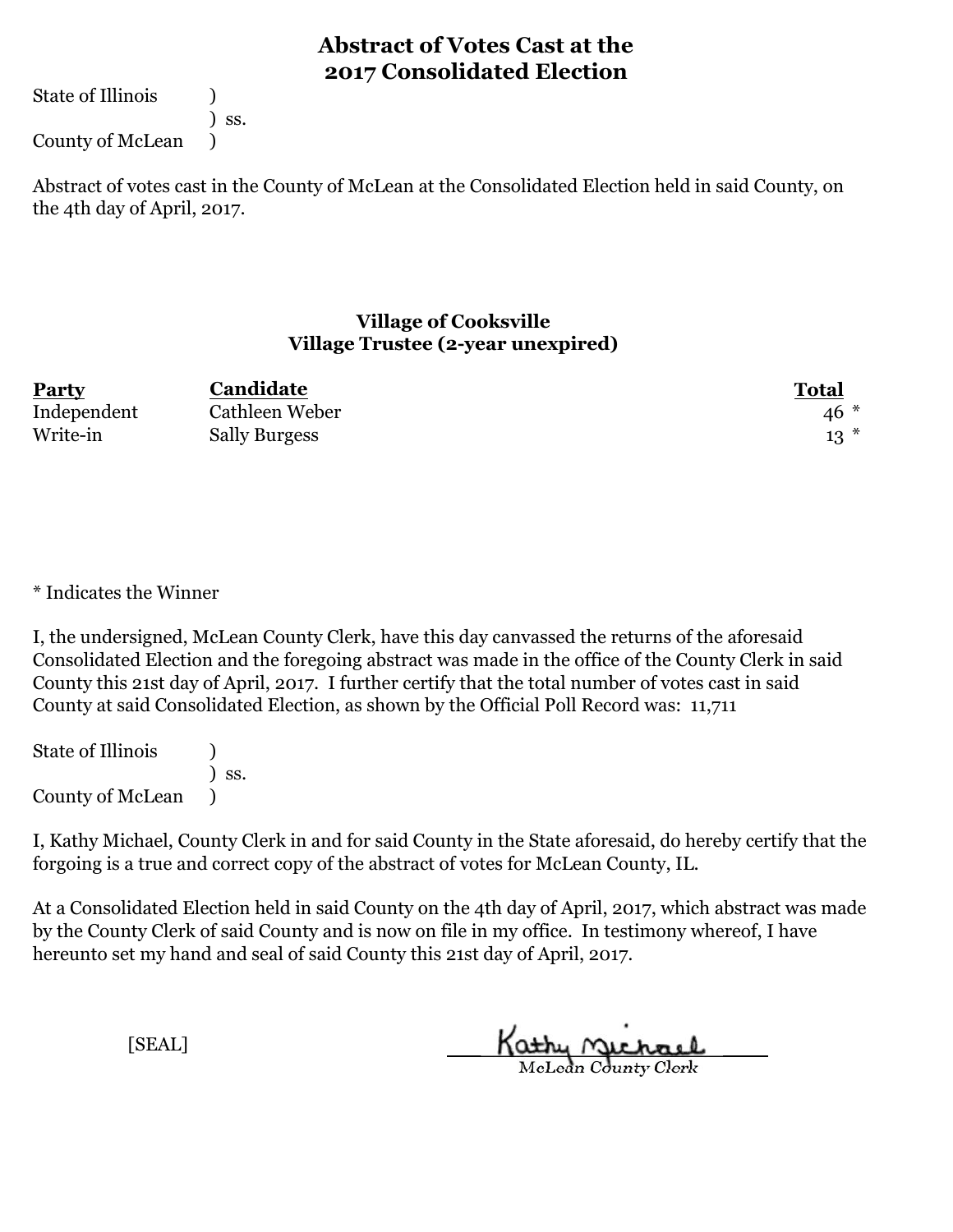# Abstract of Votes Cast at the 2017 Consolidated Election

State of Illinois )
) ss.
County of McLean )

Abstract of votes cast in the County of McLean at the Consolidated Election held in said County, on the 4th day of April, 2017.

### Village of Cooksville
### Village Trustee (2-year unexpired)

| Party | Candidate | Total |
|---|---|---|
| Independent | Cathleen Weber | 46 * |
| Write-in | Sally Burgess | 13 * |

* Indicates the Winner

I, the undersigned, McLean County Clerk, have this day canvassed the returns of the aforesaid Consolidated Election and the foregoing abstract was made in the office of the County Clerk in said County this 21st day of April, 2017. I further certify that the total number of votes cast in said County at said Consolidated Election, as shown by the Official Poll Record was: 11,711

State of Illinois )
) ss.
County of McLean )

I, Kathy Michael, County Clerk in and for said County in the State aforesaid, do hereby certify that the forgoing is a true and correct copy of the abstract of votes for McLean County, IL.

At a Consolidated Election held in said County on the 4th day of April, 2017, which abstract was made by the County Clerk of said County and is now on file in my office. In testimony whereof, I have hereunto set my hand and seal of said County this 21st day of April, 2017.

[SEAL]

Kathy Michael
McLean County Clerk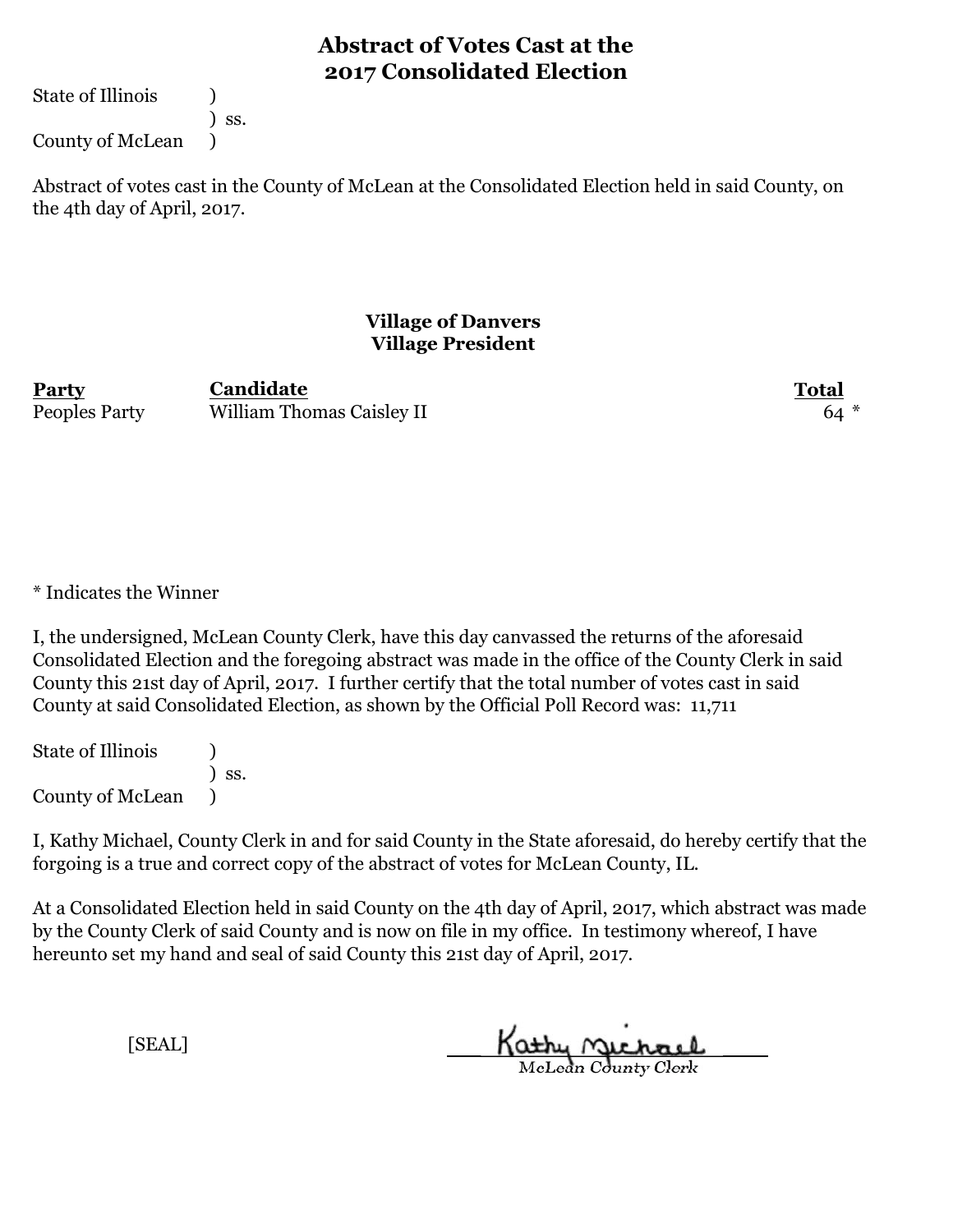# Abstract of Votes Cast at the 2017 Consolidated Election

State of Illinois )
) ss.
County of McLean )

Abstract of votes cast in the County of McLean at the Consolidated Election held in said County, on the 4th day of April, 2017.

## Village of Danvers
## Village President

| Party | Candidate | Total |
|---|---|---|
| Peoples Party | William Thomas Caisley II | 64 * |

* Indicates the Winner

I, the undersigned, McLean County Clerk, have this day canvassed the returns of the aforesaid Consolidated Election and the foregoing abstract was made in the office of the County Clerk in said County this 21st day of April, 2017. I further certify that the total number of votes cast in said County at said Consolidated Election, as shown by the Official Poll Record was: 11,711

State of Illinois )
) ss.
County of McLean )

I, Kathy Michael, County Clerk in and for said County in the State aforesaid, do hereby certify that the forgoing is a true and correct copy of the abstract of votes for McLean County, IL.

At a Consolidated Election held in said County on the 4th day of April, 2017, which abstract was made by the County Clerk of said County and is now on file in my office. In testimony whereof, I have hereunto set my hand and seal of said County this 21st day of April, 2017.

[SEAL]

Kathy Michael
McLean County Clerk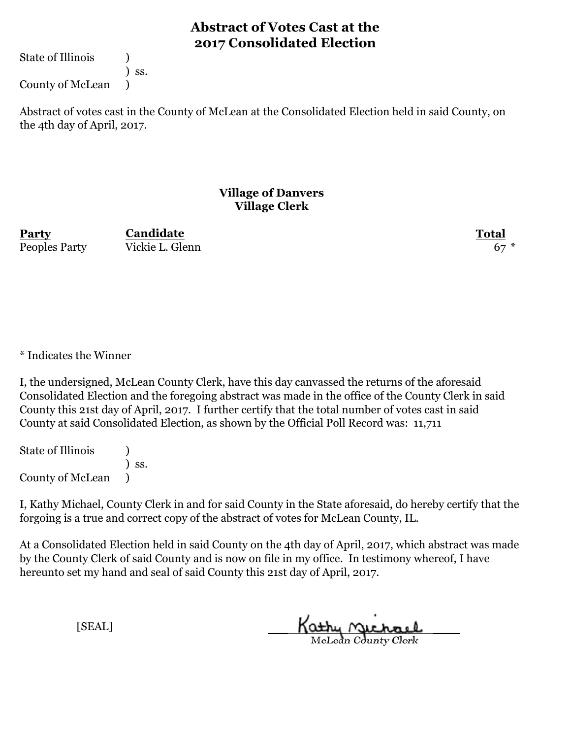# Abstract of Votes Cast at the 2017 Consolidated Election

State of Illinois )
) ss.
County of McLean )

Abstract of votes cast in the County of McLean at the Consolidated Election held in said County, on the 4th day of April, 2017.

## Village of Danvers
### Village Clerk

| Party | Candidate | Total |
|---|---|---|
| Peoples Party | Vickie L. Glenn | 67 * |

* Indicates the Winner

I, the undersigned, McLean County Clerk, have this day canvassed the returns of the aforesaid Consolidated Election and the foregoing abstract was made in the office of the County Clerk in said County this 21st day of April, 2017. I further certify that the total number of votes cast in said County at said Consolidated Election, as shown by the Official Poll Record was: 11,711

State of Illinois )
) ss.
County of McLean )

I, Kathy Michael, County Clerk in and for said County in the State aforesaid, do hereby certify that the forgoing is a true and correct copy of the abstract of votes for McLean County, IL.

At a Consolidated Election held in said County on the 4th day of April, 2017, which abstract was made by the County Clerk of said County and is now on file in my office. In testimony whereof, I have hereunto set my hand and seal of said County this 21st day of April, 2017.

[SEAL]

Kathy Michael
McLean County Clerk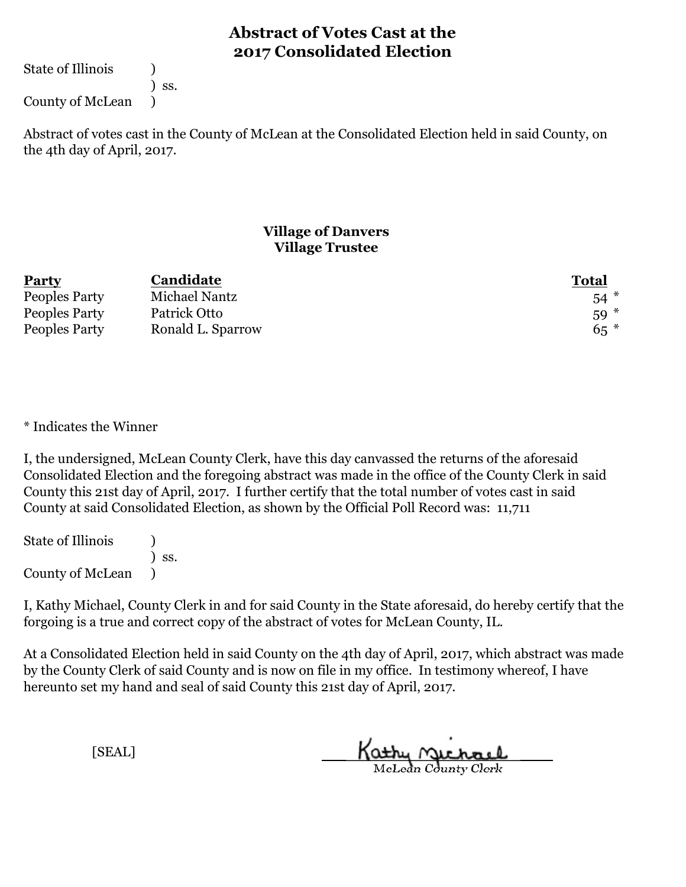# Abstract of Votes Cast at the 2017 Consolidated Election

State of Illinois )
) ss.
County of McLean )

Abstract of votes cast in the County of McLean at the Consolidated Election held in said County, on the 4th day of April, 2017.

## Village of Danvers
### Village Trustee

| Party | Candidate | Total |
|---|---|---|
| Peoples Party | Michael Nantz | 54 * |
| Peoples Party | Patrick Otto | 59 * |
| Peoples Party | Ronald L. Sparrow | 65 * |

* Indicates the Winner

I, the undersigned, McLean County Clerk, have this day canvassed the returns of the aforesaid Consolidated Election and the foregoing abstract was made in the office of the County Clerk in said County this 21st day of April, 2017. I further certify that the total number of votes cast in said County at said Consolidated Election, as shown by the Official Poll Record was: 11,711

State of Illinois )
) ss.
County of McLean )

I, Kathy Michael, County Clerk in and for said County in the State aforesaid, do hereby certify that the forgoing is a true and correct copy of the abstract of votes for McLean County, IL.

At a Consolidated Election held in said County on the 4th day of April, 2017, which abstract was made by the County Clerk of said County and is now on file in my office. In testimony whereof, I have hereunto set my hand and seal of said County this 21st day of April, 2017.

[SEAL]

Kathy Michael
McLean County Clerk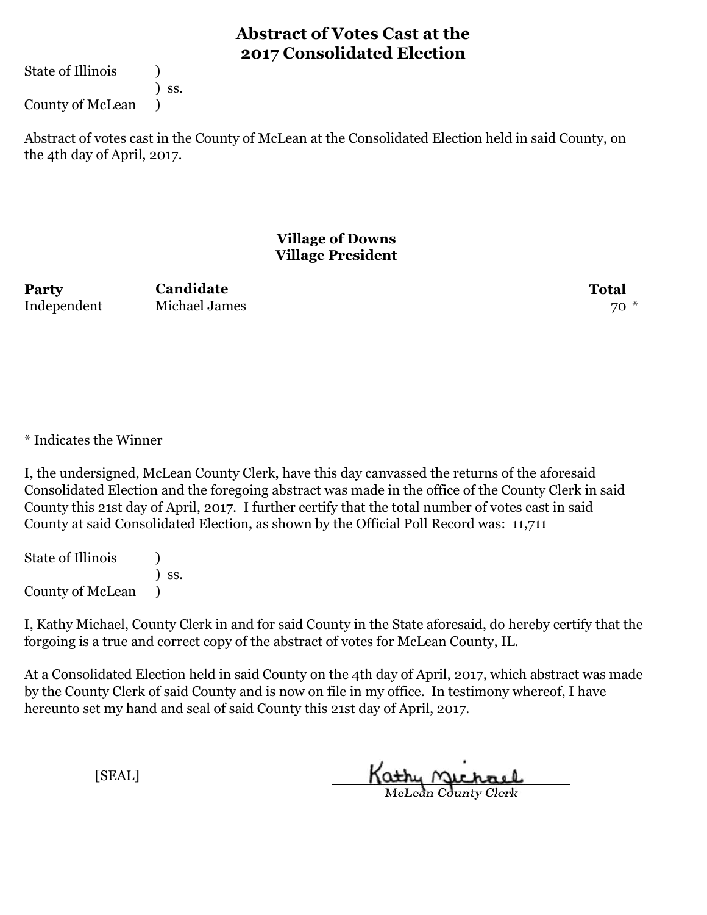# Abstract of Votes Cast at the 2017 Consolidated Election

State of Illinois )
) ss.
County of McLean )

Abstract of votes cast in the County of McLean at the Consolidated Election held in said County, on the 4th day of April, 2017.

### Village of Downs
### Village President

| Party | Candidate | Total |
|---|---|---|
| Independent | Michael James | 70 * |

* Indicates the Winner

I, the undersigned, McLean County Clerk, have this day canvassed the returns of the aforesaid Consolidated Election and the foregoing abstract was made in the office of the County Clerk in said County this 21st day of April, 2017. I further certify that the total number of votes cast in said County at said Consolidated Election, as shown by the Official Poll Record was: 11,711

State of Illinois )
) ss.
County of McLean )

I, Kathy Michael, County Clerk in and for said County in the State aforesaid, do hereby certify that the forgoing is a true and correct copy of the abstract of votes for McLean County, IL.

At a Consolidated Election held in said County on the 4th day of April, 2017, which abstract was made by the County Clerk of said County and is now on file in my office. In testimony whereof, I have hereunto set my hand and seal of said County this 21st day of April, 2017.

[SEAL]

Kathy Michael
McLean County Clerk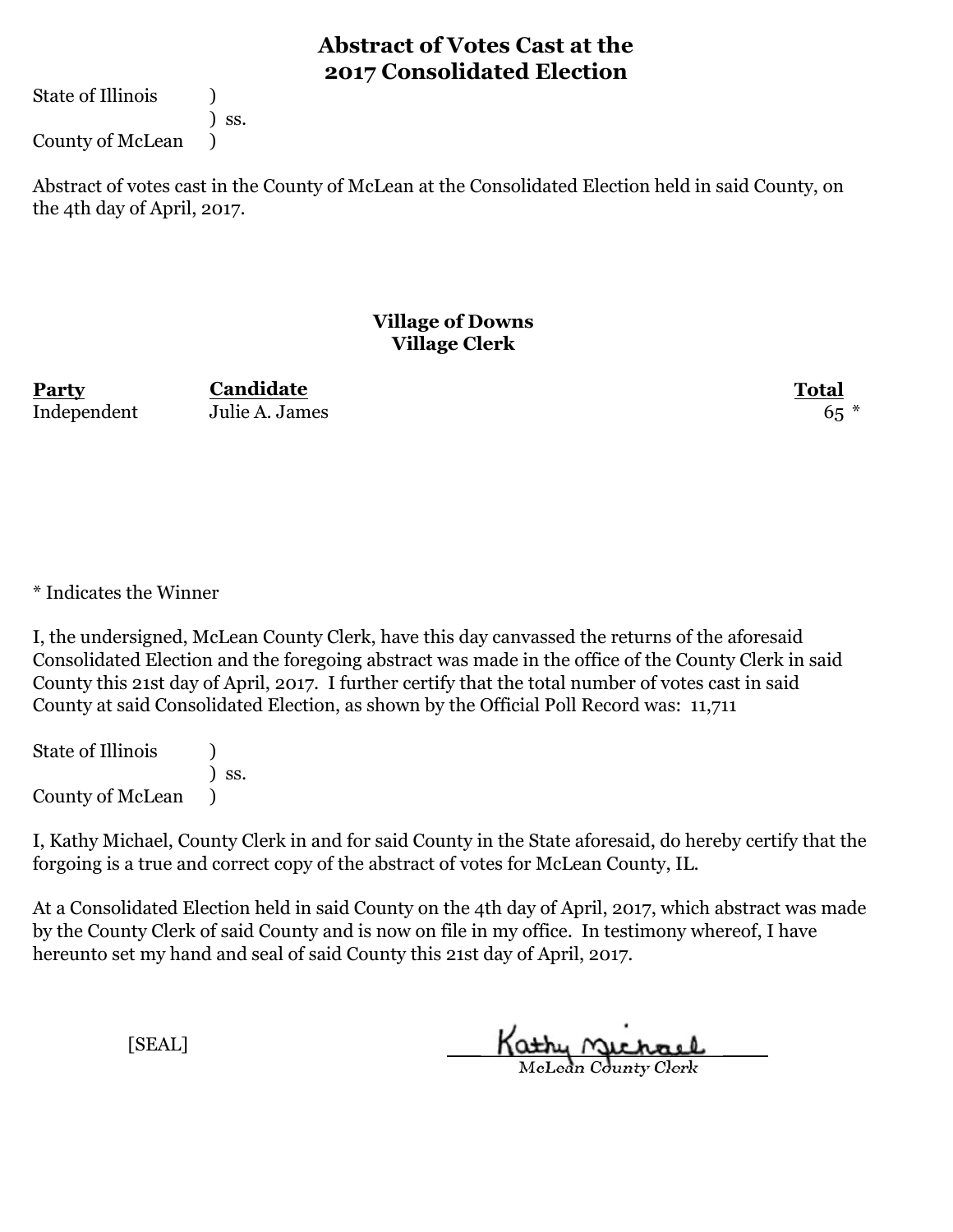# Abstract of Votes Cast at the 2017 Consolidated Election

State of Illinois )
) ss.
County of McLean )

Abstract of votes cast in the County of McLean at the Consolidated Election held in said County, on the 4th day of April, 2017.

## Village of Downs
## Village Clerk

| Party | Candidate | Total |
| --- | --- | --- |
| Independent | Julie A. James | 65 * |

* Indicates the Winner

I, the undersigned, McLean County Clerk, have this day canvassed the returns of the aforesaid Consolidated Election and the foregoing abstract was made in the office of the County Clerk in said County this 21st day of April, 2017. I further certify that the total number of votes cast in said County at said Consolidated Election, as shown by the Official Poll Record was: 11,711

State of Illinois )
) ss.
County of McLean )

I, Kathy Michael, County Clerk in and for said County in the State aforesaid, do hereby certify that the forgoing is a true and correct copy of the abstract of votes for McLean County, IL.

At a Consolidated Election held in said County on the 4th day of April, 2017, which abstract was made by the County Clerk of said County and is now on file in my office. In testimony whereof, I have hereunto set my hand and seal of said County this 21st day of April, 2017.

[SEAL]

Kathy Michael
McLean County Clerk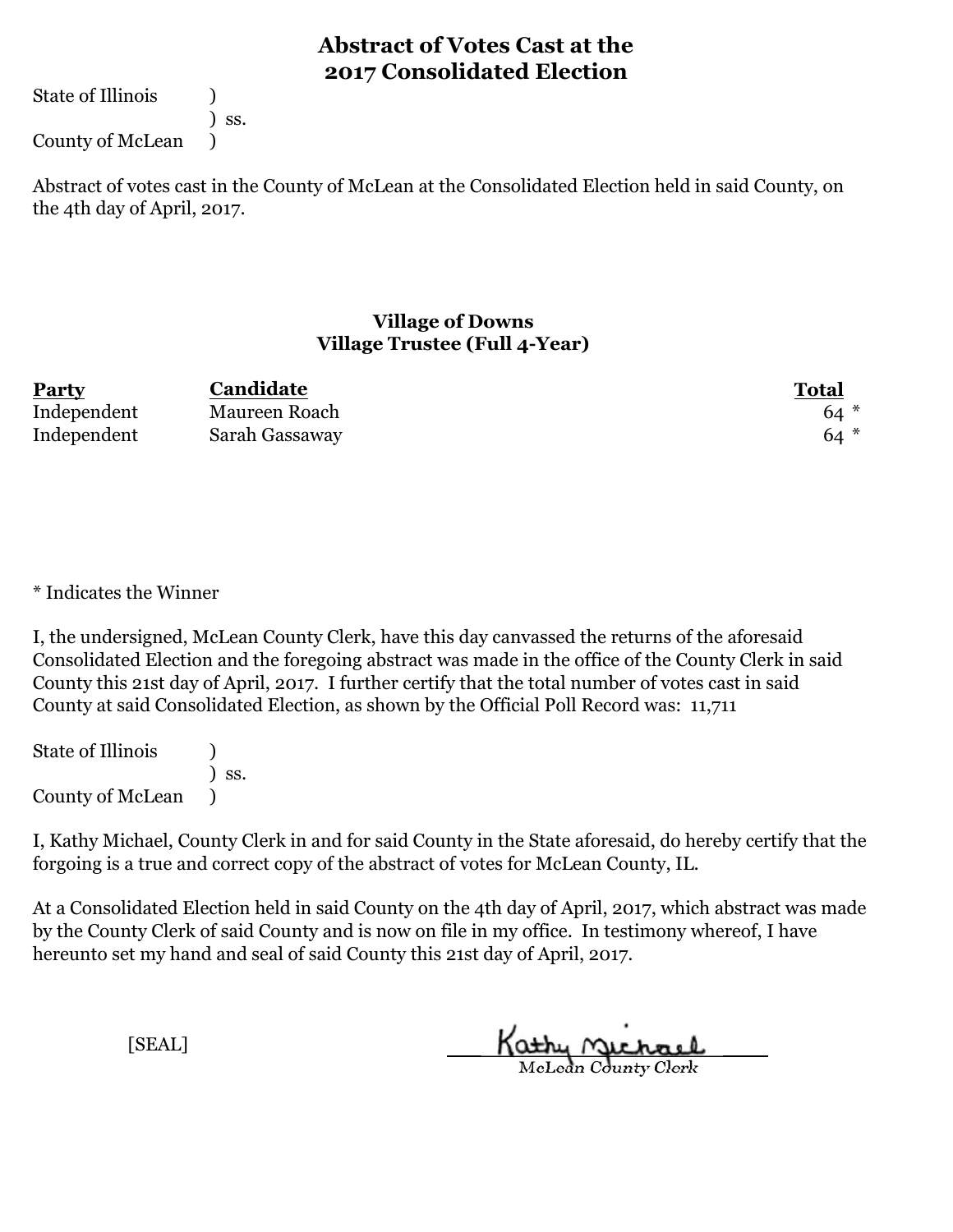# Abstract of Votes Cast at the 2017 Consolidated Election

State of Illinois )
) ss.
County of McLean )

Abstract of votes cast in the County of McLean at the Consolidated Election held in said County, on the 4th day of April, 2017.

## Village of Downs
## Village Trustee (Full 4-Year)

| Party | Candidate | Total |
|---|---|---|
| Independent | Maureen Roach | 64 * |
| Independent | Sarah Gassaway | 64 * |

* Indicates the Winner

I, the undersigned, McLean County Clerk, have this day canvassed the returns of the aforesaid Consolidated Election and the foregoing abstract was made in the office of the County Clerk in said County this 21st day of April, 2017. I further certify that the total number of votes cast in said County at said Consolidated Election, as shown by the Official Poll Record was: 11,711

State of Illinois )
) ss.
County of McLean )

I, Kathy Michael, County Clerk in and for said County in the State aforesaid, do hereby certify that the forgoing is a true and correct copy of the abstract of votes for McLean County, IL.

At a Consolidated Election held in said County on the 4th day of April, 2017, which abstract was made by the County Clerk of said County and is now on file in my office. In testimony whereof, I have hereunto set my hand and seal of said County this 21st day of April, 2017.

[SEAL]

Kathy Michael
McLean County Clerk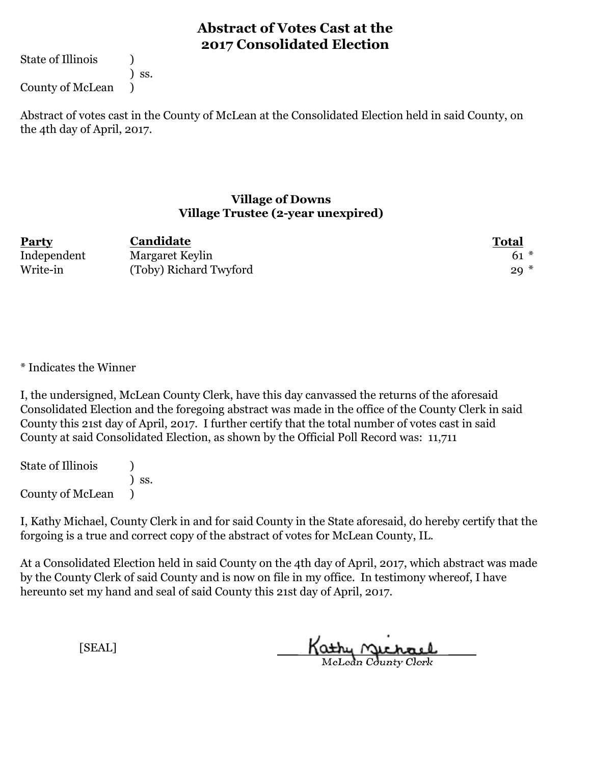# Abstract of Votes Cast at the 2017 Consolidated Election

State of Illinois )
) ss.
County of McLean )

Abstract of votes cast in the County of McLean at the Consolidated Election held in said County, on the 4th day of April, 2017.

### Village of Downs
### Village Trustee (2-year unexpired)

| Party | Candidate | Total |
|---|---|---|
| Independent | Margaret Keylin | 61 * |
| Write-in | (Toby) Richard Twyford | 29 * |

* Indicates the Winner

I, the undersigned, McLean County Clerk, have this day canvassed the returns of the aforesaid Consolidated Election and the foregoing abstract was made in the office of the County Clerk in said County this 21st day of April, 2017. I further certify that the total number of votes cast in said County at said Consolidated Election, as shown by the Official Poll Record was: 11,711

State of Illinois )
) ss.
County of McLean )

I, Kathy Michael, County Clerk in and for said County in the State aforesaid, do hereby certify that the forgoing is a true and correct copy of the abstract of votes for McLean County, IL.

At a Consolidated Election held in said County on the 4th day of April, 2017, which abstract was made by the County Clerk of said County and is now on file in my office. In testimony whereof, I have hereunto set my hand and seal of said County this 21st day of April, 2017.

[SEAL]

Kathy Michael
McLean County Clerk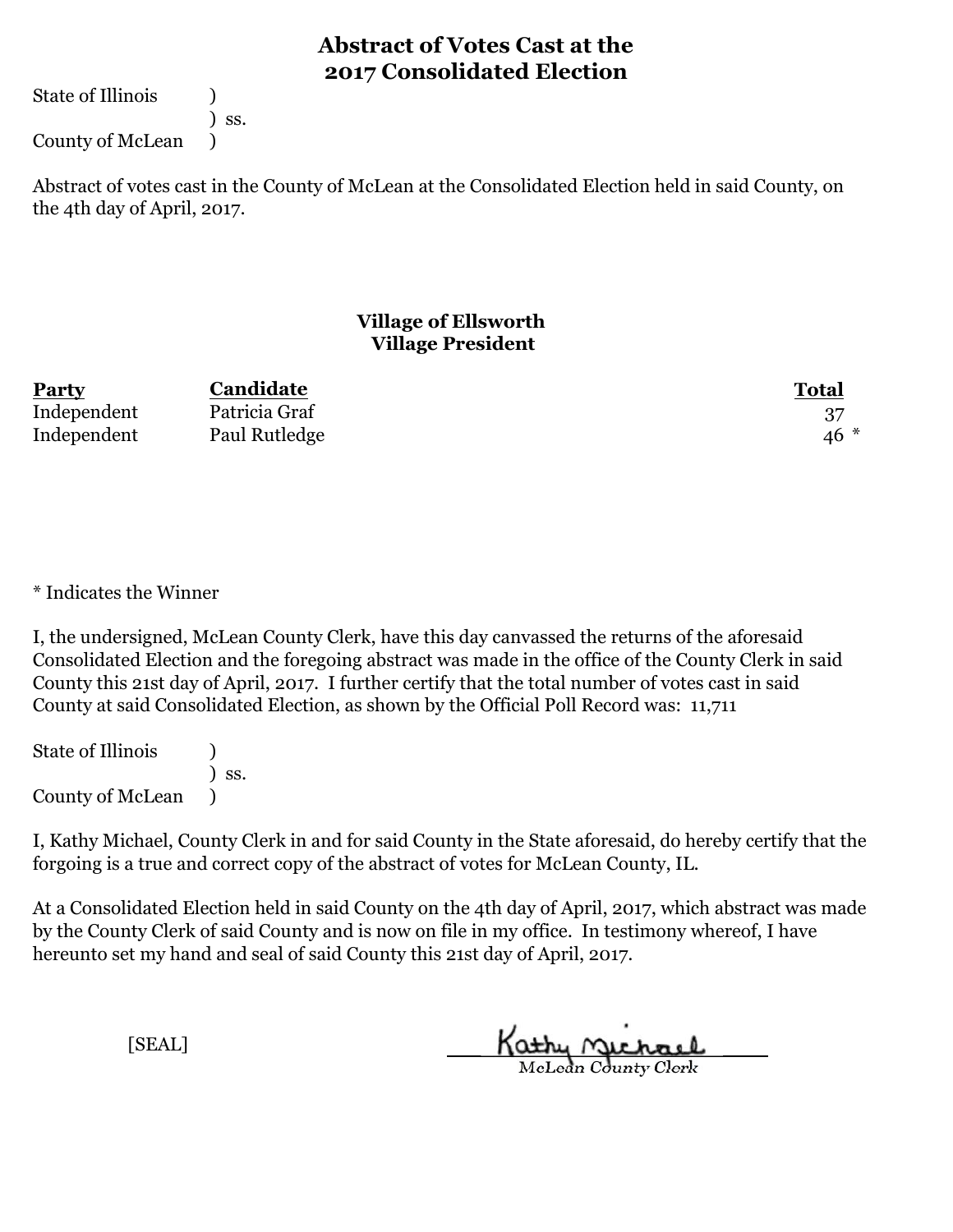# Abstract of Votes Cast at the 2017 Consolidated Election

State of Illinois )
) ss.
County of McLean )

Abstract of votes cast in the County of McLean at the Consolidated Election held in said County, on the 4th day of April, 2017.

## Village of Ellsworth
## Village President

| Party | Candidate | Total |
|---|---|---|
| Independent | Patricia Graf | 37 |
| Independent | Paul Rutledge | 46 * |

* Indicates the Winner

I, the undersigned, McLean County Clerk, have this day canvassed the returns of the aforesaid Consolidated Election and the foregoing abstract was made in the office of the County Clerk in said County this 21st day of April, 2017. I further certify that the total number of votes cast in said County at said Consolidated Election, as shown by the Official Poll Record was: 11,711

State of Illinois )
) ss.
County of McLean )

I, Kathy Michael, County Clerk in and for said County in the State aforesaid, do hereby certify that the forgoing is a true and correct copy of the abstract of votes for McLean County, IL.

At a Consolidated Election held in said County on the 4th day of April, 2017, which abstract was made by the County Clerk of said County and is now on file in my office. In testimony whereof, I have hereunto set my hand and seal of said County this 21st day of April, 2017.

[SEAL]

Kathy Michael
McLean County Clerk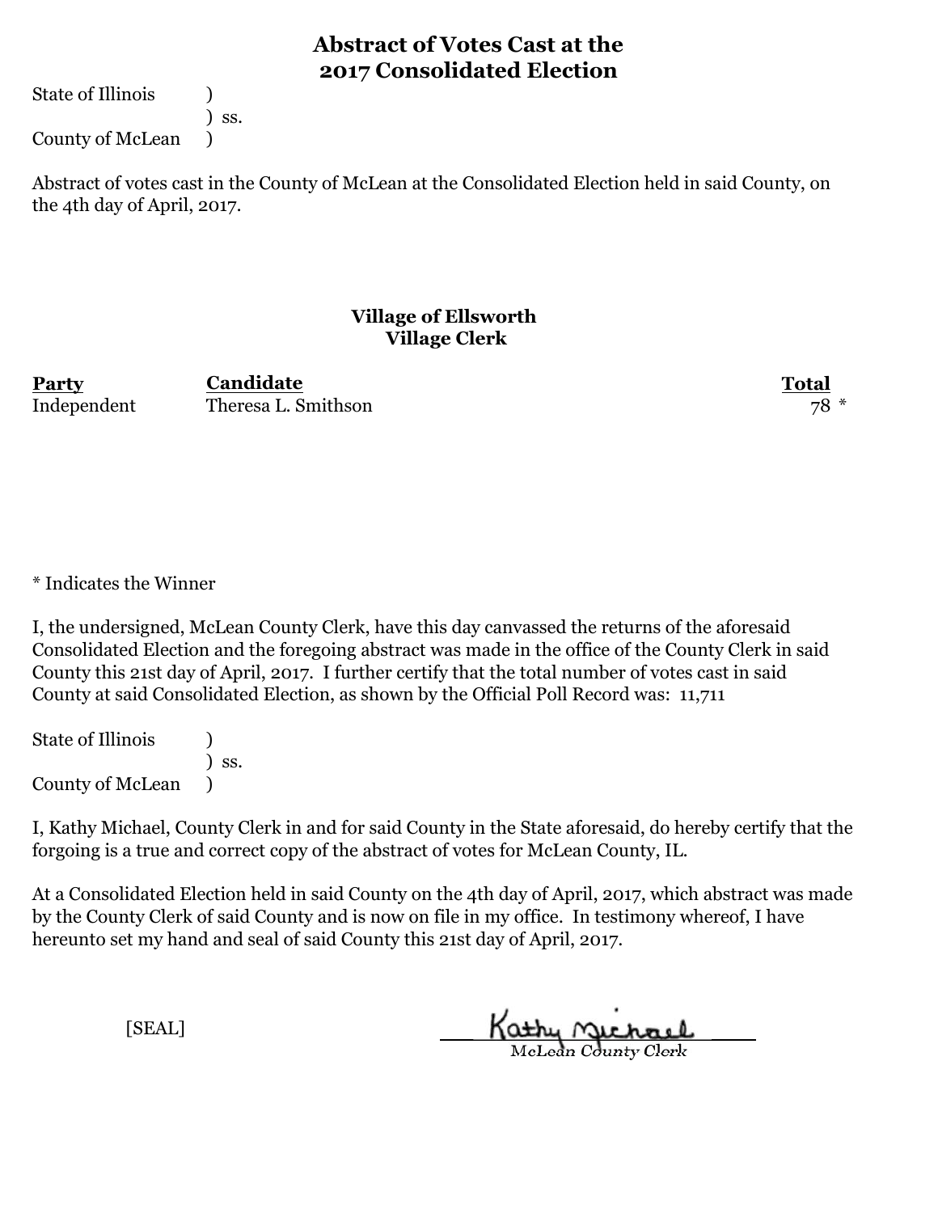# Abstract of Votes Cast at the 2017 Consolidated Election

State of Illinois )
) ss.
County of McLean )

Abstract of votes cast in the County of McLean at the Consolidated Election held in said County, on the 4th day of April, 2017.

## Village of Ellsworth
## Village Clerk

| Party | Candidate | Total |
|---|---|---|
| Independent | Theresa L. Smithson | 78 * |

* Indicates the Winner

I, the undersigned, McLean County Clerk, have this day canvassed the returns of the aforesaid Consolidated Election and the foregoing abstract was made in the office of the County Clerk in said County this 21st day of April, 2017. I further certify that the total number of votes cast in said County at said Consolidated Election, as shown by the Official Poll Record was: 11,711

State of Illinois )
) ss.
County of McLean )

I, Kathy Michael, County Clerk in and for said County in the State aforesaid, do hereby certify that the forgoing is a true and correct copy of the abstract of votes for McLean County, IL.

At a Consolidated Election held in said County on the 4th day of April, 2017, which abstract was made by the County Clerk of said County and is now on file in my office. In testimony whereof, I have hereunto set my hand and seal of said County this 21st day of April, 2017.

[SEAL]

Kathy Michael
McLean County Clerk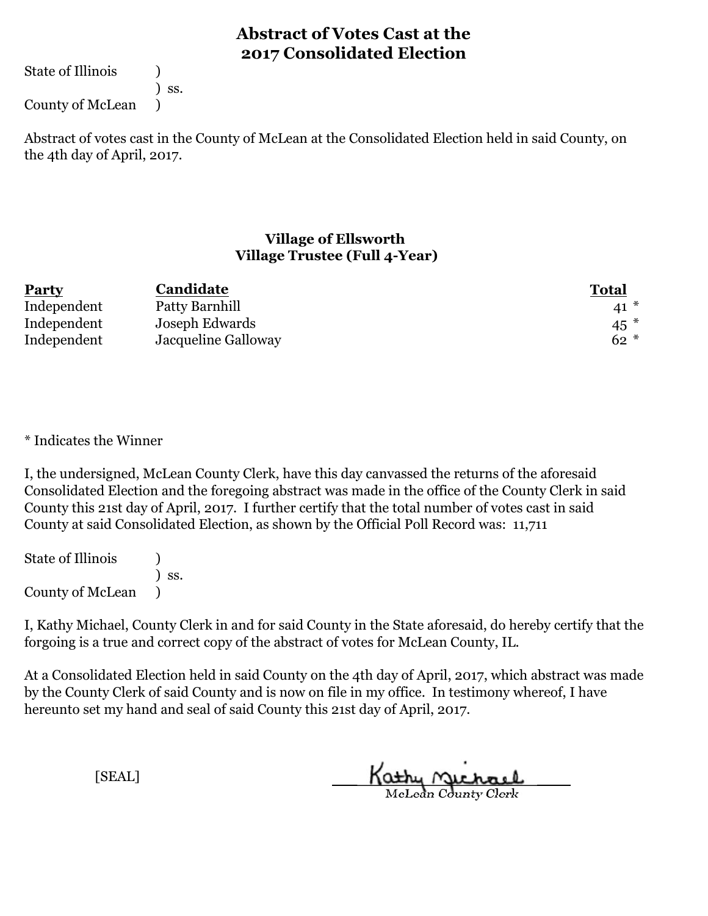# Abstract of Votes Cast at the 2017 Consolidated Election

State of Illinois )
) ss.
County of McLean )

Abstract of votes cast in the County of McLean at the Consolidated Election held in said County, on the 4th day of April, 2017.

## Village of Ellsworth
## Village Trustee (Full 4-Year)

| Party | Candidate | Total |
|---|---|---|
| Independent | Patty Barnhill | 41 * |
| Independent | Joseph Edwards | 45 * |
| Independent | Jacqueline Galloway | 62 * |

* Indicates the Winner

I, the undersigned, McLean County Clerk, have this day canvassed the returns of the aforesaid Consolidated Election and the foregoing abstract was made in the office of the County Clerk in said County this 21st day of April, 2017. I further certify that the total number of votes cast in said County at said Consolidated Election, as shown by the Official Poll Record was: 11,711

State of Illinois )
) ss.
County of McLean )

I, Kathy Michael, County Clerk in and for said County in the State aforesaid, do hereby certify that the forgoing is a true and correct copy of the abstract of votes for McLean County, IL.

At a Consolidated Election held in said County on the 4th day of April, 2017, which abstract was made by the County Clerk of said County and is now on file in my office. In testimony whereof, I have hereunto set my hand and seal of said County this 21st day of April, 2017.

[SEAL]

Kathy Michael
McLean County Clerk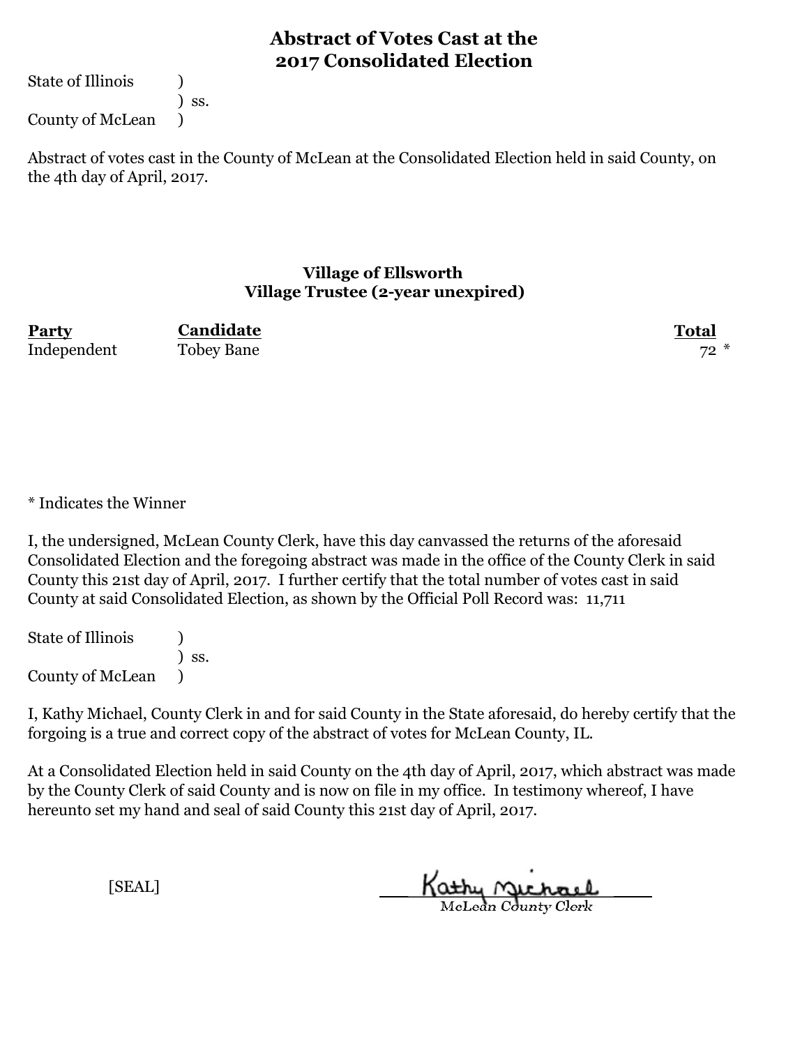# Abstract of Votes Cast at the 2017 Consolidated Election

State of Illinois )
) ss.
County of McLean )

Abstract of votes cast in the County of McLean at the Consolidated Election held in said County, on the 4th day of April, 2017.

## Village of Ellsworth
### Village Trustee (2-year unexpired)

| Party | Candidate | Total |
|---|---|---|
| Independent | Tobey Bane | 72 * |

* Indicates the Winner

I, the undersigned, McLean County Clerk, have this day canvassed the returns of the aforesaid Consolidated Election and the foregoing abstract was made in the office of the County Clerk in said County this 21st day of April, 2017. I further certify that the total number of votes cast in said County at said Consolidated Election, as shown by the Official Poll Record was: 11,711

State of Illinois )
) ss.
County of McLean )

I, Kathy Michael, County Clerk in and for said County in the State aforesaid, do hereby certify that the forgoing is a true and correct copy of the abstract of votes for McLean County, IL.

At a Consolidated Election held in said County on the 4th day of April, 2017, which abstract was made by the County Clerk of said County and is now on file in my office. In testimony whereof, I have hereunto set my hand and seal of said County this 21st day of April, 2017.

[SEAL]

Kathy Michael
McLean County Clerk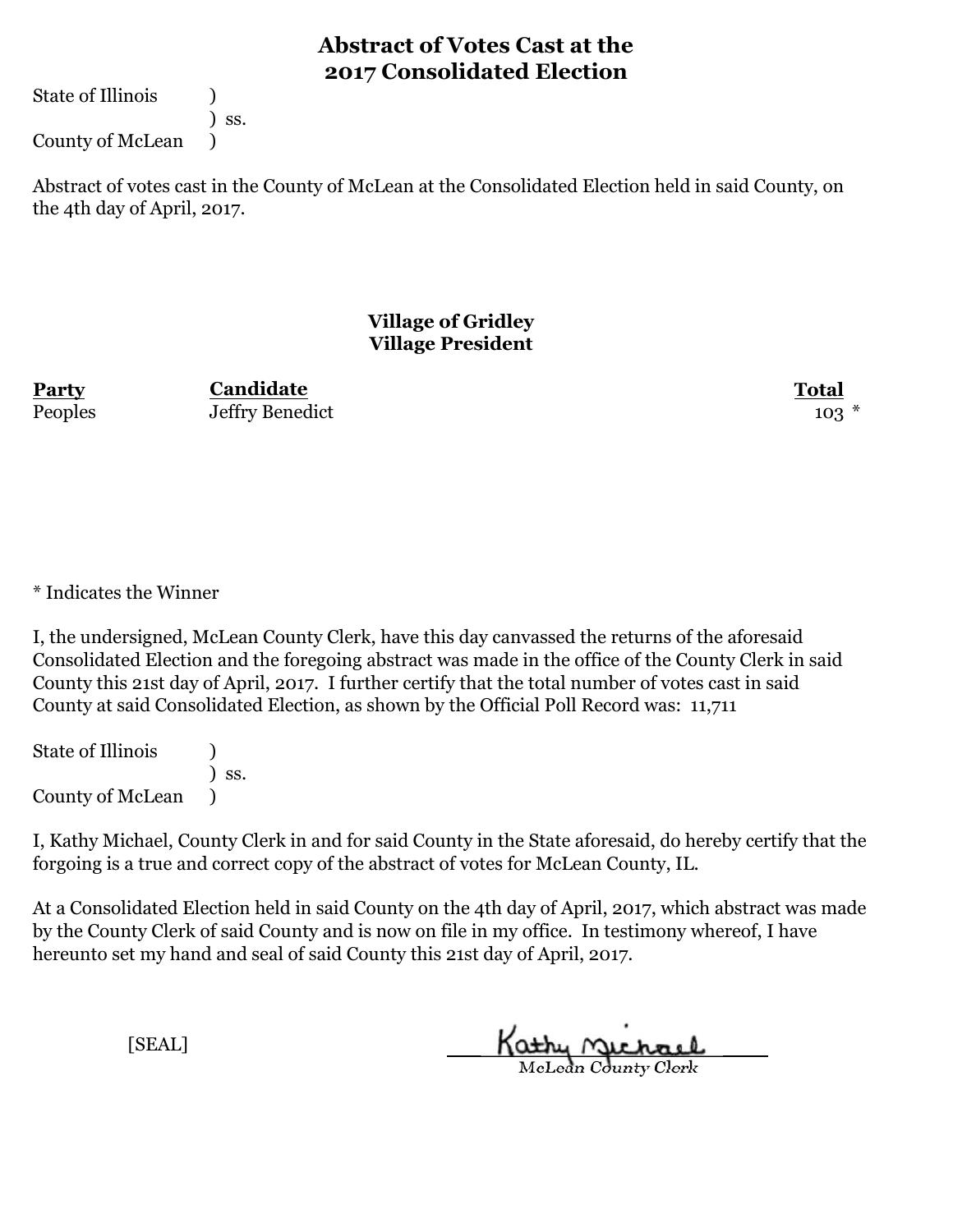# Abstract of Votes Cast at the 2017 Consolidated Election

State of Illinois )
) ss.
County of McLean )

Abstract of votes cast in the County of McLean at the Consolidated Election held in said County, on the 4th day of April, 2017.

## Village of Gridley
## Village President

| Party | Candidate | Total |
|---|---|---|
| Peoples | Jeffry Benedict | 103 * |

* Indicates the Winner

I, the undersigned, McLean County Clerk, have this day canvassed the returns of the aforesaid Consolidated Election and the foregoing abstract was made in the office of the County Clerk in said County this 21st day of April, 2017. I further certify that the total number of votes cast in said County at said Consolidated Election, as shown by the Official Poll Record was: 11,711

State of Illinois )
) ss.
County of McLean )

I, Kathy Michael, County Clerk in and for said County in the State aforesaid, do hereby certify that the forgoing is a true and correct copy of the abstract of votes for McLean County, IL.

At a Consolidated Election held in said County on the 4th day of April, 2017, which abstract was made by the County Clerk of said County and is now on file in my office. In testimony whereof, I have hereunto set my hand and seal of said County this 21st day of April, 2017.

[SEAL]

Kathy Michael
McLean County Clerk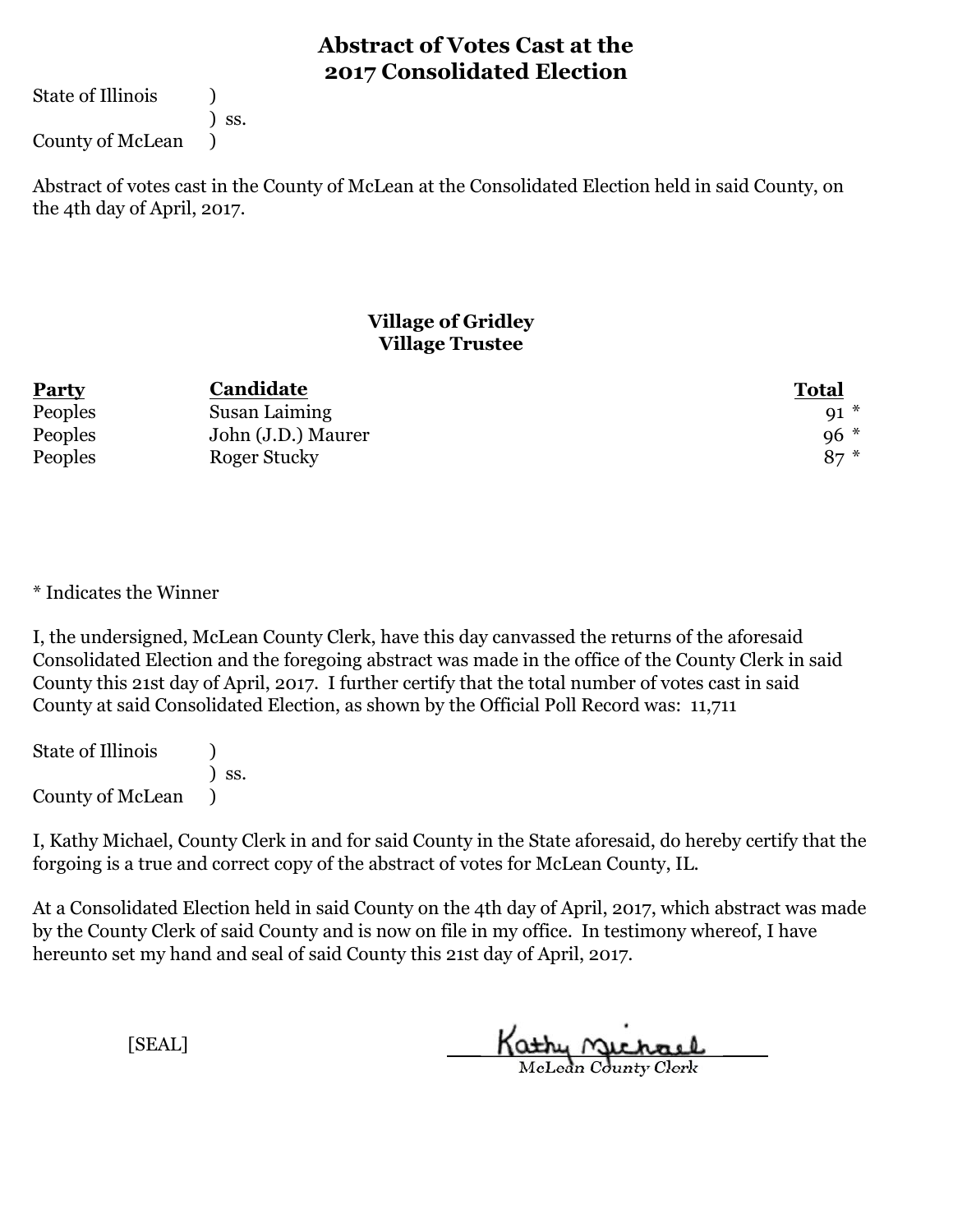# Abstract of Votes Cast at the 2017 Consolidated Election

State of Illinois )
) ss.
County of McLean )

Abstract of votes cast in the County of McLean at the Consolidated Election held in said County, on the 4th day of April, 2017.

## Village of Gridley
## Village Trustee

| Party | Candidate | Total |
|---|---|---|
| Peoples | Susan Laiming | 91 * |
| Peoples | John (J.D.) Maurer | 96 * |
| Peoples | Roger Stucky | 87 * |

* Indicates the Winner

I, the undersigned, McLean County Clerk, have this day canvassed the returns of the aforesaid Consolidated Election and the foregoing abstract was made in the office of the County Clerk in said County this 21st day of April, 2017. I further certify that the total number of votes cast in said County at said Consolidated Election, as shown by the Official Poll Record was: 11,711

State of Illinois )
) ss.
County of McLean )

I, Kathy Michael, County Clerk in and for said County in the State aforesaid, do hereby certify that the forgoing is a true and correct copy of the abstract of votes for McLean County, IL.

At a Consolidated Election held in said County on the 4th day of April, 2017, which abstract was made by the County Clerk of said County and is now on file in my office. In testimony whereof, I have hereunto set my hand and seal of said County this 21st day of April, 2017.

[SEAL]

Kathy Michael
McLean County Clerk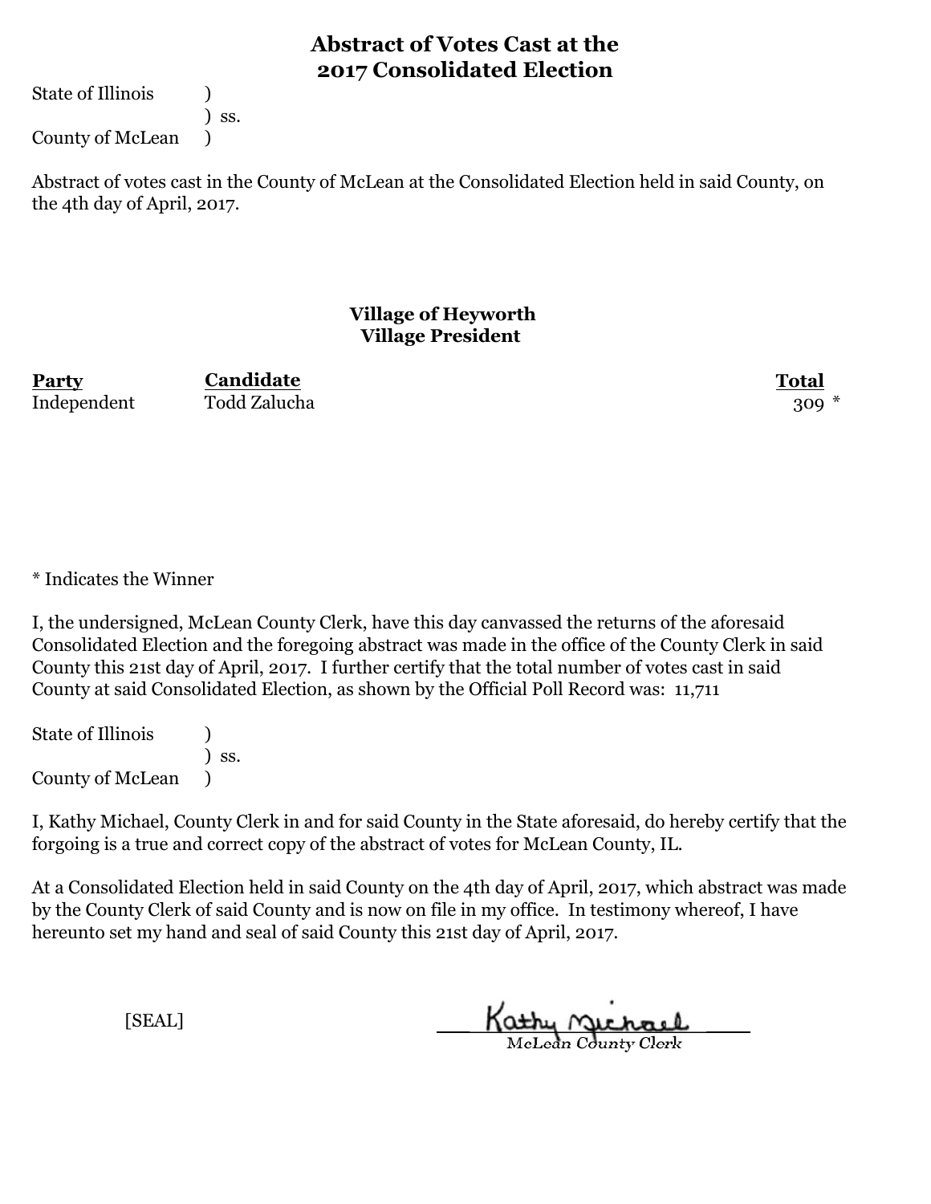# Abstract of Votes Cast at the 2017 Consolidated Election

State of Illinois )
) ss.
County of McLean )

Abstract of votes cast in the County of McLean at the Consolidated Election held in said County, on the 4th day of April, 2017.

## Village of Heyworth
## Village President

| Party | Candidate | Total |
|---|---|---|
| Independent | Todd Zalucha | 309 * |

* Indicates the Winner

I, the undersigned, McLean County Clerk, have this day canvassed the returns of the aforesaid Consolidated Election and the foregoing abstract was made in the office of the County Clerk in said County this 21st day of April, 2017. I further certify that the total number of votes cast in said County at said Consolidated Election, as shown by the Official Poll Record was: 11,711

State of Illinois )
) ss.
County of McLean )

I, Kathy Michael, County Clerk in and for said County in the State aforesaid, do hereby certify that the forgoing is a true and correct copy of the abstract of votes for McLean County, IL.

At a Consolidated Election held in said County on the 4th day of April, 2017, which abstract was made by the County Clerk of said County and is now on file in my office. In testimony whereof, I have hereunto set my hand and seal of said County this 21st day of April, 2017.

[SEAL]

Kathy Michael
McLean County Clerk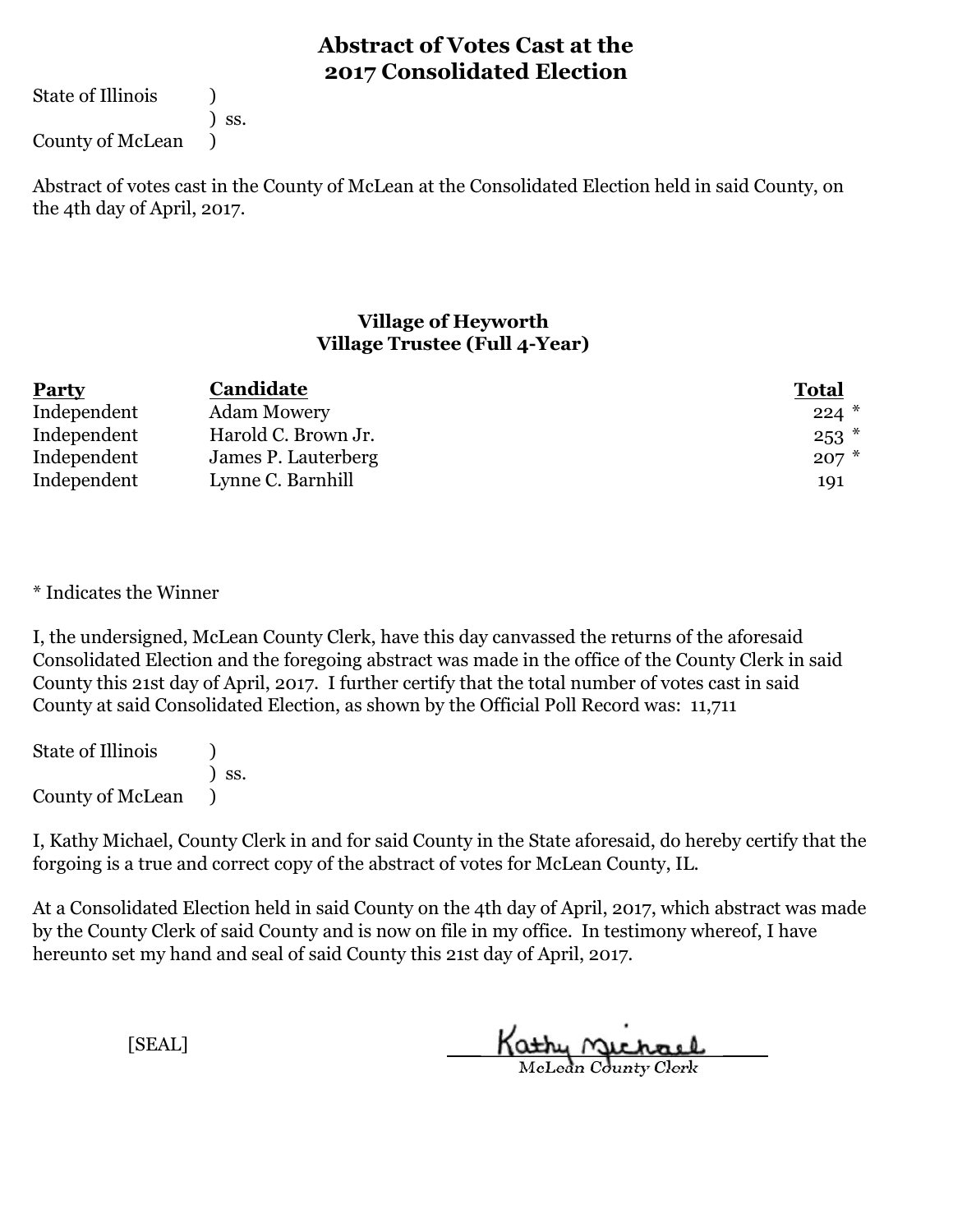# Abstract of Votes Cast at the 2017 Consolidated Election

State of Illinois )
) ss.
County of McLean )

Abstract of votes cast in the County of McLean at the Consolidated Election held in said County, on the 4th day of April, 2017.

## Village of Heyworth
## Village Trustee (Full 4-Year)

| Party | Candidate | Total |
|---|---|---|
| Independent | Adam Mowery | 224 * |
| Independent | Harold C. Brown Jr. | 253 * |
| Independent | James P. Lauterberg | 207 * |
| Independent | Lynne C. Barnhill | 191 |

* Indicates the Winner

I, the undersigned, McLean County Clerk, have this day canvassed the returns of the aforesaid Consolidated Election and the foregoing abstract was made in the office of the County Clerk in said County this 21st day of April, 2017. I further certify that the total number of votes cast in said County at said Consolidated Election, as shown by the Official Poll Record was: 11,711

State of Illinois )
) ss.
County of McLean )

I, Kathy Michael, County Clerk in and for said County in the State aforesaid, do hereby certify that the forgoing is a true and correct copy of the abstract of votes for McLean County, IL.

At a Consolidated Election held in said County on the 4th day of April, 2017, which abstract was made by the County Clerk of said County and is now on file in my office. In testimony whereof, I have hereunto set my hand and seal of said County this 21st day of April, 2017.

[SEAL]

Kathy Michael
McLean County Clerk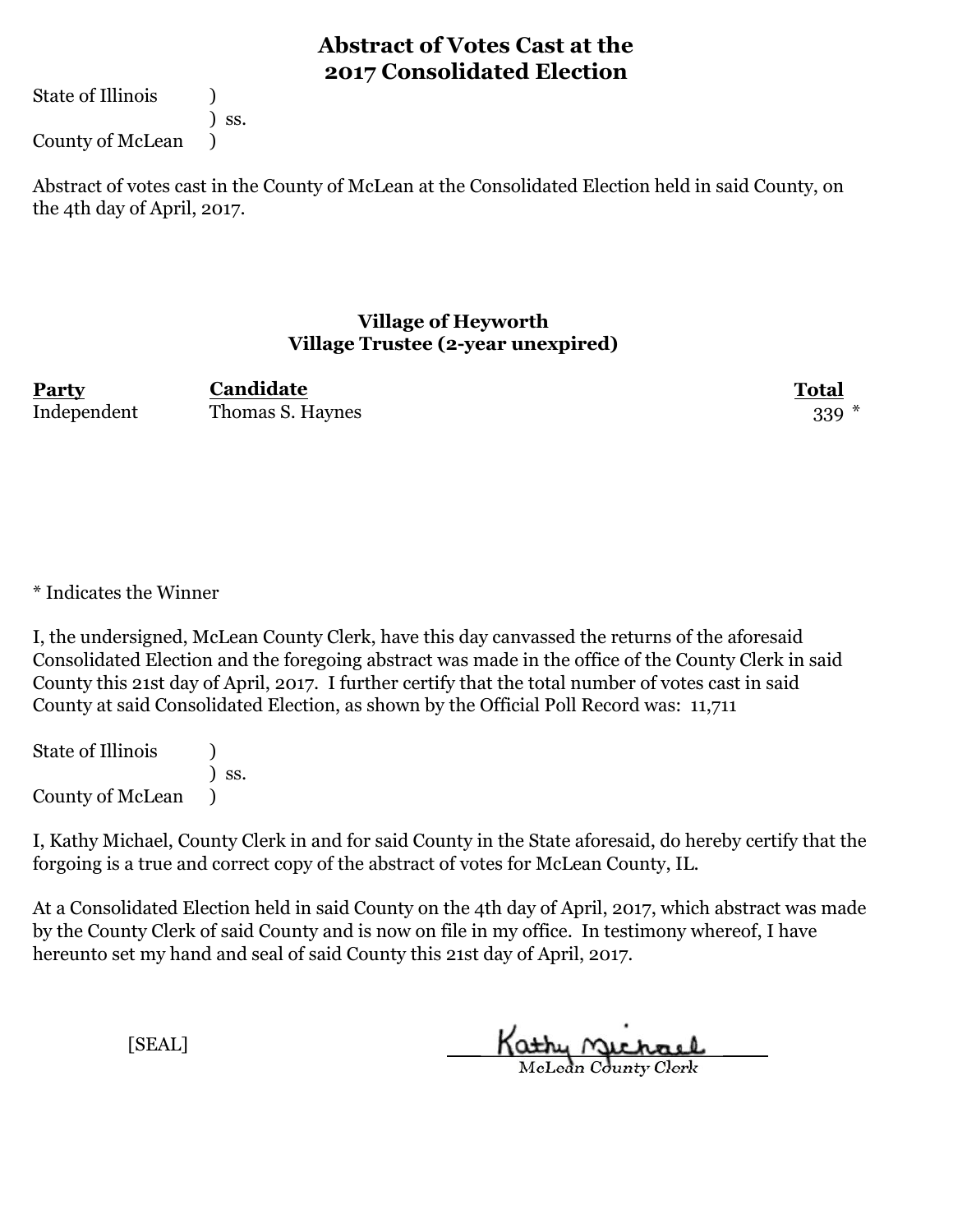# Abstract of Votes Cast at the 2017 Consolidated Election

State of Illinois )
) ss.
County of McLean )

Abstract of votes cast in the County of McLean at the Consolidated Election held in said County, on the 4th day of April, 2017.

## Village of Heyworth
### Village Trustee (2-year unexpired)

| Party | Candidate | Total |
|---|---|---|
| Independent | Thomas S. Haynes | 339 * |

* Indicates the Winner

I, the undersigned, McLean County Clerk, have this day canvassed the returns of the aforesaid Consolidated Election and the foregoing abstract was made in the office of the County Clerk in said County this 21st day of April, 2017. I further certify that the total number of votes cast in said County at said Consolidated Election, as shown by the Official Poll Record was: 11,711

State of Illinois )
) ss.
County of McLean )

I, Kathy Michael, County Clerk in and for said County in the State aforesaid, do hereby certify that the forgoing is a true and correct copy of the abstract of votes for McLean County, IL.

At a Consolidated Election held in said County on the 4th day of April, 2017, which abstract was made by the County Clerk of said County and is now on file in my office. In testimony whereof, I have hereunto set my hand and seal of said County this 21st day of April, 2017.

[SEAL]

Kathy Michael
McLean County Clerk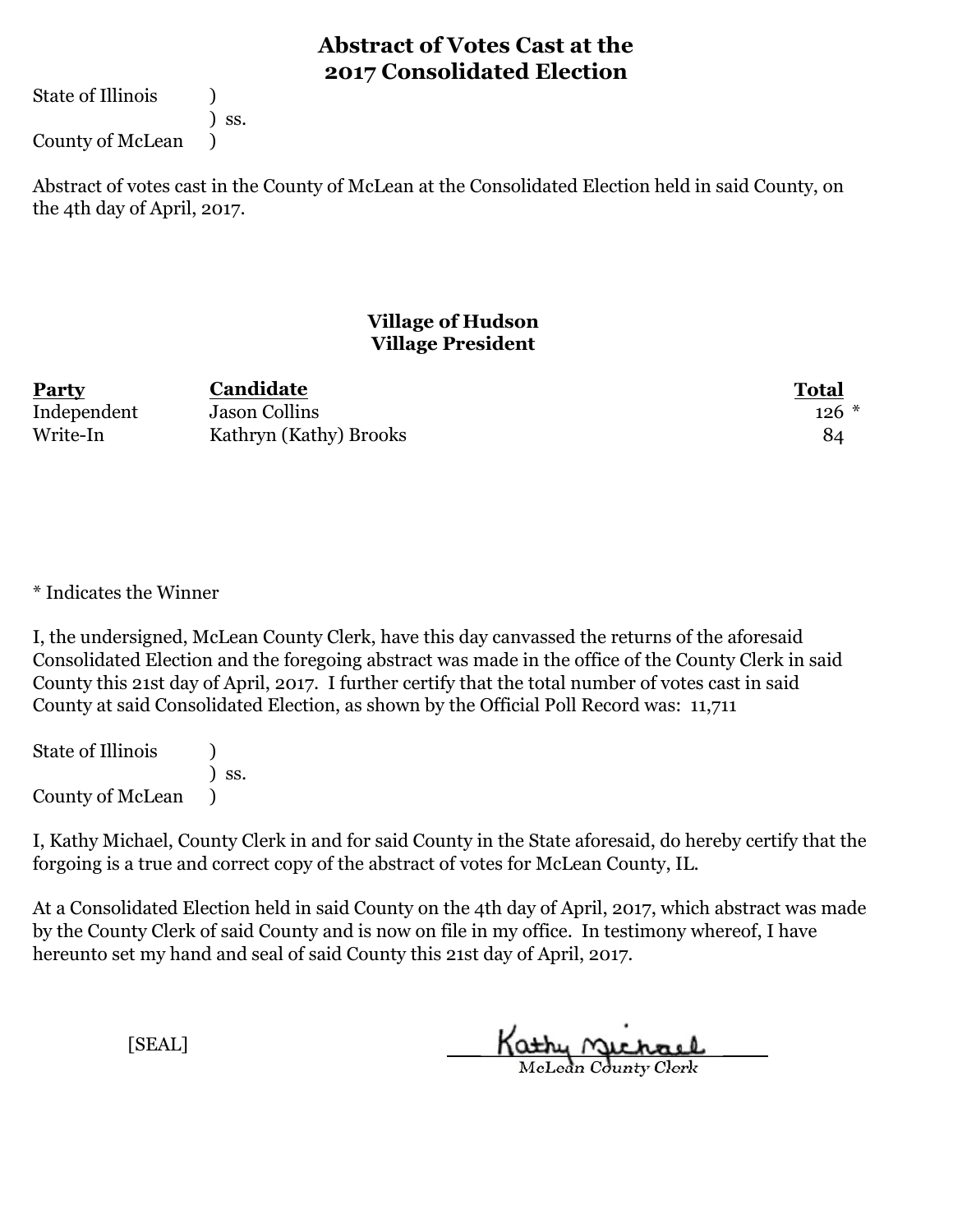# Abstract of Votes Cast at the 2017 Consolidated Election

State of Illinois )
) ss.
County of McLean )

Abstract of votes cast in the County of McLean at the Consolidated Election held in said County, on the 4th day of April, 2017.

## Village of Hudson
## Village President

| Party | Candidate | Total |
|---|---|---|
| Independent | Jason Collins | 126 * |
| Write-In | Kathryn (Kathy) Brooks | 84 |

* Indicates the Winner

I, the undersigned, McLean County Clerk, have this day canvassed the returns of the aforesaid Consolidated Election and the foregoing abstract was made in the office of the County Clerk in said County this 21st day of April, 2017. I further certify that the total number of votes cast in said County at said Consolidated Election, as shown by the Official Poll Record was: 11,711

State of Illinois )
) ss.
County of McLean )

I, Kathy Michael, County Clerk in and for said County in the State aforesaid, do hereby certify that the forgoing is a true and correct copy of the abstract of votes for McLean County, IL.

At a Consolidated Election held in said County on the 4th day of April, 2017, which abstract was made by the County Clerk of said County and is now on file in my office. In testimony whereof, I have hereunto set my hand and seal of said County this 21st day of April, 2017.

[SEAL]

Kathy Michael
McLean County Clerk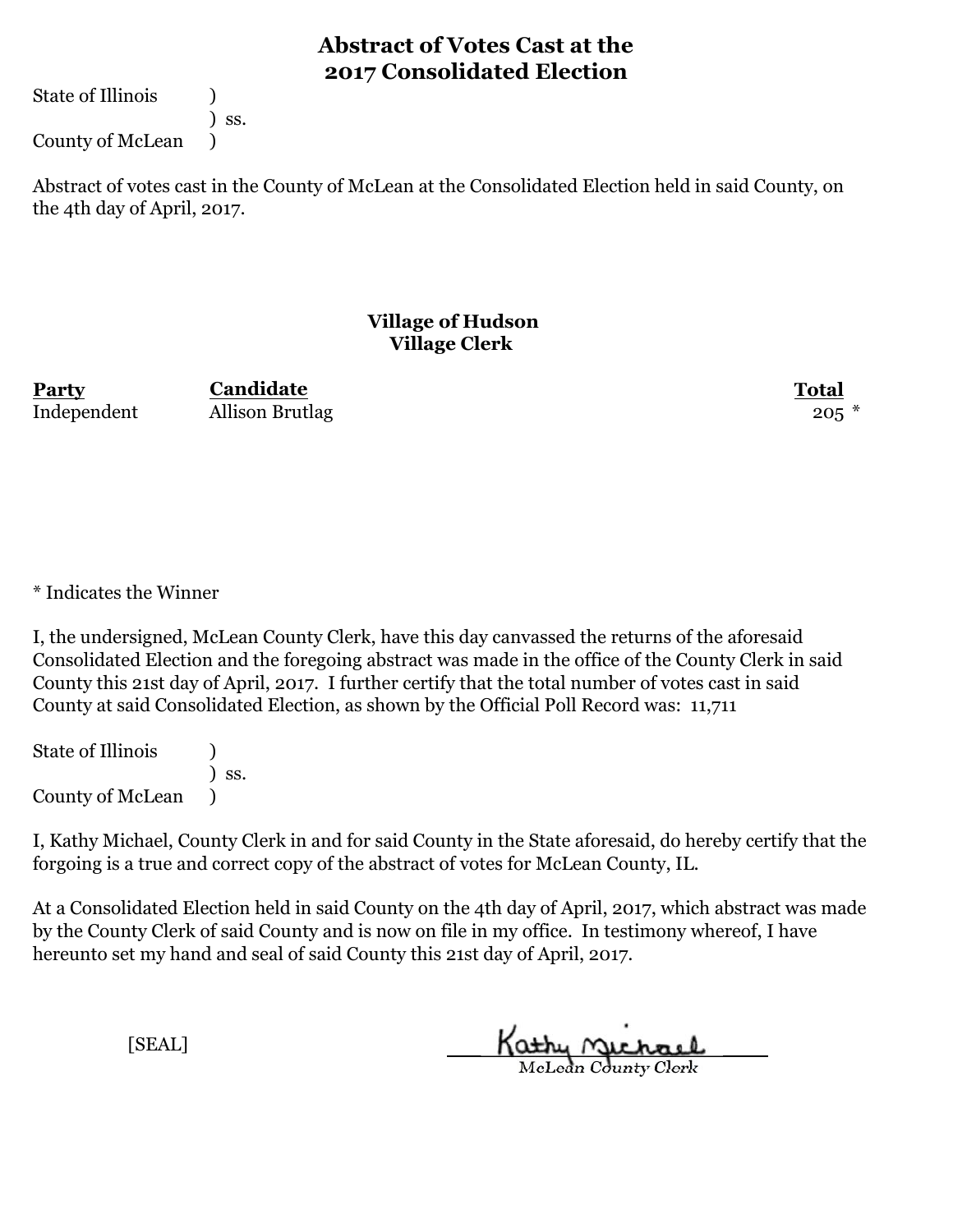# Abstract of Votes Cast at the 2017 Consolidated Election

State of Illinois )
) ss.
County of McLean )

Abstract of votes cast in the County of McLean at the Consolidated Election held in said County, on the 4th day of April, 2017.

## Village of Hudson
### Village Clerk

| Party | Candidate | Total |
|---|---|---|
| Independent | Allison Brutlag | 205 * |

* Indicates the Winner

I, the undersigned, McLean County Clerk, have this day canvassed the returns of the aforesaid Consolidated Election and the foregoing abstract was made in the office of the County Clerk in said County this 21st day of April, 2017. I further certify that the total number of votes cast in said County at said Consolidated Election, as shown by the Official Poll Record was: 11,711

State of Illinois )
) ss.
County of McLean )

I, Kathy Michael, County Clerk in and for said County in the State aforesaid, do hereby certify that the forgoing is a true and correct copy of the abstract of votes for McLean County, IL.

At a Consolidated Election held in said County on the 4th day of April, 2017, which abstract was made by the County Clerk of said County and is now on file in my office. In testimony whereof, I have hereunto set my hand and seal of said County this 21st day of April, 2017.

[SEAL]

Kathy Michael
McLean County Clerk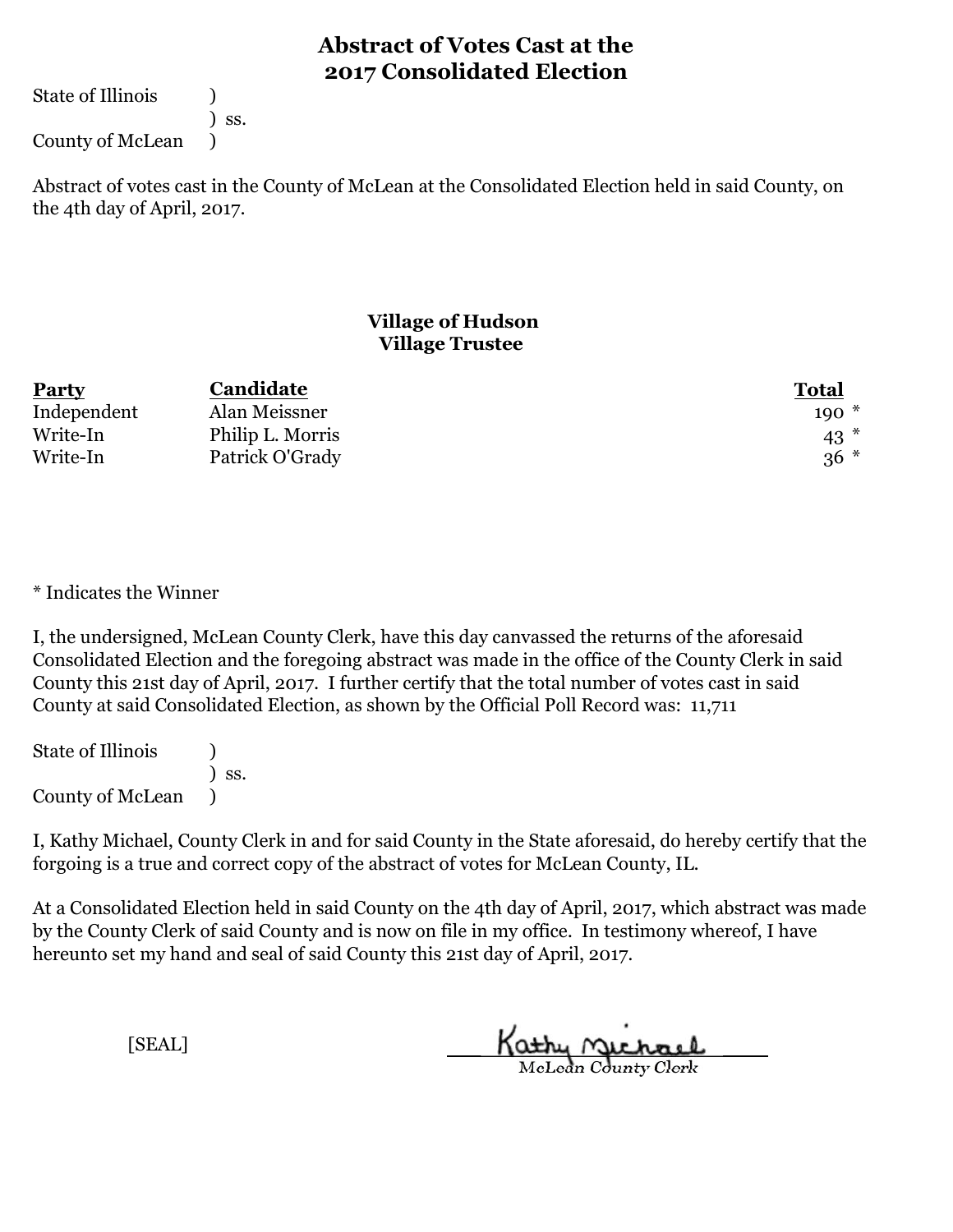# Abstract of Votes Cast at the 2017 Consolidated Election

State of Illinois )
) ss.
County of McLean )

Abstract of votes cast in the County of McLean at the Consolidated Election held in said County, on the 4th day of April, 2017.

## Village of Hudson
### Village Trustee

| Party | Candidate | Total |
|---|---|---|
| Independent | Alan Meissner | 190 * |
| Write-In | Philip L. Morris | 43 * |
| Write-In | Patrick O'Grady | 36 * |

* Indicates the Winner

I, the undersigned, McLean County Clerk, have this day canvassed the returns of the aforesaid Consolidated Election and the foregoing abstract was made in the office of the County Clerk in said County this 21st day of April, 2017. I further certify that the total number of votes cast in said County at said Consolidated Election, as shown by the Official Poll Record was: 11,711

State of Illinois )
) ss.
County of McLean )

I, Kathy Michael, County Clerk in and for said County in the State aforesaid, do hereby certify that the forgoing is a true and correct copy of the abstract of votes for McLean County, IL.

At a Consolidated Election held in said County on the 4th day of April, 2017, which abstract was made by the County Clerk of said County and is now on file in my office. In testimony whereof, I have hereunto set my hand and seal of said County this 21st day of April, 2017.

[SEAL]

Kathy Michael
McLean County Clerk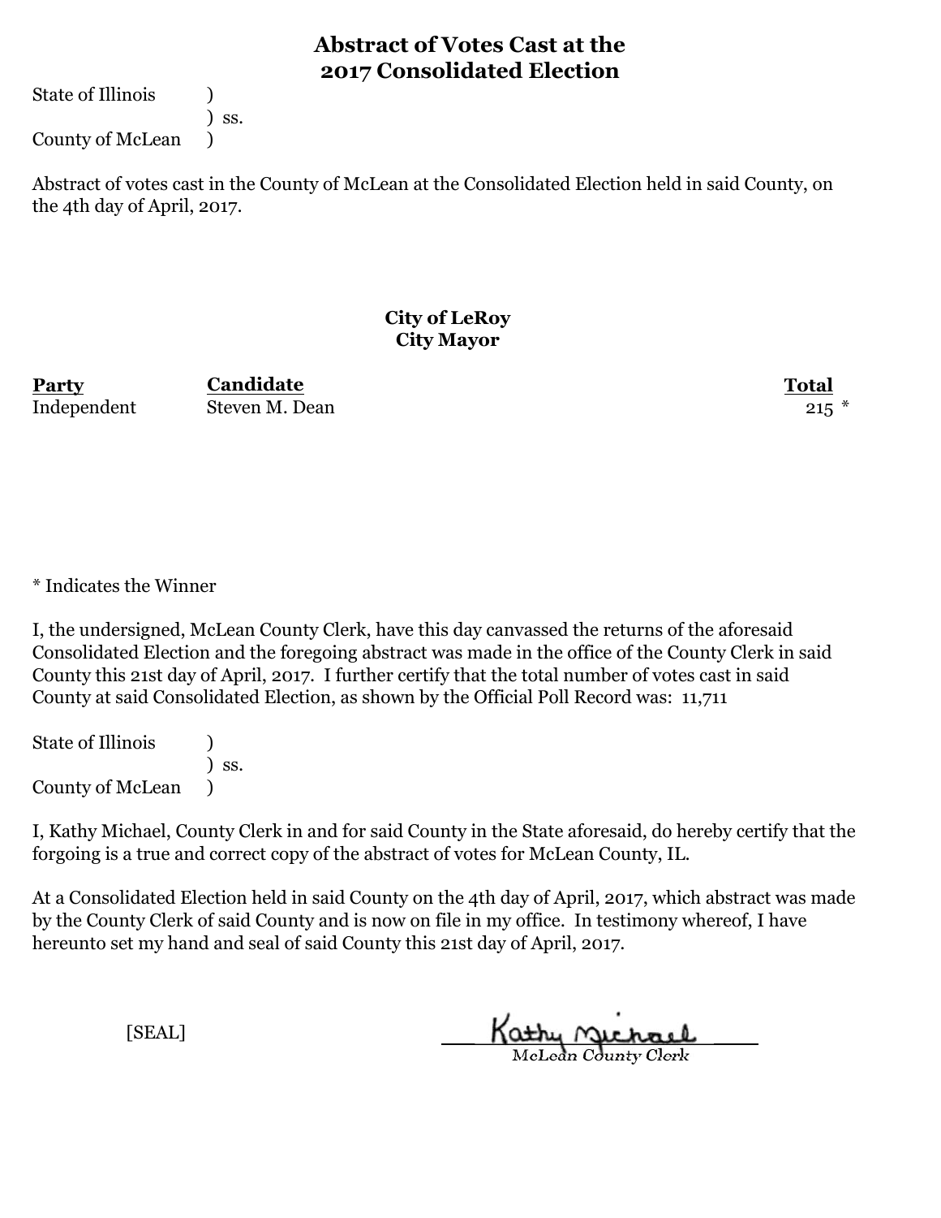# Abstract of Votes Cast at the 2017 Consolidated Election

State of Illinois )
) ss.
County of McLean )

Abstract of votes cast in the County of McLean at the Consolidated Election held in said County, on the 4th day of April, 2017.

## City of LeRoy
## City Mayor

| Party | Candidate | Total |
|---|---|---|
| Independent | Steven M. Dean | 215 * |

* Indicates the Winner

I, the undersigned, McLean County Clerk, have this day canvassed the returns of the aforesaid Consolidated Election and the foregoing abstract was made in the office of the County Clerk in said County this 21st day of April, 2017. I further certify that the total number of votes cast in said County at said Consolidated Election, as shown by the Official Poll Record was: 11,711

State of Illinois )
) ss.
County of McLean )

I, Kathy Michael, County Clerk in and for said County in the State aforesaid, do hereby certify that the forgoing is a true and correct copy of the abstract of votes for McLean County, IL.

At a Consolidated Election held in said County on the 4th day of April, 2017, which abstract was made by the County Clerk of said County and is now on file in my office. In testimony whereof, I have hereunto set my hand and seal of said County this 21st day of April, 2017.

[SEAL]

Kathy Michael
McLean County Clerk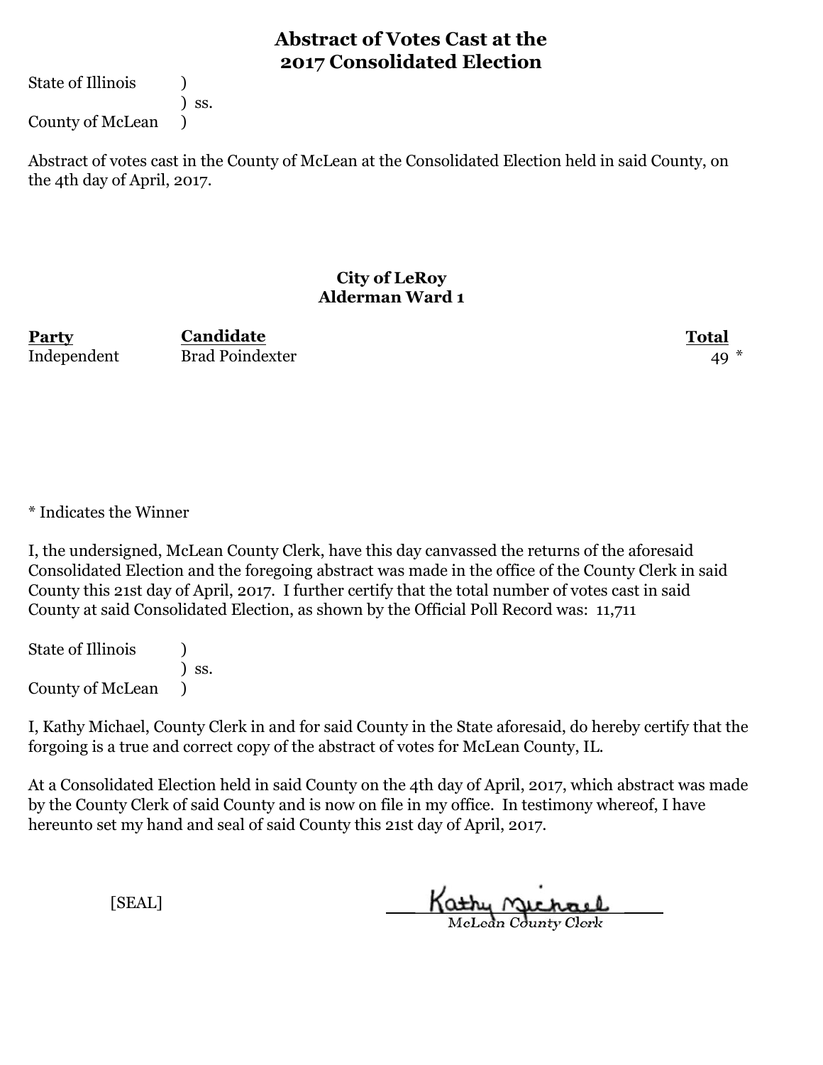# Abstract of Votes Cast at the 2017 Consolidated Election

State of Illinois )
) ss.
County of McLean )

Abstract of votes cast in the County of McLean at the Consolidated Election held in said County, on the 4th day of April, 2017.

### City of LeRoy
### Alderman Ward 1

| Party | Candidate | Total |
|---|---|---|
| Independent | Brad Poindexter | 49 * |

* Indicates the Winner

I, the undersigned, McLean County Clerk, have this day canvassed the returns of the aforesaid Consolidated Election and the foregoing abstract was made in the office of the County Clerk in said County this 21st day of April, 2017. I further certify that the total number of votes cast in said County at said Consolidated Election, as shown by the Official Poll Record was: 11,711

State of Illinois )
) ss.
County of McLean )

I, Kathy Michael, County Clerk in and for said County in the State aforesaid, do hereby certify that the forgoing is a true and correct copy of the abstract of votes for McLean County, IL.

At a Consolidated Election held in said County on the 4th day of April, 2017, which abstract was made by the County Clerk of said County and is now on file in my office. In testimony whereof, I have hereunto set my hand and seal of said County this 21st day of April, 2017.

[SEAL]

Kathy Michael
McLean County Clerk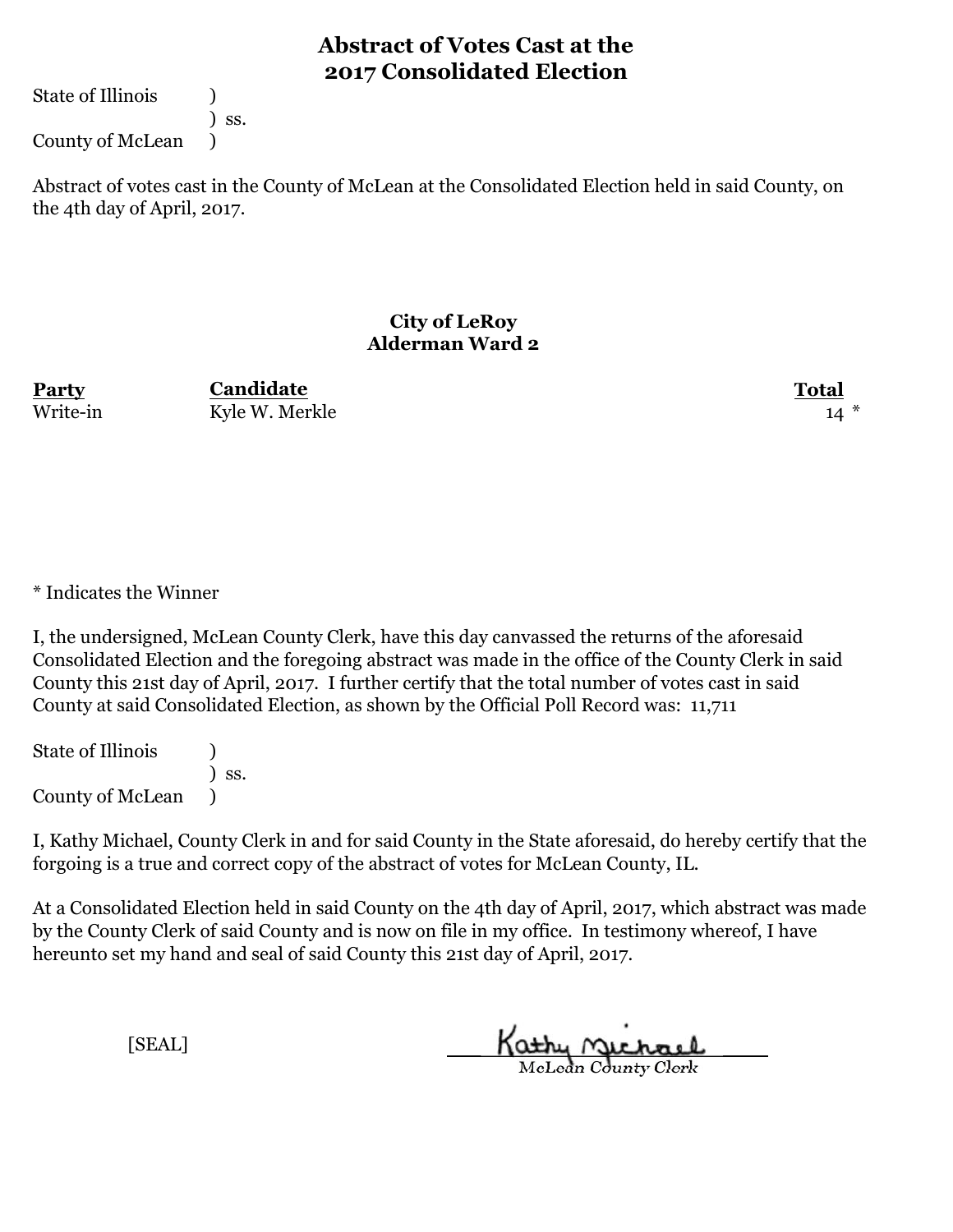# Abstract of Votes Cast at the 2017 Consolidated Election

State of Illinois )
) ss.
County of McLean )

Abstract of votes cast in the County of McLean at the Consolidated Election held in said County, on the 4th day of April, 2017.

## City of LeRoy
## Alderman Ward 2

| Party | Candidate | Total |
|---|---|---|
| Write-in | Kyle W. Merkle | 14 * |

* Indicates the Winner

I, the undersigned, McLean County Clerk, have this day canvassed the returns of the aforesaid Consolidated Election and the foregoing abstract was made in the office of the County Clerk in said County this 21st day of April, 2017. I further certify that the total number of votes cast in said County at said Consolidated Election, as shown by the Official Poll Record was: 11,711

State of Illinois )
) ss.
County of McLean )

I, Kathy Michael, County Clerk in and for said County in the State aforesaid, do hereby certify that the forgoing is a true and correct copy of the abstract of votes for McLean County, IL.

At a Consolidated Election held in said County on the 4th day of April, 2017, which abstract was made by the County Clerk of said County and is now on file in my office. In testimony whereof, I have hereunto set my hand and seal of said County this 21st day of April, 2017.

[SEAL]

Kathy Michael
McLean County Clerk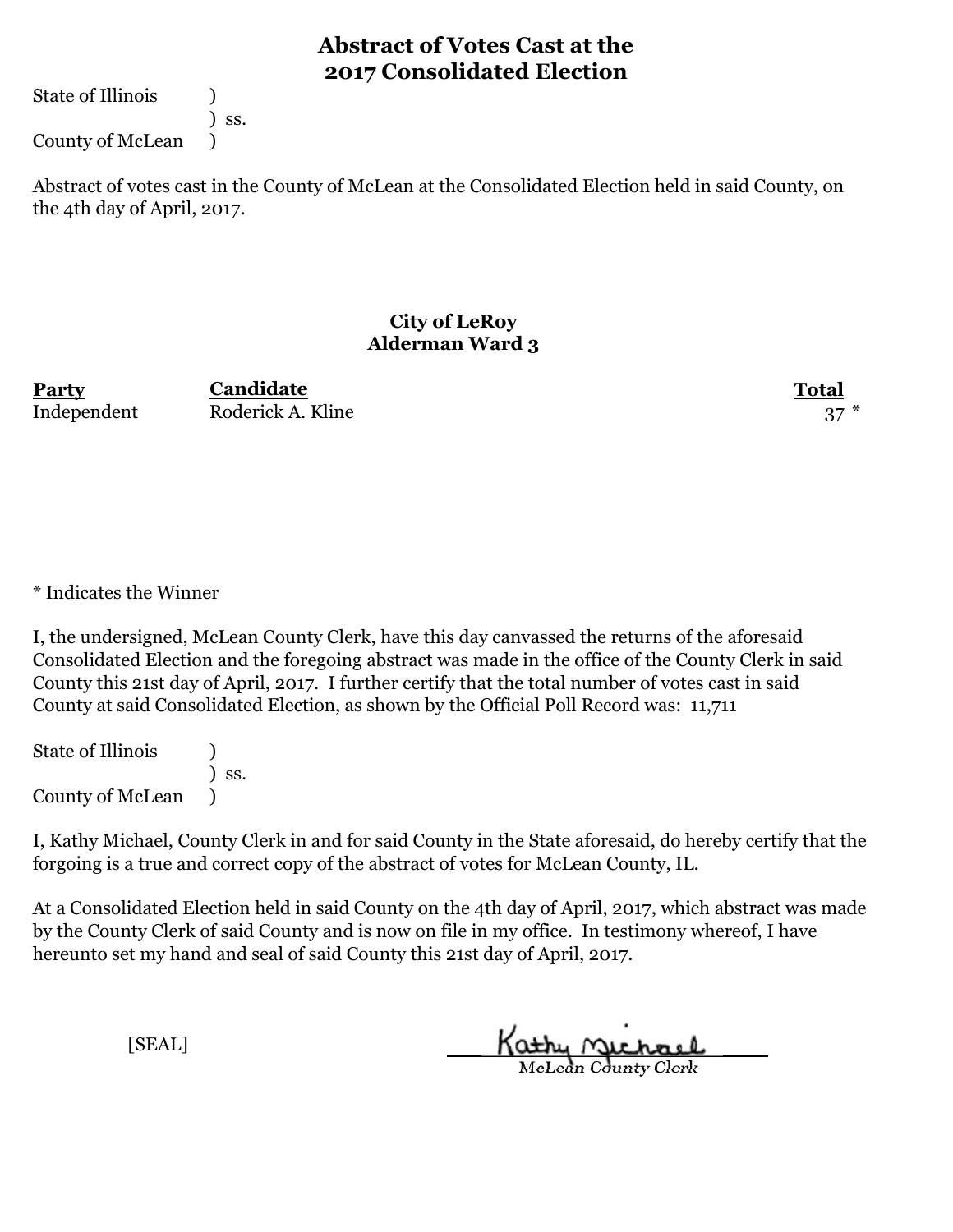# Abstract of Votes Cast at the 2017 Consolidated Election

State of Illinois )
) ss.
County of McLean )

Abstract of votes cast in the County of McLean at the Consolidated Election held in said County, on the 4th day of April, 2017.

### City of LeRoy
### Alderman Ward 3

| Party | Candidate | Total |
|---|---|---|
| Independent | Roderick A. Kline | 37 * |

* Indicates the Winner

I, the undersigned, McLean County Clerk, have this day canvassed the returns of the aforesaid Consolidated Election and the foregoing abstract was made in the office of the County Clerk in said County this 21st day of April, 2017. I further certify that the total number of votes cast in said County at said Consolidated Election, as shown by the Official Poll Record was: 11,711

State of Illinois )
) ss.
County of McLean )

I, Kathy Michael, County Clerk in and for said County in the State aforesaid, do hereby certify that the forgoing is a true and correct copy of the abstract of votes for McLean County, IL.

At a Consolidated Election held in said County on the 4th day of April, 2017, which abstract was made by the County Clerk of said County and is now on file in my office. In testimony whereof, I have hereunto set my hand and seal of said County this 21st day of April, 2017.

[SEAL]

Kathy Michael
McLean County Clerk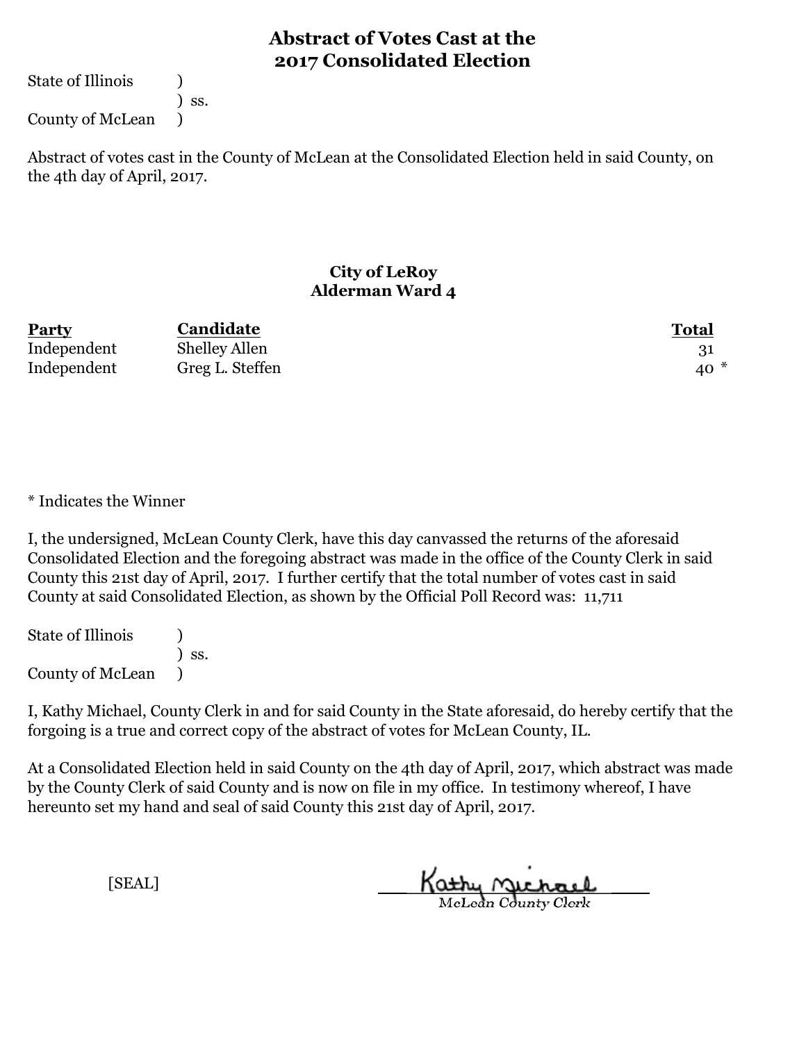# Abstract of Votes Cast at the 2017 Consolidated Election

State of Illinois )
) ss.
County of McLean )

Abstract of votes cast in the County of McLean at the Consolidated Election held in said County, on the 4th day of April, 2017.

## City of LeRoy
## Alderman Ward 4

| Party | Candidate | Total |
|---|---|---|
| Independent | Shelley Allen | 31 |
| Independent | Greg L. Steffen | 40 * |

* Indicates the Winner

I, the undersigned, McLean County Clerk, have this day canvassed the returns of the aforesaid Consolidated Election and the foregoing abstract was made in the office of the County Clerk in said County this 21st day of April, 2017. I further certify that the total number of votes cast in said County at said Consolidated Election, as shown by the Official Poll Record was: 11,711

State of Illinois )
) ss.
County of McLean )

I, Kathy Michael, County Clerk in and for said County in the State aforesaid, do hereby certify that the forgoing is a true and correct copy of the abstract of votes for McLean County, IL.

At a Consolidated Election held in said County on the 4th day of April, 2017, which abstract was made by the County Clerk of said County and is now on file in my office. In testimony whereof, I have hereunto set my hand and seal of said County this 21st day of April, 2017.

[SEAL]

Kathy Michael
McLean County Clerk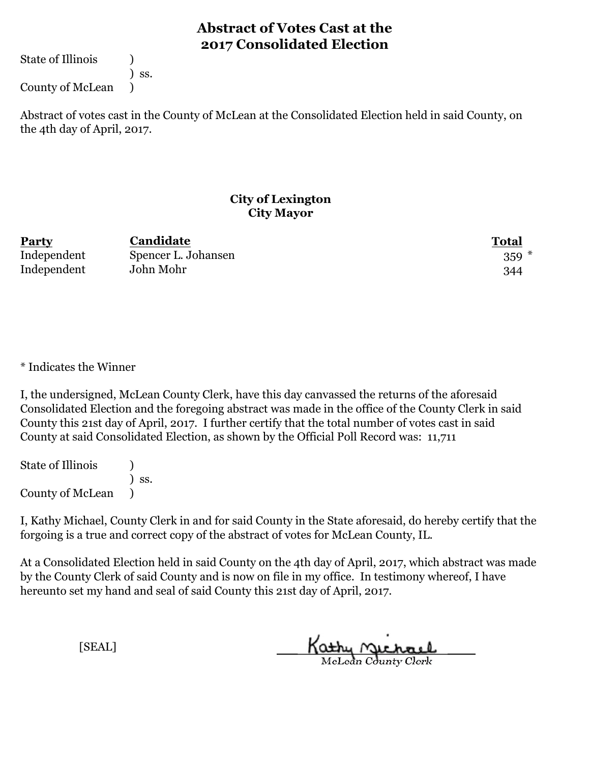# Abstract of Votes Cast at the 2017 Consolidated Election

State of Illinois )
) ss.
County of McLean )

Abstract of votes cast in the County of McLean at the Consolidated Election held in said County, on the 4th day of April, 2017.

## City of Lexington
### City Mayor

| Party | Candidate | Total |
|---|---|---|
| Independent | Spencer L. Johansen | 359 * |
| Independent | John Mohr | 344 |

* Indicates the Winner

I, the undersigned, McLean County Clerk, have this day canvassed the returns of the aforesaid Consolidated Election and the foregoing abstract was made in the office of the County Clerk in said County this 21st day of April, 2017. I further certify that the total number of votes cast in said County at said Consolidated Election, as shown by the Official Poll Record was: 11,711

State of Illinois )
) ss.
County of McLean )

I, Kathy Michael, County Clerk in and for said County in the State aforesaid, do hereby certify that the forgoing is a true and correct copy of the abstract of votes for McLean County, IL.

At a Consolidated Election held in said County on the 4th day of April, 2017, which abstract was made by the County Clerk of said County and is now on file in my office. In testimony whereof, I have hereunto set my hand and seal of said County this 21st day of April, 2017.

[SEAL]

Kathy Michael
McLean County Clerk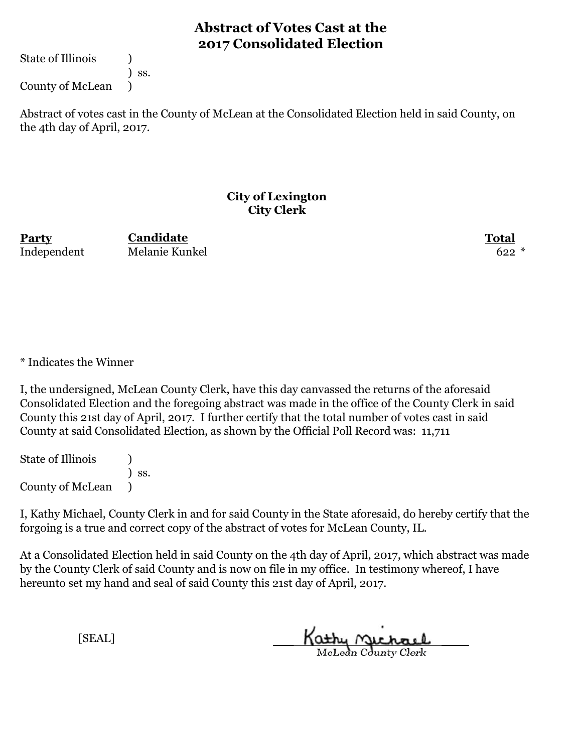# Abstract of Votes Cast at the 2017 Consolidated Election

State of Illinois )
) ss.
County of McLean )

Abstract of votes cast in the County of McLean at the Consolidated Election held in said County, on the 4th day of April, 2017.

## City of Lexington
### City Clerk

| Party | Candidate | Total |
|---|---|---|
| Independent | Melanie Kunkel | 622 * |

* Indicates the Winner

I, the undersigned, McLean County Clerk, have this day canvassed the returns of the aforesaid Consolidated Election and the foregoing abstract was made in the office of the County Clerk in said County this 21st day of April, 2017. I further certify that the total number of votes cast in said County at said Consolidated Election, as shown by the Official Poll Record was: 11,711

State of Illinois )
) ss.
County of McLean )

I, Kathy Michael, County Clerk in and for said County in the State aforesaid, do hereby certify that the forgoing is a true and correct copy of the abstract of votes for McLean County, IL.

At a Consolidated Election held in said County on the 4th day of April, 2017, which abstract was made by the County Clerk of said County and is now on file in my office. In testimony whereof, I have hereunto set my hand and seal of said County this 21st day of April, 2017.

[SEAL]

Kathy Michael
McLean County Clerk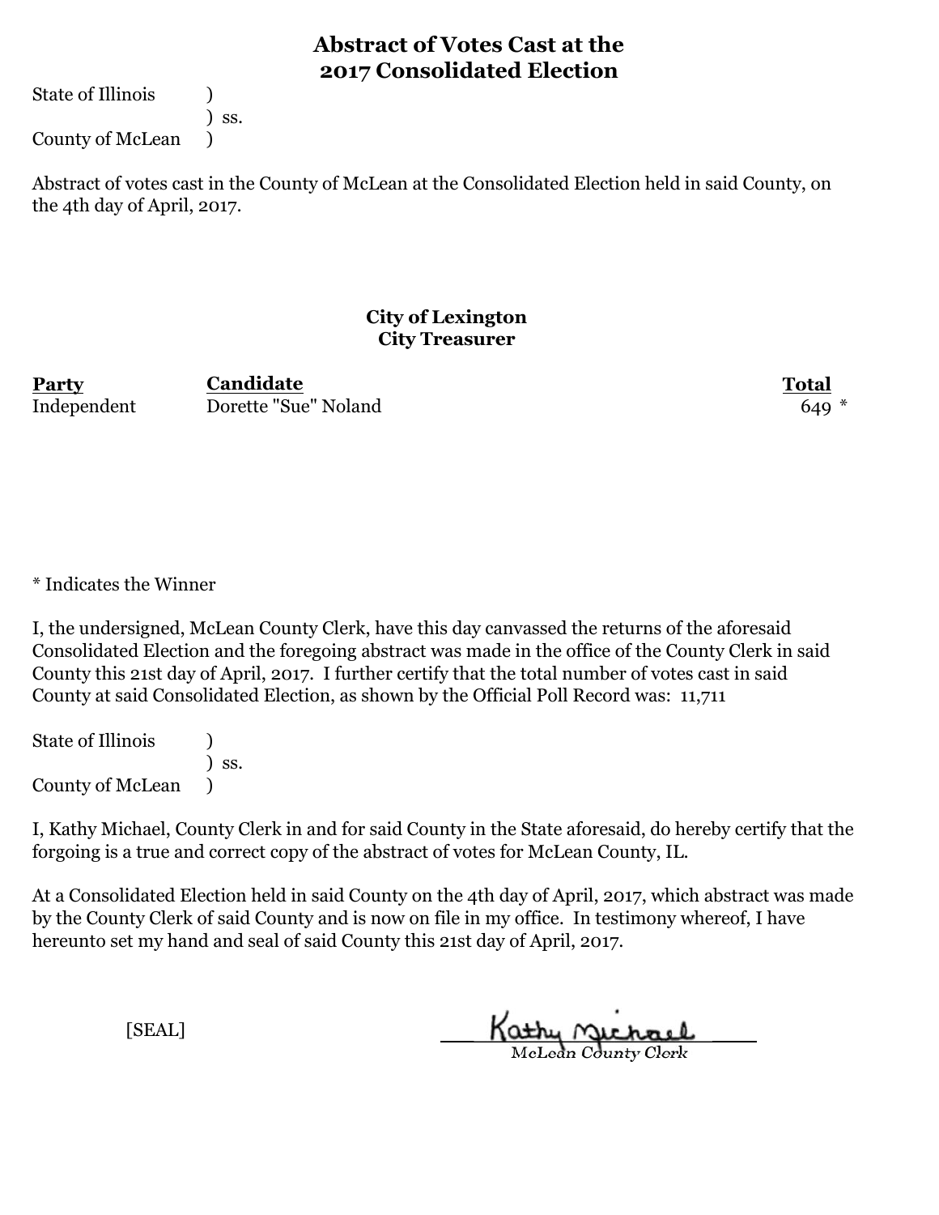# Abstract of Votes Cast at the 2017 Consolidated Election

State of Illinois )
) ss.
County of McLean )

Abstract of votes cast in the County of McLean at the Consolidated Election held in said County, on the 4th day of April, 2017.

## City of Lexington
### City Treasurer

| Party | Candidate | Total |
|---|---|---|
| Independent | Dorette "Sue" Noland | 649 * |

* Indicates the Winner

I, the undersigned, McLean County Clerk, have this day canvassed the returns of the aforesaid Consolidated Election and the foregoing abstract was made in the office of the County Clerk in said County this 21st day of April, 2017. I further certify that the total number of votes cast in said County at said Consolidated Election, as shown by the Official Poll Record was: 11,711

State of Illinois )
) ss.
County of McLean )

I, Kathy Michael, County Clerk in and for said County in the State aforesaid, do hereby certify that the forgoing is a true and correct copy of the abstract of votes for McLean County, IL.

At a Consolidated Election held in said County on the 4th day of April, 2017, which abstract was made by the County Clerk of said County and is now on file in my office. In testimony whereof, I have hereunto set my hand and seal of said County this 21st day of April, 2017.

[SEAL]

Kathy Michael
McLean County Clerk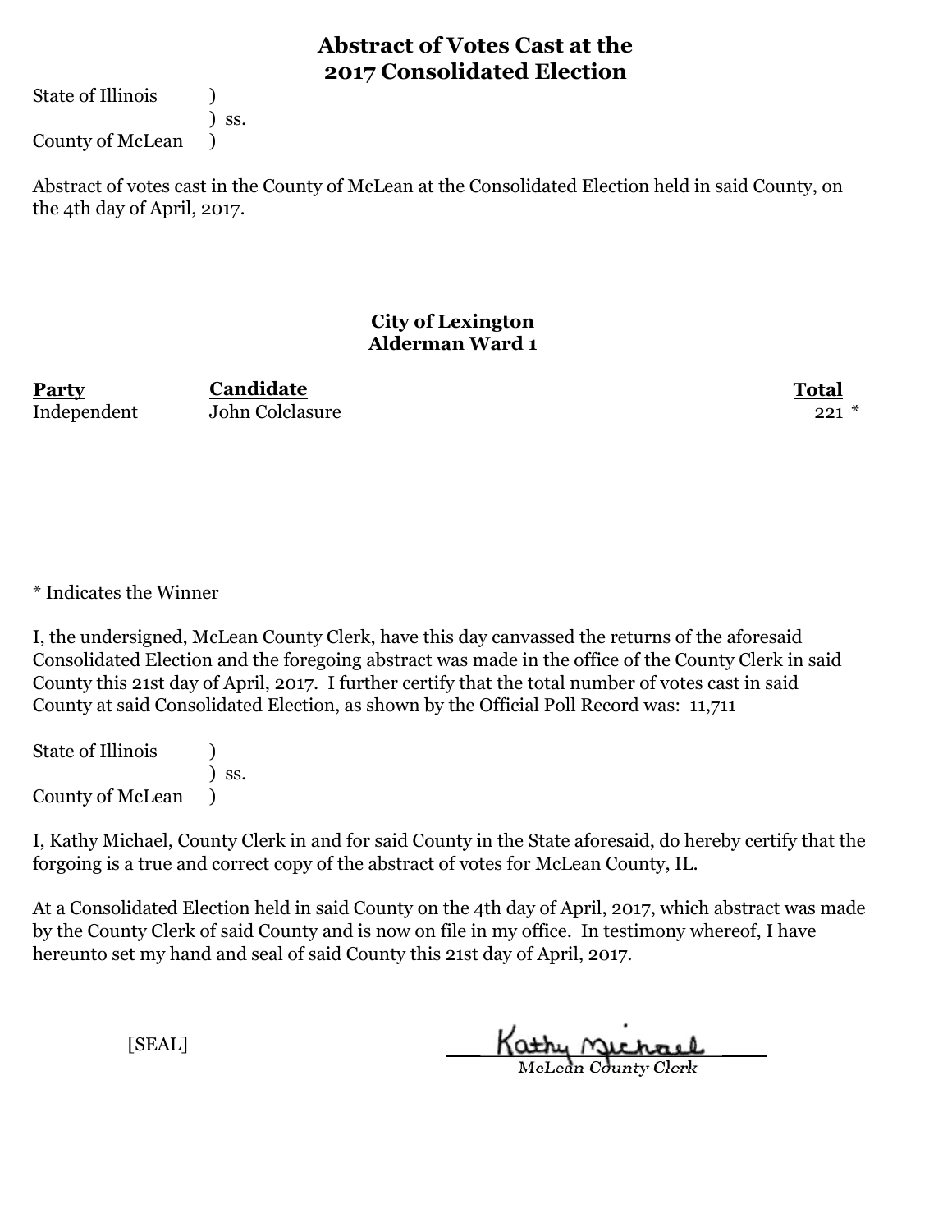# Abstract of Votes Cast at the 2017 Consolidated Election

State of Illinois )
) ss.
County of McLean )

Abstract of votes cast in the County of McLean at the Consolidated Election held in said County, on the 4th day of April, 2017.

### City of Lexington
### Alderman Ward 1

| Party | Candidate | Total |
|---|---|---|
| Independent | John Colclasure | 221 * |

* Indicates the Winner

I, the undersigned, McLean County Clerk, have this day canvassed the returns of the aforesaid Consolidated Election and the foregoing abstract was made in the office of the County Clerk in said County this 21st day of April, 2017. I further certify that the total number of votes cast in said County at said Consolidated Election, as shown by the Official Poll Record was: 11,711

State of Illinois )
) ss.
County of McLean )

I, Kathy Michael, County Clerk in and for said County in the State aforesaid, do hereby certify that the forgoing is a true and correct copy of the abstract of votes for McLean County, IL.

At a Consolidated Election held in said County on the 4th day of April, 2017, which abstract was made by the County Clerk of said County and is now on file in my office. In testimony whereof, I have hereunto set my hand and seal of said County this 21st day of April, 2017.

[SEAL]

Kathy Michael
McLean County Clerk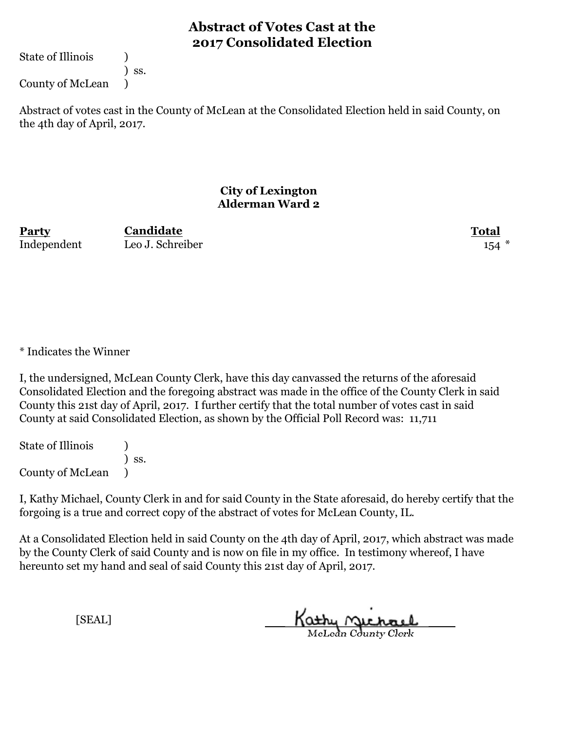# Abstract of Votes Cast at the 2017 Consolidated Election

State of Illinois )
) ss.
County of McLean )

Abstract of votes cast in the County of McLean at the Consolidated Election held in said County, on the 4th day of April, 2017.

## City of Lexington
## Alderman Ward 2

| Party | Candidate | Total |
|---|---|---|
| Independent | Leo J. Schreiber | 154 * |

* Indicates the Winner

I, the undersigned, McLean County Clerk, have this day canvassed the returns of the aforesaid Consolidated Election and the foregoing abstract was made in the office of the County Clerk in said County this 21st day of April, 2017. I further certify that the total number of votes cast in said County at said Consolidated Election, as shown by the Official Poll Record was: 11,711

State of Illinois )
) ss.
County of McLean )

I, Kathy Michael, County Clerk in and for said County in the State aforesaid, do hereby certify that the forgoing is a true and correct copy of the abstract of votes for McLean County, IL.

At a Consolidated Election held in said County on the 4th day of April, 2017, which abstract was made by the County Clerk of said County and is now on file in my office. In testimony whereof, I have hereunto set my hand and seal of said County this 21st day of April, 2017.

[SEAL]

Kathy Michael
McLean County Clerk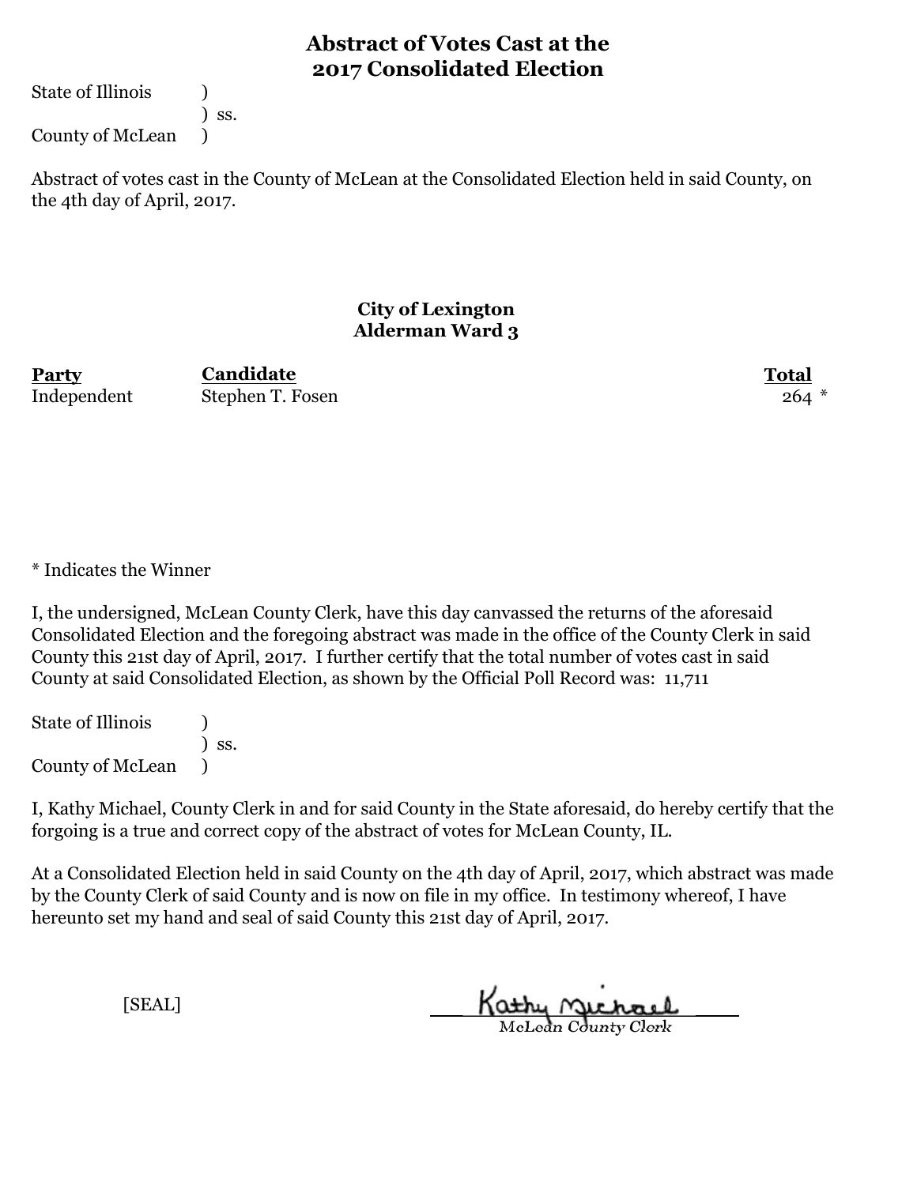# Abstract of Votes Cast at the 2017 Consolidated Election

State of Illinois )
) ss.
County of McLean )

Abstract of votes cast in the County of McLean at the Consolidated Election held in said County, on the 4th day of April, 2017.

## City of Lexington
## Alderman Ward 3

| Party | Candidate | Total |
|---|---|---|
| Independent | Stephen T. Fosen | 264 * |

* Indicates the Winner

I, the undersigned, McLean County Clerk, have this day canvassed the returns of the aforesaid Consolidated Election and the foregoing abstract was made in the office of the County Clerk in said County this 21st day of April, 2017. I further certify that the total number of votes cast in said County at said Consolidated Election, as shown by the Official Poll Record was: 11,711

State of Illinois )
) ss.
County of McLean )

I, Kathy Michael, County Clerk in and for said County in the State aforesaid, do hereby certify that the forgoing is a true and correct copy of the abstract of votes for McLean County, IL.

At a Consolidated Election held in said County on the 4th day of April, 2017, which abstract was made by the County Clerk of said County and is now on file in my office. In testimony whereof, I have hereunto set my hand and seal of said County this 21st day of April, 2017.

[SEAL]

Kathy Michael
McLean County Clerk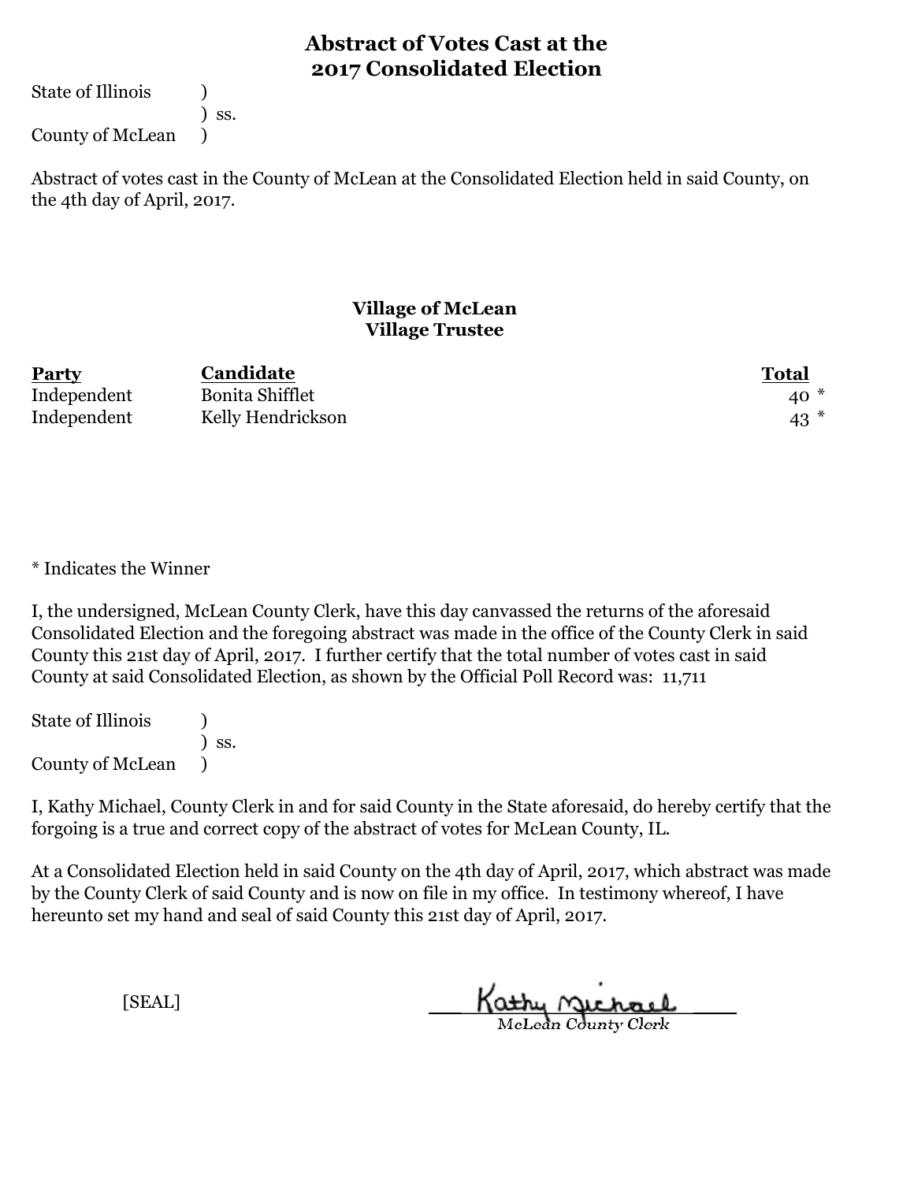# Abstract of Votes Cast at the 2017 Consolidated Election

State of Illinois )
) ss.
County of McLean )

Abstract of votes cast in the County of McLean at the Consolidated Election held in said County, on the 4th day of April, 2017.

### Village of McLean
### Village Trustee

| Party | Candidate | Total |
|---|---|---|
| Independent | Bonita Shifflet | 40 * |
| Independent | Kelly Hendrickson | 43 * |

* Indicates the Winner

I, the undersigned, McLean County Clerk, have this day canvassed the returns of the aforesaid Consolidated Election and the foregoing abstract was made in the office of the County Clerk in said County this 21st day of April, 2017. I further certify that the total number of votes cast in said County at said Consolidated Election, as shown by the Official Poll Record was: 11,711

State of Illinois )
) ss.
County of McLean )

I, Kathy Michael, County Clerk in and for said County in the State aforesaid, do hereby certify that the forgoing is a true and correct copy of the abstract of votes for McLean County, IL.

At a Consolidated Election held in said County on the 4th day of April, 2017, which abstract was made by the County Clerk of said County and is now on file in my office. In testimony whereof, I have hereunto set my hand and seal of said County this 21st day of April, 2017.

[SEAL]

Kathy Michael
McLean County Clerk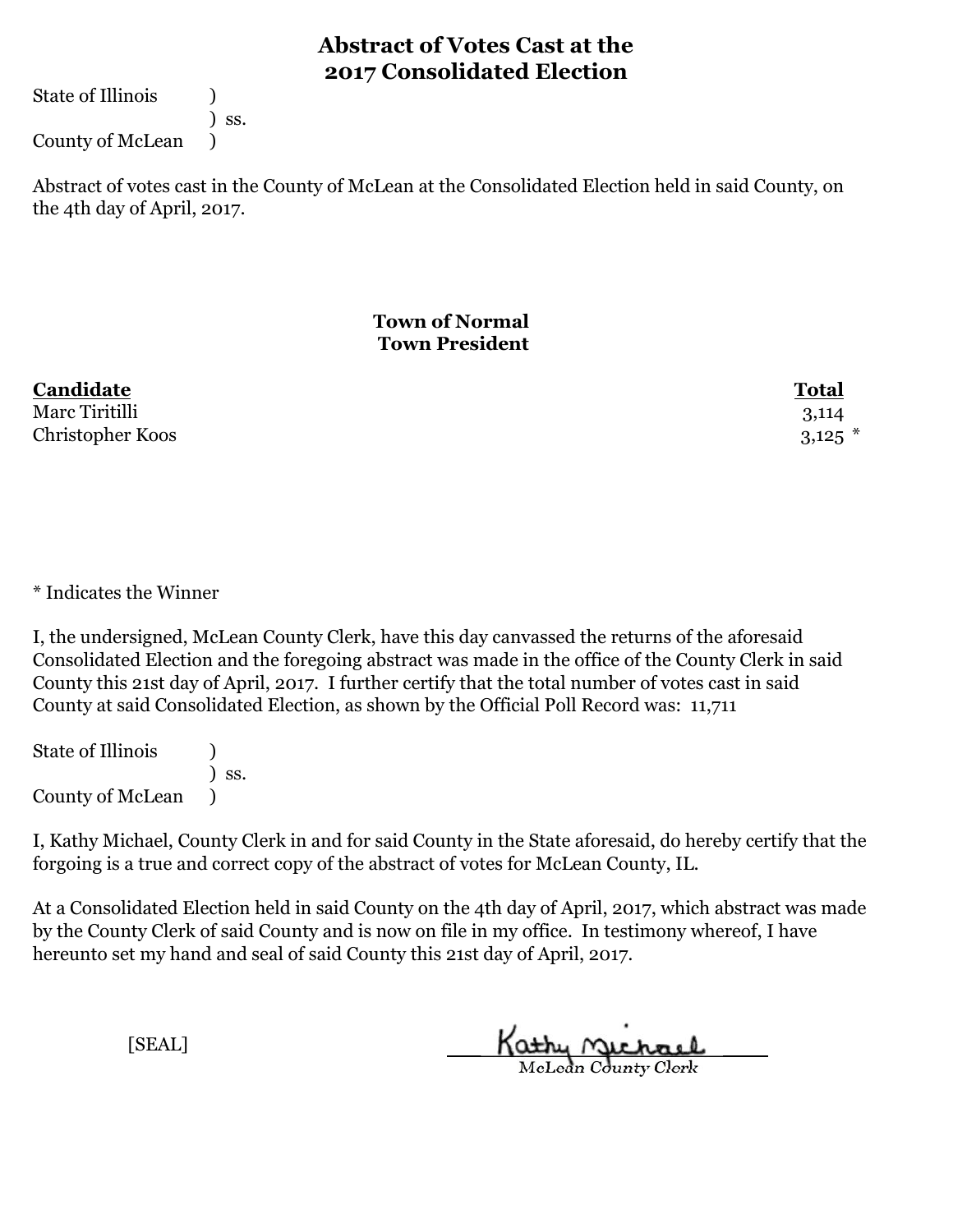# Abstract of Votes Cast at the 2017 Consolidated Election

State of Illinois )
) ss.
County of McLean )

Abstract of votes cast in the County of McLean at the Consolidated Election held in said County, on the 4th day of April, 2017.

## Town of Normal
## Town President

| Candidate | Total |
|---|---|
| Marc Tiritilli | 3,114 |
| Christopher Koos | 3,125 * |

* Indicates the Winner

I, the undersigned, McLean County Clerk, have this day canvassed the returns of the aforesaid Consolidated Election and the foregoing abstract was made in the office of the County Clerk in said County this 21st day of April, 2017. I further certify that the total number of votes cast in said County at said Consolidated Election, as shown by the Official Poll Record was: 11,711

State of Illinois )
) ss.
County of McLean )

I, Kathy Michael, County Clerk in and for said County in the State aforesaid, do hereby certify that the forgoing is a true and correct copy of the abstract of votes for McLean County, IL.

At a Consolidated Election held in said County on the 4th day of April, 2017, which abstract was made by the County Clerk of said County and is now on file in my office. In testimony whereof, I have hereunto set my hand and seal of said County this 21st day of April, 2017.

[SEAL]

Kathy Michael
McLean County Clerk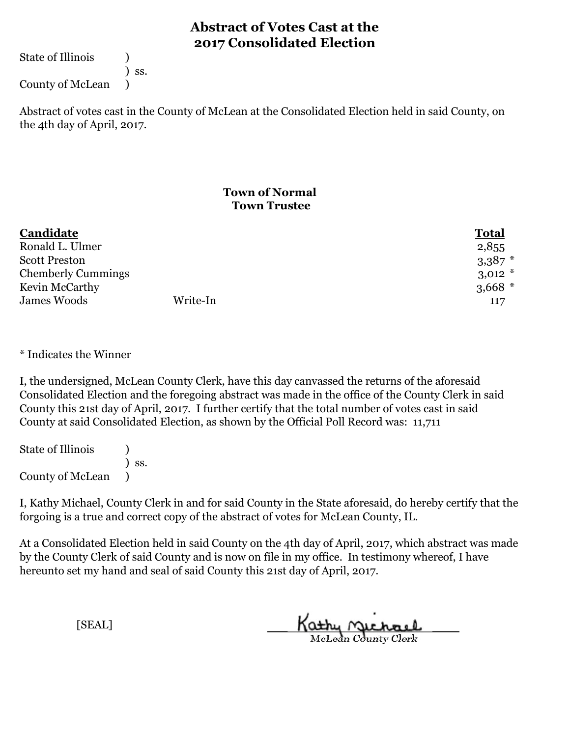# Abstract of Votes Cast at the 2017 Consolidated Election

State of Illinois )
) ss.
County of McLean )

Abstract of votes cast in the County of McLean at the Consolidated Election held in said County, on the 4th day of April, 2017.

## Town of Normal
### Town Trustee

| Candidate | | Total |
|---|---|---|
| Ronald L. Ulmer | | 2,855 |
| Scott Preston | | 3,387 * |
| Chemberly Cummings | | 3,012 * |
| Kevin McCarthy | | 3,668 * |
| James Woods | Write-In | 117 |

* Indicates the Winner

I, the undersigned, McLean County Clerk, have this day canvassed the returns of the aforesaid Consolidated Election and the foregoing abstract was made in the office of the County Clerk in said County this 21st day of April, 2017. I further certify that the total number of votes cast in said County at said Consolidated Election, as shown by the Official Poll Record was: 11,711

State of Illinois )
) ss.
County of McLean )

I, Kathy Michael, County Clerk in and for said County in the State aforesaid, do hereby certify that the forgoing is a true and correct copy of the abstract of votes for McLean County, IL.

At a Consolidated Election held in said County on the 4th day of April, 2017, which abstract was made by the County Clerk of said County and is now on file in my office. In testimony whereof, I have hereunto set my hand and seal of said County this 21st day of April, 2017.

[SEAL]

Kathy Michael
McLean County Clerk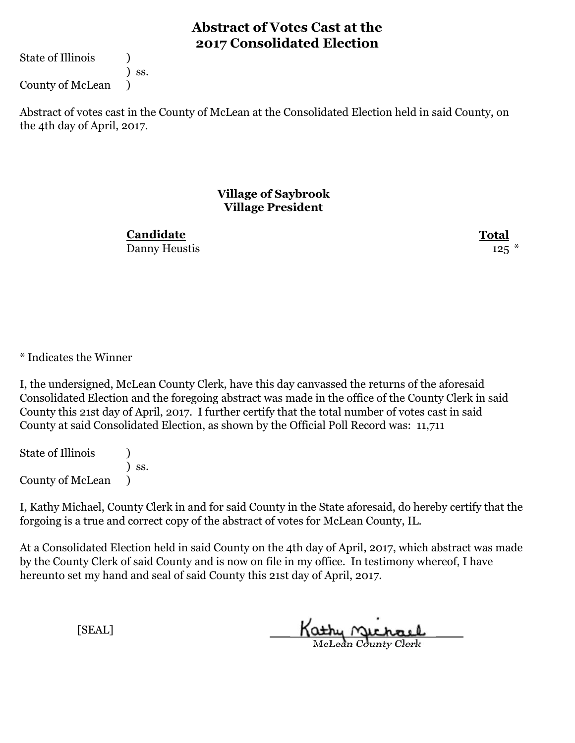# Abstract of Votes Cast at the 2017 Consolidated Election

State of Illinois )
) ss.
County of McLean )

Abstract of votes cast in the County of McLean at the Consolidated Election held in said County, on the 4th day of April, 2017.

## Village of Saybrook
### Village President

| Candidate | Total |
|---|---|
| Danny Heustis | 125 * |

* Indicates the Winner

I, the undersigned, McLean County Clerk, have this day canvassed the returns of the aforesaid Consolidated Election and the foregoing abstract was made in the office of the County Clerk in said County this 21st day of April, 2017. I further certify that the total number of votes cast in said County at said Consolidated Election, as shown by the Official Poll Record was: 11,711

State of Illinois )
) ss.
County of McLean )

I, Kathy Michael, County Clerk in and for said County in the State aforesaid, do hereby certify that the forgoing is a true and correct copy of the abstract of votes for McLean County, IL.

At a Consolidated Election held in said County on the 4th day of April, 2017, which abstract was made by the County Clerk of said County and is now on file in my office. In testimony whereof, I have hereunto set my hand and seal of said County this 21st day of April, 2017.

[SEAL]

Kathy Michael
McLean County Clerk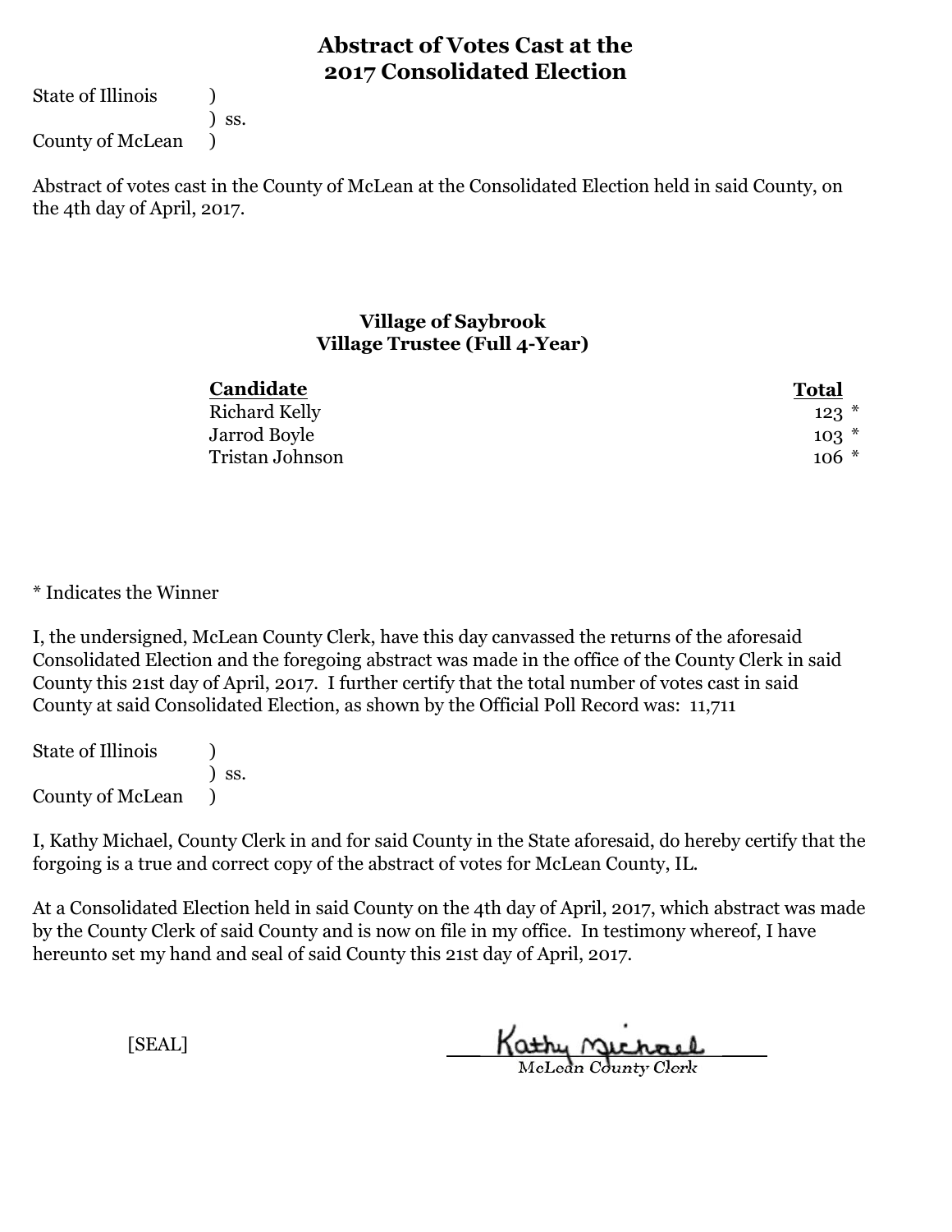# Abstract of Votes Cast at the 2017 Consolidated Election

State of Illinois )
) ss.
County of McLean )

Abstract of votes cast in the County of McLean at the Consolidated Election held in said County, on the 4th day of April, 2017.

## Village of Saybrook
### Village Trustee (Full 4-Year)

| Candidate | Total |
|---|---|
| Richard Kelly | 123 * |
| Jarrod Boyle | 103 * |
| Tristan Johnson | 106 * |

* Indicates the Winner

I, the undersigned, McLean County Clerk, have this day canvassed the returns of the aforesaid Consolidated Election and the foregoing abstract was made in the office of the County Clerk in said County this 21st day of April, 2017. I further certify that the total number of votes cast in said County at said Consolidated Election, as shown by the Official Poll Record was: 11,711

State of Illinois )
) ss.
County of McLean )

I, Kathy Michael, County Clerk in and for said County in the State aforesaid, do hereby certify that the forgoing is a true and correct copy of the abstract of votes for McLean County, IL.

At a Consolidated Election held in said County on the 4th day of April, 2017, which abstract was made by the County Clerk of said County and is now on file in my office. In testimony whereof, I have hereunto set my hand and seal of said County this 21st day of April, 2017.

[SEAL]

Kathy Michael
McLean County Clerk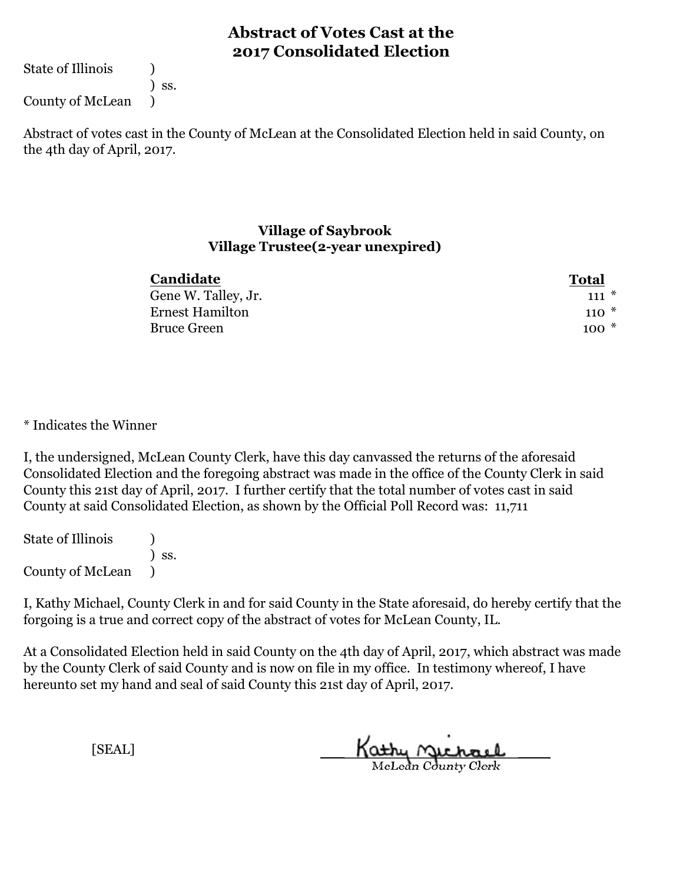# Abstract of Votes Cast at the 2017 Consolidated Election

State of Illinois )
) ss.
County of McLean )

Abstract of votes cast in the County of McLean at the Consolidated Election held in said County, on the 4th day of April, 2017.

### Village of Saybrook
### Village Trustee(2-year unexpired)

| Candidate | Total |
|---|---|
| Gene W. Talley, Jr. | 111 * |
| Ernest Hamilton | 110 * |
| Bruce Green | 100 * |

* Indicates the Winner

I, the undersigned, McLean County Clerk, have this day canvassed the returns of the aforesaid Consolidated Election and the foregoing abstract was made in the office of the County Clerk in said County this 21st day of April, 2017. I further certify that the total number of votes cast in said County at said Consolidated Election, as shown by the Official Poll Record was: 11,711

State of Illinois )
) ss.
County of McLean )

I, Kathy Michael, County Clerk in and for said County in the State aforesaid, do hereby certify that the forgoing is a true and correct copy of the abstract of votes for McLean County, IL.

At a Consolidated Election held in said County on the 4th day of April, 2017, which abstract was made by the County Clerk of said County and is now on file in my office. In testimony whereof, I have hereunto set my hand and seal of said County this 21st day of April, 2017.

[SEAL]

Kathy Michael
McLean County Clerk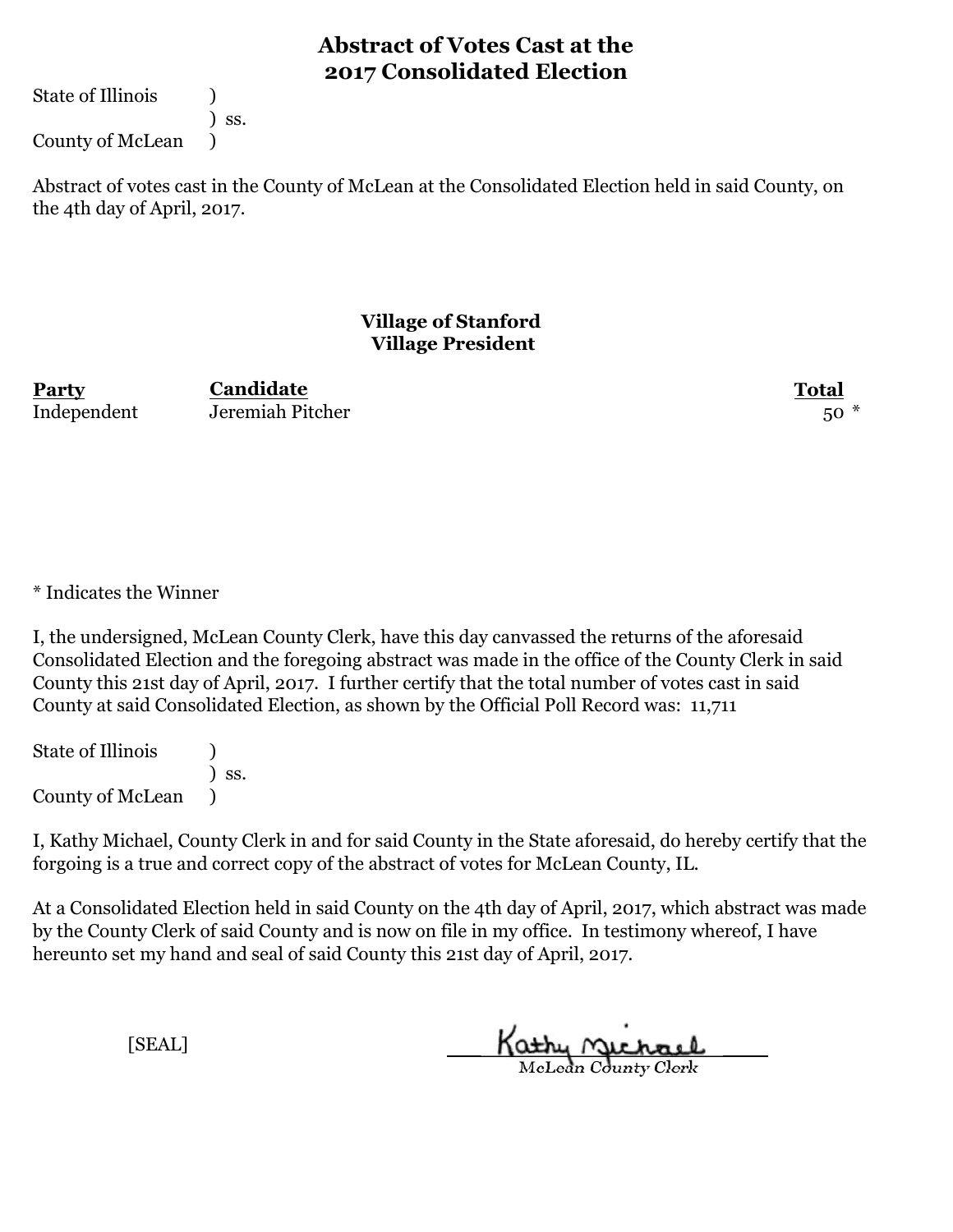# Abstract of Votes Cast at the 2017 Consolidated Election

State of Illinois )
) ss.
County of McLean )

Abstract of votes cast in the County of McLean at the Consolidated Election held in said County, on the 4th day of April, 2017.

## Village of Stanford
## Village President

| Party | Candidate | Total |
|---|---|---|
| Independent | Jeremiah Pitcher | 50 * |

* Indicates the Winner

I, the undersigned, McLean County Clerk, have this day canvassed the returns of the aforesaid Consolidated Election and the foregoing abstract was made in the office of the County Clerk in said County this 21st day of April, 2017. I further certify that the total number of votes cast in said County at said Consolidated Election, as shown by the Official Poll Record was: 11,711

State of Illinois )
) ss.
County of McLean )

I, Kathy Michael, County Clerk in and for said County in the State aforesaid, do hereby certify that the forgoing is a true and correct copy of the abstract of votes for McLean County, IL.

At a Consolidated Election held in said County on the 4th day of April, 2017, which abstract was made by the County Clerk of said County and is now on file in my office. In testimony whereof, I have hereunto set my hand and seal of said County this 21st day of April, 2017.

[SEAL]

Kathy Michael
McLean County Clerk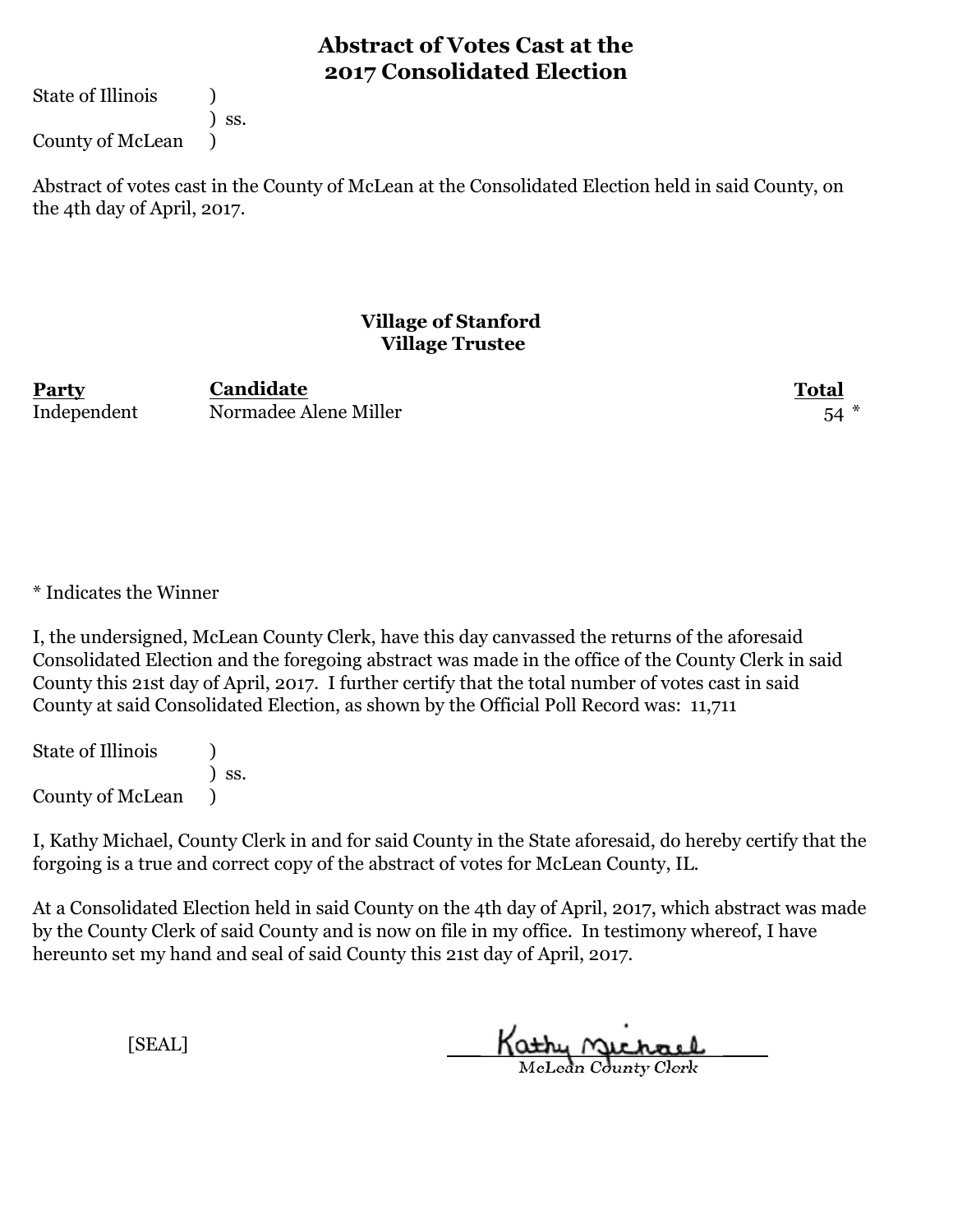# Abstract of Votes Cast at the 2017 Consolidated Election

State of Illinois )
) ss.
County of McLean )

Abstract of votes cast in the County of McLean at the Consolidated Election held in said County, on the 4th day of April, 2017.

## Village of Stanford
### Village Trustee

| Party | Candidate | Total |
|---|---|---|
| Independent | Normadee Alene Miller | 54 * |

* Indicates the Winner

I, the undersigned, McLean County Clerk, have this day canvassed the returns of the aforesaid Consolidated Election and the foregoing abstract was made in the office of the County Clerk in said County this 21st day of April, 2017. I further certify that the total number of votes cast in said County at said Consolidated Election, as shown by the Official Poll Record was: 11,711

State of Illinois )
) ss.
County of McLean )

I, Kathy Michael, County Clerk in and for said County in the State aforesaid, do hereby certify that the forgoing is a true and correct copy of the abstract of votes for McLean County, IL.

At a Consolidated Election held in said County on the 4th day of April, 2017, which abstract was made by the County Clerk of said County and is now on file in my office. In testimony whereof, I have hereunto set my hand and seal of said County this 21st day of April, 2017.

[SEAL]

Kathy Michael
McLean County Clerk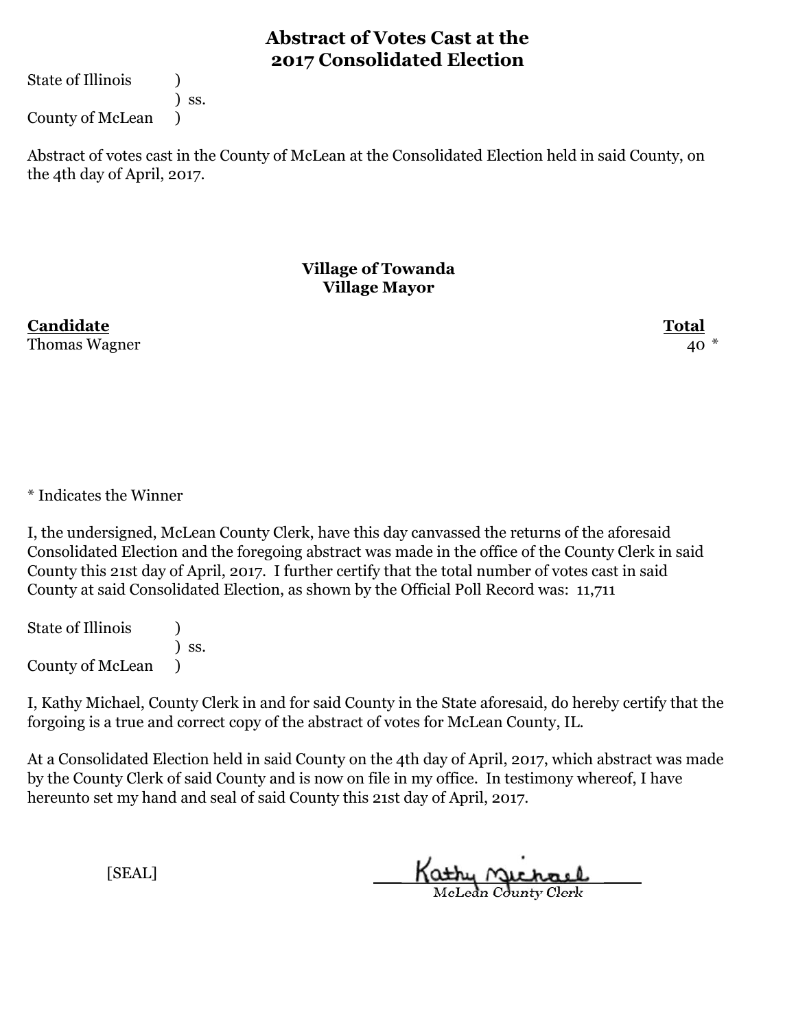# Abstract of Votes Cast at the 2017 Consolidated Election

State of Illinois )
) ss.
County of McLean )

Abstract of votes cast in the County of McLean at the Consolidated Election held in said County, on the 4th day of April, 2017.

## Village of Towanda
### Village Mayor

| **Candidate** | **Total** |
|---|---|
| Thomas Wagner | 40 * |

* Indicates the Winner

I, the undersigned, McLean County Clerk, have this day canvassed the returns of the aforesaid Consolidated Election and the foregoing abstract was made in the office of the County Clerk in said County this 21st day of April, 2017. I further certify that the total number of votes cast in said County at said Consolidated Election, as shown by the Official Poll Record was: 11,711

State of Illinois )
) ss.
County of McLean )

I, Kathy Michael, County Clerk in and for said County in the State aforesaid, do hereby certify that the forgoing is a true and correct copy of the abstract of votes for McLean County, IL.

At a Consolidated Election held in said County on the 4th day of April, 2017, which abstract was made by the County Clerk of said County and is now on file in my office. In testimony whereof, I have hereunto set my hand and seal of said County this 21st day of April, 2017.

[SEAL]

Kathy Michael
McLean County Clerk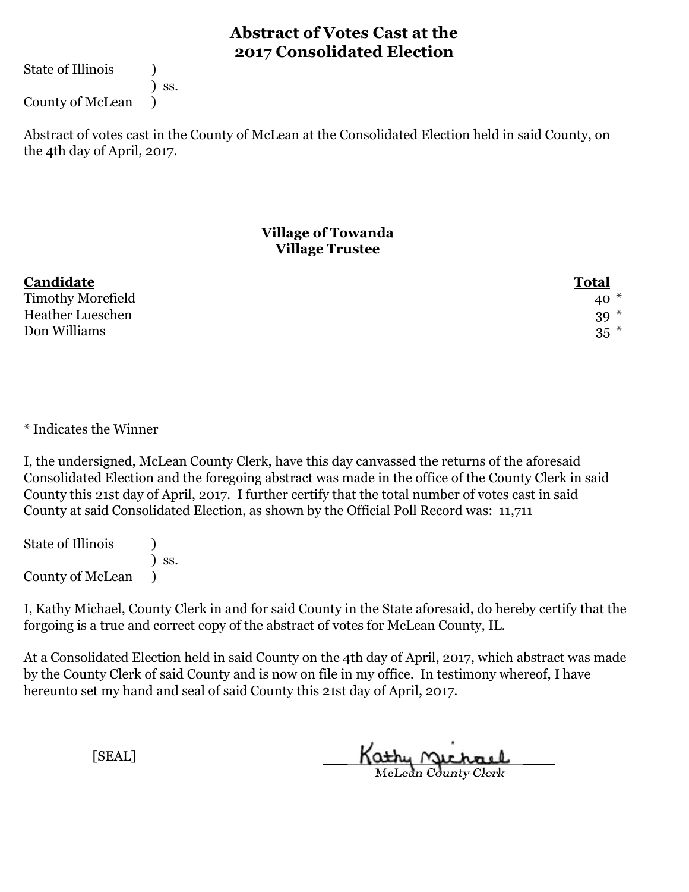# Abstract of Votes Cast at the 2017 Consolidated Election

State of Illinois )
) ss.
County of McLean )

Abstract of votes cast in the County of McLean at the Consolidated Election held in said County, on the 4th day of April, 2017.

## Village of Towanda
### Village Trustee

| Candidate | Total |
|---|---|
| Timothy Morefield | 40 * |
| Heather Lueschen | 39 * |
| Don Williams | 35 * |

* Indicates the Winner

I, the undersigned, McLean County Clerk, have this day canvassed the returns of the aforesaid Consolidated Election and the foregoing abstract was made in the office of the County Clerk in said County this 21st day of April, 2017. I further certify that the total number of votes cast in said County at said Consolidated Election, as shown by the Official Poll Record was: 11,711

State of Illinois )
) ss.
County of McLean )

I, Kathy Michael, County Clerk in and for said County in the State aforesaid, do hereby certify that the forgoing is a true and correct copy of the abstract of votes for McLean County, IL.

At a Consolidated Election held in said County on the 4th day of April, 2017, which abstract was made by the County Clerk of said County and is now on file in my office. In testimony whereof, I have hereunto set my hand and seal of said County this 21st day of April, 2017.

[SEAL]

Kathy Michael
McLean County Clerk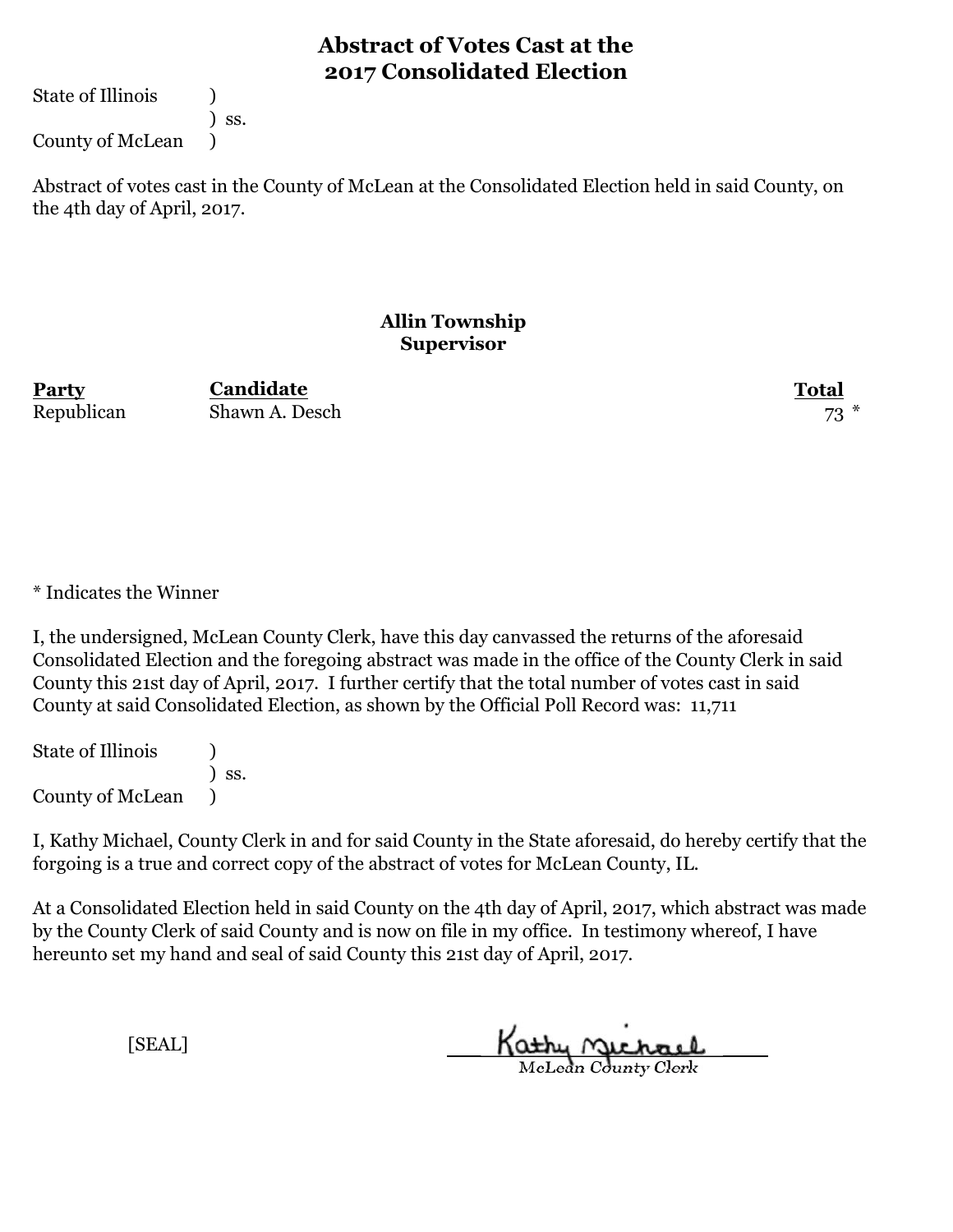# Abstract of Votes Cast at the 2017 Consolidated Election

State of Illinois )
) ss.
County of McLean )

Abstract of votes cast in the County of McLean at the Consolidated Election held in said County, on the 4th day of April, 2017.

## Allin Township
## Supervisor

| Party | Candidate | Total |
| --- | --- | --- |
| Republican | Shawn A. Desch | 73 * |

* Indicates the Winner

I, the undersigned, McLean County Clerk, have this day canvassed the returns of the aforesaid Consolidated Election and the foregoing abstract was made in the office of the County Clerk in said County this 21st day of April, 2017. I further certify that the total number of votes cast in said County at said Consolidated Election, as shown by the Official Poll Record was: 11,711

State of Illinois )
) ss.
County of McLean )

I, Kathy Michael, County Clerk in and for said County in the State aforesaid, do hereby certify that the forgoing is a true and correct copy of the abstract of votes for McLean County, IL.

At a Consolidated Election held in said County on the 4th day of April, 2017, which abstract was made by the County Clerk of said County and is now on file in my office. In testimony whereof, I have hereunto set my hand and seal of said County this 21st day of April, 2017.

[SEAL]

Kathy Michael
McLean County Clerk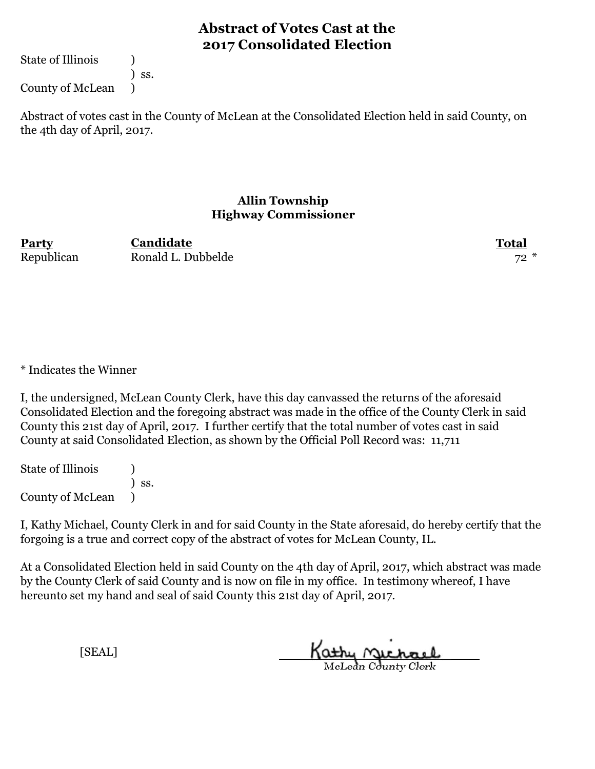# Abstract of Votes Cast at the 2017 Consolidated Election

State of Illinois )
) ss.
County of McLean )

Abstract of votes cast in the County of McLean at the Consolidated Election held in said County, on the 4th day of April, 2017.

## Allin Township
### Highway Commissioner

| Party | Candidate | Total |
|---|---|---|
| Republican | Ronald L. Dubbelde | 72 * |

* Indicates the Winner

I, the undersigned, McLean County Clerk, have this day canvassed the returns of the aforesaid Consolidated Election and the foregoing abstract was made in the office of the County Clerk in said County this 21st day of April, 2017. I further certify that the total number of votes cast in said County at said Consolidated Election, as shown by the Official Poll Record was: 11,711

State of Illinois )
) ss.
County of McLean )

I, Kathy Michael, County Clerk in and for said County in the State aforesaid, do hereby certify that the forgoing is a true and correct copy of the abstract of votes for McLean County, IL.

At a Consolidated Election held in said County on the 4th day of April, 2017, which abstract was made by the County Clerk of said County and is now on file in my office. In testimony whereof, I have hereunto set my hand and seal of said County this 21st day of April, 2017.

[SEAL]

Kathy Michael
McLean County Clerk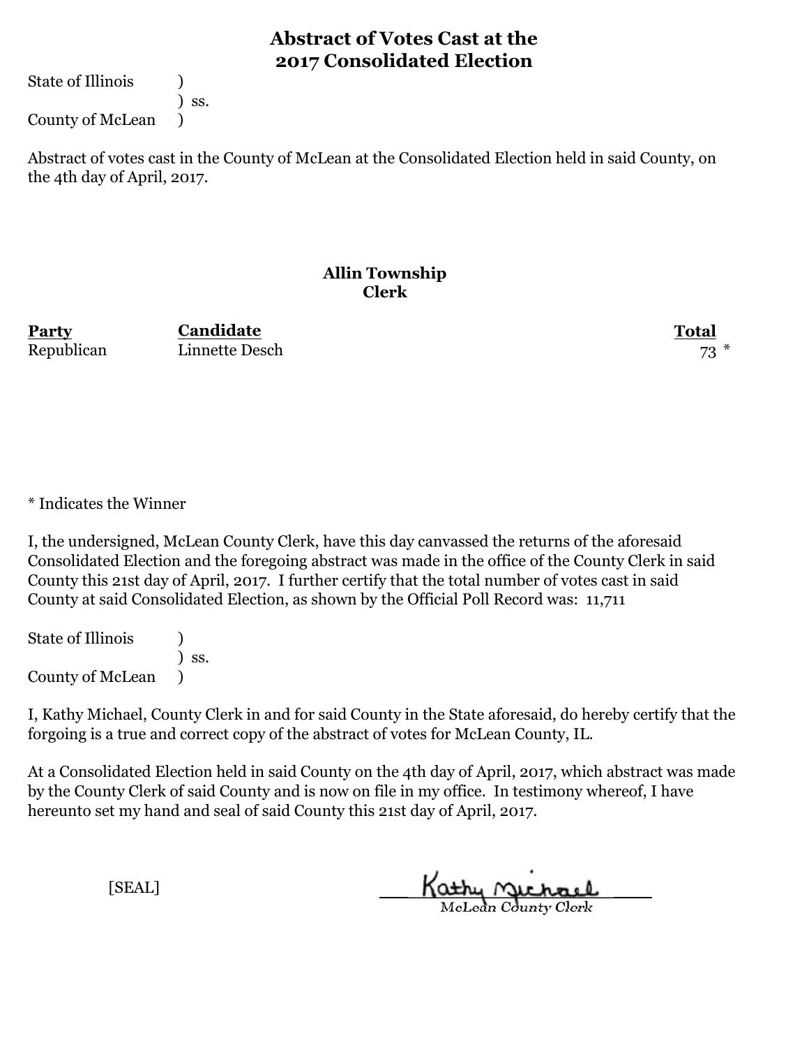# Abstract of Votes Cast at the 2017 Consolidated Election

State of Illinois )
) ss.
County of McLean )

Abstract of votes cast in the County of McLean at the Consolidated Election held in said County, on the 4th day of April, 2017.

## Allin Township
## Clerk

| Party | Candidate | Total |
|---|---|---|
| Republican | Linnette Desch | 73 * |

* Indicates the Winner

I, the undersigned, McLean County Clerk, have this day canvassed the returns of the aforesaid Consolidated Election and the foregoing abstract was made in the office of the County Clerk in said County this 21st day of April, 2017. I further certify that the total number of votes cast in said County at said Consolidated Election, as shown by the Official Poll Record was: 11,711

State of Illinois )
) ss.
County of McLean )

I, Kathy Michael, County Clerk in and for said County in the State aforesaid, do hereby certify that the forgoing is a true and correct copy of the abstract of votes for McLean County, IL.

At a Consolidated Election held in said County on the 4th day of April, 2017, which abstract was made by the County Clerk of said County and is now on file in my office. In testimony whereof, I have hereunto set my hand and seal of said County this 21st day of April, 2017.

[SEAL]

Kathy Michael
McLean County Clerk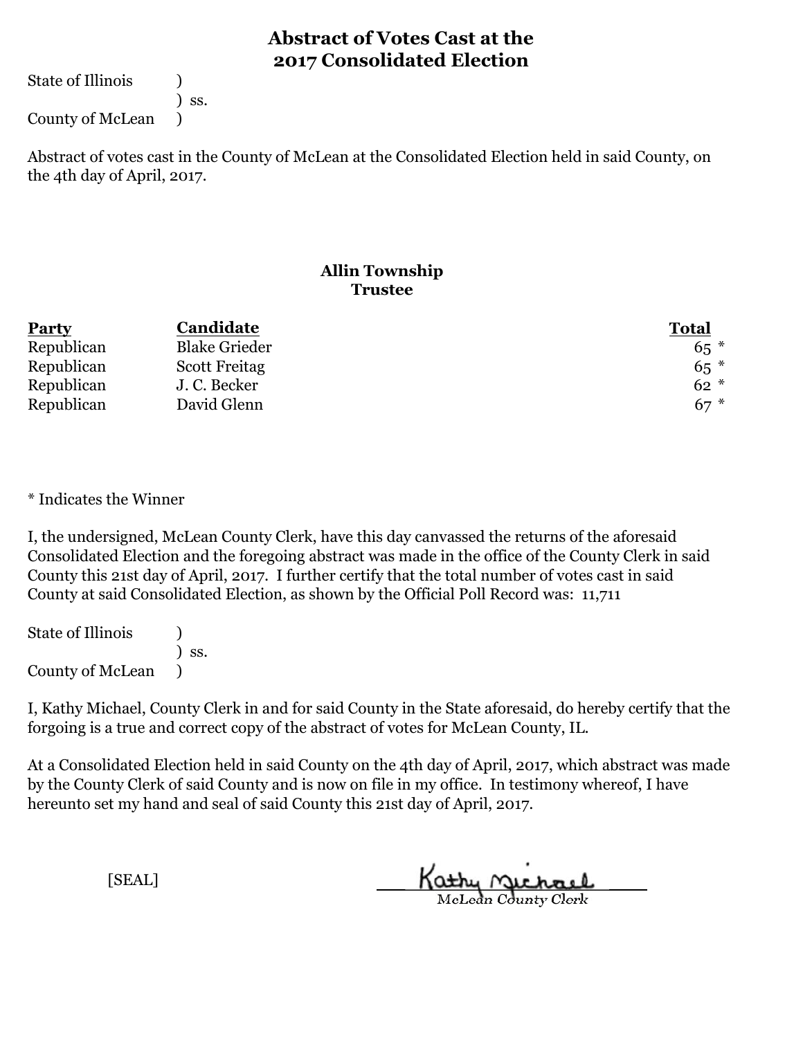# Abstract of Votes Cast at the 2017 Consolidated Election

State of Illinois )
) ss.
County of McLean )

Abstract of votes cast in the County of McLean at the Consolidated Election held in said County, on the 4th day of April, 2017.

## Allin Township
### Trustee

| Party | Candidate | Total |
|---|---|---|
| Republican | Blake Grieder | 65 * |
| Republican | Scott Freitag | 65 * |
| Republican | J. C. Becker | 62 * |
| Republican | David Glenn | 67 * |

* Indicates the Winner

I, the undersigned, McLean County Clerk, have this day canvassed the returns of the aforesaid Consolidated Election and the foregoing abstract was made in the office of the County Clerk in said County this 21st day of April, 2017. I further certify that the total number of votes cast in said County at said Consolidated Election, as shown by the Official Poll Record was: 11,711

State of Illinois )
) ss.
County of McLean )

I, Kathy Michael, County Clerk in and for said County in the State aforesaid, do hereby certify that the forgoing is a true and correct copy of the abstract of votes for McLean County, IL.

At a Consolidated Election held in said County on the 4th day of April, 2017, which abstract was made by the County Clerk of said County and is now on file in my office. In testimony whereof, I have hereunto set my hand and seal of said County this 21st day of April, 2017.

[SEAL]

Kathy Michael
McLean County Clerk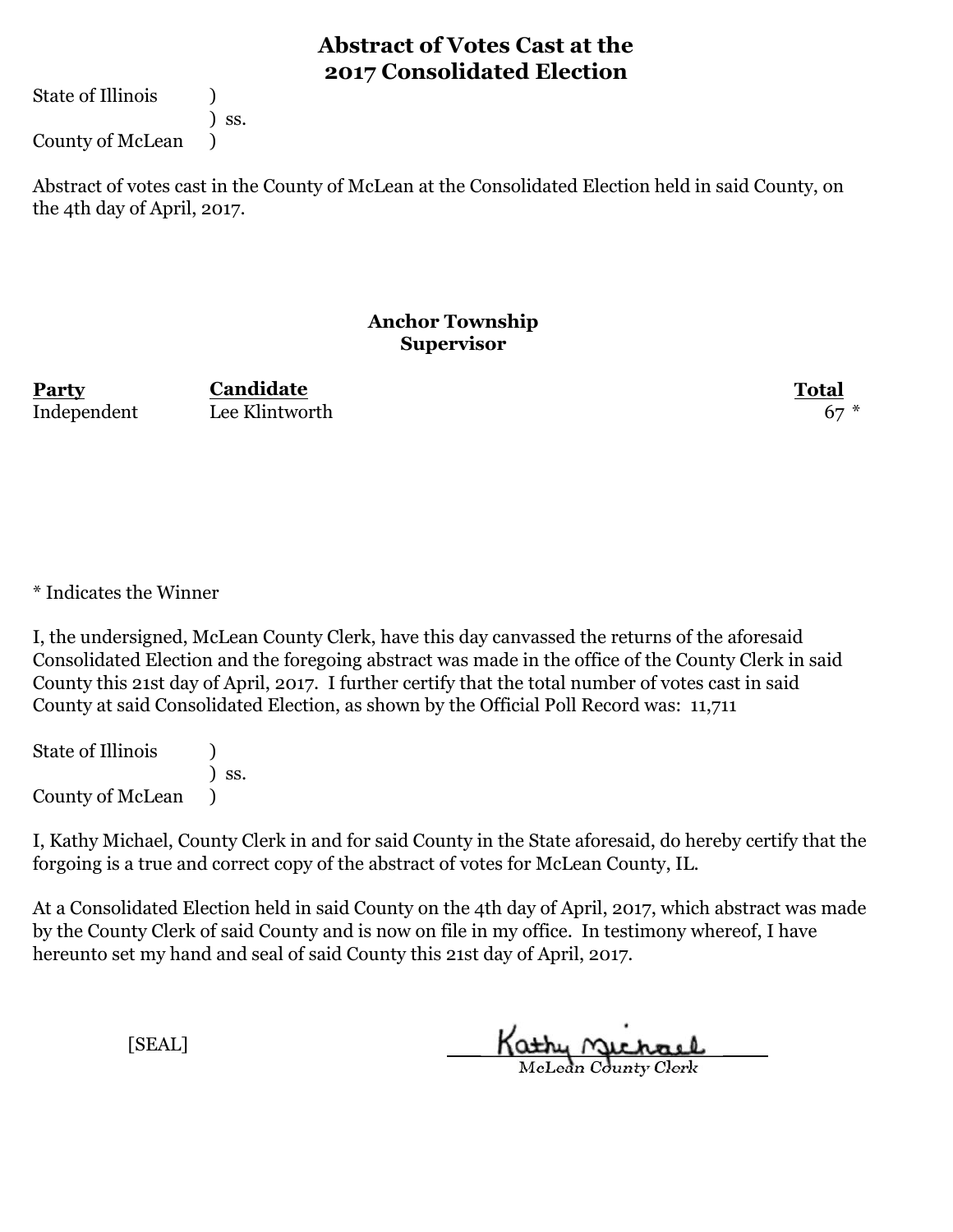# Abstract of Votes Cast at the 2017 Consolidated Election

State of Illinois )
) ss.
County of McLean )

Abstract of votes cast in the County of McLean at the Consolidated Election held in said County, on the 4th day of April, 2017.

### Anchor Township
### Supervisor

| Party | Candidate | Total |
|---|---|---|
| Independent | Lee Klintworth | 67 * |

* Indicates the Winner

I, the undersigned, McLean County Clerk, have this day canvassed the returns of the aforesaid Consolidated Election and the foregoing abstract was made in the office of the County Clerk in said County this 21st day of April, 2017. I further certify that the total number of votes cast in said County at said Consolidated Election, as shown by the Official Poll Record was: 11,711

State of Illinois )
) ss.
County of McLean )

I, Kathy Michael, County Clerk in and for said County in the State aforesaid, do hereby certify that the forgoing is a true and correct copy of the abstract of votes for McLean County, IL.

At a Consolidated Election held in said County on the 4th day of April, 2017, which abstract was made by the County Clerk of said County and is now on file in my office. In testimony whereof, I have hereunto set my hand and seal of said County this 21st day of April, 2017.

[SEAL]

Kathy Michael
McLean County Clerk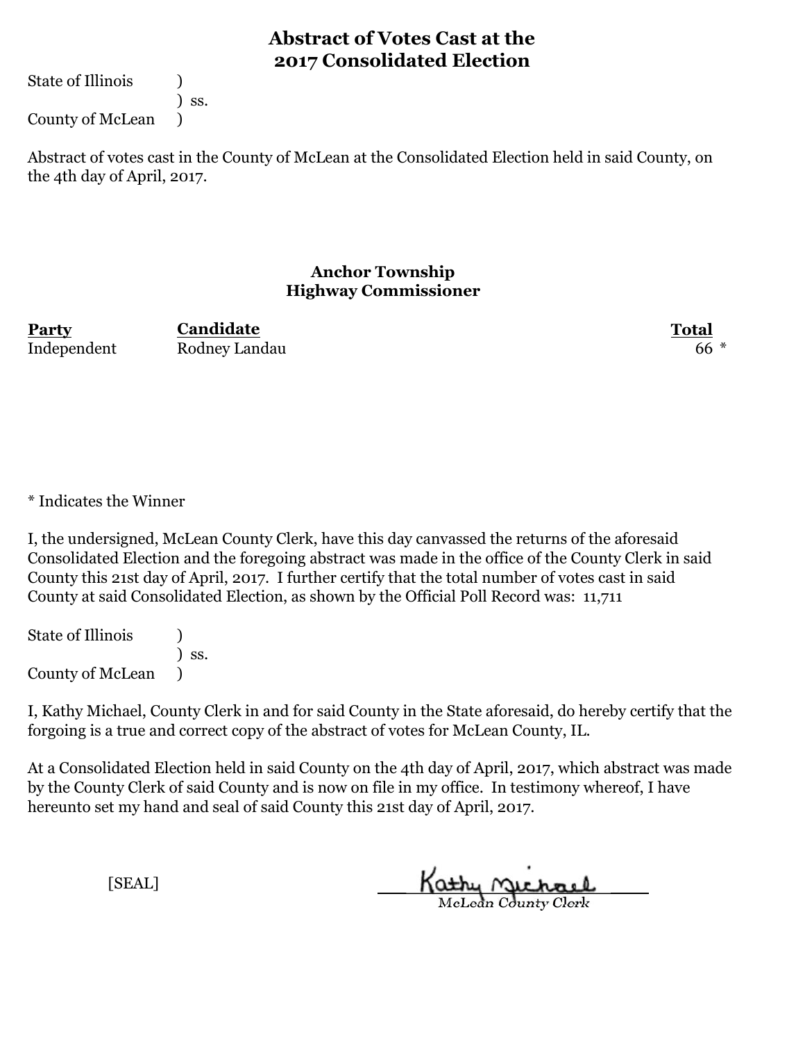# Abstract of Votes Cast at the 2017 Consolidated Election

State of Illinois )
) ss.
County of McLean )

Abstract of votes cast in the County of McLean at the Consolidated Election held in said County, on the 4th day of April, 2017.

## Anchor Township
## Highway Commissioner

| Party | Candidate | Total |
|---|---|---|
| Independent | Rodney Landau | 66 * |

* Indicates the Winner

I, the undersigned, McLean County Clerk, have this day canvassed the returns of the aforesaid Consolidated Election and the foregoing abstract was made in the office of the County Clerk in said County this 21st day of April, 2017. I further certify that the total number of votes cast in said County at said Consolidated Election, as shown by the Official Poll Record was: 11,711

State of Illinois )
) ss.
County of McLean )

I, Kathy Michael, County Clerk in and for said County in the State aforesaid, do hereby certify that the forgoing is a true and correct copy of the abstract of votes for McLean County, IL.

At a Consolidated Election held in said County on the 4th day of April, 2017, which abstract was made by the County Clerk of said County and is now on file in my office. In testimony whereof, I have hereunto set my hand and seal of said County this 21st day of April, 2017.

[SEAL]

Kathy Michael
McLean County Clerk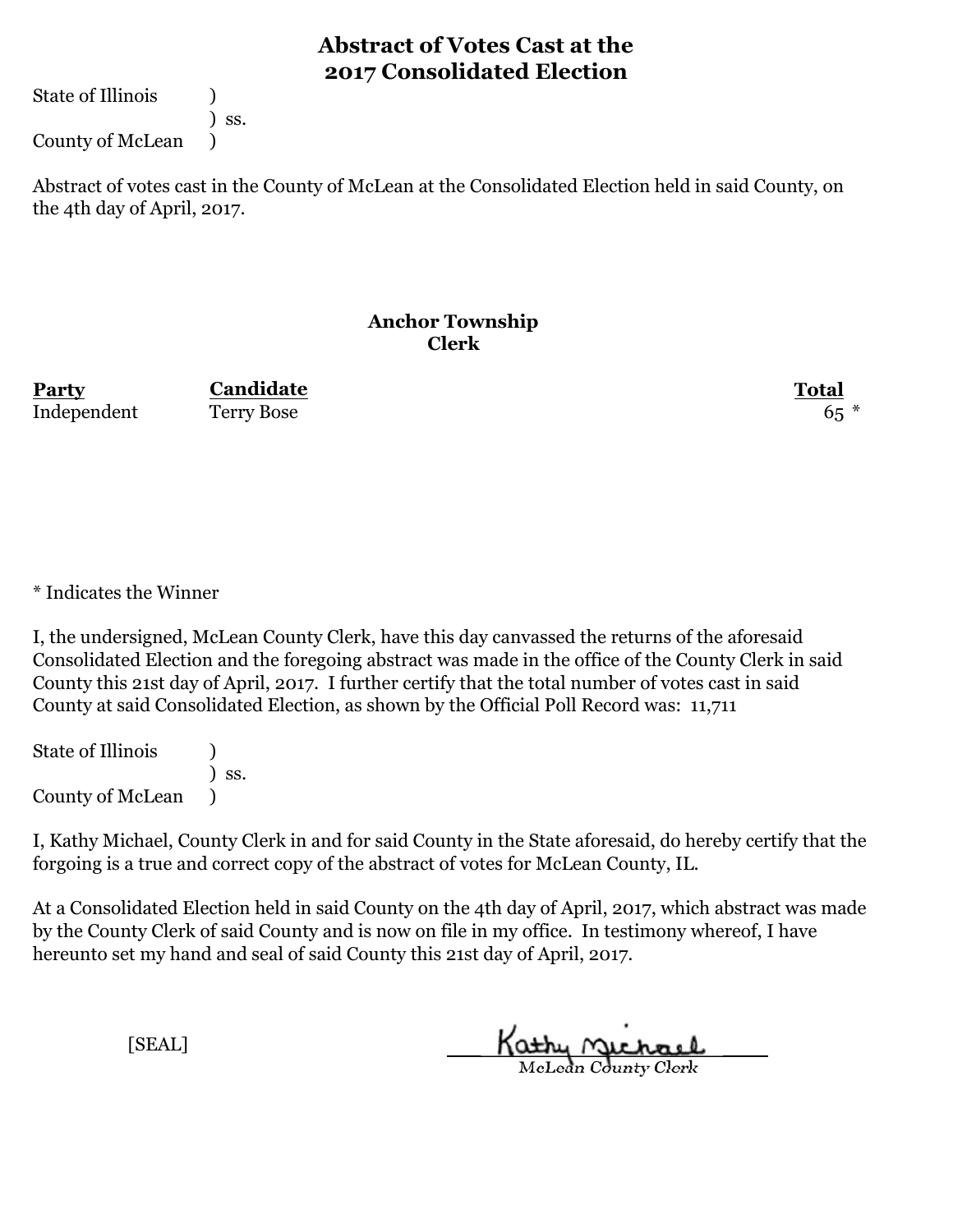# Abstract of Votes Cast at the 2017 Consolidated Election

State of Illinois )
) ss.
County of McLean )

Abstract of votes cast in the County of McLean at the Consolidated Election held in said County, on the 4th day of April, 2017.

## Anchor Township
### Clerk

| Party | Candidate | Total |
| --- | --- | --- |
| Independent | Terry Bose | 65 * |

* Indicates the Winner

I, the undersigned, McLean County Clerk, have this day canvassed the returns of the aforesaid Consolidated Election and the foregoing abstract was made in the office of the County Clerk in said County this 21st day of April, 2017. I further certify that the total number of votes cast in said County at said Consolidated Election, as shown by the Official Poll Record was: 11,711

State of Illinois )
) ss.
County of McLean )

I, Kathy Michael, County Clerk in and for said County in the State aforesaid, do hereby certify that the forgoing is a true and correct copy of the abstract of votes for McLean County, IL.

At a Consolidated Election held in said County on the 4th day of April, 2017, which abstract was made by the County Clerk of said County and is now on file in my office. In testimony whereof, I have hereunto set my hand and seal of said County this 21st day of April, 2017.

[SEAL]

Kathy Michael
McLean County Clerk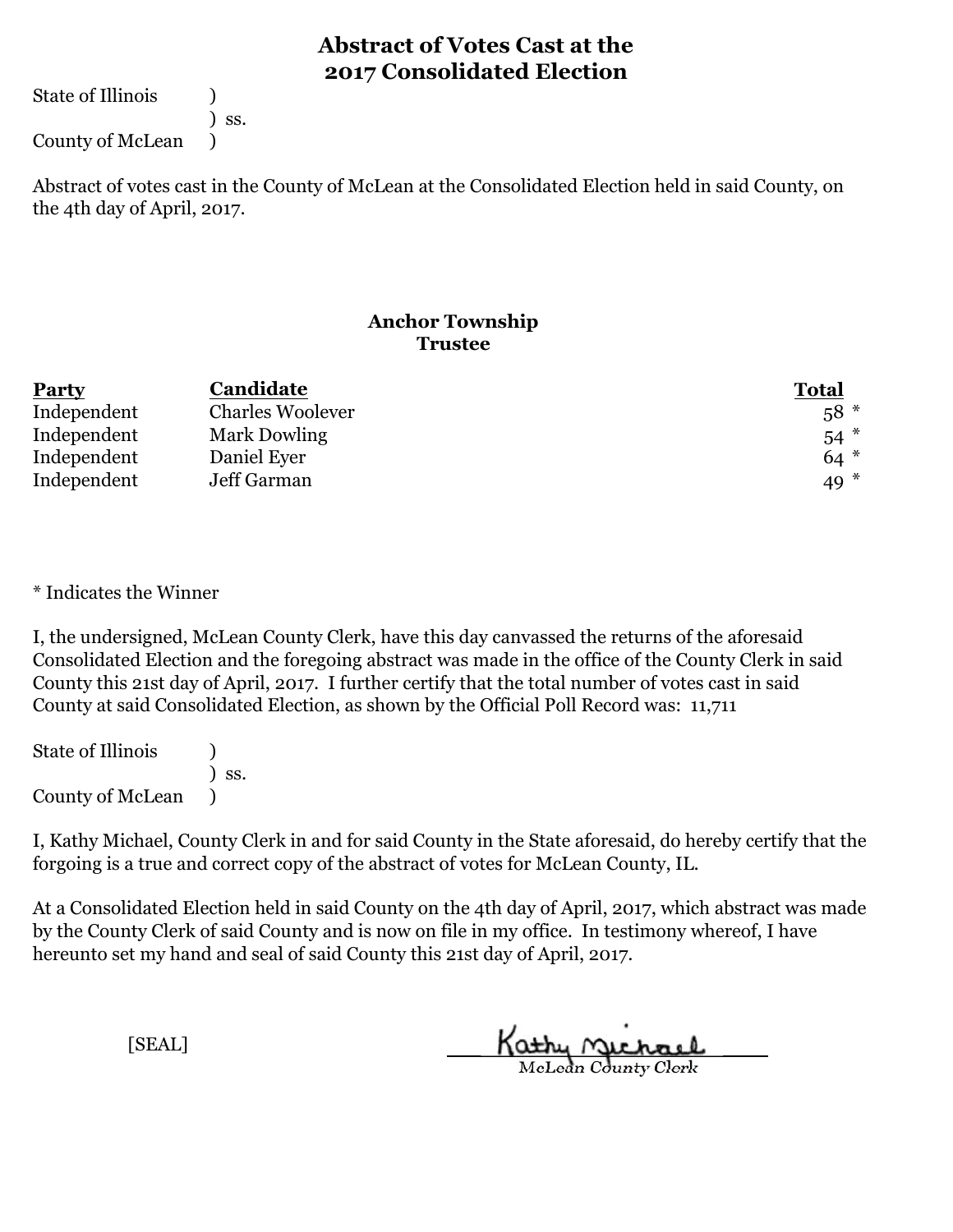# Abstract of Votes Cast at the 2017 Consolidated Election

State of Illinois )
) ss.
County of McLean )

Abstract of votes cast in the County of McLean at the Consolidated Election held in said County, on the 4th day of April, 2017.

## Anchor Township
## Trustee

| Party | Candidate | Total |
|---|---|---|
| Independent | Charles Woolever | 58 * |
| Independent | Mark Dowling | 54 * |
| Independent | Daniel Eyer | 64 * |
| Independent | Jeff Garman | 49 * |

* Indicates the Winner

I, the undersigned, McLean County Clerk, have this day canvassed the returns of the aforesaid Consolidated Election and the foregoing abstract was made in the office of the County Clerk in said County this 21st day of April, 2017. I further certify that the total number of votes cast in said County at said Consolidated Election, as shown by the Official Poll Record was: 11,711

State of Illinois )
) ss.
County of McLean )

I, Kathy Michael, County Clerk in and for said County in the State aforesaid, do hereby certify that the forgoing is a true and correct copy of the abstract of votes for McLean County, IL.

At a Consolidated Election held in said County on the 4th day of April, 2017, which abstract was made by the County Clerk of said County and is now on file in my office. In testimony whereof, I have hereunto set my hand and seal of said County this 21st day of April, 2017.

[SEAL]

Kathy Michael
McLean County Clerk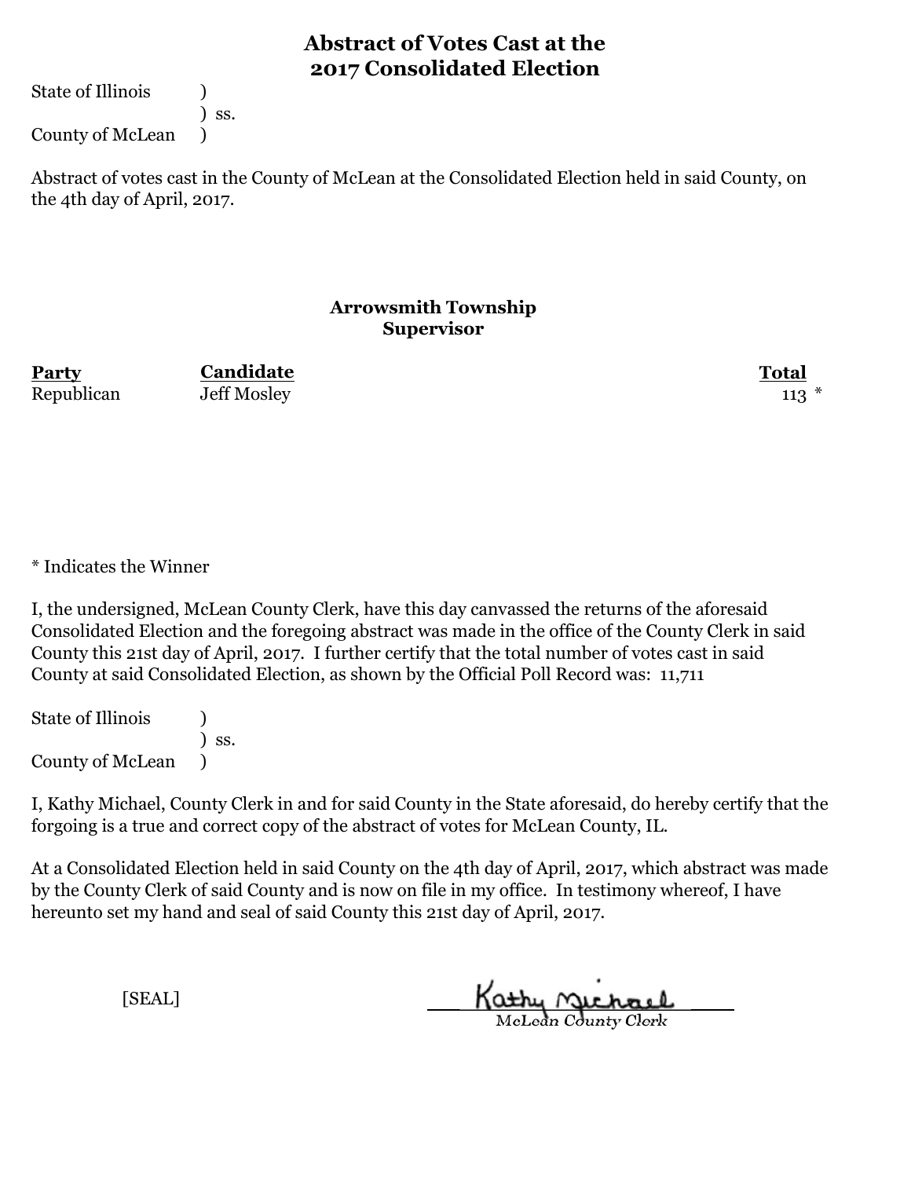# Abstract of Votes Cast at the 2017 Consolidated Election

State of Illinois )
) ss.
County of McLean )

Abstract of votes cast in the County of McLean at the Consolidated Election held in said County, on the 4th day of April, 2017.

## Arrowsmith Township
## Supervisor

| Party | Candidate | Total |
|---|---|---|
| Republican | Jeff Mosley | 113 * |

* Indicates the Winner

I, the undersigned, McLean County Clerk, have this day canvassed the returns of the aforesaid Consolidated Election and the foregoing abstract was made in the office of the County Clerk in said County this 21st day of April, 2017. I further certify that the total number of votes cast in said County at said Consolidated Election, as shown by the Official Poll Record was: 11,711

State of Illinois )
) ss.
County of McLean )

I, Kathy Michael, County Clerk in and for said County in the State aforesaid, do hereby certify that the forgoing is a true and correct copy of the abstract of votes for McLean County, IL.

At a Consolidated Election held in said County on the 4th day of April, 2017, which abstract was made by the County Clerk of said County and is now on file in my office. In testimony whereof, I have hereunto set my hand and seal of said County this 21st day of April, 2017.

[SEAL]

Kathy Michael
McLean County Clerk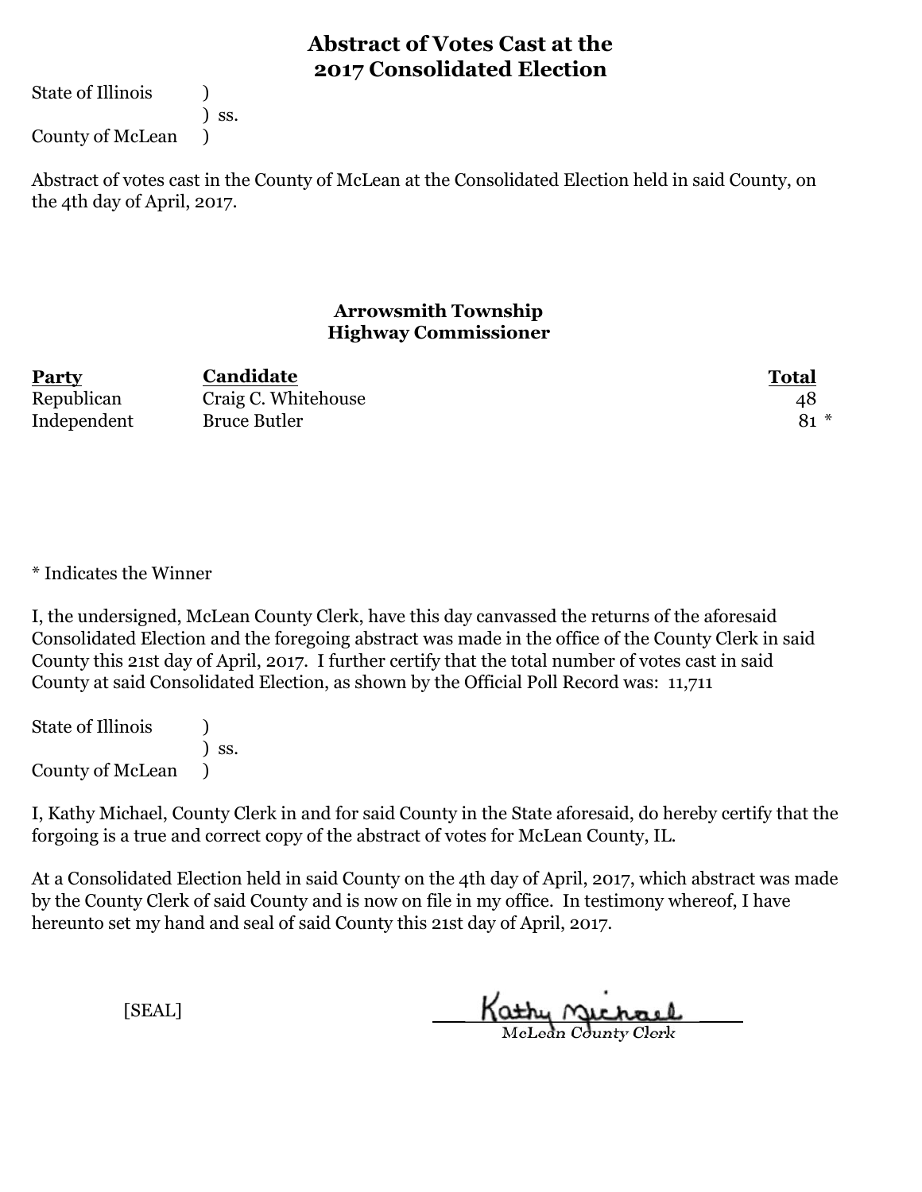# Abstract of Votes Cast at the 2017 Consolidated Election

State of Illinois )
) ss.
County of McLean )

Abstract of votes cast in the County of McLean at the Consolidated Election held in said County, on the 4th day of April, 2017.

### Arrowsmith Township
### Highway Commissioner

| Party | Candidate | Total |
|---|---|---|
| Republican | Craig C. Whitehouse | 48 |
| Independent | Bruce Butler | 81 * |

* Indicates the Winner

I, the undersigned, McLean County Clerk, have this day canvassed the returns of the aforesaid Consolidated Election and the foregoing abstract was made in the office of the County Clerk in said County this 21st day of April, 2017. I further certify that the total number of votes cast in said County at said Consolidated Election, as shown by the Official Poll Record was: 11,711

State of Illinois )
) ss.
County of McLean )

I, Kathy Michael, County Clerk in and for said County in the State aforesaid, do hereby certify that the forgoing is a true and correct copy of the abstract of votes for McLean County, IL.

At a Consolidated Election held in said County on the 4th day of April, 2017, which abstract was made by the County Clerk of said County and is now on file in my office. In testimony whereof, I have hereunto set my hand and seal of said County this 21st day of April, 2017.

[SEAL]

Kathy Michael
McLean County Clerk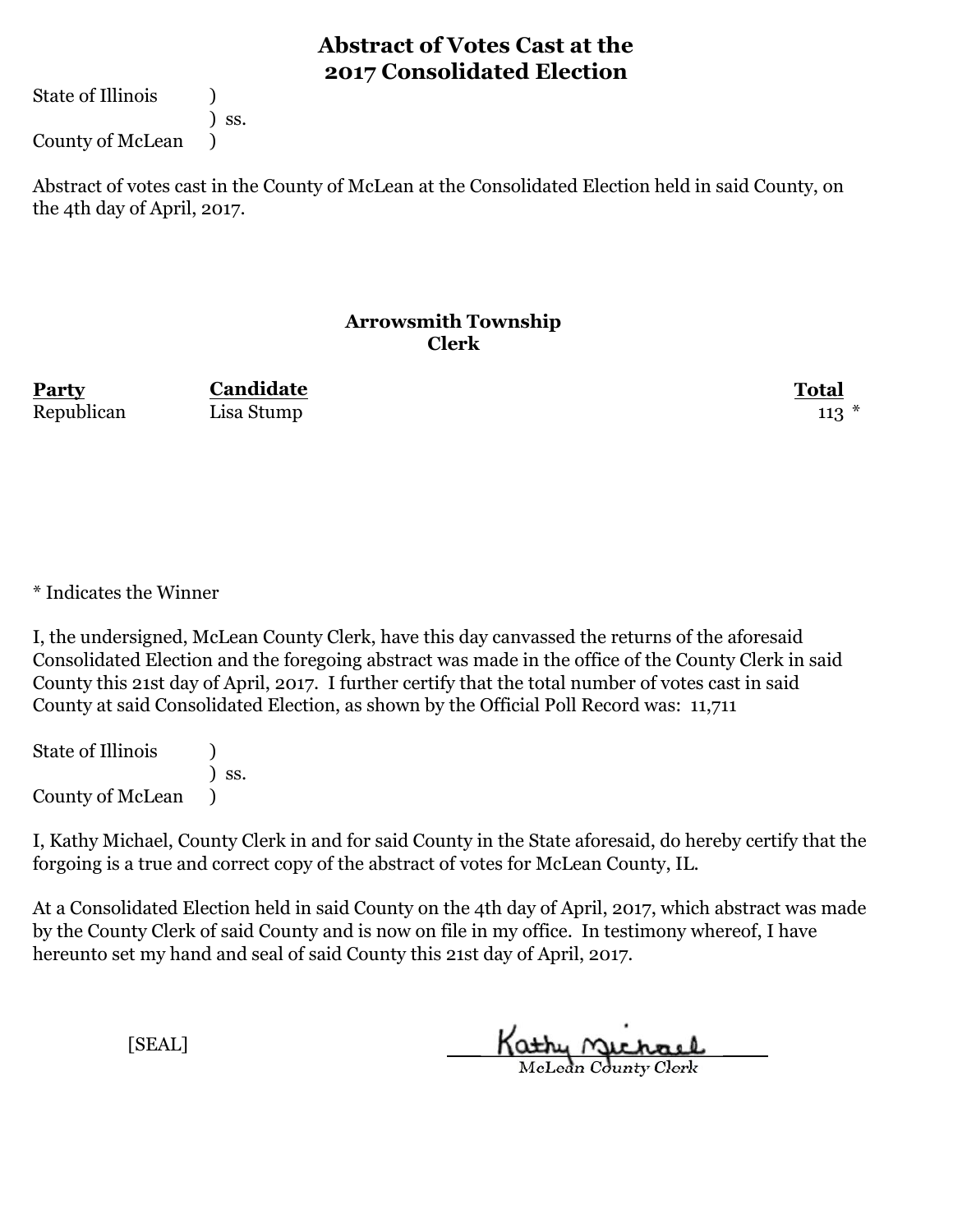# Abstract of Votes Cast at the 2017 Consolidated Election

State of Illinois )
) ss.
County of McLean )

Abstract of votes cast in the County of McLean at the Consolidated Election held in said County, on the 4th day of April, 2017.

## Arrowsmith Township
### Clerk

| Party | Candidate | Total |
|---|---|---|
| Republican | Lisa Stump | 113 * |

* Indicates the Winner

I, the undersigned, McLean County Clerk, have this day canvassed the returns of the aforesaid Consolidated Election and the foregoing abstract was made in the office of the County Clerk in said County this 21st day of April, 2017. I further certify that the total number of votes cast in said County at said Consolidated Election, as shown by the Official Poll Record was: 11,711

State of Illinois )
) ss.
County of McLean )

I, Kathy Michael, County Clerk in and for said County in the State aforesaid, do hereby certify that the forgoing is a true and correct copy of the abstract of votes for McLean County, IL.

At a Consolidated Election held in said County on the 4th day of April, 2017, which abstract was made by the County Clerk of said County and is now on file in my office. In testimony whereof, I have hereunto set my hand and seal of said County this 21st day of April, 2017.

[SEAL]

Kathy Michael
McLean County Clerk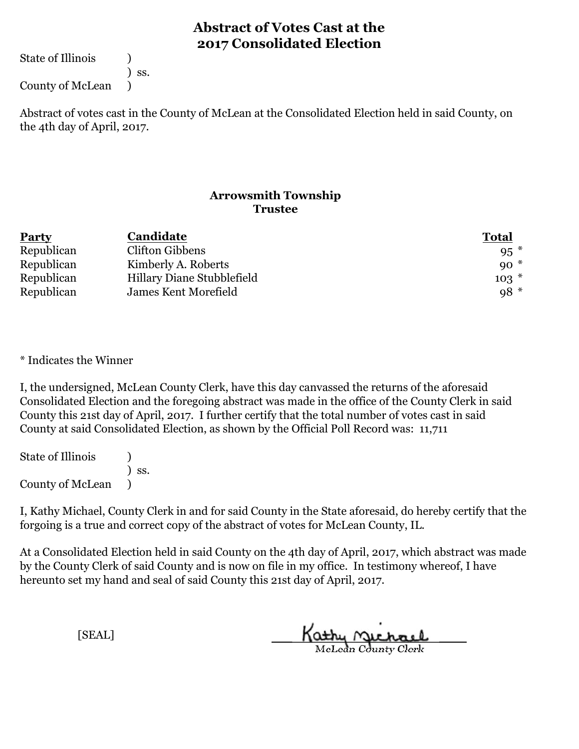# Abstract of Votes Cast at the 2017 Consolidated Election

State of Illinois )
) ss.
County of McLean )

Abstract of votes cast in the County of McLean at the Consolidated Election held in said County, on the 4th day of April, 2017.

### Arrowsmith Township
### Trustee

| Party | Candidate | Total |
|---|---|---|
| Republican | Clifton Gibbens | 95 * |
| Republican | Kimberly A. Roberts | 90 * |
| Republican | Hillary Diane Stubblefield | 103 * |
| Republican | James Kent Morefield | 98 * |

* Indicates the Winner

I, the undersigned, McLean County Clerk, have this day canvassed the returns of the aforesaid Consolidated Election and the foregoing abstract was made in the office of the County Clerk in said County this 21st day of April, 2017. I further certify that the total number of votes cast in said County at said Consolidated Election, as shown by the Official Poll Record was: 11,711

State of Illinois )
) ss.
County of McLean )

I, Kathy Michael, County Clerk in and for said County in the State aforesaid, do hereby certify that the forgoing is a true and correct copy of the abstract of votes for McLean County, IL.

At a Consolidated Election held in said County on the 4th day of April, 2017, which abstract was made by the County Clerk of said County and is now on file in my office. In testimony whereof, I have hereunto set my hand and seal of said County this 21st day of April, 2017.

[SEAL]

Kathy Michael
McLean County Clerk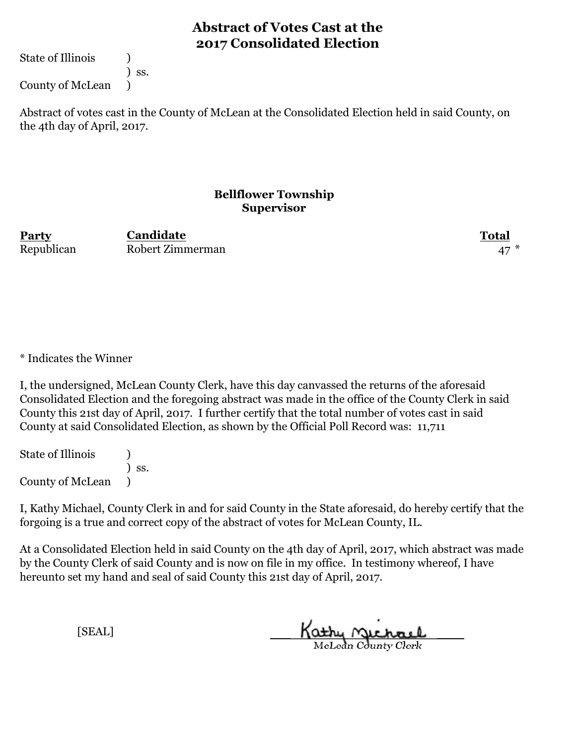# Abstract of Votes Cast at the 2017 Consolidated Election

State of Illinois )
) ss.
County of McLean )

Abstract of votes cast in the County of McLean at the Consolidated Election held in said County, on the 4th day of April, 2017.

## Bellflower Township
### Supervisor

| Party | Candidate | Total |
|---|---|---|
| Republican | Robert Zimmerman | 47 * |

* Indicates the Winner

I, the undersigned, McLean County Clerk, have this day canvassed the returns of the aforesaid Consolidated Election and the foregoing abstract was made in the office of the County Clerk in said County this 21st day of April, 2017. I further certify that the total number of votes cast in said County at said Consolidated Election, as shown by the Official Poll Record was: 11,711

State of Illinois )
) ss.
County of McLean )

I, Kathy Michael, County Clerk in and for said County in the State aforesaid, do hereby certify that the forgoing is a true and correct copy of the abstract of votes for McLean County, IL.

At a Consolidated Election held in said County on the 4th day of April, 2017, which abstract was made by the County Clerk of said County and is now on file in my office. In testimony whereof, I have hereunto set my hand and seal of said County this 21st day of April, 2017.

[SEAL]

Kathy Michael
McLean County Clerk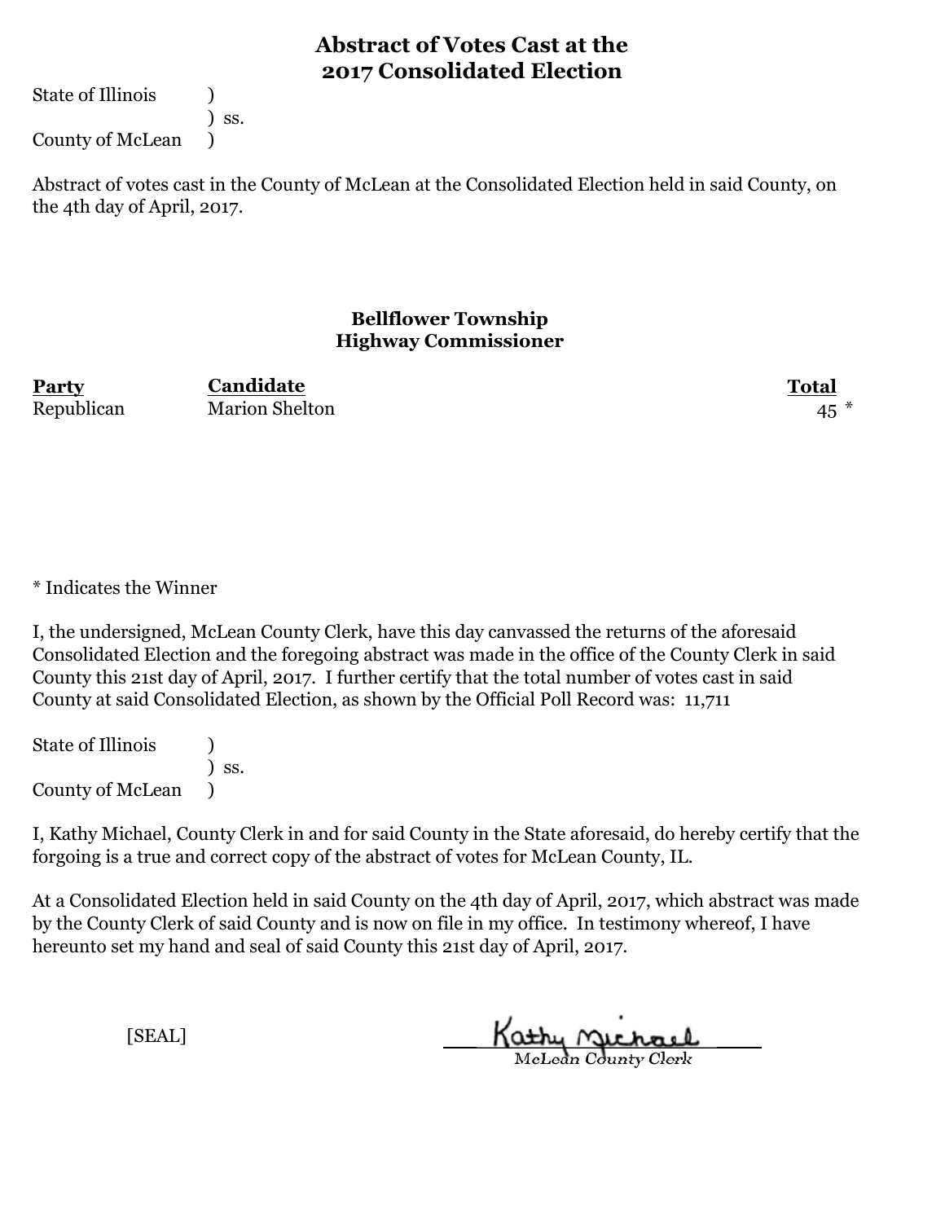# Abstract of Votes Cast at the 2017 Consolidated Election

State of Illinois )
) ss.
County of McLean )

Abstract of votes cast in the County of McLean at the Consolidated Election held in said County, on the 4th day of April, 2017.

### Bellflower Township
### Highway Commissioner

| **Party** | **Candidate** | **Total** |
|---|---|---|
| Republican | Marion Shelton | 45 * |

* Indicates the Winner

I, the undersigned, McLean County Clerk, have this day canvassed the returns of the aforesaid Consolidated Election and the foregoing abstract was made in the office of the County Clerk in said County this 21st day of April, 2017. I further certify that the total number of votes cast in said County at said Consolidated Election, as shown by the Official Poll Record was: 11,711

State of Illinois )
) ss.
County of McLean )

I, Kathy Michael, County Clerk in and for said County in the State aforesaid, do hereby certify that the forgoing is a true and correct copy of the abstract of votes for McLean County, IL.

At a Consolidated Election held in said County on the 4th day of April, 2017, which abstract was made by the County Clerk of said County and is now on file in my office. In testimony whereof, I have hereunto set my hand and seal of said County this 21st day of April, 2017.

[SEAL]

Kathy Michael
McLean County Clerk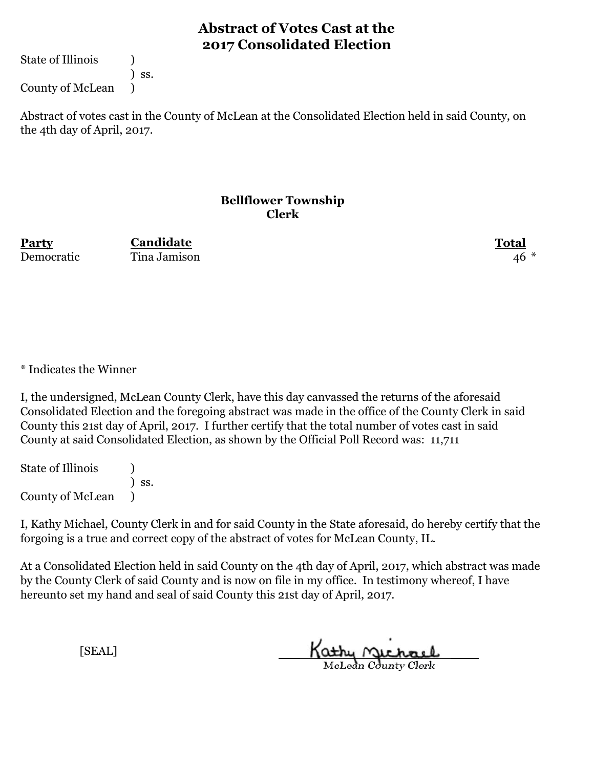# Abstract of Votes Cast at the 2017 Consolidated Election

State of Illinois )
) ss.
County of McLean )

Abstract of votes cast in the County of McLean at the Consolidated Election held in said County, on the 4th day of April, 2017.

### Bellflower Township
### Clerk

| Party | Candidate | Total |
|---|---|---|
| Democratic | Tina Jamison | 46 * |

* Indicates the Winner

I, the undersigned, McLean County Clerk, have this day canvassed the returns of the aforesaid Consolidated Election and the foregoing abstract was made in the office of the County Clerk in said County this 21st day of April, 2017. I further certify that the total number of votes cast in said County at said Consolidated Election, as shown by the Official Poll Record was: 11,711

State of Illinois )
) ss.
County of McLean )

I, Kathy Michael, County Clerk in and for said County in the State aforesaid, do hereby certify that the forgoing is a true and correct copy of the abstract of votes for McLean County, IL.

At a Consolidated Election held in said County on the 4th day of April, 2017, which abstract was made by the County Clerk of said County and is now on file in my office. In testimony whereof, I have hereunto set my hand and seal of said County this 21st day of April, 2017.

[SEAL]

Kathy Michael
McLean County Clerk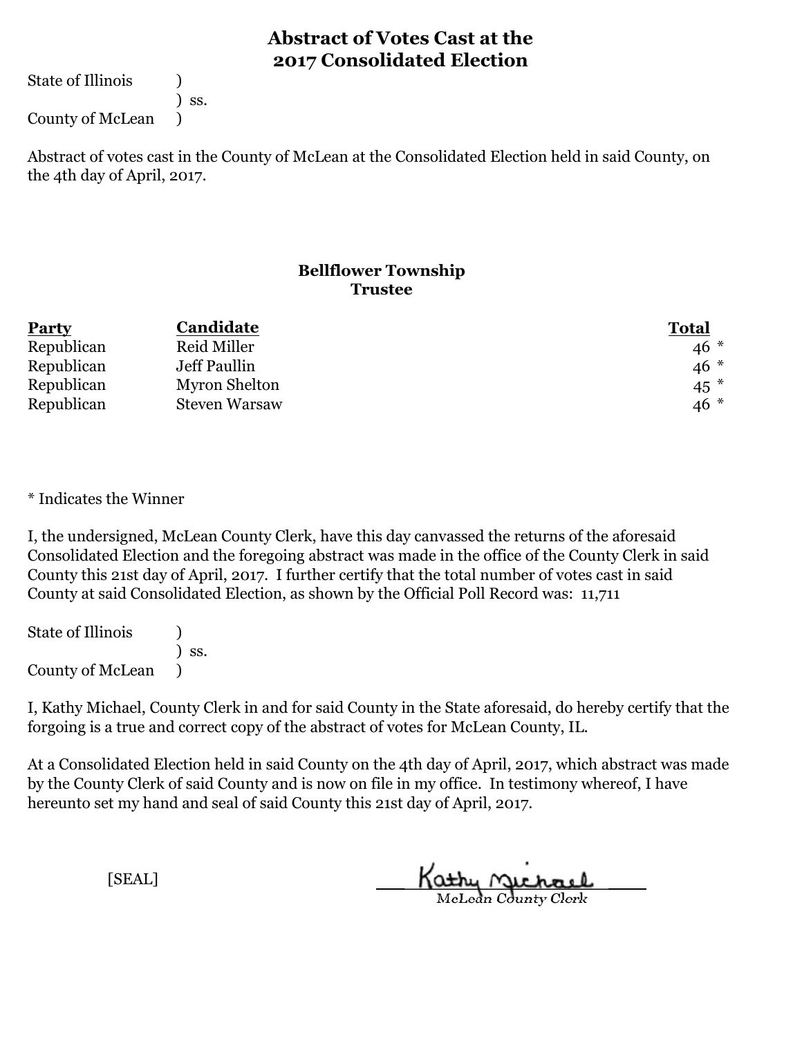# Abstract of Votes Cast at the 2017 Consolidated Election

State of Illinois )
) ss.
County of McLean )

Abstract of votes cast in the County of McLean at the Consolidated Election held in said County, on the 4th day of April, 2017.

## Bellflower Township
### Trustee

| Party | Candidate | Total |
|---|---|---|
| Republican | Reid Miller | 46 * |
| Republican | Jeff Paullin | 46 * |
| Republican | Myron Shelton | 45 * |
| Republican | Steven Warsaw | 46 * |

* Indicates the Winner

I, the undersigned, McLean County Clerk, have this day canvassed the returns of the aforesaid Consolidated Election and the foregoing abstract was made in the office of the County Clerk in said County this 21st day of April, 2017. I further certify that the total number of votes cast in said County at said Consolidated Election, as shown by the Official Poll Record was: 11,711

State of Illinois )
) ss.
County of McLean )

I, Kathy Michael, County Clerk in and for said County in the State aforesaid, do hereby certify that the forgoing is a true and correct copy of the abstract of votes for McLean County, IL.

At a Consolidated Election held in said County on the 4th day of April, 2017, which abstract was made by the County Clerk of said County and is now on file in my office. In testimony whereof, I have hereunto set my hand and seal of said County this 21st day of April, 2017.

[SEAL]

Kathy Michael
McLean County Clerk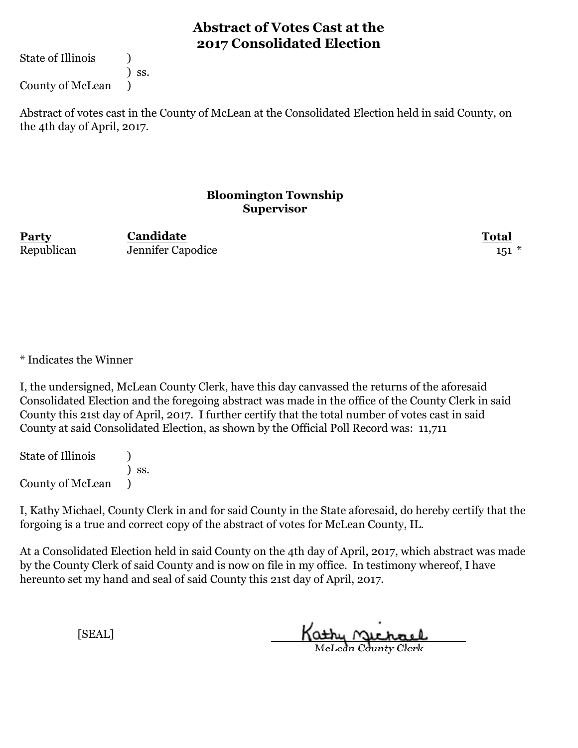# Abstract of Votes Cast at the 2017 Consolidated Election

State of Illinois )
) ss.
County of McLean )

Abstract of votes cast in the County of McLean at the Consolidated Election held in said County, on the 4th day of April, 2017.

## Bloomington Township
## Supervisor

| Party | Candidate | Total |
|---|---|---|
| Republican | Jennifer Capodice | 151 * |

* Indicates the Winner

I, the undersigned, McLean County Clerk, have this day canvassed the returns of the aforesaid Consolidated Election and the foregoing abstract was made in the office of the County Clerk in said County this 21st day of April, 2017. I further certify that the total number of votes cast in said County at said Consolidated Election, as shown by the Official Poll Record was: 11,711

State of Illinois )
) ss.
County of McLean )

I, Kathy Michael, County Clerk in and for said County in the State aforesaid, do hereby certify that the forgoing is a true and correct copy of the abstract of votes for McLean County, IL.

At a Consolidated Election held in said County on the 4th day of April, 2017, which abstract was made by the County Clerk of said County and is now on file in my office. In testimony whereof, I have hereunto set my hand and seal of said County this 21st day of April, 2017.

[SEAL]

Kathy Michael
McLean County Clerk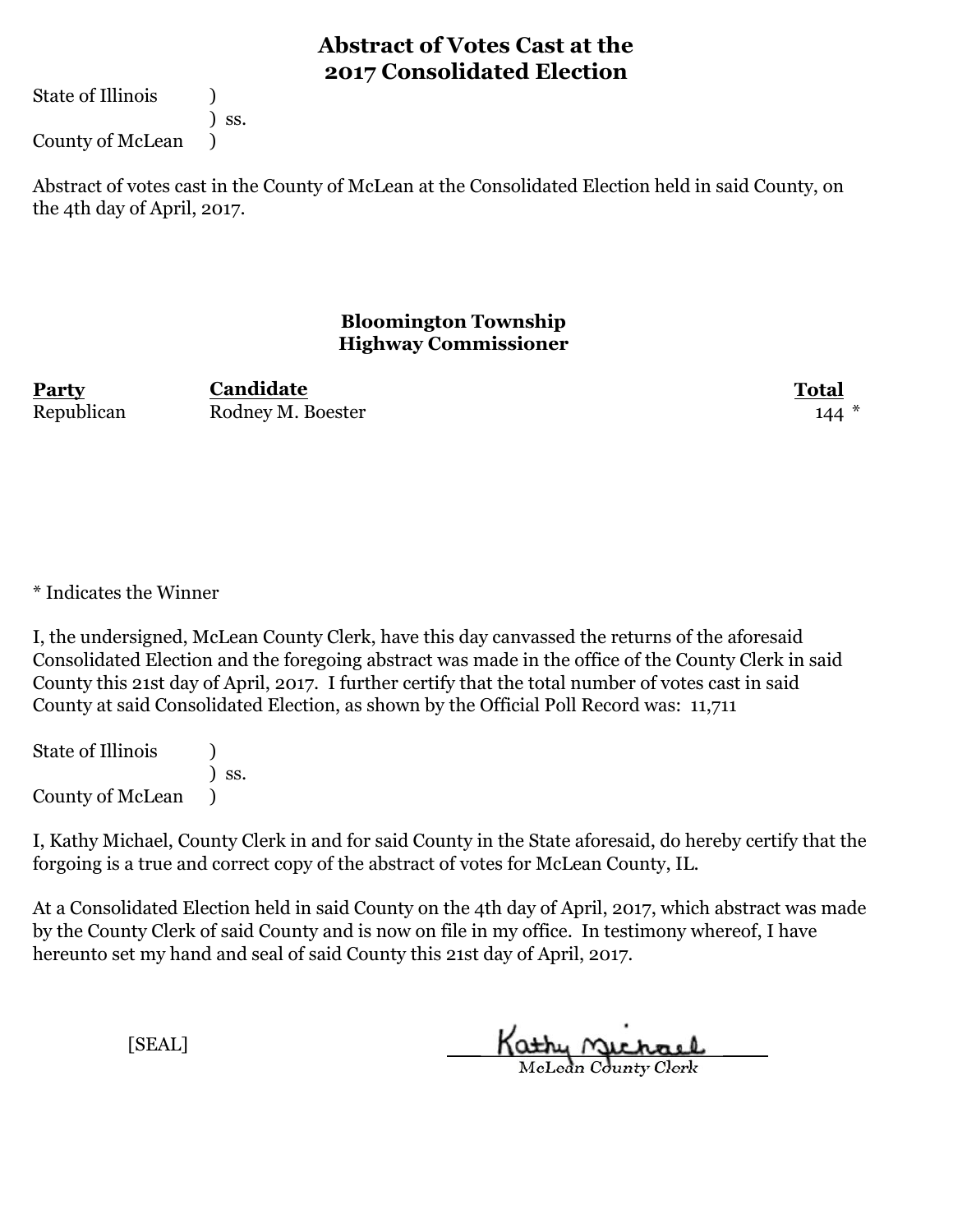# Abstract of Votes Cast at the 2017 Consolidated Election

State of Illinois )
) ss.
County of McLean )

Abstract of votes cast in the County of McLean at the Consolidated Election held in said County, on the 4th day of April, 2017.

## Bloomington Township
## Highway Commissioner

| Party | Candidate | Total |
|---|---|---|
| Republican | Rodney M. Boester | 144 * |

* Indicates the Winner

I, the undersigned, McLean County Clerk, have this day canvassed the returns of the aforesaid Consolidated Election and the foregoing abstract was made in the office of the County Clerk in said County this 21st day of April, 2017. I further certify that the total number of votes cast in said County at said Consolidated Election, as shown by the Official Poll Record was: 11,711

State of Illinois )
) ss.
County of McLean )

I, Kathy Michael, County Clerk in and for said County in the State aforesaid, do hereby certify that the forgoing is a true and correct copy of the abstract of votes for McLean County, IL.

At a Consolidated Election held in said County on the 4th day of April, 2017, which abstract was made by the County Clerk of said County and is now on file in my office. In testimony whereof, I have hereunto set my hand and seal of said County this 21st day of April, 2017.

[SEAL]

Kathy Michael
McLean County Clerk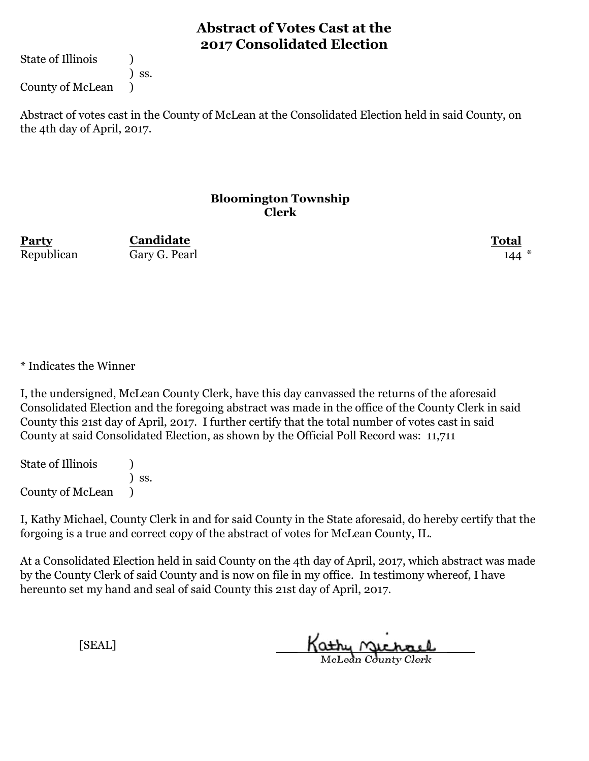# Abstract of Votes Cast at the 2017 Consolidated Election

State of Illinois )
) ss.
County of McLean )

Abstract of votes cast in the County of McLean at the Consolidated Election held in said County, on the 4th day of April, 2017.

## Bloomington Township
## Clerk

| Party | Candidate | Total |
|---|---|---|
| Republican | Gary G. Pearl | 144 * |

* Indicates the Winner

I, the undersigned, McLean County Clerk, have this day canvassed the returns of the aforesaid Consolidated Election and the foregoing abstract was made in the office of the County Clerk in said County this 21st day of April, 2017. I further certify that the total number of votes cast in said County at said Consolidated Election, as shown by the Official Poll Record was: 11,711

State of Illinois )
) ss.
County of McLean )

I, Kathy Michael, County Clerk in and for said County in the State aforesaid, do hereby certify that the forgoing is a true and correct copy of the abstract of votes for McLean County, IL.

At a Consolidated Election held in said County on the 4th day of April, 2017, which abstract was made by the County Clerk of said County and is now on file in my office. In testimony whereof, I have hereunto set my hand and seal of said County this 21st day of April, 2017.

[SEAL]

Kathy Michael
McLean County Clerk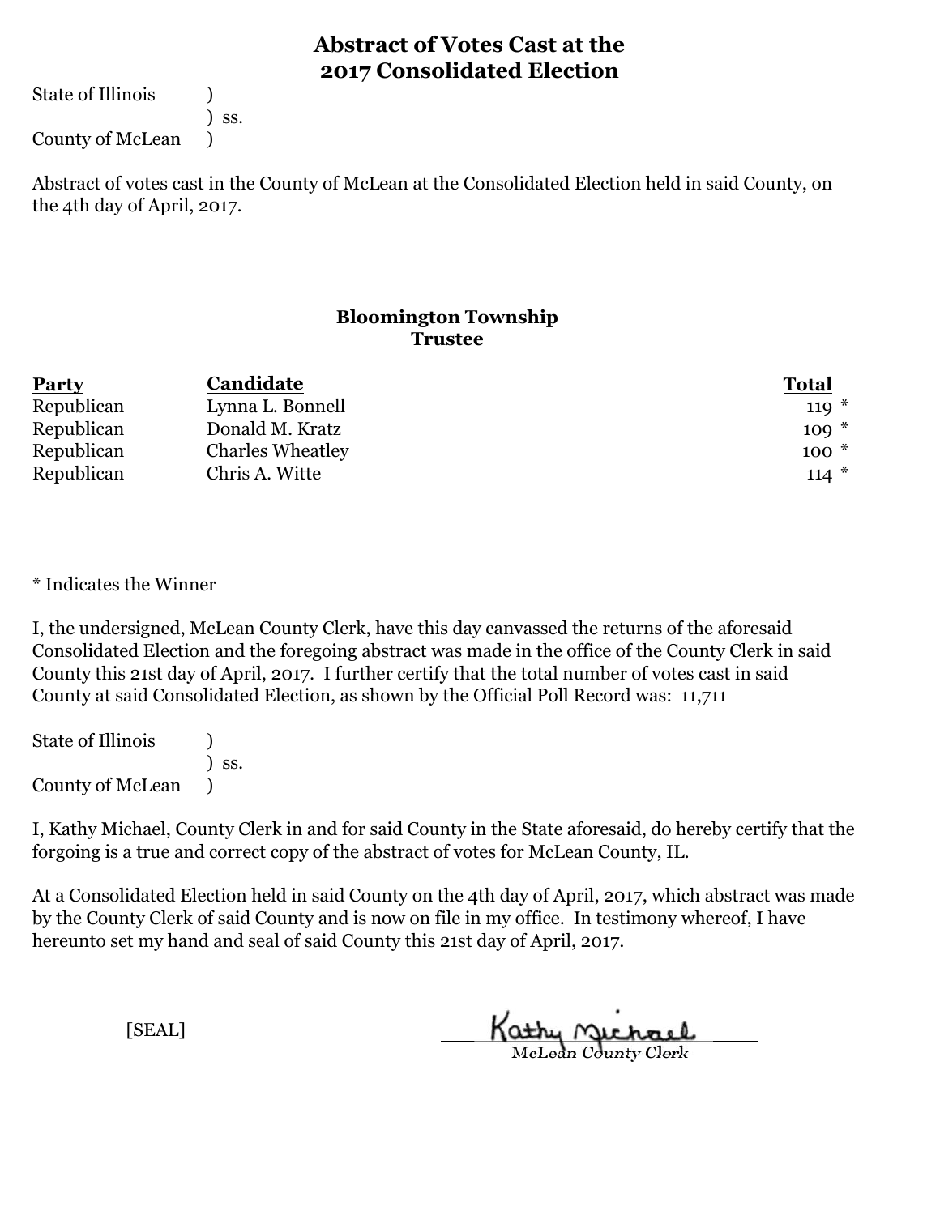# Abstract of Votes Cast at the 2017 Consolidated Election

State of Illinois )
) ss.
County of McLean )

Abstract of votes cast in the County of McLean at the Consolidated Election held in said County, on the 4th day of April, 2017.

### Bloomington Township
### Trustee

| Party | Candidate | Total |
|---|---|---|
| Republican | Lynna L. Bonnell | 119 * |
| Republican | Donald M. Kratz | 109 * |
| Republican | Charles Wheatley | 100 * |
| Republican | Chris A. Witte | 114 * |

* Indicates the Winner

I, the undersigned, McLean County Clerk, have this day canvassed the returns of the aforesaid Consolidated Election and the foregoing abstract was made in the office of the County Clerk in said County this 21st day of April, 2017. I further certify that the total number of votes cast in said County at said Consolidated Election, as shown by the Official Poll Record was: 11,711

State of Illinois )
) ss.
County of McLean )

I, Kathy Michael, County Clerk in and for said County in the State aforesaid, do hereby certify that the forgoing is a true and correct copy of the abstract of votes for McLean County, IL.

At a Consolidated Election held in said County on the 4th day of April, 2017, which abstract was made by the County Clerk of said County and is now on file in my office. In testimony whereof, I have hereunto set my hand and seal of said County this 21st day of April, 2017.

[SEAL]

Kathy Michael
McLean County Clerk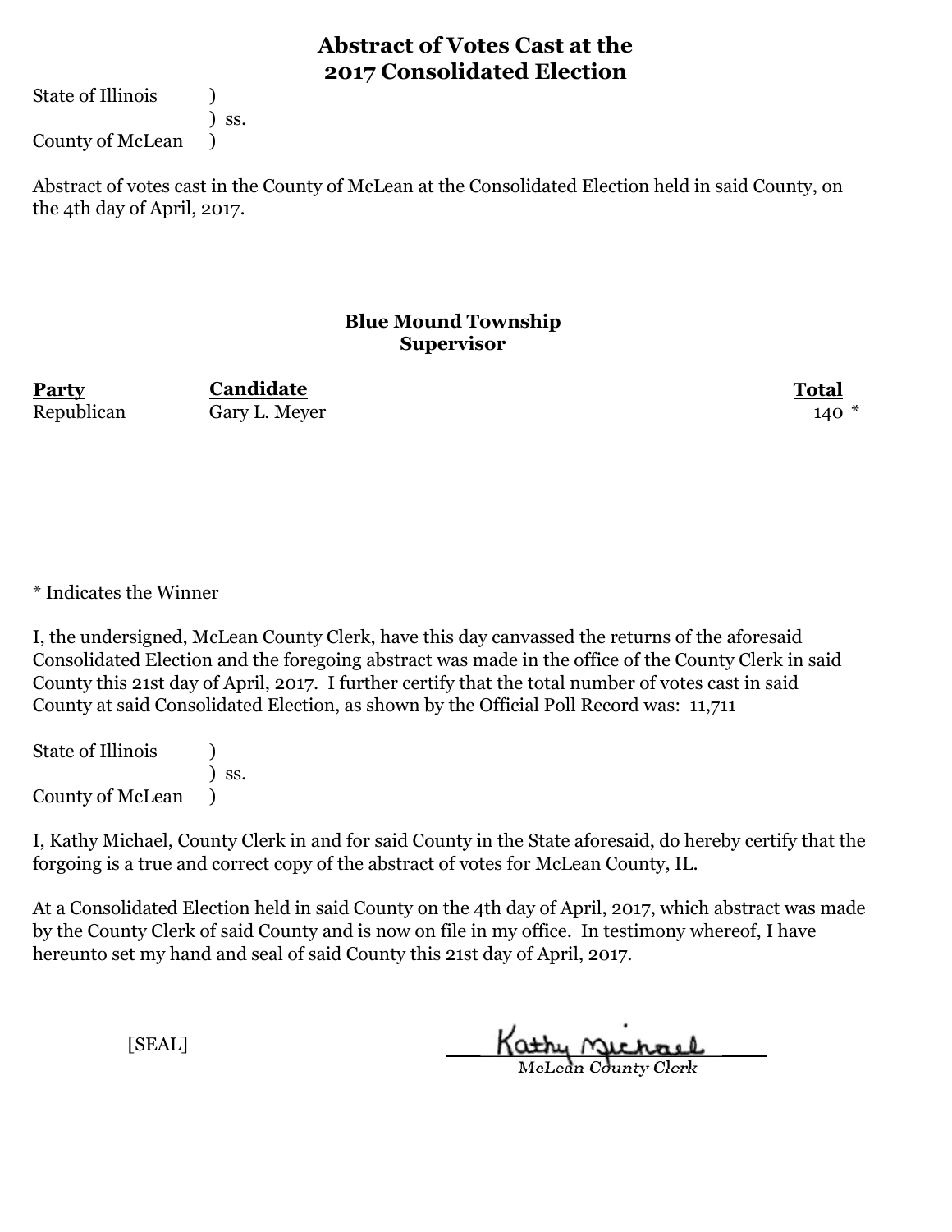# Abstract of Votes Cast at the 2017 Consolidated Election

State of Illinois )
) ss.
County of McLean )

Abstract of votes cast in the County of McLean at the Consolidated Election held in said County, on the 4th day of April, 2017.

## Blue Mound Township
### Supervisor

| Party | Candidate | Total |
|---|---|---|
| Republican | Gary L. Meyer | 140 * |

* Indicates the Winner

I, the undersigned, McLean County Clerk, have this day canvassed the returns of the aforesaid Consolidated Election and the foregoing abstract was made in the office of the County Clerk in said County this 21st day of April, 2017. I further certify that the total number of votes cast in said County at said Consolidated Election, as shown by the Official Poll Record was: 11,711

State of Illinois )
) ss.
County of McLean )

I, Kathy Michael, County Clerk in and for said County in the State aforesaid, do hereby certify that the forgoing is a true and correct copy of the abstract of votes for McLean County, IL.

At a Consolidated Election held in said County on the 4th day of April, 2017, which abstract was made by the County Clerk of said County and is now on file in my office. In testimony whereof, I have hereunto set my hand and seal of said County this 21st day of April, 2017.

[SEAL]

Kathy Michael
McLean County Clerk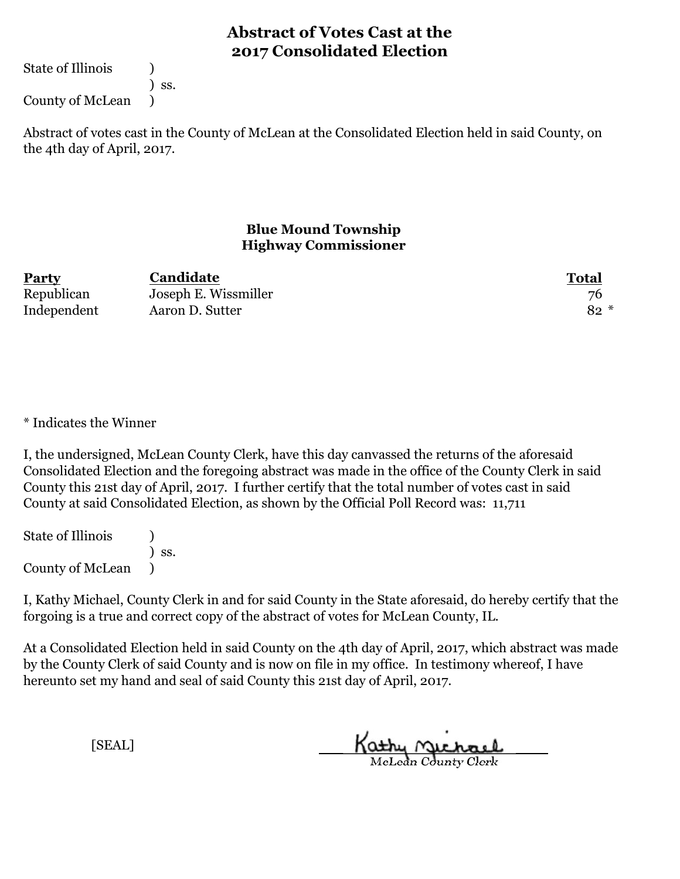# Abstract of Votes Cast at the 2017 Consolidated Election

State of Illinois )
) ss.
County of McLean )

Abstract of votes cast in the County of McLean at the Consolidated Election held in said County, on the 4th day of April, 2017.

## Blue Mound Township
## Highway Commissioner

| Party | Candidate | Total |
|---|---|---|
| Republican | Joseph E. Wissmiller | 76 |
| Independent | Aaron D. Sutter | 82 * |

* Indicates the Winner

I, the undersigned, McLean County Clerk, have this day canvassed the returns of the aforesaid Consolidated Election and the foregoing abstract was made in the office of the County Clerk in said County this 21st day of April, 2017. I further certify that the total number of votes cast in said County at said Consolidated Election, as shown by the Official Poll Record was: 11,711

State of Illinois )
) ss.
County of McLean )

I, Kathy Michael, County Clerk in and for said County in the State aforesaid, do hereby certify that the forgoing is a true and correct copy of the abstract of votes for McLean County, IL.

At a Consolidated Election held in said County on the 4th day of April, 2017, which abstract was made by the County Clerk of said County and is now on file in my office. In testimony whereof, I have hereunto set my hand and seal of said County this 21st day of April, 2017.

[SEAL]

Kathy Michael
McLean County Clerk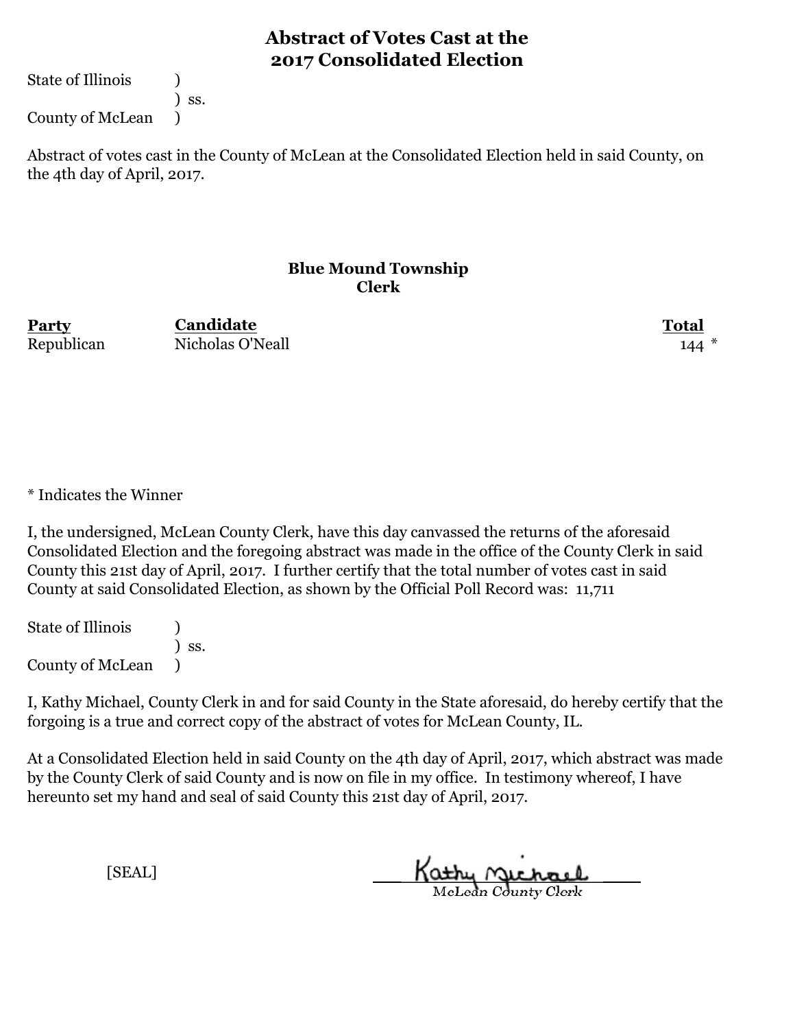# Abstract of Votes Cast at the 2017 Consolidated Election

State of Illinois )
) ss.
County of McLean )

Abstract of votes cast in the County of McLean at the Consolidated Election held in said County, on the 4th day of April, 2017.

### Blue Mound Township
### Clerk

| Party | Candidate | Total |
|---|---|---|
| Republican | Nicholas O'Neall | 144 * |

* Indicates the Winner

I, the undersigned, McLean County Clerk, have this day canvassed the returns of the aforesaid Consolidated Election and the foregoing abstract was made in the office of the County Clerk in said County this 21st day of April, 2017. I further certify that the total number of votes cast in said County at said Consolidated Election, as shown by the Official Poll Record was: 11,711

State of Illinois )
) ss.
County of McLean )

I, Kathy Michael, County Clerk in and for said County in the State aforesaid, do hereby certify that the forgoing is a true and correct copy of the abstract of votes for McLean County, IL.

At a Consolidated Election held in said County on the 4th day of April, 2017, which abstract was made by the County Clerk of said County and is now on file in my office. In testimony whereof, I have hereunto set my hand and seal of said County this 21st day of April, 2017.

[SEAL]

Kathy Michael
McLean County Clerk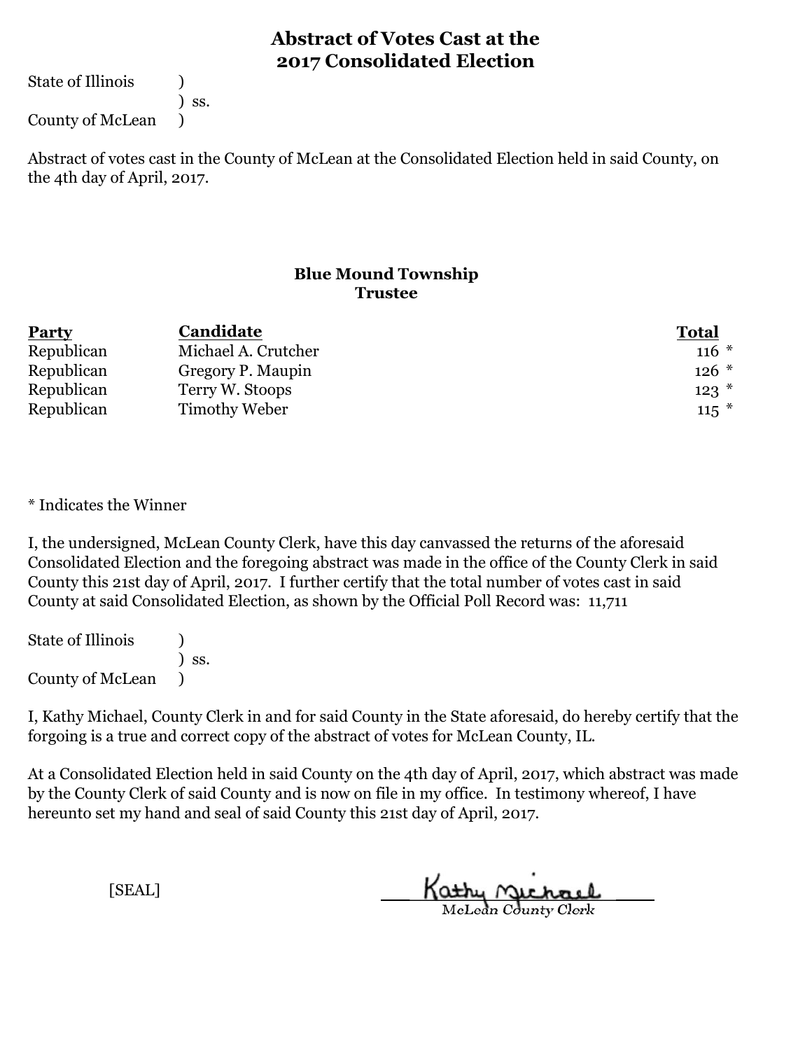# Abstract of Votes Cast at the 2017 Consolidated Election

State of Illinois )
) ss.
County of McLean )

Abstract of votes cast in the County of McLean at the Consolidated Election held in said County, on the 4th day of April, 2017.

## Blue Mound Township
### Trustee

| Party | Candidate | Total |
|---|---|---|
| Republican | Michael A. Crutcher | 116 * |
| Republican | Gregory P. Maupin | 126 * |
| Republican | Terry W. Stoops | 123 * |
| Republican | Timothy Weber | 115 * |

* Indicates the Winner

I, the undersigned, McLean County Clerk, have this day canvassed the returns of the aforesaid Consolidated Election and the foregoing abstract was made in the office of the County Clerk in said County this 21st day of April, 2017. I further certify that the total number of votes cast in said County at said Consolidated Election, as shown by the Official Poll Record was: 11,711

State of Illinois )
) ss.
County of McLean )

I, Kathy Michael, County Clerk in and for said County in the State aforesaid, do hereby certify that the forgoing is a true and correct copy of the abstract of votes for McLean County, IL.

At a Consolidated Election held in said County on the 4th day of April, 2017, which abstract was made by the County Clerk of said County and is now on file in my office. In testimony whereof, I have hereunto set my hand and seal of said County this 21st day of April, 2017.

[SEAL]

Kathy Michael
McLean County Clerk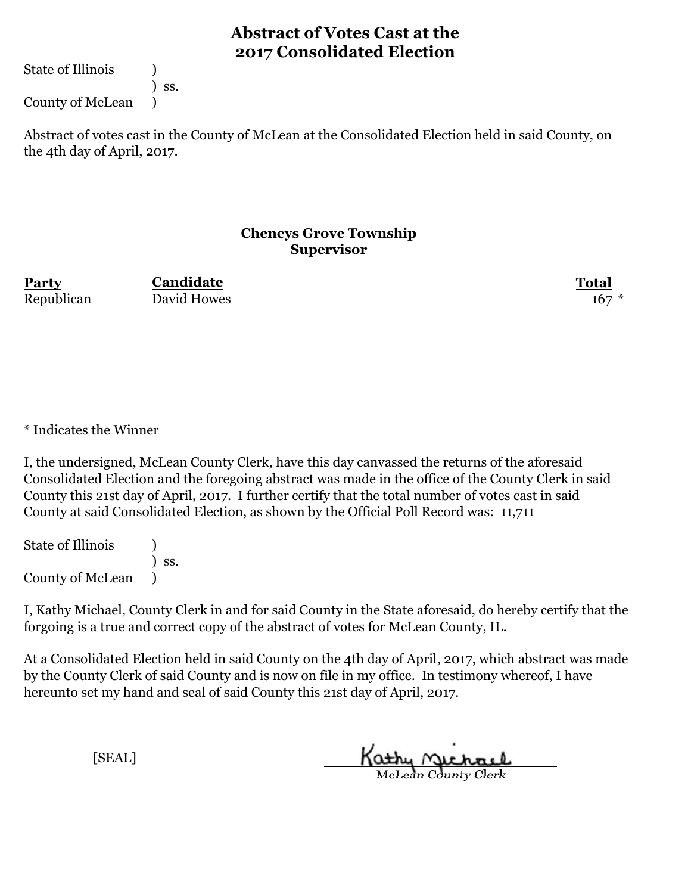# Abstract of Votes Cast at the 2017 Consolidated Election

State of Illinois )
) ss.
County of McLean )

Abstract of votes cast in the County of McLean at the Consolidated Election held in said County, on the 4th day of April, 2017.

## Cheneys Grove Township
## Supervisor

| Party | Candidate | Total |
|---|---|---|
| Republican | David Howes | 167 * |

* Indicates the Winner

I, the undersigned, McLean County Clerk, have this day canvassed the returns of the aforesaid Consolidated Election and the foregoing abstract was made in the office of the County Clerk in said County this 21st day of April, 2017. I further certify that the total number of votes cast in said County at said Consolidated Election, as shown by the Official Poll Record was: 11,711

State of Illinois )
) ss.
County of McLean )

I, Kathy Michael, County Clerk in and for said County in the State aforesaid, do hereby certify that the forgoing is a true and correct copy of the abstract of votes for McLean County, IL.

At a Consolidated Election held in said County on the 4th day of April, 2017, which abstract was made by the County Clerk of said County and is now on file in my office. In testimony whereof, I have hereunto set my hand and seal of said County this 21st day of April, 2017.

[SEAL]

Kathy Michael
McLean County Clerk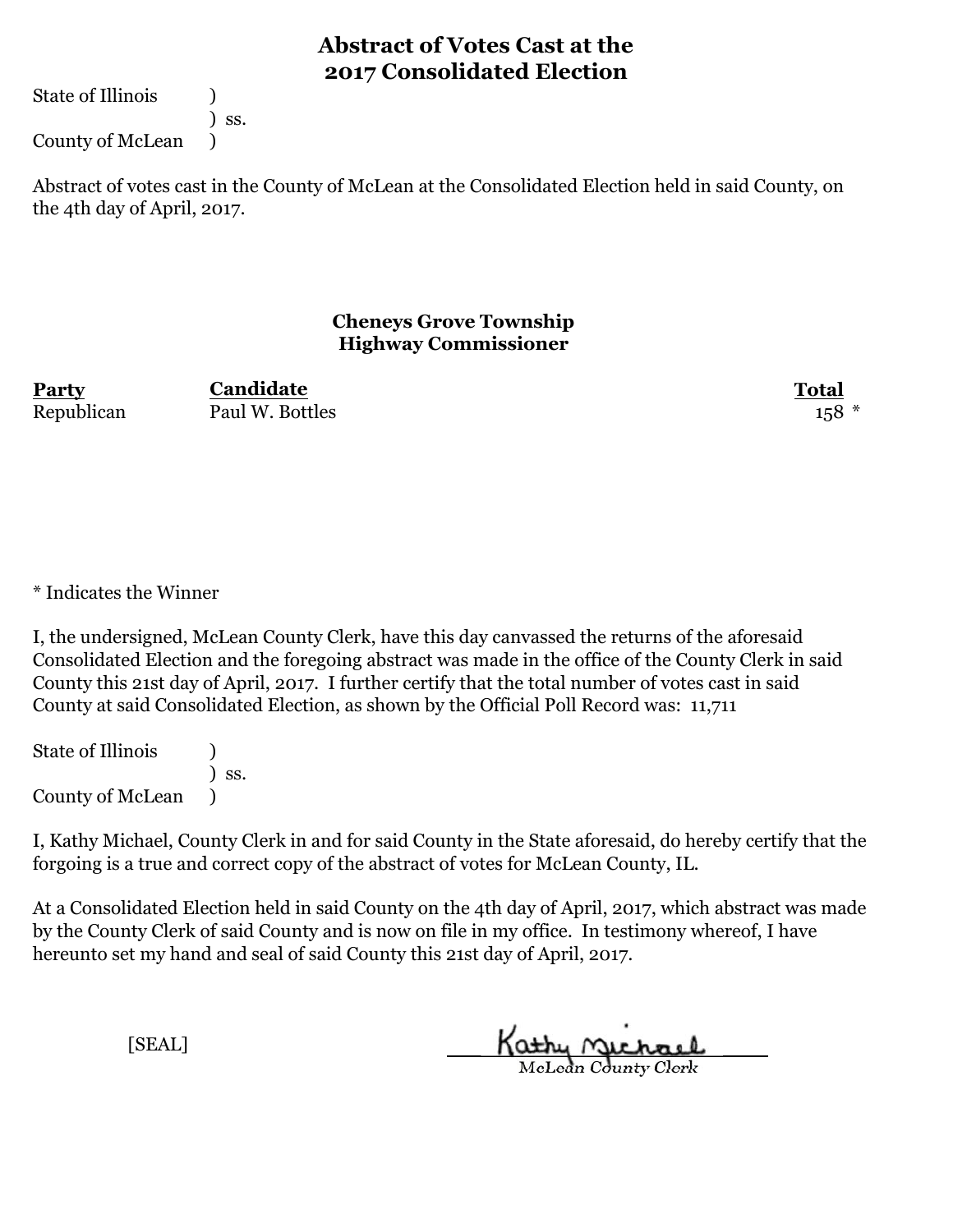# Abstract of Votes Cast at the 2017 Consolidated Election

State of Illinois )
) ss.
County of McLean )

Abstract of votes cast in the County of McLean at the Consolidated Election held in said County, on the 4th day of April, 2017.

## Cheneys Grove Township
## Highway Commissioner

| Party | Candidate | Total |
|---|---|---|
| Republican | Paul W. Bottles | 158 * |

* Indicates the Winner

I, the undersigned, McLean County Clerk, have this day canvassed the returns of the aforesaid Consolidated Election and the foregoing abstract was made in the office of the County Clerk in said County this 21st day of April, 2017. I further certify that the total number of votes cast in said County at said Consolidated Election, as shown by the Official Poll Record was: 11,711

State of Illinois )
) ss.
County of McLean )

I, Kathy Michael, County Clerk in and for said County in the State aforesaid, do hereby certify that the forgoing is a true and correct copy of the abstract of votes for McLean County, IL.

At a Consolidated Election held in said County on the 4th day of April, 2017, which abstract was made by the County Clerk of said County and is now on file in my office. In testimony whereof, I have hereunto set my hand and seal of said County this 21st day of April, 2017.

[SEAL]

Kathy Michael
McLean County Clerk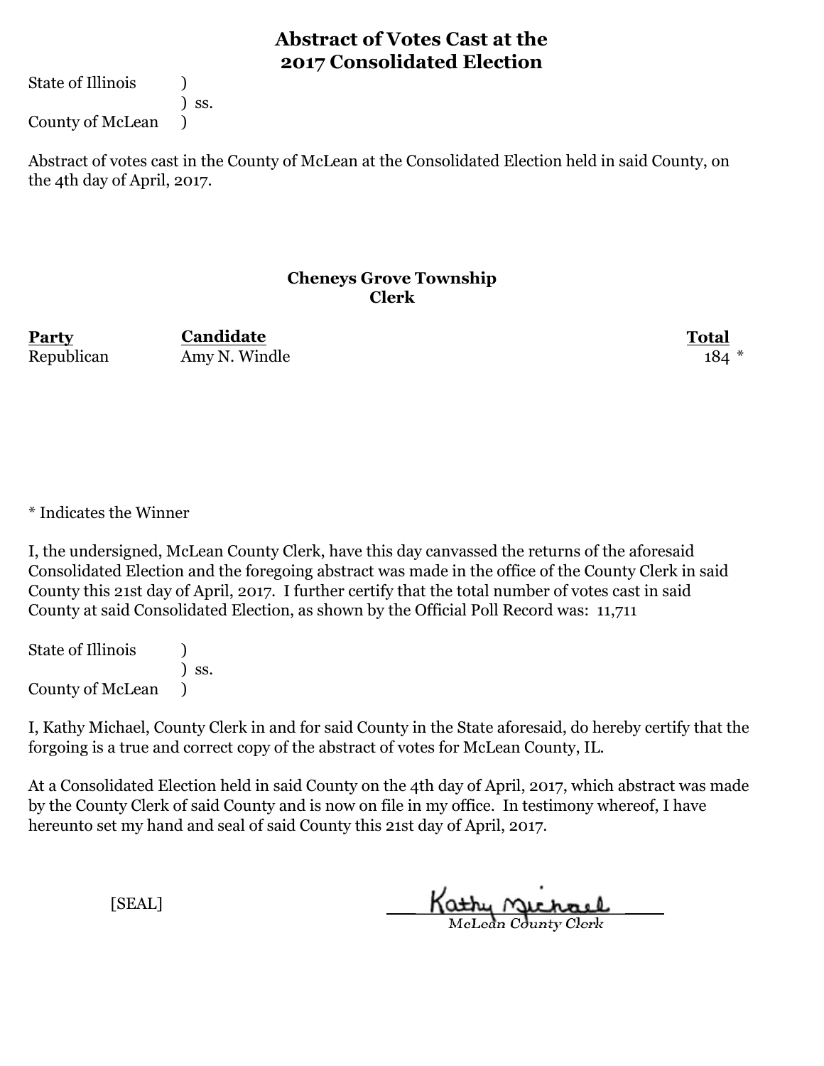# Abstract of Votes Cast at the 2017 Consolidated Election

State of Illinois )
) ss.
County of McLean )

Abstract of votes cast in the County of McLean at the Consolidated Election held in said County, on the 4th day of April, 2017.

### Cheneys Grove Township
### Clerk

| Party | Candidate | Total |
|---|---|---|
| Republican | Amy N. Windle | 184 * |

* Indicates the Winner

I, the undersigned, McLean County Clerk, have this day canvassed the returns of the aforesaid Consolidated Election and the foregoing abstract was made in the office of the County Clerk in said County this 21st day of April, 2017. I further certify that the total number of votes cast in said County at said Consolidated Election, as shown by the Official Poll Record was: 11,711

State of Illinois )
) ss.
County of McLean )

I, Kathy Michael, County Clerk in and for said County in the State aforesaid, do hereby certify that the forgoing is a true and correct copy of the abstract of votes for McLean County, IL.

At a Consolidated Election held in said County on the 4th day of April, 2017, which abstract was made by the County Clerk of said County and is now on file in my office. In testimony whereof, I have hereunto set my hand and seal of said County this 21st day of April, 2017.

[SEAL]

Kathy Michael
McLean County Clerk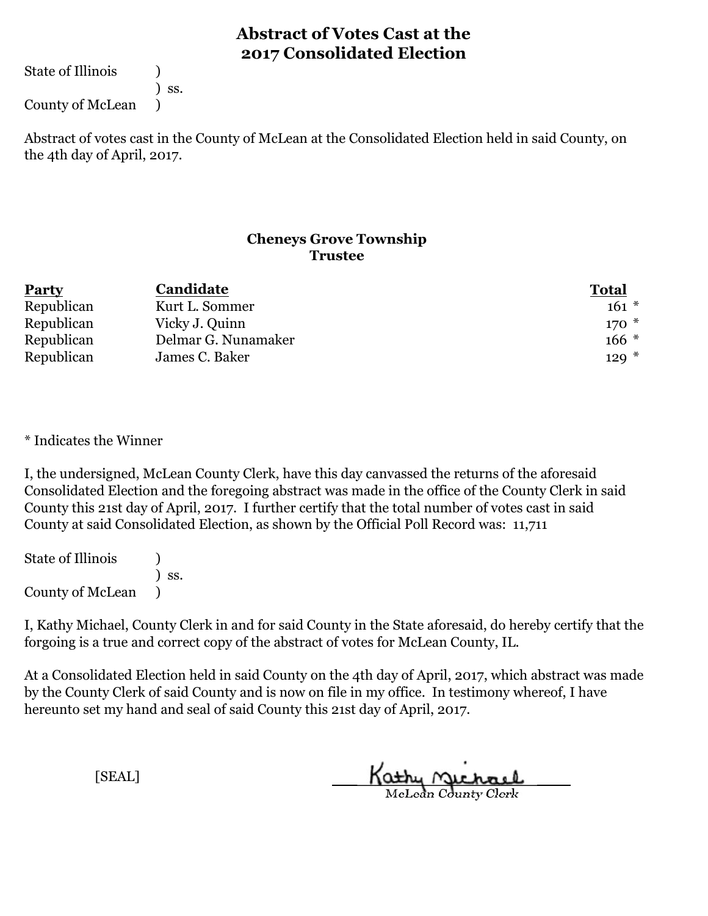# Abstract of Votes Cast at the 2017 Consolidated Election

State of Illinois )
) ss.
County of McLean )

Abstract of votes cast in the County of McLean at the Consolidated Election held in said County, on the 4th day of April, 2017.

## Cheneys Grove Township
### Trustee

| Party | Candidate | Total |
|---|---|---|
| Republican | Kurt L. Sommer | 161 * |
| Republican | Vicky J. Quinn | 170 * |
| Republican | Delmar G. Nunamaker | 166 * |
| Republican | James C. Baker | 129 * |

* Indicates the Winner

I, the undersigned, McLean County Clerk, have this day canvassed the returns of the aforesaid Consolidated Election and the foregoing abstract was made in the office of the County Clerk in said County this 21st day of April, 2017. I further certify that the total number of votes cast in said County at said Consolidated Election, as shown by the Official Poll Record was: 11,711

State of Illinois )
) ss.
County of McLean )

I, Kathy Michael, County Clerk in and for said County in the State aforesaid, do hereby certify that the forgoing is a true and correct copy of the abstract of votes for McLean County, IL.

At a Consolidated Election held in said County on the 4th day of April, 2017, which abstract was made by the County Clerk of said County and is now on file in my office. In testimony whereof, I have hereunto set my hand and seal of said County this 21st day of April, 2017.

[SEAL]

Kathy Michael
McLean County Clerk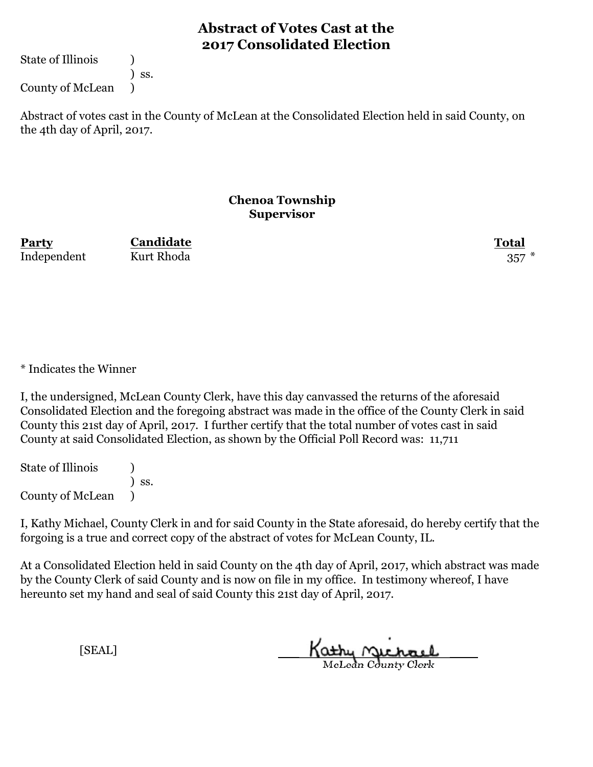# Abstract of Votes Cast at the 2017 Consolidated Election

State of Illinois )
) ss.
County of McLean )

Abstract of votes cast in the County of McLean at the Consolidated Election held in said County, on the 4th day of April, 2017.

## Chenoa Township
### Supervisor

| Party | Candidate | Total |
|---|---|---|
| Independent | Kurt Rhoda | 357 * |

* Indicates the Winner

I, the undersigned, McLean County Clerk, have this day canvassed the returns of the aforesaid Consolidated Election and the foregoing abstract was made in the office of the County Clerk in said County this 21st day of April, 2017. I further certify that the total number of votes cast in said County at said Consolidated Election, as shown by the Official Poll Record was: 11,711

State of Illinois )
) ss.
County of McLean )

I, Kathy Michael, County Clerk in and for said County in the State aforesaid, do hereby certify that the forgoing is a true and correct copy of the abstract of votes for McLean County, IL.

At a Consolidated Election held in said County on the 4th day of April, 2017, which abstract was made by the County Clerk of said County and is now on file in my office. In testimony whereof, I have hereunto set my hand and seal of said County this 21st day of April, 2017.

[SEAL]

Kathy Michael
McLean County Clerk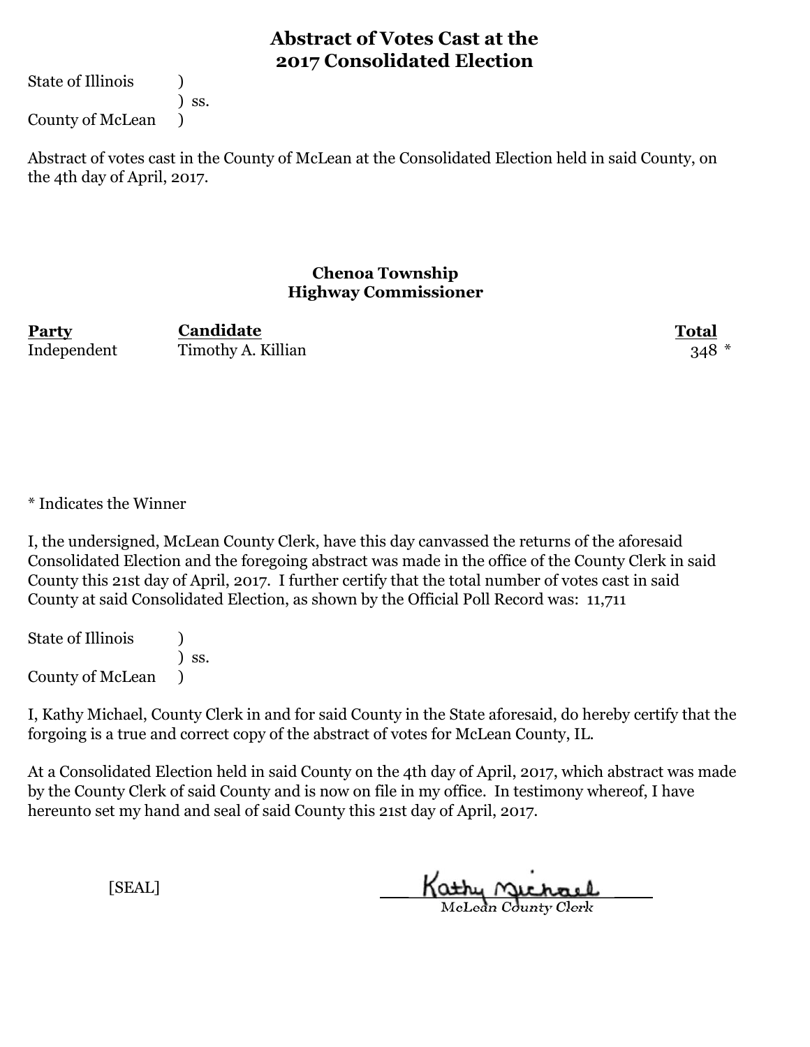# Abstract of Votes Cast at the 2017 Consolidated Election

State of Illinois )
) ss.
County of McLean )

Abstract of votes cast in the County of McLean at the Consolidated Election held in said County, on the 4th day of April, 2017.

## Chenoa Township
## Highway Commissioner

| Party | Candidate | Total |
|---|---|---|
| Independent | Timothy A. Killian | 348 * |

* Indicates the Winner

I, the undersigned, McLean County Clerk, have this day canvassed the returns of the aforesaid Consolidated Election and the foregoing abstract was made in the office of the County Clerk in said County this 21st day of April, 2017. I further certify that the total number of votes cast in said County at said Consolidated Election, as shown by the Official Poll Record was: 11,711

State of Illinois )
) ss.
County of McLean )

I, Kathy Michael, County Clerk in and for said County in the State aforesaid, do hereby certify that the forgoing is a true and correct copy of the abstract of votes for McLean County, IL.

At a Consolidated Election held in said County on the 4th day of April, 2017, which abstract was made by the County Clerk of said County and is now on file in my office. In testimony whereof, I have hereunto set my hand and seal of said County this 21st day of April, 2017.

[SEAL]

Kathy Michael
McLean County Clerk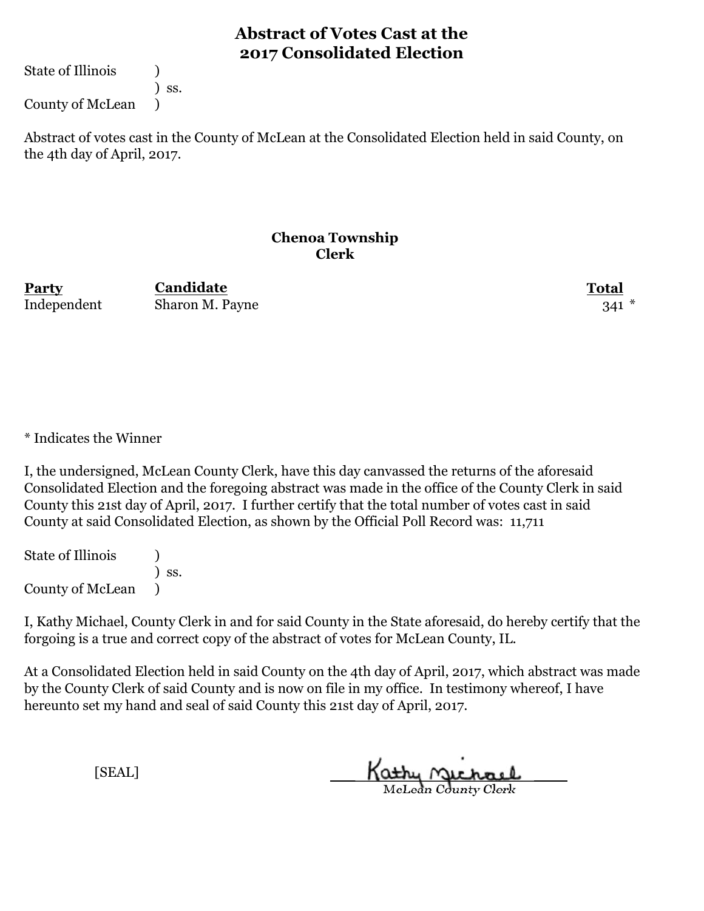# Abstract of Votes Cast at the 2017 Consolidated Election

State of Illinois )
) ss.
County of McLean )

Abstract of votes cast in the County of McLean at the Consolidated Election held in said County, on the 4th day of April, 2017.

## Chenoa Township
### Clerk

| Party | Candidate | Total |
|---|---|---|
| Independent | Sharon M. Payne | 341 * |

* Indicates the Winner

I, the undersigned, McLean County Clerk, have this day canvassed the returns of the aforesaid Consolidated Election and the foregoing abstract was made in the office of the County Clerk in said County this 21st day of April, 2017. I further certify that the total number of votes cast in said County at said Consolidated Election, as shown by the Official Poll Record was: 11,711

State of Illinois )
) ss.
County of McLean )

I, Kathy Michael, County Clerk in and for said County in the State aforesaid, do hereby certify that the forgoing is a true and correct copy of the abstract of votes for McLean County, IL.

At a Consolidated Election held in said County on the 4th day of April, 2017, which abstract was made by the County Clerk of said County and is now on file in my office. In testimony whereof, I have hereunto set my hand and seal of said County this 21st day of April, 2017.

[SEAL]

Kathy Michael
McLean County Clerk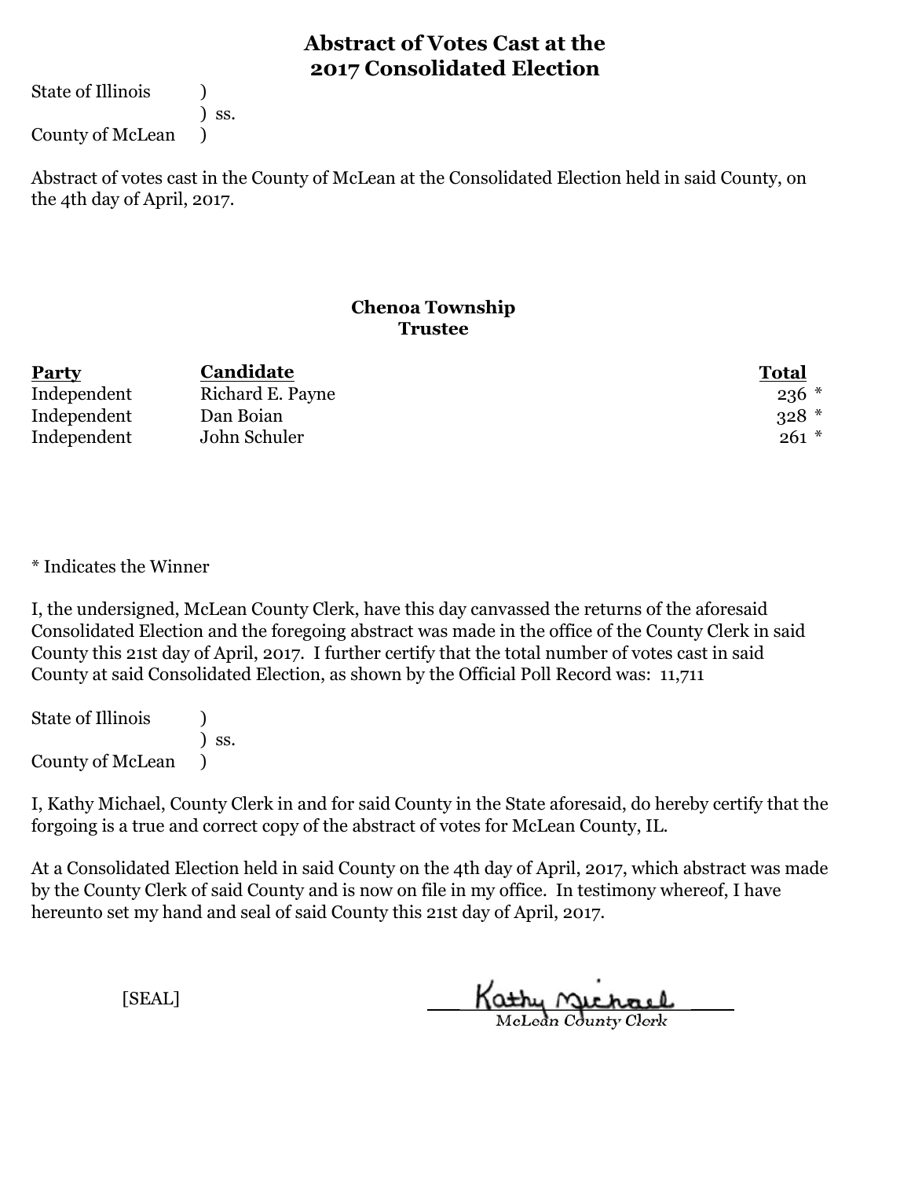## Abstract of Votes Cast at the 2017 Consolidated Election

State of Illinois )
) ss.
County of McLean )

Abstract of votes cast in the County of McLean at the Consolidated Election held in said County, on the 4th day of April, 2017.

### Chenoa Township
### Trustee

| Party | Candidate | Total |
|---|---|---|
| Independent | Richard E. Payne | 236 * |
| Independent | Dan Boian | 328 * |
| Independent | John Schuler | 261 * |

* Indicates the Winner

I, the undersigned, McLean County Clerk, have this day canvassed the returns of the aforesaid Consolidated Election and the foregoing abstract was made in the office of the County Clerk in said County this 21st day of April, 2017. I further certify that the total number of votes cast in said County at said Consolidated Election, as shown by the Official Poll Record was: 11,711

State of Illinois )
) ss.
County of McLean )

I, Kathy Michael, County Clerk in and for said County in the State aforesaid, do hereby certify that the forgoing is a true and correct copy of the abstract of votes for McLean County, IL.

At a Consolidated Election held in said County on the 4th day of April, 2017, which abstract was made by the County Clerk of said County and is now on file in my office. In testimony whereof, I have hereunto set my hand and seal of said County this 21st day of April, 2017.

[SEAL]

Kathy Michael
McLean County Clerk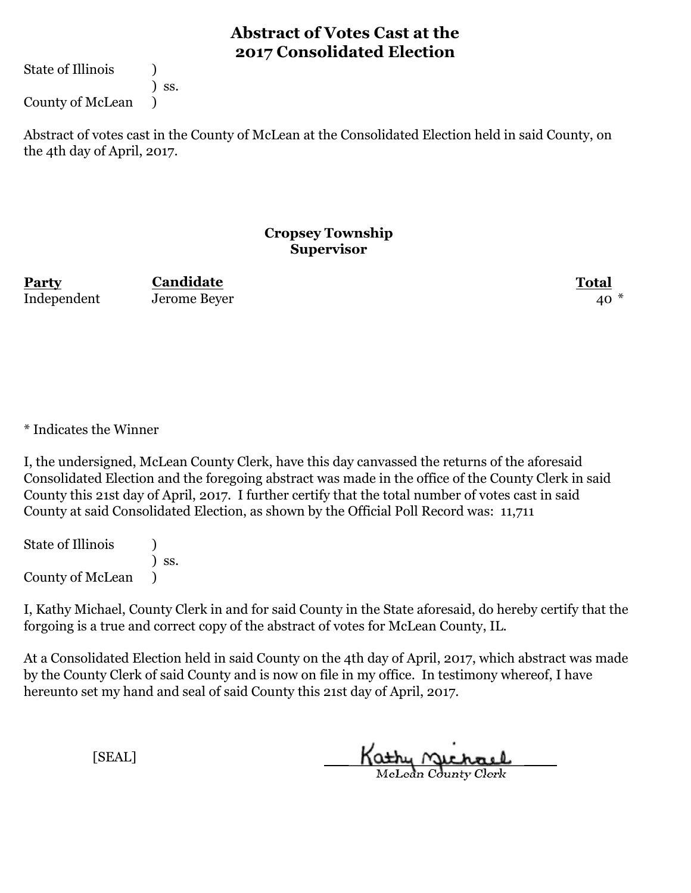# Abstract of Votes Cast at the 2017 Consolidated Election

State of Illinois )
) ss.
County of McLean )

Abstract of votes cast in the County of McLean at the Consolidated Election held in said County, on the 4th day of April, 2017.

## Cropsey Township
## Supervisor

| Party | Candidate | Total |
|---|---|---|
| Independent | Jerome Beyer | 40 * |

* Indicates the Winner

I, the undersigned, McLean County Clerk, have this day canvassed the returns of the aforesaid Consolidated Election and the foregoing abstract was made in the office of the County Clerk in said County this 21st day of April, 2017. I further certify that the total number of votes cast in said County at said Consolidated Election, as shown by the Official Poll Record was: 11,711

State of Illinois )
) ss.
County of McLean )

I, Kathy Michael, County Clerk in and for said County in the State aforesaid, do hereby certify that the forgoing is a true and correct copy of the abstract of votes for McLean County, IL.

At a Consolidated Election held in said County on the 4th day of April, 2017, which abstract was made by the County Clerk of said County and is now on file in my office. In testimony whereof, I have hereunto set my hand and seal of said County this 21st day of April, 2017.

[SEAL]

Kathy Michael
McLean County Clerk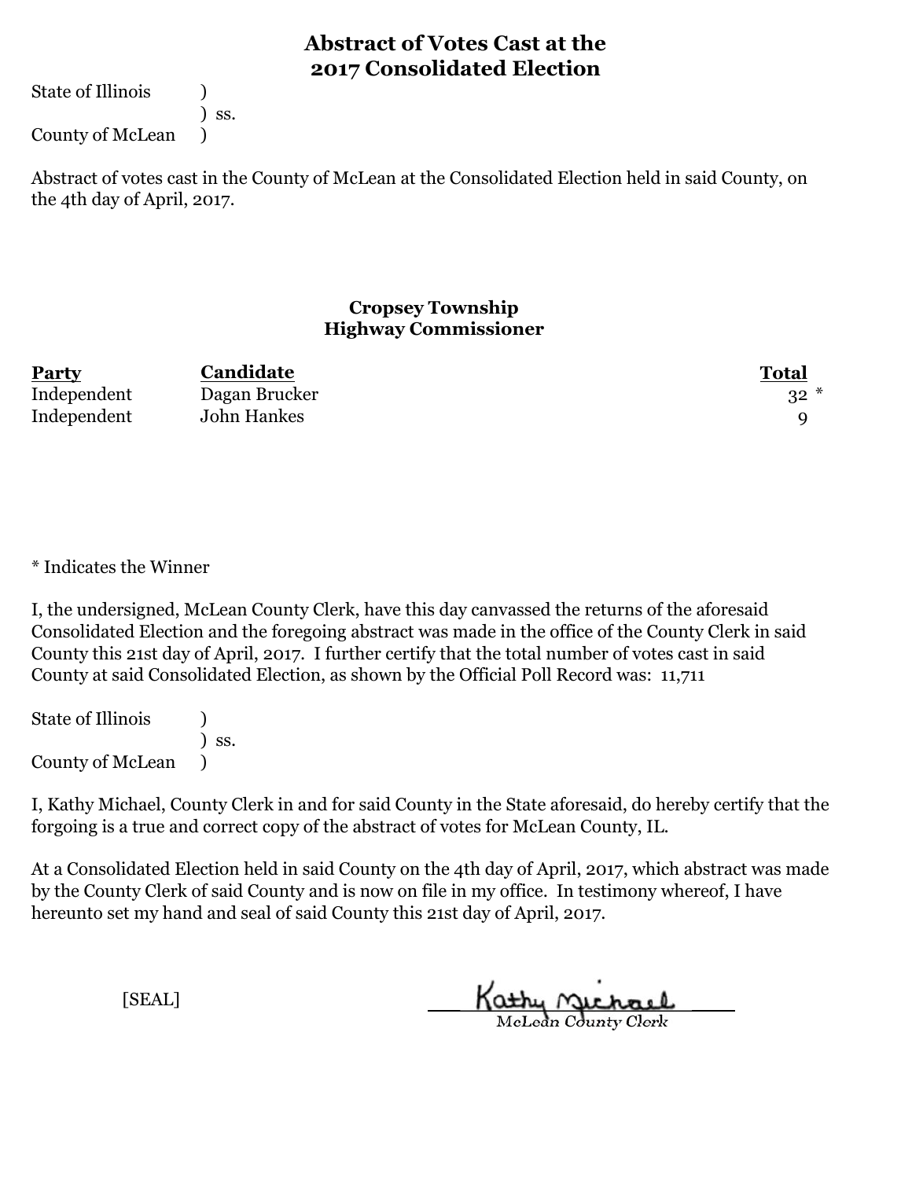# Abstract of Votes Cast at the 2017 Consolidated Election

State of Illinois )
) ss.
County of McLean )

Abstract of votes cast in the County of McLean at the Consolidated Election held in said County, on the 4th day of April, 2017.

## Cropsey Township
## Highway Commissioner

| Party | Candidate | Total |
|---|---|---|
| Independent | Dagan Brucker | 32 * |
| Independent | John Hankes | 9 |

* Indicates the Winner

I, the undersigned, McLean County Clerk, have this day canvassed the returns of the aforesaid Consolidated Election and the foregoing abstract was made in the office of the County Clerk in said County this 21st day of April, 2017. I further certify that the total number of votes cast in said County at said Consolidated Election, as shown by the Official Poll Record was: 11,711

State of Illinois )
) ss.
County of McLean )

I, Kathy Michael, County Clerk in and for said County in the State aforesaid, do hereby certify that the forgoing is a true and correct copy of the abstract of votes for McLean County, IL.

At a Consolidated Election held in said County on the 4th day of April, 2017, which abstract was made by the County Clerk of said County and is now on file in my office. In testimony whereof, I have hereunto set my hand and seal of said County this 21st day of April, 2017.

[SEAL]

Kathy Michael
McLean County Clerk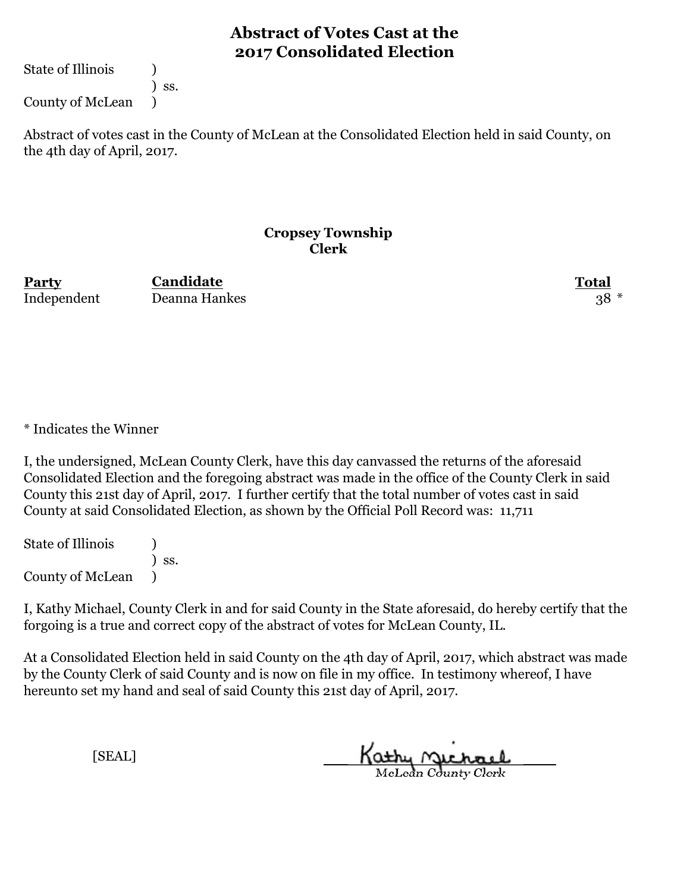# Abstract of Votes Cast at the 2017 Consolidated Election

State of Illinois )
) ss.
County of McLean )

Abstract of votes cast in the County of McLean at the Consolidated Election held in said County, on the 4th day of April, 2017.

## Cropsey Township
## Clerk

| Party | Candidate | Total |
|---|---|---|
| Independent | Deanna Hankes | 38 * |

* Indicates the Winner

I, the undersigned, McLean County Clerk, have this day canvassed the returns of the aforesaid Consolidated Election and the foregoing abstract was made in the office of the County Clerk in said County this 21st day of April, 2017. I further certify that the total number of votes cast in said County at said Consolidated Election, as shown by the Official Poll Record was: 11,711

State of Illinois )
) ss.
County of McLean )

I, Kathy Michael, County Clerk in and for said County in the State aforesaid, do hereby certify that the forgoing is a true and correct copy of the abstract of votes for McLean County, IL.

At a Consolidated Election held in said County on the 4th day of April, 2017, which abstract was made by the County Clerk of said County and is now on file in my office. In testimony whereof, I have hereunto set my hand and seal of said County this 21st day of April, 2017.

[SEAL]

Kathy Michael
McLean County Clerk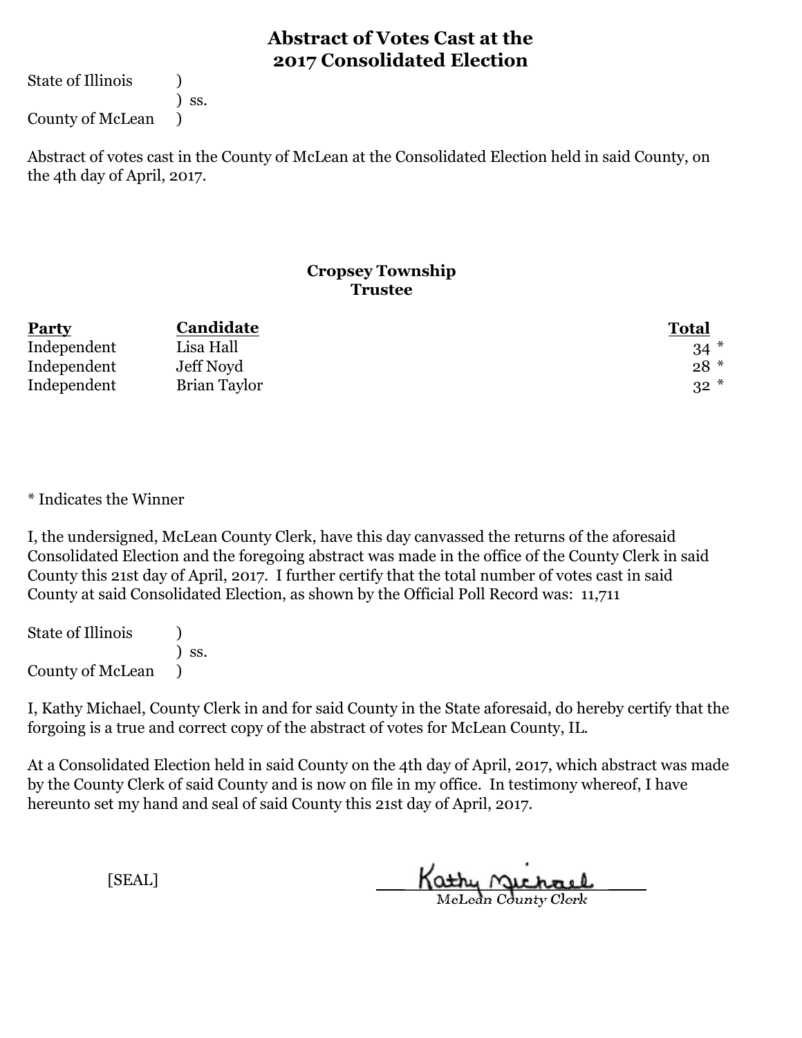# Abstract of Votes Cast at the 2017 Consolidated Election

State of Illinois )
) ss.
County of McLean )

Abstract of votes cast in the County of McLean at the Consolidated Election held in said County, on the 4th day of April, 2017.

## Cropsey Township
### Trustee

| Party | Candidate | Total |
|---|---|---|
| Independent | Lisa Hall | 34 * |
| Independent | Jeff Noyd | 28 * |
| Independent | Brian Taylor | 32 * |

* Indicates the Winner

I, the undersigned, McLean County Clerk, have this day canvassed the returns of the aforesaid Consolidated Election and the foregoing abstract was made in the office of the County Clerk in said County this 21st day of April, 2017. I further certify that the total number of votes cast in said County at said Consolidated Election, as shown by the Official Poll Record was: 11,711

State of Illinois )
) ss.
County of McLean )

I, Kathy Michael, County Clerk in and for said County in the State aforesaid, do hereby certify that the forgoing is a true and correct copy of the abstract of votes for McLean County, IL.

At a Consolidated Election held in said County on the 4th day of April, 2017, which abstract was made by the County Clerk of said County and is now on file in my office. In testimony whereof, I have hereunto set my hand and seal of said County this 21st day of April, 2017.

[SEAL]

Kathy Michael
McLean County Clerk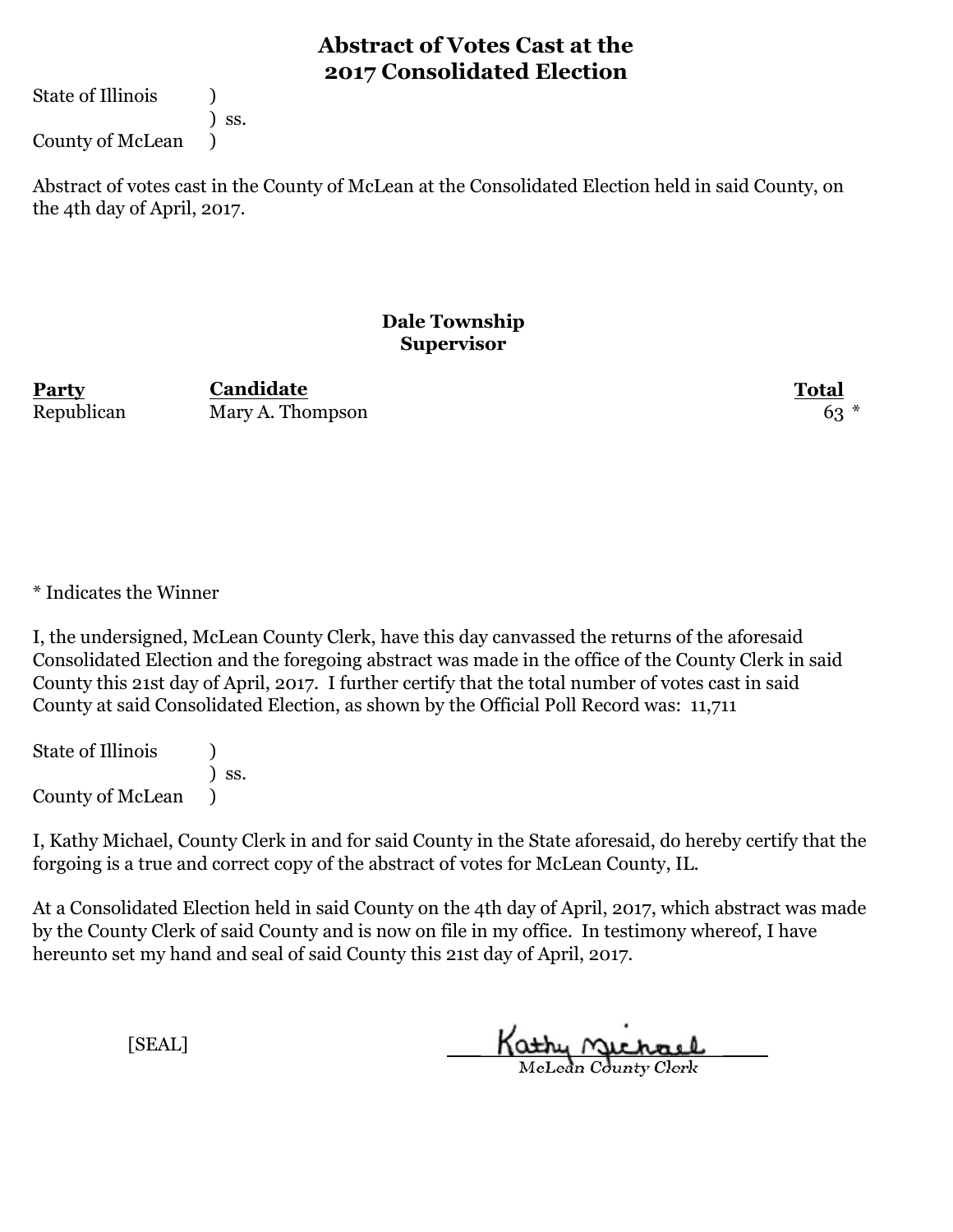# Abstract of Votes Cast at the 2017 Consolidated Election

State of Illinois )
) ss.
County of McLean )

Abstract of votes cast in the County of McLean at the Consolidated Election held in said County, on the 4th day of April, 2017.

### Dale Township
### Supervisor

| Party | Candidate | Total |
|---|---|---|
| Republican | Mary A. Thompson | 63 * |

* Indicates the Winner

I, the undersigned, McLean County Clerk, have this day canvassed the returns of the aforesaid Consolidated Election and the foregoing abstract was made in the office of the County Clerk in said County this 21st day of April, 2017. I further certify that the total number of votes cast in said County at said Consolidated Election, as shown by the Official Poll Record was: 11,711

State of Illinois )
) ss.
County of McLean )

I, Kathy Michael, County Clerk in and for said County in the State aforesaid, do hereby certify that the forgoing is a true and correct copy of the abstract of votes for McLean County, IL.

At a Consolidated Election held in said County on the 4th day of April, 2017, which abstract was made by the County Clerk of said County and is now on file in my office. In testimony whereof, I have hereunto set my hand and seal of said County this 21st day of April, 2017.

[SEAL]

Kathy Michael
McLean County Clerk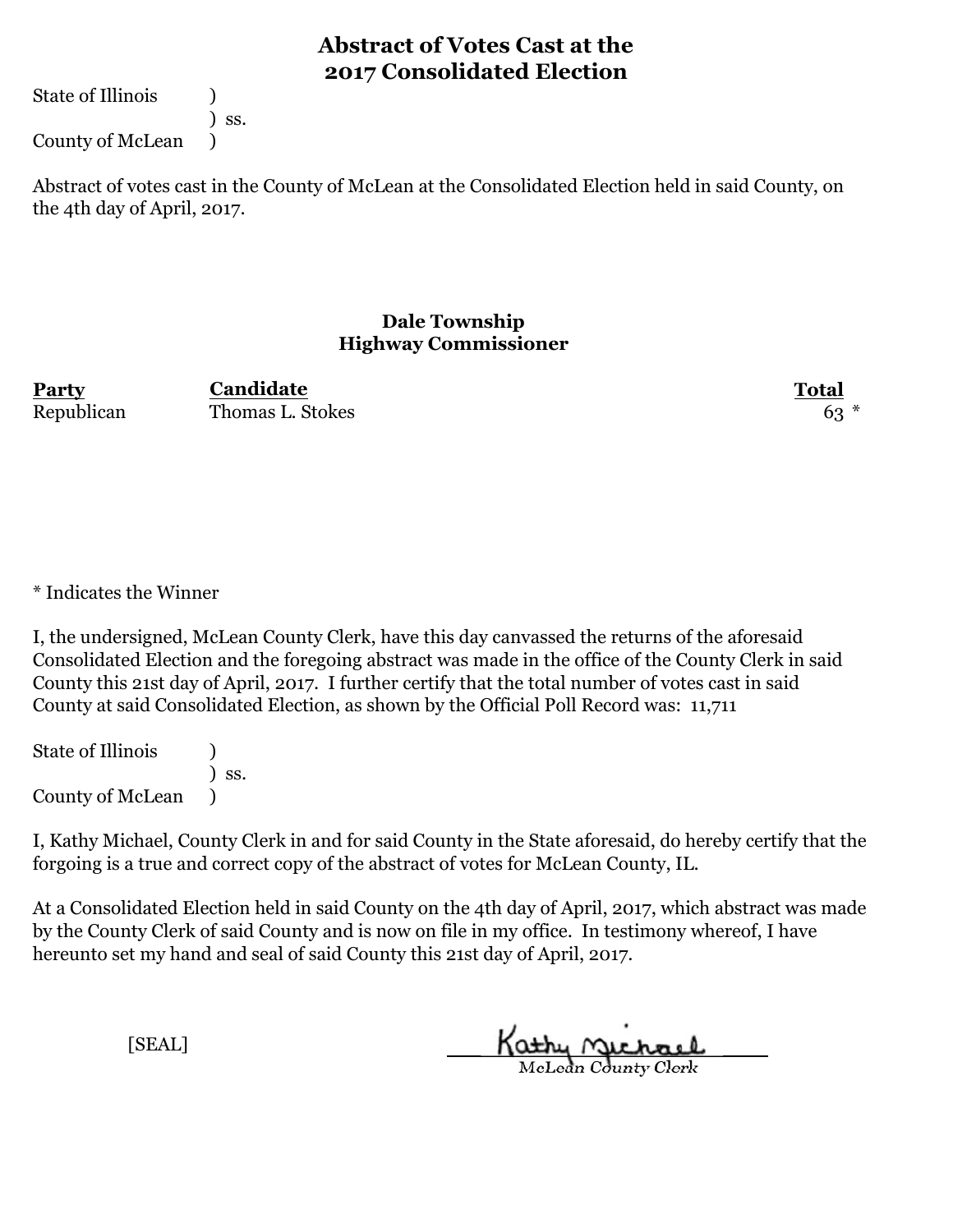# Abstract of Votes Cast at the 2017 Consolidated Election

State of Illinois )
) ss.
County of McLean )

Abstract of votes cast in the County of McLean at the Consolidated Election held in said County, on the 4th day of April, 2017.

### Dale Township
### Highway Commissioner

| Party | Candidate | Total |
|---|---|---|
| Republican | Thomas L. Stokes | 63 * |

* Indicates the Winner

I, the undersigned, McLean County Clerk, have this day canvassed the returns of the aforesaid Consolidated Election and the foregoing abstract was made in the office of the County Clerk in said County this 21st day of April, 2017. I further certify that the total number of votes cast in said County at said Consolidated Election, as shown by the Official Poll Record was: 11,711

State of Illinois )
) ss.
County of McLean )

I, Kathy Michael, County Clerk in and for said County in the State aforesaid, do hereby certify that the forgoing is a true and correct copy of the abstract of votes for McLean County, IL.

At a Consolidated Election held in said County on the 4th day of April, 2017, which abstract was made by the County Clerk of said County and is now on file in my office. In testimony whereof, I have hereunto set my hand and seal of said County this 21st day of April, 2017.

[SEAL]

Kathy Michael
McLean County Clerk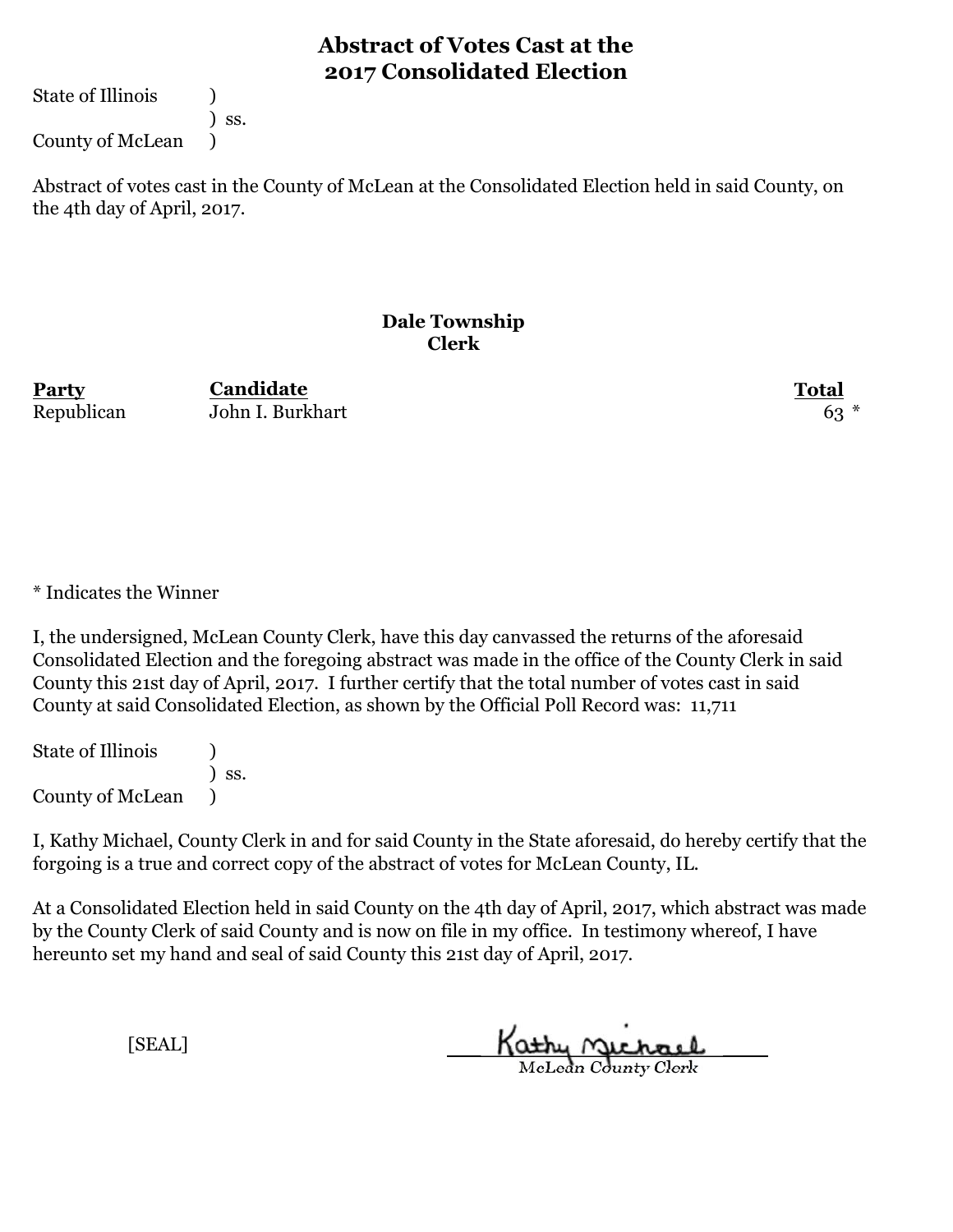# Abstract of Votes Cast at the 2017 Consolidated Election

State of Illinois )
) ss.
County of McLean )

Abstract of votes cast in the County of McLean at the Consolidated Election held in said County, on the 4th day of April, 2017.

## Dale Township
## Clerk

| Party | Candidate | Total |
|---|---|---|
| Republican | John I. Burkhart | 63 * |

* Indicates the Winner

I, the undersigned, McLean County Clerk, have this day canvassed the returns of the aforesaid Consolidated Election and the foregoing abstract was made in the office of the County Clerk in said County this 21st day of April, 2017. I further certify that the total number of votes cast in said County at said Consolidated Election, as shown by the Official Poll Record was: 11,711

State of Illinois )
) ss.
County of McLean )

I, Kathy Michael, County Clerk in and for said County in the State aforesaid, do hereby certify that the forgoing is a true and correct copy of the abstract of votes for McLean County, IL.

At a Consolidated Election held in said County on the 4th day of April, 2017, which abstract was made by the County Clerk of said County and is now on file in my office. In testimony whereof, I have hereunto set my hand and seal of said County this 21st day of April, 2017.

[SEAL]

Kathy Michael
McLean County Clerk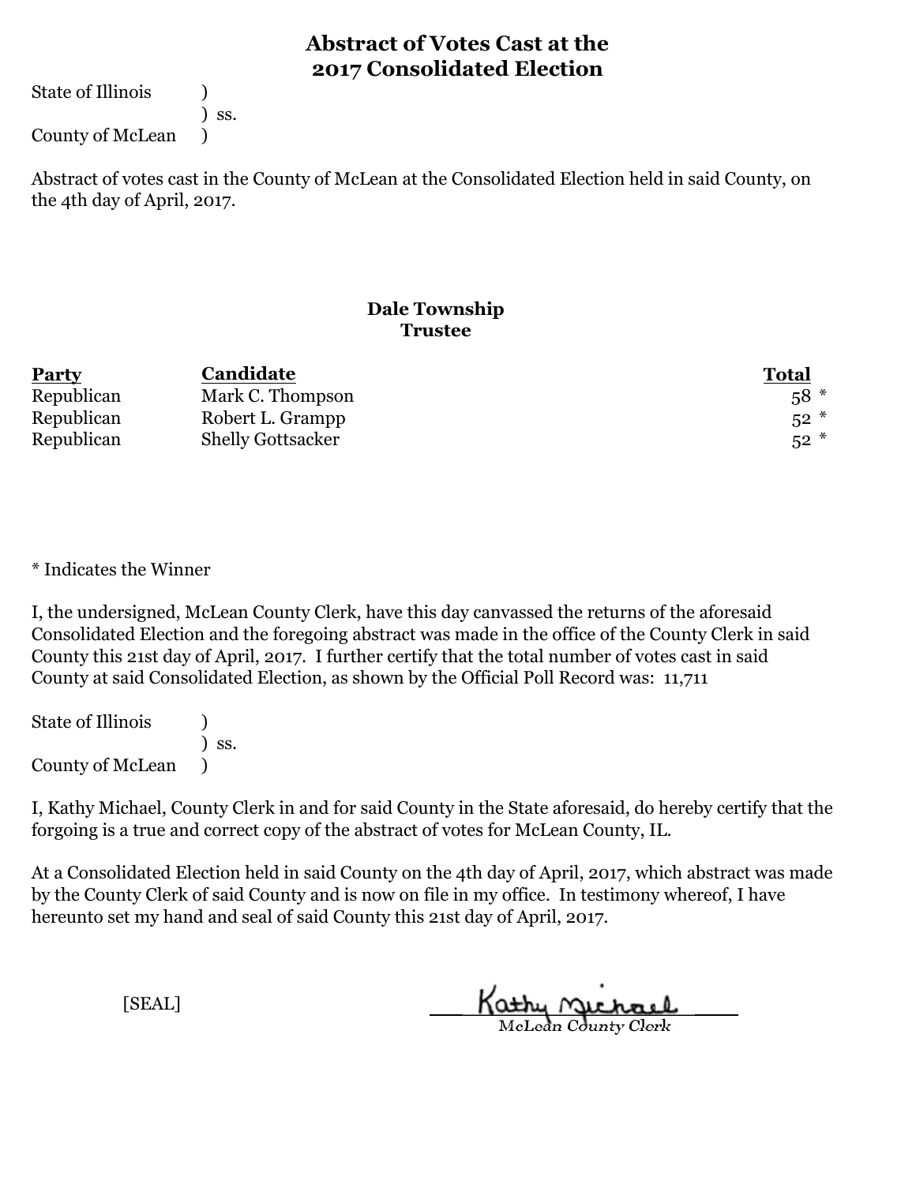# Abstract of Votes Cast at the 2017 Consolidated Election

State of Illinois )
) ss.
County of McLean )

Abstract of votes cast in the County of McLean at the Consolidated Election held in said County, on the 4th day of April, 2017.

## Dale Township
### Trustee

| Party | Candidate | Total |
|---|---|---|
| Republican | Mark C. Thompson | 58 * |
| Republican | Robert L. Grampp | 52 * |
| Republican | Shelly Gottsacker | 52 * |

* Indicates the Winner

I, the undersigned, McLean County Clerk, have this day canvassed the returns of the aforesaid Consolidated Election and the foregoing abstract was made in the office of the County Clerk in said County this 21st day of April, 2017. I further certify that the total number of votes cast in said County at said Consolidated Election, as shown by the Official Poll Record was: 11,711

State of Illinois )
) ss.
County of McLean )

I, Kathy Michael, County Clerk in and for said County in the State aforesaid, do hereby certify that the forgoing is a true and correct copy of the abstract of votes for McLean County, IL.

At a Consolidated Election held in said County on the 4th day of April, 2017, which abstract was made by the County Clerk of said County and is now on file in my office. In testimony whereof, I have hereunto set my hand and seal of said County this 21st day of April, 2017.

[SEAL]

Kathy Michael
McLean County Clerk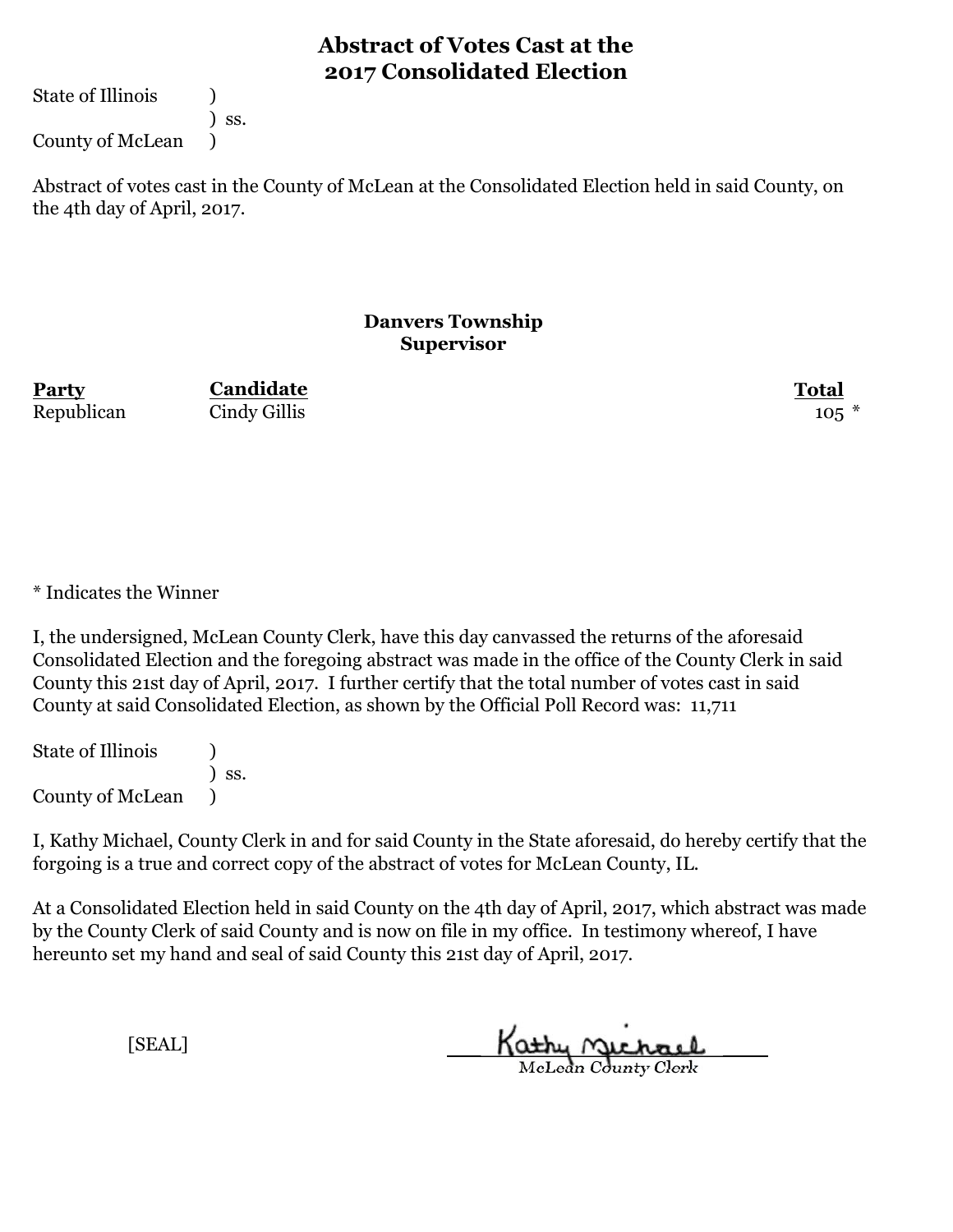# Abstract of Votes Cast at the 2017 Consolidated Election

State of Illinois )
) ss.
County of McLean )

Abstract of votes cast in the County of McLean at the Consolidated Election held in said County, on the 4th day of April, 2017.

## Danvers Township
## Supervisor

| Party | Candidate | Total |
|---|---|---|
| Republican | Cindy Gillis | 105 * |

* Indicates the Winner

I, the undersigned, McLean County Clerk, have this day canvassed the returns of the aforesaid Consolidated Election and the foregoing abstract was made in the office of the County Clerk in said County this 21st day of April, 2017. I further certify that the total number of votes cast in said County at said Consolidated Election, as shown by the Official Poll Record was: 11,711

State of Illinois )
) ss.
County of McLean )

I, Kathy Michael, County Clerk in and for said County in the State aforesaid, do hereby certify that the forgoing is a true and correct copy of the abstract of votes for McLean County, IL.

At a Consolidated Election held in said County on the 4th day of April, 2017, which abstract was made by the County Clerk of said County and is now on file in my office. In testimony whereof, I have hereunto set my hand and seal of said County this 21st day of April, 2017.

[SEAL]

Kathy Michael
McLean County Clerk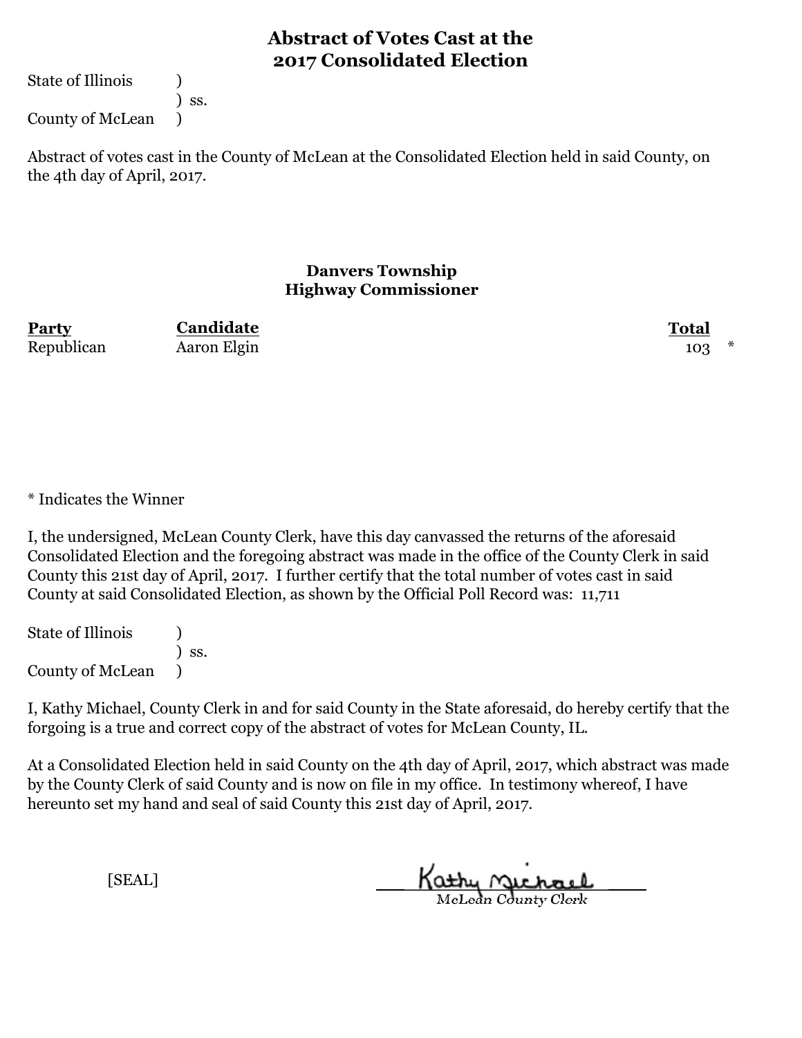# Abstract of Votes Cast at the 2017 Consolidated Election

State of Illinois )
) ss.
County of McLean )

Abstract of votes cast in the County of McLean at the Consolidated Election held in said County, on the 4th day of April, 2017.

## Danvers Township
## Highway Commissioner

| Party | Candidate | Total | |
|---|---|---|---|
| Republican | Aaron Elgin | 103 | * |

* Indicates the Winner

I, the undersigned, McLean County Clerk, have this day canvassed the returns of the aforesaid Consolidated Election and the foregoing abstract was made in the office of the County Clerk in said County this 21st day of April, 2017. I further certify that the total number of votes cast in said County at said Consolidated Election, as shown by the Official Poll Record was: 11,711

State of Illinois )
) ss.
County of McLean )

I, Kathy Michael, County Clerk in and for said County in the State aforesaid, do hereby certify that the forgoing is a true and correct copy of the abstract of votes for McLean County, IL.

At a Consolidated Election held in said County on the 4th day of April, 2017, which abstract was made by the County Clerk of said County and is now on file in my office. In testimony whereof, I have hereunto set my hand and seal of said County this 21st day of April, 2017.

[SEAL]

Kathy Michael
McLean County Clerk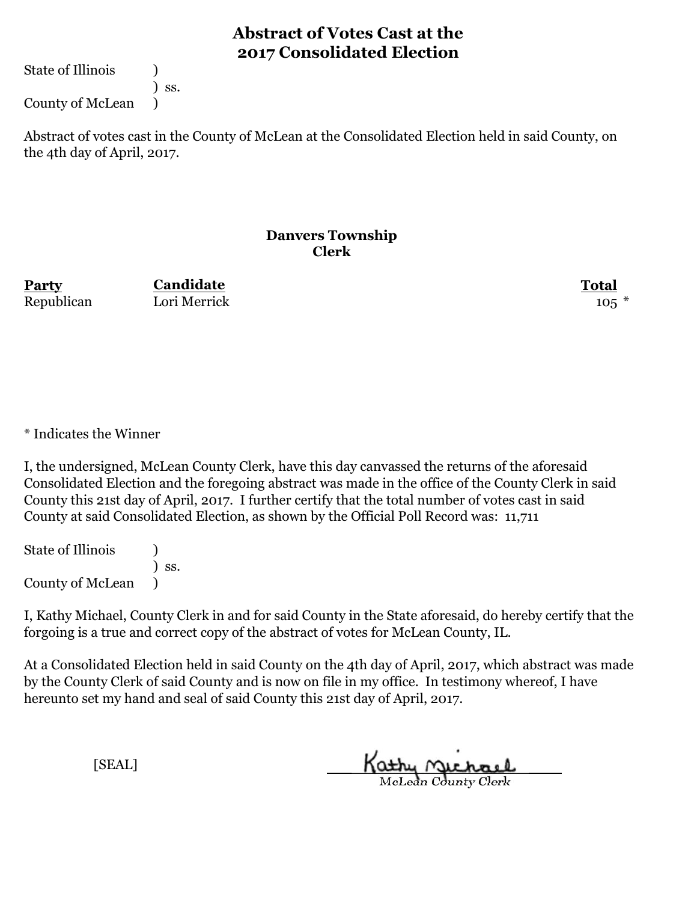# Abstract of Votes Cast at the 2017 Consolidated Election

State of Illinois )
) ss.
County of McLean )

Abstract of votes cast in the County of McLean at the Consolidated Election held in said County, on the 4th day of April, 2017.

## Danvers Township
## Clerk

| Party | Candidate | Total |
|---|---|---|
| Republican | Lori Merrick | 105 * |

* Indicates the Winner

I, the undersigned, McLean County Clerk, have this day canvassed the returns of the aforesaid Consolidated Election and the foregoing abstract was made in the office of the County Clerk in said County this 21st day of April, 2017. I further certify that the total number of votes cast in said County at said Consolidated Election, as shown by the Official Poll Record was: 11,711

State of Illinois )
) ss.
County of McLean )

I, Kathy Michael, County Clerk in and for said County in the State aforesaid, do hereby certify that the forgoing is a true and correct copy of the abstract of votes for McLean County, IL.

At a Consolidated Election held in said County on the 4th day of April, 2017, which abstract was made by the County Clerk of said County and is now on file in my office. In testimony whereof, I have hereunto set my hand and seal of said County this 21st day of April, 2017.

[SEAL]

Kathy Michael
McLean County Clerk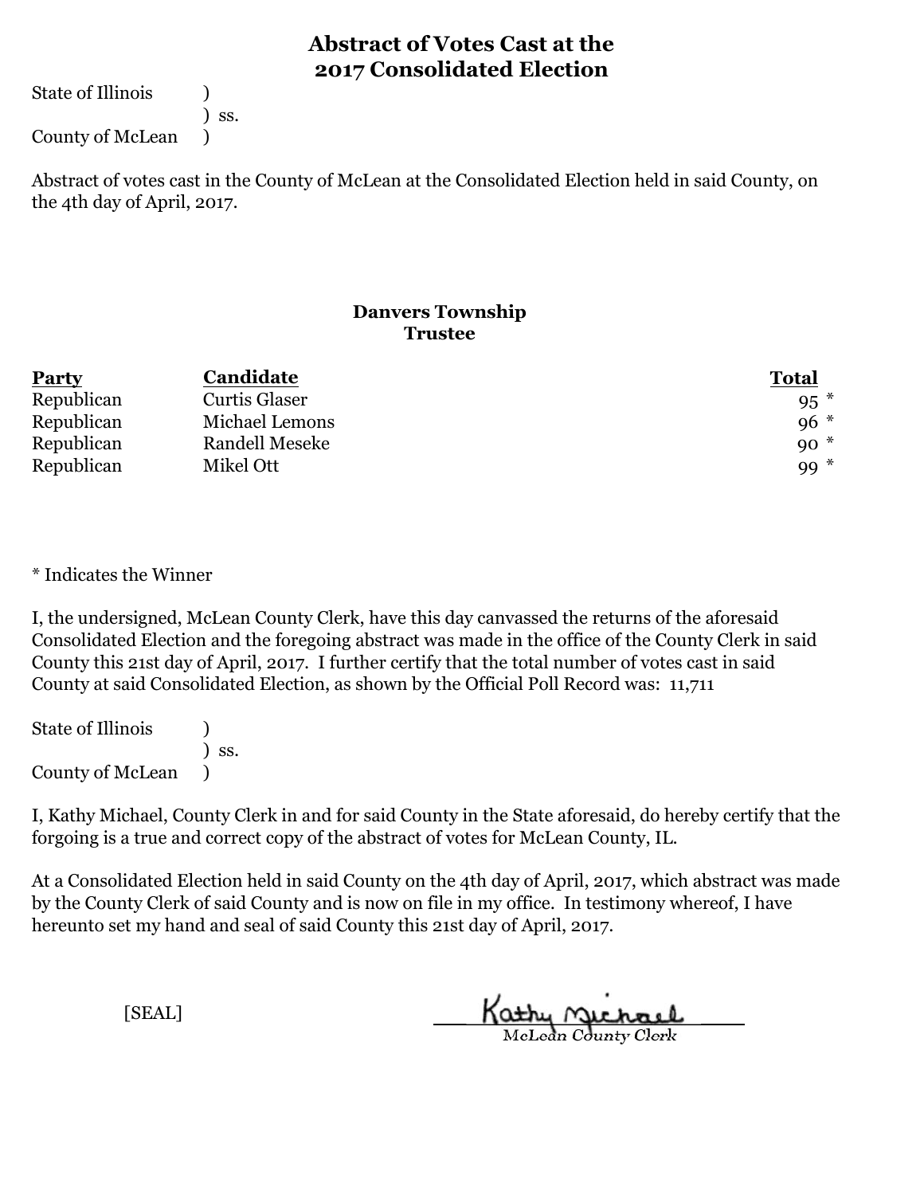# Abstract of Votes Cast at the 2017 Consolidated Election

State of Illinois )
) ss.
County of McLean )

Abstract of votes cast in the County of McLean at the Consolidated Election held in said County, on the 4th day of April, 2017.

## Danvers Township
### Trustee

| Party | Candidate | Total |
|---|---|---|
| Republican | Curtis Glaser | 95 * |
| Republican | Michael Lemons | 96 * |
| Republican | Randell Meseke | 90 * |
| Republican | Mikel Ott | 99 * |

* Indicates the Winner

I, the undersigned, McLean County Clerk, have this day canvassed the returns of the aforesaid Consolidated Election and the foregoing abstract was made in the office of the County Clerk in said County this 21st day of April, 2017. I further certify that the total number of votes cast in said County at said Consolidated Election, as shown by the Official Poll Record was: 11,711

State of Illinois )
) ss.
County of McLean )

I, Kathy Michael, County Clerk in and for said County in the State aforesaid, do hereby certify that the forgoing is a true and correct copy of the abstract of votes for McLean County, IL.

At a Consolidated Election held in said County on the 4th day of April, 2017, which abstract was made by the County Clerk of said County and is now on file in my office. In testimony whereof, I have hereunto set my hand and seal of said County this 21st day of April, 2017.

[SEAL]

Kathy Michael
McLean County Clerk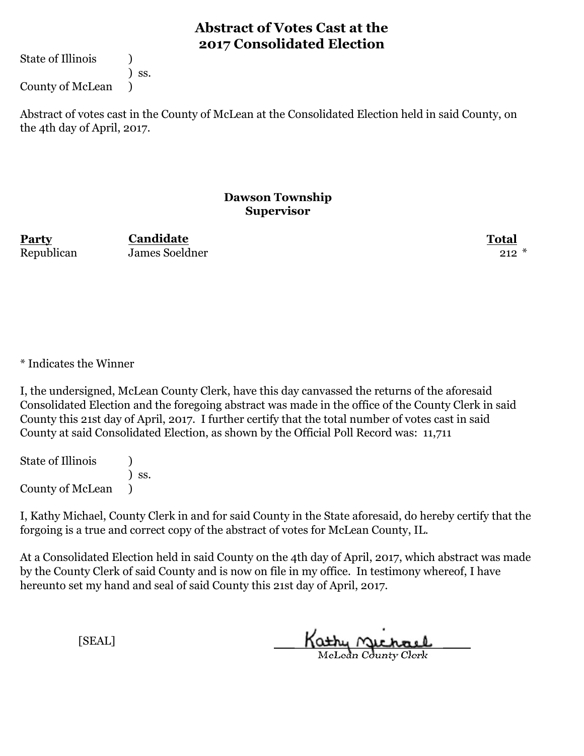# Abstract of Votes Cast at the 2017 Consolidated Election

State of Illinois )
) ss.
County of McLean )

Abstract of votes cast in the County of McLean at the Consolidated Election held in said County, on the 4th day of April, 2017.

## Dawson Township
### Supervisor

| Party | Candidate | Total |
|---|---|---|
| Republican | James Soeldner | 212 * |

* Indicates the Winner

I, the undersigned, McLean County Clerk, have this day canvassed the returns of the aforesaid Consolidated Election and the foregoing abstract was made in the office of the County Clerk in said County this 21st day of April, 2017. I further certify that the total number of votes cast in said County at said Consolidated Election, as shown by the Official Poll Record was: 11,711

State of Illinois )
) ss.
County of McLean )

I, Kathy Michael, County Clerk in and for said County in the State aforesaid, do hereby certify that the forgoing is a true and correct copy of the abstract of votes for McLean County, IL.

At a Consolidated Election held in said County on the 4th day of April, 2017, which abstract was made by the County Clerk of said County and is now on file in my office. In testimony whereof, I have hereunto set my hand and seal of said County this 21st day of April, 2017.

[SEAL]

Kathy Michael
McLean County Clerk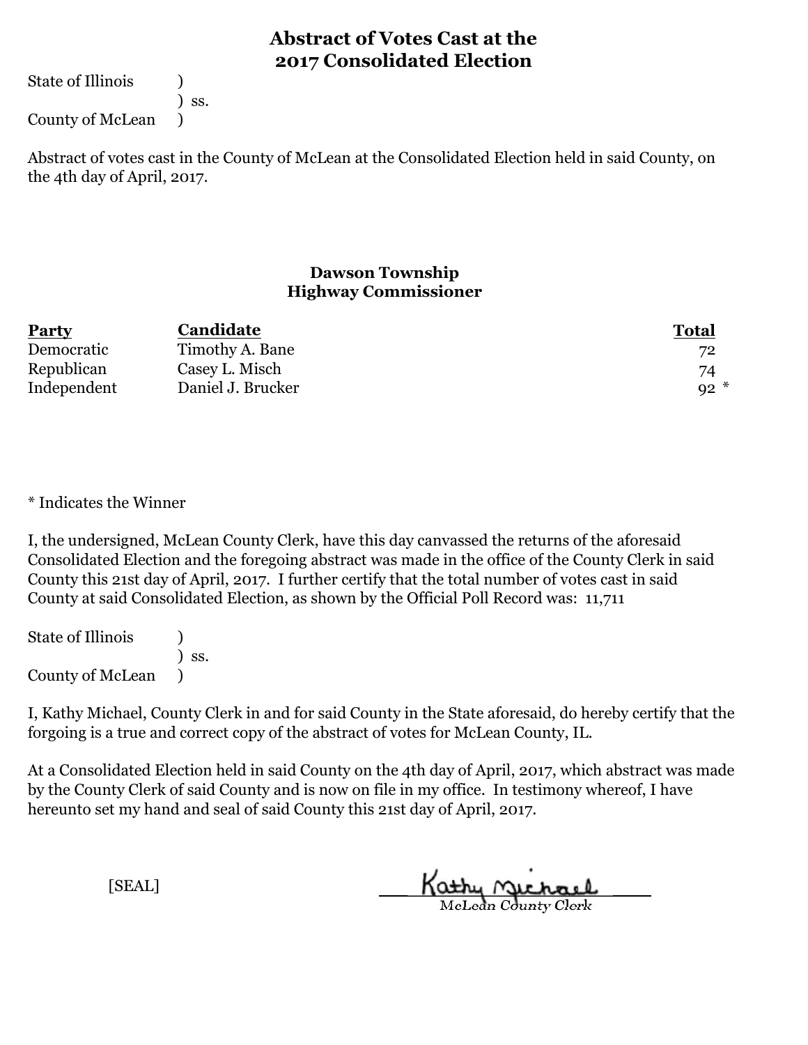# Abstract of Votes Cast at the 2017 Consolidated Election

State of Illinois )
) ss.
County of McLean )

Abstract of votes cast in the County of McLean at the Consolidated Election held in said County, on the 4th day of April, 2017.

## Dawson Township
## Highway Commissioner

| Party | Candidate | Total |
|---|---|---|
| Democratic | Timothy A. Bane | 72 |
| Republican | Casey L. Misch | 74 |
| Independent | Daniel J. Brucker | 92 * |

* Indicates the Winner

I, the undersigned, McLean County Clerk, have this day canvassed the returns of the aforesaid Consolidated Election and the foregoing abstract was made in the office of the County Clerk in said County this 21st day of April, 2017. I further certify that the total number of votes cast in said County at said Consolidated Election, as shown by the Official Poll Record was: 11,711

State of Illinois )
) ss.
County of McLean )

I, Kathy Michael, County Clerk in and for said County in the State aforesaid, do hereby certify that the forgoing is a true and correct copy of the abstract of votes for McLean County, IL.

At a Consolidated Election held in said County on the 4th day of April, 2017, which abstract was made by the County Clerk of said County and is now on file in my office. In testimony whereof, I have hereunto set my hand and seal of said County this 21st day of April, 2017.

[SEAL]

Kathy Michael
McLean County Clerk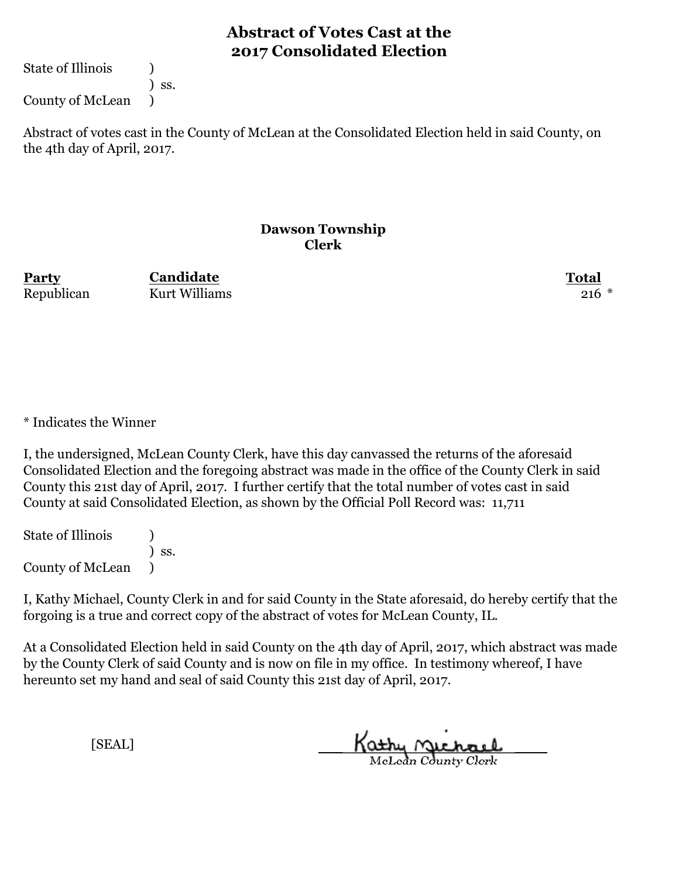# Abstract of Votes Cast at the 2017 Consolidated Election

State of Illinois )
) ss.
County of McLean )

Abstract of votes cast in the County of McLean at the Consolidated Election held in said County, on the 4th day of April, 2017.

## Dawson Township
## Clerk

| Party | Candidate | Total |
|---|---|---|
| Republican | Kurt Williams | 216 * |

* Indicates the Winner

I, the undersigned, McLean County Clerk, have this day canvassed the returns of the aforesaid Consolidated Election and the foregoing abstract was made in the office of the County Clerk in said County this 21st day of April, 2017. I further certify that the total number of votes cast in said County at said Consolidated Election, as shown by the Official Poll Record was: 11,711

State of Illinois )
) ss.
County of McLean )

I, Kathy Michael, County Clerk in and for said County in the State aforesaid, do hereby certify that the forgoing is a true and correct copy of the abstract of votes for McLean County, IL.

At a Consolidated Election held in said County on the 4th day of April, 2017, which abstract was made by the County Clerk of said County and is now on file in my office. In testimony whereof, I have hereunto set my hand and seal of said County this 21st day of April, 2017.

[SEAL]

Kathy Michael
McLean County Clerk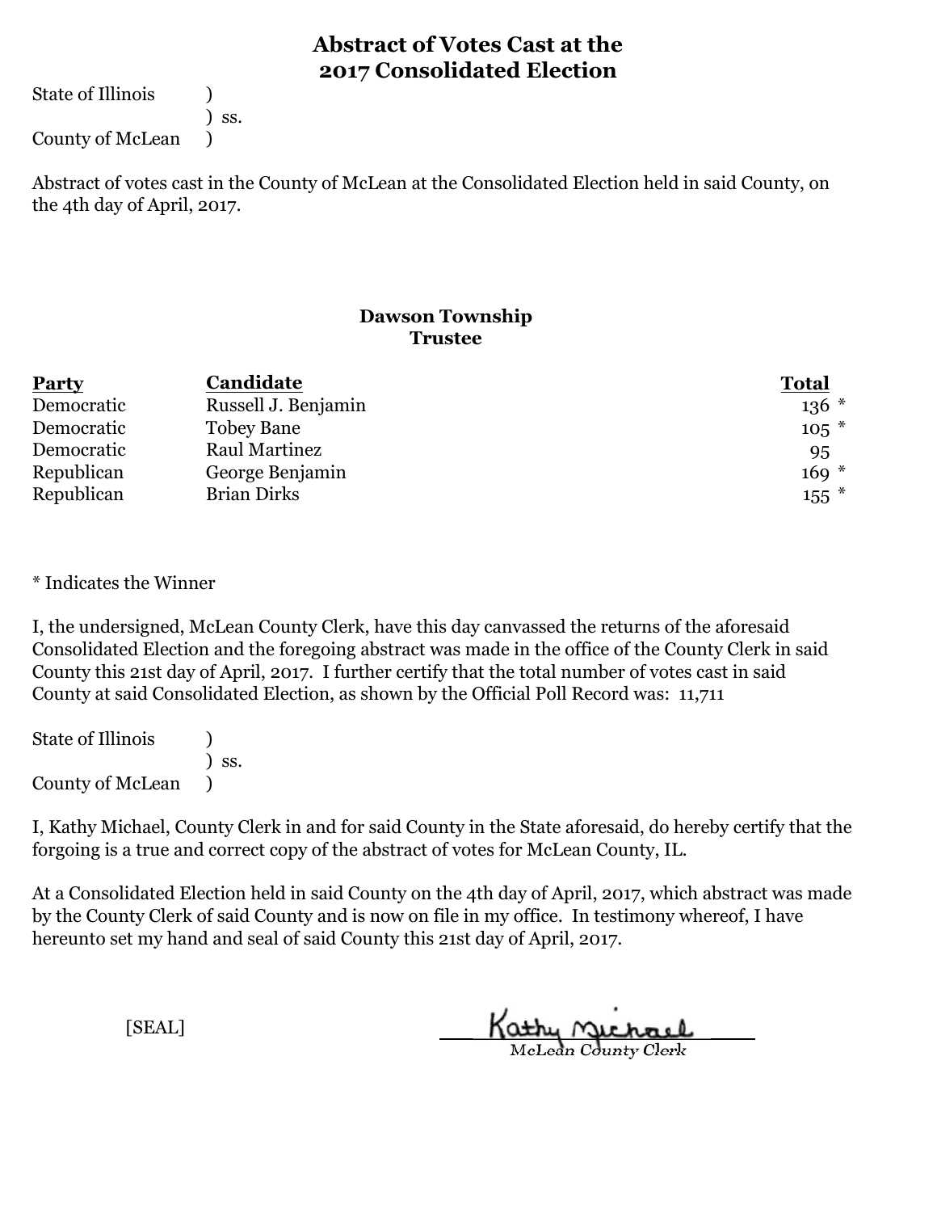# Abstract of Votes Cast at the 2017 Consolidated Election

State of Illinois )
) ss.
County of McLean )

Abstract of votes cast in the County of McLean at the Consolidated Election held in said County, on the 4th day of April, 2017.

## Dawson Township
### Trustee

| Party | Candidate | Total |
|---|---|---|
| Democratic | Russell J. Benjamin | 136 * |
| Democratic | Tobey Bane | 105 * |
| Democratic | Raul Martinez | 95 |
| Republican | George Benjamin | 169 * |
| Republican | Brian Dirks | 155 * |

* Indicates the Winner

I, the undersigned, McLean County Clerk, have this day canvassed the returns of the aforesaid Consolidated Election and the foregoing abstract was made in the office of the County Clerk in said County this 21st day of April, 2017. I further certify that the total number of votes cast in said County at said Consolidated Election, as shown by the Official Poll Record was: 11,711

State of Illinois )
) ss.
County of McLean )

I, Kathy Michael, County Clerk in and for said County in the State aforesaid, do hereby certify that the forgoing is a true and correct copy of the abstract of votes for McLean County, IL.

At a Consolidated Election held in said County on the 4th day of April, 2017, which abstract was made by the County Clerk of said County and is now on file in my office. In testimony whereof, I have hereunto set my hand and seal of said County this 21st day of April, 2017.

[SEAL]

Kathy Michael
McLean County Clerk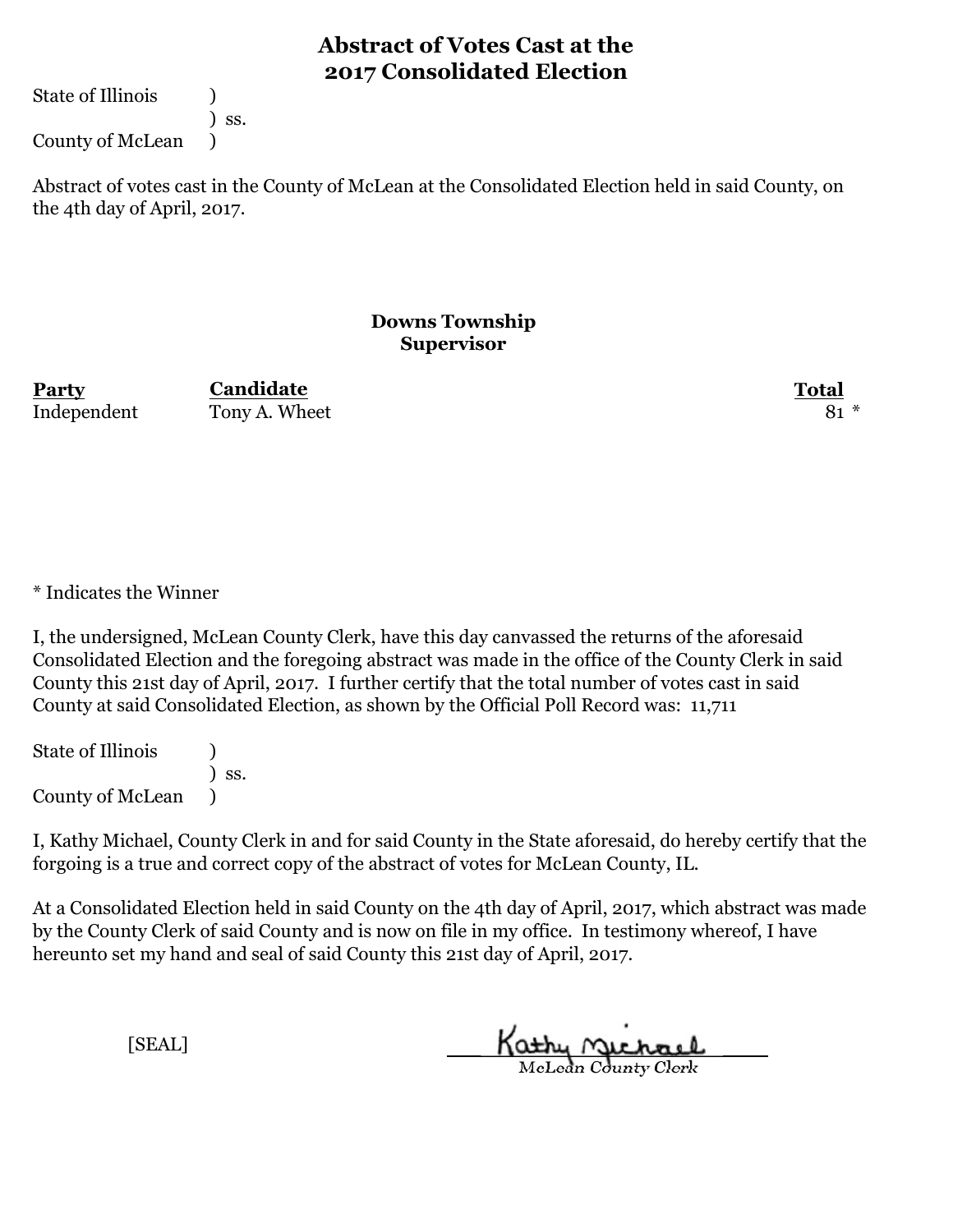# Abstract of Votes Cast at the 2017 Consolidated Election

State of Illinois )
) ss.
County of McLean )

Abstract of votes cast in the County of McLean at the Consolidated Election held in said County, on the 4th day of April, 2017.

## Downs Township
## Supervisor

| Party | Candidate | Total |
|---|---|---|
| Independent | Tony A. Wheet | 81 * |

* Indicates the Winner

I, the undersigned, McLean County Clerk, have this day canvassed the returns of the aforesaid Consolidated Election and the foregoing abstract was made in the office of the County Clerk in said County this 21st day of April, 2017. I further certify that the total number of votes cast in said County at said Consolidated Election, as shown by the Official Poll Record was: 11,711

State of Illinois )
) ss.
County of McLean )

I, Kathy Michael, County Clerk in and for said County in the State aforesaid, do hereby certify that the forgoing is a true and correct copy of the abstract of votes for McLean County, IL.

At a Consolidated Election held in said County on the 4th day of April, 2017, which abstract was made by the County Clerk of said County and is now on file in my office. In testimony whereof, I have hereunto set my hand and seal of said County this 21st day of April, 2017.

[SEAL]

Kathy Michael
McLean County Clerk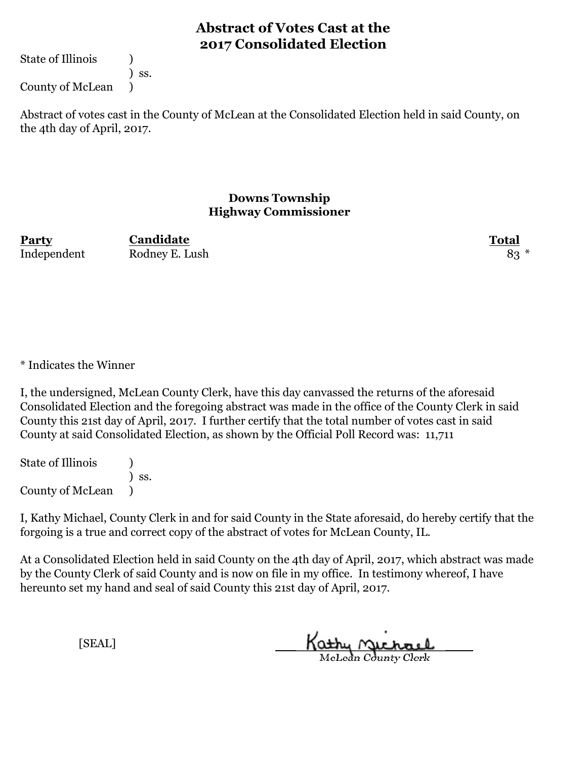# Abstract of Votes Cast at the 2017 Consolidated Election

State of Illinois )
) ss.
County of McLean )

Abstract of votes cast in the County of McLean at the Consolidated Election held in said County, on the 4th day of April, 2017.

## Downs Township
## Highway Commissioner

| Party | Candidate | Total |
|---|---|---|
| Independent | Rodney E. Lush | 83 * |

* Indicates the Winner

I, the undersigned, McLean County Clerk, have this day canvassed the returns of the aforesaid Consolidated Election and the foregoing abstract was made in the office of the County Clerk in said County this 21st day of April, 2017. I further certify that the total number of votes cast in said County at said Consolidated Election, as shown by the Official Poll Record was: 11,711

State of Illinois )
) ss.
County of McLean )

I, Kathy Michael, County Clerk in and for said County in the State aforesaid, do hereby certify that the forgoing is a true and correct copy of the abstract of votes for McLean County, IL.

At a Consolidated Election held in said County on the 4th day of April, 2017, which abstract was made by the County Clerk of said County and is now on file in my office. In testimony whereof, I have hereunto set my hand and seal of said County this 21st day of April, 2017.

[SEAL]

Kathy Michael
McLean County Clerk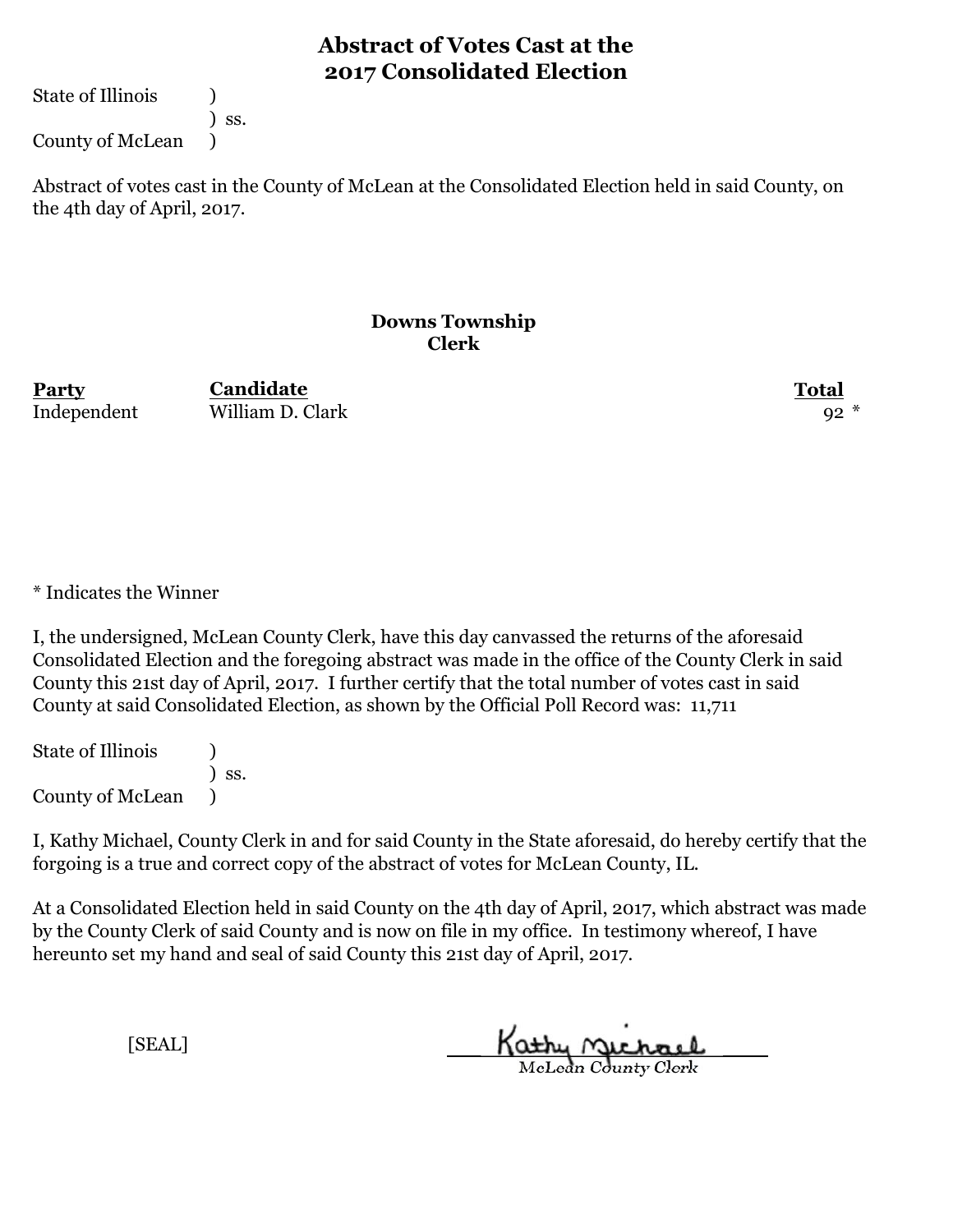# Abstract of Votes Cast at the 2017 Consolidated Election

State of Illinois )
) ss.
County of McLean )

Abstract of votes cast in the County of McLean at the Consolidated Election held in said County, on the 4th day of April, 2017.

## Downs Township
### Clerk

| Party | Candidate | Total |
|---|---|---|
| Independent | William D. Clark | 92 * |

* Indicates the Winner

I, the undersigned, McLean County Clerk, have this day canvassed the returns of the aforesaid Consolidated Election and the foregoing abstract was made in the office of the County Clerk in said County this 21st day of April, 2017. I further certify that the total number of votes cast in said County at said Consolidated Election, as shown by the Official Poll Record was: 11,711

State of Illinois )
) ss.
County of McLean )

I, Kathy Michael, County Clerk in and for said County in the State aforesaid, do hereby certify that the forgoing is a true and correct copy of the abstract of votes for McLean County, IL.

At a Consolidated Election held in said County on the 4th day of April, 2017, which abstract was made by the County Clerk of said County and is now on file in my office. In testimony whereof, I have hereunto set my hand and seal of said County this 21st day of April, 2017.

[SEAL]

Kathy Michael
McLean County Clerk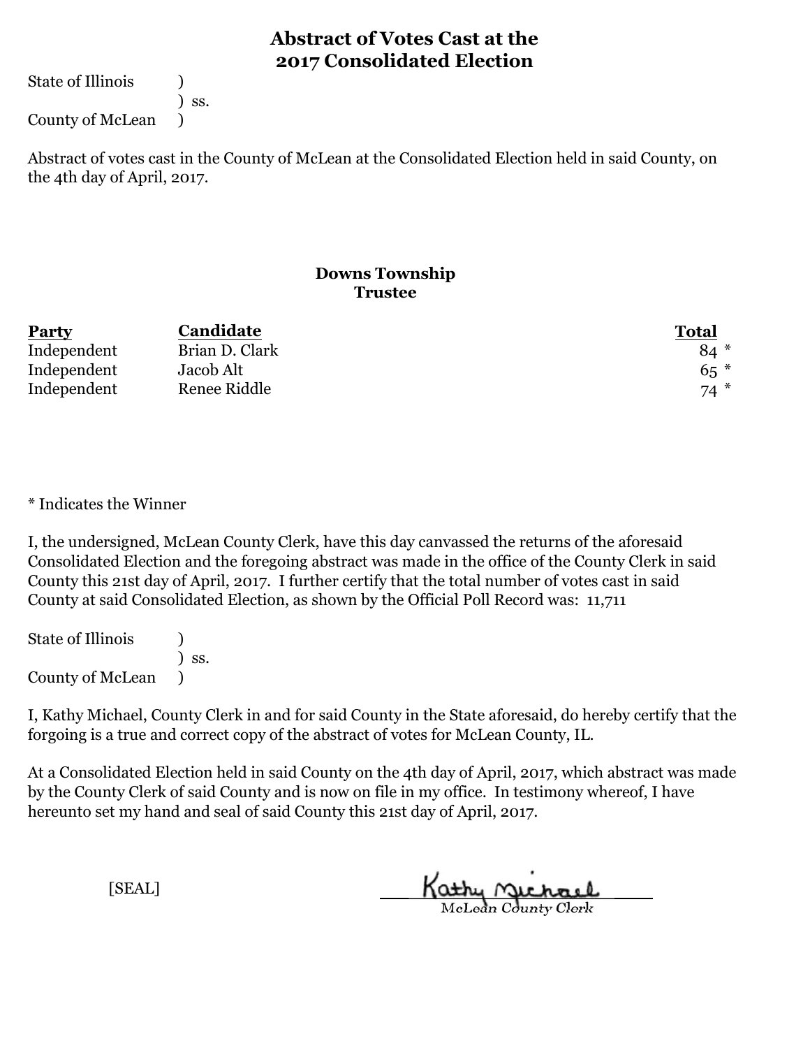# Abstract of Votes Cast at the 2017 Consolidated Election

State of Illinois )
) ss.
County of McLean )

Abstract of votes cast in the County of McLean at the Consolidated Election held in said County, on the 4th day of April, 2017.

## Downs Township
### Trustee

| Party | Candidate | Total |
|---|---|---|
| Independent | Brian D. Clark | 84 * |
| Independent | Jacob Alt | 65 * |
| Independent | Renee Riddle | 74 * |

* Indicates the Winner

I, the undersigned, McLean County Clerk, have this day canvassed the returns of the aforesaid Consolidated Election and the foregoing abstract was made in the office of the County Clerk in said County this 21st day of April, 2017. I further certify that the total number of votes cast in said County at said Consolidated Election, as shown by the Official Poll Record was: 11,711

State of Illinois )
) ss.
County of McLean )

I, Kathy Michael, County Clerk in and for said County in the State aforesaid, do hereby certify that the forgoing is a true and correct copy of the abstract of votes for McLean County, IL.

At a Consolidated Election held in said County on the 4th day of April, 2017, which abstract was made by the County Clerk of said County and is now on file in my office. In testimony whereof, I have hereunto set my hand and seal of said County this 21st day of April, 2017.

[SEAL]

Kathy Michael
McLean County Clerk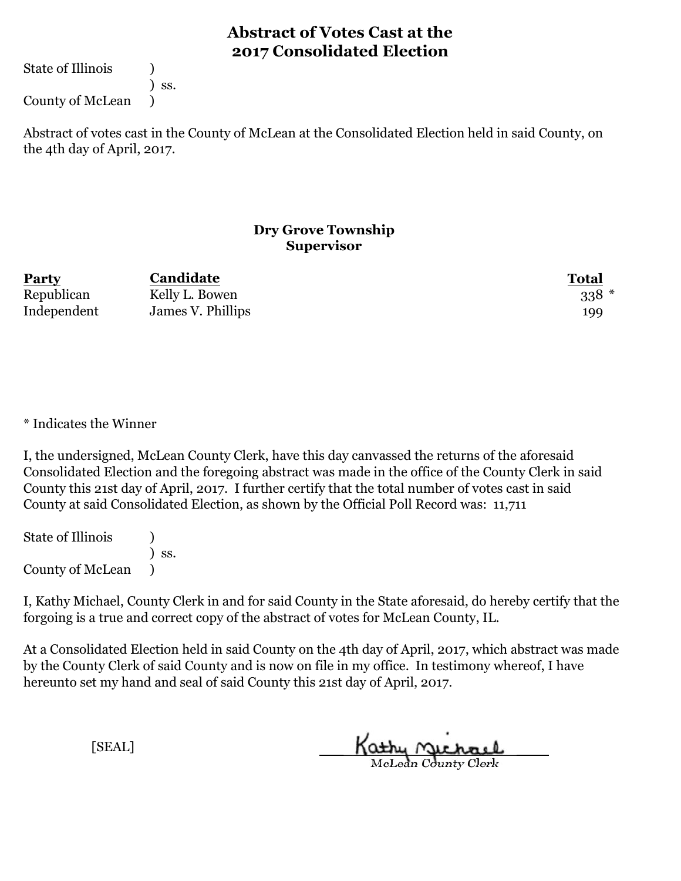# Abstract of Votes Cast at the 2017 Consolidated Election

State of Illinois )
) ss.
County of McLean )

Abstract of votes cast in the County of McLean at the Consolidated Election held in said County, on the 4th day of April, 2017.

## Dry Grove Township
## Supervisor

| Party | Candidate | Total |
|---|---|---|
| Republican | Kelly L. Bowen | 338 * |
| Independent | James V. Phillips | 199 |

* Indicates the Winner

I, the undersigned, McLean County Clerk, have this day canvassed the returns of the aforesaid Consolidated Election and the foregoing abstract was made in the office of the County Clerk in said County this 21st day of April, 2017. I further certify that the total number of votes cast in said County at said Consolidated Election, as shown by the Official Poll Record was: 11,711

State of Illinois )
) ss.
County of McLean )

I, Kathy Michael, County Clerk in and for said County in the State aforesaid, do hereby certify that the forgoing is a true and correct copy of the abstract of votes for McLean County, IL.

At a Consolidated Election held in said County on the 4th day of April, 2017, which abstract was made by the County Clerk of said County and is now on file in my office. In testimony whereof, I have hereunto set my hand and seal of said County this 21st day of April, 2017.

[SEAL]

Kathy Michael
McLean County Clerk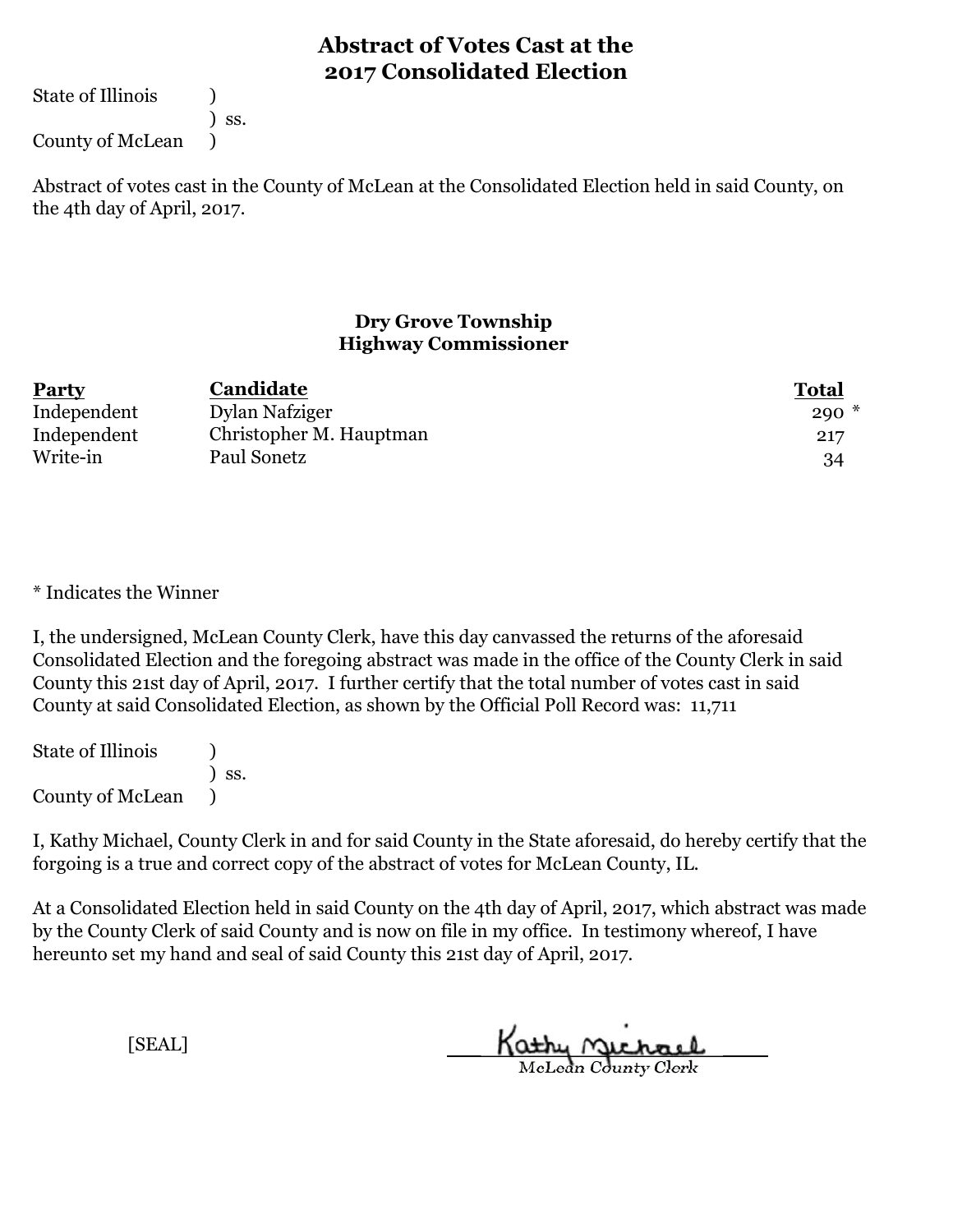# Abstract of Votes Cast at the 2017 Consolidated Election

State of Illinois )
) ss.
County of McLean )

Abstract of votes cast in the County of McLean at the Consolidated Election held in said County, on the 4th day of April, 2017.

## Dry Grove Township
## Highway Commissioner

| Party | Candidate | Total |
|---|---|---|
| Independent | Dylan Nafziger | 290 * |
| Independent | Christopher M. Hauptman | 217 |
| Write-in | Paul Sonetz | 34 |

* Indicates the Winner

I, the undersigned, McLean County Clerk, have this day canvassed the returns of the aforesaid Consolidated Election and the foregoing abstract was made in the office of the County Clerk in said County this 21st day of April, 2017. I further certify that the total number of votes cast in said County at said Consolidated Election, as shown by the Official Poll Record was: 11,711

State of Illinois )
) ss.
County of McLean )

I, Kathy Michael, County Clerk in and for said County in the State aforesaid, do hereby certify that the forgoing is a true and correct copy of the abstract of votes for McLean County, IL.

At a Consolidated Election held in said County on the 4th day of April, 2017, which abstract was made by the County Clerk of said County and is now on file in my office. In testimony whereof, I have hereunto set my hand and seal of said County this 21st day of April, 2017.

[SEAL]

Kathy Michael
McLean County Clerk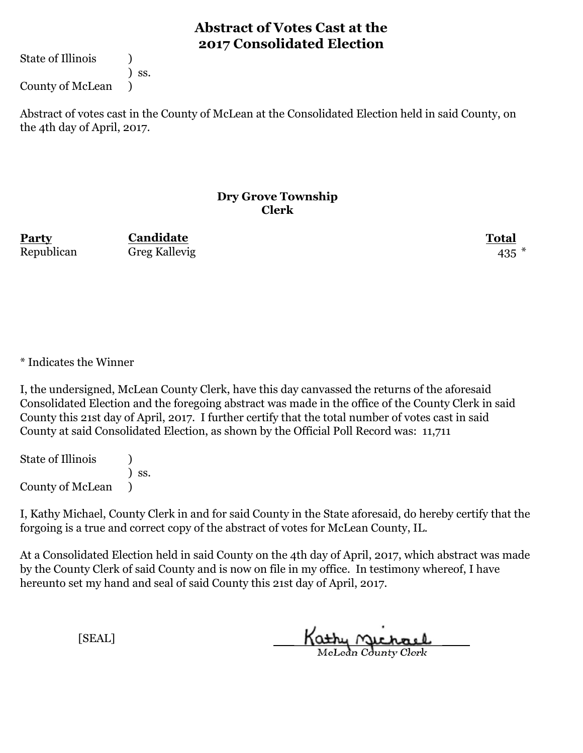# Abstract of Votes Cast at the 2017 Consolidated Election

State of Illinois )
) ss.
County of McLean )

Abstract of votes cast in the County of McLean at the Consolidated Election held in said County, on the 4th day of April, 2017.

### Dry Grove Township
### Clerk

| Party | Candidate | Total |
|---|---|---|
| Republican | Greg Kallevig | 435 * |

* Indicates the Winner

I, the undersigned, McLean County Clerk, have this day canvassed the returns of the aforesaid Consolidated Election and the foregoing abstract was made in the office of the County Clerk in said County this 21st day of April, 2017. I further certify that the total number of votes cast in said County at said Consolidated Election, as shown by the Official Poll Record was: 11,711

State of Illinois )
) ss.
County of McLean )

I, Kathy Michael, County Clerk in and for said County in the State aforesaid, do hereby certify that the forgoing is a true and correct copy of the abstract of votes for McLean County, IL.

At a Consolidated Election held in said County on the 4th day of April, 2017, which abstract was made by the County Clerk of said County and is now on file in my office. In testimony whereof, I have hereunto set my hand and seal of said County this 21st day of April, 2017.

[SEAL]

Kathy Michael
McLean County Clerk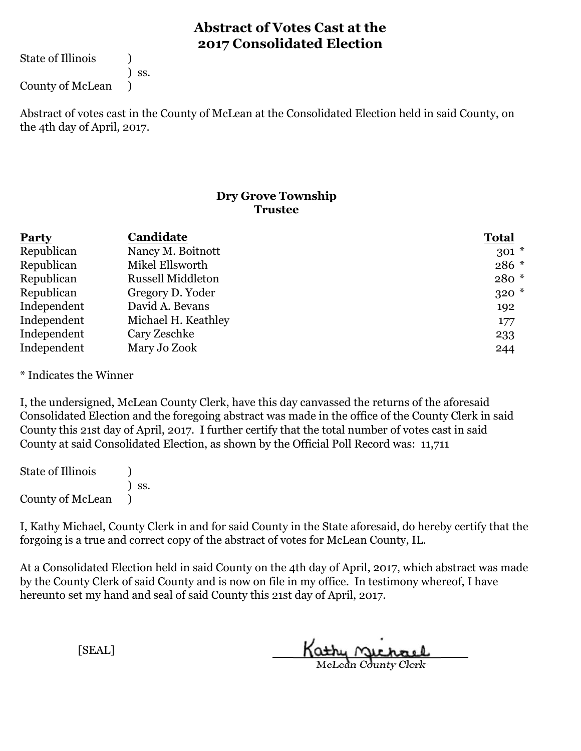# Abstract of Votes Cast at the 2017 Consolidated Election

State of Illinois )
) ss.
County of McLean )

Abstract of votes cast in the County of McLean at the Consolidated Election held in said County, on the 4th day of April, 2017.

## Dry Grove Township
### Trustee

| Party | Candidate | Total |
|---|---|---|
| Republican | Nancy M. Boitnott | 301 * |
| Republican | Mikel Ellsworth | 286 * |
| Republican | Russell Middleton | 280 * |
| Republican | Gregory D. Yoder | 320 * |
| Independent | David A. Bevans | 192 |
| Independent | Michael H. Keathley | 177 |
| Independent | Cary Zeschke | 233 |
| Independent | Mary Jo Zook | 244 |

* Indicates the Winner

I, the undersigned, McLean County Clerk, have this day canvassed the returns of the aforesaid Consolidated Election and the foregoing abstract was made in the office of the County Clerk in said County this 21st day of April, 2017. I further certify that the total number of votes cast in said County at said Consolidated Election, as shown by the Official Poll Record was: 11,711

State of Illinois )
) ss.
County of McLean )

I, Kathy Michael, County Clerk in and for said County in the State aforesaid, do hereby certify that the forgoing is a true and correct copy of the abstract of votes for McLean County, IL.

At a Consolidated Election held in said County on the 4th day of April, 2017, which abstract was made by the County Clerk of said County and is now on file in my office. In testimony whereof, I have hereunto set my hand and seal of said County this 21st day of April, 2017.

[SEAL]

Kathy Michael
McLean County Clerk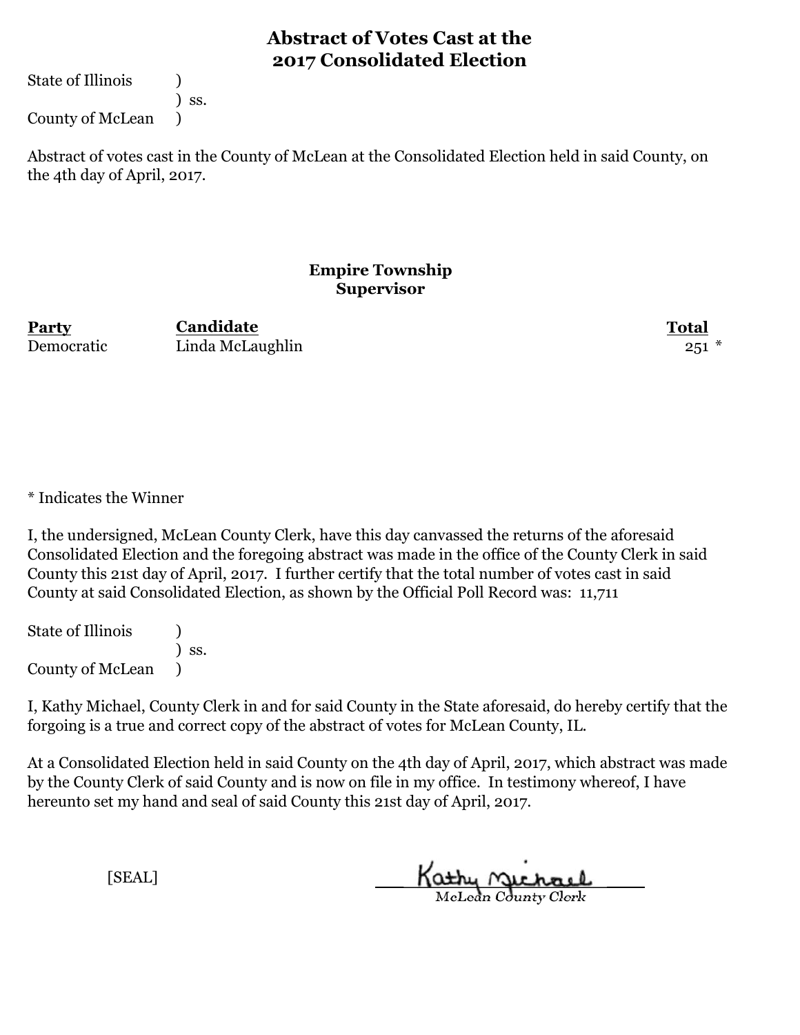# Abstract of Votes Cast at the 2017 Consolidated Election

State of Illinois )
) ss.
County of McLean )

Abstract of votes cast in the County of McLean at the Consolidated Election held in said County, on the 4th day of April, 2017.

## Empire Township
### Supervisor

| Party | Candidate | Total |
|---|---|---|
| Democratic | Linda McLaughlin | 251 * |

* Indicates the Winner

I, the undersigned, McLean County Clerk, have this day canvassed the returns of the aforesaid Consolidated Election and the foregoing abstract was made in the office of the County Clerk in said County this 21st day of April, 2017. I further certify that the total number of votes cast in said County at said Consolidated Election, as shown by the Official Poll Record was: 11,711

State of Illinois )
) ss.
County of McLean )

I, Kathy Michael, County Clerk in and for said County in the State aforesaid, do hereby certify that the forgoing is a true and correct copy of the abstract of votes for McLean County, IL.

At a Consolidated Election held in said County on the 4th day of April, 2017, which abstract was made by the County Clerk of said County and is now on file in my office. In testimony whereof, I have hereunto set my hand and seal of said County this 21st day of April, 2017.

[SEAL]

Kathy Michael
McLean County Clerk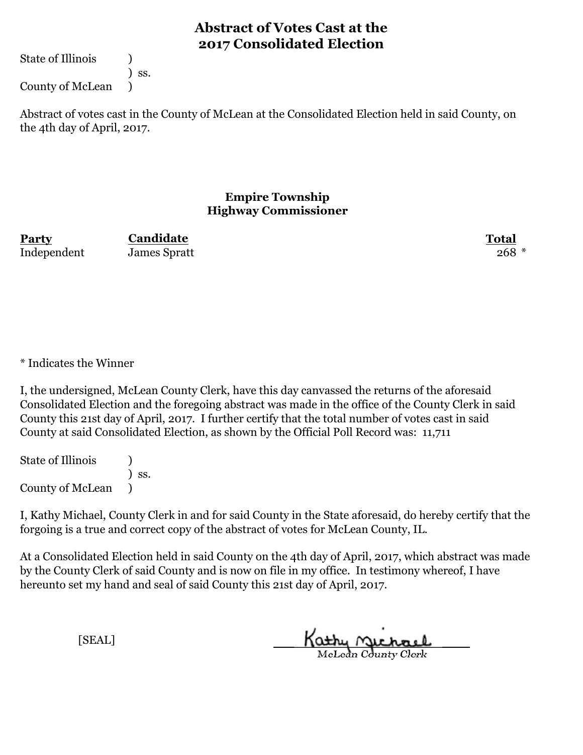# Abstract of Votes Cast at the 2017 Consolidated Election

State of Illinois )
) ss.
County of McLean )

Abstract of votes cast in the County of McLean at the Consolidated Election held in said County, on the 4th day of April, 2017.

## Empire Township
## Highway Commissioner

| Party | Candidate | Total |
|---|---|---|
| Independent | James Spratt | 268 * |

* Indicates the Winner

I, the undersigned, McLean County Clerk, have this day canvassed the returns of the aforesaid Consolidated Election and the foregoing abstract was made in the office of the County Clerk in said County this 21st day of April, 2017. I further certify that the total number of votes cast in said County at said Consolidated Election, as shown by the Official Poll Record was: 11,711

State of Illinois )
) ss.
County of McLean )

I, Kathy Michael, County Clerk in and for said County in the State aforesaid, do hereby certify that the forgoing is a true and correct copy of the abstract of votes for McLean County, IL.

At a Consolidated Election held in said County on the 4th day of April, 2017, which abstract was made by the County Clerk of said County and is now on file in my office. In testimony whereof, I have hereunto set my hand and seal of said County this 21st day of April, 2017.

[SEAL]

Kathy Michael
McLean County Clerk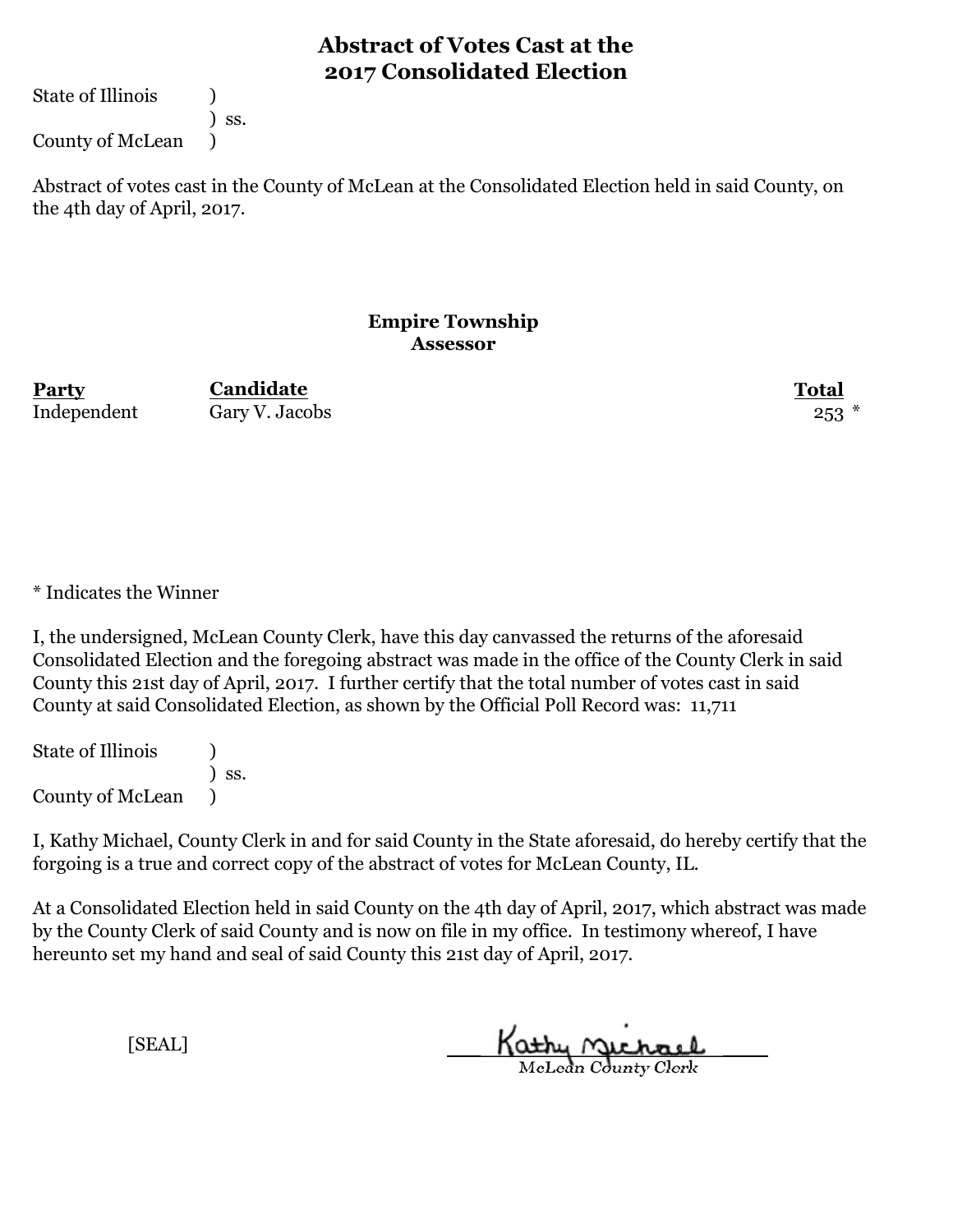## Abstract of Votes Cast at the 2017 Consolidated Election

State of Illinois )
) ss.
County of McLean )

Abstract of votes cast in the County of McLean at the Consolidated Election held in said County, on the 4th day of April, 2017.

### Empire Township
### Assessor

| Party | Candidate | Total |
|---|---|---|
| Independent | Gary V. Jacobs | 253 * |

* Indicates the Winner

I, the undersigned, McLean County Clerk, have this day canvassed the returns of the aforesaid Consolidated Election and the foregoing abstract was made in the office of the County Clerk in said County this 21st day of April, 2017. I further certify that the total number of votes cast in said County at said Consolidated Election, as shown by the Official Poll Record was: 11,711

State of Illinois )
) ss.
County of McLean )

I, Kathy Michael, County Clerk in and for said County in the State aforesaid, do hereby certify that the forgoing is a true and correct copy of the abstract of votes for McLean County, IL.

At a Consolidated Election held in said County on the 4th day of April, 2017, which abstract was made by the County Clerk of said County and is now on file in my office. In testimony whereof, I have hereunto set my hand and seal of said County this 21st day of April, 2017.

[SEAL]

Kathy Michael
McLean County Clerk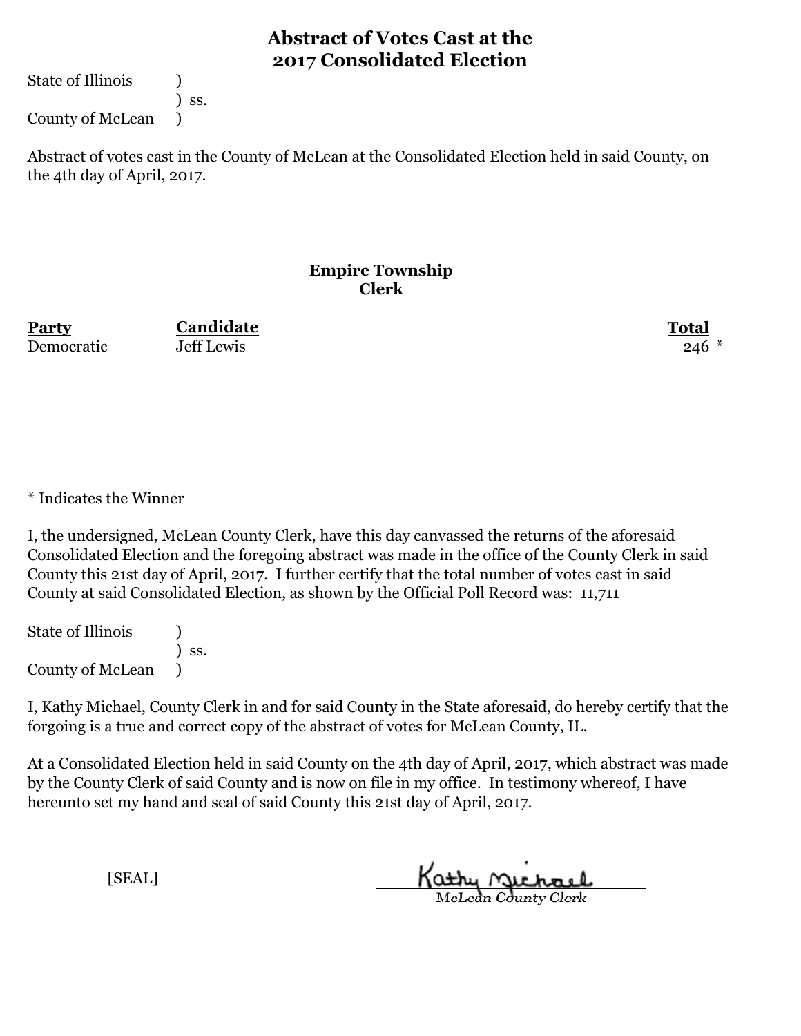# Abstract of Votes Cast at the 2017 Consolidated Election

State of Illinois )
) ss.
County of McLean )

Abstract of votes cast in the County of McLean at the Consolidated Election held in said County, on the 4th day of April, 2017.

## Empire Township
### Clerk

| Party | Candidate | Total |
|---|---|---|
| Democratic | Jeff Lewis | 246 * |

* Indicates the Winner

I, the undersigned, McLean County Clerk, have this day canvassed the returns of the aforesaid Consolidated Election and the foregoing abstract was made in the office of the County Clerk in said County this 21st day of April, 2017. I further certify that the total number of votes cast in said County at said Consolidated Election, as shown by the Official Poll Record was: 11,711

State of Illinois )
) ss.
County of McLean )

I, Kathy Michael, County Clerk in and for said County in the State aforesaid, do hereby certify that the forgoing is a true and correct copy of the abstract of votes for McLean County, IL.

At a Consolidated Election held in said County on the 4th day of April, 2017, which abstract was made by the County Clerk of said County and is now on file in my office. In testimony whereof, I have hereunto set my hand and seal of said County this 21st day of April, 2017.

[SEAL]

Kathy Michael
McLean County Clerk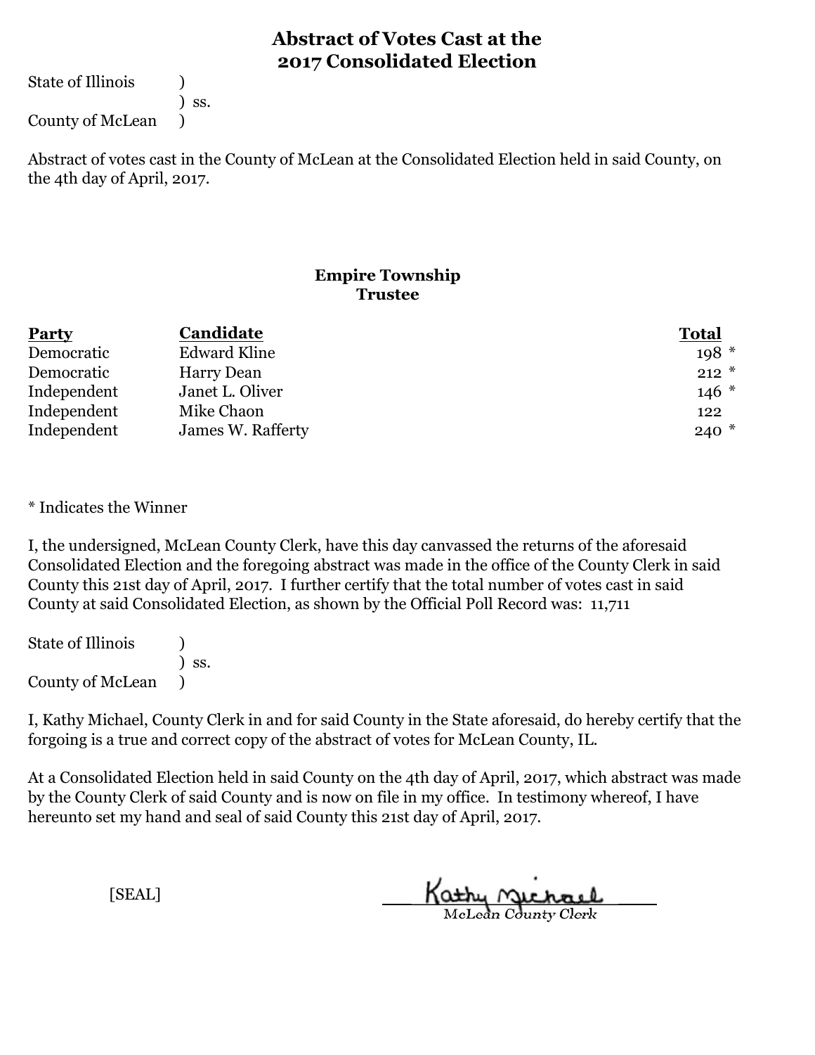# Abstract of Votes Cast at the 2017 Consolidated Election

State of Illinois )
) ss.
County of McLean )

Abstract of votes cast in the County of McLean at the Consolidated Election held in said County, on the 4th day of April, 2017.

## Empire Township
## Trustee

| Party | Candidate | Total |
|---|---|---|
| Democratic | Edward Kline | 198 * |
| Democratic | Harry Dean | 212 * |
| Independent | Janet L. Oliver | 146 * |
| Independent | Mike Chaon | 122 |
| Independent | James W. Rafferty | 240 * |

* Indicates the Winner

I, the undersigned, McLean County Clerk, have this day canvassed the returns of the aforesaid Consolidated Election and the foregoing abstract was made in the office of the County Clerk in said County this 21st day of April, 2017. I further certify that the total number of votes cast in said County at said Consolidated Election, as shown by the Official Poll Record was: 11,711

State of Illinois )
) ss.
County of McLean )

I, Kathy Michael, County Clerk in and for said County in the State aforesaid, do hereby certify that the forgoing is a true and correct copy of the abstract of votes for McLean County, IL.

At a Consolidated Election held in said County on the 4th day of April, 2017, which abstract was made by the County Clerk of said County and is now on file in my office. In testimony whereof, I have hereunto set my hand and seal of said County this 21st day of April, 2017.

[SEAL]

Kathy Michael
McLean County Clerk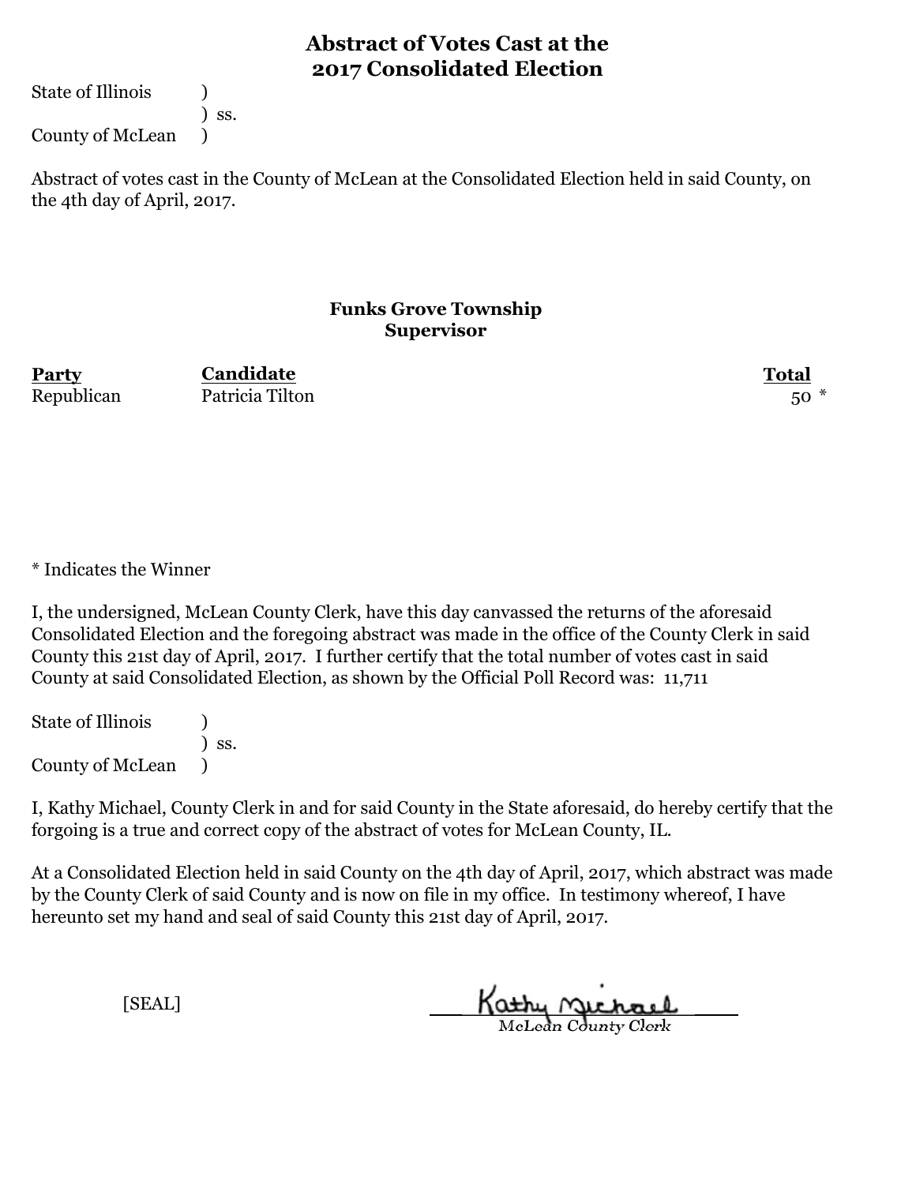# Abstract of Votes Cast at the 2017 Consolidated Election

State of Illinois )
) ss.
County of McLean )

Abstract of votes cast in the County of McLean at the Consolidated Election held in said County, on the 4th day of April, 2017.

### Funks Grove Township
### Supervisor

| Party | Candidate | Total |
|---|---|---|
| Republican | Patricia Tilton | 50 * |

* Indicates the Winner

I, the undersigned, McLean County Clerk, have this day canvassed the returns of the aforesaid Consolidated Election and the foregoing abstract was made in the office of the County Clerk in said County this 21st day of April, 2017. I further certify that the total number of votes cast in said County at said Consolidated Election, as shown by the Official Poll Record was: 11,711

State of Illinois )
) ss.
County of McLean )

I, Kathy Michael, County Clerk in and for said County in the State aforesaid, do hereby certify that the forgoing is a true and correct copy of the abstract of votes for McLean County, IL.

At a Consolidated Election held in said County on the 4th day of April, 2017, which abstract was made by the County Clerk of said County and is now on file in my office. In testimony whereof, I have hereunto set my hand and seal of said County this 21st day of April, 2017.

[SEAL]

Kathy Michael
McLean County Clerk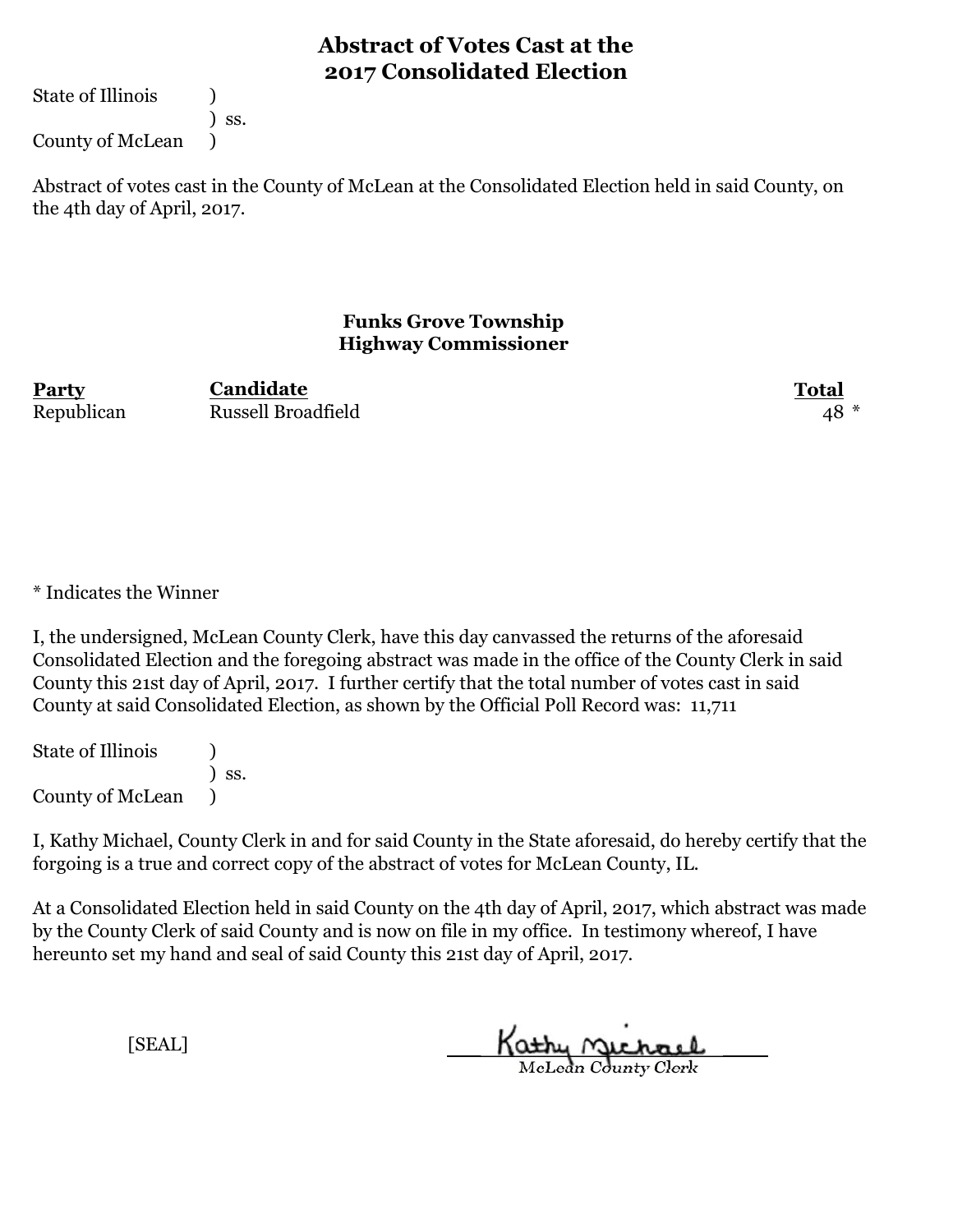# Abstract of Votes Cast at the 2017 Consolidated Election

State of Illinois )
) ss.
County of McLean )

Abstract of votes cast in the County of McLean at the Consolidated Election held in said County, on the 4th day of April, 2017.

### Funks Grove Township
### Highway Commissioner

| **Party** | **Candidate** | **Total** |
|---|---|---|
| Republican | Russell Broadfield | 48 * |

* Indicates the Winner

I, the undersigned, McLean County Clerk, have this day canvassed the returns of the aforesaid Consolidated Election and the foregoing abstract was made in the office of the County Clerk in said County this 21st day of April, 2017. I further certify that the total number of votes cast in said County at said Consolidated Election, as shown by the Official Poll Record was: 11,711

State of Illinois )
) ss.
County of McLean )

I, Kathy Michael, County Clerk in and for said County in the State aforesaid, do hereby certify that the forgoing is a true and correct copy of the abstract of votes for McLean County, IL.

At a Consolidated Election held in said County on the 4th day of April, 2017, which abstract was made by the County Clerk of said County and is now on file in my office. In testimony whereof, I have hereunto set my hand and seal of said County this 21st day of April, 2017.

[SEAL]

Kathy Michael
McLean County Clerk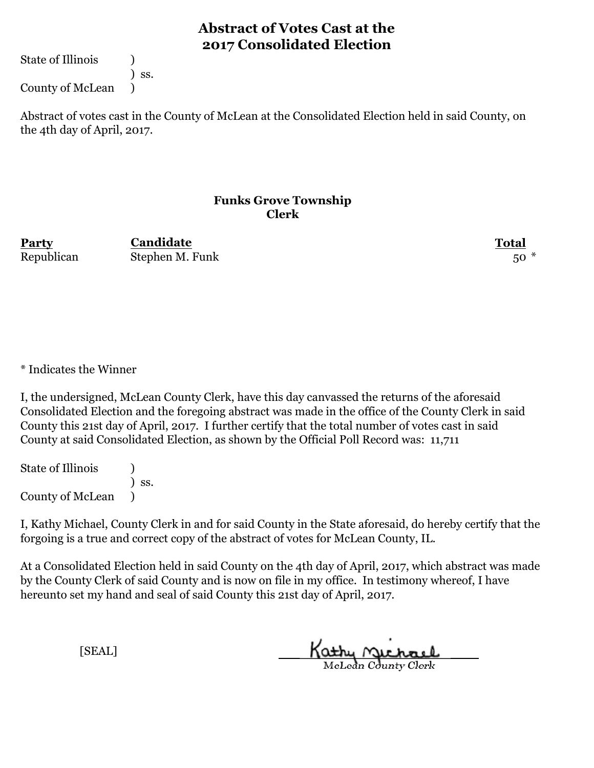# Abstract of Votes Cast at the 2017 Consolidated Election

State of Illinois )
) ss.
County of McLean )

Abstract of votes cast in the County of McLean at the Consolidated Election held in said County, on the 4th day of April, 2017.

## Funks Grove Township
### Clerk

| Party | Candidate | Total |
| --- | --- | --- |
| Republican | Stephen M. Funk | 50 * |

* Indicates the Winner

I, the undersigned, McLean County Clerk, have this day canvassed the returns of the aforesaid Consolidated Election and the foregoing abstract was made in the office of the County Clerk in said County this 21st day of April, 2017. I further certify that the total number of votes cast in said County at said Consolidated Election, as shown by the Official Poll Record was: 11,711

State of Illinois )
) ss.
County of McLean )

I, Kathy Michael, County Clerk in and for said County in the State aforesaid, do hereby certify that the forgoing is a true and correct copy of the abstract of votes for McLean County, IL.

At a Consolidated Election held in said County on the 4th day of April, 2017, which abstract was made by the County Clerk of said County and is now on file in my office. In testimony whereof, I have hereunto set my hand and seal of said County this 21st day of April, 2017.

[SEAL]

Kathy Michael
McLean County Clerk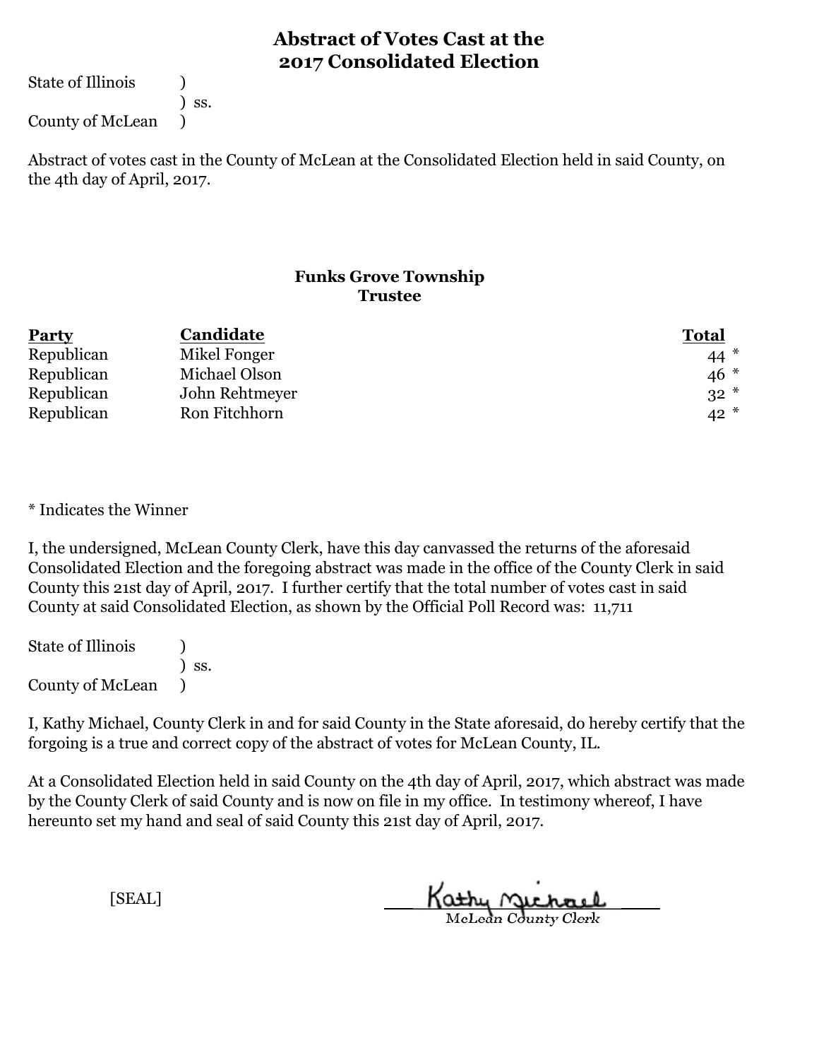# Abstract of Votes Cast at the 2017 Consolidated Election

State of Illinois )
) ss.
County of McLean )

Abstract of votes cast in the County of McLean at the Consolidated Election held in said County, on the 4th day of April, 2017.

## Funks Grove Township
### Trustee

| Party | Candidate | Total |
|---|---|---|
| Republican | Mikel Fonger | 44 * |
| Republican | Michael Olson | 46 * |
| Republican | John Rehtmeyer | 32 * |
| Republican | Ron Fitchhorn | 42 * |

* Indicates the Winner

I, the undersigned, McLean County Clerk, have this day canvassed the returns of the aforesaid Consolidated Election and the foregoing abstract was made in the office of the County Clerk in said County this 21st day of April, 2017. I further certify that the total number of votes cast in said County at said Consolidated Election, as shown by the Official Poll Record was: 11,711

State of Illinois )
) ss.
County of McLean )

I, Kathy Michael, County Clerk in and for said County in the State aforesaid, do hereby certify that the forgoing is a true and correct copy of the abstract of votes for McLean County, IL.

At a Consolidated Election held in said County on the 4th day of April, 2017, which abstract was made by the County Clerk of said County and is now on file in my office. In testimony whereof, I have hereunto set my hand and seal of said County this 21st day of April, 2017.

[SEAL]

Kathy Michael
McLean County Clerk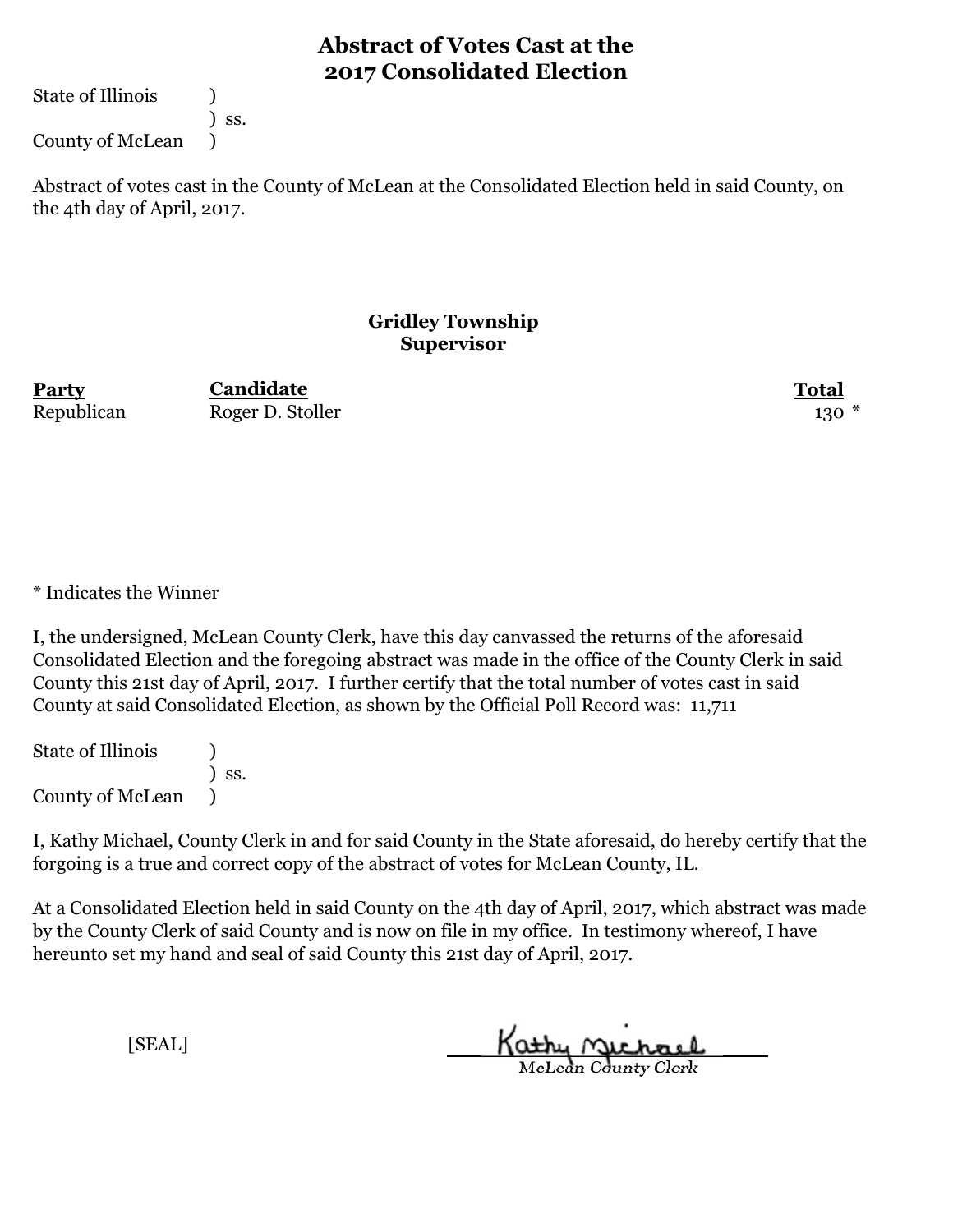## Abstract of Votes Cast at the 2017 Consolidated Election

State of Illinois )
) ss.
County of McLean )

Abstract of votes cast in the County of McLean at the Consolidated Election held in said County, on the 4th day of April, 2017.

### Gridley Township Supervisor

| Party | Candidate | Total |
|---|---|---|
| Republican | Roger D. Stoller | 130 * |

* Indicates the Winner

I, the undersigned, McLean County Clerk, have this day canvassed the returns of the aforesaid Consolidated Election and the foregoing abstract was made in the office of the County Clerk in said County this 21st day of April, 2017. I further certify that the total number of votes cast in said County at said Consolidated Election, as shown by the Official Poll Record was: 11,711

State of Illinois )
) ss.
County of McLean )

I, Kathy Michael, County Clerk in and for said County in the State aforesaid, do hereby certify that the forgoing is a true and correct copy of the abstract of votes for McLean County, IL.

At a Consolidated Election held in said County on the 4th day of April, 2017, which abstract was made by the County Clerk of said County and is now on file in my office. In testimony whereof, I have hereunto set my hand and seal of said County this 21st day of April, 2017.

[SEAL]

Kathy Michael
McLean County Clerk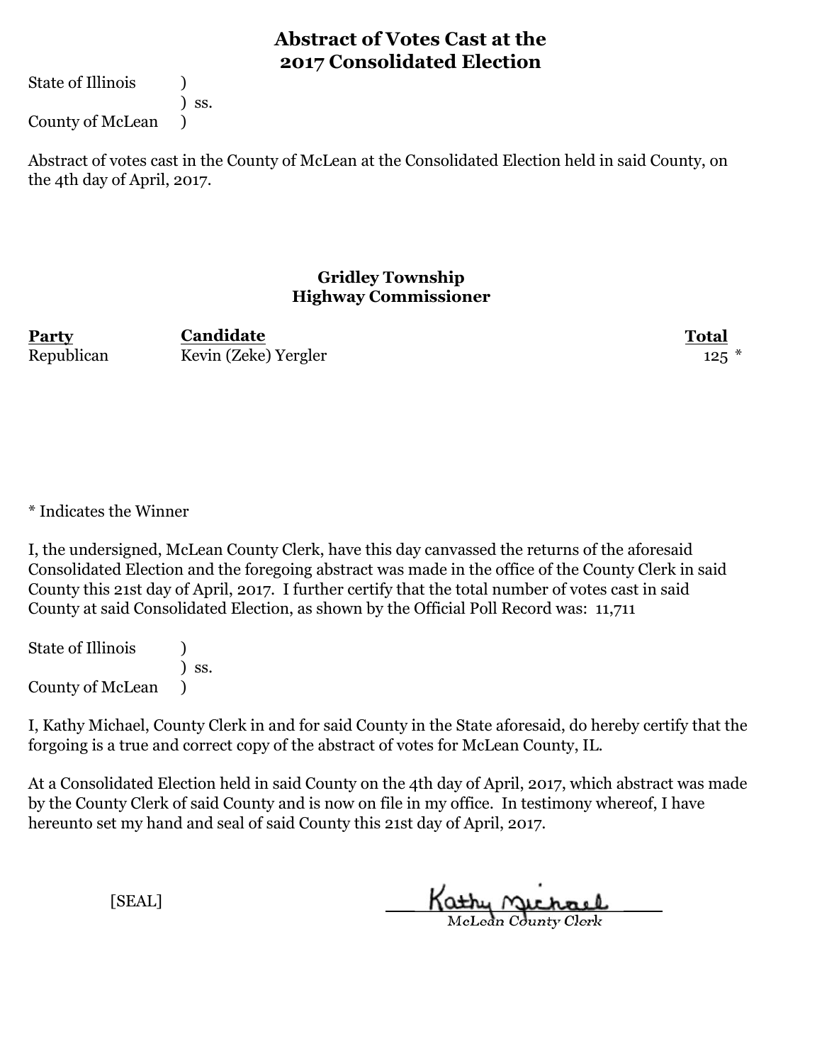# Abstract of Votes Cast at the 2017 Consolidated Election

State of Illinois )
) ss.
County of McLean )

Abstract of votes cast in the County of McLean at the Consolidated Election held in said County, on the 4th day of April, 2017.

### Gridley Township
### Highway Commissioner

| Party | Candidate | Total |
|---|---|---|
| Republican | Kevin (Zeke) Yergler | 125 * |

* Indicates the Winner

I, the undersigned, McLean County Clerk, have this day canvassed the returns of the aforesaid Consolidated Election and the foregoing abstract was made in the office of the County Clerk in said County this 21st day of April, 2017. I further certify that the total number of votes cast in said County at said Consolidated Election, as shown by the Official Poll Record was: 11,711

State of Illinois )
) ss.
County of McLean )

I, Kathy Michael, County Clerk in and for said County in the State aforesaid, do hereby certify that the forgoing is a true and correct copy of the abstract of votes for McLean County, IL.

At a Consolidated Election held in said County on the 4th day of April, 2017, which abstract was made by the County Clerk of said County and is now on file in my office. In testimony whereof, I have hereunto set my hand and seal of said County this 21st day of April, 2017.

[SEAL]

Kathy Michael
McLean County Clerk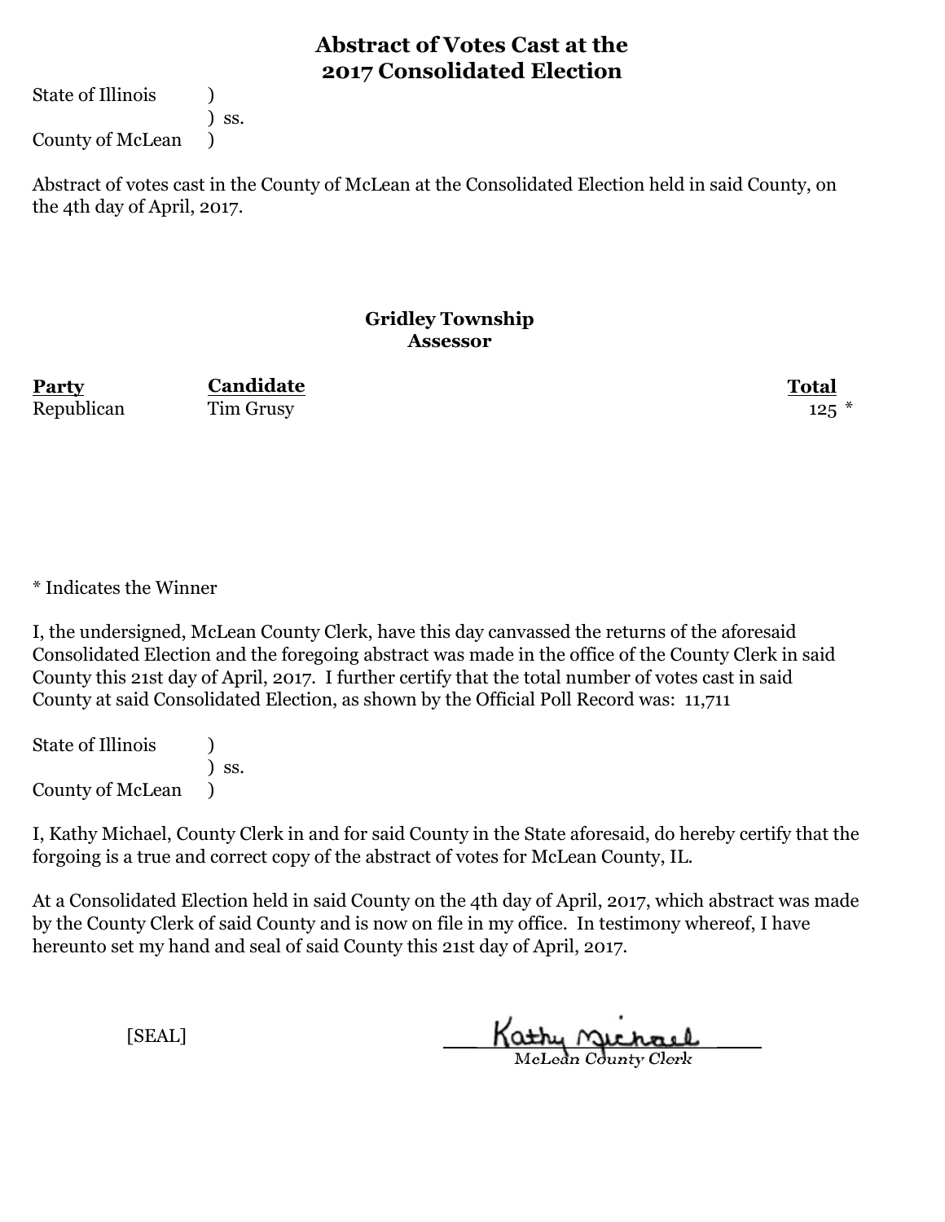# Abstract of Votes Cast at the 2017 Consolidated Election

State of Illinois )
) ss.
County of McLean )

Abstract of votes cast in the County of McLean at the Consolidated Election held in said County, on the 4th day of April, 2017.

## Gridley Township
### Assessor

| Party | Candidate | Total |
|---|---|---|
| Republican | Tim Grusy | 125 * |

* Indicates the Winner

I, the undersigned, McLean County Clerk, have this day canvassed the returns of the aforesaid Consolidated Election and the foregoing abstract was made in the office of the County Clerk in said County this 21st day of April, 2017. I further certify that the total number of votes cast in said County at said Consolidated Election, as shown by the Official Poll Record was: 11,711

State of Illinois )
) ss.
County of McLean )

I, Kathy Michael, County Clerk in and for said County in the State aforesaid, do hereby certify that the forgoing is a true and correct copy of the abstract of votes for McLean County, IL.

At a Consolidated Election held in said County on the 4th day of April, 2017, which abstract was made by the County Clerk of said County and is now on file in my office. In testimony whereof, I have hereunto set my hand and seal of said County this 21st day of April, 2017.

[SEAL]

Kathy Michael
McLean County Clerk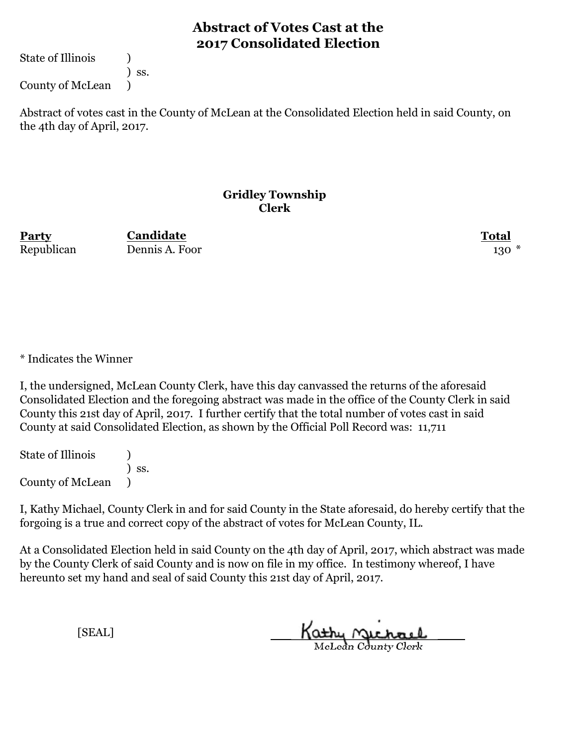# Abstract of Votes Cast at the 2017 Consolidated Election

State of Illinois )
) ss.
County of McLean )

Abstract of votes cast in the County of McLean at the Consolidated Election held in said County, on the 4th day of April, 2017.

## Gridley Township
## Clerk

| Party | Candidate | Total |
|---|---|---|
| Republican | Dennis A. Foor | 130 * |

* Indicates the Winner

I, the undersigned, McLean County Clerk, have this day canvassed the returns of the aforesaid Consolidated Election and the foregoing abstract was made in the office of the County Clerk in said County this 21st day of April, 2017. I further certify that the total number of votes cast in said County at said Consolidated Election, as shown by the Official Poll Record was: 11,711

State of Illinois )
) ss.
County of McLean )

I, Kathy Michael, County Clerk in and for said County in the State aforesaid, do hereby certify that the forgoing is a true and correct copy of the abstract of votes for McLean County, IL.

At a Consolidated Election held in said County on the 4th day of April, 2017, which abstract was made by the County Clerk of said County and is now on file in my office. In testimony whereof, I have hereunto set my hand and seal of said County this 21st day of April, 2017.

[SEAL]

Kathy Michael
McLean County Clerk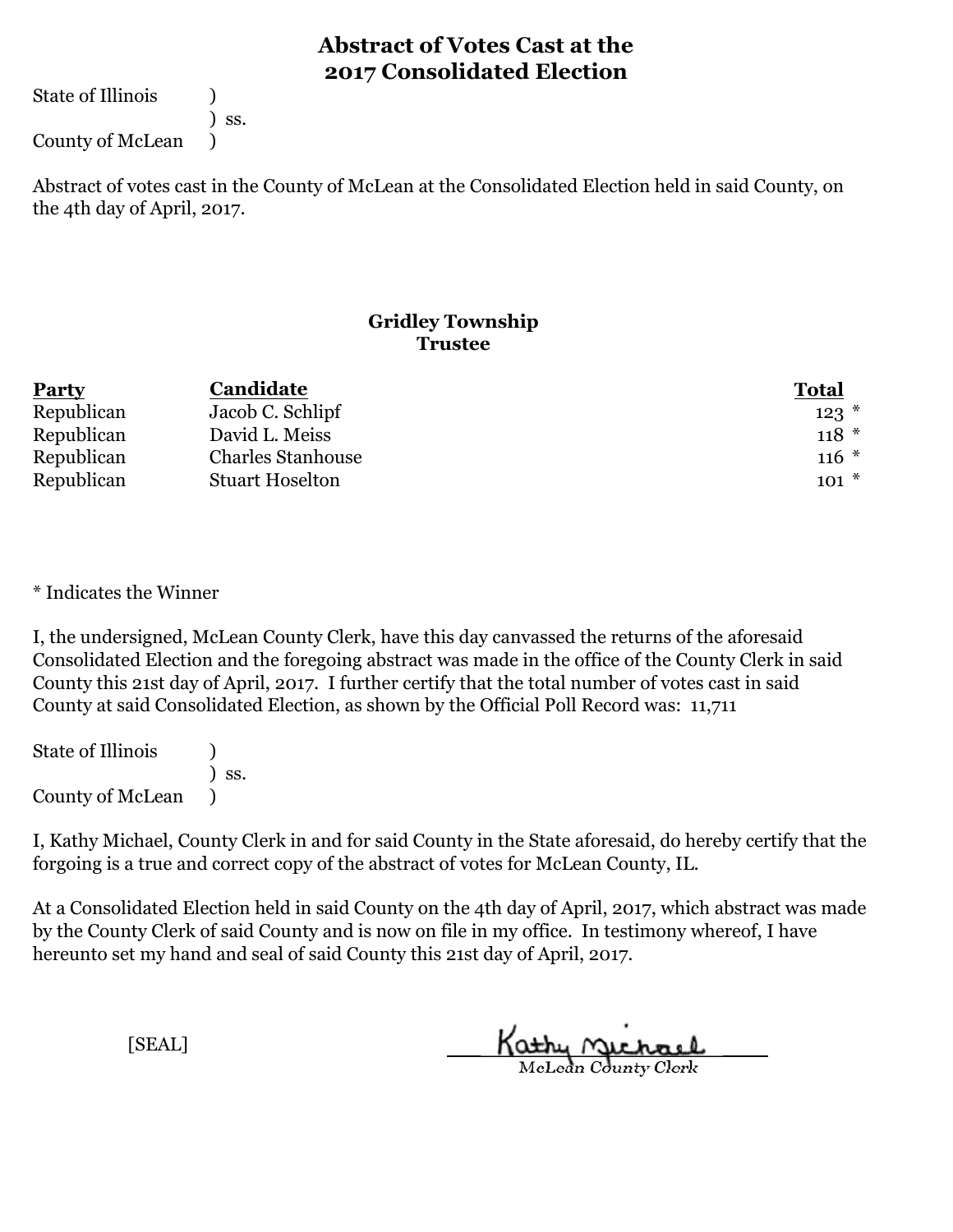# Abstract of Votes Cast at the 2017 Consolidated Election

State of Illinois )
) ss.
County of McLean )

Abstract of votes cast in the County of McLean at the Consolidated Election held in said County, on the 4th day of April, 2017.

## Gridley Township
## Trustee

| Party | Candidate | Total |
|---|---|---|
| Republican | Jacob C. Schlipf | 123 * |
| Republican | David L. Meiss | 118 * |
| Republican | Charles Stanhouse | 116 * |
| Republican | Stuart Hoselton | 101 * |

* Indicates the Winner

I, the undersigned, McLean County Clerk, have this day canvassed the returns of the aforesaid Consolidated Election and the foregoing abstract was made in the office of the County Clerk in said County this 21st day of April, 2017. I further certify that the total number of votes cast in said County at said Consolidated Election, as shown by the Official Poll Record was: 11,711

State of Illinois )
) ss.
County of McLean )

I, Kathy Michael, County Clerk in and for said County in the State aforesaid, do hereby certify that the forgoing is a true and correct copy of the abstract of votes for McLean County, IL.

At a Consolidated Election held in said County on the 4th day of April, 2017, which abstract was made by the County Clerk of said County and is now on file in my office. In testimony whereof, I have hereunto set my hand and seal of said County this 21st day of April, 2017.

[SEAL]

Kathy Michael
McLean County Clerk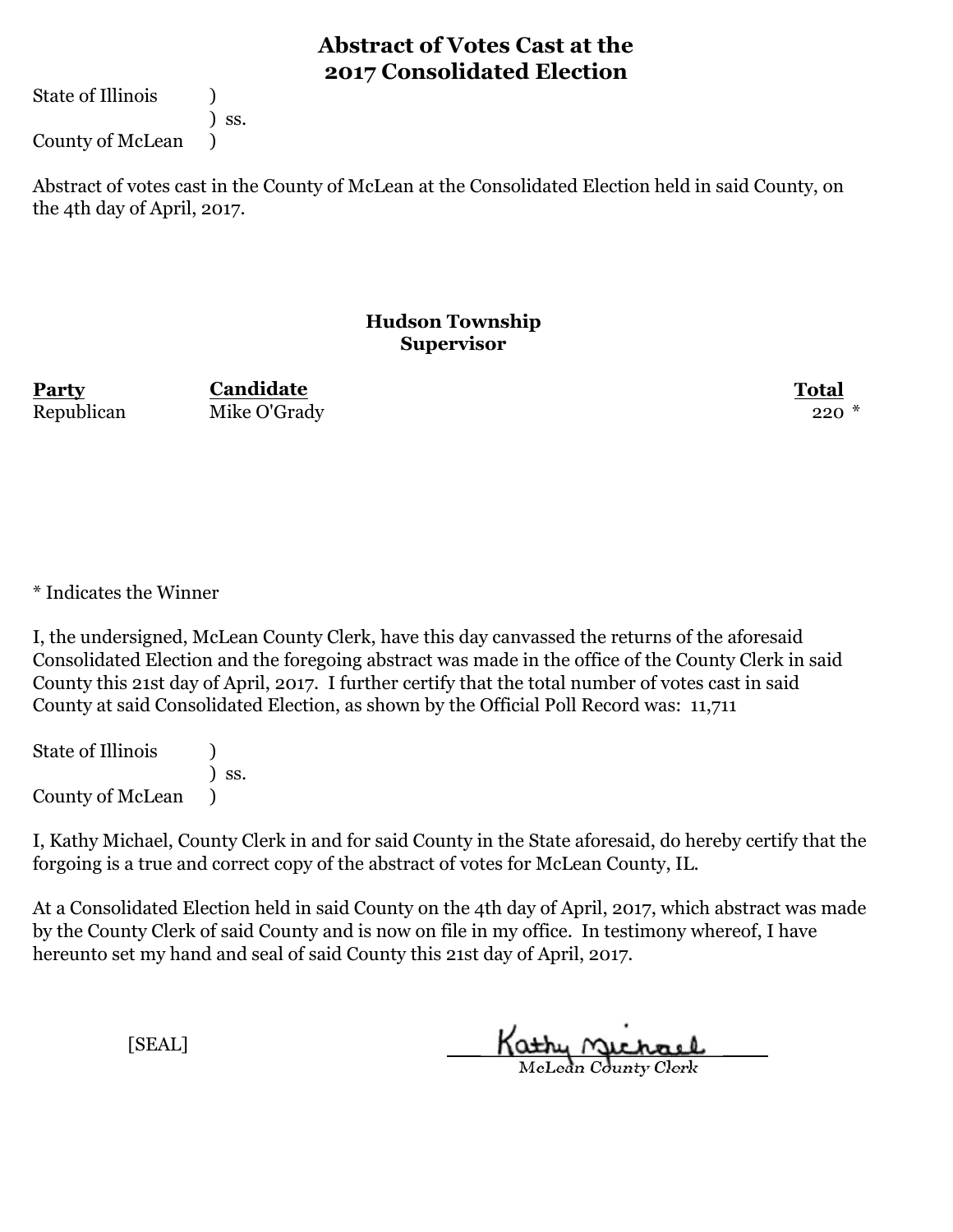# Abstract of Votes Cast at the 2017 Consolidated Election

State of Illinois )
) ss.
County of McLean )

Abstract of votes cast in the County of McLean at the Consolidated Election held in said County, on the 4th day of April, 2017.

## Hudson Township
## Supervisor

| Party | Candidate | Total |
|---|---|---|
| Republican | Mike O'Grady | 220 * |

* Indicates the Winner

I, the undersigned, McLean County Clerk, have this day canvassed the returns of the aforesaid Consolidated Election and the foregoing abstract was made in the office of the County Clerk in said County this 21st day of April, 2017. I further certify that the total number of votes cast in said County at said Consolidated Election, as shown by the Official Poll Record was: 11,711

State of Illinois )
) ss.
County of McLean )

I, Kathy Michael, County Clerk in and for said County in the State aforesaid, do hereby certify that the forgoing is a true and correct copy of the abstract of votes for McLean County, IL.

At a Consolidated Election held in said County on the 4th day of April, 2017, which abstract was made by the County Clerk of said County and is now on file in my office. In testimony whereof, I have hereunto set my hand and seal of said County this 21st day of April, 2017.

[SEAL]

Kathy Michael
McLean County Clerk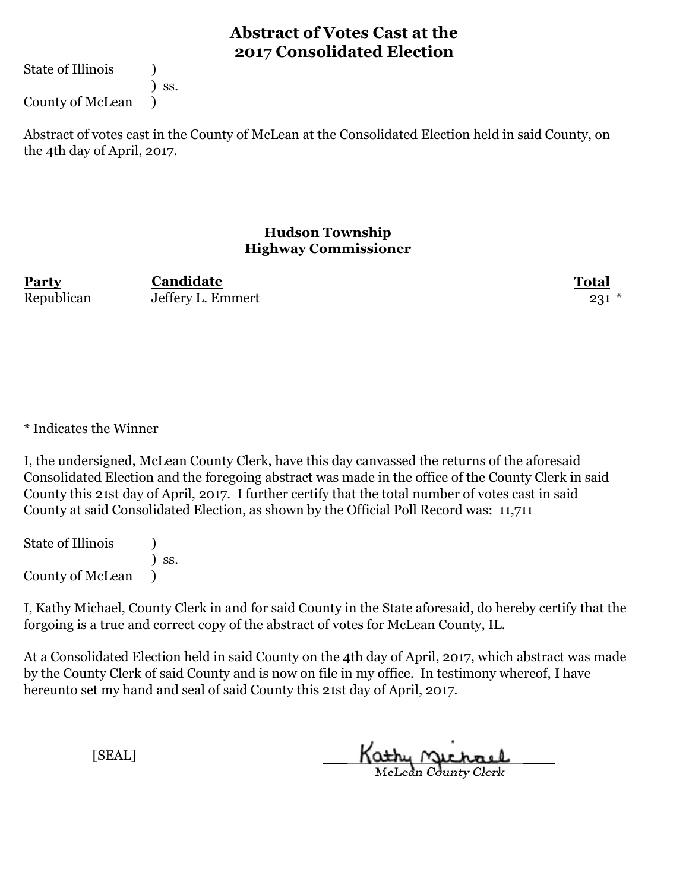# Abstract of Votes Cast at the 2017 Consolidated Election

State of Illinois )
) ss.
County of McLean )

Abstract of votes cast in the County of McLean at the Consolidated Election held in said County, on the 4th day of April, 2017.

### Hudson Township
### Highway Commissioner

| Party | Candidate | Total |
|---|---|---|
| Republican | Jeffery L. Emmert | 231 * |

* Indicates the Winner

I, the undersigned, McLean County Clerk, have this day canvassed the returns of the aforesaid Consolidated Election and the foregoing abstract was made in the office of the County Clerk in said County this 21st day of April, 2017. I further certify that the total number of votes cast in said County at said Consolidated Election, as shown by the Official Poll Record was: 11,711

State of Illinois )
) ss.
County of McLean )

I, Kathy Michael, County Clerk in and for said County in the State aforesaid, do hereby certify that the forgoing is a true and correct copy of the abstract of votes for McLean County, IL.

At a Consolidated Election held in said County on the 4th day of April, 2017, which abstract was made by the County Clerk of said County and is now on file in my office. In testimony whereof, I have hereunto set my hand and seal of said County this 21st day of April, 2017.

[SEAL]

Kathy Michael
McLean County Clerk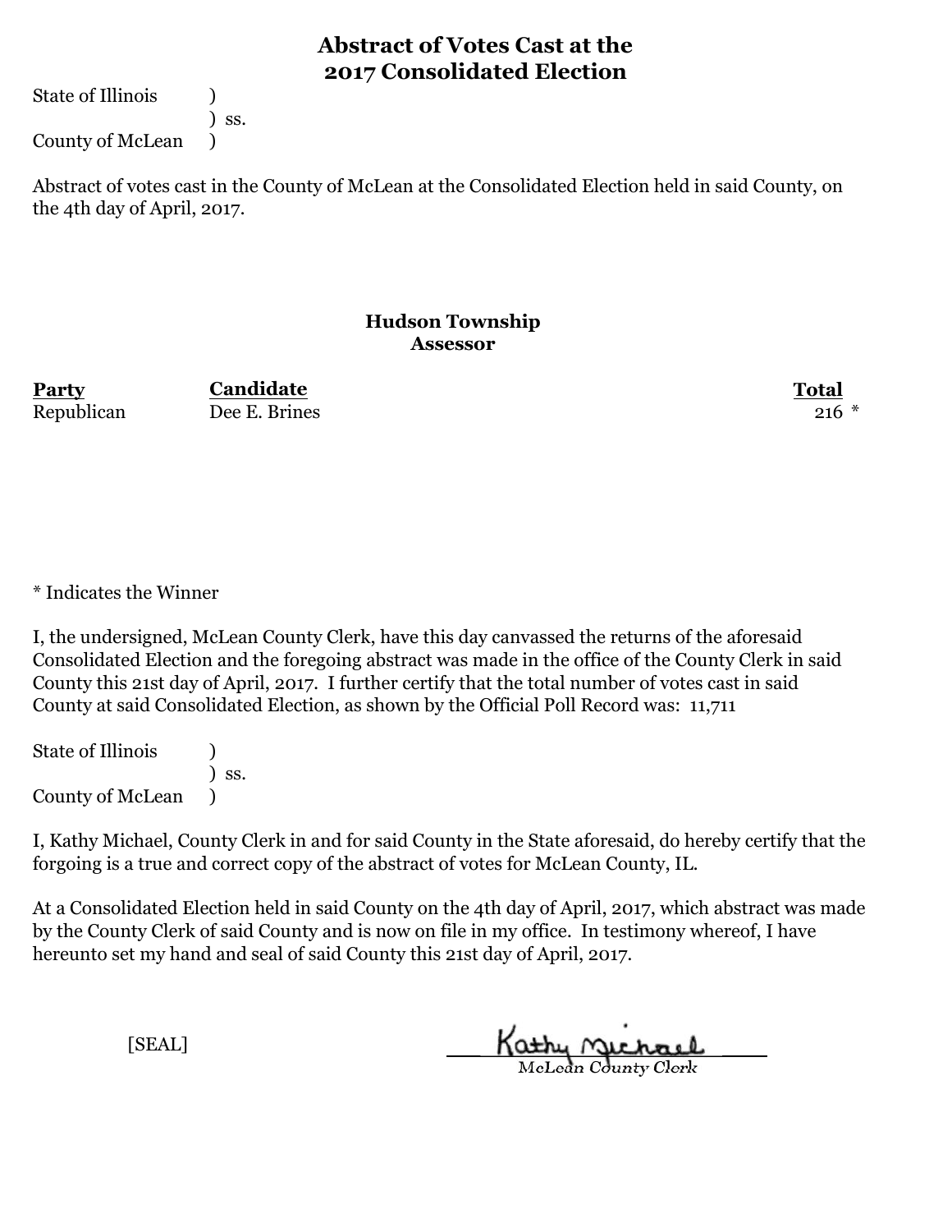# Abstract of Votes Cast at the 2017 Consolidated Election

State of Illinois )
) ss.
County of McLean )

Abstract of votes cast in the County of McLean at the Consolidated Election held in said County, on the 4th day of April, 2017.

## Hudson Township
### Assessor

| Party | Candidate | Total |
|---|---|---|
| Republican | Dee E. Brines | 216 * |

* Indicates the Winner

I, the undersigned, McLean County Clerk, have this day canvassed the returns of the aforesaid Consolidated Election and the foregoing abstract was made in the office of the County Clerk in said County this 21st day of April, 2017. I further certify that the total number of votes cast in said County at said Consolidated Election, as shown by the Official Poll Record was: 11,711

State of Illinois )
) ss.
County of McLean )

I, Kathy Michael, County Clerk in and for said County in the State aforesaid, do hereby certify that the forgoing is a true and correct copy of the abstract of votes for McLean County, IL.

At a Consolidated Election held in said County on the 4th day of April, 2017, which abstract was made by the County Clerk of said County and is now on file in my office. In testimony whereof, I have hereunto set my hand and seal of said County this 21st day of April, 2017.

[SEAL]

Kathy Michael
McLean County Clerk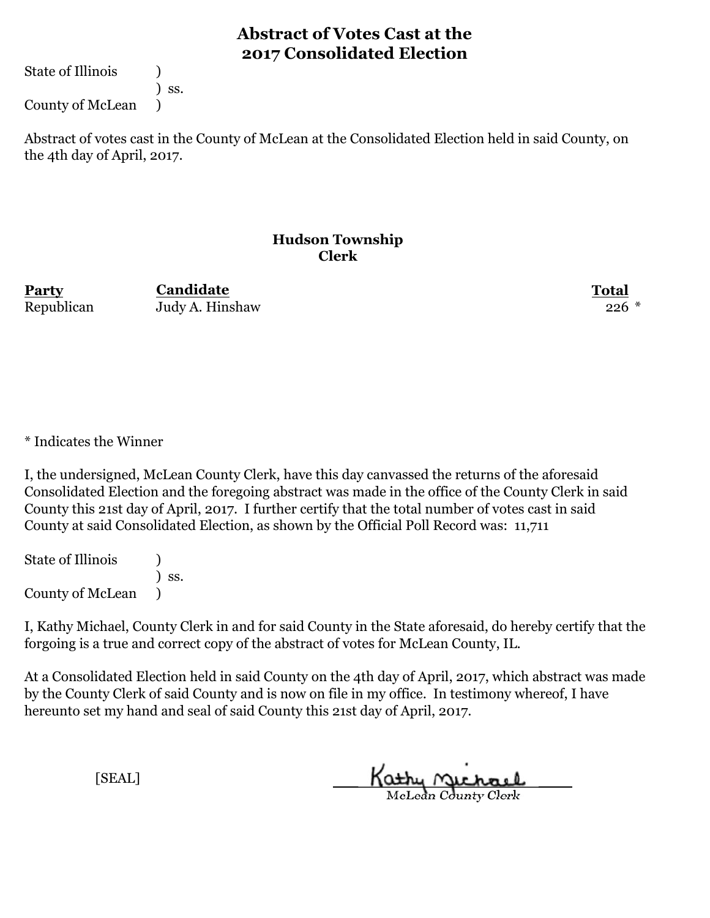# Abstract of Votes Cast at the 2017 Consolidated Election

State of Illinois )
) ss.
County of McLean )

Abstract of votes cast in the County of McLean at the Consolidated Election held in said County, on the 4th day of April, 2017.

### Hudson Township
### Clerk

| Party | Candidate | Total |
|---|---|---|
| Republican | Judy A. Hinshaw | 226 * |

* Indicates the Winner

I, the undersigned, McLean County Clerk, have this day canvassed the returns of the aforesaid Consolidated Election and the foregoing abstract was made in the office of the County Clerk in said County this 21st day of April, 2017. I further certify that the total number of votes cast in said County at said Consolidated Election, as shown by the Official Poll Record was: 11,711

State of Illinois )
) ss.
County of McLean )

I, Kathy Michael, County Clerk in and for said County in the State aforesaid, do hereby certify that the forgoing is a true and correct copy of the abstract of votes for McLean County, IL.

At a Consolidated Election held in said County on the 4th day of April, 2017, which abstract was made by the County Clerk of said County and is now on file in my office. In testimony whereof, I have hereunto set my hand and seal of said County this 21st day of April, 2017.

[SEAL]

Kathy Michael
McLean County Clerk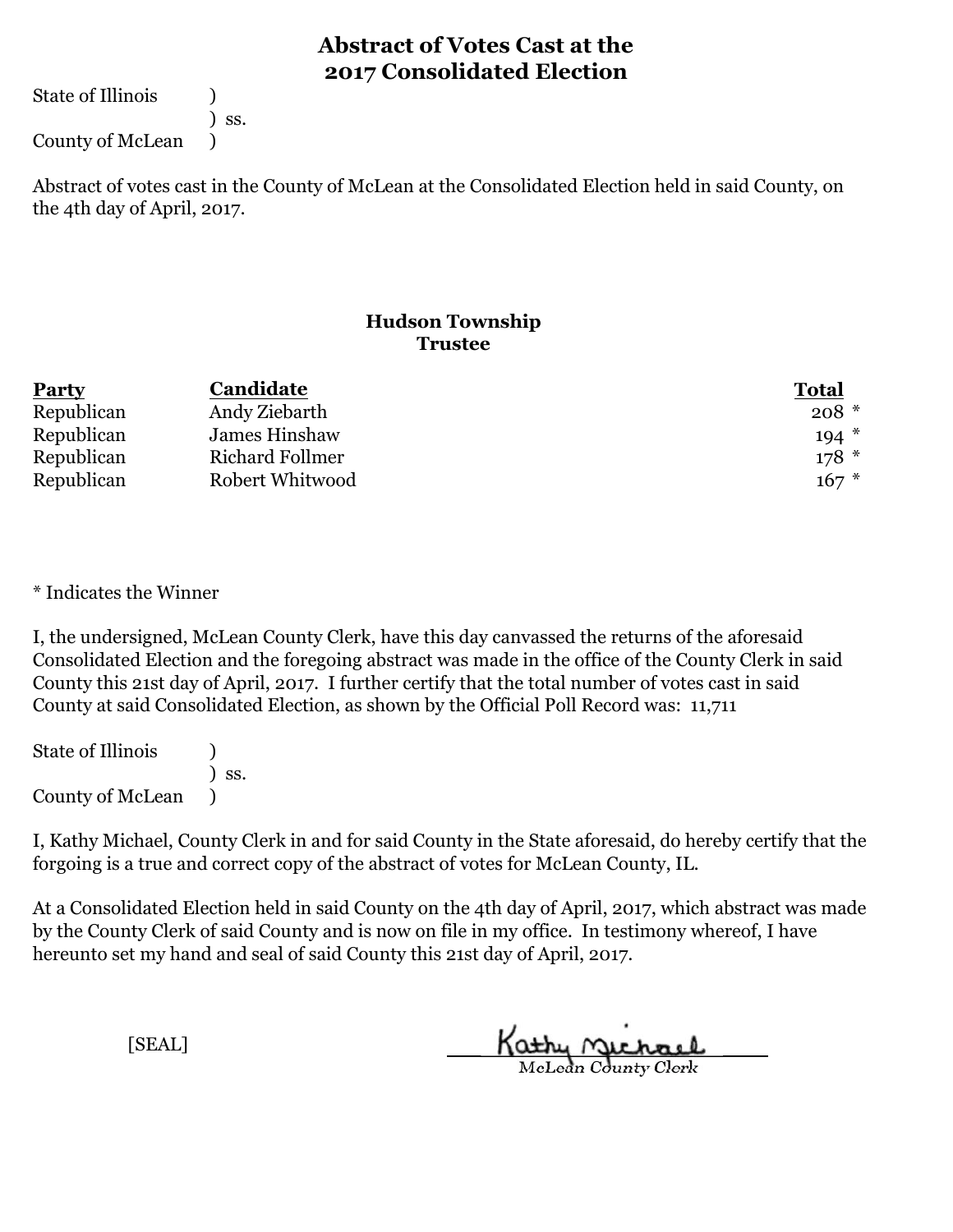# Abstract of Votes Cast at the 2017 Consolidated Election

State of Illinois )
) ss.
County of McLean )

Abstract of votes cast in the County of McLean at the Consolidated Election held in said County, on the 4th day of April, 2017.

## Hudson Township
### Trustee

| Party | Candidate | Total |
|---|---|---|
| Republican | Andy Ziebarth | 208 * |
| Republican | James Hinshaw | 194 * |
| Republican | Richard Follmer | 178 * |
| Republican | Robert Whitwood | 167 * |

* Indicates the Winner

I, the undersigned, McLean County Clerk, have this day canvassed the returns of the aforesaid Consolidated Election and the foregoing abstract was made in the office of the County Clerk in said County this 21st day of April, 2017. I further certify that the total number of votes cast in said County at said Consolidated Election, as shown by the Official Poll Record was: 11,711

State of Illinois )
) ss.
County of McLean )

I, Kathy Michael, County Clerk in and for said County in the State aforesaid, do hereby certify that the forgoing is a true and correct copy of the abstract of votes for McLean County, IL.

At a Consolidated Election held in said County on the 4th day of April, 2017, which abstract was made by the County Clerk of said County and is now on file in my office. In testimony whereof, I have hereunto set my hand and seal of said County this 21st day of April, 2017.

[SEAL]

Kathy Michael
McLean County Clerk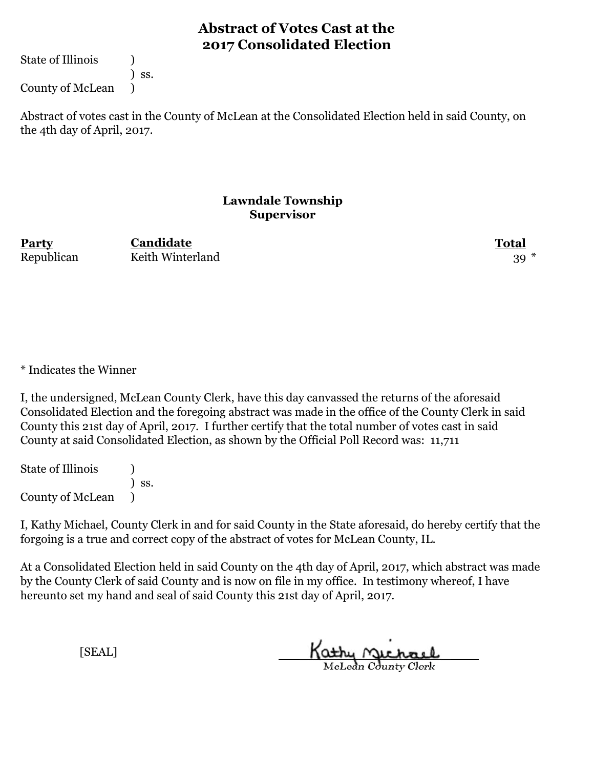# Abstract of Votes Cast at the 2017 Consolidated Election

State of Illinois )
) ss.
County of McLean )

Abstract of votes cast in the County of McLean at the Consolidated Election held in said County, on the 4th day of April, 2017.

## Lawndale Township
## Supervisor

| Party | Candidate | Total |
|---|---|---|
| Republican | Keith Winterland | 39 * |

* Indicates the Winner

I, the undersigned, McLean County Clerk, have this day canvassed the returns of the aforesaid Consolidated Election and the foregoing abstract was made in the office of the County Clerk in said County this 21st day of April, 2017. I further certify that the total number of votes cast in said County at said Consolidated Election, as shown by the Official Poll Record was: 11,711

State of Illinois )
) ss.
County of McLean )

I, Kathy Michael, County Clerk in and for said County in the State aforesaid, do hereby certify that the forgoing is a true and correct copy of the abstract of votes for McLean County, IL.

At a Consolidated Election held in said County on the 4th day of April, 2017, which abstract was made by the County Clerk of said County and is now on file in my office. In testimony whereof, I have hereunto set my hand and seal of said County this 21st day of April, 2017.

[SEAL]

Kathy Michael
McLean County Clerk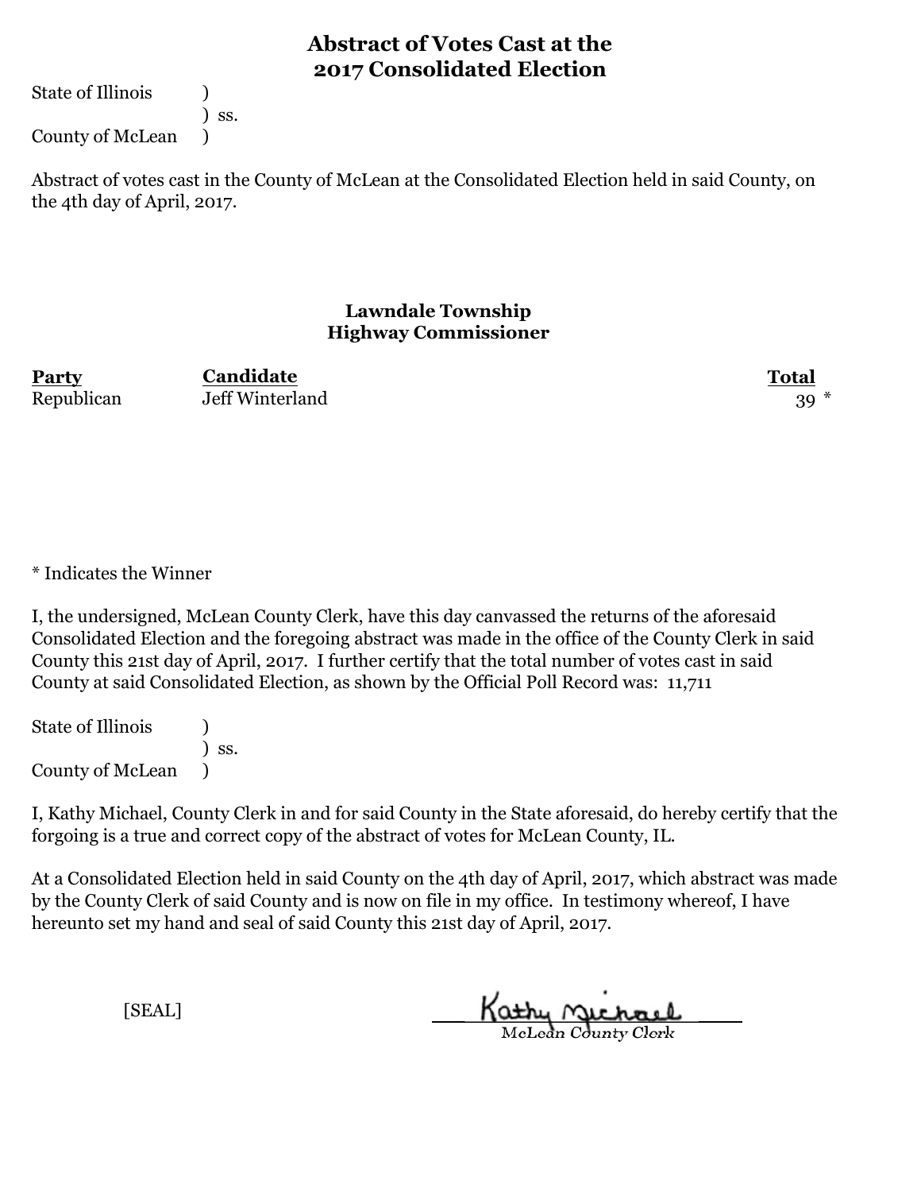# Abstract of Votes Cast at the 2017 Consolidated Election

State of Illinois )
) ss.
County of McLean )

Abstract of votes cast in the County of McLean at the Consolidated Election held in said County, on the 4th day of April, 2017.

## Lawndale Township
## Highway Commissioner

| Party | Candidate | Total |
|---|---|---|
| Republican | Jeff Winterland | 39 * |

* Indicates the Winner

I, the undersigned, McLean County Clerk, have this day canvassed the returns of the aforesaid Consolidated Election and the foregoing abstract was made in the office of the County Clerk in said County this 21st day of April, 2017. I further certify that the total number of votes cast in said County at said Consolidated Election, as shown by the Official Poll Record was: 11,711

State of Illinois )
) ss.
County of McLean )

I, Kathy Michael, County Clerk in and for said County in the State aforesaid, do hereby certify that the forgoing is a true and correct copy of the abstract of votes for McLean County, IL.

At a Consolidated Election held in said County on the 4th day of April, 2017, which abstract was made by the County Clerk of said County and is now on file in my office. In testimony whereof, I have hereunto set my hand and seal of said County this 21st day of April, 2017.

[SEAL]

Kathy Michael
McLean County Clerk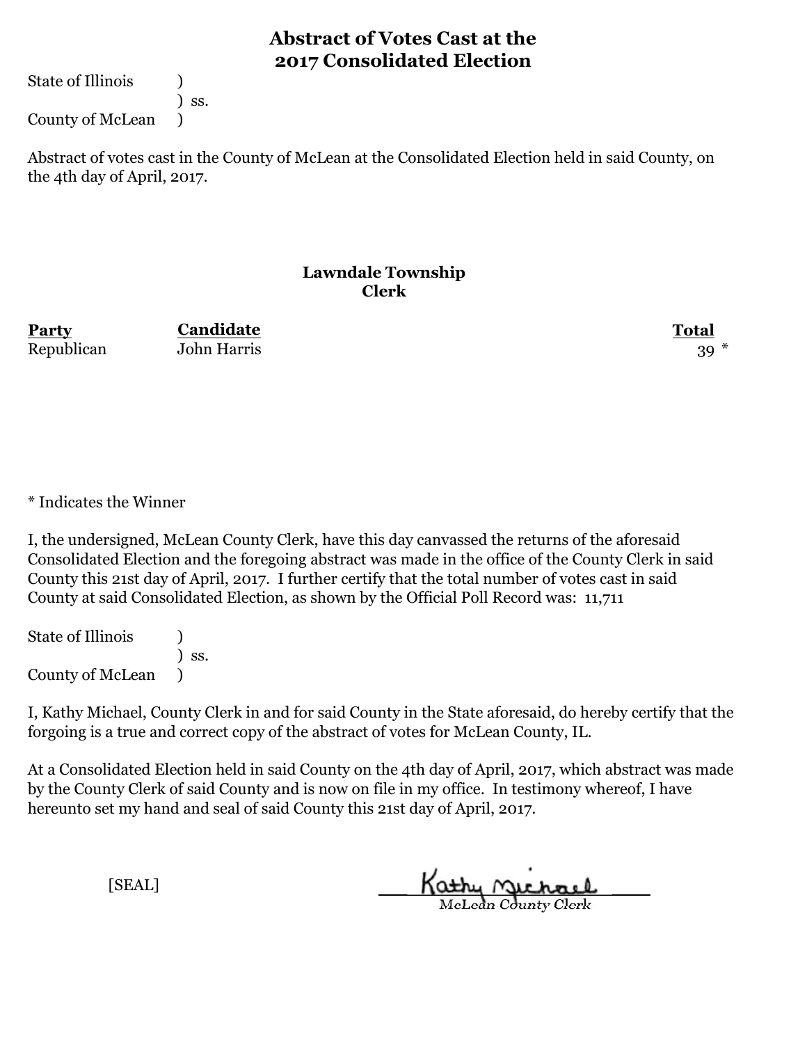# Abstract of Votes Cast at the 2017 Consolidated Election

State of Illinois )
) ss.
County of McLean )

Abstract of votes cast in the County of McLean at the Consolidated Election held in said County, on the 4th day of April, 2017.

## Lawndale Township
### Clerk

| Party | Candidate | Total |
|---|---|---|
| Republican | John Harris | 39 * |

* Indicates the Winner

I, the undersigned, McLean County Clerk, have this day canvassed the returns of the aforesaid Consolidated Election and the foregoing abstract was made in the office of the County Clerk in said County this 21st day of April, 2017. I further certify that the total number of votes cast in said County at said Consolidated Election, as shown by the Official Poll Record was: 11,711

State of Illinois )
) ss.
County of McLean )

I, Kathy Michael, County Clerk in and for said County in the State aforesaid, do hereby certify that the forgoing is a true and correct copy of the abstract of votes for McLean County, IL.

At a Consolidated Election held in said County on the 4th day of April, 2017, which abstract was made by the County Clerk of said County and is now on file in my office. In testimony whereof, I have hereunto set my hand and seal of said County this 21st day of April, 2017.

[SEAL]

Kathy Michael
McLean County Clerk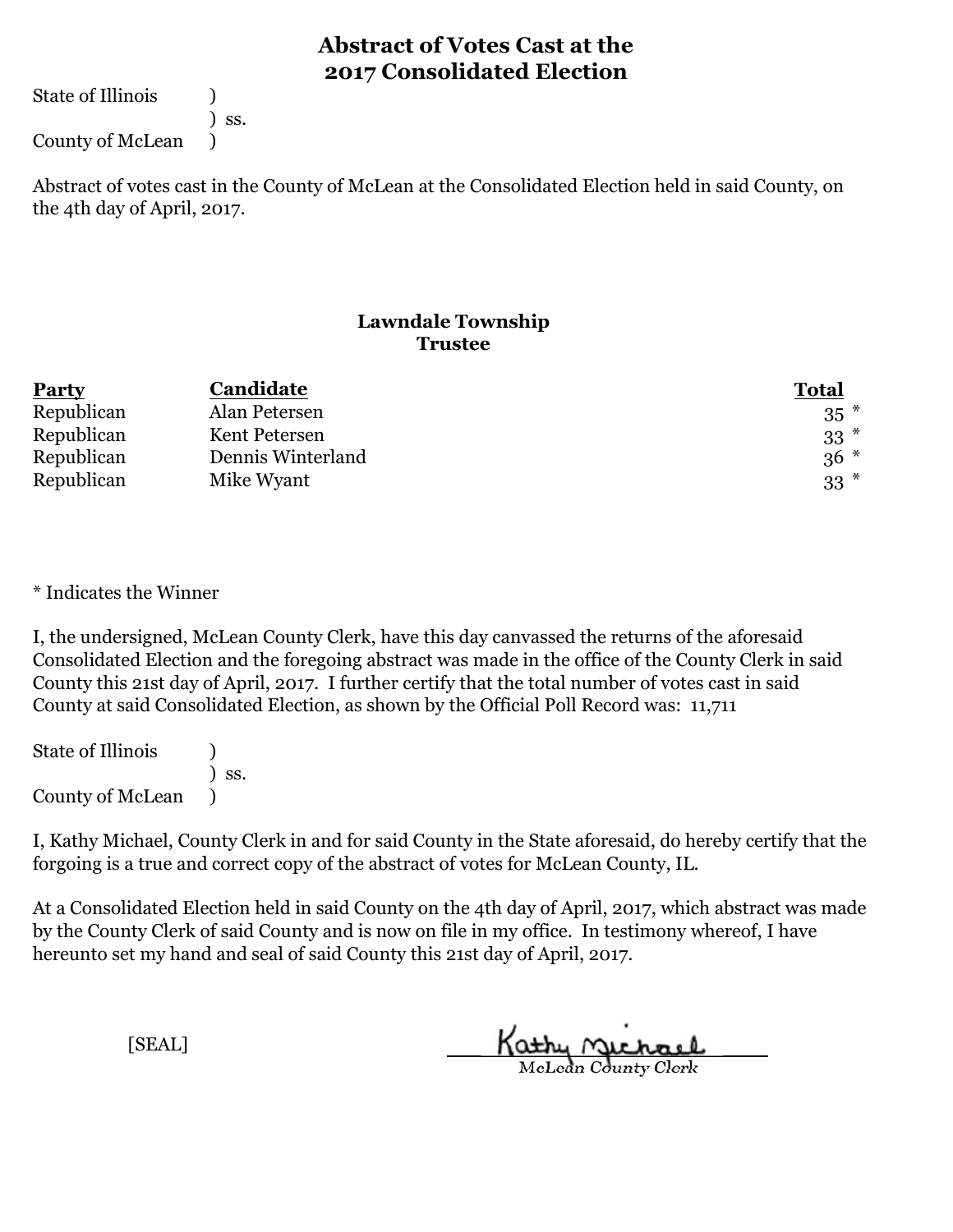# Abstract of Votes Cast at the 2017 Consolidated Election

State of Illinois )
) ss.
County of McLean )

Abstract of votes cast in the County of McLean at the Consolidated Election held in said County, on the 4th day of April, 2017.

## Lawndale Township
### Trustee

| Party | Candidate | Total |
|---|---|---|
| Republican | Alan Petersen | 35 * |
| Republican | Kent Petersen | 33 * |
| Republican | Dennis Winterland | 36 * |
| Republican | Mike Wyant | 33 * |

* Indicates the Winner

I, the undersigned, McLean County Clerk, have this day canvassed the returns of the aforesaid Consolidated Election and the foregoing abstract was made in the office of the County Clerk in said County this 21st day of April, 2017. I further certify that the total number of votes cast in said County at said Consolidated Election, as shown by the Official Poll Record was: 11,711

State of Illinois )
) ss.
County of McLean )

I, Kathy Michael, County Clerk in and for said County in the State aforesaid, do hereby certify that the forgoing is a true and correct copy of the abstract of votes for McLean County, IL.

At a Consolidated Election held in said County on the 4th day of April, 2017, which abstract was made by the County Clerk of said County and is now on file in my office. In testimony whereof, I have hereunto set my hand and seal of said County this 21st day of April, 2017.

[SEAL]

Kathy Michael
McLean County Clerk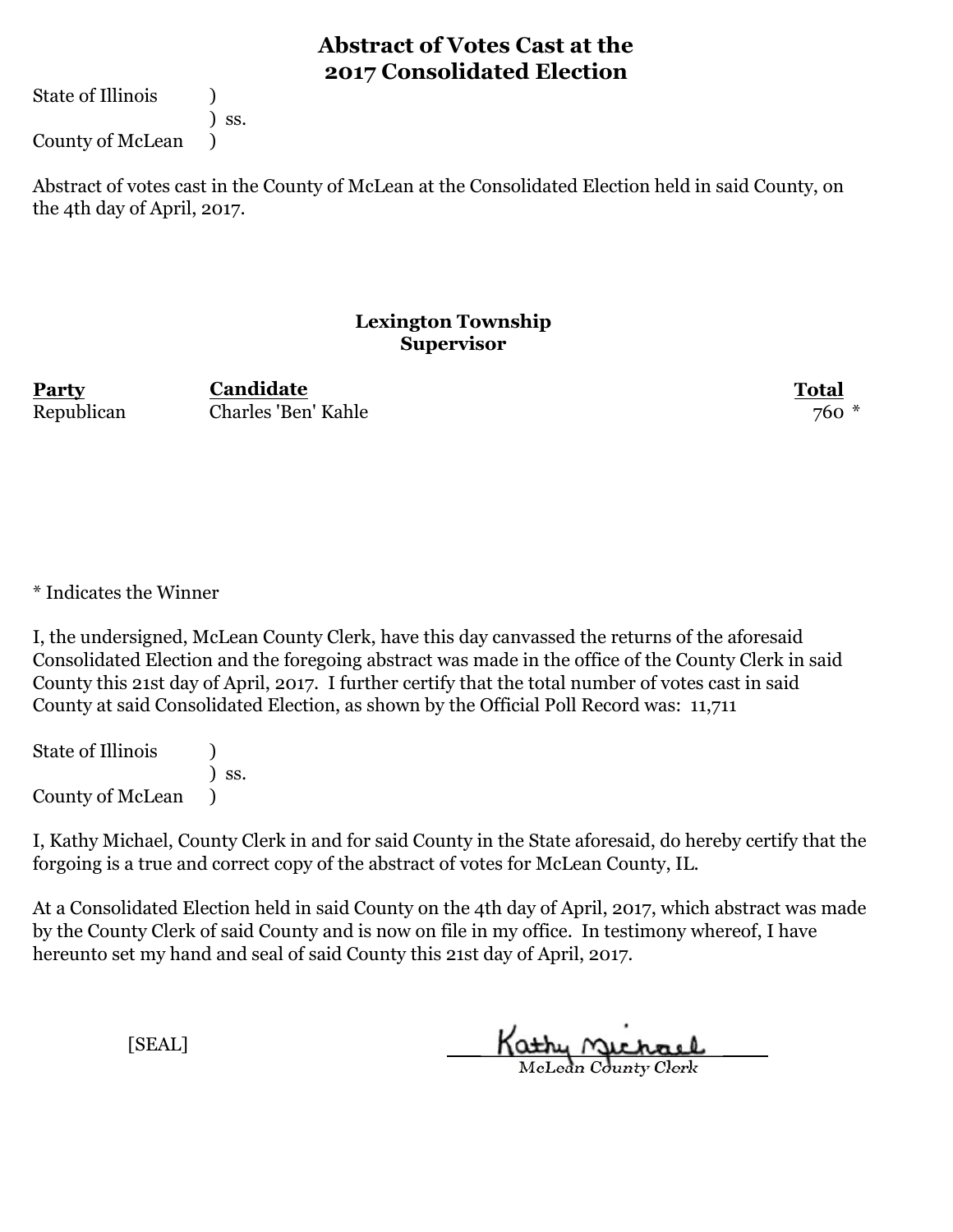# Abstract of Votes Cast at the 2017 Consolidated Election

State of Illinois )
) ss.
County of McLean )

Abstract of votes cast in the County of McLean at the Consolidated Election held in said County, on the 4th day of April, 2017.

## Lexington Township
## Supervisor

| Party | Candidate | Total |
|---|---|---|
| Republican | Charles 'Ben' Kahle | 760 * |

* Indicates the Winner

I, the undersigned, McLean County Clerk, have this day canvassed the returns of the aforesaid Consolidated Election and the foregoing abstract was made in the office of the County Clerk in said County this 21st day of April, 2017. I further certify that the total number of votes cast in said County at said Consolidated Election, as shown by the Official Poll Record was: 11,711

State of Illinois )
) ss.
County of McLean )

I, Kathy Michael, County Clerk in and for said County in the State aforesaid, do hereby certify that the forgoing is a true and correct copy of the abstract of votes for McLean County, IL.

At a Consolidated Election held in said County on the 4th day of April, 2017, which abstract was made by the County Clerk of said County and is now on file in my office. In testimony whereof, I have hereunto set my hand and seal of said County this 21st day of April, 2017.

[SEAL]

Kathy Michael
McLean County Clerk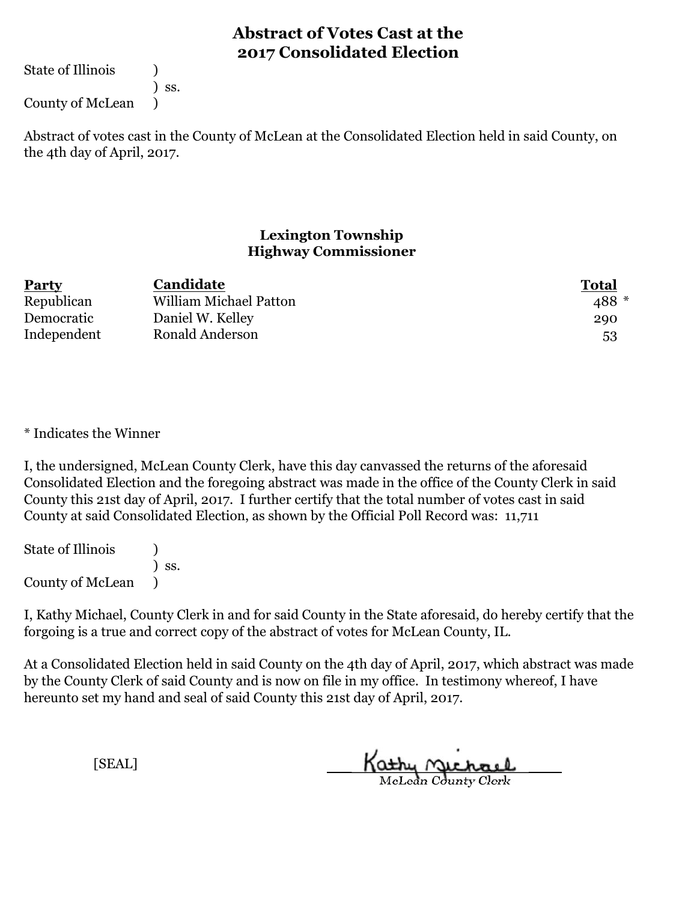# Abstract of Votes Cast at the 2017 Consolidated Election

State of Illinois )
) ss.
County of McLean )

Abstract of votes cast in the County of McLean at the Consolidated Election held in said County, on the 4th day of April, 2017.

## Lexington Township
## Highway Commissioner

| Party | Candidate | Total |
|---|---|---|
| Republican | William Michael Patton | 488 * |
| Democratic | Daniel W. Kelley | 290 |
| Independent | Ronald Anderson | 53 |

* Indicates the Winner

I, the undersigned, McLean County Clerk, have this day canvassed the returns of the aforesaid Consolidated Election and the foregoing abstract was made in the office of the County Clerk in said County this 21st day of April, 2017. I further certify that the total number of votes cast in said County at said Consolidated Election, as shown by the Official Poll Record was: 11,711

State of Illinois )
) ss.
County of McLean )

I, Kathy Michael, County Clerk in and for said County in the State aforesaid, do hereby certify that the forgoing is a true and correct copy of the abstract of votes for McLean County, IL.

At a Consolidated Election held in said County on the 4th day of April, 2017, which abstract was made by the County Clerk of said County and is now on file in my office. In testimony whereof, I have hereunto set my hand and seal of said County this 21st day of April, 2017.

[SEAL]

Kathy Michael
McLean County Clerk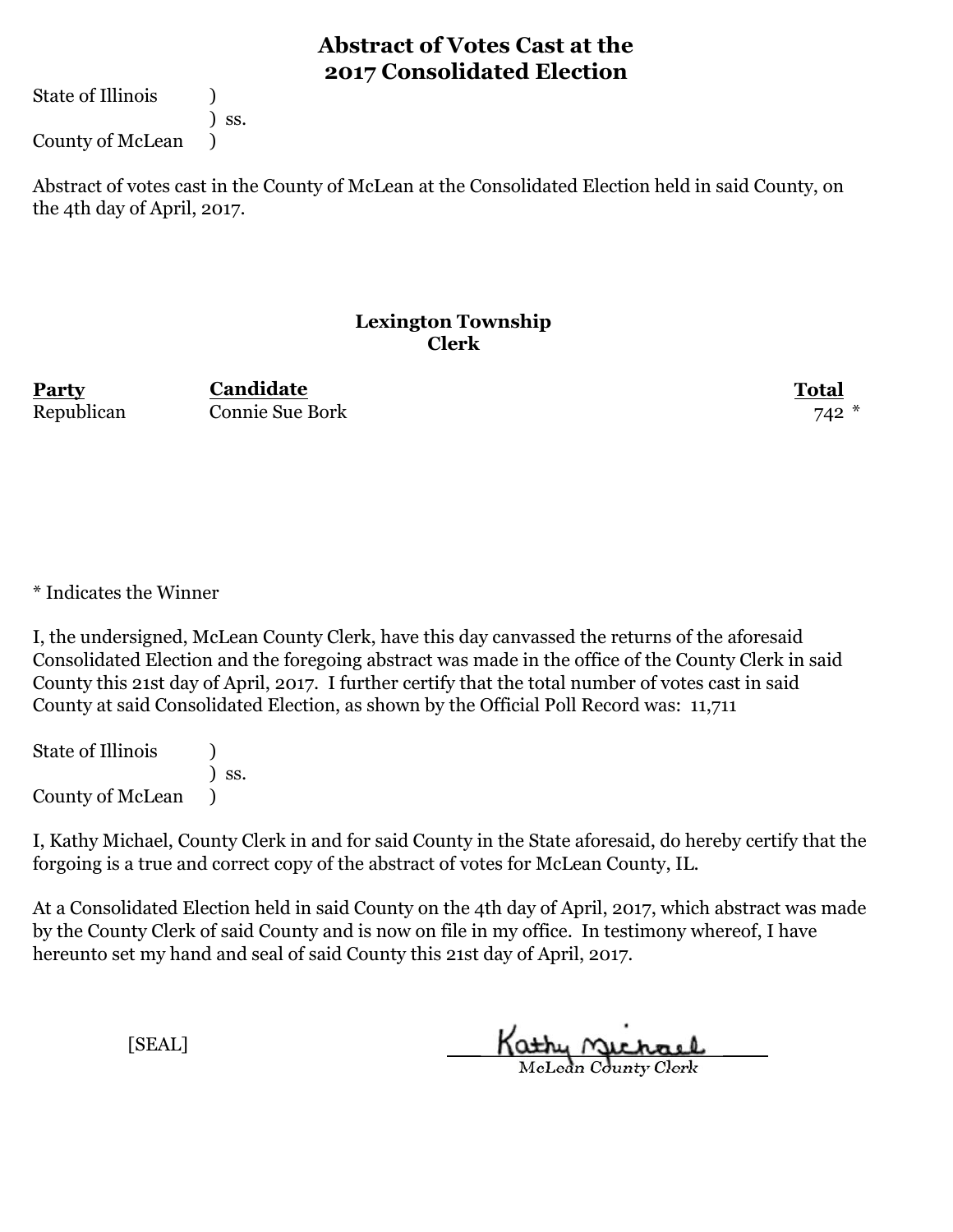# Abstract of Votes Cast at the 2017 Consolidated Election

State of Illinois )
) ss.
County of McLean )

Abstract of votes cast in the County of McLean at the Consolidated Election held in said County, on the 4th day of April, 2017.

## Lexington Township
## Clerk

| Party | Candidate | Total |
|---|---|---|
| Republican | Connie Sue Bork | 742 * |

* Indicates the Winner

I, the undersigned, McLean County Clerk, have this day canvassed the returns of the aforesaid Consolidated Election and the foregoing abstract was made in the office of the County Clerk in said County this 21st day of April, 2017. I further certify that the total number of votes cast in said County at said Consolidated Election, as shown by the Official Poll Record was: 11,711

State of Illinois )
) ss.
County of McLean )

I, Kathy Michael, County Clerk in and for said County in the State aforesaid, do hereby certify that the forgoing is a true and correct copy of the abstract of votes for McLean County, IL.

At a Consolidated Election held in said County on the 4th day of April, 2017, which abstract was made by the County Clerk of said County and is now on file in my office. In testimony whereof, I have hereunto set my hand and seal of said County this 21st day of April, 2017.

[SEAL]

Kathy Michael
McLean County Clerk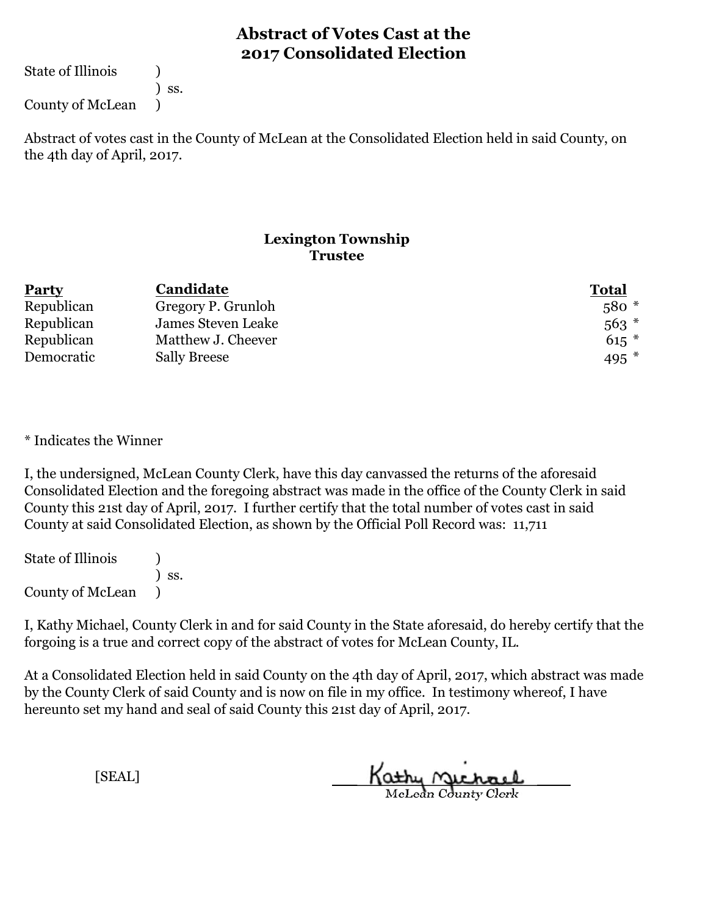# Abstract of Votes Cast at the 2017 Consolidated Election

State of Illinois )
) ss.
County of McLean )

Abstract of votes cast in the County of McLean at the Consolidated Election held in said County, on the 4th day of April, 2017.

## Lexington Township
### Trustee

| Party | Candidate | Total |
|---|---|---|
| Republican | Gregory P. Grunloh | 580 * |
| Republican | James Steven Leake | 563 * |
| Republican | Matthew J. Cheever | 615 * |
| Democratic | Sally Breese | 495 * |

* Indicates the Winner

I, the undersigned, McLean County Clerk, have this day canvassed the returns of the aforesaid Consolidated Election and the foregoing abstract was made in the office of the County Clerk in said County this 21st day of April, 2017. I further certify that the total number of votes cast in said County at said Consolidated Election, as shown by the Official Poll Record was: 11,711

State of Illinois )
) ss.
County of McLean )

I, Kathy Michael, County Clerk in and for said County in the State aforesaid, do hereby certify that the forgoing is a true and correct copy of the abstract of votes for McLean County, IL.

At a Consolidated Election held in said County on the 4th day of April, 2017, which abstract was made by the County Clerk of said County and is now on file in my office. In testimony whereof, I have hereunto set my hand and seal of said County this 21st day of April, 2017.

[SEAL]

Kathy Michael
McLean County Clerk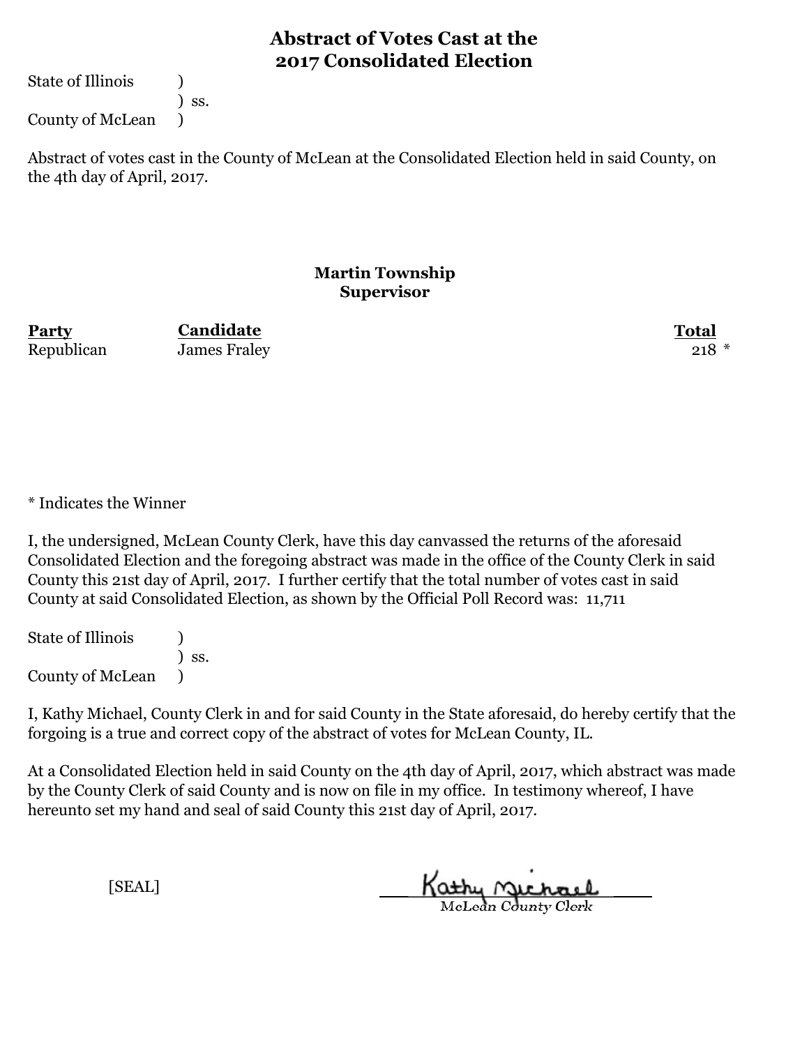## Abstract of Votes Cast at the 2017 Consolidated Election

State of Illinois )
) ss.
County of McLean )

Abstract of votes cast in the County of McLean at the Consolidated Election held in said County, on the 4th day of April, 2017.

### Martin Township
### Supervisor

| Party | Candidate | Total |
|---|---|---|
| Republican | James Fraley | 218 * |

* Indicates the Winner

I, the undersigned, McLean County Clerk, have this day canvassed the returns of the aforesaid Consolidated Election and the foregoing abstract was made in the office of the County Clerk in said County this 21st day of April, 2017. I further certify that the total number of votes cast in said County at said Consolidated Election, as shown by the Official Poll Record was: 11,711

State of Illinois )
) ss.
County of McLean )

I, Kathy Michael, County Clerk in and for said County in the State aforesaid, do hereby certify that the forgoing is a true and correct copy of the abstract of votes for McLean County, IL.

At a Consolidated Election held in said County on the 4th day of April, 2017, which abstract was made by the County Clerk of said County and is now on file in my office. In testimony whereof, I have hereunto set my hand and seal of said County this 21st day of April, 2017.

[SEAL]

Kathy Michael
McLean County Clerk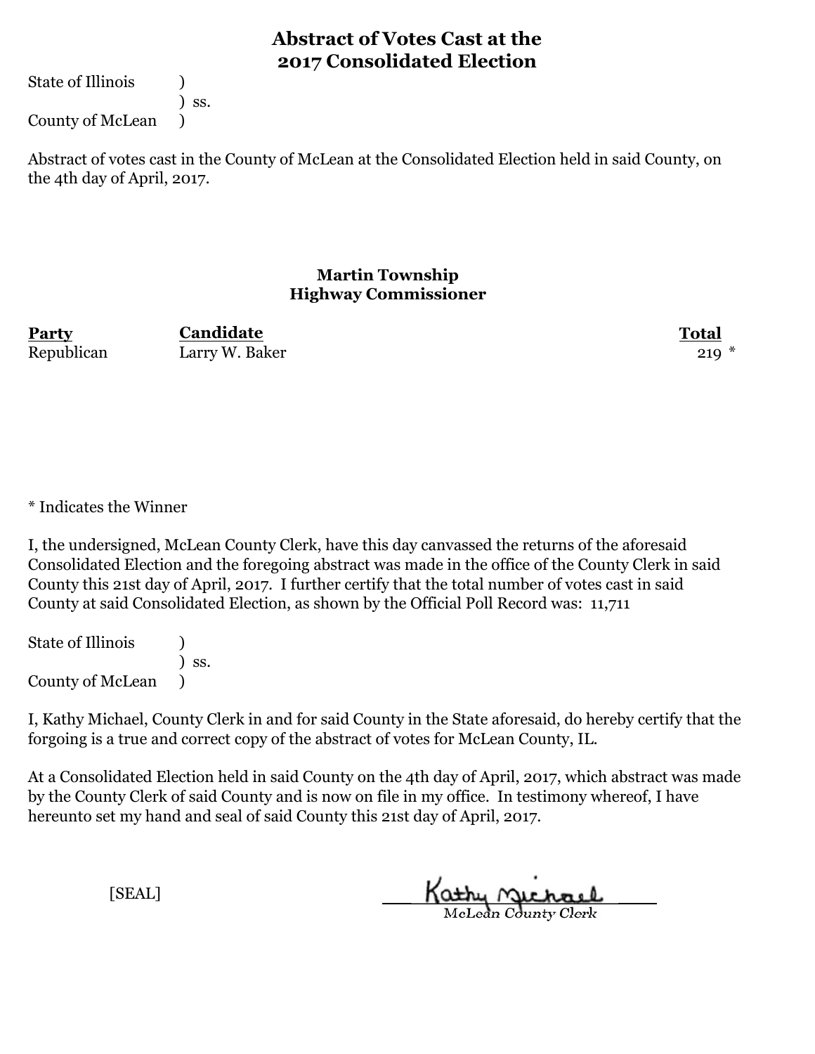# Abstract of Votes Cast at the 2017 Consolidated Election

State of Illinois )
) ss.
County of McLean )

Abstract of votes cast in the County of McLean at the Consolidated Election held in said County, on the 4th day of April, 2017.

## Martin Township
## Highway Commissioner

| Party | Candidate | Total |
|---|---|---|
| Republican | Larry W. Baker | 219 * |

* Indicates the Winner

I, the undersigned, McLean County Clerk, have this day canvassed the returns of the aforesaid Consolidated Election and the foregoing abstract was made in the office of the County Clerk in said County this 21st day of April, 2017. I further certify that the total number of votes cast in said County at said Consolidated Election, as shown by the Official Poll Record was: 11,711

State of Illinois )
) ss.
County of McLean )

I, Kathy Michael, County Clerk in and for said County in the State aforesaid, do hereby certify that the forgoing is a true and correct copy of the abstract of votes for McLean County, IL.

At a Consolidated Election held in said County on the 4th day of April, 2017, which abstract was made by the County Clerk of said County and is now on file in my office. In testimony whereof, I have hereunto set my hand and seal of said County this 21st day of April, 2017.

[SEAL]

Kathy Michael
McLean County Clerk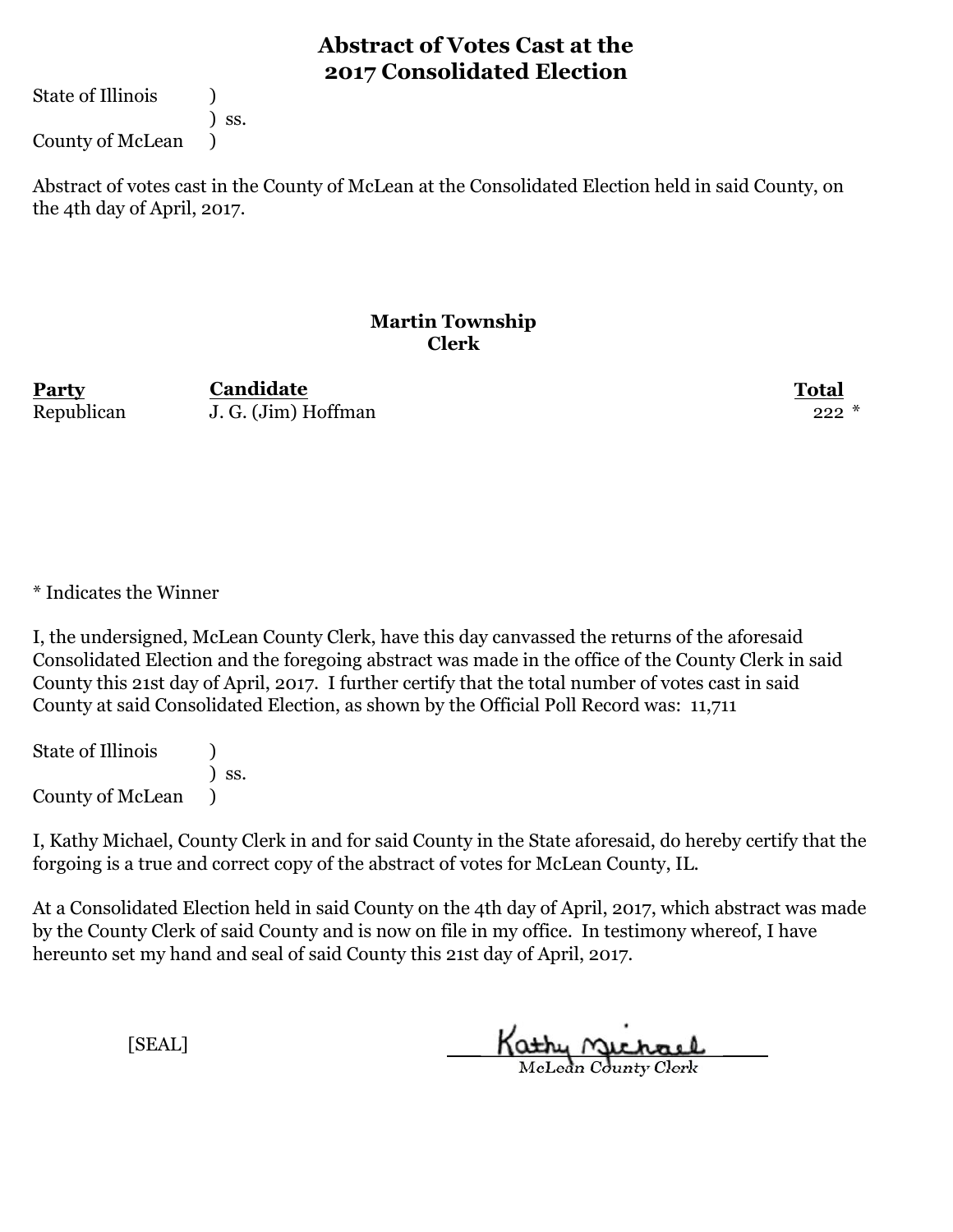# Abstract of Votes Cast at the 2017 Consolidated Election

State of Illinois )
) ss.
County of McLean )

Abstract of votes cast in the County of McLean at the Consolidated Election held in said County, on the 4th day of April, 2017.

## Martin Township
### Clerk

| Party | Candidate | Total |
|---|---|---|
| Republican | J. G. (Jim) Hoffman | 222 * |

* Indicates the Winner

I, the undersigned, McLean County Clerk, have this day canvassed the returns of the aforesaid Consolidated Election and the foregoing abstract was made in the office of the County Clerk in said County this 21st day of April, 2017. I further certify that the total number of votes cast in said County at said Consolidated Election, as shown by the Official Poll Record was: 11,711

State of Illinois )
) ss.
County of McLean )

I, Kathy Michael, County Clerk in and for said County in the State aforesaid, do hereby certify that the forgoing is a true and correct copy of the abstract of votes for McLean County, IL.

At a Consolidated Election held in said County on the 4th day of April, 2017, which abstract was made by the County Clerk of said County and is now on file in my office. In testimony whereof, I have hereunto set my hand and seal of said County this 21st day of April, 2017.

[SEAL]

Kathy Michael
McLean County Clerk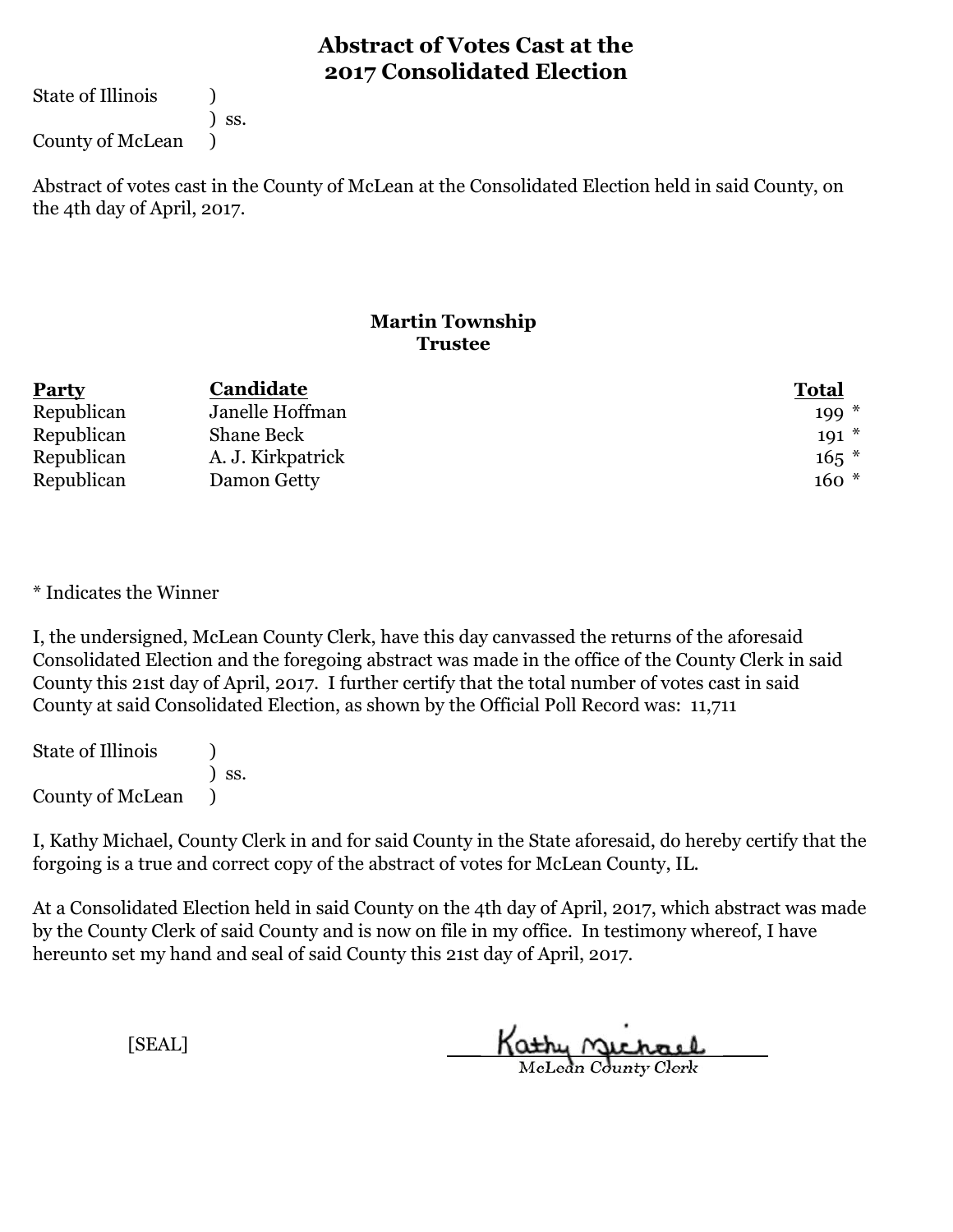# Abstract of Votes Cast at the 2017 Consolidated Election

State of Illinois )
) ss.
County of McLean )

Abstract of votes cast in the County of McLean at the Consolidated Election held in said County, on the 4th day of April, 2017.

## Martin Township
### Trustee

| Party | Candidate | Total |
|---|---|---|
| Republican | Janelle Hoffman | 199 * |
| Republican | Shane Beck | 191 * |
| Republican | A. J. Kirkpatrick | 165 * |
| Republican | Damon Getty | 160 * |

* Indicates the Winner

I, the undersigned, McLean County Clerk, have this day canvassed the returns of the aforesaid Consolidated Election and the foregoing abstract was made in the office of the County Clerk in said County this 21st day of April, 2017. I further certify that the total number of votes cast in said County at said Consolidated Election, as shown by the Official Poll Record was: 11,711

State of Illinois )
) ss.
County of McLean )

I, Kathy Michael, County Clerk in and for said County in the State aforesaid, do hereby certify that the forgoing is a true and correct copy of the abstract of votes for McLean County, IL.

At a Consolidated Election held in said County on the 4th day of April, 2017, which abstract was made by the County Clerk of said County and is now on file in my office. In testimony whereof, I have hereunto set my hand and seal of said County this 21st day of April, 2017.

[SEAL]

Kathy Michael
McLean County Clerk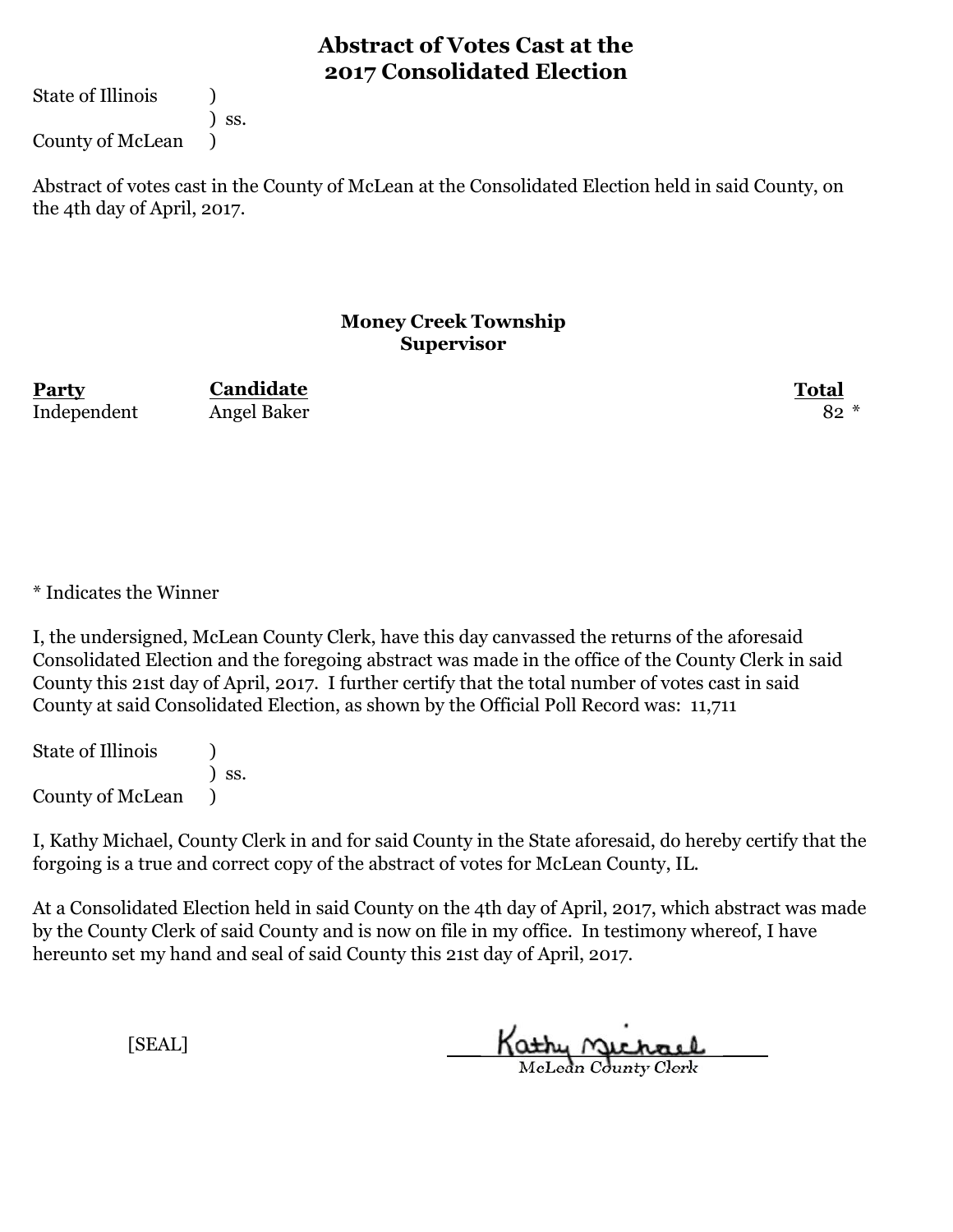# Abstract of Votes Cast at the 2017 Consolidated Election

State of Illinois )
) ss.
County of McLean )

Abstract of votes cast in the County of McLean at the Consolidated Election held in said County, on the 4th day of April, 2017.

## Money Creek Township Supervisor

| Party | Candidate | Total |
|---|---|---|
| Independent | Angel Baker | 82 * |

* Indicates the Winner

I, the undersigned, McLean County Clerk, have this day canvassed the returns of the aforesaid Consolidated Election and the foregoing abstract was made in the office of the County Clerk in said County this 21st day of April, 2017. I further certify that the total number of votes cast in said County at said Consolidated Election, as shown by the Official Poll Record was: 11,711

State of Illinois )
) ss.
County of McLean )

I, Kathy Michael, County Clerk in and for said County in the State aforesaid, do hereby certify that the forgoing is a true and correct copy of the abstract of votes for McLean County, IL.

At a Consolidated Election held in said County on the 4th day of April, 2017, which abstract was made by the County Clerk of said County and is now on file in my office. In testimony whereof, I have hereunto set my hand and seal of said County this 21st day of April, 2017.

[SEAL]

Kathy Michael
McLean County Clerk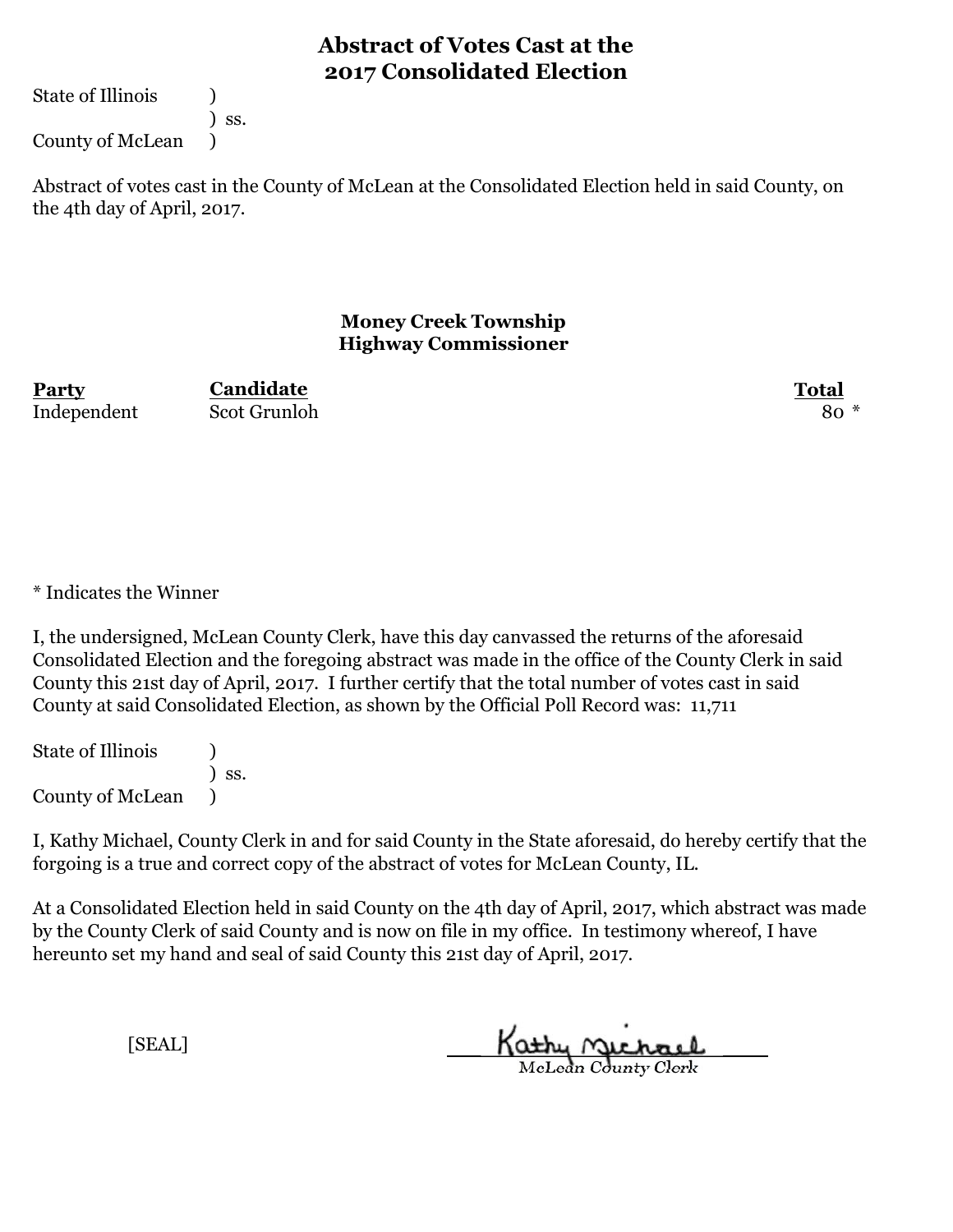# Abstract of Votes Cast at the 2017 Consolidated Election

State of Illinois )
) ss.
County of McLean )

Abstract of votes cast in the County of McLean at the Consolidated Election held in said County, on the 4th day of April, 2017.

## Money Creek Township
## Highway Commissioner

| Party | Candidate | Total |
|---|---|---|
| Independent | Scot Grunloh | 80 * |

* Indicates the Winner

I, the undersigned, McLean County Clerk, have this day canvassed the returns of the aforesaid Consolidated Election and the foregoing abstract was made in the office of the County Clerk in said County this 21st day of April, 2017. I further certify that the total number of votes cast in said County at said Consolidated Election, as shown by the Official Poll Record was: 11,711

State of Illinois )
) ss.
County of McLean )

I, Kathy Michael, County Clerk in and for said County in the State aforesaid, do hereby certify that the forgoing is a true and correct copy of the abstract of votes for McLean County, IL.

At a Consolidated Election held in said County on the 4th day of April, 2017, which abstract was made by the County Clerk of said County and is now on file in my office. In testimony whereof, I have hereunto set my hand and seal of said County this 21st day of April, 2017.

[SEAL]

Kathy Michael
McLean County Clerk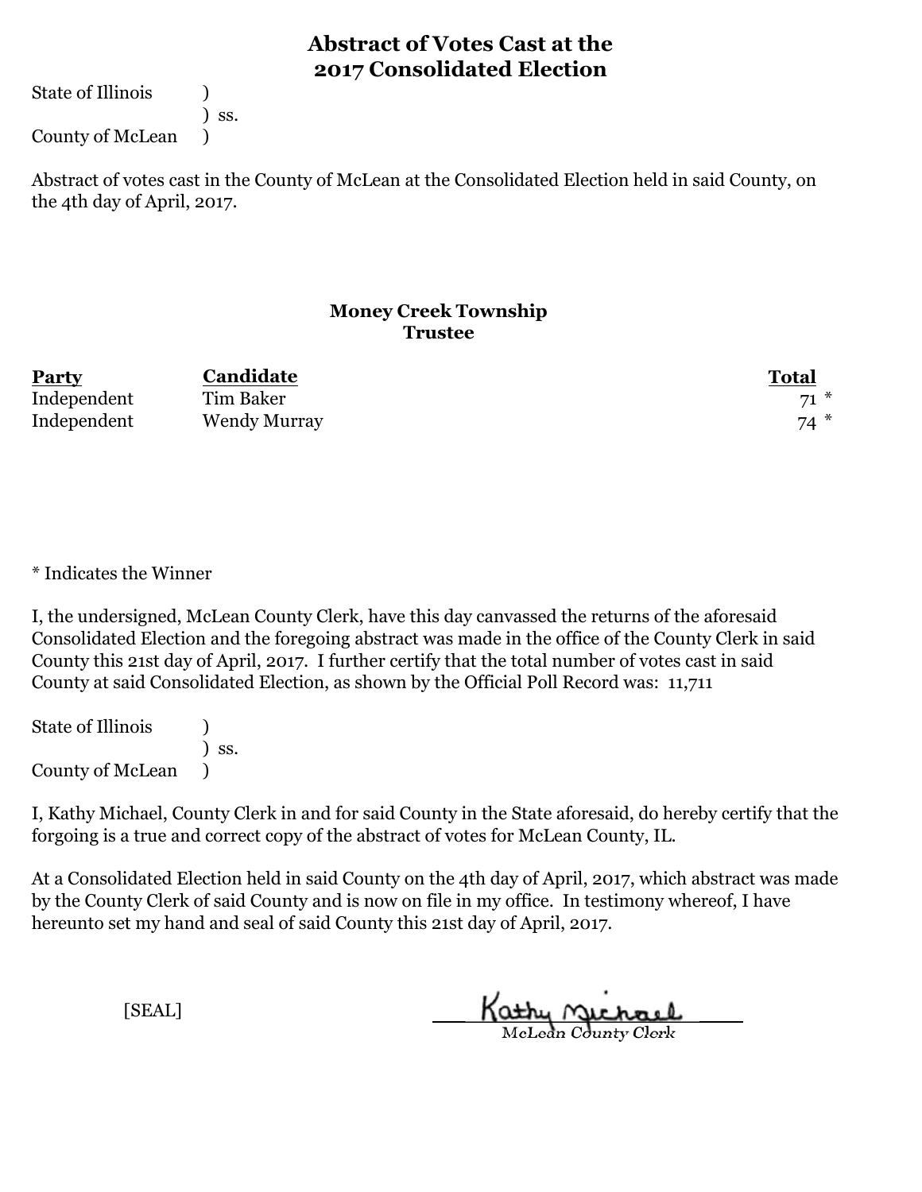# Abstract of Votes Cast at the 2017 Consolidated Election

State of Illinois )
) ss.
County of McLean )

Abstract of votes cast in the County of McLean at the Consolidated Election held in said County, on the 4th day of April, 2017.

## Money Creek Township
### Trustee

| Party | Candidate | Total |
|---|---|---|
| Independent | Tim Baker | 71 * |
| Independent | Wendy Murray | 74 * |

* Indicates the Winner

I, the undersigned, McLean County Clerk, have this day canvassed the returns of the aforesaid Consolidated Election and the foregoing abstract was made in the office of the County Clerk in said County this 21st day of April, 2017. I further certify that the total number of votes cast in said County at said Consolidated Election, as shown by the Official Poll Record was: 11,711

State of Illinois )
) ss.
County of McLean )

I, Kathy Michael, County Clerk in and for said County in the State aforesaid, do hereby certify that the forgoing is a true and correct copy of the abstract of votes for McLean County, IL.

At a Consolidated Election held in said County on the 4th day of April, 2017, which abstract was made by the County Clerk of said County and is now on file in my office. In testimony whereof, I have hereunto set my hand and seal of said County this 21st day of April, 2017.

[SEAL]

Kathy Michael
McLean County Clerk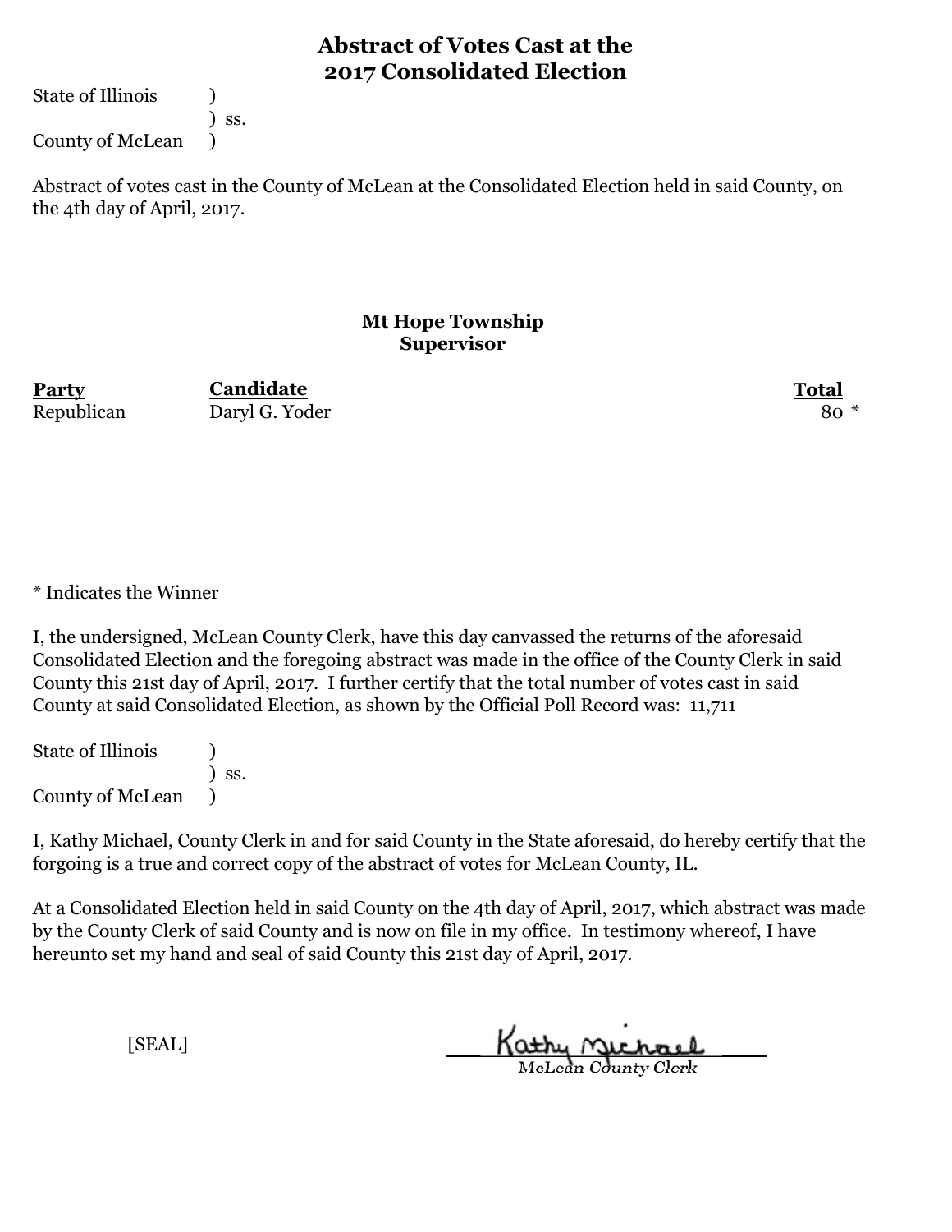# Abstract of Votes Cast at the 2017 Consolidated Election

State of Illinois )
) ss.
County of McLean )

Abstract of votes cast in the County of McLean at the Consolidated Election held in said County, on the 4th day of April, 2017.

### Mt Hope Township Supervisor

| Party | Candidate | Total |
|---|---|---|
| Republican | Daryl G. Yoder | 80 * |

* Indicates the Winner

I, the undersigned, McLean County Clerk, have this day canvassed the returns of the aforesaid Consolidated Election and the foregoing abstract was made in the office of the County Clerk in said County this 21st day of April, 2017. I further certify that the total number of votes cast in said County at said Consolidated Election, as shown by the Official Poll Record was: 11,711

State of Illinois )
) ss.
County of McLean )

I, Kathy Michael, County Clerk in and for said County in the State aforesaid, do hereby certify that the forging is a true and correct copy of the abstract of votes for McLean County, IL.

At a Consolidated Election held in said County on the 4th day of April, 2017, which abstract was made by the County Clerk of said County and is now on file in my office. In testimony whereof, I have hereunto set my hand and seal of said County this 21st day of April, 2017.

[SEAL]

Kathy Michael
McLean County Clerk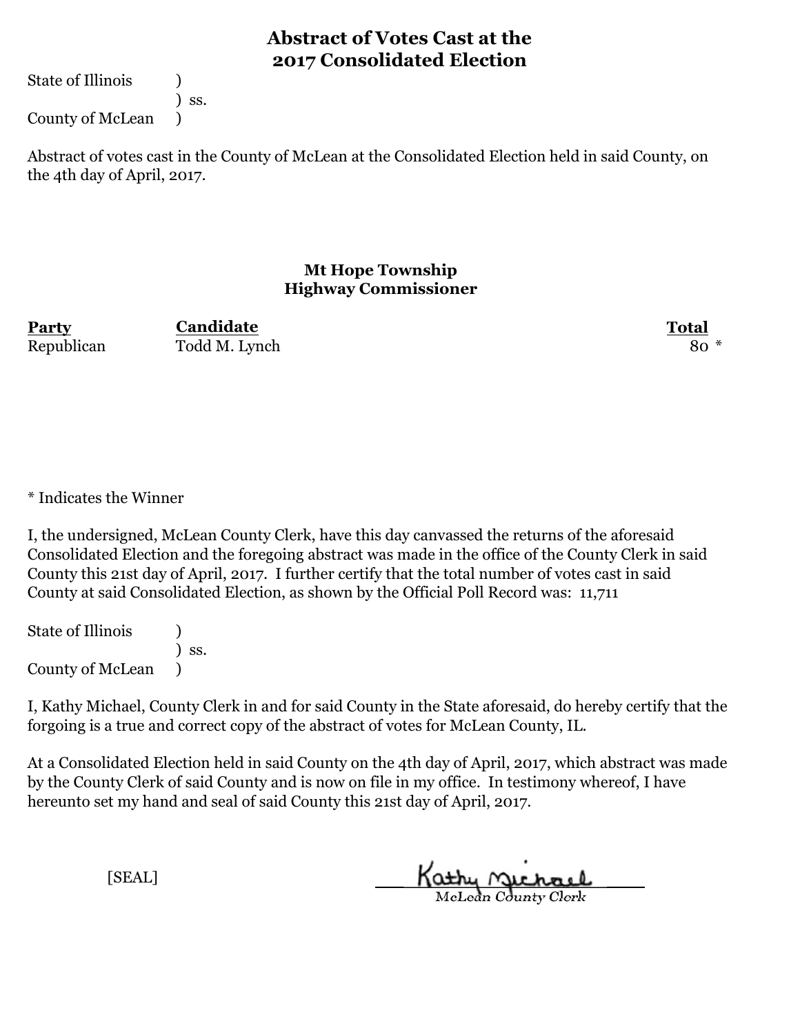# Abstract of Votes Cast at the 2017 Consolidated Election

State of Illinois )
) ss.
County of McLean )

Abstract of votes cast in the County of McLean at the Consolidated Election held in said County, on the 4th day of April, 2017.

## Mt Hope Township
## Highway Commissioner

| Party | Candidate | Total |
|---|---|---|
| Republican | Todd M. Lynch | 80 * |

\* Indicates the Winner

I, the undersigned, McLean County Clerk, have this day canvassed the returns of the aforesaid Consolidated Election and the foregoing abstract was made in the office of the County Clerk in said County this 21st day of April, 2017. I further certify that the total number of votes cast in said County at said Consolidated Election, as shown by the Official Poll Record was: 11,711

State of Illinois )
) ss.
County of McLean )

I, Kathy Michael, County Clerk in and for said County in the State aforesaid, do hereby certify that the forgoing is a true and correct copy of the abstract of votes for McLean County, IL.

At a Consolidated Election held in said County on the 4th day of April, 2017, which abstract was made by the County Clerk of said County and is now on file in my office. In testimony whereof, I have hereunto set my hand and seal of said County this 21st day of April, 2017.

[SEAL]

Kathy Michael
McLean County Clerk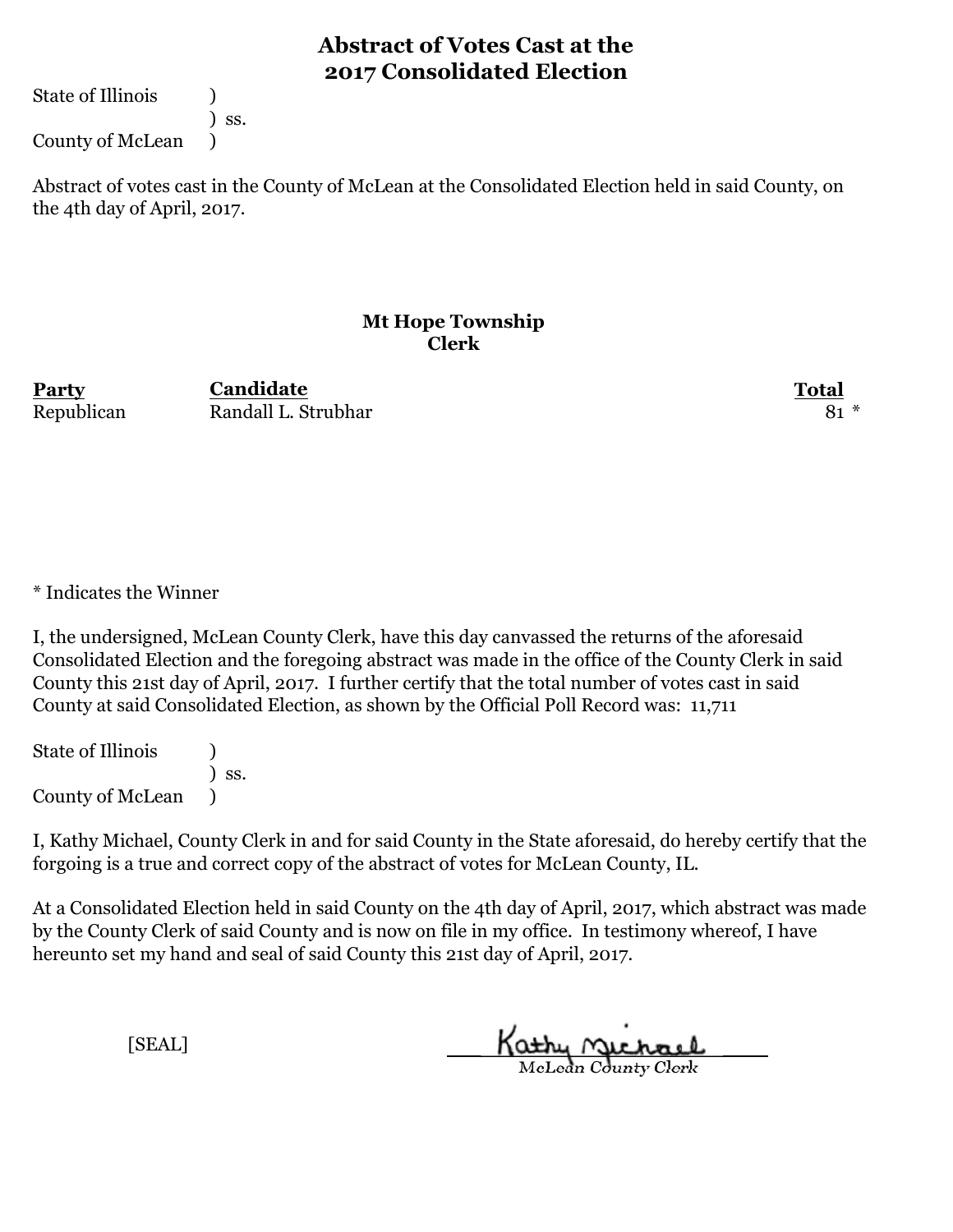# Abstract of Votes Cast at the 2017 Consolidated Election

State of Illinois )
) ss.
County of McLean )

Abstract of votes cast in the County of McLean at the Consolidated Election held in said County, on the 4th day of April, 2017.

## Mt Hope Township
## Clerk

| Party | Candidate | Total |
|---|---|---|
| Republican | Randall L. Strubhar | 81 * |

* Indicates the Winner

I, the undersigned, McLean County Clerk, have this day canvassed the returns of the aforesaid Consolidated Election and the foregoing abstract was made in the office of the County Clerk in said County this 21st day of April, 2017. I further certify that the total number of votes cast in said County at said Consolidated Election, as shown by the Official Poll Record was: 11,711

State of Illinois )
) ss.
County of McLean )

I, Kathy Michael, County Clerk in and for said County in the State aforesaid, do hereby certify that the forgoing is a true and correct copy of the abstract of votes for McLean County, IL.

At a Consolidated Election held in said County on the 4th day of April, 2017, which abstract was made by the County Clerk of said County and is now on file in my office. In testimony whereof, I have hereunto set my hand and seal of said County this 21st day of April, 2017.

[SEAL]

Kathy Michael
McLean County Clerk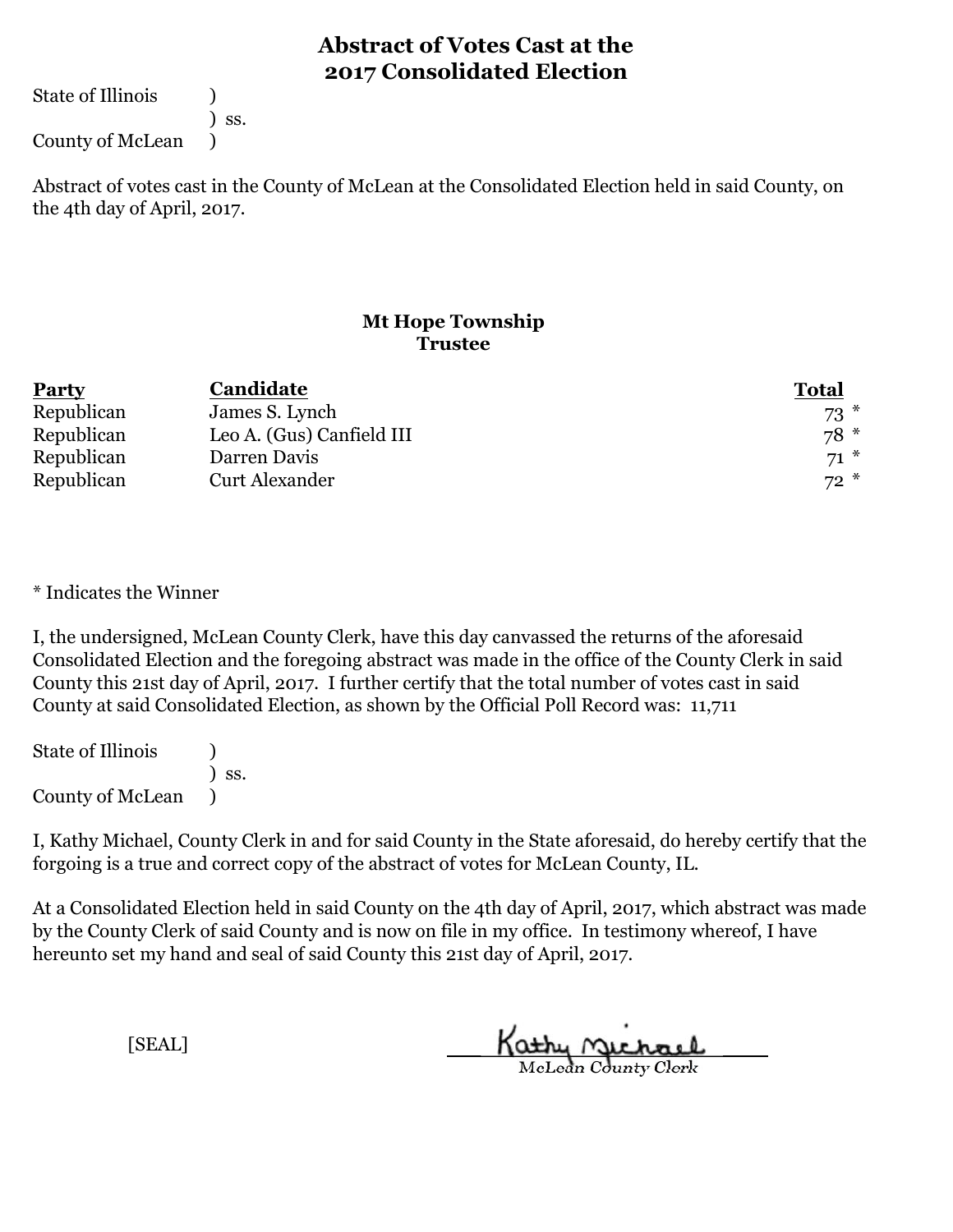# Abstract of Votes Cast at the 2017 Consolidated Election

State of Illinois )
) ss.
County of McLean )

Abstract of votes cast in the County of McLean at the Consolidated Election held in said County, on the 4th day of April, 2017.

## Mt Hope Township
### Trustee

| Party | Candidate | Total |
|---|---|---|
| Republican | James S. Lynch | 73 * |
| Republican | Leo A. (Gus) Canfield III | 78 * |
| Republican | Darren Davis | 71 * |
| Republican | Curt Alexander | 72 * |

\* Indicates the Winner

I, the undersigned, McLean County Clerk, have this day canvassed the returns of the aforesaid Consolidated Election and the foregoing abstract was made in the office of the County Clerk in said County this 21st day of April, 2017. I further certify that the total number of votes cast in said County at said Consolidated Election, as shown by the Official Poll Record was: 11,711

State of Illinois )
) ss.
County of McLean )

I, Kathy Michael, County Clerk in and for said County in the State aforesaid, do hereby certify that the forgoing is a true and correct copy of the abstract of votes for McLean County, IL.

At a Consolidated Election held in said County on the 4th day of April, 2017, which abstract was made by the County Clerk of said County and is now on file in my office. In testimony whereof, I have hereunto set my hand and seal of said County this 21st day of April, 2017.

[SEAL]

Kathy Michael
McLean County Clerk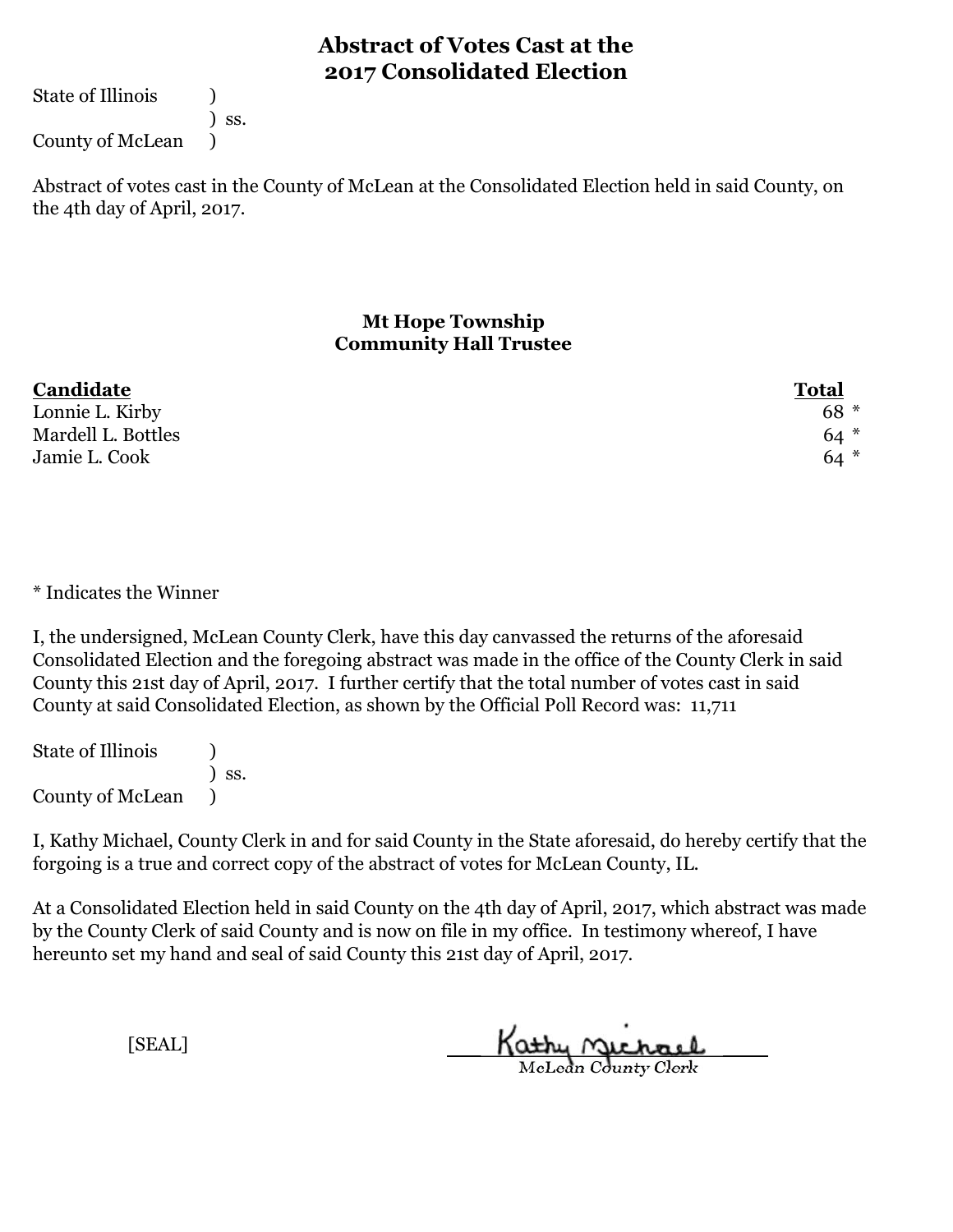# Abstract of Votes Cast at the 2017 Consolidated Election

State of Illinois )
) ss.
County of McLean )

Abstract of votes cast in the County of McLean at the Consolidated Election held in said County, on the 4th day of April, 2017.

### Mt Hope Township
### Community Hall Trustee

| Candidate | Total |
|---|---|
| Lonnie L. Kirby | 68 * |
| Mardell L. Bottles | 64 * |
| Jamie L. Cook | 64 * |

\* Indicates the Winner

I, the undersigned, McLean County Clerk, have this day canvassed the returns of the aforesaid Consolidated Election and the foregoing abstract was made in the office of the County Clerk in said County this 21st day of April, 2017. I further certify that the total number of votes cast in said County at said Consolidated Election, as shown by the Official Poll Record was: 11,711

State of Illinois )
) ss.
County of McLean )

I, Kathy Michael, County Clerk in and for said County in the State aforesaid, do hereby certify that the forgoing is a true and correct copy of the abstract of votes for McLean County, IL.

At a Consolidated Election held in said County on the 4th day of April, 2017, which abstract was made by the County Clerk of said County and is now on file in my office. In testimony whereof, I have hereunto set my hand and seal of said County this 21st day of April, 2017.

[SEAL]

Kathy Michael
McLean County Clerk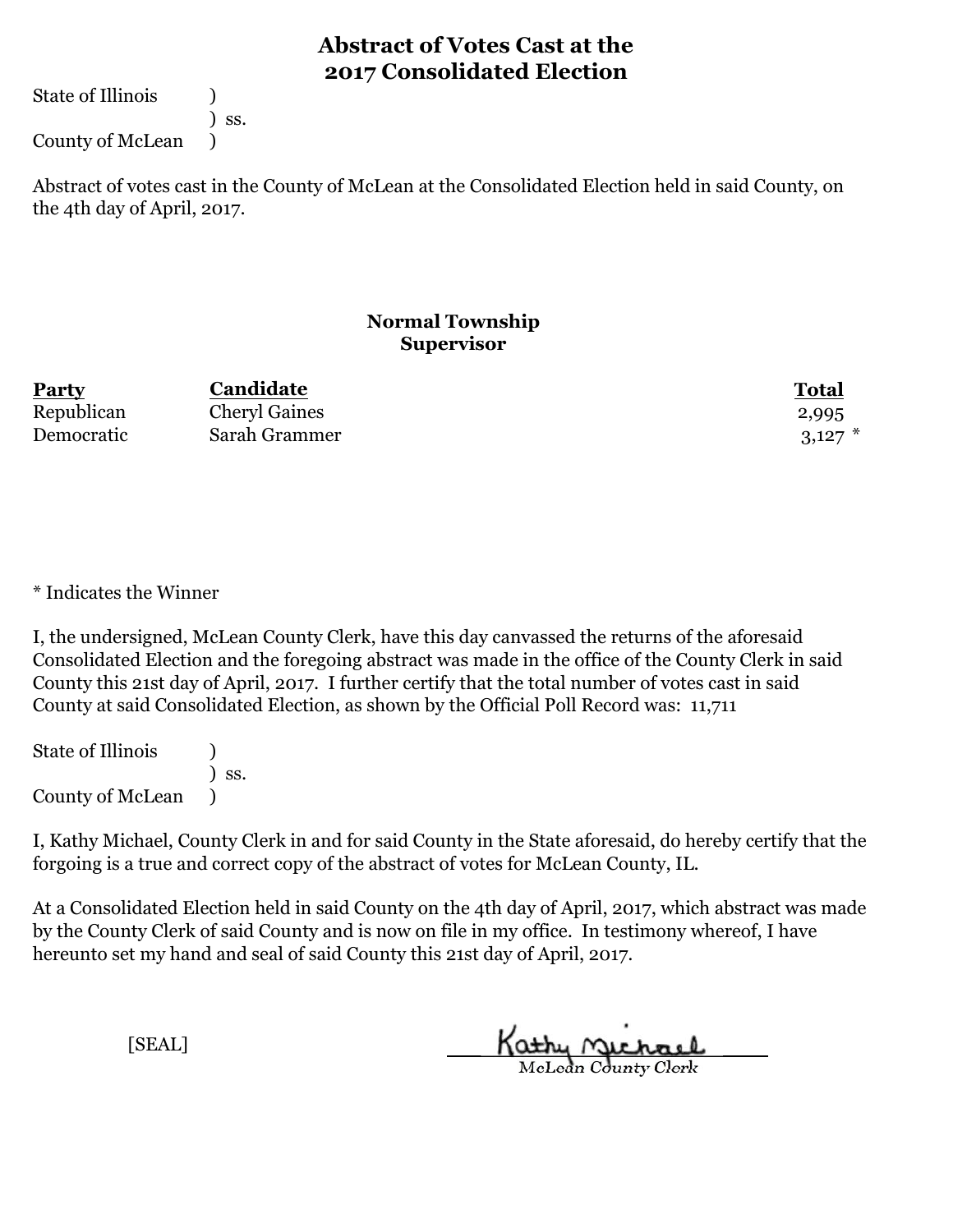# Abstract of Votes Cast at the 2017 Consolidated Election

State of Illinois )
) ss.
County of McLean )

Abstract of votes cast in the County of McLean at the Consolidated Election held in said County, on the 4th day of April, 2017.

## Normal Township
### Supervisor

| Party | Candidate | Total |
| --- | --- | --- |
| Republican | Cheryl Gaines | 2,995 |
| Democratic | Sarah Grammer | 3,127 * |

* Indicates the Winner

I, the undersigned, McLean County Clerk, have this day canvassed the returns of the aforesaid Consolidated Election and the foregoing abstract was made in the office of the County Clerk in said County this 21st day of April, 2017. I further certify that the total number of votes cast in said County at said Consolidated Election, as shown by the Official Poll Record was: 11,711

State of Illinois )
) ss.
County of McLean )

I, Kathy Michael, County Clerk in and for said County in the State aforesaid, do hereby certify that the forgoing is a true and correct copy of the abstract of votes for McLean County, IL.

At a Consolidated Election held in said County on the 4th day of April, 2017, which abstract was made by the County Clerk of said County and is now on file in my office. In testimony whereof, I have hereunto set my hand and seal of said County this 21st day of April, 2017.

[SEAL]

Kathy Michael
McLean County Clerk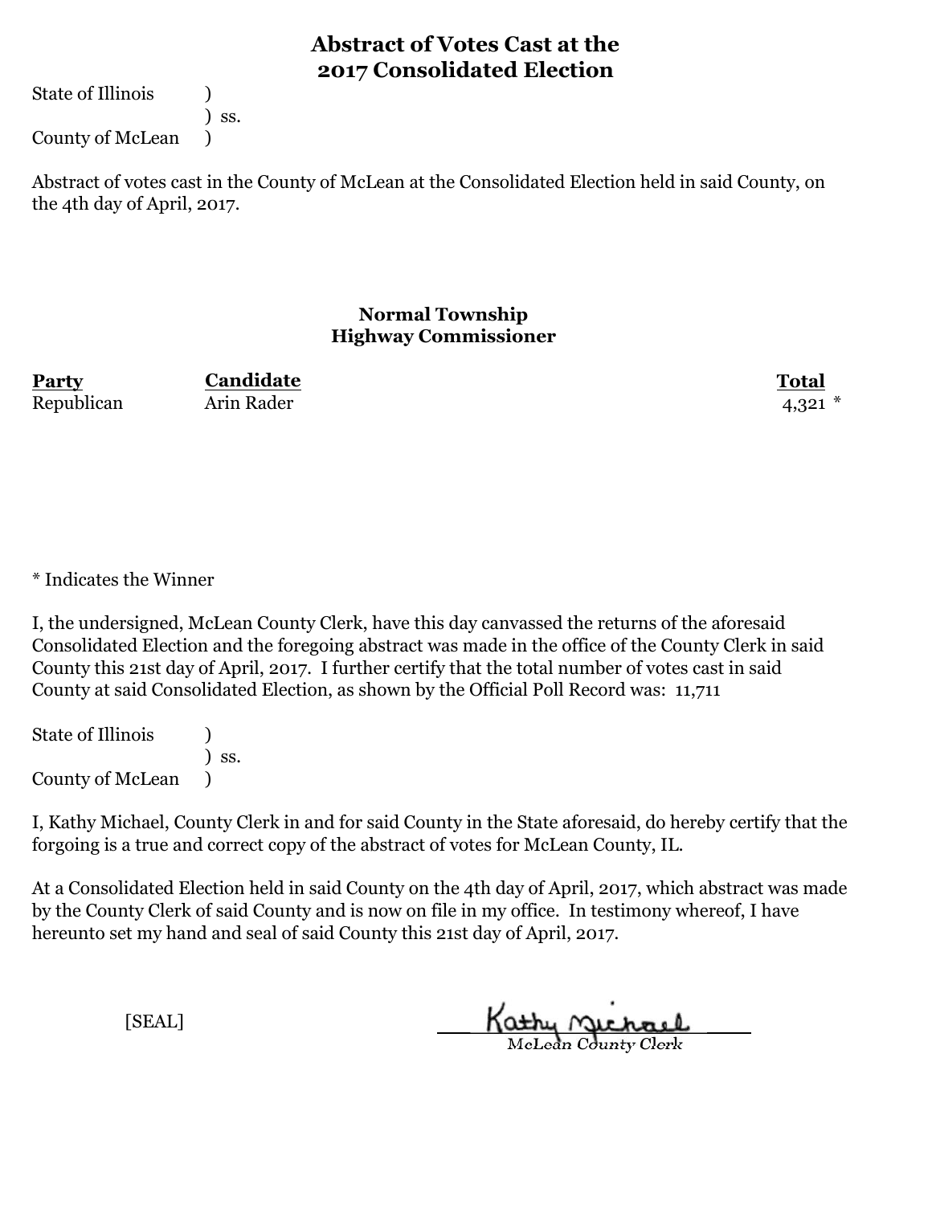# Abstract of Votes Cast at the 2017 Consolidated Election

State of Illinois )
) ss.
County of McLean )

Abstract of votes cast in the County of McLean at the Consolidated Election held in said County, on the 4th day of April, 2017.

## Normal Township
## Highway Commissioner

| Party | Candidate | Total |
| --- | --- | --- |
| Republican | Arin Rader | 4,321 * |

* Indicates the Winner

I, the undersigned, McLean County Clerk, have this day canvassed the returns of the aforesaid Consolidated Election and the foregoing abstract was made in the office of the County Clerk in said County this 21st day of April, 2017. I further certify that the total number of votes cast in said County at said Consolidated Election, as shown by the Official Poll Record was: 11,711

State of Illinois )
) ss.
County of McLean )

I, Kathy Michael, County Clerk in and for said County in the State aforesaid, do hereby certify that the forgoing is a true and correct copy of the abstract of votes for McLean County, IL.

At a Consolidated Election held in said County on the 4th day of April, 2017, which abstract was made by the County Clerk of said County and is now on file in my office. In testimony whereof, I have hereunto set my hand and seal of said County this 21st day of April, 2017.

[SEAL]

Kathy Michael
McLean County Clerk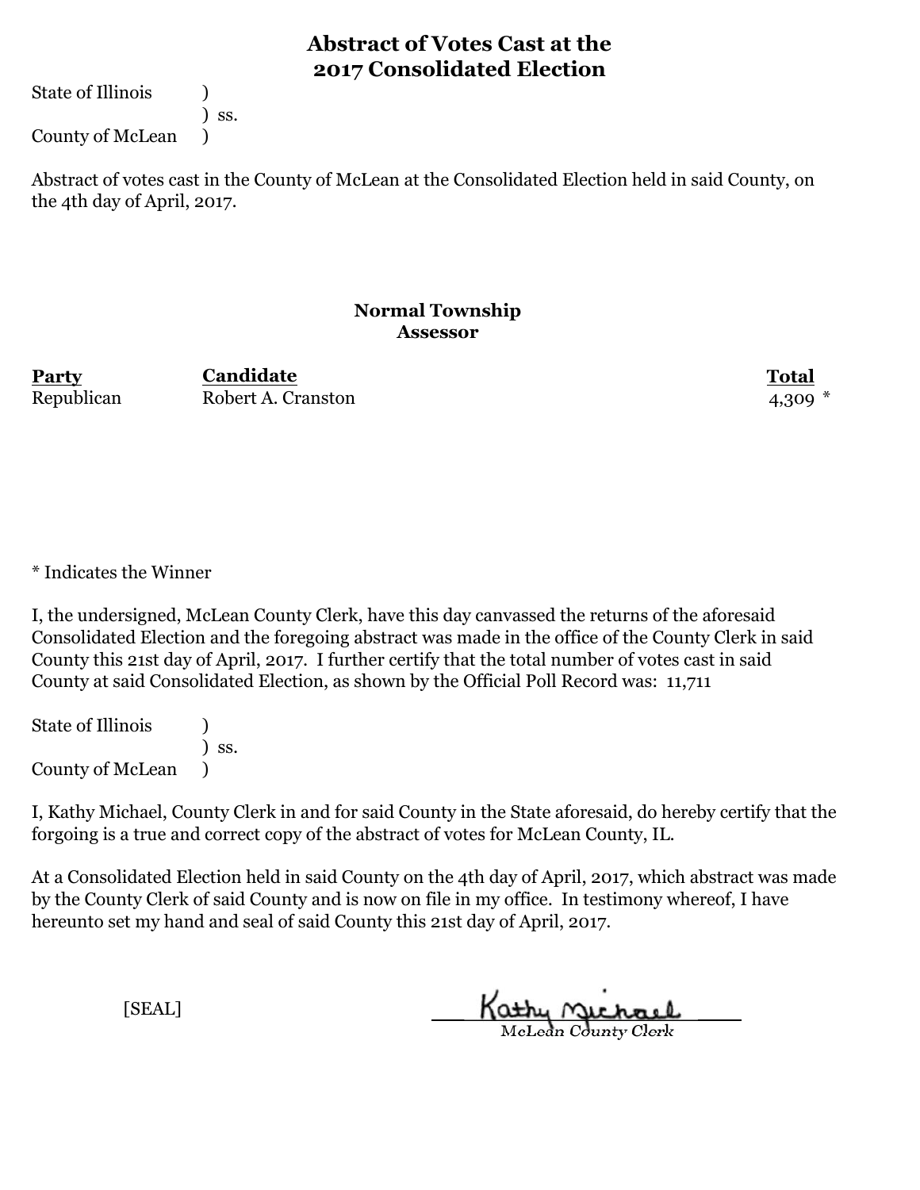# Abstract of Votes Cast at the 2017 Consolidated Election

State of Illinois )
) ss.
County of McLean )

Abstract of votes cast in the County of McLean at the Consolidated Election held in said County, on the 4th day of April, 2017.

## Normal Township
### Assessor

| Party | Candidate | Total |
|---|---|---|
| Republican | Robert A. Cranston | 4,309 * |

* Indicates the Winner

I, the undersigned, McLean County Clerk, have this day canvassed the returns of the aforesaid Consolidated Election and the foregoing abstract was made in the office of the County Clerk in said County this 21st day of April, 2017. I further certify that the total number of votes cast in said County at said Consolidated Election, as shown by the Official Poll Record was: 11,711

State of Illinois )
) ss.
County of McLean )

I, Kathy Michael, County Clerk in and for said County in the State aforesaid, do hereby certify that the forgoing is a true and correct copy of the abstract of votes for McLean County, IL.

At a Consolidated Election held in said County on the 4th day of April, 2017, which abstract was made by the County Clerk of said County and is now on file in my office. In testimony whereof, I have hereunto set my hand and seal of said County this 21st day of April, 2017.

[SEAL]

Kathy Michael
McLean County Clerk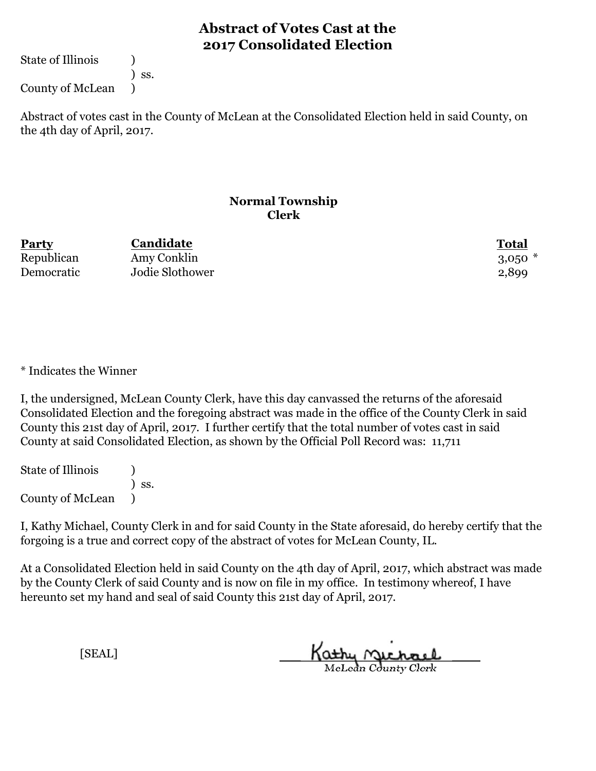# Abstract of Votes Cast at the 2017 Consolidated Election

State of Illinois )
) ss.
County of McLean )

Abstract of votes cast in the County of McLean at the Consolidated Election held in said County, on the 4th day of April, 2017.

## Normal Township
### Clerk

| Party | Candidate | Total |
|---|---|---|
| Republican | Amy Conklin | 3,050 * |
| Democratic | Jodie Slothower | 2,899 |

* Indicates the Winner

I, the undersigned, McLean County Clerk, have this day canvassed the returns of the aforesaid Consolidated Election and the foregoing abstract was made in the office of the County Clerk in said County this 21st day of April, 2017. I further certify that the total number of votes cast in said County at said Consolidated Election, as shown by the Official Poll Record was: 11,711

State of Illinois )
) ss.
County of McLean )

I, Kathy Michael, County Clerk in and for said County in the State aforesaid, do hereby certify that the forgoing is a true and correct copy of the abstract of votes for McLean County, IL.

At a Consolidated Election held in said County on the 4th day of April, 2017, which abstract was made by the County Clerk of said County and is now on file in my office. In testimony whereof, I have hereunto set my hand and seal of said County this 21st day of April, 2017.

[SEAL]

Kathy Michael
McLean County Clerk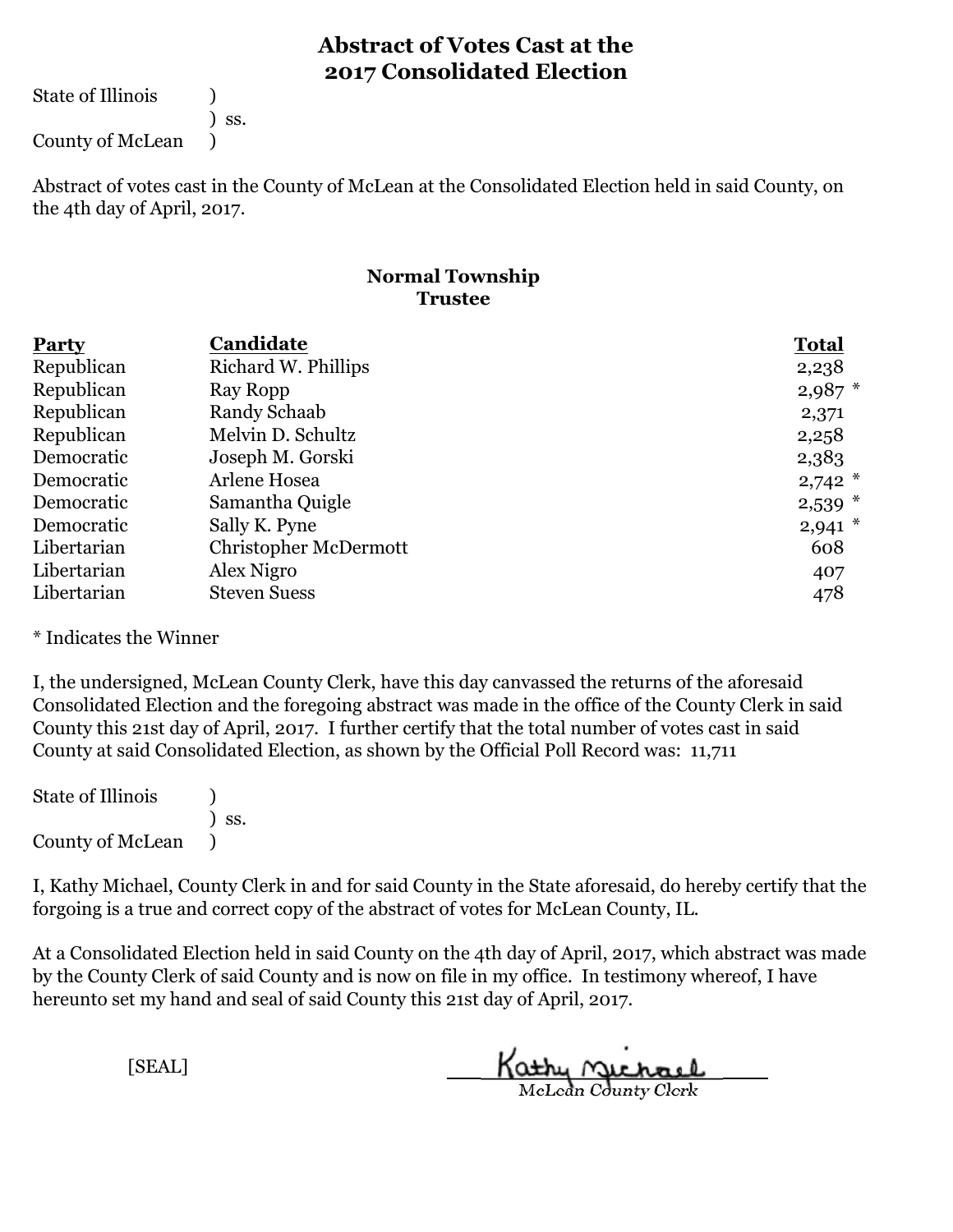# Abstract of Votes Cast at the 2017 Consolidated Election

State of Illinois )
) ss.
County of McLean )

Abstract of votes cast in the County of McLean at the Consolidated Election held in said County, on the 4th day of April, 2017.

## Normal Township
## Trustee

| Party | Candidate | Total |
|---|---|---|
| Republican | Richard W. Phillips | 2,238 |
| Republican | Ray Ropp | 2,987 * |
| Republican | Randy Schaab | 2,371 |
| Republican | Melvin D. Schultz | 2,258 |
| Democratic | Joseph M. Gorski | 2,383 |
| Democratic | Arlene Hosea | 2,742 * |
| Democratic | Samantha Quigle | 2,539 * |
| Democratic | Sally K. Pyne | 2,941 * |
| Libertarian | Christopher McDermott | 608 |
| Libertarian | Alex Nigro | 407 |
| Libertarian | Steven Suess | 478 |

* Indicates the Winner

I, the undersigned, McLean County Clerk, have this day canvassed the returns of the aforesaid Consolidated Election and the foregoing abstract was made in the office of the County Clerk in said County this 21st day of April, 2017. I further certify that the total number of votes cast in said County at said Consolidated Election, as shown by the Official Poll Record was: 11,711

State of Illinois )
) ss.
County of McLean )

I, Kathy Michael, County Clerk in and for said County in the State aforesaid, do hereby certify that the forgoing is a true and correct copy of the abstract of votes for McLean County, IL.

At a Consolidated Election held in said County on the 4th day of April, 2017, which abstract was made by the County Clerk of said County and is now on file in my office. In testimony whereof, I have hereunto set my hand and seal of said County this 21st day of April, 2017.

[SEAL]

Kathy Michael
McLean County Clerk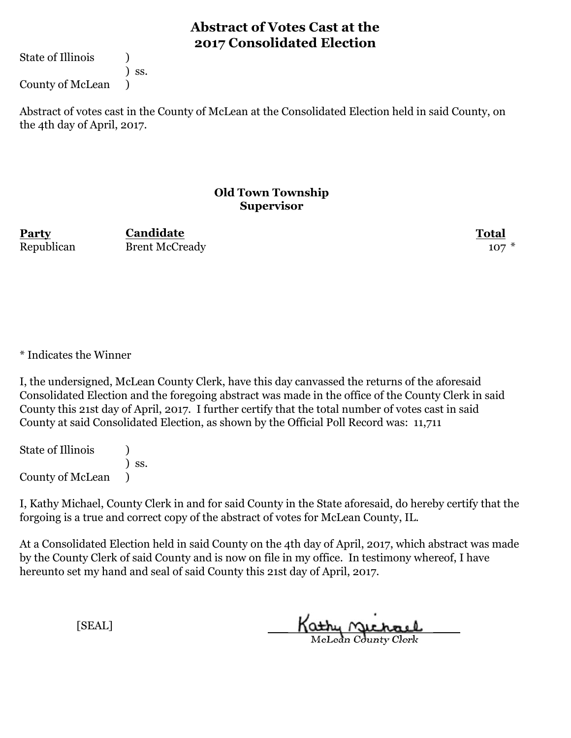# Abstract of Votes Cast at the 2017 Consolidated Election

State of Illinois )
) ss.
County of McLean )

Abstract of votes cast in the County of McLean at the Consolidated Election held in said County, on the 4th day of April, 2017.

### Old Town Township
### Supervisor

| Party | Candidate | Total |
|---|---|---|
| Republican | Brent McCready | 107 * |

* Indicates the Winner

I, the undersigned, McLean County Clerk, have this day canvassed the returns of the aforesaid Consolidated Election and the foregoing abstract was made in the office of the County Clerk in said County this 21st day of April, 2017. I further certify that the total number of votes cast in said County at said Consolidated Election, as shown by the Official Poll Record was: 11,711

State of Illinois )
) ss.
County of McLean )

I, Kathy Michael, County Clerk in and for said County in the State aforesaid, do hereby certify that the forgoing is a true and correct copy of the abstract of votes for McLean County, IL.

At a Consolidated Election held in said County on the 4th day of April, 2017, which abstract was made by the County Clerk of said County and is now on file in my office. In testimony whereof, I have hereunto set my hand and seal of said County this 21st day of April, 2017.

[SEAL]

Kathy Michael
McLean County Clerk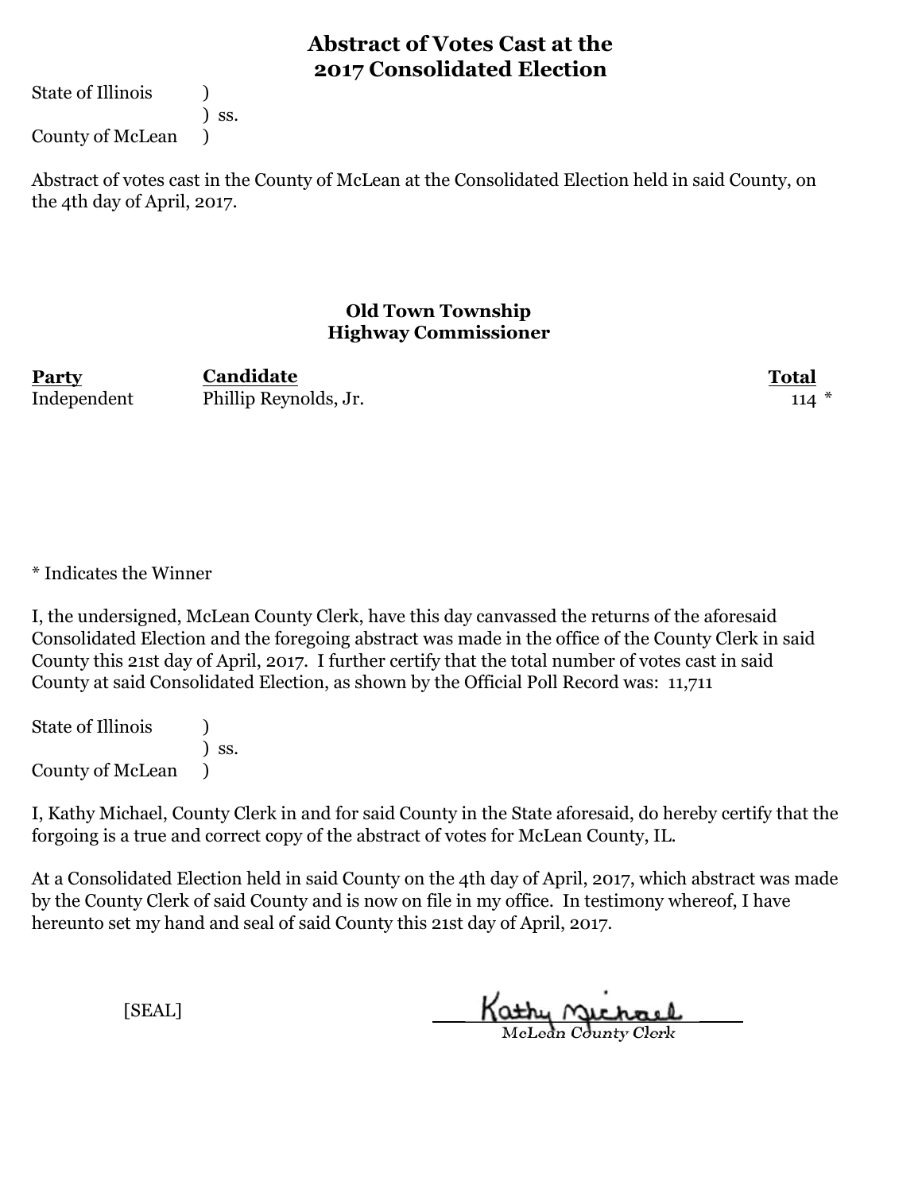# Abstract of Votes Cast at the 2017 Consolidated Election

State of Illinois )
) ss.
County of McLean )

Abstract of votes cast in the County of McLean at the Consolidated Election held in said County, on the 4th day of April, 2017.

## Old Town Township
## Highway Commissioner

| Party | Candidate | Total |
|---|---|---|
| Independent | Phillip Reynolds, Jr. | 114 * |

* Indicates the Winner

I, the undersigned, McLean County Clerk, have this day canvassed the returns of the aforesaid Consolidated Election and the foregoing abstract was made in the office of the County Clerk in said County this 21st day of April, 2017. I further certify that the total number of votes cast in said County at said Consolidated Election, as shown by the Official Poll Record was: 11,711

State of Illinois )
) ss.
County of McLean )

I, Kathy Michael, County Clerk in and for said County in the State aforesaid, do hereby certify that the forgoing is a true and correct copy of the abstract of votes for McLean County, IL.

At a Consolidated Election held in said County on the 4th day of April, 2017, which abstract was made by the County Clerk of said County and is now on file in my office. In testimony whereof, I have hereunto set my hand and seal of said County this 21st day of April, 2017.

[SEAL]

Kathy Michael
McLean County Clerk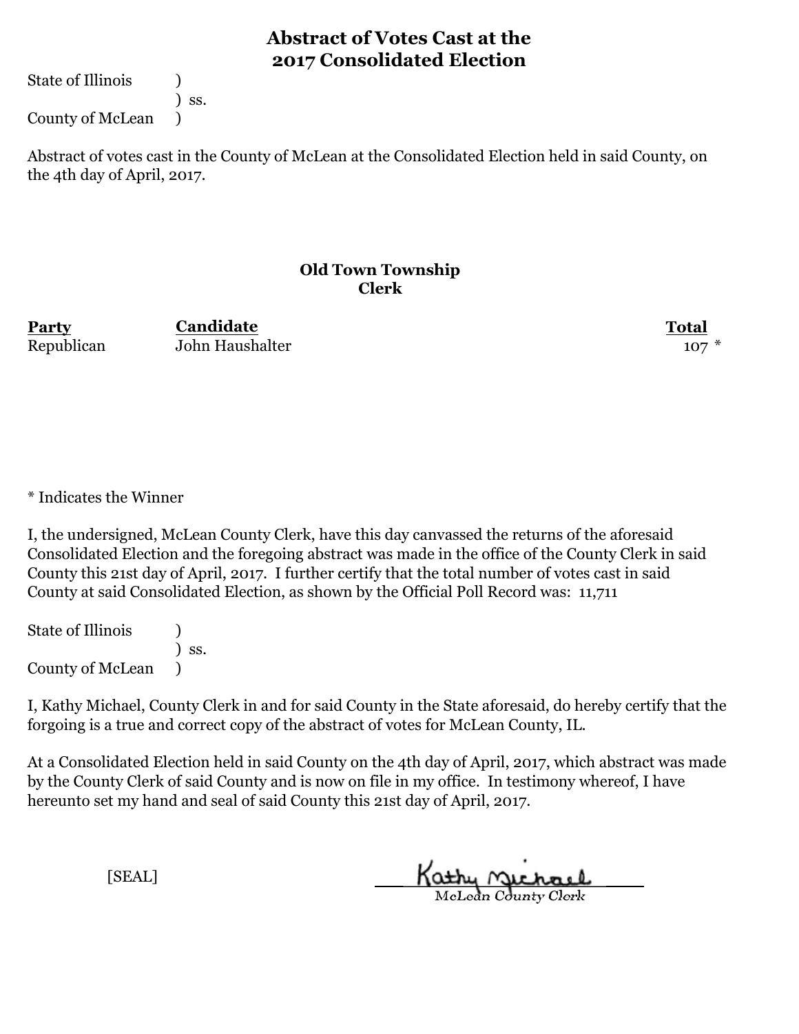# Abstract of Votes Cast at the 2017 Consolidated Election

State of Illinois )
) ss.
County of McLean )

Abstract of votes cast in the County of McLean at the Consolidated Election held in said County, on the 4th day of April, 2017.

## Old Town Township
## Clerk

| Party | Candidate | Total |
|---|---|---|
| Republican | John Haushalter | 107 * |

* Indicates the Winner

I, the undersigned, McLean County Clerk, have this day canvassed the returns of the aforesaid Consolidated Election and the foregoing abstract was made in the office of the County Clerk in said County this 21st day of April, 2017. I further certify that the total number of votes cast in said County at said Consolidated Election, as shown by the Official Poll Record was: 11,711

State of Illinois )
) ss.
County of McLean )

I, Kathy Michael, County Clerk in and for said County in the State aforesaid, do hereby certify that the forgoing is a true and correct copy of the abstract of votes for McLean County, IL.

At a Consolidated Election held in said County on the 4th day of April, 2017, which abstract was made by the County Clerk of said County and is now on file in my office. In testimony whereof, I have hereunto set my hand and seal of said County this 21st day of April, 2017.

[SEAL]

Kathy Michael
McLean County Clerk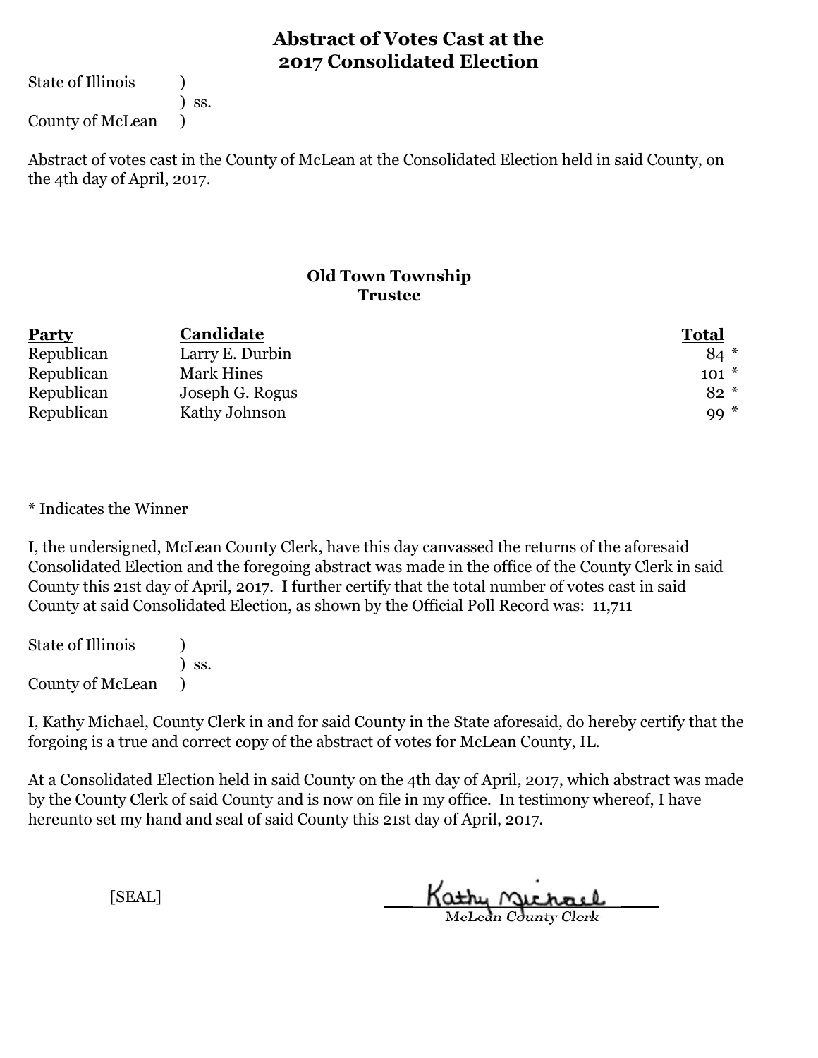# Abstract of Votes Cast at the 2017 Consolidated Election

State of Illinois )
) ss.
County of McLean )

Abstract of votes cast in the County of McLean at the Consolidated Election held in said County, on the 4th day of April, 2017.

## Old Town Township
### Trustee

| Party | Candidate | Total |
|---|---|---|
| Republican | Larry E. Durbin | 84 * |
| Republican | Mark Hines | 101 * |
| Republican | Joseph G. Rogus | 82 * |
| Republican | Kathy Johnson | 99 * |

* Indicates the Winner

I, the undersigned, McLean County Clerk, have this day canvassed the returns of the aforesaid Consolidated Election and the foregoing abstract was made in the office of the County Clerk in said County this 21st day of April, 2017. I further certify that the total number of votes cast in said County at said Consolidated Election, as shown by the Official Poll Record was: 11,711

State of Illinois )
) ss.
County of McLean )

I, Kathy Michael, County Clerk in and for said County in the State aforesaid, do hereby certify that the forgoing is a true and correct copy of the abstract of votes for McLean County, IL.

At a Consolidated Election held in said County on the 4th day of April, 2017, which abstract was made by the County Clerk of said County and is now on file in my office. In testimony whereof, I have hereunto set my hand and seal of said County this 21st day of April, 2017.

[SEAL]

Kathy Michael
McLean County Clerk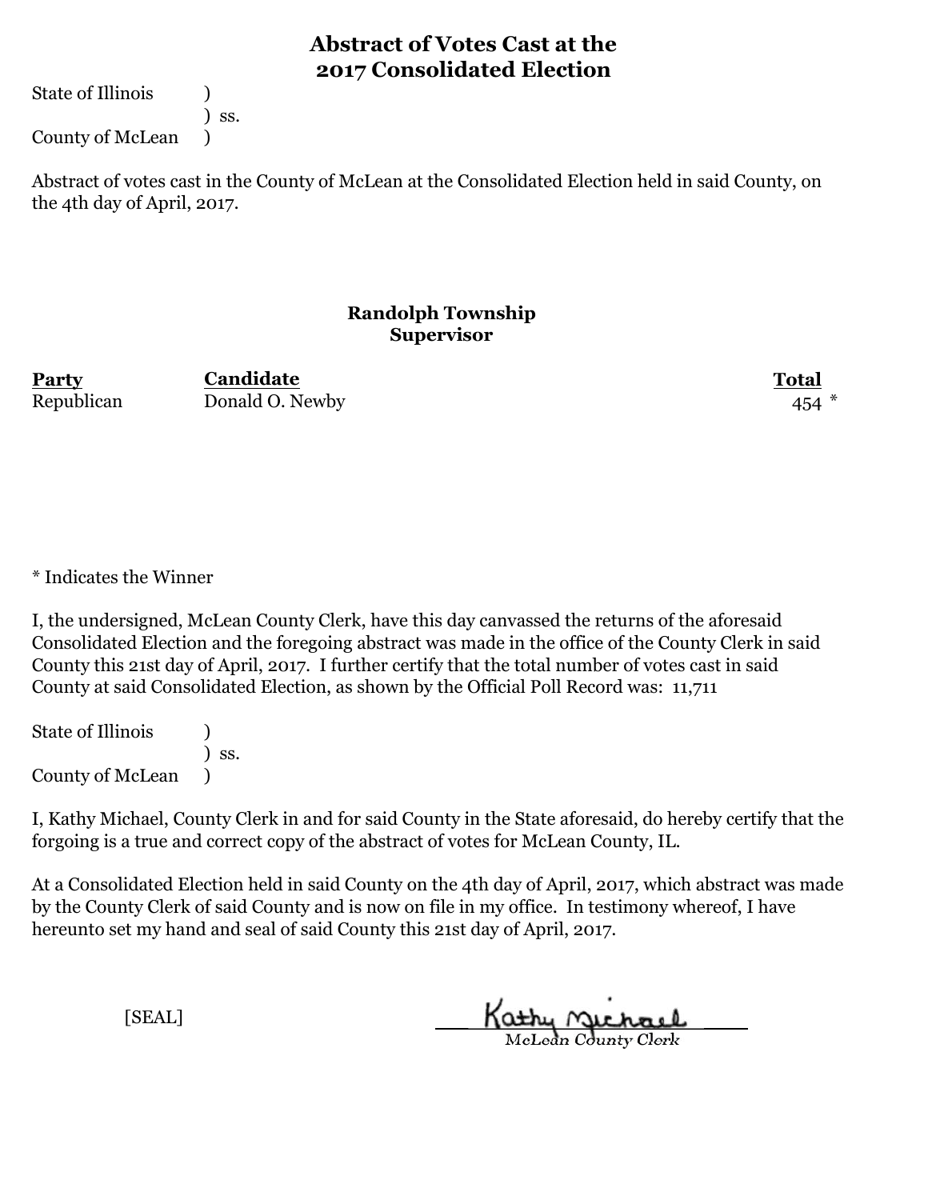# Abstract of Votes Cast at the 2017 Consolidated Election

State of Illinois )
) ss.
County of McLean )

Abstract of votes cast in the County of McLean at the Consolidated Election held in said County, on the 4th day of April, 2017.

## Randolph Township
### Supervisor

| Party | Candidate | Total |
|---|---|---|
| Republican | Donald O. Newby | 454 * |

* Indicates the Winner

I, the undersigned, McLean County Clerk, have this day canvassed the returns of the aforesaid Consolidated Election and the foregoing abstract was made in the office of the County Clerk in said County this 21st day of April, 2017. I further certify that the total number of votes cast in said County at said Consolidated Election, as shown by the Official Poll Record was: 11,711

State of Illinois )
) ss.
County of McLean )

I, Kathy Michael, County Clerk in and for said County in the State aforesaid, do hereby certify that the forgoing is a true and correct copy of the abstract of votes for McLean County, IL.

At a Consolidated Election held in said County on the 4th day of April, 2017, which abstract was made by the County Clerk of said County and is now on file in my office. In testimony whereof, I have hereunto set my hand and seal of said County this 21st day of April, 2017.

[SEAL]

Kathy Michael
McLean County Clerk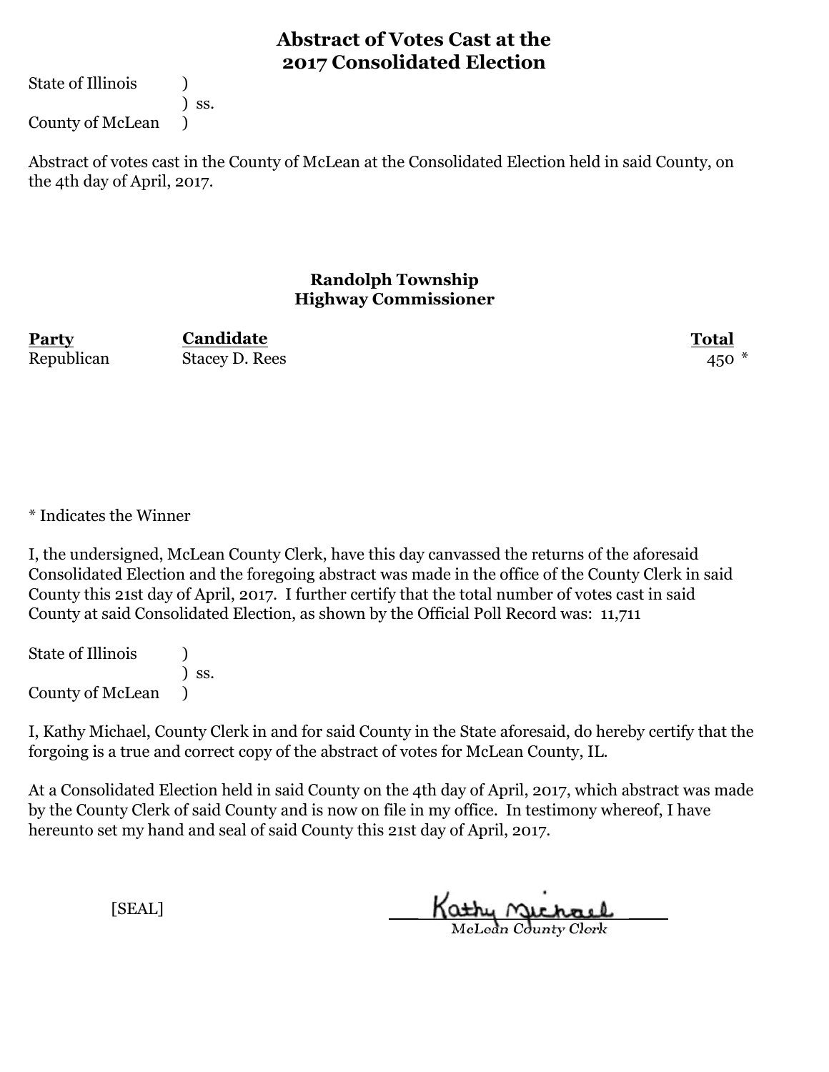# Abstract of Votes Cast at the 2017 Consolidated Election

State of Illinois )
) ss.
County of McLean )

Abstract of votes cast in the County of McLean at the Consolidated Election held in said County, on the 4th day of April, 2017.

## Randolph Township
## Highway Commissioner

| Party | Candidate | Total |
|---|---|---|
| Republican | Stacey D. Rees | 450 * |

* Indicates the Winner

I, the undersigned, McLean County Clerk, have this day canvassed the returns of the aforesaid Consolidated Election and the foregoing abstract was made in the office of the County Clerk in said County this 21st day of April, 2017. I further certify that the total number of votes cast in said County at said Consolidated Election, as shown by the Official Poll Record was: 11,711

State of Illinois )
) ss.
County of McLean )

I, Kathy Michael, County Clerk in and for said County in the State aforesaid, do hereby certify that the forgoing is a true and correct copy of the abstract of votes for McLean County, IL.

At a Consolidated Election held in said County on the 4th day of April, 2017, which abstract was made by the County Clerk of said County and is now on file in my office. In testimony whereof, I have hereunto set my hand and seal of said County this 21st day of April, 2017.

[SEAL]

Kathy Michael
McLean County Clerk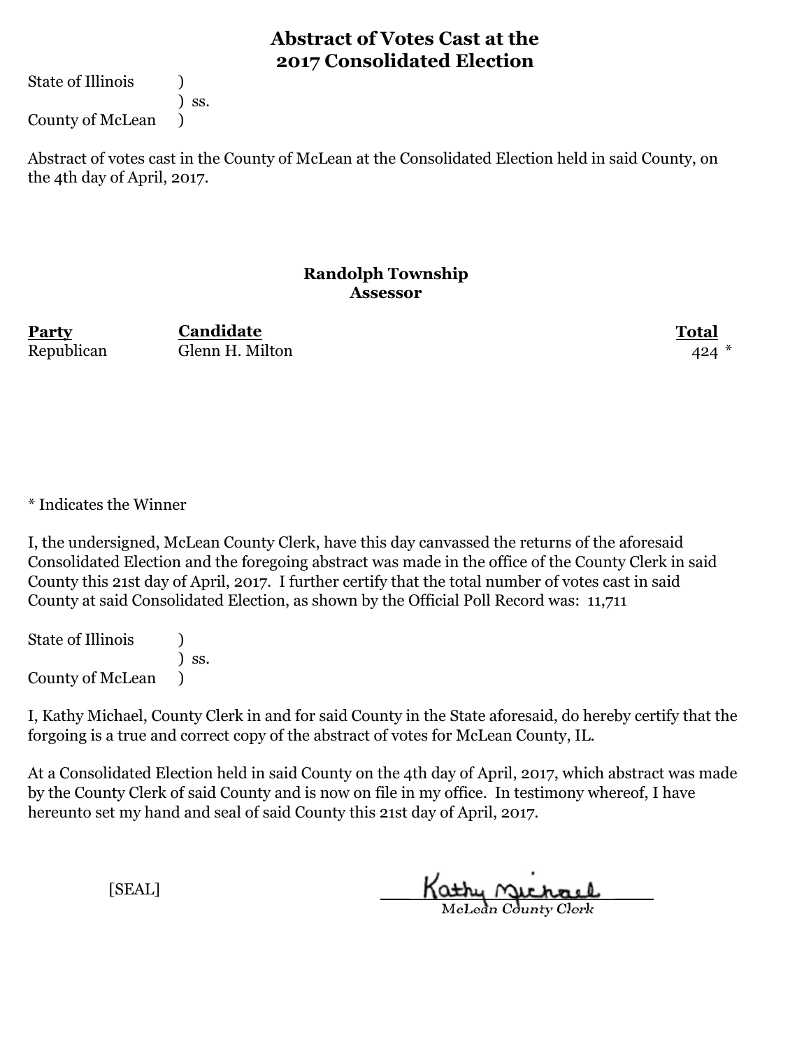# Abstract of Votes Cast at the 2017 Consolidated Election

State of Illinois )
) ss.
County of McLean )

Abstract of votes cast in the County of McLean at the Consolidated Election held in said County, on the 4th day of April, 2017.

## Randolph Township
### Assessor

| Party | Candidate | Total |
|---|---|---|
| Republican | Glenn H. Milton | 424 * |

* Indicates the Winner

I, the undersigned, McLean County Clerk, have this day canvassed the returns of the aforesaid Consolidated Election and the foregoing abstract was made in the office of the County Clerk in said County this 21st day of April, 2017. I further certify that the total number of votes cast in said County at said Consolidated Election, as shown by the Official Poll Record was: 11,711

State of Illinois )
) ss.
County of McLean )

I, Kathy Michael, County Clerk in and for said County in the State aforesaid, do hereby certify that the forgoing is a true and correct copy of the abstract of votes for McLean County, IL.

At a Consolidated Election held in said County on the 4th day of April, 2017, which abstract was made by the County Clerk of said County and is now on file in my office. In testimony whereof, I have hereunto set my hand and seal of said County this 21st day of April, 2017.

[SEAL]

Kathy Michael
McLean County Clerk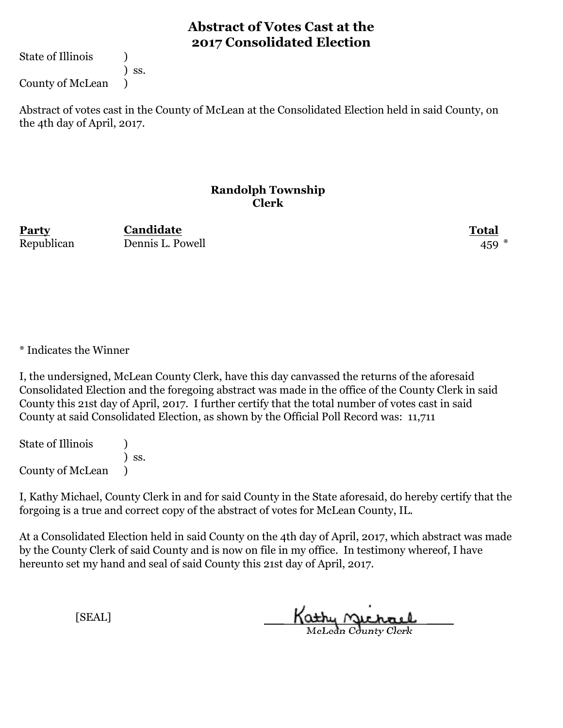# Abstract of Votes Cast at the 2017 Consolidated Election

State of Illinois )
) ss.
County of McLean )

Abstract of votes cast in the County of McLean at the Consolidated Election held in said County, on the 4th day of April, 2017.

## Randolph Township
### Clerk

| Party | Candidate | Total |
|---|---|---|
| Republican | Dennis L. Powell | 459 * |

* Indicates the Winner

I, the undersigned, McLean County Clerk, have this day canvassed the returns of the aforesaid Consolidated Election and the foregoing abstract was made in the office of the County Clerk in said County this 21st day of April, 2017. I further certify that the total number of votes cast in said County at said Consolidated Election, as shown by the Official Poll Record was: 11,711

State of Illinois )
) ss.
County of McLean )

I, Kathy Michael, County Clerk in and for said County in the State aforesaid, do hereby certify that the forgoing is a true and correct copy of the abstract of votes for McLean County, IL.

At a Consolidated Election held in said County on the 4th day of April, 2017, which abstract was made by the County Clerk of said County and is now on file in my office. In testimony whereof, I have hereunto set my hand and seal of said County this 21st day of April, 2017.

[SEAL]

Kathy Michael
McLean County Clerk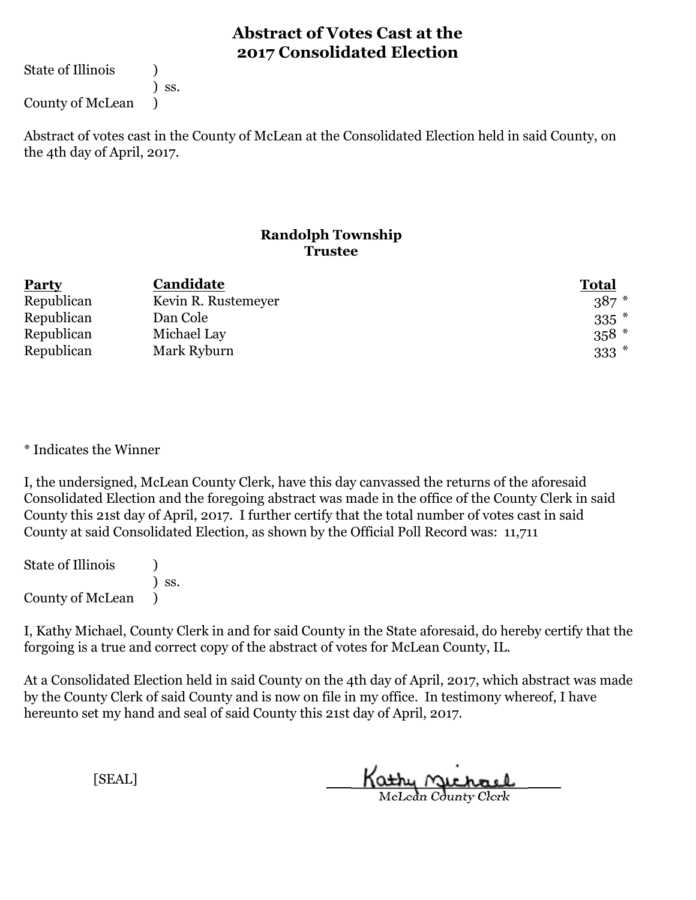# Abstract of Votes Cast at the 2017 Consolidated Election

State of Illinois )
) ss.
County of McLean )

Abstract of votes cast in the County of McLean at the Consolidated Election held in said County, on the 4th day of April, 2017.

## Randolph Township
### Trustee

| Party | Candidate | Total |
|---|---|---|
| Republican | Kevin R. Rustemeyer | 387 * |
| Republican | Dan Cole | 335 * |
| Republican | Michael Lay | 358 * |
| Republican | Mark Ryburn | 333 * |

* Indicates the Winner

I, the undersigned, McLean County Clerk, have this day canvassed the returns of the aforesaid Consolidated Election and the foregoing abstract was made in the office of the County Clerk in said County this 21st day of April, 2017. I further certify that the total number of votes cast in said County at said Consolidated Election, as shown by the Official Poll Record was: 11,711

State of Illinois )
) ss.
County of McLean )

I, Kathy Michael, County Clerk in and for said County in the State aforesaid, do hereby certify that the forgoing is a true and correct copy of the abstract of votes for McLean County, IL.

At a Consolidated Election held in said County on the 4th day of April, 2017, which abstract was made by the County Clerk of said County and is now on file in my office. In testimony whereof, I have hereunto set my hand and seal of said County this 21st day of April, 2017.

[SEAL]

Kathy Michael
McLean County Clerk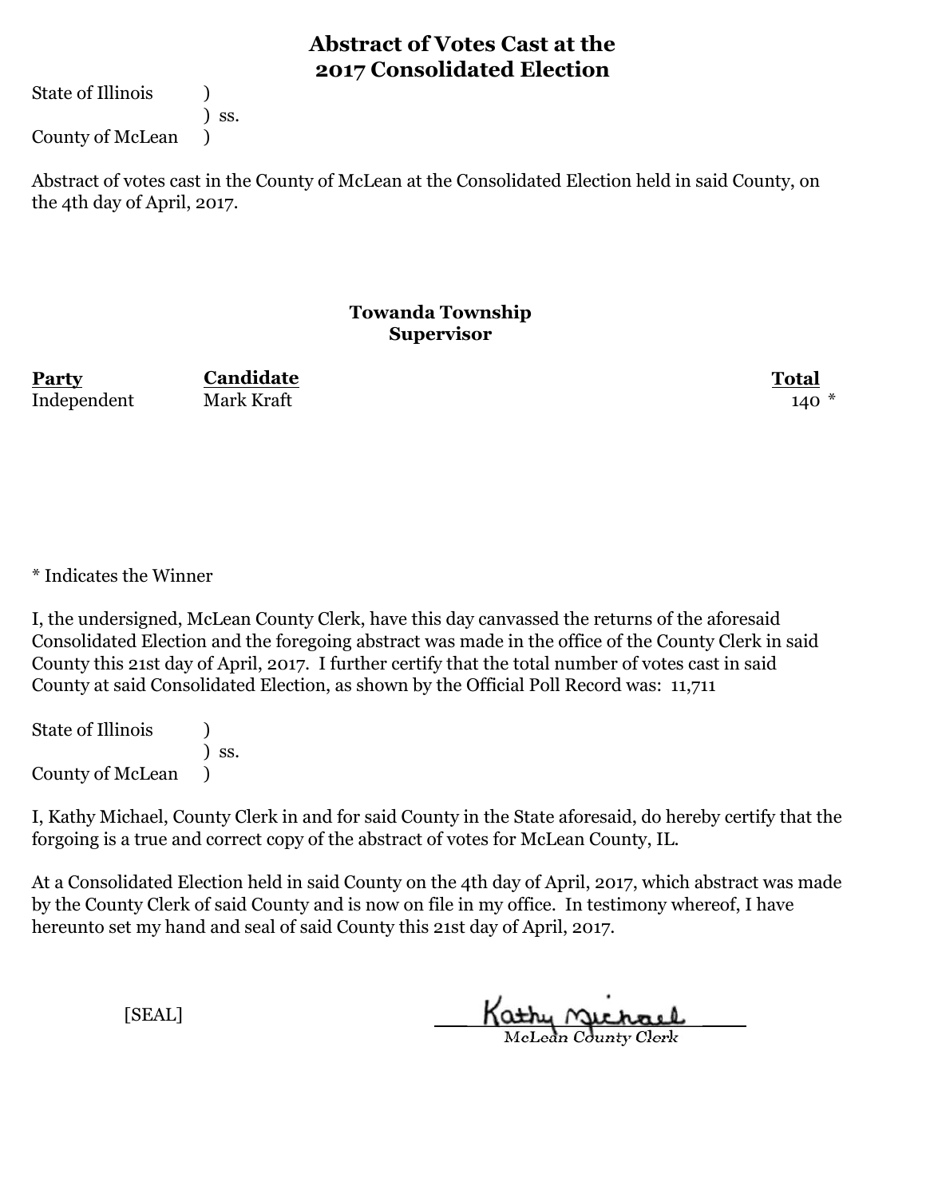# Abstract of Votes Cast at the 2017 Consolidated Election

State of Illinois )
) ss.
County of McLean )

Abstract of votes cast in the County of McLean at the Consolidated Election held in said County, on the 4th day of April, 2017.

## Towanda Township
## Supervisor

| Party | Candidate | Total |
|---|---|---|
| Independent | Mark Kraft | 140 * |

* Indicates the Winner

I, the undersigned, McLean County Clerk, have this day canvassed the returns of the aforesaid Consolidated Election and the foregoing abstract was made in the office of the County Clerk in said County this 21st day of April, 2017. I further certify that the total number of votes cast in said County at said Consolidated Election, as shown by the Official Poll Record was: 11,711

State of Illinois )
) ss.
County of McLean )

I, Kathy Michael, County Clerk in and for said County in the State aforesaid, do hereby certify that the forgoing is a true and correct copy of the abstract of votes for McLean County, IL.

At a Consolidated Election held in said County on the 4th day of April, 2017, which abstract was made by the County Clerk of said County and is now on file in my office. In testimony whereof, I have hereunto set my hand and seal of said County this 21st day of April, 2017.

[SEAL]

Kathy Michael
McLean County Clerk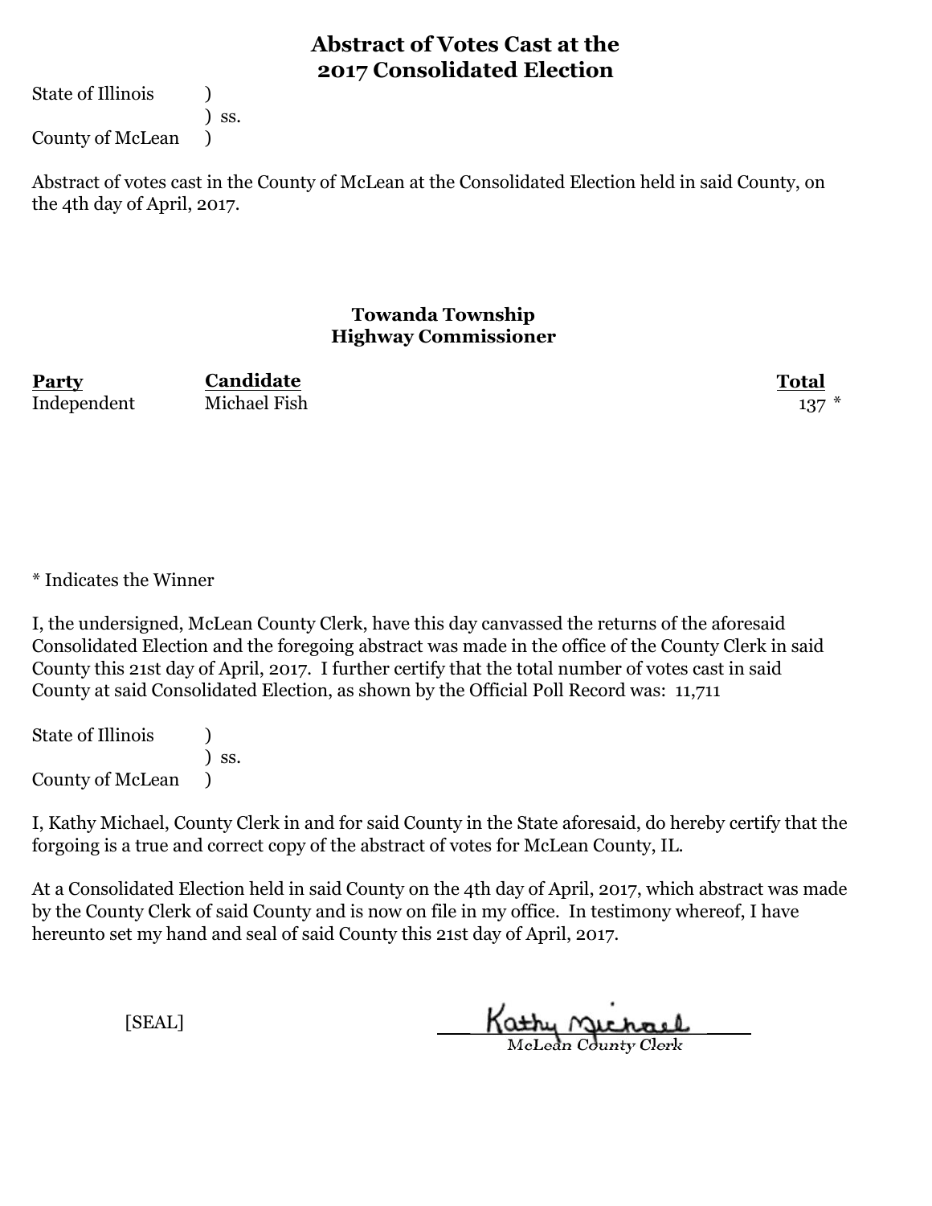# Abstract of Votes Cast at the 2017 Consolidated Election

State of Illinois )
) ss.
County of McLean )

Abstract of votes cast in the County of McLean at the Consolidated Election held in said County, on the 4th day of April, 2017.

### Towanda Township
### Highway Commissioner

| Party | Candidate | Total |
|---|---|---|
| Independent | Michael Fish | 137 * |

* Indicates the Winner

I, the undersigned, McLean County Clerk, have this day canvassed the returns of the aforesaid Consolidated Election and the foregoing abstract was made in the office of the County Clerk in said County this 21st day of April, 2017. I further certify that the total number of votes cast in said County at said Consolidated Election, as shown by the Official Poll Record was: 11,711

State of Illinois )
) ss.
County of McLean )

I, Kathy Michael, County Clerk in and for said County in the State aforesaid, do hereby certify that the forgoing is a true and correct copy of the abstract of votes for McLean County, IL.

At a Consolidated Election held in said County on the 4th day of April, 2017, which abstract was made by the County Clerk of said County and is now on file in my office. In testimony whereof, I have hereunto set my hand and seal of said County this 21st day of April, 2017.

[SEAL]

Kathy Michael
McLean County Clerk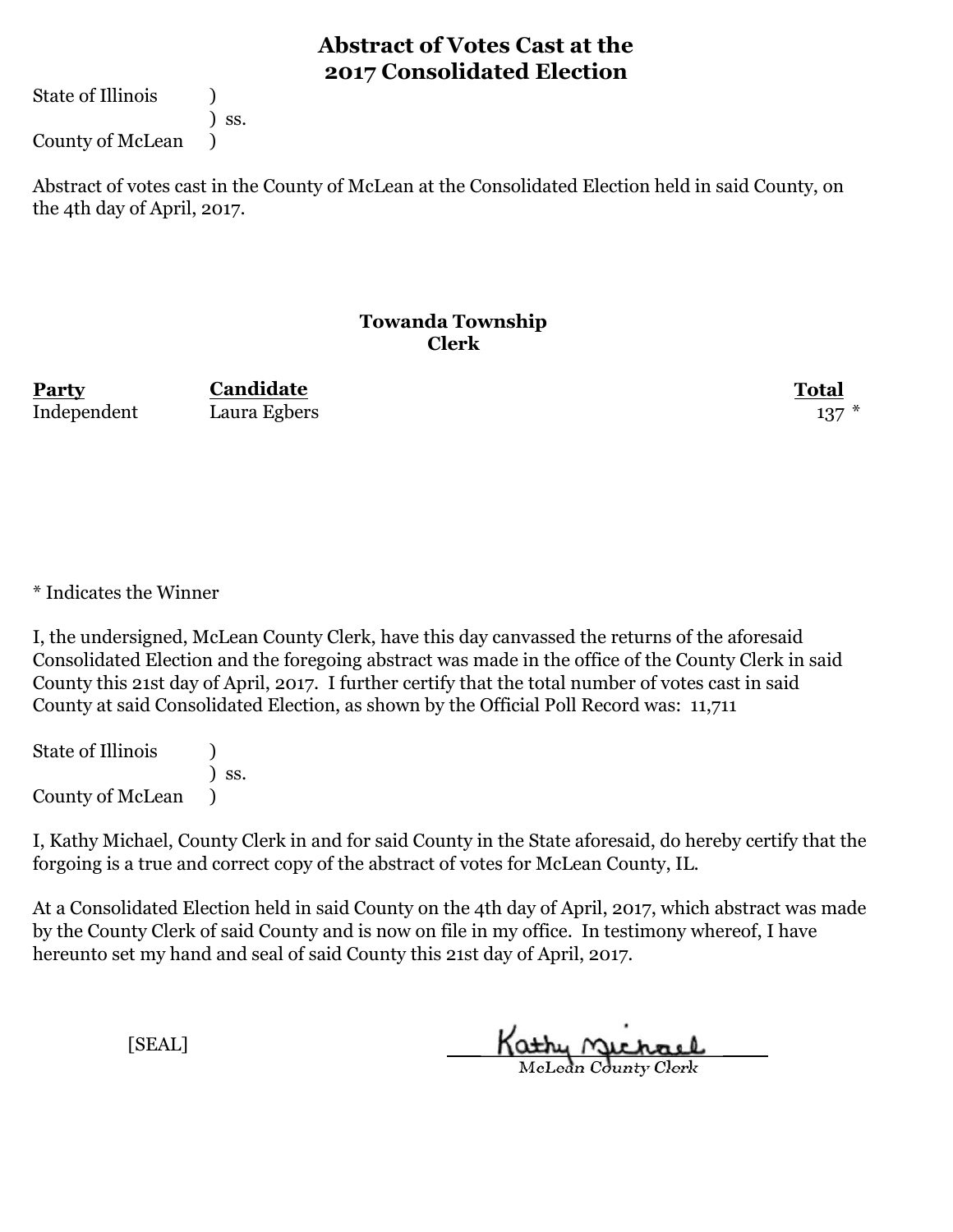# Abstract of Votes Cast at the 2017 Consolidated Election

State of Illinois )
) ss.
County of McLean )

Abstract of votes cast in the County of McLean at the Consolidated Election held in said County, on the 4th day of April, 2017.

## Towanda Township
### Clerk

| Party | Candidate | Total |
|---|---|---|
| Independent | Laura Egbers | 137 * |

* Indicates the Winner

I, the undersigned, McLean County Clerk, have this day canvassed the returns of the aforesaid Consolidated Election and the foregoing abstract was made in the office of the County Clerk in said County this 21st day of April, 2017. I further certify that the total number of votes cast in said County at said Consolidated Election, as shown by the Official Poll Record was: 11,711

State of Illinois )
) ss.
County of McLean )

I, Kathy Michael, County Clerk in and for said County in the State aforesaid, do hereby certify that the forgoing is a true and correct copy of the abstract of votes for McLean County, IL.

At a Consolidated Election held in said County on the 4th day of April, 2017, which abstract was made by the County Clerk of said County and is now on file in my office. In testimony whereof, I have hereunto set my hand and seal of said County this 21st day of April, 2017.

[SEAL]

Kathy Michael
McLean County Clerk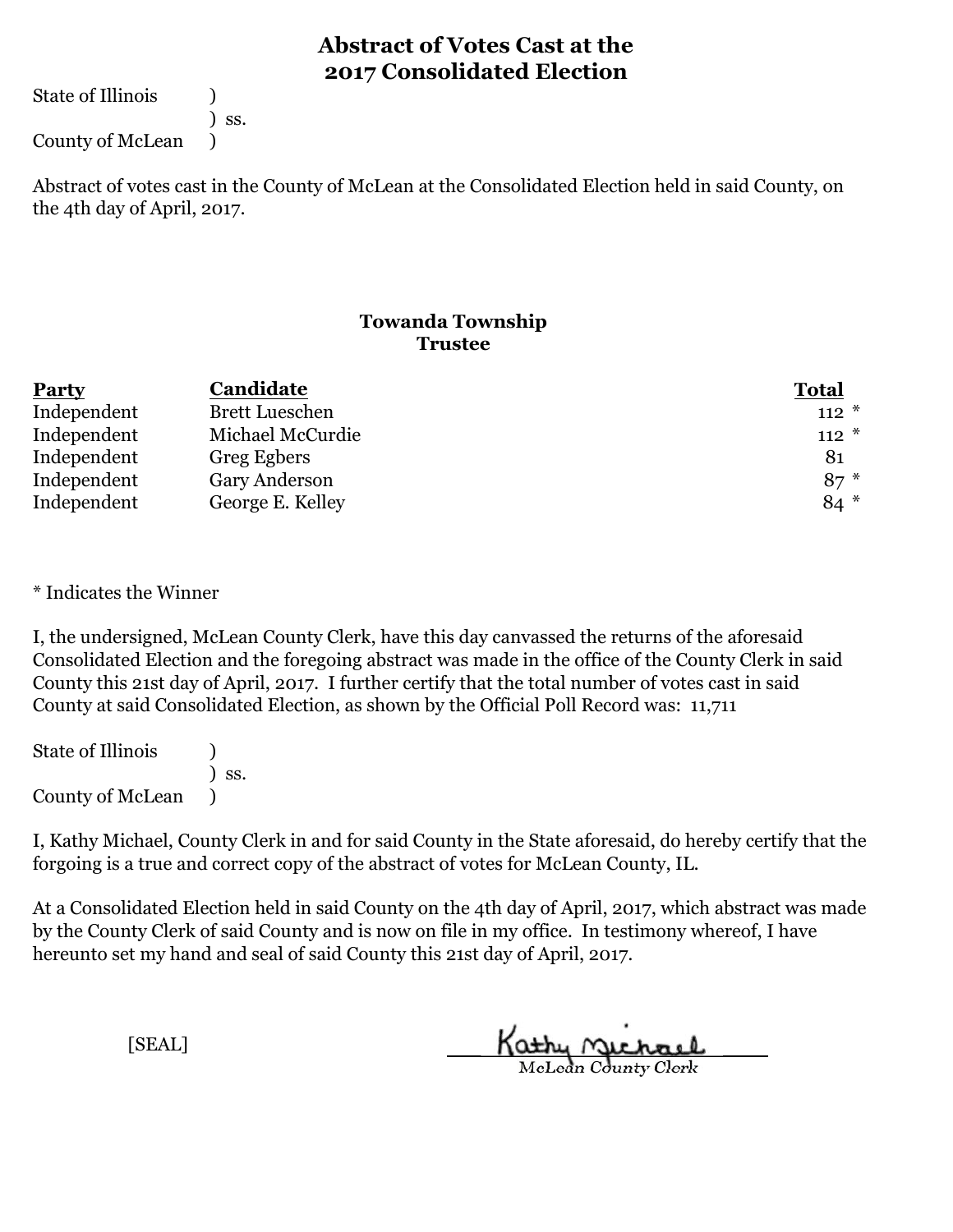# Abstract of Votes Cast at the 2017 Consolidated Election

State of Illinois )
) ss.
County of McLean )

Abstract of votes cast in the County of McLean at the Consolidated Election held in said County, on the 4th day of April, 2017.

## Towanda Township
### Trustee

| Party | Candidate | Total |
|---|---|---|
| Independent | Brett Lueschen | 112 * |
| Independent | Michael McCurdie | 112 * |
| Independent | Greg Egbers | 81 |
| Independent | Gary Anderson | 87 * |
| Independent | George E. Kelley | 84 * |

* Indicates the Winner

I, the undersigned, McLean County Clerk, have this day canvassed the returns of the aforesaid Consolidated Election and the foregoing abstract was made in the office of the County Clerk in said County this 21st day of April, 2017. I further certify that the total number of votes cast in said County at said Consolidated Election, as shown by the Official Poll Record was: 11,711

State of Illinois )
) ss.
County of McLean )

I, Kathy Michael, County Clerk in and for said County in the State aforesaid, do hereby certify that the forgoing is a true and correct copy of the abstract of votes for McLean County, IL.

At a Consolidated Election held in said County on the 4th day of April, 2017, which abstract was made by the County Clerk of said County and is now on file in my office. In testimony whereof, I have hereunto set my hand and seal of said County this 21st day of April, 2017.

[SEAL]

Kathy Michael
McLean County Clerk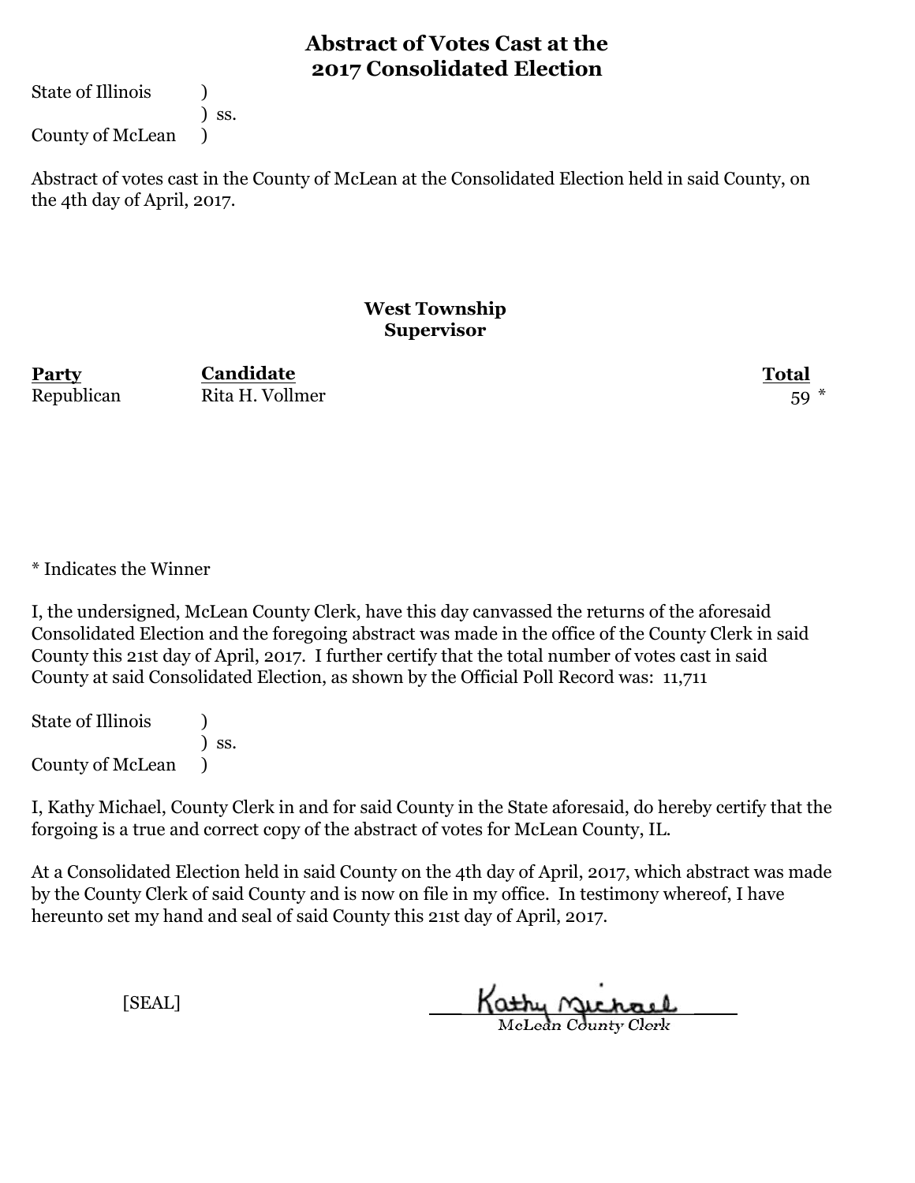# Abstract of Votes Cast at the 2017 Consolidated Election

State of Illinois )
) ss.
County of McLean )

Abstract of votes cast in the County of McLean at the Consolidated Election held in said County, on the 4th day of April, 2017.

## West Township
## Supervisor

| Party | Candidate | Total |
|---|---|---|
| Republican | Rita H. Vollmer | 59 * |

* Indicates the Winner

I, the undersigned, McLean County Clerk, have this day canvassed the returns of the aforesaid Consolidated Election and the foregoing abstract was made in the office of the County Clerk in said County this 21st day of April, 2017. I further certify that the total number of votes cast in said County at said Consolidated Election, as shown by the Official Poll Record was: 11,711

State of Illinois )
) ss.
County of McLean )

I, Kathy Michael, County Clerk in and for said County in the State aforesaid, do hereby certify that the forgoing is a true and correct copy of the abstract of votes for McLean County, IL.

At a Consolidated Election held in said County on the 4th day of April, 2017, which abstract was made by the County Clerk of said County and is now on file in my office. In testimony whereof, I have hereunto set my hand and seal of said County this 21st day of April, 2017.

[SEAL]

Kathy Michael
McLean County Clerk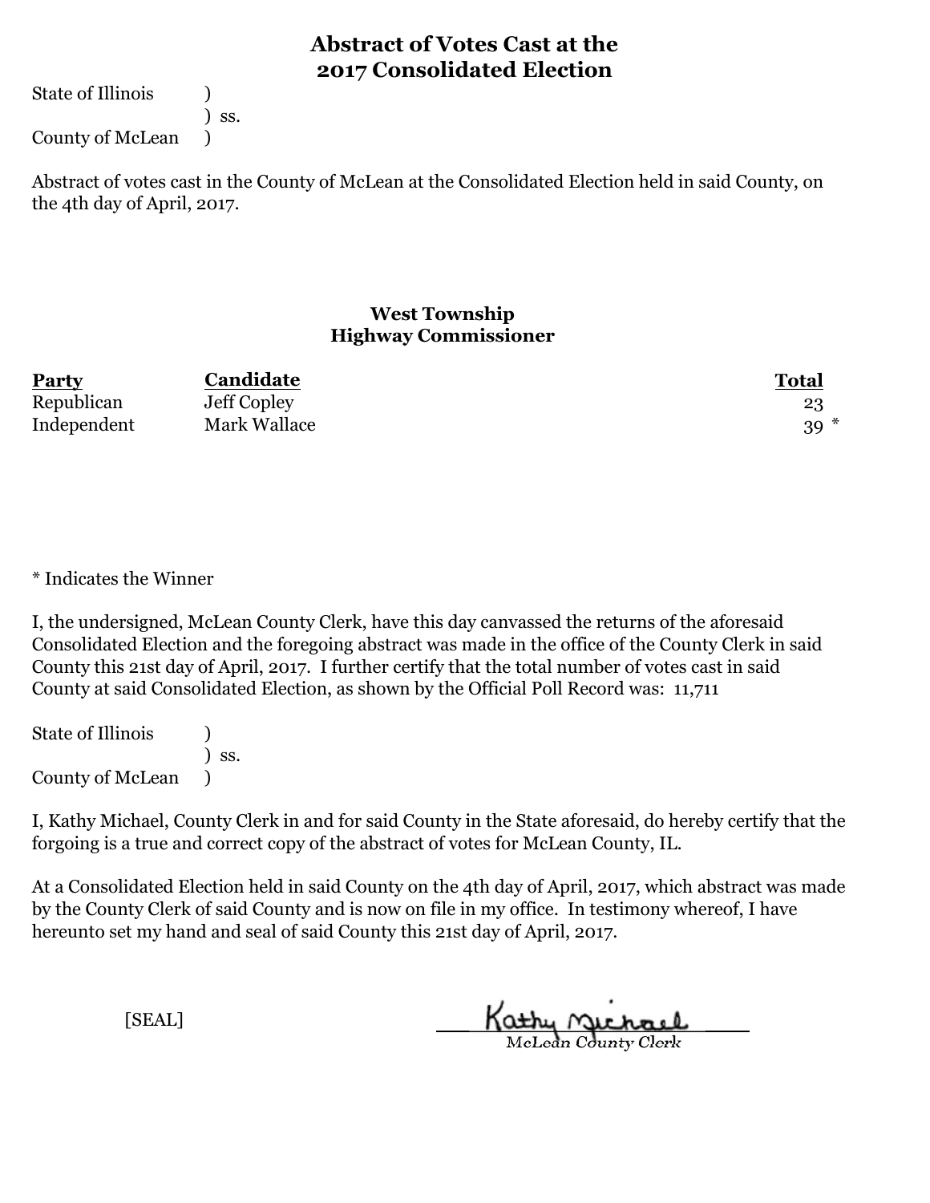# Abstract of Votes Cast at the 2017 Consolidated Election

State of Illinois )
) ss.
County of McLean )

Abstract of votes cast in the County of McLean at the Consolidated Election held in said County, on the 4th day of April, 2017.

### West Township
### Highway Commissioner

| Party | Candidate | Total |
|---|---|---|
| Republican | Jeff Copley | 23 |
| Independent | Mark Wallace | 39 * |

* Indicates the Winner

I, the undersigned, McLean County Clerk, have this day canvassed the returns of the aforesaid Consolidated Election and the foregoing abstract was made in the office of the County Clerk in said County this 21st day of April, 2017. I further certify that the total number of votes cast in said County at said Consolidated Election, as shown by the Official Poll Record was: 11,711

State of Illinois )
) ss.
County of McLean )

I, Kathy Michael, County Clerk in and for said County in the State aforesaid, do hereby certify that the forgoing is a true and correct copy of the abstract of votes for McLean County, IL.

At a Consolidated Election held in said County on the 4th day of April, 2017, which abstract was made by the County Clerk of said County and is now on file in my office. In testimony whereof, I have hereunto set my hand and seal of said County this 21st day of April, 2017.

[SEAL]

Kathy Michael
McLean County Clerk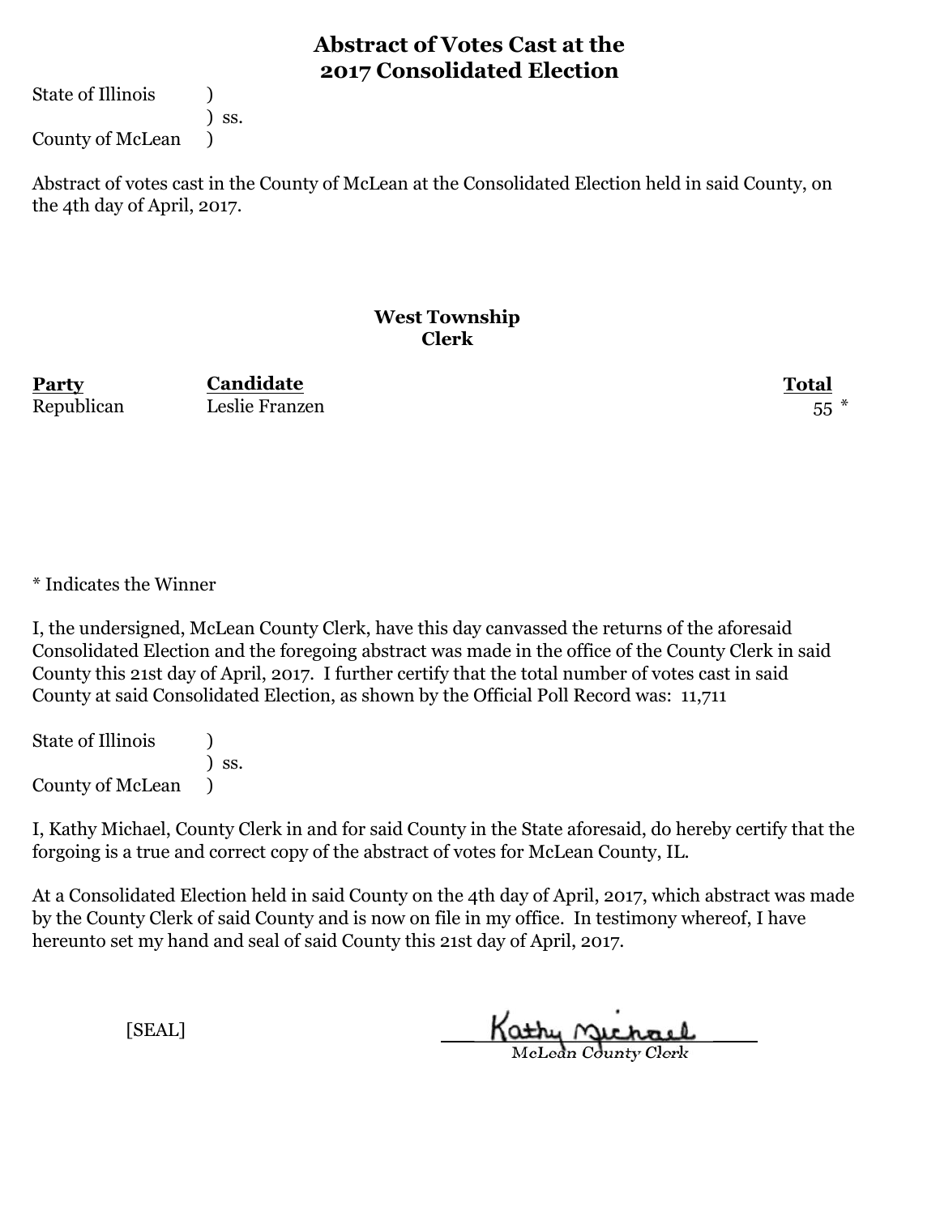# Abstract of Votes Cast at the 2017 Consolidated Election

State of Illinois )
) ss.
County of McLean )

Abstract of votes cast in the County of McLean at the Consolidated Election held in said County, on the 4th day of April, 2017.

## West Township
### Clerk

| Party | Candidate | Total |
|---|---|---|
| Republican | Leslie Franzen | 55 * |

* Indicates the Winner

I, the undersigned, McLean County Clerk, have this day canvassed the returns of the aforesaid Consolidated Election and the foregoing abstract was made in the office of the County Clerk in said County this 21st day of April, 2017. I further certify that the total number of votes cast in said County at said Consolidated Election, as shown by the Official Poll Record was: 11,711

State of Illinois )
) ss.
County of McLean )

I, Kathy Michael, County Clerk in and for said County in the State aforesaid, do hereby certify that the forgoing is a true and correct copy of the abstract of votes for McLean County, IL.

At a Consolidated Election held in said County on the 4th day of April, 2017, which abstract was made by the County Clerk of said County and is now on file in my office. In testimony whereof, I have hereunto set my hand and seal of said County this 21st day of April, 2017.

[SEAL]

Kathy Michael
McLean County Clerk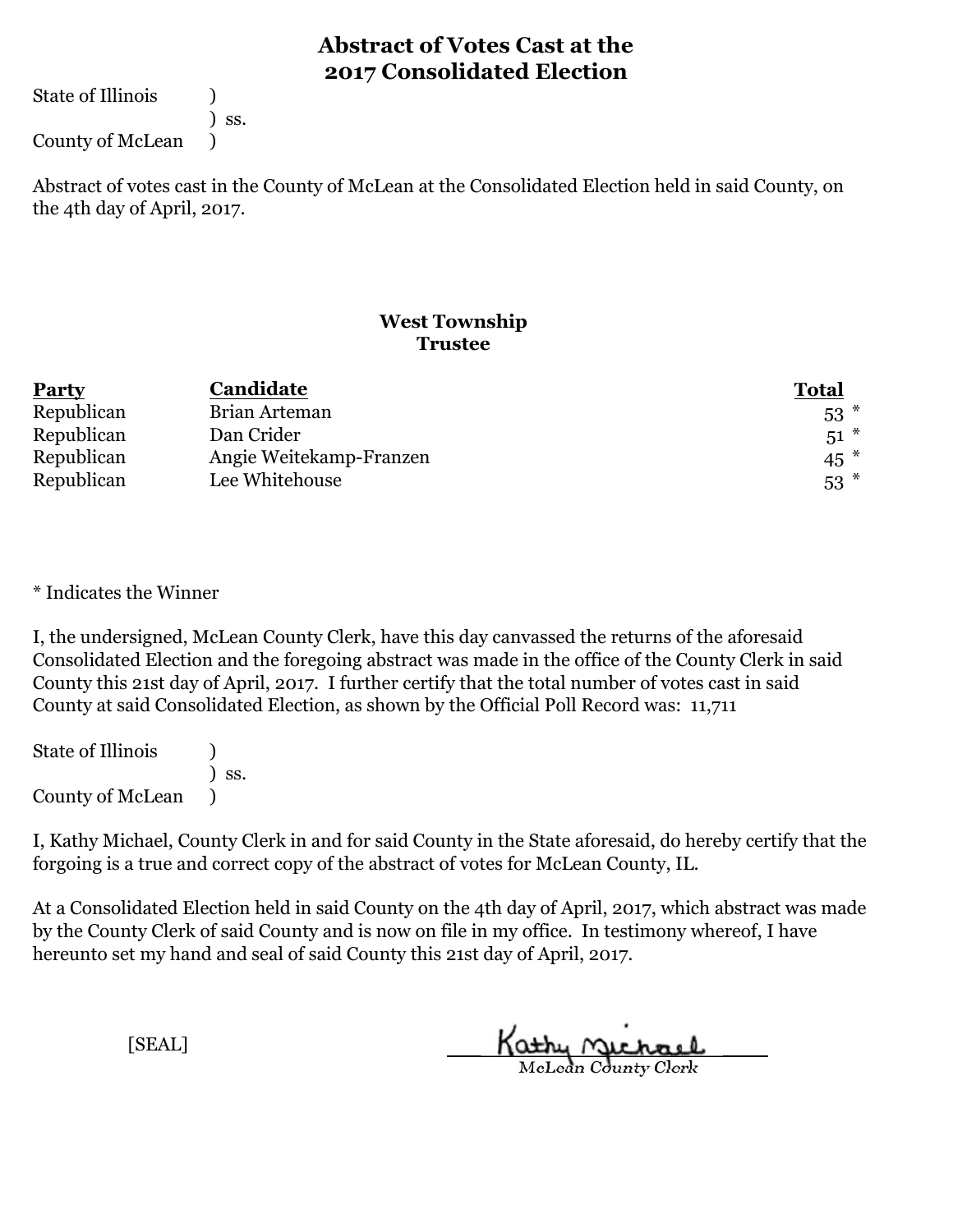# Abstract of Votes Cast at the 2017 Consolidated Election

State of Illinois )
) ss.
County of McLean )

Abstract of votes cast in the County of McLean at the Consolidated Election held in said County, on the 4th day of April, 2017.

## West Township
## Trustee

| Party | Candidate | Total |
|---|---|---|
| Republican | Brian Arteman | 53 * |
| Republican | Dan Crider | 51 * |
| Republican | Angie Weitekamp-Franzen | 45 * |
| Republican | Lee Whitehouse | 53 * |

* Indicates the Winner

I, the undersigned, McLean County Clerk, have this day canvassed the returns of the aforesaid Consolidated Election and the foregoing abstract was made in the office of the County Clerk in said County this 21st day of April, 2017. I further certify that the total number of votes cast in said County at said Consolidated Election, as shown by the Official Poll Record was: 11,711

State of Illinois )
) ss.
County of McLean )

I, Kathy Michael, County Clerk in and for said County in the State aforesaid, do hereby certify that the forgoing is a true and correct copy of the abstract of votes for McLean County, IL.

At a Consolidated Election held in said County on the 4th day of April, 2017, which abstract was made by the County Clerk of said County and is now on file in my office. In testimony whereof, I have hereunto set my hand and seal of said County this 21st day of April, 2017.

[SEAL]

Kathy Michael
McLean County Clerk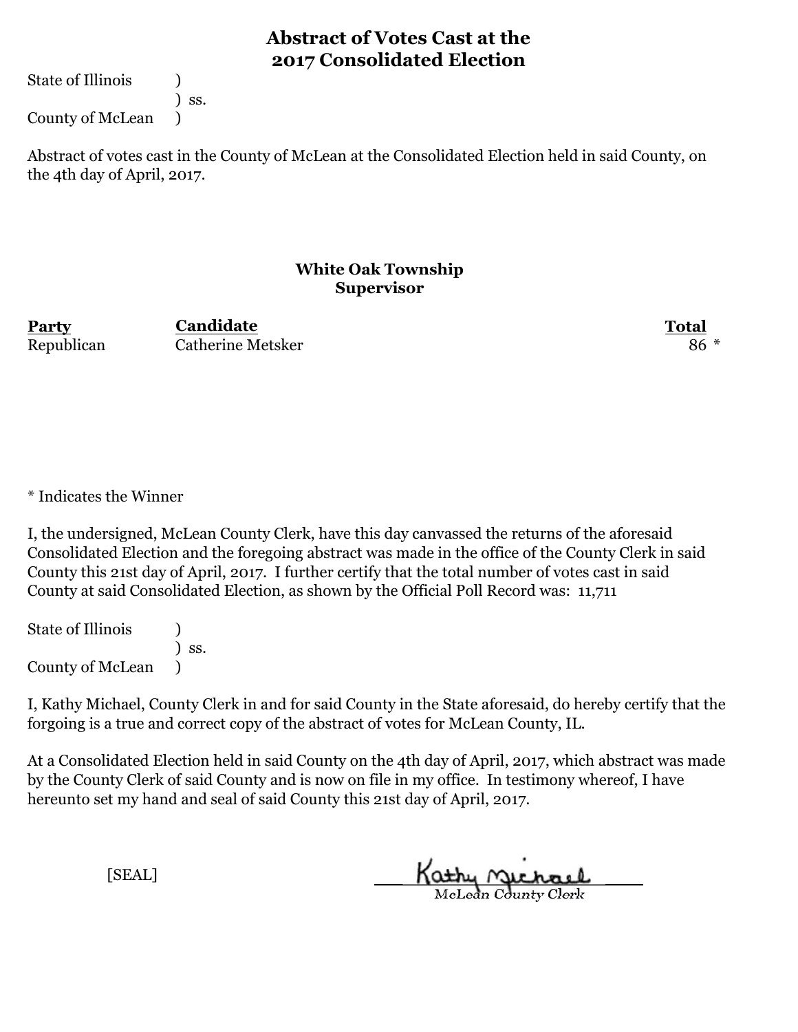# Abstract of Votes Cast at the 2017 Consolidated Election

State of Illinois )
) ss.
County of McLean )

Abstract of votes cast in the County of McLean at the Consolidated Election held in said County, on the 4th day of April, 2017.

### White Oak Township
### Supervisor

| Party | Candidate | Total |
|---|---|---|
| Republican | Catherine Metsker | 86 * |

* Indicates the Winner

I, the undersigned, McLean County Clerk, have this day canvassed the returns of the aforesaid Consolidated Election and the foregoing abstract was made in the office of the County Clerk in said County this 21st day of April, 2017. I further certify that the total number of votes cast in said County at said Consolidated Election, as shown by the Official Poll Record was: 11,711

State of Illinois )
) ss.
County of McLean )

I, Kathy Michael, County Clerk in and for said County in the State aforesaid, do hereby certify that the forgoing is a true and correct copy of the abstract of votes for McLean County, IL.

At a Consolidated Election held in said County on the 4th day of April, 2017, which abstract was made by the County Clerk of said County and is now on file in my office. In testimony whereof, I have hereunto set my hand and seal of said County this 21st day of April, 2017.

[SEAL]

Kathy Michael
McLean County Clerk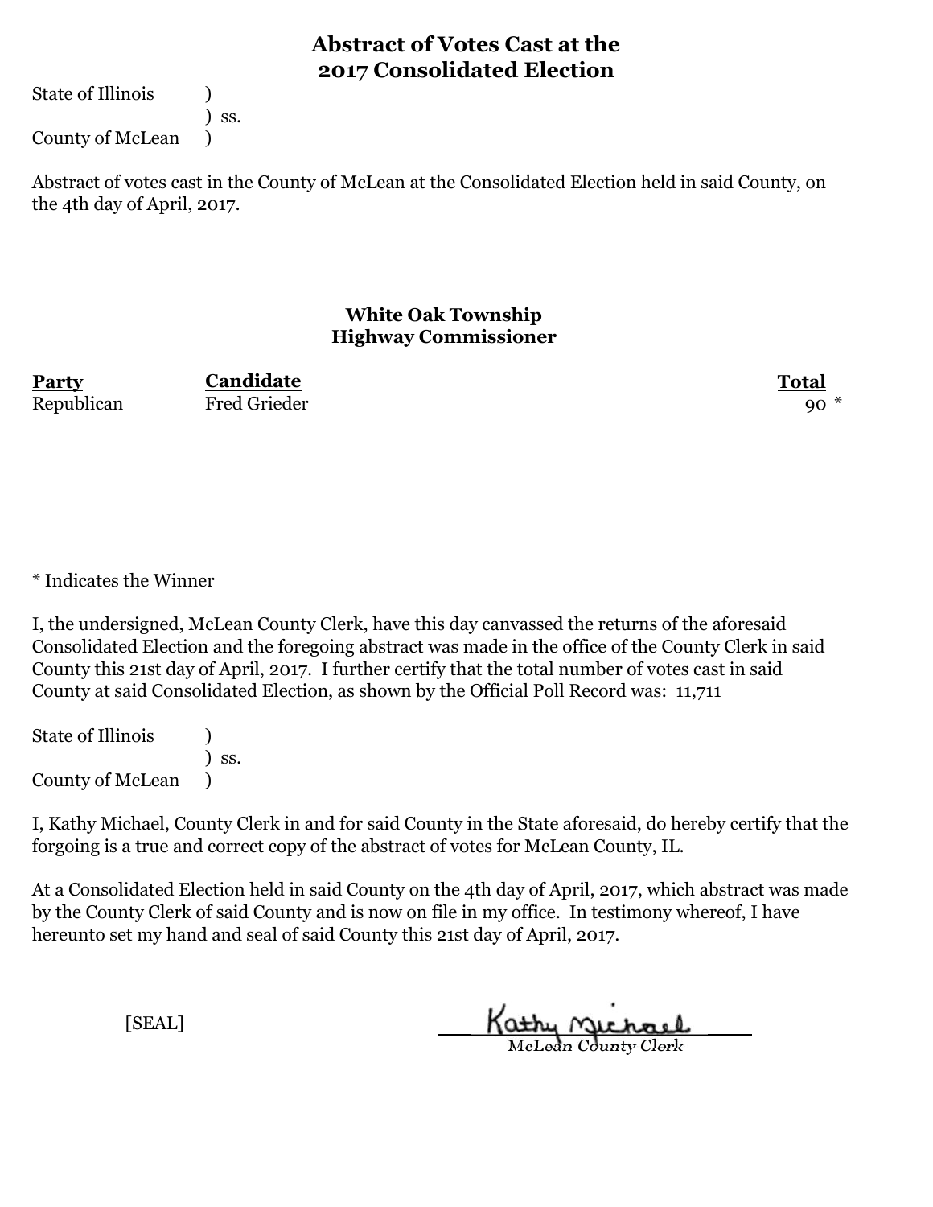# Abstract of Votes Cast at the 2017 Consolidated Election

State of Illinois )
) ss.
County of McLean )

Abstract of votes cast in the County of McLean at the Consolidated Election held in said County, on the 4th day of April, 2017.

### White Oak Township
### Highway Commissioner

| Party | Candidate | Total |
|---|---|---|
| Republican | Fred Grieder | 90 * |

* Indicates the Winner

I, the undersigned, McLean County Clerk, have this day canvassed the returns of the aforesaid Consolidated Election and the foregoing abstract was made in the office of the County Clerk in said County this 21st day of April, 2017. I further certify that the total number of votes cast in said County at said Consolidated Election, as shown by the Official Poll Record was: 11,711

State of Illinois )
) ss.
County of McLean )

I, Kathy Michael, County Clerk in and for said County in the State aforesaid, do hereby certify that the forgoing is a true and correct copy of the abstract of votes for McLean County, IL.

At a Consolidated Election held in said County on the 4th day of April, 2017, which abstract was made by the County Clerk of said County and is now on file in my office. In testimony whereof, I have hereunto set my hand and seal of said County this 21st day of April, 2017.

[SEAL]

Kathy Michael
McLean County Clerk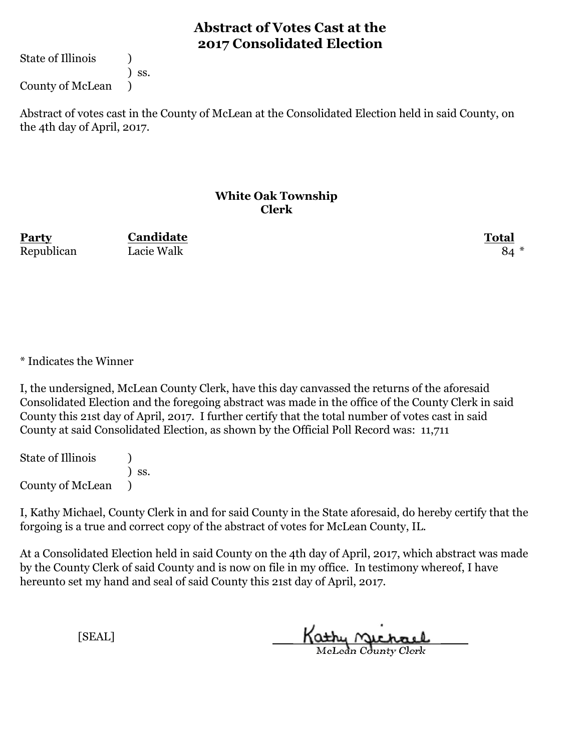# Abstract of Votes Cast at the 2017 Consolidated Election

State of Illinois )
) ss.
County of McLean )

Abstract of votes cast in the County of McLean at the Consolidated Election held in said County, on the 4th day of April, 2017.

## White Oak Township
## Clerk

| Party | Candidate | Total |
|---|---|---|
| Republican | Lacie Walk | 84 * |

* Indicates the Winner

I, the undersigned, McLean County Clerk, have this day canvassed the returns of the aforesaid Consolidated Election and the foregoing abstract was made in the office of the County Clerk in said County this 21st day of April, 2017. I further certify that the total number of votes cast in said County at said Consolidated Election, as shown by the Official Poll Record was: 11,711

State of Illinois )
) ss.
County of McLean )

I, Kathy Michael, County Clerk in and for said County in the State aforesaid, do hereby certify that the forgoing is a true and correct copy of the abstract of votes for McLean County, IL.

At a Consolidated Election held in said County on the 4th day of April, 2017, which abstract was made by the County Clerk of said County and is now on file in my office. In testimony whereof, I have hereunto set my hand and seal of said County this 21st day of April, 2017.

[SEAL]

Kathy Michael
McLean County Clerk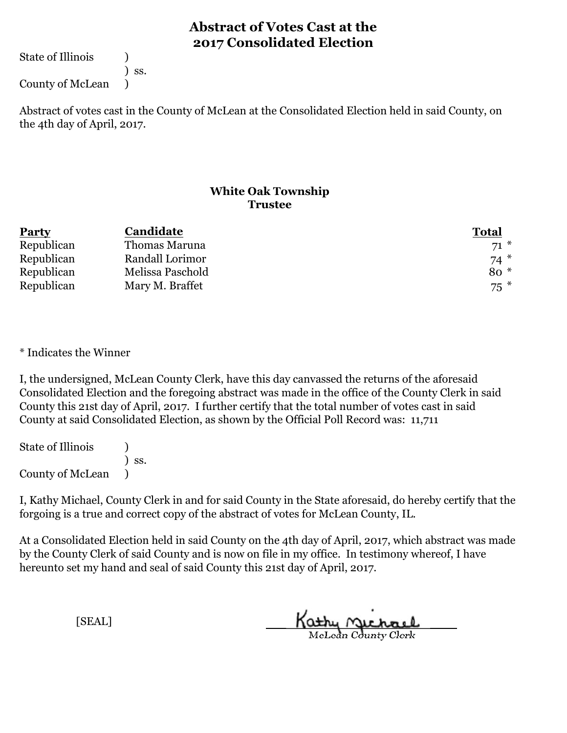# Abstract of Votes Cast at the 2017 Consolidated Election

State of Illinois )
) ss.
County of McLean )

Abstract of votes cast in the County of McLean at the Consolidated Election held in said County, on the 4th day of April, 2017.

## White Oak Township
### Trustee

| Party | Candidate | Total |
|---|---|---|
| Republican | Thomas Maruna | 71 * |
| Republican | Randall Lorimor | 74 * |
| Republican | Melissa Paschold | 80 * |
| Republican | Mary M. Braffet | 75 * |

* Indicates the Winner

I, the undersigned, McLean County Clerk, have this day canvassed the returns of the aforesaid Consolidated Election and the foregoing abstract was made in the office of the County Clerk in said County this 21st day of April, 2017. I further certify that the total number of votes cast in said County at said Consolidated Election, as shown by the Official Poll Record was: 11,711

State of Illinois )
) ss.
County of McLean )

I, Kathy Michael, County Clerk in and for said County in the State aforesaid, do hereby certify that the forgoing is a true and correct copy of the abstract of votes for McLean County, IL.

At a Consolidated Election held in said County on the 4th day of April, 2017, which abstract was made by the County Clerk of said County and is now on file in my office. In testimony whereof, I have hereunto set my hand and seal of said County this 21st day of April, 2017.

[SEAL]

Kathy Michael
McLean County Clerk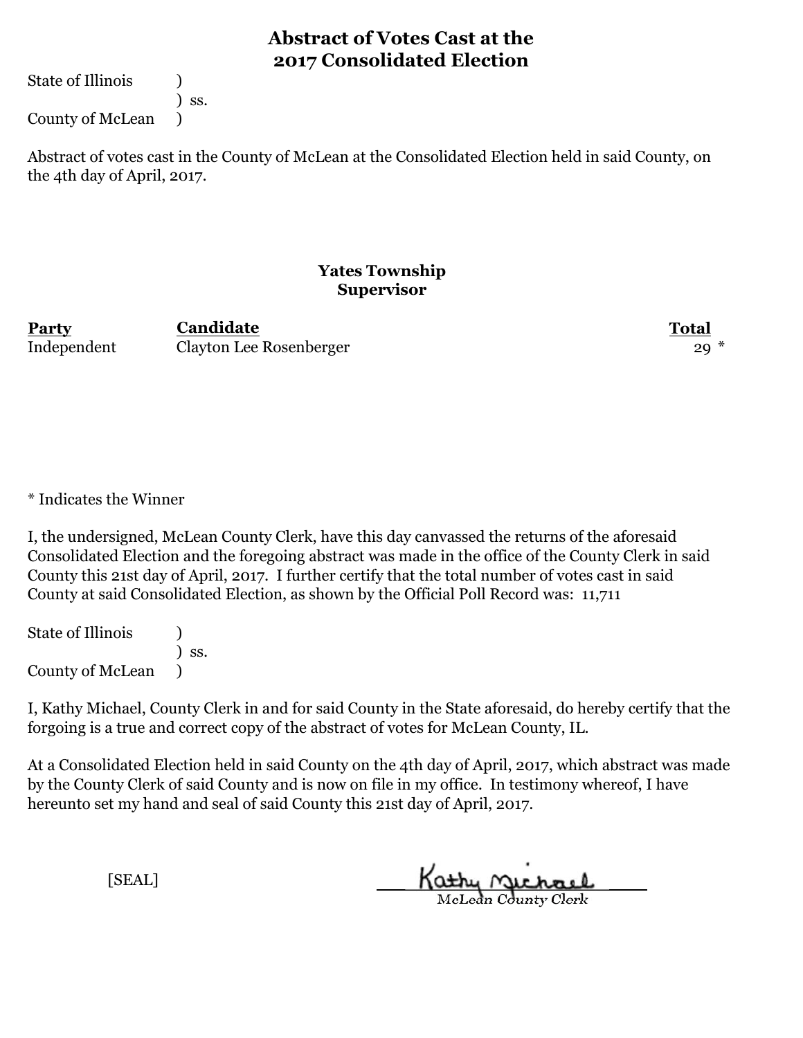# Abstract of Votes Cast at the 2017 Consolidated Election

State of Illinois )
) ss.
County of McLean )

Abstract of votes cast in the County of McLean at the Consolidated Election held in said County, on the 4th day of April, 2017.

## Yates Township
### Supervisor

| Party | Candidate | Total |
|---|---|---|
| Independent | Clayton Lee Rosenberger | 29 * |

* Indicates the Winner

I, the undersigned, McLean County Clerk, have this day canvassed the returns of the aforesaid Consolidated Election and the foregoing abstract was made in the office of the County Clerk in said County this 21st day of April, 2017. I further certify that the total number of votes cast in said County at said Consolidated Election, as shown by the Official Poll Record was: 11,711

State of Illinois )
) ss.
County of McLean )

I, Kathy Michael, County Clerk in and for said County in the State aforesaid, do hereby certify that the forgoing is a true and correct copy of the abstract of votes for McLean County, IL.

At a Consolidated Election held in said County on the 4th day of April, 2017, which abstract was made by the County Clerk of said County and is now on file in my office. In testimony whereof, I have hereunto set my hand and seal of said County this 21st day of April, 2017.

[SEAL]

Kathy Michael
McLean County Clerk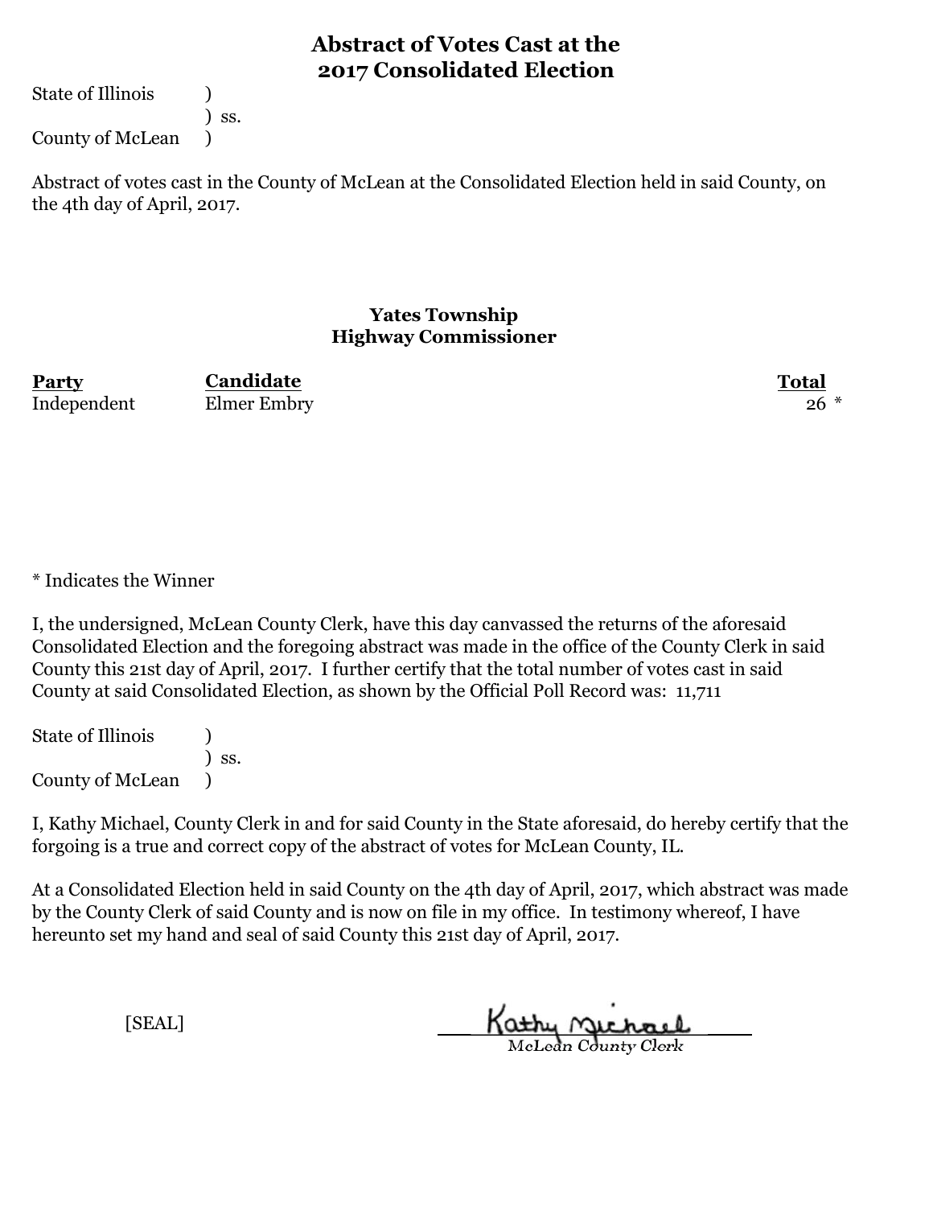# Abstract of Votes Cast at the 2017 Consolidated Election

State of Illinois )
) ss.
County of McLean )

Abstract of votes cast in the County of McLean at the Consolidated Election held in said County, on the 4th day of April, 2017.

## Yates Township
## Highway Commissioner

| Party | Candidate | Total |
|---|---|---|
| Independent | Elmer Embry | 26 * |

* Indicates the Winner

I, the undersigned, McLean County Clerk, have this day canvassed the returns of the aforesaid Consolidated Election and the foregoing abstract was made in the office of the County Clerk in said County this 21st day of April, 2017. I further certify that the total number of votes cast in said County at said Consolidated Election, as shown by the Official Poll Record was: 11,711

State of Illinois )
) ss.
County of McLean )

I, Kathy Michael, County Clerk in and for said County in the State aforesaid, do hereby certify that the forging is a true and correct copy of the abstract of votes for McLean County, IL.

At a Consolidated Election held in said County on the 4th day of April, 2017, which abstract was made by the County Clerk of said County and is now on file in my office. In testimony whereof, I have hereunto set my hand and seal of said County this 21st day of April, 2017.

[SEAL]

Kathy Michael
McLean County Clerk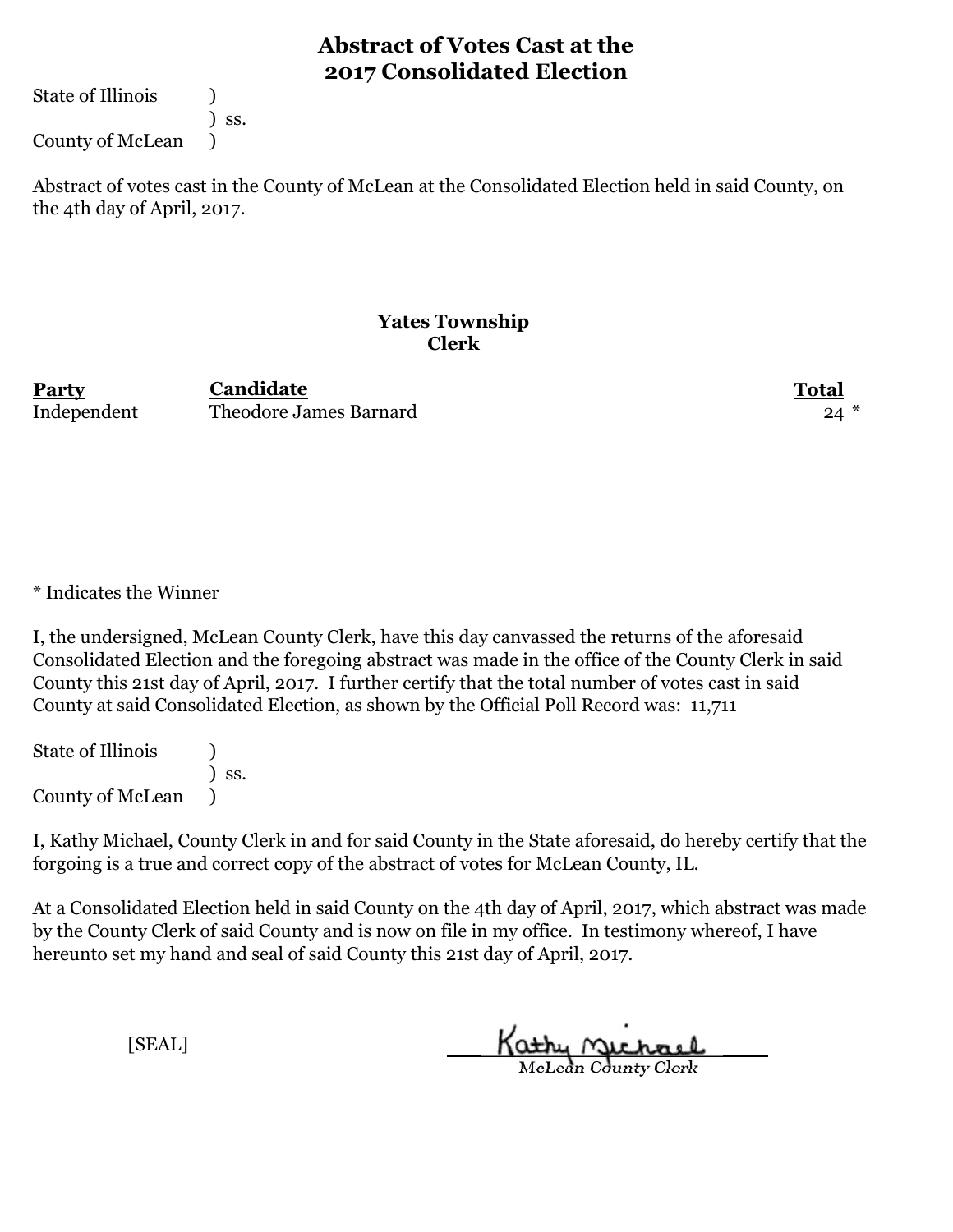# Abstract of Votes Cast at the 2017 Consolidated Election

State of Illinois )
) ss.
County of McLean )

Abstract of votes cast in the County of McLean at the Consolidated Election held in said County, on the 4th day of April, 2017.

### Yates Township
### Clerk

| Party | Candidate | Total |
| --- | --- | --- |
| Independent | Theodore James Barnard | 24 * |

* Indicates the Winner

I, the undersigned, McLean County Clerk, have this day canvassed the returns of the aforesaid Consolidated Election and the foregoing abstract was made in the office of the County Clerk in said County this 21st day of April, 2017. I further certify that the total number of votes cast in said County at said Consolidated Election, as shown by the Official Poll Record was: 11,711

State of Illinois )
) ss.
County of McLean )

I, Kathy Michael, County Clerk in and for said County in the State aforesaid, do hereby certify that the forgoing is a true and correct copy of the abstract of votes for McLean County, IL.

At a Consolidated Election held in said County on the 4th day of April, 2017, which abstract was made by the County Clerk of said County and is now on file in my office. In testimony whereof, I have hereunto set my hand and seal of said County this 21st day of April, 2017.

[SEAL]

Kathy Michael
McLean County Clerk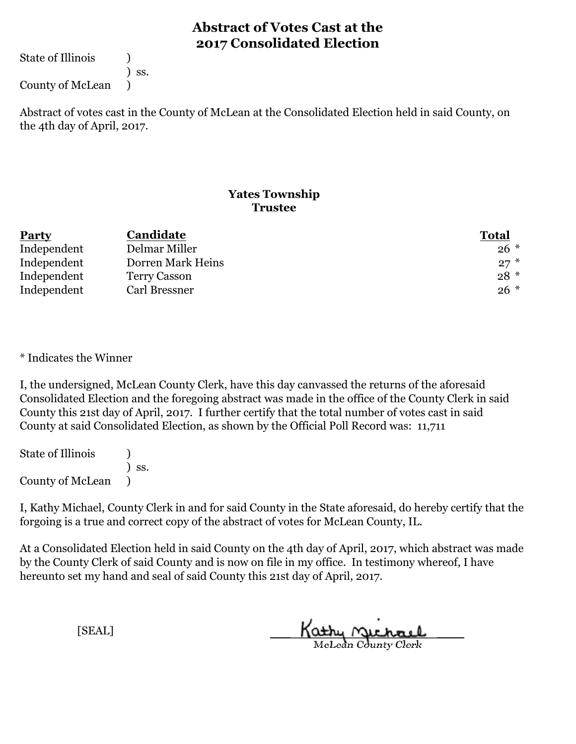# Abstract of Votes Cast at the 2017 Consolidated Election

State of Illinois )
) ss.
County of McLean )

Abstract of votes cast in the County of McLean at the Consolidated Election held in said County, on the 4th day of April, 2017.

### Yates Township
### Trustee

| Party | Candidate | Total |
|---|---|---|
| Independent | Delmar Miller | 26 * |
| Independent | Dorren Mark Heins | 27 * |
| Independent | Terry Casson | 28 * |
| Independent | Carl Bressner | 26 * |

* Indicates the Winner

I, the undersigned, McLean County Clerk, have this day canvassed the returns of the aforesaid Consolidated Election and the foregoing abstract was made in the office of the County Clerk in said County this 21st day of April, 2017. I further certify that the total number of votes cast in said County at said Consolidated Election, as shown by the Official Poll Record was: 11,711

State of Illinois )
) ss.
County of McLean )

I, Kathy Michael, County Clerk in and for said County in the State aforesaid, do hereby certify that the forgoing is a true and correct copy of the abstract of votes for McLean County, IL.

At a Consolidated Election held in said County on the 4th day of April, 2017, which abstract was made by the County Clerk of said County and is now on file in my office. In testimony whereof, I have hereunto set my hand and seal of said County this 21st day of April, 2017.

[SEAL]

Kathy Michael
McLean County Clerk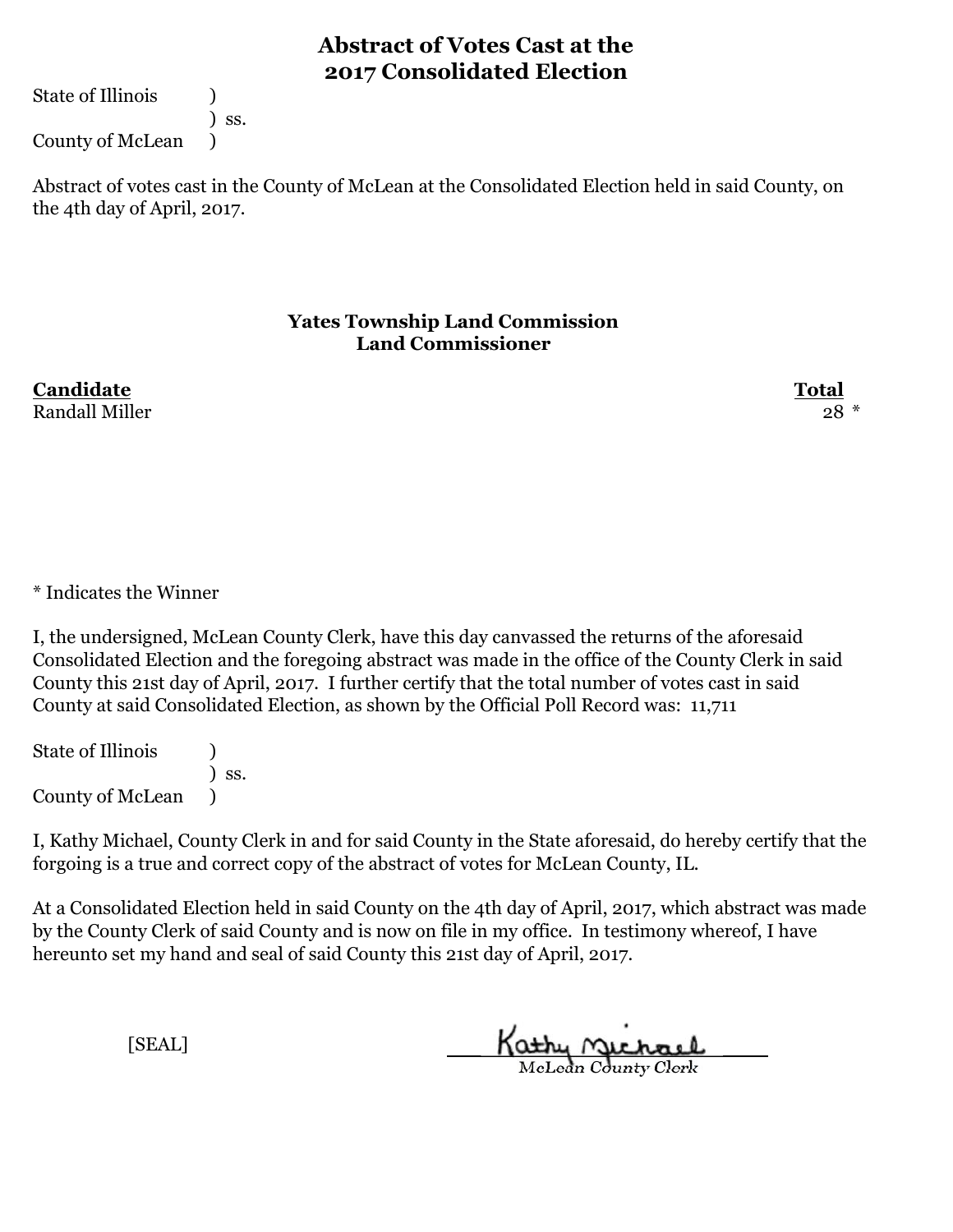# Abstract of Votes Cast at the 2017 Consolidated Election

State of Illinois )
) ss.
County of McLean )

Abstract of votes cast in the County of McLean at the Consolidated Election held in said County, on the 4th day of April, 2017.

## Yates Township Land Commission
### Land Commissioner

| Candidate | Total |
|---|---|
| Randall Miller | 28 * |

* Indicates the Winner

I, the undersigned, McLean County Clerk, have this day canvassed the returns of the aforesaid Consolidated Election and the foregoing abstract was made in the office of the County Clerk in said County this 21st day of April, 2017. I further certify that the total number of votes cast in said County at said Consolidated Election, as shown by the Official Poll Record was: 11,711

State of Illinois )
) ss.
County of McLean )

I, Kathy Michael, County Clerk in and for said County in the State aforesaid, do hereby certify that the forgoing is a true and correct copy of the abstract of votes for McLean County, IL.

At a Consolidated Election held in said County on the 4th day of April, 2017, which abstract was made by the County Clerk of said County and is now on file in my office. In testimony whereof, I have hereunto set my hand and seal of said County this 21st day of April, 2017.

[SEAL]

Kathy Michael
McLean County Clerk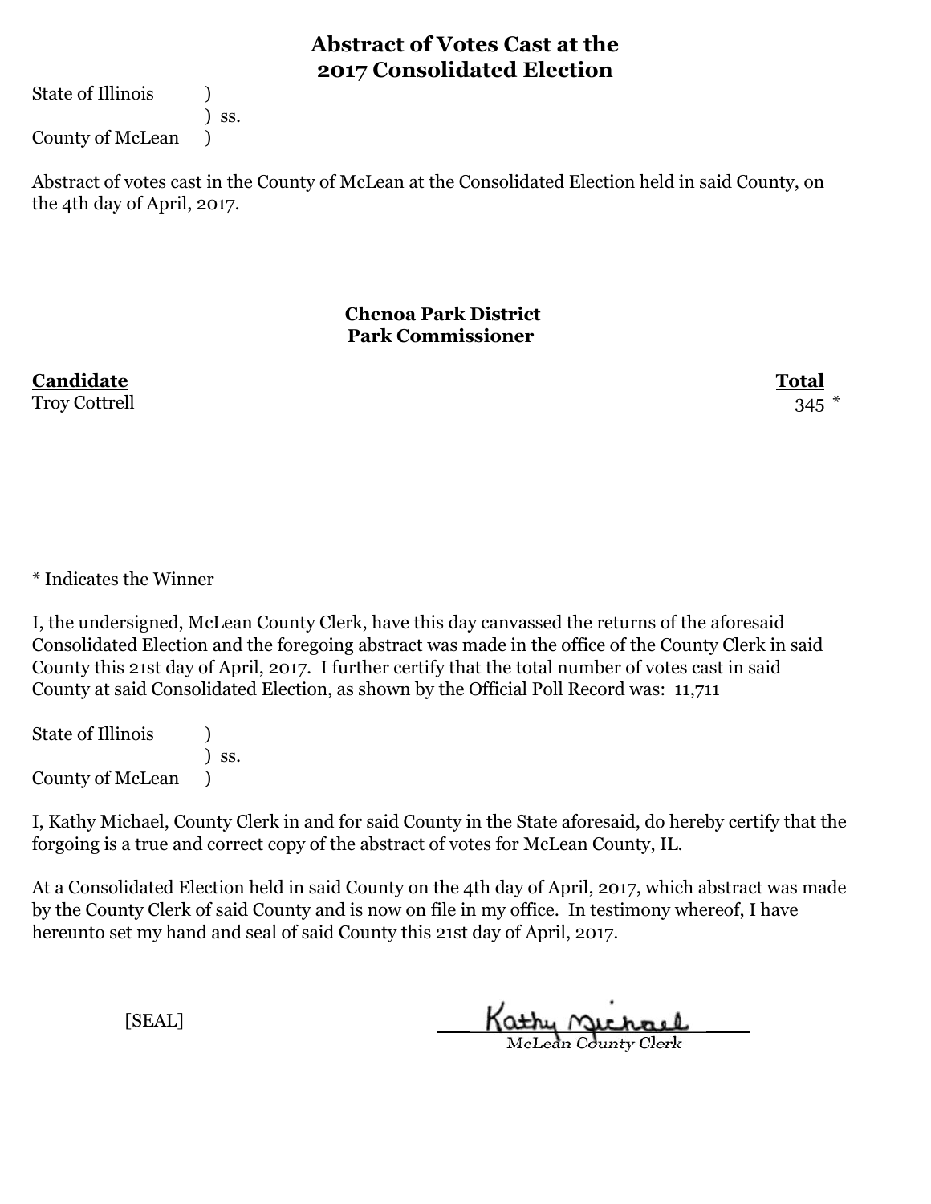# Abstract of Votes Cast at the 2017 Consolidated Election

State of Illinois )
) ss.
County of McLean )

Abstract of votes cast in the County of McLean at the Consolidated Election held in said County, on the 4th day of April, 2017.

### Chenoa Park District
### Park Commissioner

| **Candidate** | **Total** |
|---|---|
| Troy Cottrell | 345 * |

* Indicates the Winner

I, the undersigned, McLean County Clerk, have this day canvassed the returns of the aforesaid Consolidated Election and the foregoing abstract was made in the office of the County Clerk in said County this 21st day of April, 2017. I further certify that the total number of votes cast in said County at said Consolidated Election, as shown by the Official Poll Record was: 11,711

State of Illinois )
) ss.
County of McLean )

I, Kathy Michael, County Clerk in and for said County in the State aforesaid, do hereby certify that the forgoing is a true and correct copy of the abstract of votes for McLean County, IL.

At a Consolidated Election held in said County on the 4th day of April, 2017, which abstract was made by the County Clerk of said County and is now on file in my office. In testimony whereof, I have hereunto set my hand and seal of said County this 21st day of April, 2017.

[SEAL]

Kathy Michael
McLean County Clerk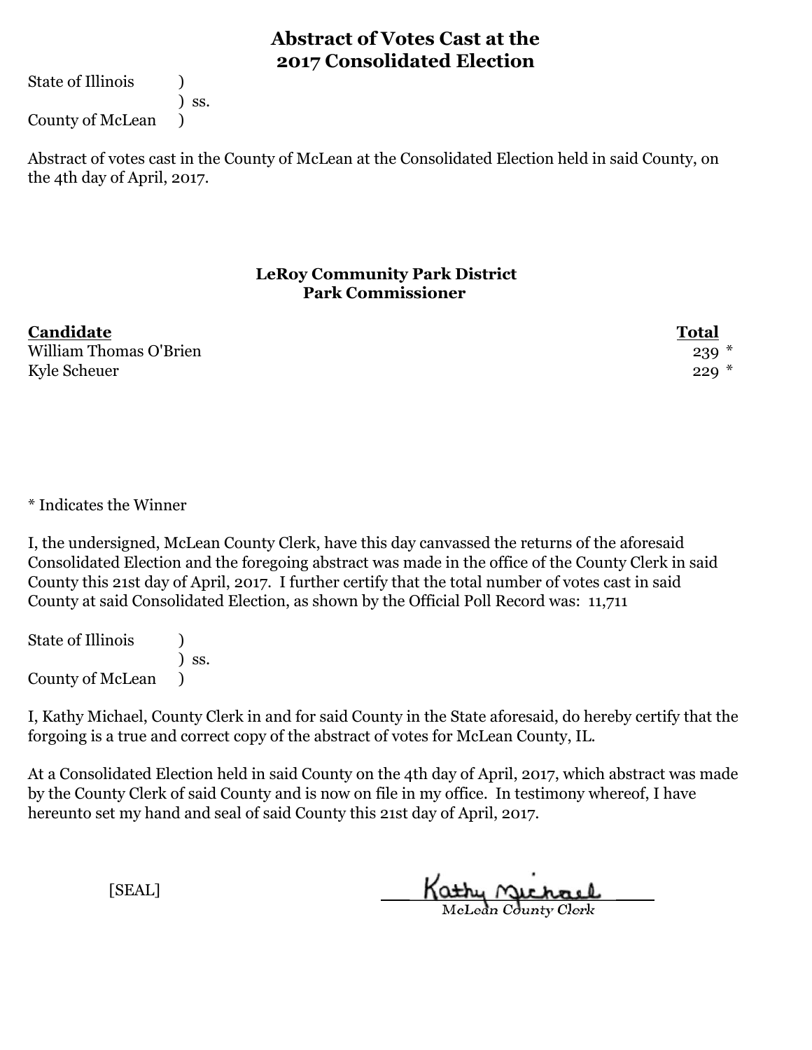# Abstract of Votes Cast at the 2017 Consolidated Election

State of Illinois )
) ss.
County of McLean )

Abstract of votes cast in the County of McLean at the Consolidated Election held in said County, on the 4th day of April, 2017.

## LeRoy Community Park District
## Park Commissioner

| Candidate | Total |
|---|---|
| William Thomas O'Brien | 239 * |
| Kyle Scheuer | 229 * |

* Indicates the Winner

I, the undersigned, McLean County Clerk, have this day canvassed the returns of the aforesaid Consolidated Election and the foregoing abstract was made in the office of the County Clerk in said County this 21st day of April, 2017. I further certify that the total number of votes cast in said County at said Consolidated Election, as shown by the Official Poll Record was: 11,711

State of Illinois )
) ss.
County of McLean )

I, Kathy Michael, County Clerk in and for said County in the State aforesaid, do hereby certify that the forgoing is a true and correct copy of the abstract of votes for McLean County, IL.

At a Consolidated Election held in said County on the 4th day of April, 2017, which abstract was made by the County Clerk of said County and is now on file in my office. In testimony whereof, I have hereunto set my hand and seal of said County this 21st day of April, 2017.

[SEAL]

Kathy Michael
McLean County Clerk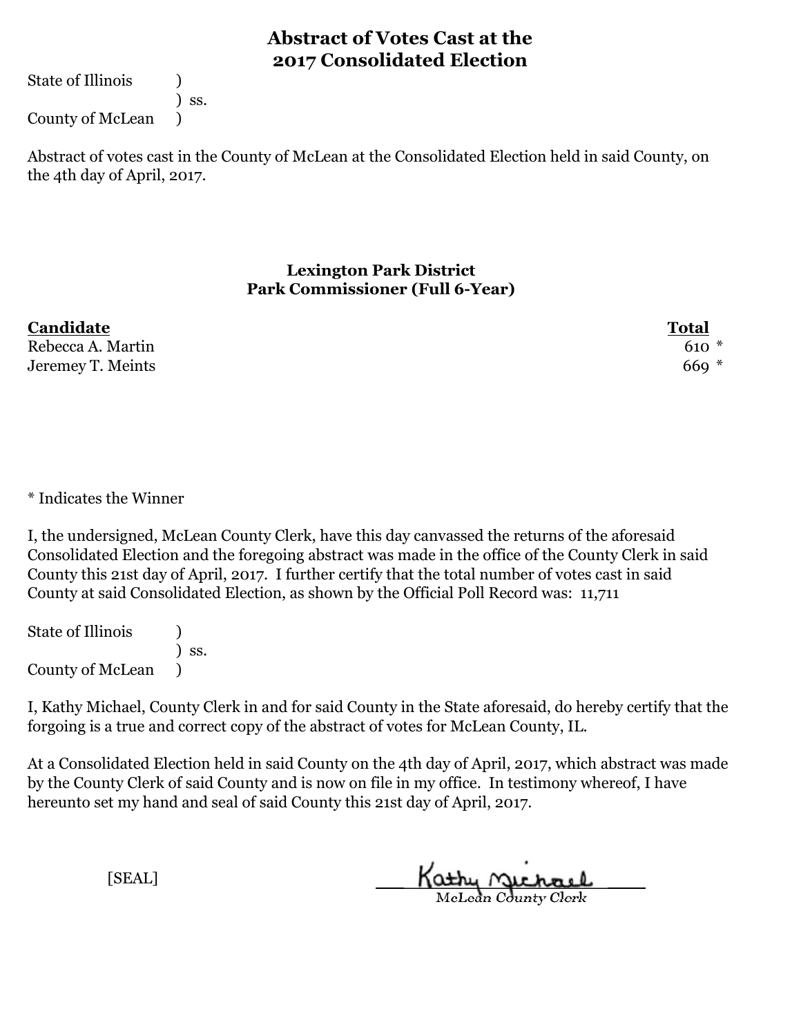# Abstract of Votes Cast at the 2017 Consolidated Election

State of Illinois )
) ss.
County of McLean )

Abstract of votes cast in the County of McLean at the Consolidated Election held in said County, on the 4th day of April, 2017.

### Lexington Park District
### Park Commissioner (Full 6-Year)

| Candidate | Total |
|---|---|
| Rebecca A. Martin | 610 * |
| Jeremey T. Meints | 669 * |

* Indicates the Winner

I, the undersigned, McLean County Clerk, have this day canvassed the returns of the aforesaid Consolidated Election and the foregoing abstract was made in the office of the County Clerk in said County this 21st day of April, 2017. I further certify that the total number of votes cast in said County at said Consolidated Election, as shown by the Official Poll Record was: 11,711

State of Illinois )
) ss.
County of McLean )

I, Kathy Michael, County Clerk in and for said County in the State aforesaid, do hereby certify that the forgoing is a true and correct copy of the abstract of votes for McLean County, IL.

At a Consolidated Election held in said County on the 4th day of April, 2017, which abstract was made by the County Clerk of said County and is now on file in my office. In testimony whereof, I have hereunto set my hand and seal of said County this 21st day of April, 2017.

[SEAL]

Kathy Michael
McLean County Clerk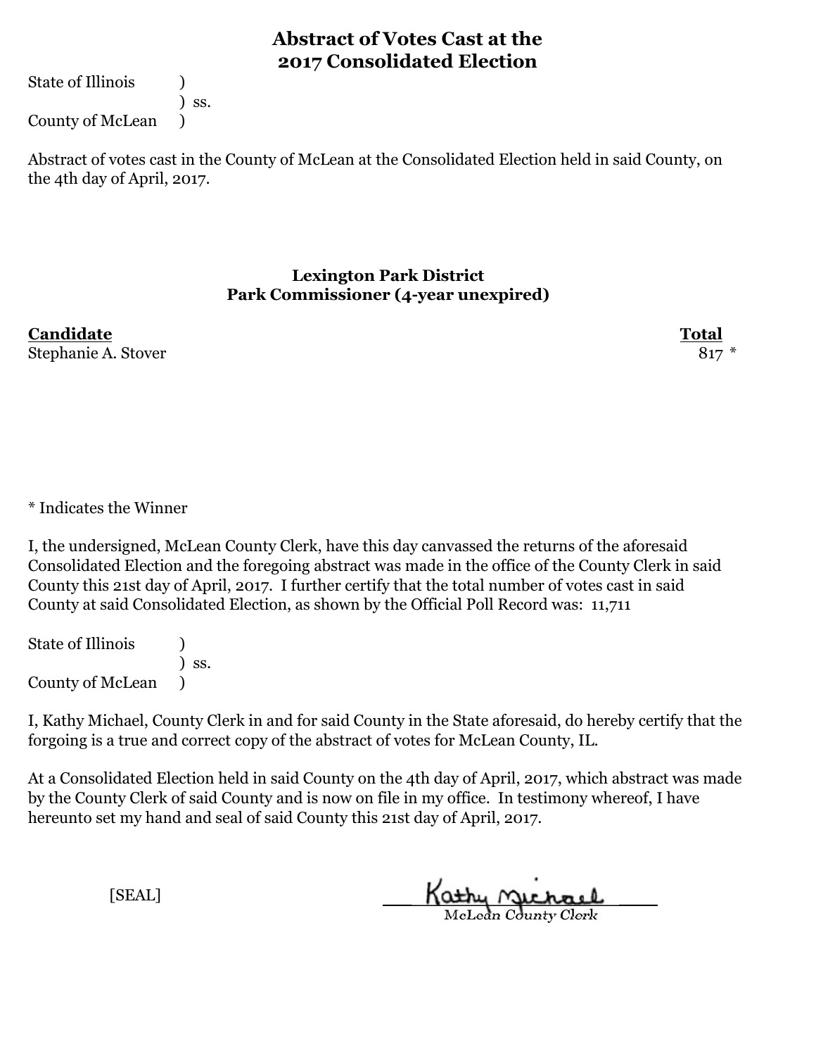## Abstract of Votes Cast at the 2017 Consolidated Election

State of Illinois )
) ss.
County of McLean )

Abstract of votes cast in the County of McLean at the Consolidated Election held in said County, on the 4th day of April, 2017.

### Lexington Park District
### Park Commissioner (4-year unexpired)

| Candidate | Total |
|---|---|
| Stephanie A. Stover | 817 * |

* Indicates the Winner

I, the undersigned, McLean County Clerk, have this day canvassed the returns of the aforesaid Consolidated Election and the foregoing abstract was made in the office of the County Clerk in said County this 21st day of April, 2017. I further certify that the total number of votes cast in said County at said Consolidated Election, as shown by the Official Poll Record was: 11,711

State of Illinois )
) ss.
County of McLean )

I, Kathy Michael, County Clerk in and for said County in the State aforesaid, do hereby certify that the forgoing is a true and correct copy of the abstract of votes for McLean County, IL.

At a Consolidated Election held in said County on the 4th day of April, 2017, which abstract was made by the County Clerk of said County and is now on file in my office. In testimony whereof, I have hereunto set my hand and seal of said County this 21st day of April, 2017.

[SEAL]

Kathy Michael
McLean County Clerk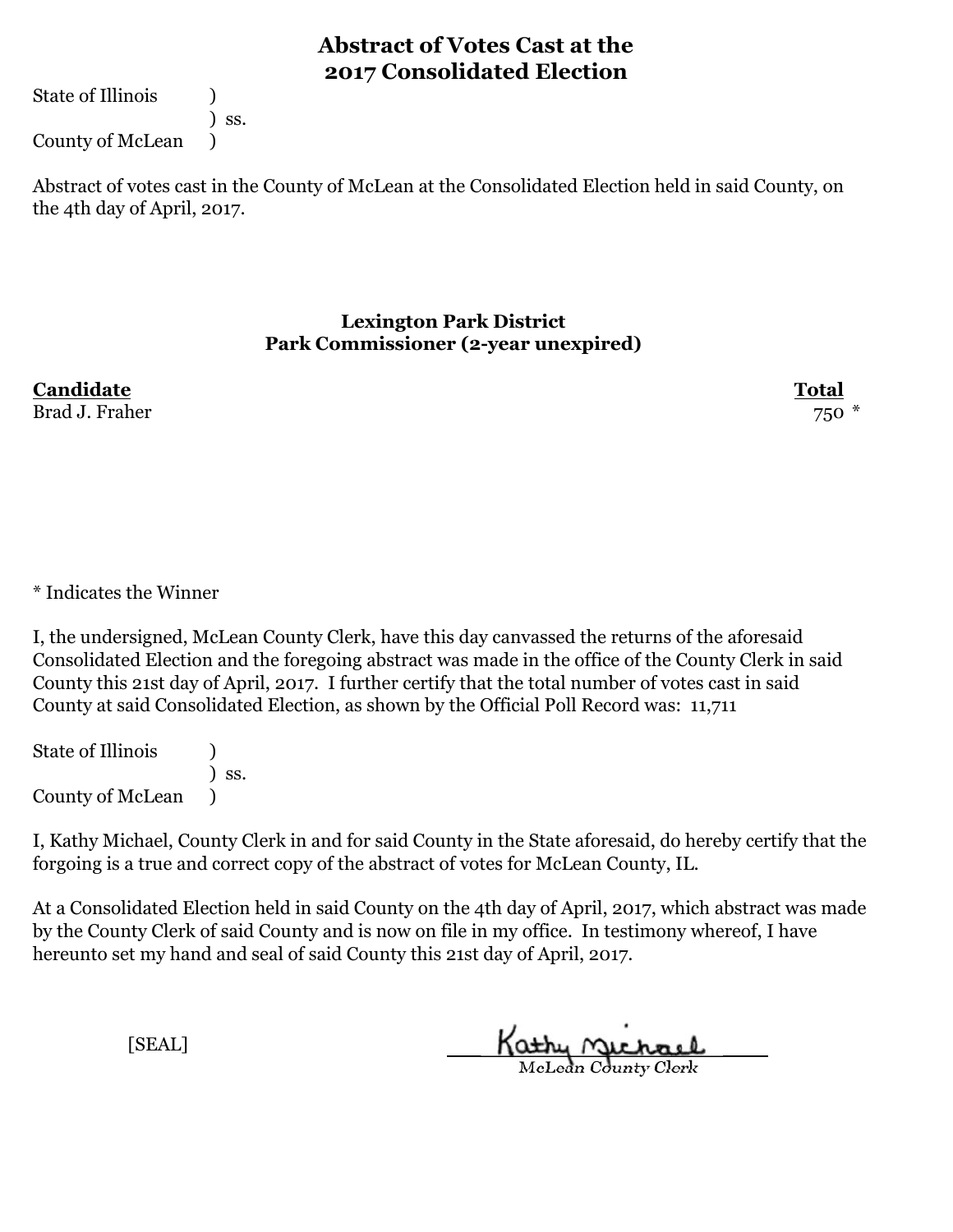# Abstract of Votes Cast at the 2017 Consolidated Election

State of Illinois )
) ss.
County of McLean )

Abstract of votes cast in the County of McLean at the Consolidated Election held in said County, on the 4th day of April, 2017.

## Lexington Park District
## Park Commissioner (2-year unexpired)

| Candidate | Total |
|---|---|
| Brad J. Fraher | 750 * |

* Indicates the Winner

I, the undersigned, McLean County Clerk, have this day canvassed the returns of the aforesaid Consolidated Election and the foregoing abstract was made in the office of the County Clerk in said County this 21st day of April, 2017. I further certify that the total number of votes cast in said County at said Consolidated Election, as shown by the Official Poll Record was: 11,711

State of Illinois )
) ss.
County of McLean )

I, Kathy Michael, County Clerk in and for said County in the State aforesaid, do hereby certify that the forgoing is a true and correct copy of the abstract of votes for McLean County, IL.

At a Consolidated Election held in said County on the 4th day of April, 2017, which abstract was made by the County Clerk of said County and is now on file in my office. In testimony whereof, I have hereunto set my hand and seal of said County this 21st day of April, 2017.

[SEAL]

Kathy Michael
McLean County Clerk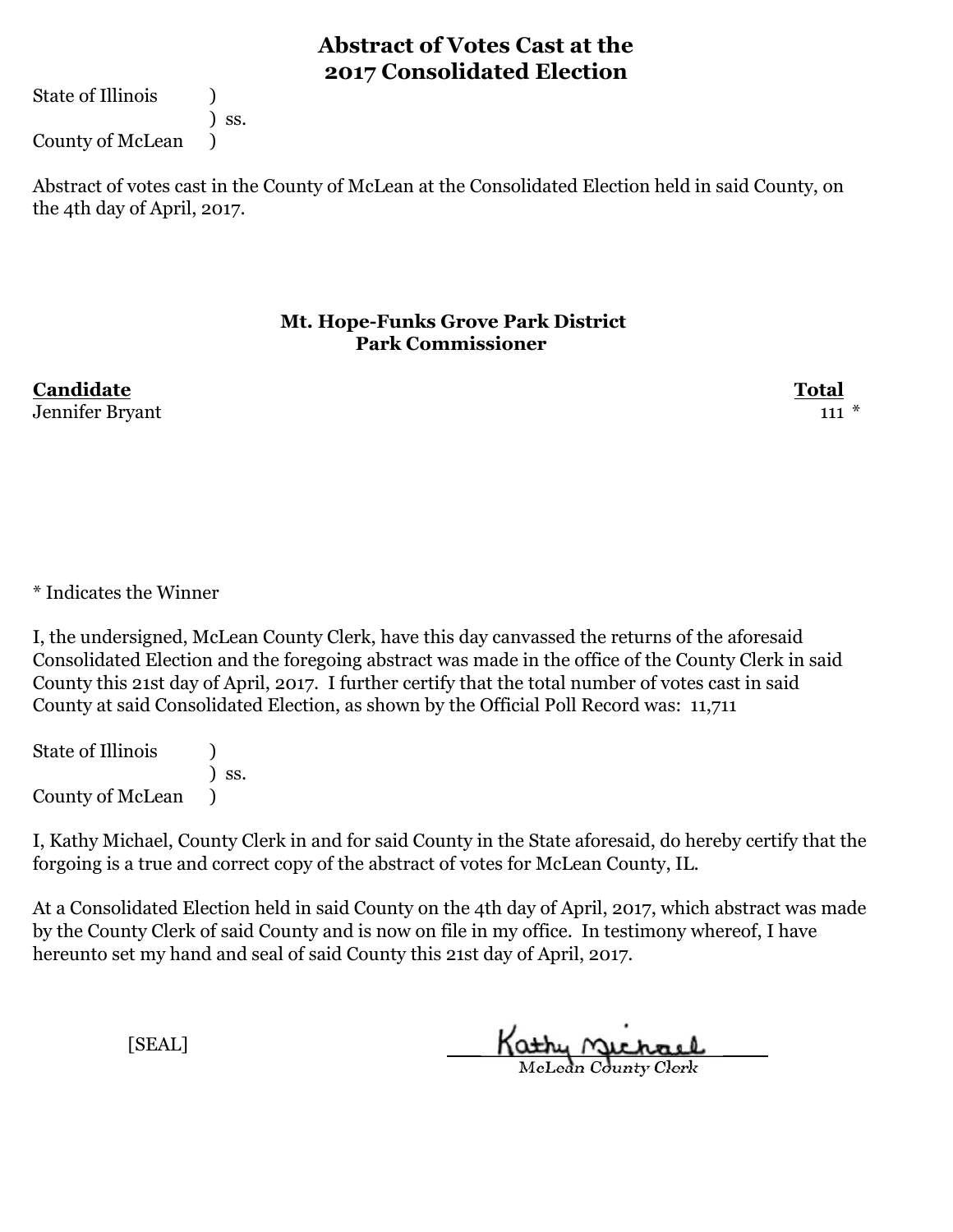# Abstract of Votes Cast at the 2017 Consolidated Election

State of Illinois )
) ss.
County of McLean )

Abstract of votes cast in the County of McLean at the Consolidated Election held in said County, on the 4th day of April, 2017.

## Mt. Hope-Funks Grove Park District
## Park Commissioner

| Candidate | Total |
|---|---|
| Jennifer Bryant | 111 * |

\* Indicates the Winner

I, the undersigned, McLean County Clerk, have this day canvassed the returns of the aforesaid Consolidated Election and the foregoing abstract was made in the office of the County Clerk in said County this 21st day of April, 2017. I further certify that the total number of votes cast in said County at said Consolidated Election, as shown by the Official Poll Record was: 11,711

State of Illinois )
) ss.
County of McLean )

I, Kathy Michael, County Clerk in and for said County in the State aforesaid, do hereby certify that the forgoing is a true and correct copy of the abstract of votes for McLean County, IL.

At a Consolidated Election held in said County on the 4th day of April, 2017, which abstract was made by the County Clerk of said County and is now on file in my office. In testimony whereof, I have hereunto set my hand and seal of said County this 21st day of April, 2017.

[SEAL]

Kathy Michael
McLean County Clerk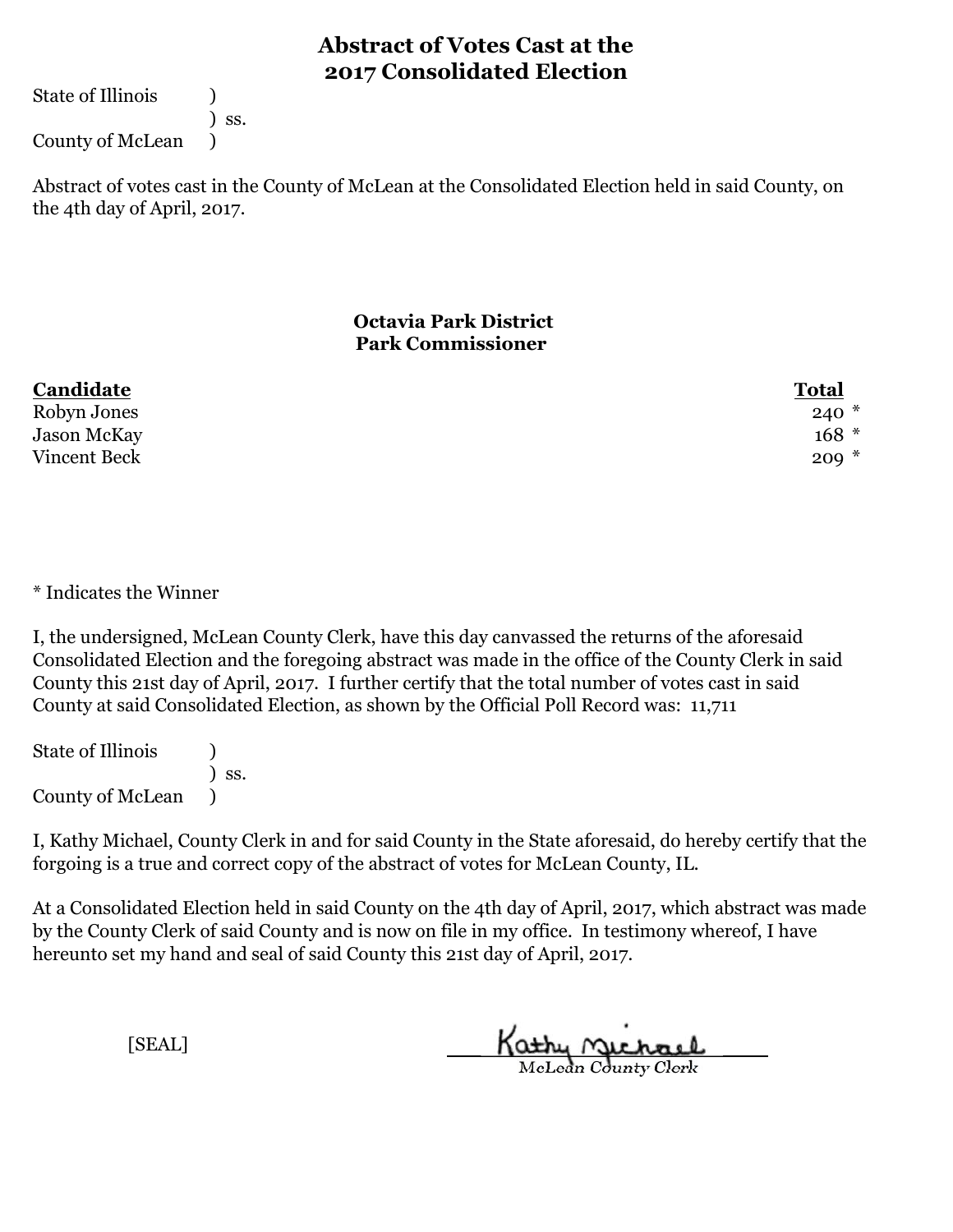# Abstract of Votes Cast at the 2017 Consolidated Election

State of Illinois )
) ss.
County of McLean )

Abstract of votes cast in the County of McLean at the Consolidated Election held in said County, on the 4th day of April, 2017.

## Octavia Park District
## Park Commissioner

| Candidate | Total |
|---|---|
| Robyn Jones | 240 * |
| Jason McKay | 168 * |
| Vincent Beck | 209 * |

* Indicates the Winner

I, the undersigned, McLean County Clerk, have this day canvassed the returns of the aforesaid Consolidated Election and the foregoing abstract was made in the office of the County Clerk in said County this 21st day of April, 2017. I further certify that the total number of votes cast in said County at said Consolidated Election, as shown by the Official Poll Record was: 11,711

State of Illinois )
) ss.
County of McLean )

I, Kathy Michael, County Clerk in and for said County in the State aforesaid, do hereby certify that the forgoing is a true and correct copy of the abstract of votes for McLean County, IL.

At a Consolidated Election held in said County on the 4th day of April, 2017, which abstract was made by the County Clerk of said County and is now on file in my office. In testimony whereof, I have hereunto set my hand and seal of said County this 21st day of April, 2017.

[SEAL]

Kathy Michael
McLean County Clerk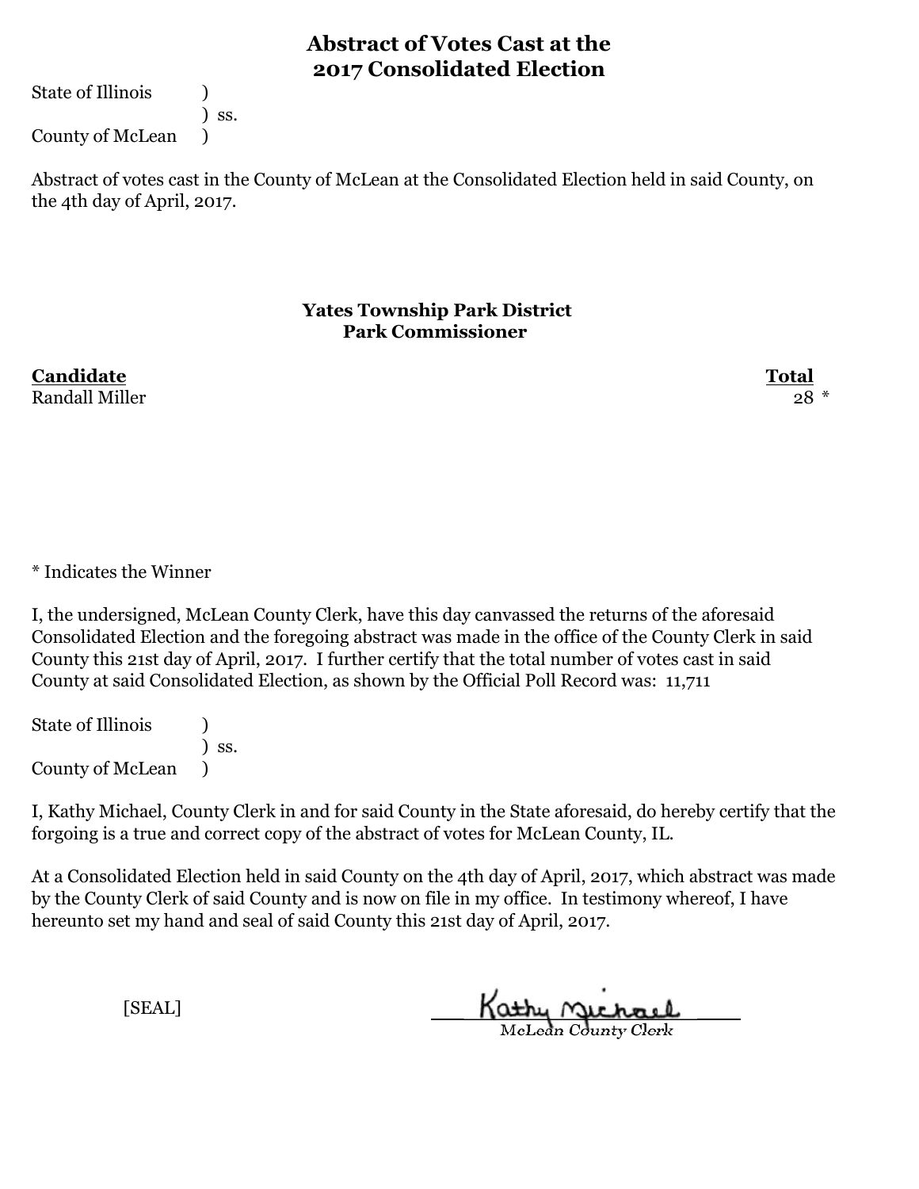# Abstract of Votes Cast at the 2017 Consolidated Election

State of Illinois )
) ss.
County of McLean )

Abstract of votes cast in the County of McLean at the Consolidated Election held in said County, on the 4th day of April, 2017.

## Yates Township Park District
### Park Commissioner

| **Candidate** | **Total** |
|---|---|
| Randall Miller | 28 * |

* Indicates the Winner

I, the undersigned, McLean County Clerk, have this day canvassed the returns of the aforesaid Consolidated Election and the foregoing abstract was made in the office of the County Clerk in said County this 21st day of April, 2017. I further certify that the total number of votes cast in said County at said Consolidated Election, as shown by the Official Poll Record was: 11,711

State of Illinois )
) ss.
County of McLean )

I, Kathy Michael, County Clerk in and for said County in the State aforesaid, do hereby certify that the forgoing is a true and correct copy of the abstract of votes for McLean County, IL.

At a Consolidated Election held in said County on the 4th day of April, 2017, which abstract was made by the County Clerk of said County and is now on file in my office. In testimony whereof, I have hereunto set my hand and seal of said County this 21st day of April, 2017.

[SEAL]

Kathy Michael
McLean County Clerk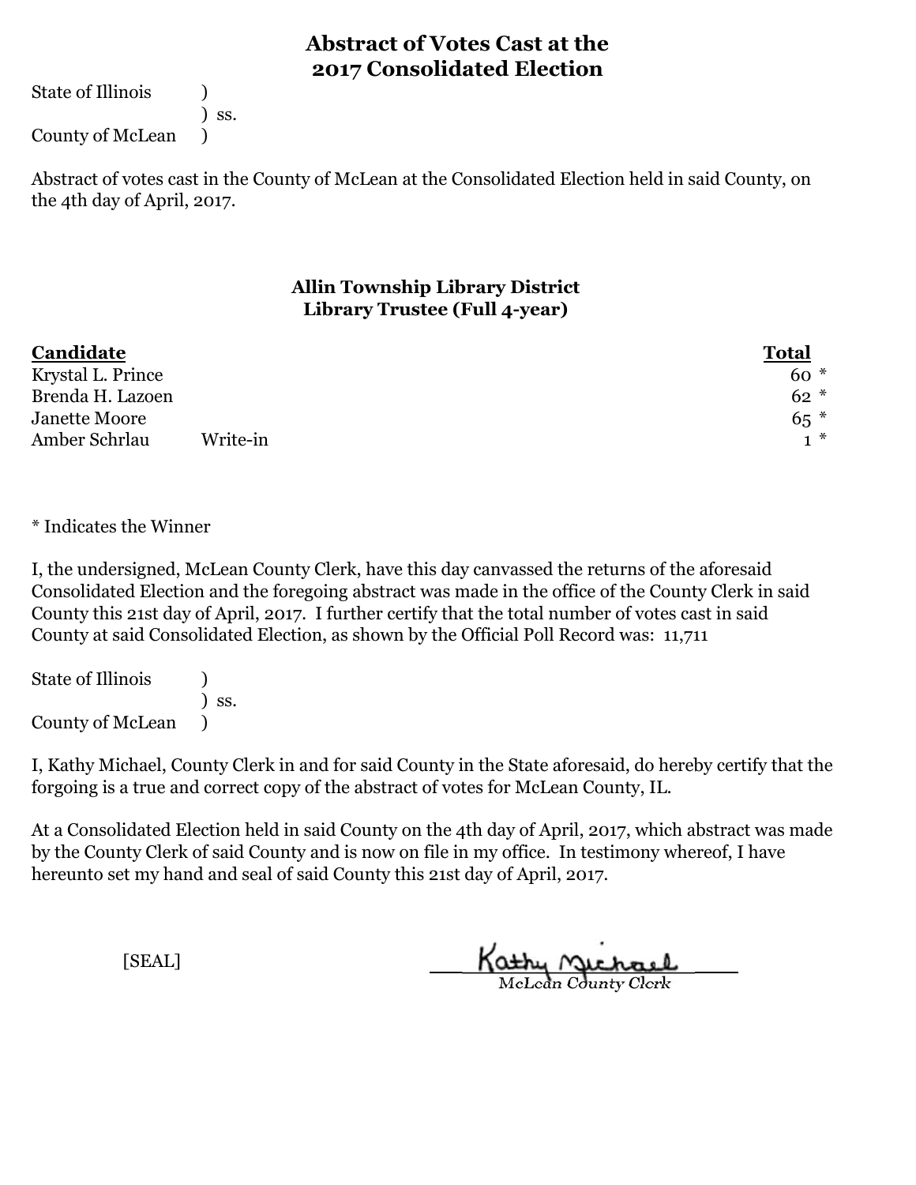# Abstract of Votes Cast at the 2017 Consolidated Election

State of Illinois )
) ss.
County of McLean )

Abstract of votes cast in the County of McLean at the Consolidated Election held in said County, on the 4th day of April, 2017.

## Allin Township Library District
## Library Trustee (Full 4-year)

| Candidate | | Total |
|---|---|---|
| Krystal L. Prince | | 60 * |
| Brenda H. Lazoen | | 62 * |
| Janette Moore | | 65 * |
| Amber Schrlau | Write-in | 1 * |

* Indicates the Winner

I, the undersigned, McLean County Clerk, have this day canvassed the returns of the aforesaid Consolidated Election and the foregoing abstract was made in the office of the County Clerk in said County this 21st day of April, 2017. I further certify that the total number of votes cast in said County at said Consolidated Election, as shown by the Official Poll Record was: 11,711

State of Illinois )
) ss.
County of McLean )

I, Kathy Michael, County Clerk in and for said County in the State aforesaid, do hereby certify that the forgoing is a true and correct copy of the abstract of votes for McLean County, IL.

At a Consolidated Election held in said County on the 4th day of April, 2017, which abstract was made by the County Clerk of said County and is now on file in my office. In testimony whereof, I have hereunto set my hand and seal of said County this 21st day of April, 2017.

[SEAL]

Kathy Michael
McLean County Clerk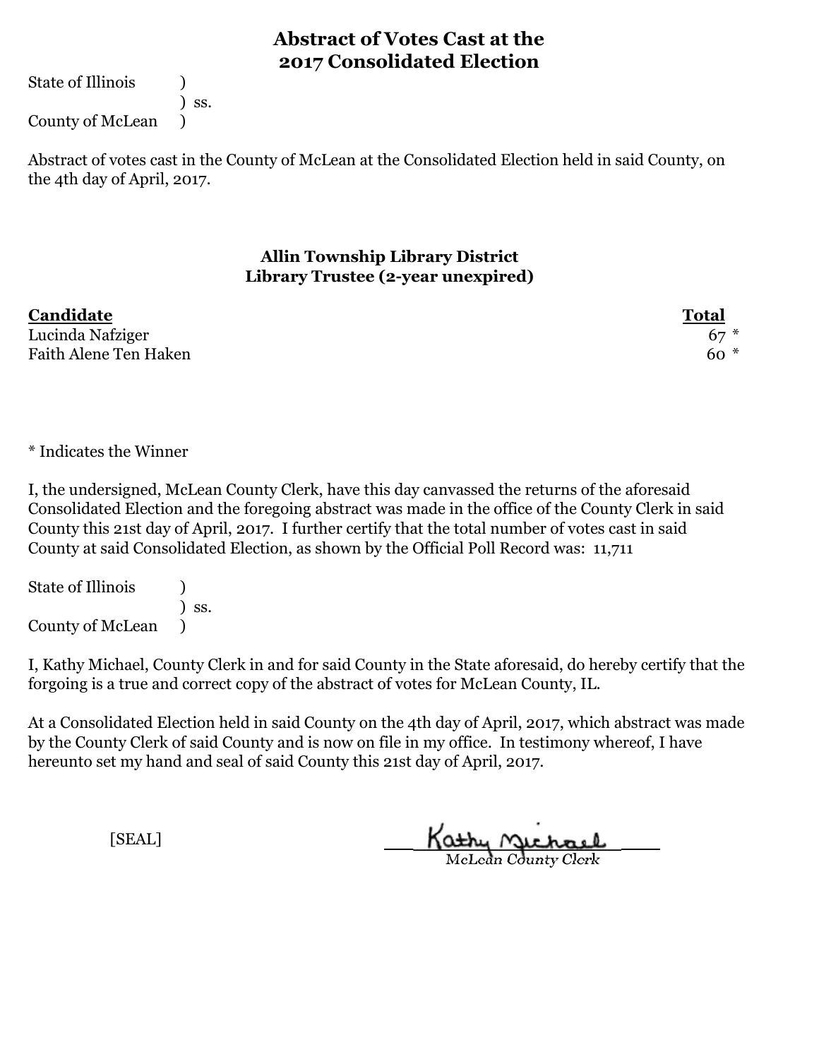# Abstract of Votes Cast at the 2017 Consolidated Election

State of Illinois )
) ss.
County of McLean )

Abstract of votes cast in the County of McLean at the Consolidated Election held in said County, on the 4th day of April, 2017.

### Allin Township Library District
### Library Trustee (2-year unexpired)

| Candidate | Total |
|---|---|
| Lucinda Nafziger | 67 * |
| Faith Alene Ten Haken | 60 * |

* Indicates the Winner

I, the undersigned, McLean County Clerk, have this day canvassed the returns of the aforesaid Consolidated Election and the foregoing abstract was made in the office of the County Clerk in said County this 21st day of April, 2017. I further certify that the total number of votes cast in said County at said Consolidated Election, as shown by the Official Poll Record was: 11,711

State of Illinois )
) ss.
County of McLean )

I, Kathy Michael, County Clerk in and for said County in the State aforesaid, do hereby certify that the forgoing is a true and correct copy of the abstract of votes for McLean County, IL.

At a Consolidated Election held in said County on the 4th day of April, 2017, which abstract was made by the County Clerk of said County and is now on file in my office. In testimony whereof, I have hereunto set my hand and seal of said County this 21st day of April, 2017.

[SEAL]

Kathy Michael
McLean County Clerk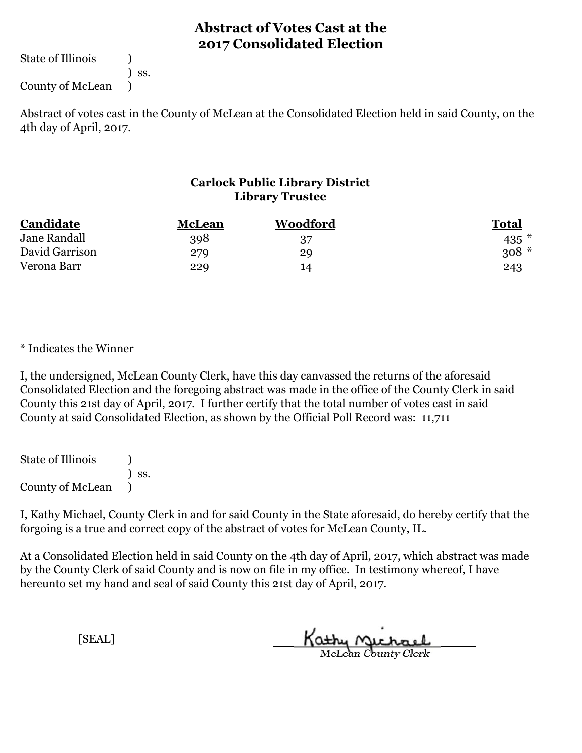# Abstract of Votes Cast at the 2017 Consolidated Election

State of Illinois )
) ss.
County of McLean )

Abstract of votes cast in the County of McLean at the Consolidated Election held in said County, on the 4th day of April, 2017.

## Carlock Public Library District
### Library Trustee

| Candidate | McLean | Woodford | Total |
|---|---|---|---|
| Jane Randall | 398 | 37 | 435 * |
| David Garrison | 279 | 29 | 308 * |
| Verona Barr | 229 | 14 | 243 |

\* Indicates the Winner

I, the undersigned, McLean County Clerk, have this day canvassed the returns of the aforesaid Consolidated Election and the foregoing abstract was made in the office of the County Clerk in said County this 21st day of April, 2017. I further certify that the total number of votes cast in said County at said Consolidated Election, as shown by the Official Poll Record was: 11,711

State of Illinois )
) ss.
County of McLean )

I, Kathy Michael, County Clerk in and for said County in the State aforesaid, do hereby certify that the forgoing is a true and correct copy of the abstract of votes for McLean County, IL.

At a Consolidated Election held in said County on the 4th day of April, 2017, which abstract was made by the County Clerk of said County and is now on file in my office. In testimony whereof, I have hereunto set my hand and seal of said County this 21st day of April, 2017.

[SEAL]

Kathy Michael
McLean County Clerk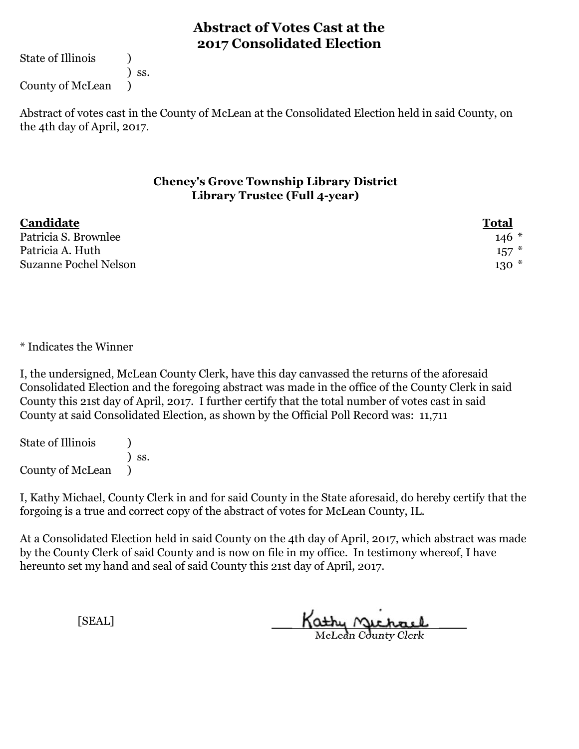# Abstract of Votes Cast at the 2017 Consolidated Election

State of Illinois )
) ss.
County of McLean )

Abstract of votes cast in the County of McLean at the Consolidated Election held in said County, on the 4th day of April, 2017.

## Cheney's Grove Township Library District
### Library Trustee (Full 4-year)

| Candidate | Total |
|---|---|
| Patricia S. Brownlee | 146 * |
| Patricia A. Huth | 157 * |
| Suzanne Pochel Nelson | 130 * |

* Indicates the Winner

I, the undersigned, McLean County Clerk, have this day canvassed the returns of the aforesaid Consolidated Election and the foregoing abstract was made in the office of the County Clerk in said County this 21st day of April, 2017. I further certify that the total number of votes cast in said County at said Consolidated Election, as shown by the Official Poll Record was: 11,711

State of Illinois )
) ss.
County of McLean )

I, Kathy Michael, County Clerk in and for said County in the State aforesaid, do hereby certify that the forgoing is a true and correct copy of the abstract of votes for McLean County, IL.

At a Consolidated Election held in said County on the 4th day of April, 2017, which abstract was made by the County Clerk of said County and is now on file in my office. In testimony whereof, I have hereunto set my hand and seal of said County this 21st day of April, 2017.

[SEAL]

Kathy Michael
McLean County Clerk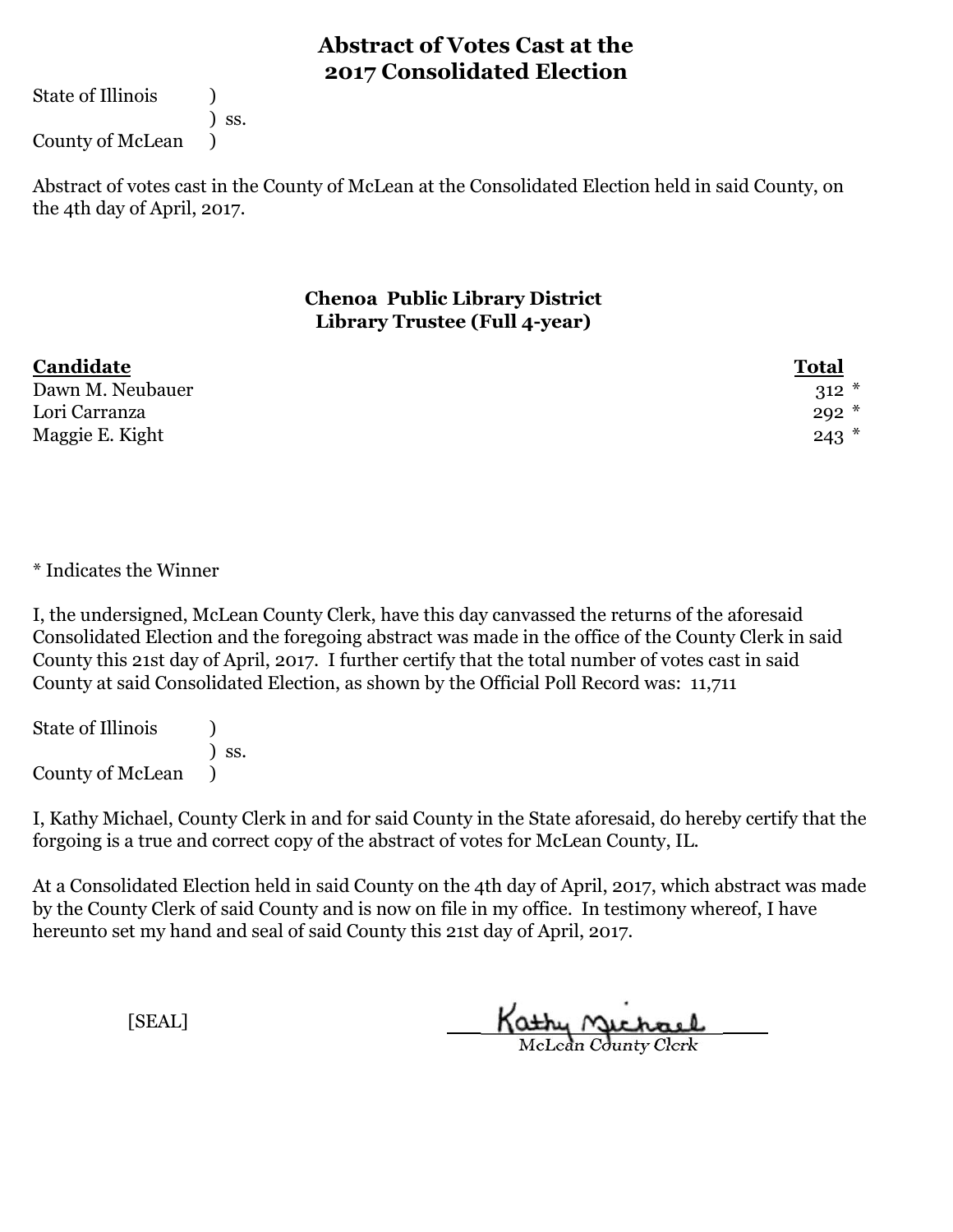# Abstract of Votes Cast at the 2017 Consolidated Election

State of Illinois )
) ss.
County of McLean )

Abstract of votes cast in the County of McLean at the Consolidated Election held in said County, on the 4th day of April, 2017.

## Chenoa Public Library District
## Library Trustee (Full 4-year)

| Candidate | Total |
|---|---|
| Dawn M. Neubauer | 312 * |
| Lori Carranza | 292 * |
| Maggie E. Kight | 243 * |

* Indicates the Winner

I, the undersigned, McLean County Clerk, have this day canvassed the returns of the aforesaid Consolidated Election and the foregoing abstract was made in the office of the County Clerk in said County this 21st day of April, 2017. I further certify that the total number of votes cast in said County at said Consolidated Election, as shown by the Official Poll Record was: 11,711

State of Illinois )
) ss.
County of McLean )

I, Kathy Michael, County Clerk in and for said County in the State aforesaid, do hereby certify that the forgoing is a true and correct copy of the abstract of votes for McLean County, IL.

At a Consolidated Election held in said County on the 4th day of April, 2017, which abstract was made by the County Clerk of said County and is now on file in my office. In testimony whereof, I have hereunto set my hand and seal of said County this 21st day of April, 2017.

[SEAL]

Kathy Michael
McLean County Clerk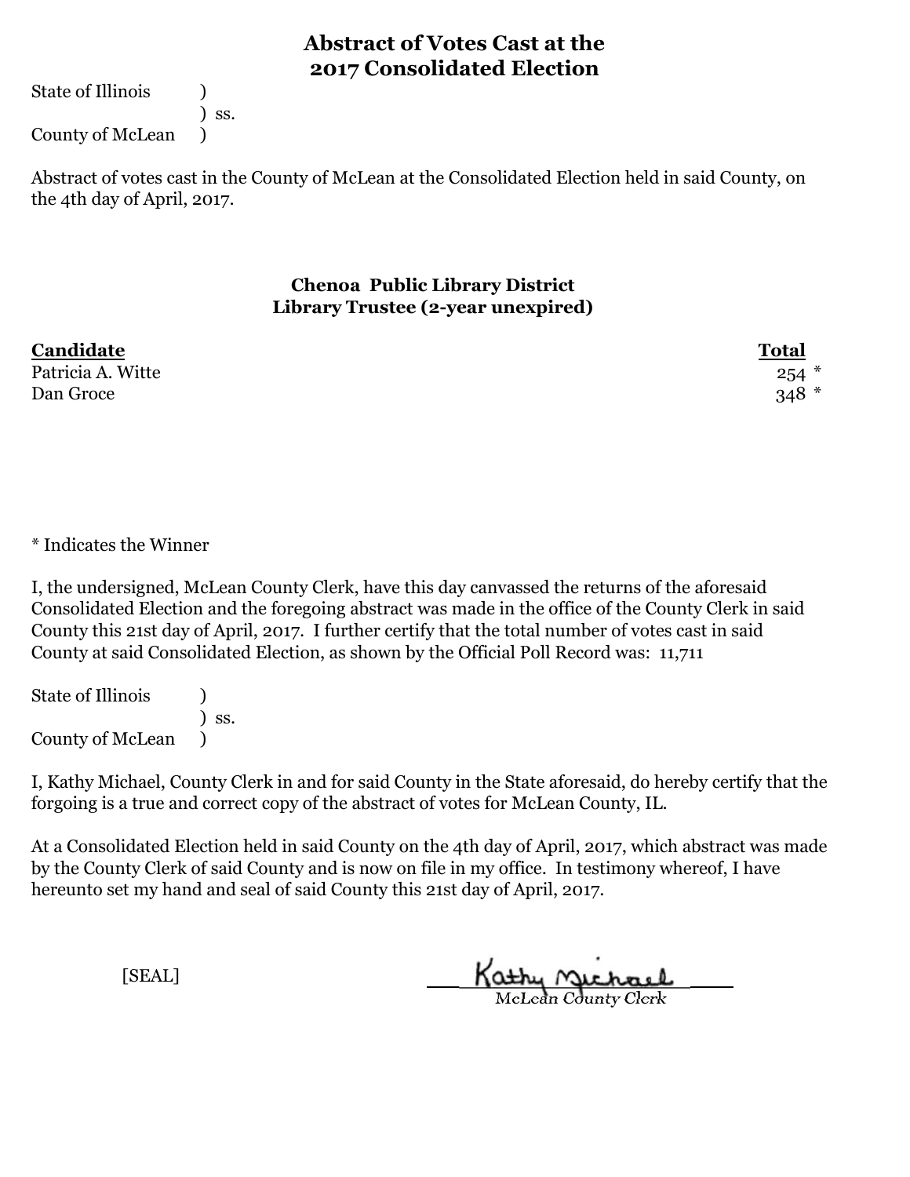# Abstract of Votes Cast at the 2017 Consolidated Election

State of Illinois )
) ss.
County of McLean )

Abstract of votes cast in the County of McLean at the Consolidated Election held in said County, on the 4th day of April, 2017.

### Chenoa Public Library District
### Library Trustee (2-year unexpired)

| Candidate | Total |
|---|---|
| Patricia A. Witte | 254 * |
| Dan Groce | 348 * |

* Indicates the Winner

I, the undersigned, McLean County Clerk, have this day canvassed the returns of the aforesaid Consolidated Election and the foregoing abstract was made in the office of the County Clerk in said County this 21st day of April, 2017. I further certify that the total number of votes cast in said County at said Consolidated Election, as shown by the Official Poll Record was: 11,711

State of Illinois )
) ss.
County of McLean )

I, Kathy Michael, County Clerk in and for said County in the State aforesaid, do hereby certify that the forgoing is a true and correct copy of the abstract of votes for McLean County, IL.

At a Consolidated Election held in said County on the 4th day of April, 2017, which abstract was made by the County Clerk of said County and is now on file in my office. In testimony whereof, I have hereunto set my hand and seal of said County this 21st day of April, 2017.

[SEAL]

Kathy Michael
McLean County Clerk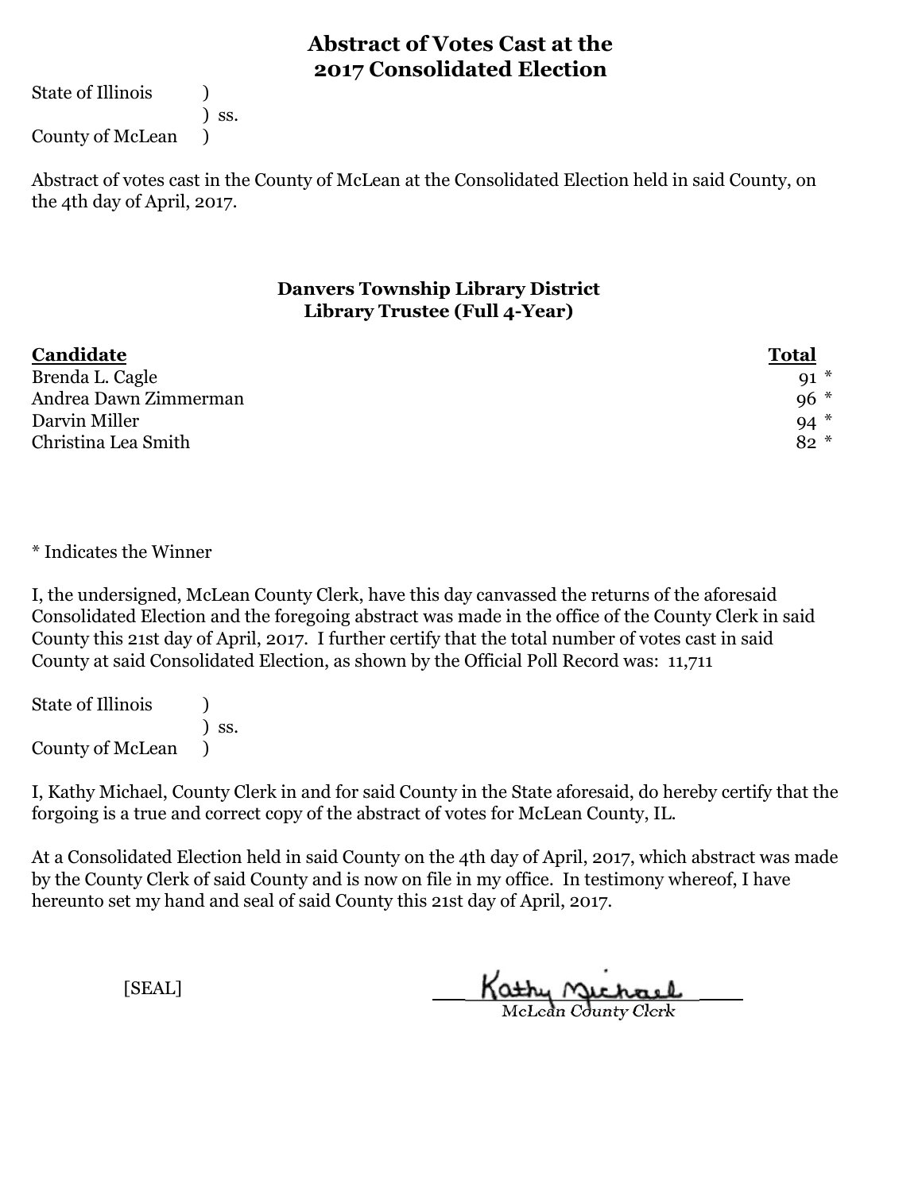# Abstract of Votes Cast at the 2017 Consolidated Election

State of Illinois )
) ss.
County of McLean )

Abstract of votes cast in the County of McLean at the Consolidated Election held in said County, on the 4th day of April, 2017.

## Danvers Township Library District
## Library Trustee (Full 4-Year)

| Candidate | Total |
|---|---|
| Brenda L. Cagle | 91 * |
| Andrea Dawn Zimmerman | 96 * |
| Darvin Miller | 94 * |
| Christina Lea Smith | 82 * |

* Indicates the Winner

I, the undersigned, McLean County Clerk, have this day canvassed the returns of the aforesaid Consolidated Election and the foregoing abstract was made in the office of the County Clerk in said County this 21st day of April, 2017. I further certify that the total number of votes cast in said County at said Consolidated Election, as shown by the Official Poll Record was: 11,711

State of Illinois )
) ss.
County of McLean )

I, Kathy Michael, County Clerk in and for said County in the State aforesaid, do hereby certify that the forgoing is a true and correct copy of the abstract of votes for McLean County, IL.

At a Consolidated Election held in said County on the 4th day of April, 2017, which abstract was made by the County Clerk of said County and is now on file in my office. In testimony whereof, I have hereunto set my hand and seal of said County this 21st day of April, 2017.

[SEAL]

Kathy Michael
McLean County Clerk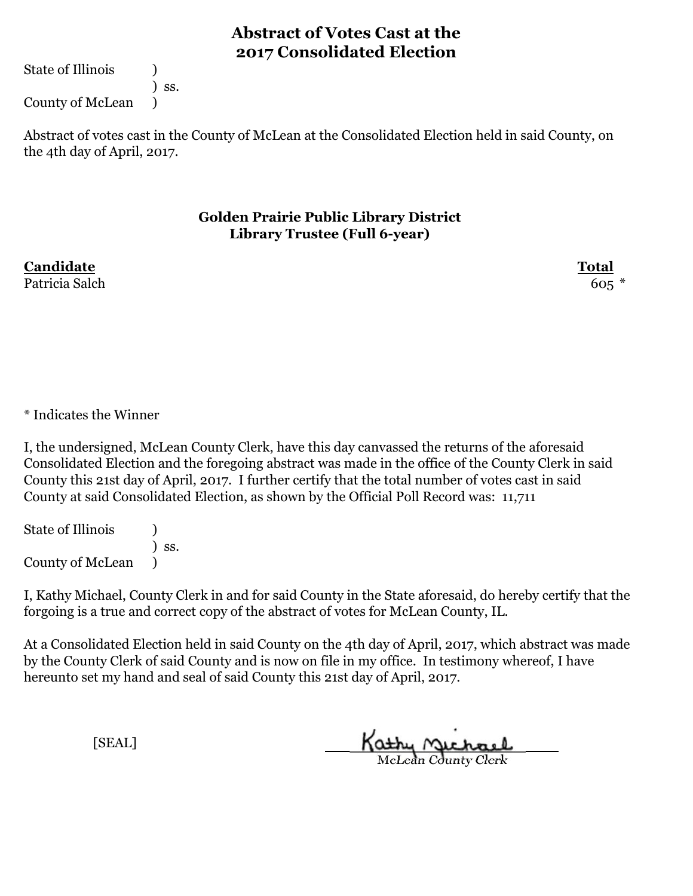# Abstract of Votes Cast at the 2017 Consolidated Election

State of Illinois )
) ss.
County of McLean )

Abstract of votes cast in the County of McLean at the Consolidated Election held in said County, on the 4th day of April, 2017.

### Golden Prairie Public Library District
### Library Trustee (Full 6-year)

| Candidate | Total |
|---|---|
| Patricia Salch | 605 * |

* Indicates the Winner

I, the undersigned, McLean County Clerk, have this day canvassed the returns of the aforesaid Consolidated Election and the foregoing abstract was made in the office of the County Clerk in said County this 21st day of April, 2017. I further certify that the total number of votes cast in said County at said Consolidated Election, as shown by the Official Poll Record was: 11,711

State of Illinois )
) ss.
County of McLean )

I, Kathy Michael, County Clerk in and for said County in the State aforesaid, do hereby certify that the forgoing is a true and correct copy of the abstract of votes for McLean County, IL.

At a Consolidated Election held in said County on the 4th day of April, 2017, which abstract was made by the County Clerk of said County and is now on file in my office. In testimony whereof, I have hereunto set my hand and seal of said County this 21st day of April, 2017.

[SEAL]

Kathy Michael
McLean County Clerk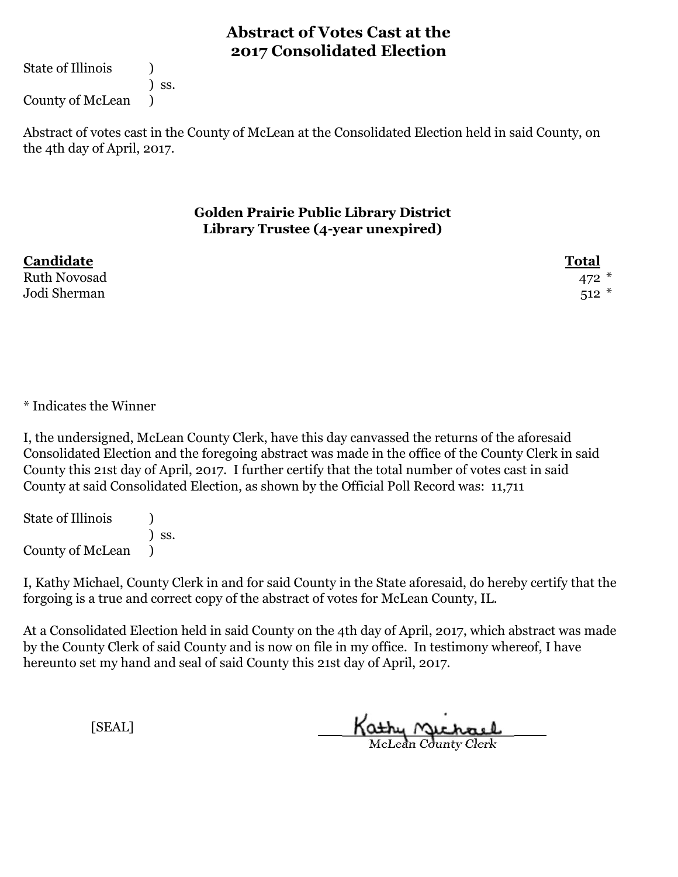# Abstract of Votes Cast at the 2017 Consolidated Election

State of Illinois )
) ss.
County of McLean )

Abstract of votes cast in the County of McLean at the Consolidated Election held in said County, on the 4th day of April, 2017.

## Golden Prairie Public Library District
## Library Trustee (4-year unexpired)

| Candidate | Total |
|---|---|
| Ruth Novosad | 472 * |
| Jodi Sherman | 512 * |

* Indicates the Winner

I, the undersigned, McLean County Clerk, have this day canvassed the returns of the aforesaid Consolidated Election and the foregoing abstract was made in the office of the County Clerk in said County this 21st day of April, 2017. I further certify that the total number of votes cast in said County at said Consolidated Election, as shown by the Official Poll Record was: 11,711

State of Illinois )
) ss.
County of McLean )

I, Kathy Michael, County Clerk in and for said County in the State aforesaid, do hereby certify that the forgoing is a true and correct copy of the abstract of votes for McLean County, IL.

At a Consolidated Election held in said County on the 4th day of April, 2017, which abstract was made by the County Clerk of said County and is now on file in my office. In testimony whereof, I have hereunto set my hand and seal of said County this 21st day of April, 2017.

[SEAL]

Kathy Michael
McLean County Clerk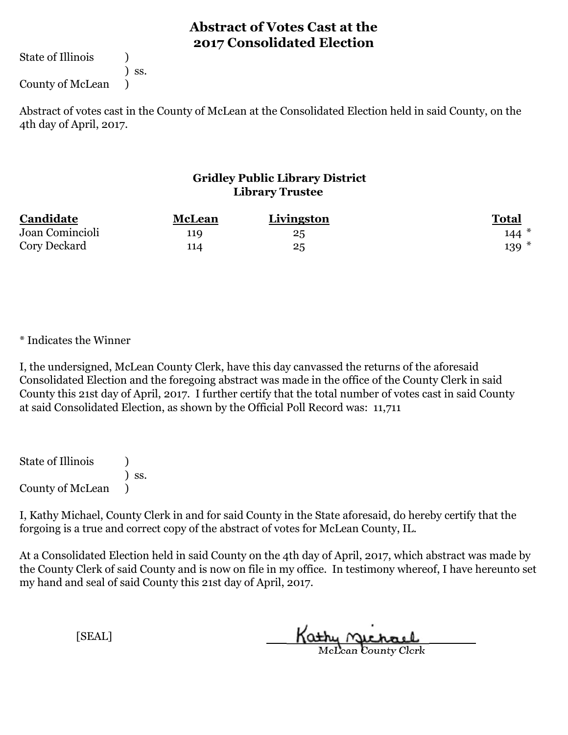# Abstract of Votes Cast at the 2017 Consolidated Election

State of Illinois )
) ss.
County of McLean )

Abstract of votes cast in the County of McLean at the Consolidated Election held in said County, on the 4th day of April, 2017.

### Gridley Public Library District
### Library Trustee

| Candidate | McLean | Livingston | Total |
|---|---|---|---|
| Joan Comincioli | 119 | 25 | 144 * |
| Cory Deckard | 114 | 25 | 139 * |

* Indicates the Winner

I, the undersigned, McLean County Clerk, have this day canvassed the returns of the aforesaid Consolidated Election and the foregoing abstract was made in the office of the County Clerk in said County this 21st day of April, 2017. I further certify that the total number of votes cast in said County at said Consolidated Election, as shown by the Official Poll Record was: 11,711

State of Illinois )
) ss.
County of McLean )

I, Kathy Michael, County Clerk in and for said County in the State aforesaid, do hereby certify that the forgoing is a true and correct copy of the abstract of votes for McLean County, IL.

At a Consolidated Election held in said County on the 4th day of April, 2017, which abstract was made by the County Clerk of said County and is now on file in my office. In testimony whereof, I have hereunto set my hand and seal of said County this 21st day of April, 2017.

[SEAL]

Kathy Michael
McLean County Clerk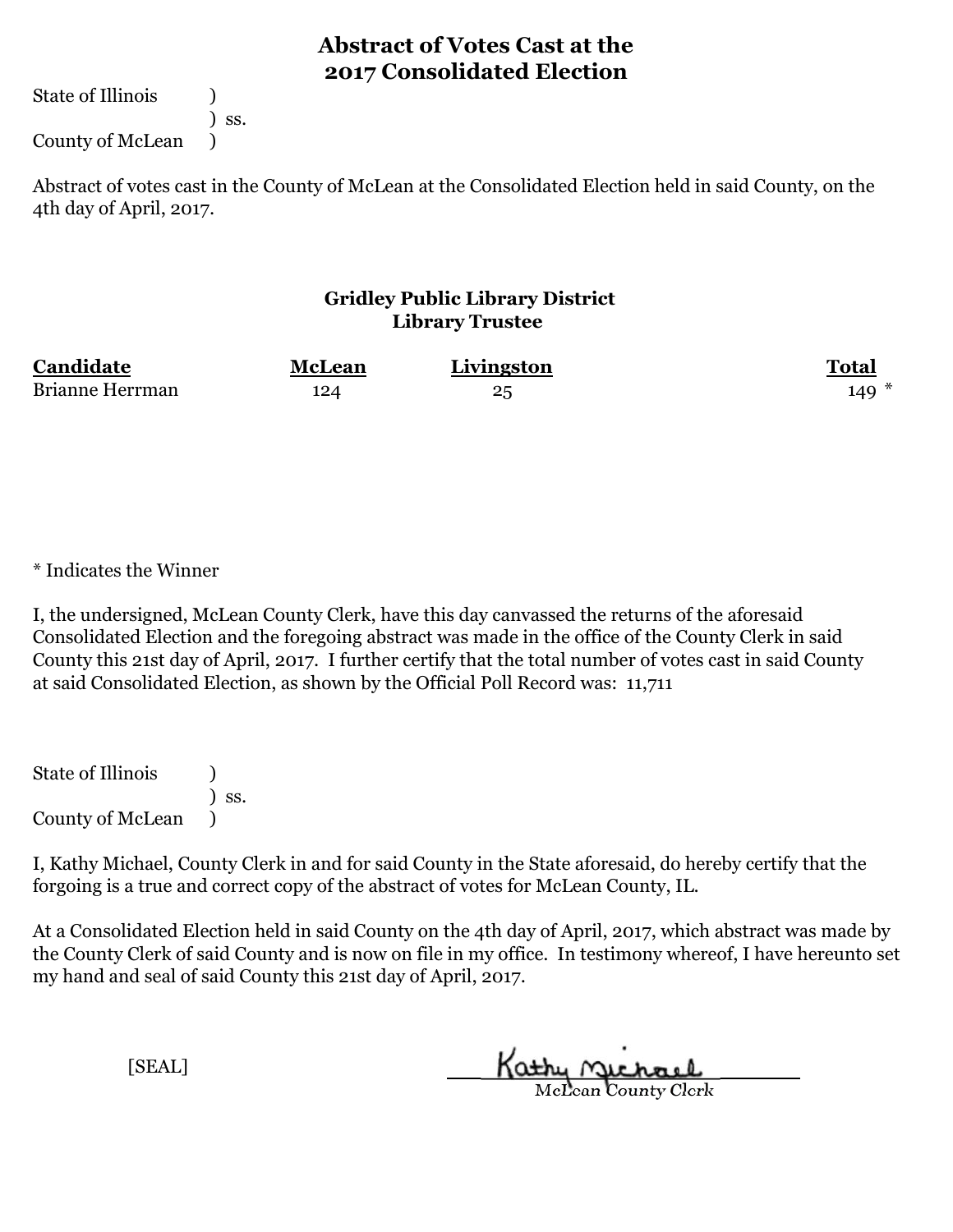# Abstract of Votes Cast at the 2017 Consolidated Election

State of Illinois )
) ss.
County of McLean )

Abstract of votes cast in the County of McLean at the Consolidated Election held in said County, on the 4th day of April, 2017.

### Gridley Public Library District
### Library Trustee

| Candidate | McLean | Livingston | Total |
|---|---|---|---|
| Brianne Herrman | 124 | 25 | 149 * |

* Indicates the Winner

I, the undersigned, McLean County Clerk, have this day canvassed the returns of the aforesaid Consolidated Election and the foregoing abstract was made in the office of the County Clerk in said County this 21st day of April, 2017. I further certify that the total number of votes cast in said County at said Consolidated Election, as shown by the Official Poll Record was: 11,711

State of Illinois )
) ss.
County of McLean )

I, Kathy Michael, County Clerk in and for said County in the State aforesaid, do hereby certify that the forgoing is a true and correct copy of the abstract of votes for McLean County, IL.

At a Consolidated Election held in said County on the 4th day of April, 2017, which abstract was made by the County Clerk of said County and is now on file in my office. In testimony whereof, I have hereunto set my hand and seal of said County this 21st day of April, 2017.

[SEAL]

Kathy Michael
McLean County Clerk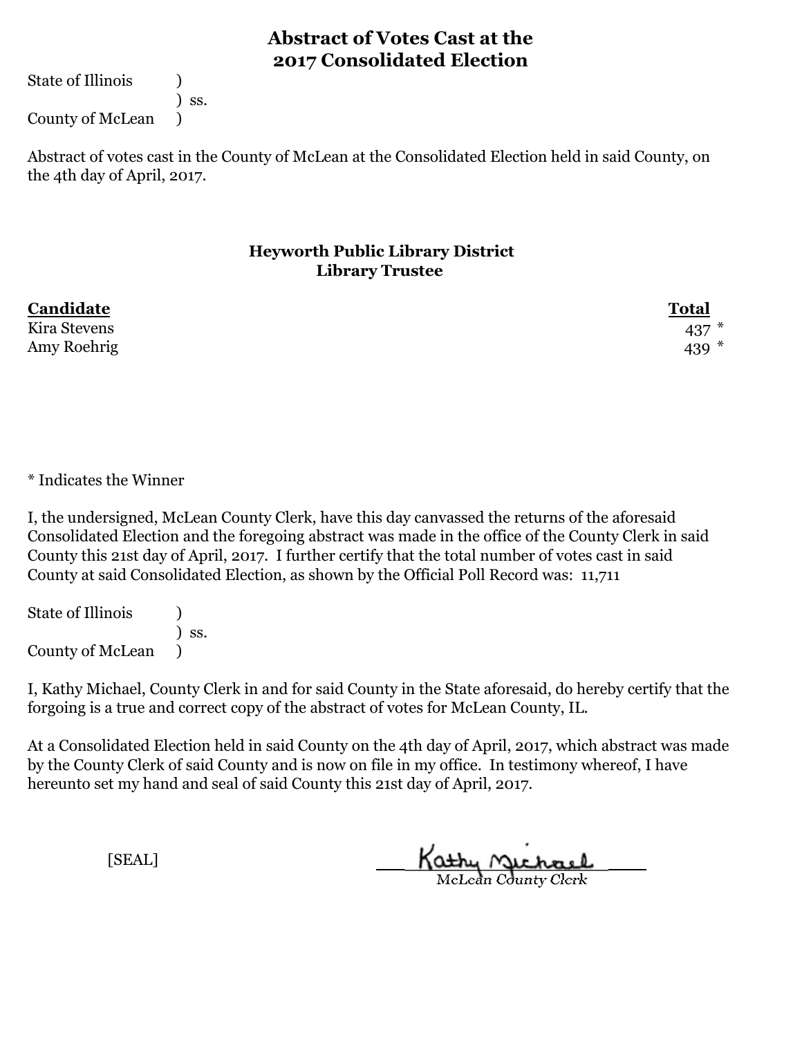# Abstract of Votes Cast at the 2017 Consolidated Election

State of Illinois )
) ss.
County of McLean )

Abstract of votes cast in the County of McLean at the Consolidated Election held in said County, on the 4th day of April, 2017.

### Heyworth Public Library District
### Library Trustee

| Candidate | Total |
|---|---|
| Kira Stevens | 437 * |
| Amy Roehrig | 439 * |

* Indicates the Winner

I, the undersigned, McLean County Clerk, have this day canvassed the returns of the aforesaid Consolidated Election and the foregoing abstract was made in the office of the County Clerk in said County this 21st day of April, 2017. I further certify that the total number of votes cast in said County at said Consolidated Election, as shown by the Official Poll Record was: 11,711

State of Illinois )
) ss.
County of McLean )

I, Kathy Michael, County Clerk in and for said County in the State aforesaid, do hereby certify that the forgoing is a true and correct copy of the abstract of votes for McLean County, IL.

At a Consolidated Election held in said County on the 4th day of April, 2017, which abstract was made by the County Clerk of said County and is now on file in my office. In testimony whereof, I have hereunto set my hand and seal of said County this 21st day of April, 2017.

[SEAL]

Kathy Michael
McLean County Clerk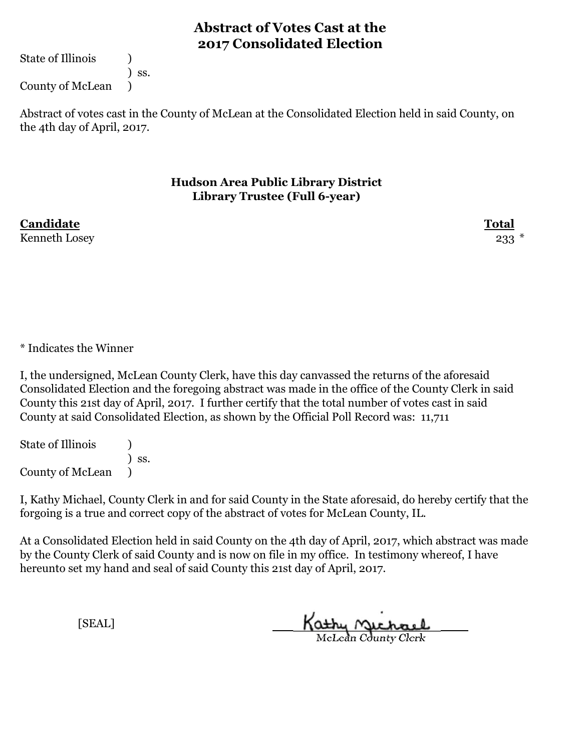## Abstract of Votes Cast at the 2017 Consolidated Election

State of Illinois )
) ss.
County of McLean )

Abstract of votes cast in the County of McLean at the Consolidated Election held in said County, on the 4th day of April, 2017.

### Hudson Area Public Library District
### Library Trustee (Full 6-year)

| Candidate | Total |
|---|---|
| Kenneth Losey | 233 * |

* Indicates the Winner

I, the undersigned, McLean County Clerk, have this day canvassed the returns of the aforesaid Consolidated Election and the foregoing abstract was made in the office of the County Clerk in said County this 21st day of April, 2017. I further certify that the total number of votes cast in said County at said Consolidated Election, as shown by the Official Poll Record was: 11,711

State of Illinois )
) ss.
County of McLean )

I, Kathy Michael, County Clerk in and for said County in the State aforesaid, do hereby certify that the forgoing is a true and correct copy of the abstract of votes for McLean County, IL.

At a Consolidated Election held in said County on the 4th day of April, 2017, which abstract was made by the County Clerk of said County and is now on file in my office. In testimony whereof, I have hereunto set my hand and seal of said County this 21st day of April, 2017.

[SEAL]

Kathy Michael
McLean County Clerk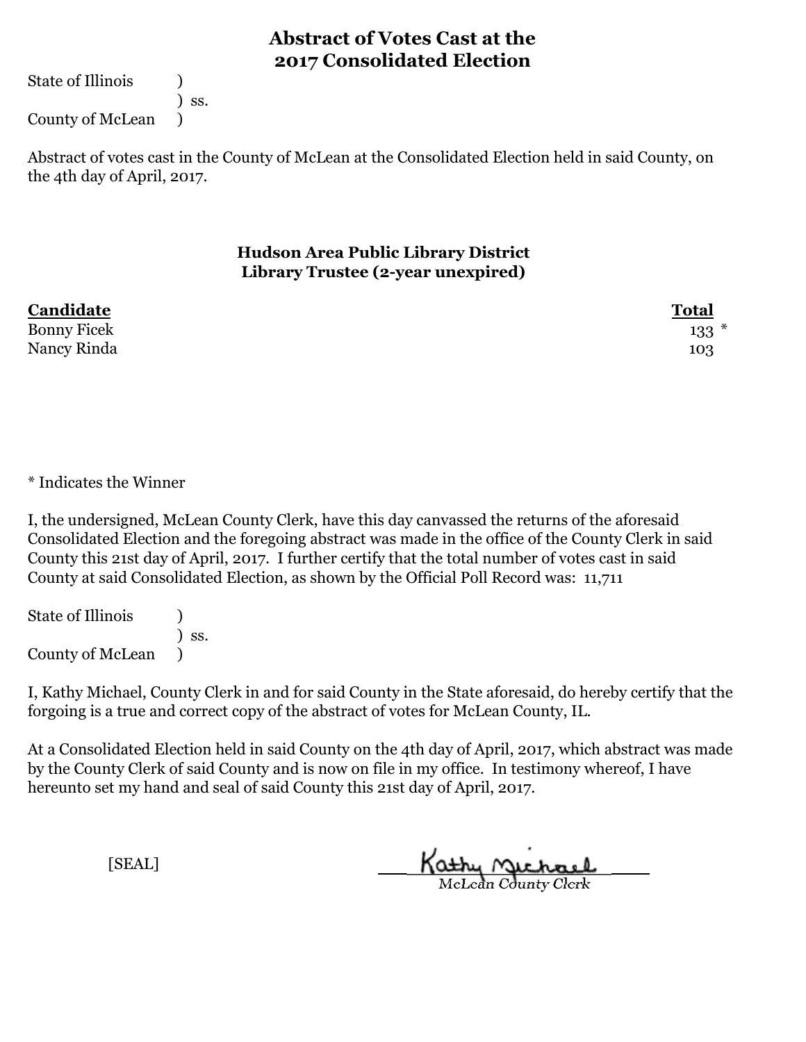# Abstract of Votes Cast at the 2017 Consolidated Election

State of Illinois )
) ss.
County of McLean )

Abstract of votes cast in the County of McLean at the Consolidated Election held in said County, on the 4th day of April, 2017.

## Hudson Area Public Library District
## Library Trustee (2-year unexpired)

| Candidate | Total |
|---|---|
| Bonny Ficek | 133 * |
| Nancy Rinda | 103 |

* Indicates the Winner

I, the undersigned, McLean County Clerk, have this day canvassed the returns of the aforesaid Consolidated Election and the foregoing abstract was made in the office of the County Clerk in said County this 21st day of April, 2017. I further certify that the total number of votes cast in said County at said Consolidated Election, as shown by the Official Poll Record was: 11,711

State of Illinois )
) ss.
County of McLean )

I, Kathy Michael, County Clerk in and for said County in the State aforesaid, do hereby certify that the forgoing is a true and correct copy of the abstract of votes for McLean County, IL.

At a Consolidated Election held in said County on the 4th day of April, 2017, which abstract was made by the County Clerk of said County and is now on file in my office. In testimony whereof, I have hereunto set my hand and seal of said County this 21st day of April, 2017.

[SEAL]

Kathy Michael
McLean County Clerk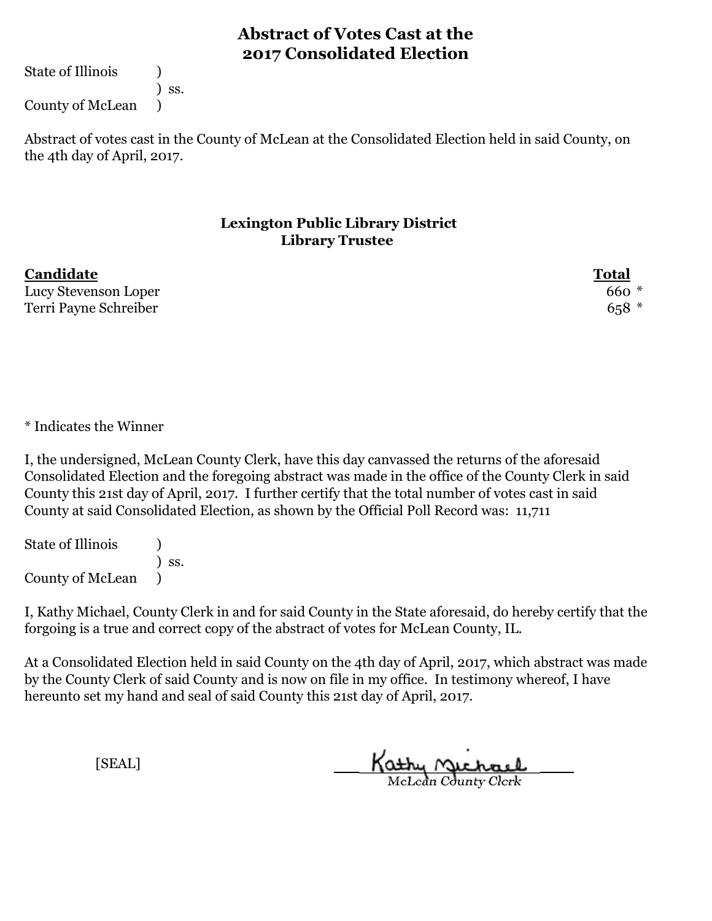# Abstract of Votes Cast at the 2017 Consolidated Election

State of Illinois )
) ss.
County of McLean )

Abstract of votes cast in the County of McLean at the Consolidated Election held in said County, on the 4th day of April, 2017.

## Lexington Public Library District
## Library Trustee

| Candidate | Total |
|---|---|
| Lucy Stevenson Loper | 660 * |
| Terri Payne Schreiber | 658 * |

* Indicates the Winner

I, the undersigned, McLean County Clerk, have this day canvassed the returns of the aforesaid Consolidated Election and the foregoing abstract was made in the office of the County Clerk in said County this 21st day of April, 2017. I further certify that the total number of votes cast in said County at said Consolidated Election, as shown by the Official Poll Record was: 11,711

State of Illinois )
) ss.
County of McLean )

I, Kathy Michael, County Clerk in and for said County in the State aforesaid, do hereby certify that the forgoing is a true and correct copy of the abstract of votes for McLean County, IL.

At a Consolidated Election held in said County on the 4th day of April, 2017, which abstract was made by the County Clerk of said County and is now on file in my office. In testimony whereof, I have hereunto set my hand and seal of said County this 21st day of April, 2017.

[SEAL]

Kathy Michael
McLean County Clerk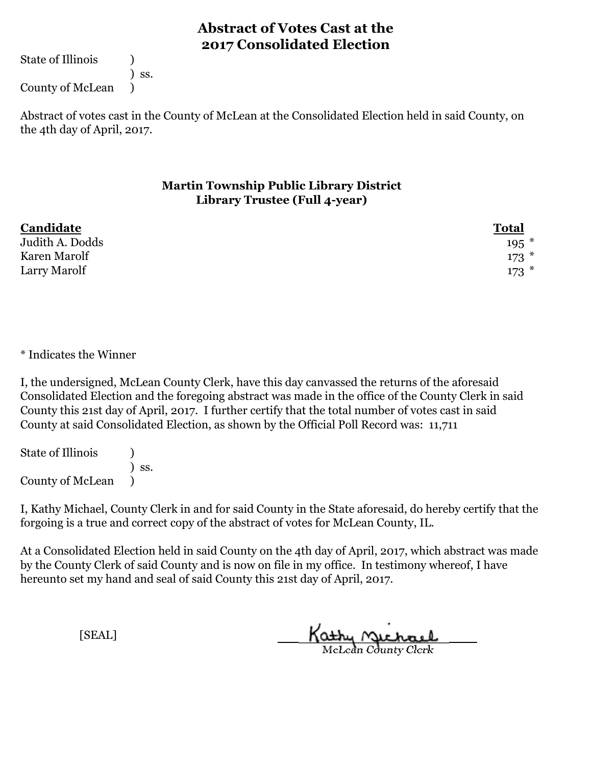# Abstract of Votes Cast at the 2017 Consolidated Election

State of Illinois )
) ss.
County of McLean )

Abstract of votes cast in the County of McLean at the Consolidated Election held in said County, on the 4th day of April, 2017.

### Martin Township Public Library District
### Library Trustee (Full 4-year)

| Candidate | Total |
|---|---|
| Judith A. Dodds | 195 * |
| Karen Marolf | 173 * |
| Larry Marolf | 173 * |

\* Indicates the Winner

I, the undersigned, McLean County Clerk, have this day canvassed the returns of the aforesaid Consolidated Election and the foregoing abstract was made in the office of the County Clerk in said County this 21st day of April, 2017. I further certify that the total number of votes cast in said County at said Consolidated Election, as shown by the Official Poll Record was: 11,711

State of Illinois )
) ss.
County of McLean )

I, Kathy Michael, County Clerk in and for said County in the State aforesaid, do hereby certify that the forgoing is a true and correct copy of the abstract of votes for McLean County, IL.

At a Consolidated Election held in said County on the 4th day of April, 2017, which abstract was made by the County Clerk of said County and is now on file in my office. In testimony whereof, I have hereunto set my hand and seal of said County this 21st day of April, 2017.

[SEAL]

Kathy Michael
McLean County Clerk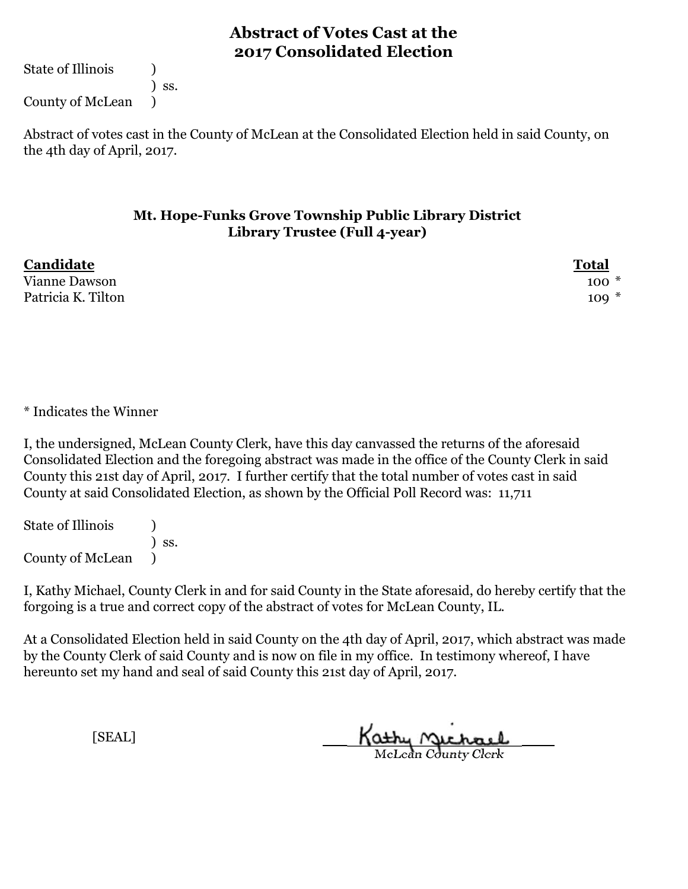# Abstract of Votes Cast at the 2017 Consolidated Election

State of Illinois )
) ss.
County of McLean )

Abstract of votes cast in the County of McLean at the Consolidated Election held in said County, on the 4th day of April, 2017.

## Mt. Hope-Funks Grove Township Public Library District
## Library Trustee (Full 4-year)

| Candidate | Total | |
|---|---|---|
| Vianne Dawson | 100 | * |
| Patricia K. Tilton | 109 | * |

* Indicates the Winner

I, the undersigned, McLean County Clerk, have this day canvassed the returns of the aforesaid Consolidated Election and the foregoing abstract was made in the office of the County Clerk in said County this 21st day of April, 2017. I further certify that the total number of votes cast in said County at said Consolidated Election, as shown by the Official Poll Record was: 11,711

State of Illinois )
) ss.
County of McLean )

I, Kathy Michael, County Clerk in and for said County in the State aforesaid, do hereby certify that the forgoing is a true and correct copy of the abstract of votes for McLean County, IL.

At a Consolidated Election held in said County on the 4th day of April, 2017, which abstract was made by the County Clerk of said County and is now on file in my office. In testimony whereof, I have hereunto set my hand and seal of said County this 21st day of April, 2017.

[SEAL]

Kathy Michael
McLean County Clerk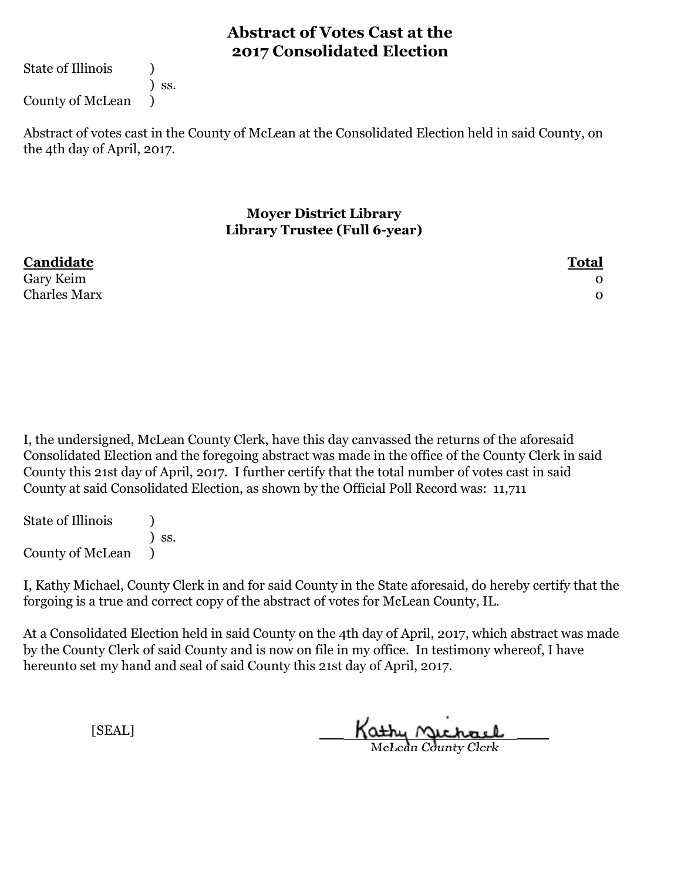# Abstract of Votes Cast at the 2017 Consolidated Election

State of Illinois )
) ss.
County of McLean )

Abstract of votes cast in the County of McLean at the Consolidated Election held in said County, on the 4th day of April, 2017.

### Moyer District Library
### Library Trustee (Full 6-year)

| Candidate | Total |
|---|---|
| Gary Keim | 0 |
| Charles Marx | 0 |

I, the undersigned, McLean County Clerk, have this day canvassed the returns of the aforesaid Consolidated Election and the foregoing abstract was made in the office of the County Clerk in said County this 21st day of April, 2017. I further certify that the total number of votes cast in said County at said Consolidated Election, as shown by the Official Poll Record was: 11,711

State of Illinois )
) ss.
County of McLean )

I, Kathy Michael, County Clerk in and for said County in the State aforesaid, do hereby certify that the forgoing is a true and correct copy of the abstract of votes for McLean County, IL.

At a Consolidated Election held in said County on the 4th day of April, 2017, which abstract was made by the County Clerk of said County and is now on file in my office. In testimony whereof, I have hereunto set my hand and seal of said County this 21st day of April, 2017.

[SEAL]

Kathy Michael
McLean County Clerk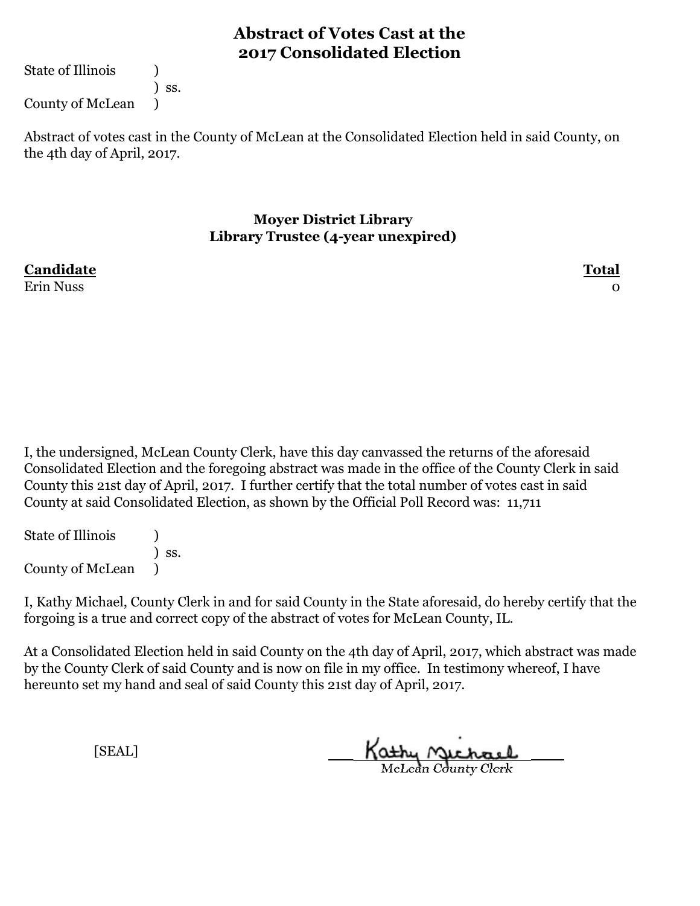# Abstract of Votes Cast at the 2017 Consolidated Election

State of Illinois )
) ss.
County of McLean )

Abstract of votes cast in the County of McLean at the Consolidated Election held in said County, on the 4th day of April, 2017.

## Moyer District Library
## Library Trustee (4-year unexpired)

| Candidate | Total |
|---|---|
| Erin Nuss | 0 |

I, the undersigned, McLean County Clerk, have this day canvassed the returns of the aforesaid Consolidated Election and the foregoing abstract was made in the office of the County Clerk in said County this 21st day of April, 2017. I further certify that the total number of votes cast in said County at said Consolidated Election, as shown by the Official Poll Record was: 11,711

State of Illinois )
) ss.
County of McLean )

I, Kathy Michael, County Clerk in and for said County in the State aforesaid, do hereby certify that the forgoing is a true and correct copy of the abstract of votes for McLean County, IL.

At a Consolidated Election held in said County on the 4th day of April, 2017, which abstract was made by the County Clerk of said County and is now on file in my office. In testimony whereof, I have hereunto set my hand and seal of said County this 21st day of April, 2017.

[SEAL]

Kathy Michael
McLean County Clerk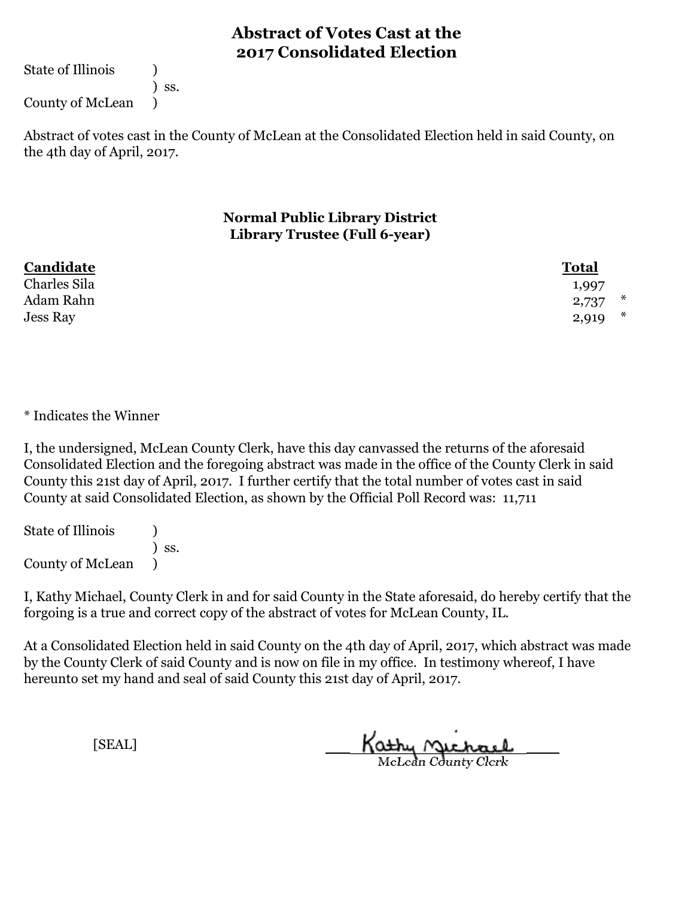# Abstract of Votes Cast at the 2017 Consolidated Election

State of Illinois )
) ss.
County of McLean )

Abstract of votes cast in the County of McLean at the Consolidated Election held in said County, on the 4th day of April, 2017.

### Normal Public Library District
### Library Trustee (Full 6-year)

| Candidate | Total | |
|---|---|---|
| Charles Sila | 1,997 | |
| Adam Rahn | 2,737 | * |
| Jess Ray | 2,919 | * |

* Indicates the Winner

I, the undersigned, McLean County Clerk, have this day canvassed the returns of the aforesaid Consolidated Election and the foregoing abstract was made in the office of the County Clerk in said County this 21st day of April, 2017. I further certify that the total number of votes cast in said County at said Consolidated Election, as shown by the Official Poll Record was: 11,711

State of Illinois )
) ss.
County of McLean )

I, Kathy Michael, County Clerk in and for said County in the State aforesaid, do hereby certify that the forgoing is a true and correct copy of the abstract of votes for McLean County, IL.

At a Consolidated Election held in said County on the 4th day of April, 2017, which abstract was made by the County Clerk of said County and is now on file in my office. In testimony whereof, I have hereunto set my hand and seal of said County this 21st day of April, 2017.

[SEAL]

Kathy Michael
McLean County Clerk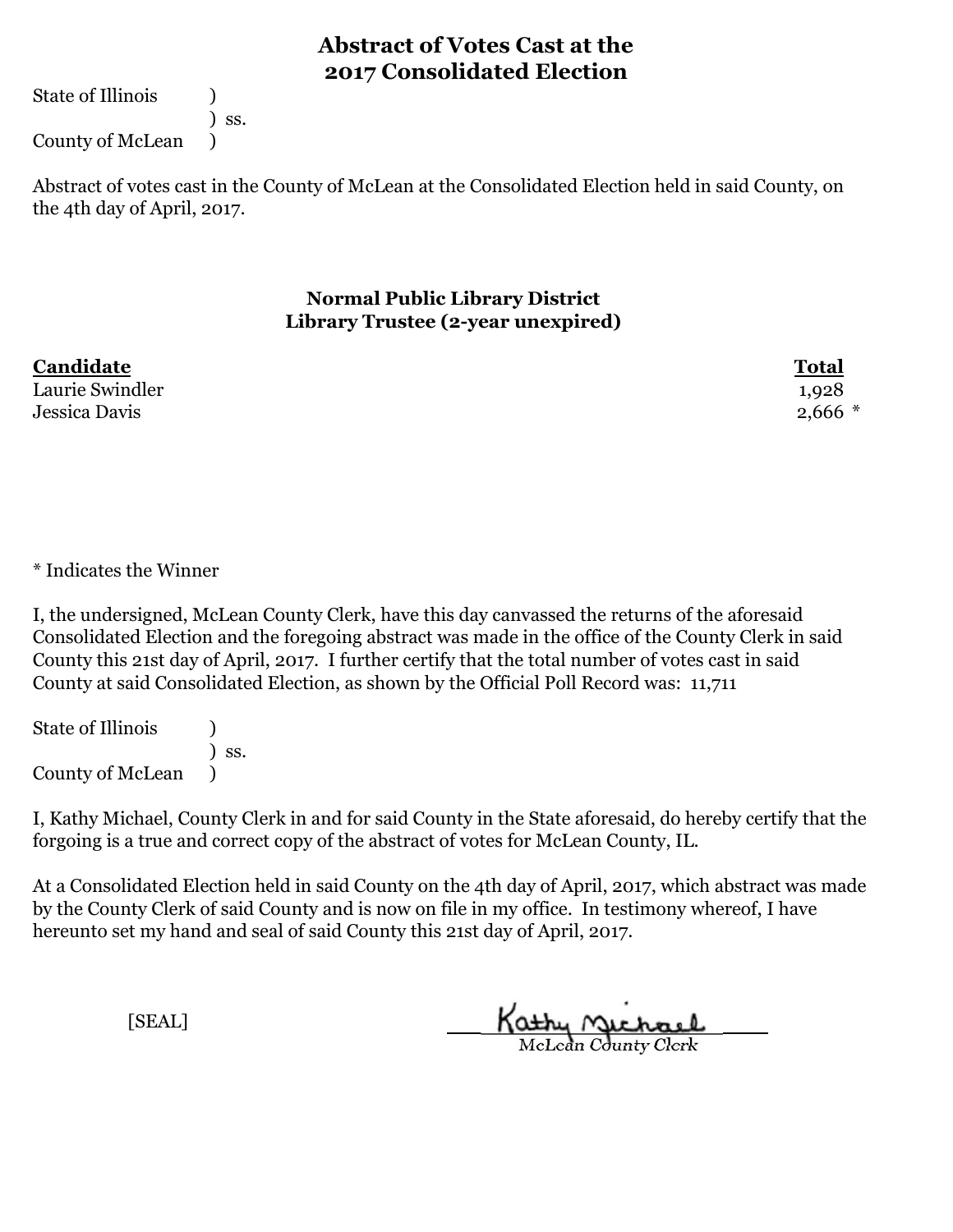# Abstract of Votes Cast at the 2017 Consolidated Election

State of Illinois )
) ss.
County of McLean )

Abstract of votes cast in the County of McLean at the Consolidated Election held in said County, on the 4th day of April, 2017.

### Normal Public Library District
### Library Trustee (2-year unexpired)

| Candidate | Total |
|---|---|
| Laurie Swindler | 1,928 |
| Jessica Davis | 2,666 * |

* Indicates the Winner

I, the undersigned, McLean County Clerk, have this day canvassed the returns of the aforesaid Consolidated Election and the foregoing abstract was made in the office of the County Clerk in said County this 21st day of April, 2017. I further certify that the total number of votes cast in said County at said Consolidated Election, as shown by the Official Poll Record was: 11,711

State of Illinois )
) ss.
County of McLean )

I, Kathy Michael, County Clerk in and for said County in the State aforesaid, do hereby certify that the forgoing is a true and correct copy of the abstract of votes for McLean County, IL.

At a Consolidated Election held in said County on the 4th day of April, 2017, which abstract was made by the County Clerk of said County and is now on file in my office. In testimony whereof, I have hereunto set my hand and seal of said County this 21st day of April, 2017.

[SEAL]

Kathy Michael
McLean County Clerk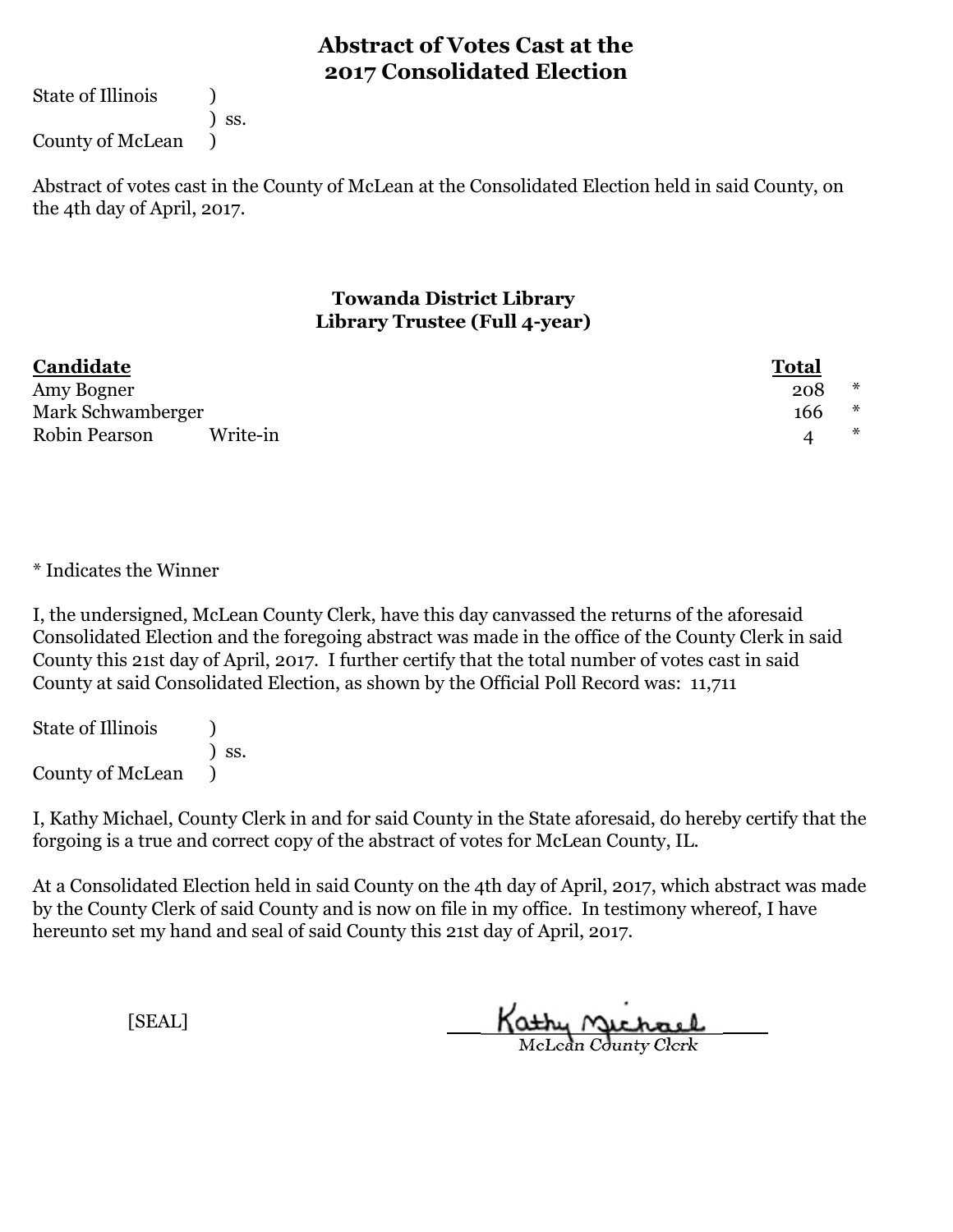# Abstract of Votes Cast at the 2017 Consolidated Election

State of Illinois )
) ss.
County of McLean )

Abstract of votes cast in the County of McLean at the Consolidated Election held in said County, on the 4th day of April, 2017.

## Towanda District Library
### Library Trustee (Full 4-year)

| Candidate | | Total | |
|---|---|---|---|
| Amy Bogner | | 208 | * |
| Mark Schwamberger | | 166 | * |
| Robin Pearson | Write-in | 4 | * |

* Indicates the Winner

I, the undersigned, McLean County Clerk, have this day canvassed the returns of the aforesaid Consolidated Election and the foregoing abstract was made in the office of the County Clerk in said County this 21st day of April, 2017. I further certify that the total number of votes cast in said County at said Consolidated Election, as shown by the Official Poll Record was: 11,711

State of Illinois )
) ss.
County of McLean )

I, Kathy Michael, County Clerk in and for said County in the State aforesaid, do hereby certify that the forgoing is a true and correct copy of the abstract of votes for McLean County, IL.

At a Consolidated Election held in said County on the 4th day of April, 2017, which abstract was made by the County Clerk of said County and is now on file in my office. In testimony whereof, I have hereunto set my hand and seal of said County this 21st day of April, 2017.

[SEAL]

Kathy Michael
McLean County Clerk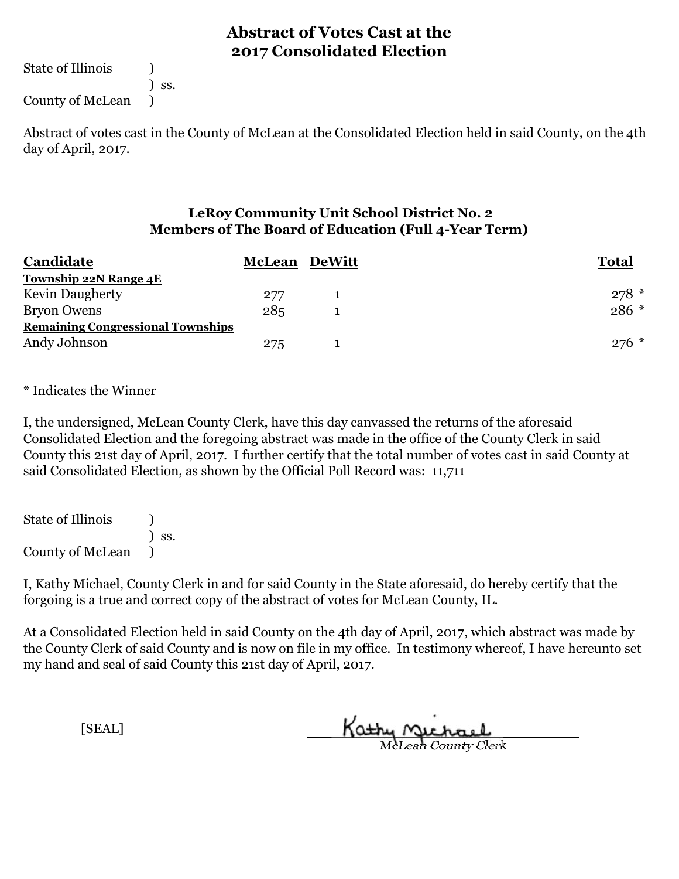# Abstract of Votes Cast at the 2017 Consolidated Election

State of Illinois )
) ss.
County of McLean )

Abstract of votes cast in the County of McLean at the Consolidated Election held in said County, on the 4th day of April, 2017.

### LeRoy Community Unit School District No. 2
### Members of The Board of Education (Full 4-Year Term)

| Candidate | McLean | DeWitt | Total |
|---|---|---|---|
| **Township 22N Range 4E** | | | |
| Kevin Daugherty | 277 | 1 | 278 * |
| Bryon Owens | 285 | 1 | 286 * |
| **Remaining Congressional Townships** | | | |
| Andy Johnson | 275 | 1 | 276 * |

* Indicates the Winner

I, the undersigned, McLean County Clerk, have this day canvassed the returns of the aforesaid Consolidated Election and the foregoing abstract was made in the office of the County Clerk in said County this 21st day of April, 2017. I further certify that the total number of votes cast in said County at said Consolidated Election, as shown by the Official Poll Record was: 11,711

State of Illinois )
) ss.
County of McLean )

I, Kathy Michael, County Clerk in and for said County in the State aforesaid, do hereby certify that the forgoing is a true and correct copy of the abstract of votes for McLean County, IL.

At a Consolidated Election held in said County on the 4th day of April, 2017, which abstract was made by the County Clerk of said County and is now on file in my office. In testimony whereof, I have hereunto set my hand and seal of said County this 21st day of April, 2017.

[SEAL]

Kathy Michael
McLean County Clerk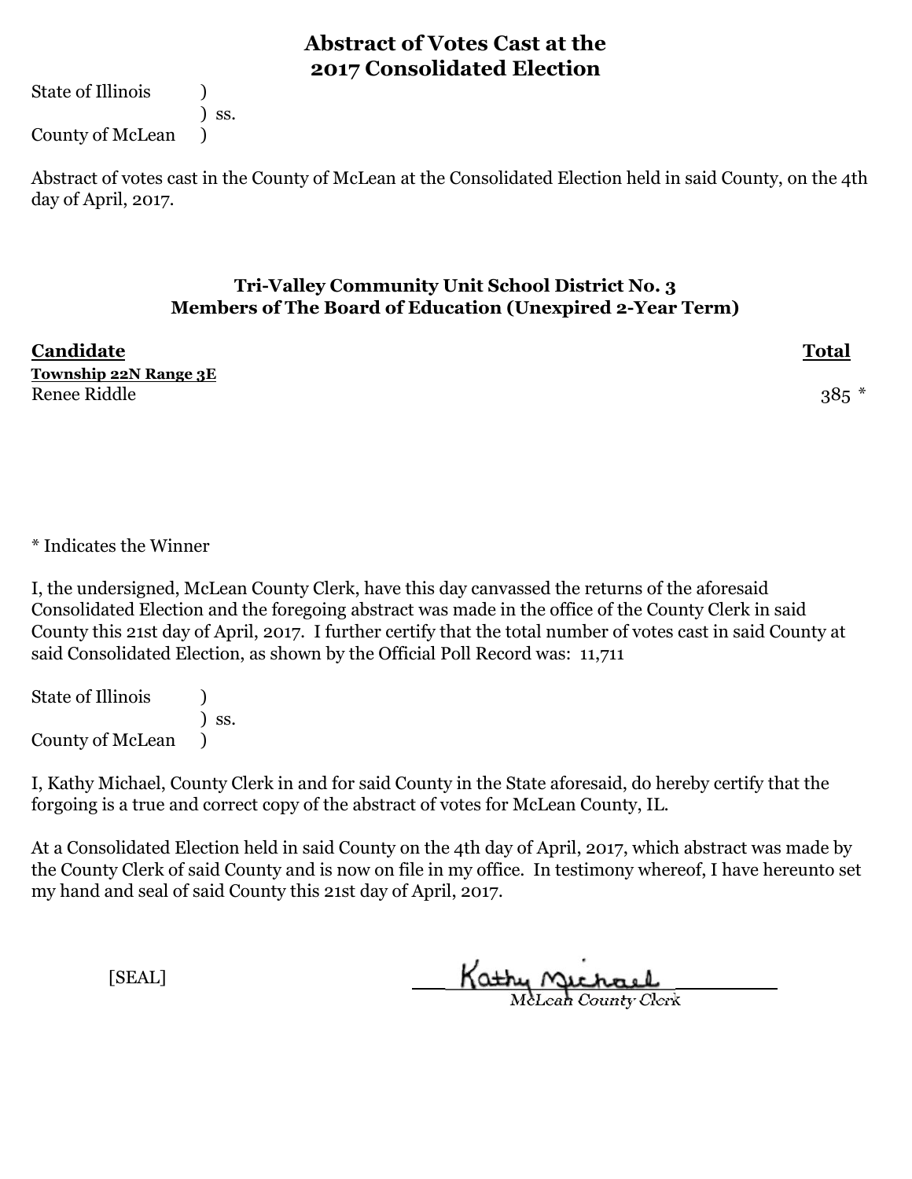# Abstract of Votes Cast at the 2017 Consolidated Election

State of Illinois )
) ss.
County of McLean )

Abstract of votes cast in the County of McLean at the Consolidated Election held in said County, on the 4th day of April, 2017.

### Tri-Valley Community Unit School District No. 3
### Members of The Board of Education (Unexpired 2-Year Term)

| Candidate | Total |
|---|---|
| **Township 22N Range 3E** | |
| Renee Riddle | 385 * |

* Indicates the Winner

I, the undersigned, McLean County Clerk, have this day canvassed the returns of the aforesaid Consolidated Election and the foregoing abstract was made in the office of the County Clerk in said County this 21st day of April, 2017. I further certify that the total number of votes cast in said County at said Consolidated Election, as shown by the Official Poll Record was: 11,711

State of Illinois )
) ss.
County of McLean )

I, Kathy Michael, County Clerk in and for said County in the State aforesaid, do hereby certify that the forgoing is a true and correct copy of the abstract of votes for McLean County, IL.

At a Consolidated Election held in said County on the 4th day of April, 2017, which abstract was made by the County Clerk of said County and is now on file in my office. In testimony whereof, I have hereunto set my hand and seal of said County this 21st day of April, 2017.

[SEAL]

Kathy Michael
McLean County Clerk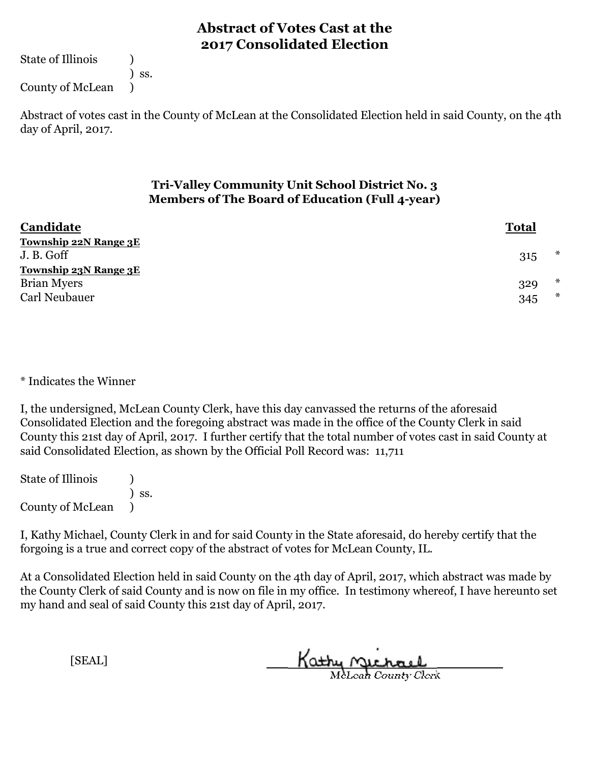# Abstract of Votes Cast at the 2017 Consolidated Election

State of Illinois )
) ss.
County of McLean )

Abstract of votes cast in the County of McLean at the Consolidated Election held in said County, on the 4th day of April, 2017.

### Tri-Valley Community Unit School District No. 3
### Members of The Board of Education (Full 4-year)

| Candidate | Total | |
|---|---|---|
| **Township 22N Range 3E** | | |
| J. B. Goff | 315 | * |
| **Township 23N Range 3E** | | |
| Brian Myers | 329 | * |
| Carl Neubauer | 345 | * |

* Indicates the Winner

I, the undersigned, McLean County Clerk, have this day canvassed the returns of the aforesaid Consolidated Election and the foregoing abstract was made in the office of the County Clerk in said County this 21st day of April, 2017. I further certify that the total number of votes cast in said County at said Consolidated Election, as shown by the Official Poll Record was: 11,711

State of Illinois )
) ss.
County of McLean )

I, Kathy Michael, County Clerk in and for said County in the State aforesaid, do hereby certify that the forgoing is a true and correct copy of the abstract of votes for McLean County, IL.

At a Consolidated Election held in said County on the 4th day of April, 2017, which abstract was made by the County Clerk of said County and is now on file in my office. In testimony whereof, I have hereunto set my hand and seal of said County this 21st day of April, 2017.

[SEAL]

Kathy Michael
McLean County Clerk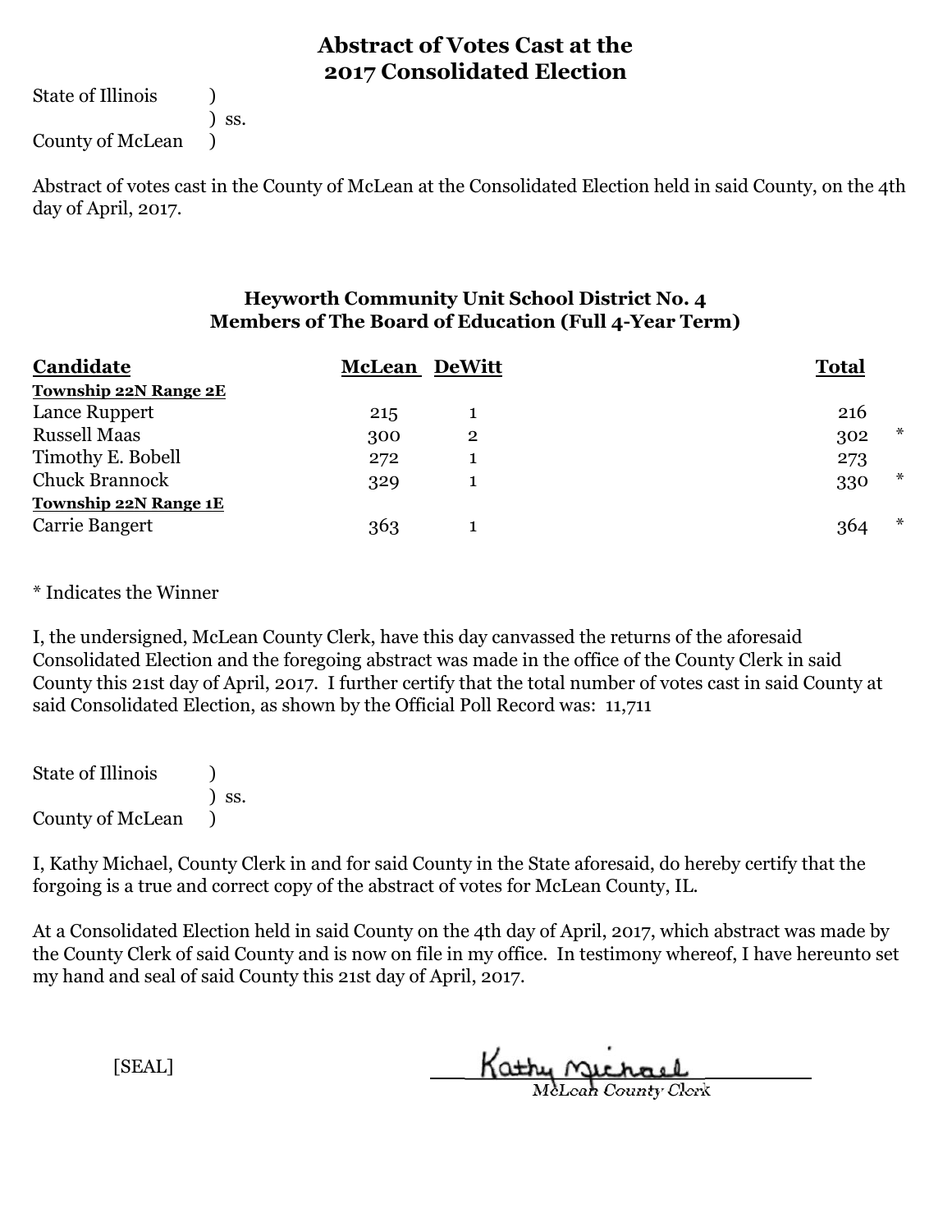# Abstract of Votes Cast at the 2017 Consolidated Election

State of Illinois )
) ss.
County of McLean )

Abstract of votes cast in the County of McLean at the Consolidated Election held in said County, on the 4th day of April, 2017.

## Heyworth Community Unit School District No. 4
## Members of The Board of Education (Full 4-Year Term)

| Candidate | McLean | DeWitt | Total | |
|---|---|---|---|---|
| **Township 22N Range 2E** | | | | |
| Lance Ruppert | 215 | 1 | 216 | |
| Russell Maas | 300 | 2 | 302 | * |
| Timothy E. Bobell | 272 | 1 | 273 | |
| Chuck Brannock | 329 | 1 | 330 | * |
| **Township 22N Range 1E** | | | | |
| Carrie Bangert | 363 | 1 | 364 | * |

* Indicates the Winner

I, the undersigned, McLean County Clerk, have this day canvassed the returns of the aforesaid Consolidated Election and the foregoing abstract was made in the office of the County Clerk in said County this 21st day of April, 2017. I further certify that the total number of votes cast in said County at said Consolidated Election, as shown by the Official Poll Record was: 11,711

State of Illinois )
) ss.
County of McLean )

I, Kathy Michael, County Clerk in and for said County in the State aforesaid, do hereby certify that the forgoing is a true and correct copy of the abstract of votes for McLean County, IL.

At a Consolidated Election held in said County on the 4th day of April, 2017, which abstract was made by the County Clerk of said County and is now on file in my office. In testimony whereof, I have hereunto set my hand and seal of said County this 21st day of April, 2017.

[SEAL]

Kathy Michael
McLean County Clerk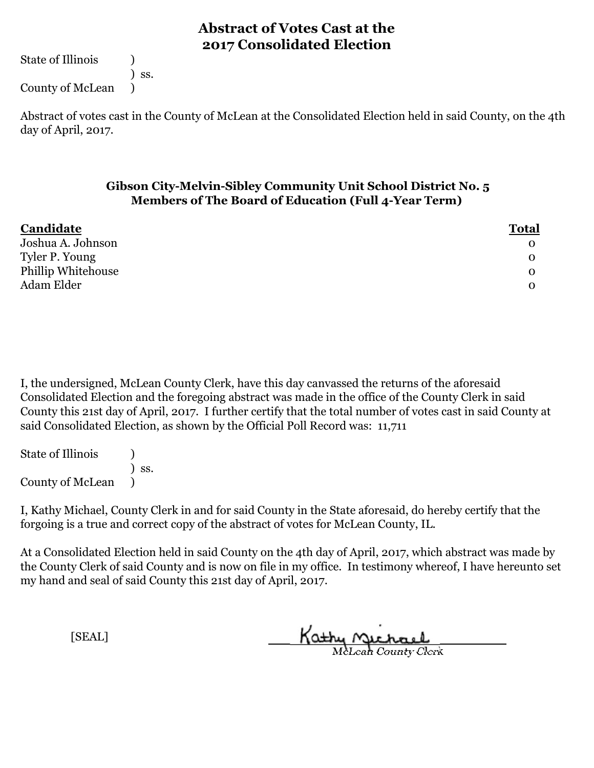# Abstract of Votes Cast at the 2017 Consolidated Election

State of Illinois )
) ss.
County of McLean )

Abstract of votes cast in the County of McLean at the Consolidated Election held in said County, on the 4th day of April, 2017.

### Gibson City-Melvin-Sibley Community Unit School District No. 5
### Members of The Board of Education (Full 4-Year Term)

| Candidate | Total |
|---|---|
| Joshua A. Johnson | 0 |
| Tyler P. Young | 0 |
| Phillip Whitehouse | 0 |
| Adam Elder | 0 |

I, the undersigned, McLean County Clerk, have this day canvassed the returns of the aforesaid Consolidated Election and the foregoing abstract was made in the office of the County Clerk in said County this 21st day of April, 2017. I further certify that the total number of votes cast in said County at said Consolidated Election, as shown by the Official Poll Record was: 11,711

State of Illinois )
) ss.
County of McLean )

I, Kathy Michael, County Clerk in and for said County in the State aforesaid, do hereby certify that the forgoing is a true and correct copy of the abstract of votes for McLean County, IL.

At a Consolidated Election held in said County on the 4th day of April, 2017, which abstract was made by the County Clerk of said County and is now on file in my office. In testimony whereof, I have hereunto set my hand and seal of said County this 21st day of April, 2017.

[SEAL]

Kathy Michael
McLean County Clerk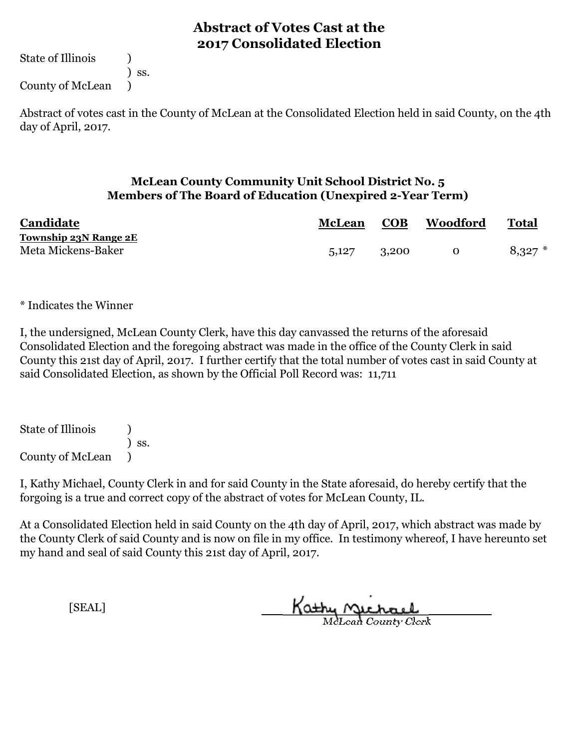# Abstract of Votes Cast at the 2017 Consolidated Election

State of Illinois )
) ss.
County of McLean )

Abstract of votes cast in the County of McLean at the Consolidated Election held in said County, on the 4th day of April, 2017.

## McLean County Community Unit School District No. 5
## Members of The Board of Education (Unexpired 2-Year Term)

| Candidate | McLean | COB | Woodford | Total |
|---|---|---|---|---|
| **Township 23N Range 2E** | | | | |
| Meta Mickens-Baker | 5,127 | 3,200 | 0 | 8,327 * |

\* Indicates the Winner

I, the undersigned, McLean County Clerk, have this day canvassed the returns of the aforesaid Consolidated Election and the foregoing abstract was made in the office of the County Clerk in said County this 21st day of April, 2017. I further certify that the total number of votes cast in said County at said Consolidated Election, as shown by the Official Poll Record was: 11,711

State of Illinois )
) ss.
County of McLean )

I, Kathy Michael, County Clerk in and for said County in the State aforesaid, do hereby certify that the forgoing is a true and correct copy of the abstract of votes for McLean County, IL.

At a Consolidated Election held in said County on the 4th day of April, 2017, which abstract was made by the County Clerk of said County and is now on file in my office. In testimony whereof, I have hereunto set my hand and seal of said County this 21st day of April, 2017.

[SEAL]

Kathy Michael
McLean County Clerk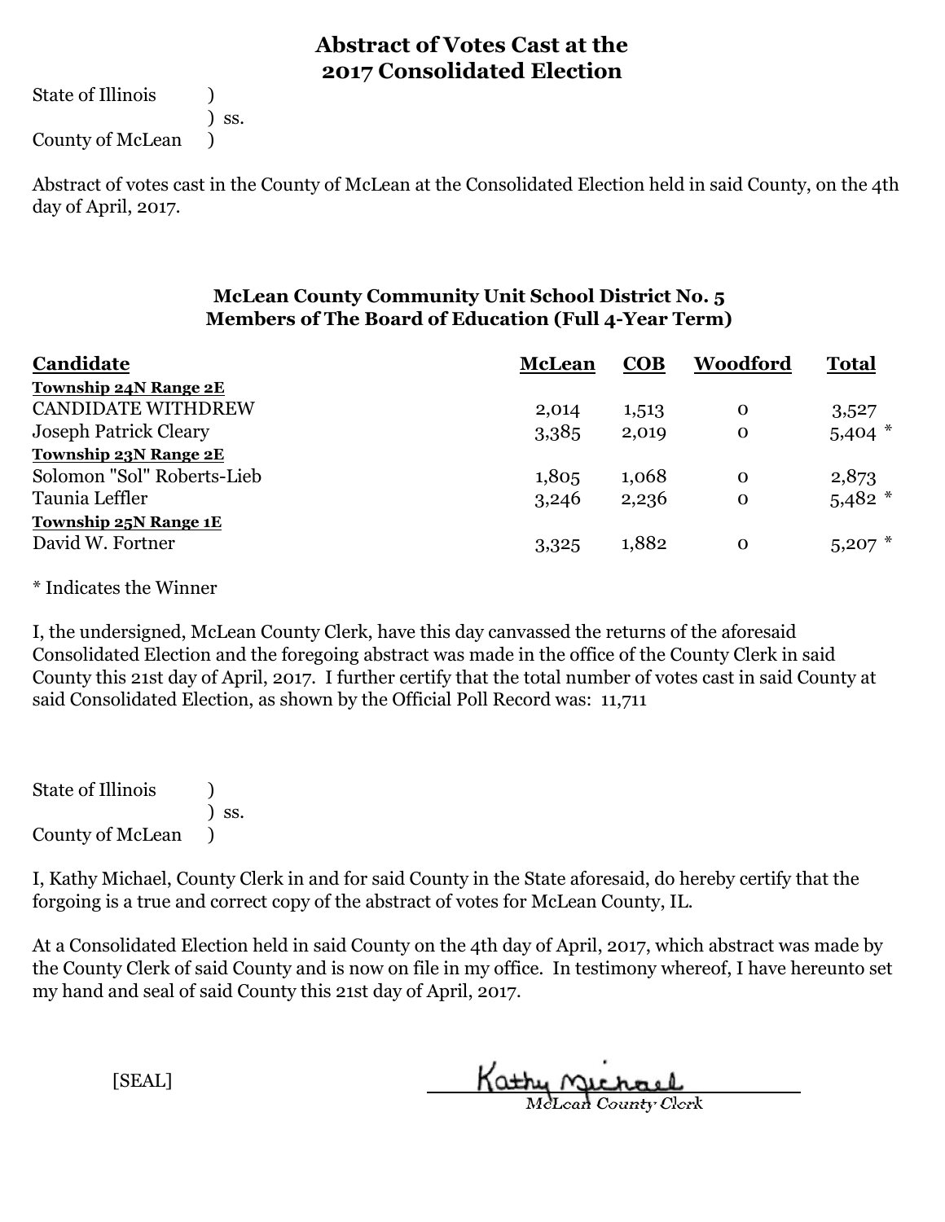# Abstract of Votes Cast at the 2017 Consolidated Election

State of Illinois )
) ss.
County of McLean )

Abstract of votes cast in the County of McLean at the Consolidated Election held in said County, on the 4th day of April, 2017.

## McLean County Community Unit School District No. 5
## Members of The Board of Education (Full 4-Year Term)

| Candidate | McLean | COB | Woodford | Total |
|---|---|---|---|---|
| **Township 24N Range 2E** | | | | |
| CANDIDATE WITHDREW | 2,014 | 1,513 | 0 | 3,527 |
| Joseph Patrick Cleary | 3,385 | 2,019 | 0 | 5,404 * |
| **Township 23N Range 2E** | | | | |
| Solomon "Sol" Roberts-Lieb | 1,805 | 1,068 | 0 | 2,873 |
| Taunia Leffler | 3,246 | 2,236 | 0 | 5,482 * |
| **Township 25N Range 1E** | | | | |
| David W. Fortner | 3,325 | 1,882 | 0 | 5,207 * |

* Indicates the Winner

I, the undersigned, McLean County Clerk, have this day canvassed the returns of the aforesaid Consolidated Election and the foregoing abstract was made in the office of the County Clerk in said County this 21st day of April, 2017. I further certify that the total number of votes cast in said County at said Consolidated Election, as shown by the Official Poll Record was: 11,711

State of Illinois )
) ss.
County of McLean )

I, Kathy Michael, County Clerk in and for said County in the State aforesaid, do hereby certify that the forgoing is a true and correct copy of the abstract of votes for McLean County, IL.

At a Consolidated Election held in said County on the 4th day of April, 2017, which abstract was made by the County Clerk of said County and is now on file in my office. In testimony whereof, I have hereunto set my hand and seal of said County this 21st day of April, 2017.

[SEAL]

Kathy Michael
McLean County Clerk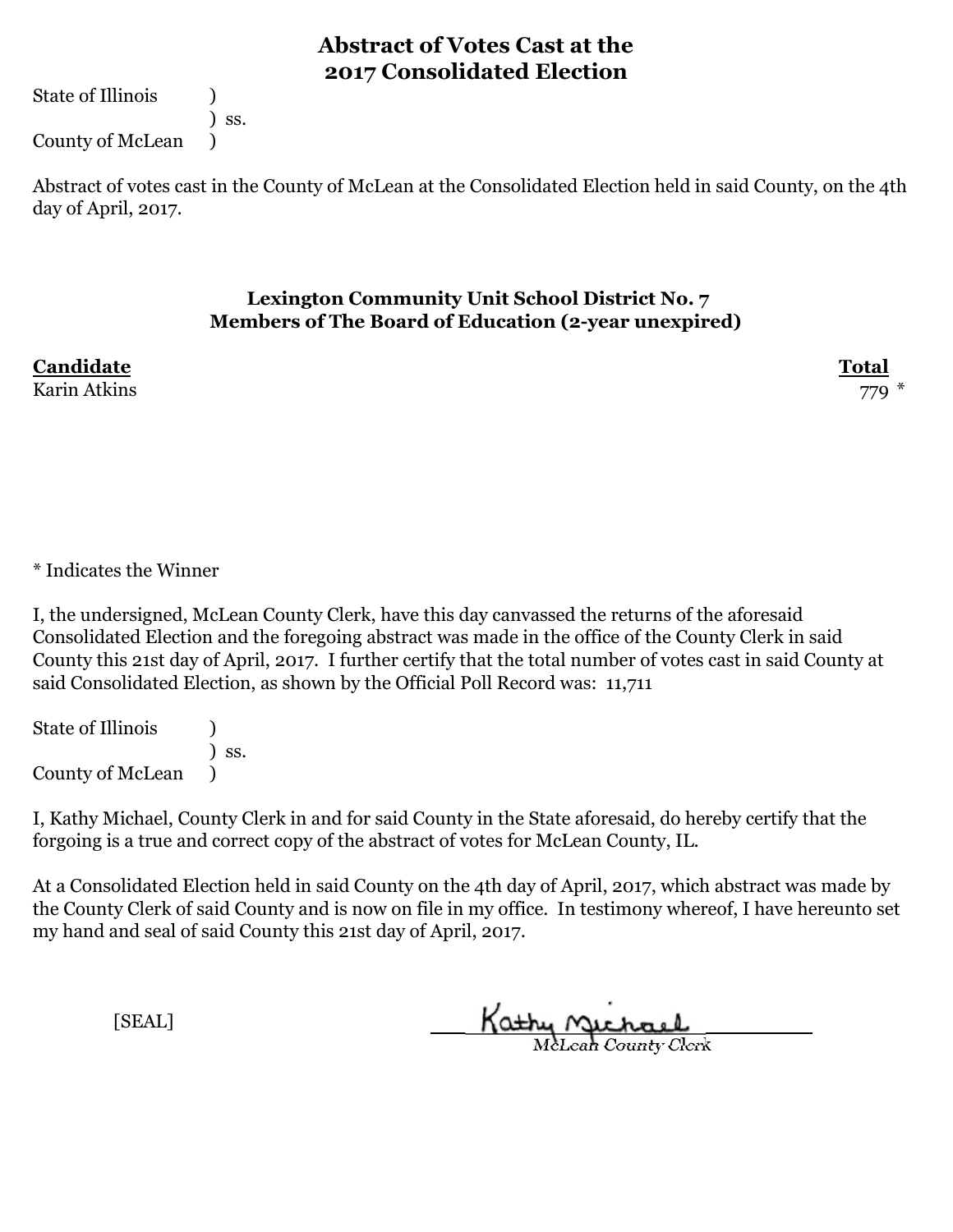# Abstract of Votes Cast at the 2017 Consolidated Election

State of Illinois )
) ss.
County of McLean )

Abstract of votes cast in the County of McLean at the Consolidated Election held in said County, on the 4th day of April, 2017.

## Lexington Community Unit School District No. 7
## Members of The Board of Education (2-year unexpired)

| Candidate | Total |
|---|---|
| Karin Atkins | 779 * |

* Indicates the Winner

I, the undersigned, McLean County Clerk, have this day canvassed the returns of the aforesaid Consolidated Election and the foregoing abstract was made in the office of the County Clerk in said County this 21st day of April, 2017. I further certify that the total number of votes cast in said County at said Consolidated Election, as shown by the Official Poll Record was: 11,711

State of Illinois )
) ss.
County of McLean )

I, Kathy Michael, County Clerk in and for said County in the State aforesaid, do hereby certify that the forgoing is a true and correct copy of the abstract of votes for McLean County, IL.

At a Consolidated Election held in said County on the 4th day of April, 2017, which abstract was made by the County Clerk of said County and is now on file in my office. In testimony whereof, I have hereunto set my hand and seal of said County this 21st day of April, 2017.

[SEAL]

Kathy Michael
McLean County Clerk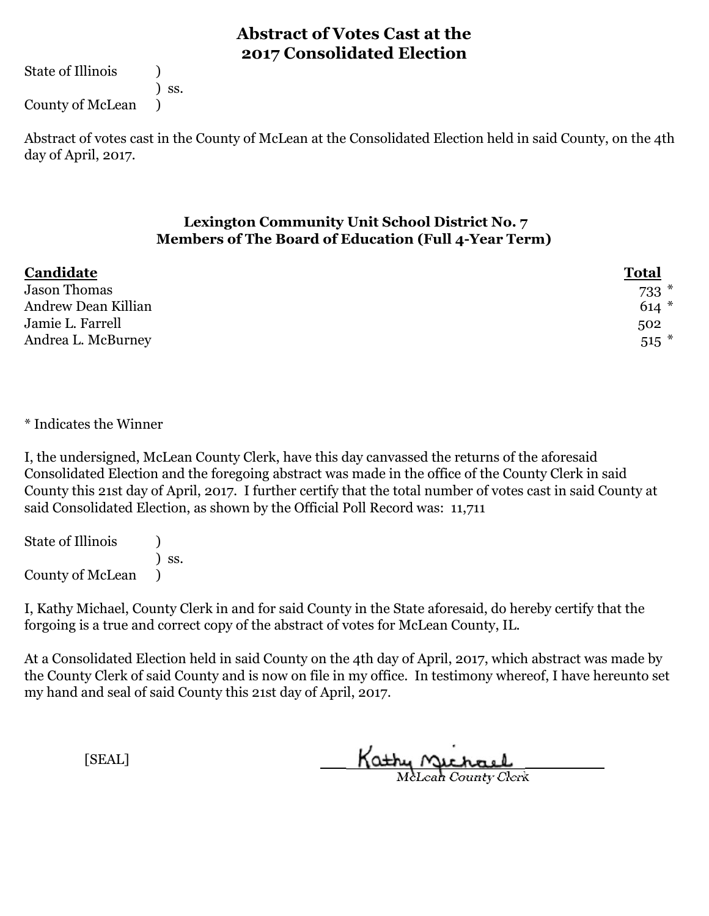# Abstract of Votes Cast at the 2017 Consolidated Election

State of Illinois )
) ss.
County of McLean )

Abstract of votes cast in the County of McLean at the Consolidated Election held in said County, on the 4th day of April, 2017.

### Lexington Community Unit School District No. 7
### Members of The Board of Education (Full 4-Year Term)

| Candidate | Total |
|---|---|
| Jason Thomas | 733 * |
| Andrew Dean Killian | 614 * |
| Jamie L. Farrell | 502 |
| Andrea L. McBurney | 515 * |

* Indicates the Winner

I, the undersigned, McLean County Clerk, have this day canvassed the returns of the aforesaid Consolidated Election and the foregoing abstract was made in the office of the County Clerk in said County this 21st day of April, 2017. I further certify that the total number of votes cast in said County at said Consolidated Election, as shown by the Official Poll Record was: 11,711

State of Illinois )
) ss.
County of McLean )

I, Kathy Michael, County Clerk in and for said County in the State aforesaid, do hereby certify that the forgoing is a true and correct copy of the abstract of votes for McLean County, IL.

At a Consolidated Election held in said County on the 4th day of April, 2017, which abstract was made by the County Clerk of said County and is now on file in my office. In testimony whereof, I have hereunto set my hand and seal of said County this 21st day of April, 2017.

[SEAL]

Kathy Michael
McLean County Clerk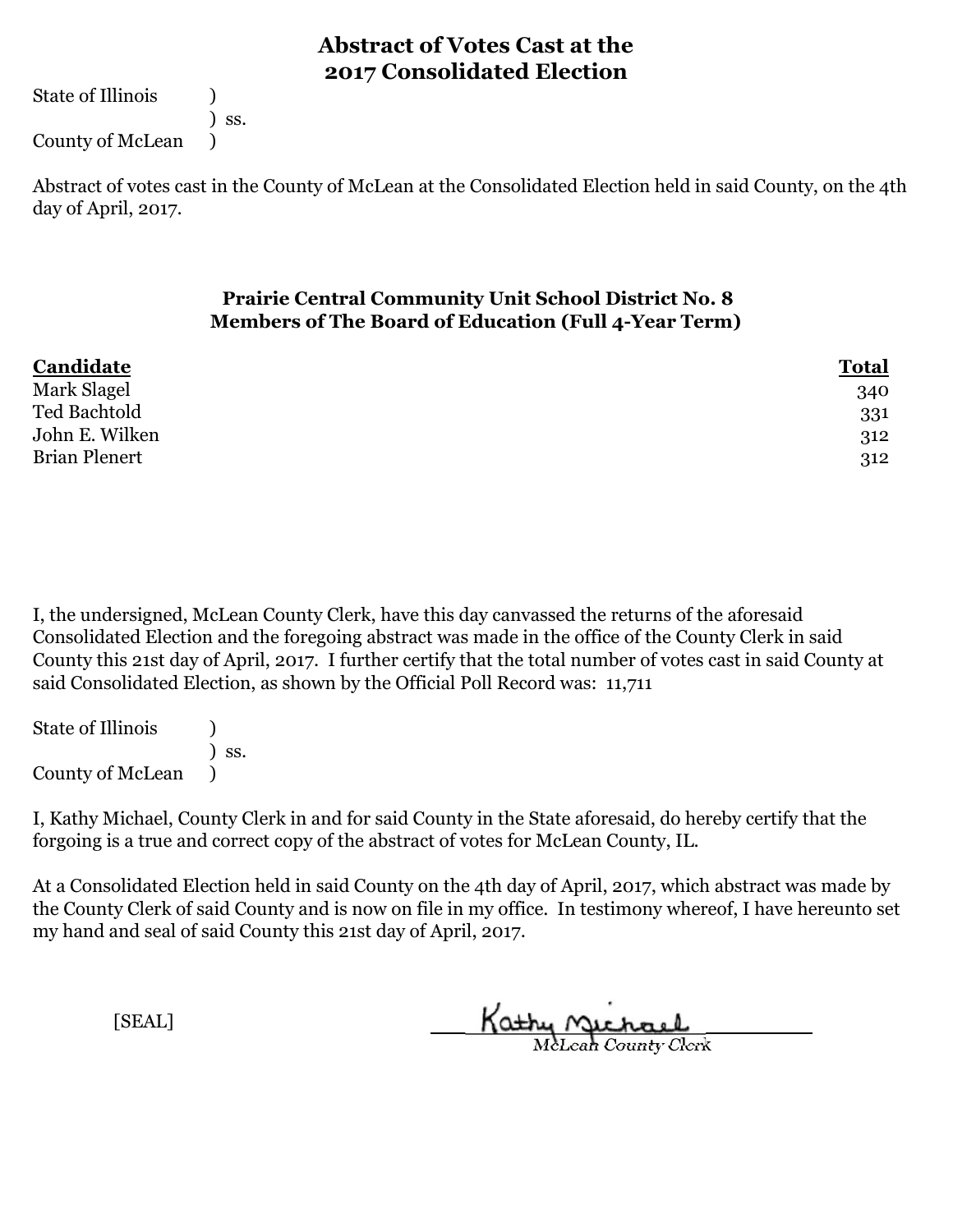# Abstract of Votes Cast at the 2017 Consolidated Election

State of Illinois )
) ss.
County of McLean )

Abstract of votes cast in the County of McLean at the Consolidated Election held in said County, on the 4th day of April, 2017.

### Prairie Central Community Unit School District No. 8
### Members of The Board of Education (Full 4-Year Term)

| Candidate | Total |
|---|---|
| Mark Slagel | 340 |
| Ted Bachtold | 331 |
| John E. Wilken | 312 |
| Brian Plenert | 312 |

I, the undersigned, McLean County Clerk, have this day canvassed the returns of the aforesaid Consolidated Election and the foregoing abstract was made in the office of the County Clerk in said County this 21st day of April, 2017. I further certify that the total number of votes cast in said County at said Consolidated Election, as shown by the Official Poll Record was: 11,711

State of Illinois )
) ss.
County of McLean )

I, Kathy Michael, County Clerk in and for said County in the State aforesaid, do hereby certify that the forgoing is a true and correct copy of the abstract of votes for McLean County, IL.

At a Consolidated Election held in said County on the 4th day of April, 2017, which abstract was made by the County Clerk of said County and is now on file in my office. In testimony whereof, I have hereunto set my hand and seal of said County this 21st day of April, 2017.

[SEAL]

Kathy Michael
McLean County Clerk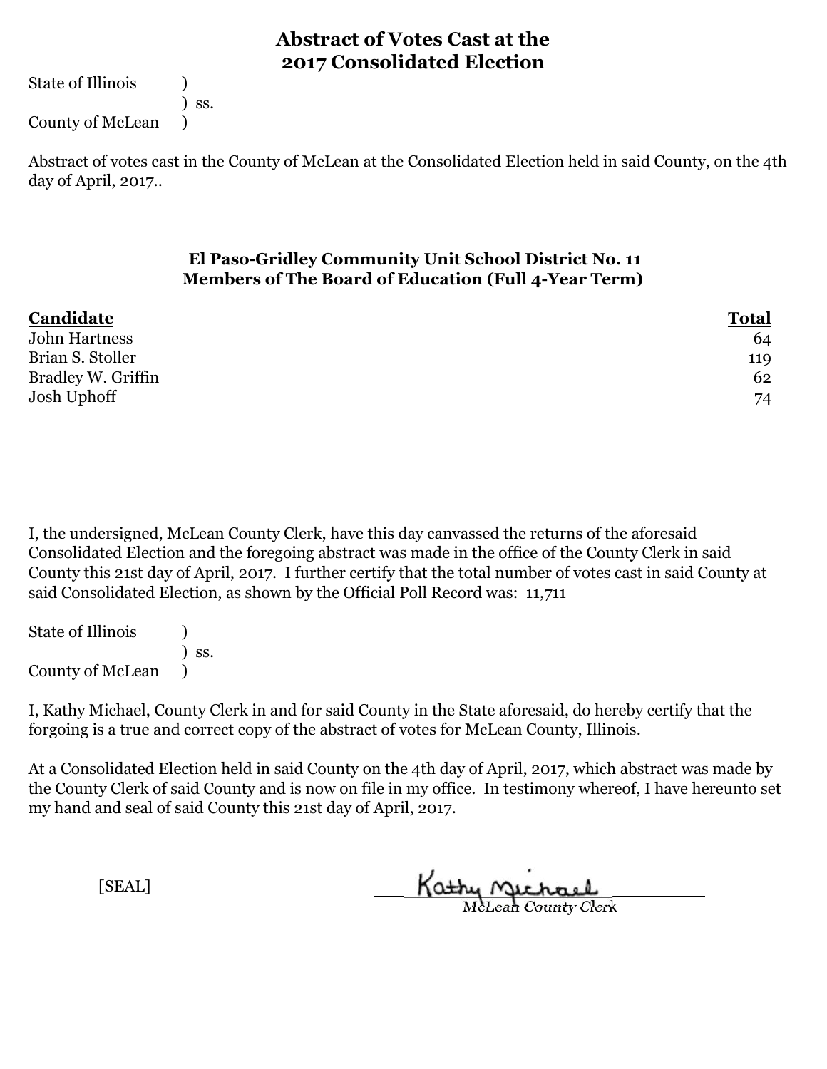# Abstract of Votes Cast at the 2017 Consolidated Election

State of Illinois )
) ss.
County of McLean )

Abstract of votes cast in the County of McLean at the Consolidated Election held in said County, on the 4th day of April, 2017..

## El Paso-Gridley Community Unit School District No. 11
## Members of The Board of Education (Full 4-Year Term)

| Candidate | Total |
|---|---|
| John Hartness | 64 |
| Brian S. Stoller | 119 |
| Bradley W. Griffin | 62 |
| Josh Uphoff | 74 |

I, the undersigned, McLean County Clerk, have this day canvassed the returns of the aforesaid Consolidated Election and the foregoing abstract was made in the office of the County Clerk in said County this 21st day of April, 2017. I further certify that the total number of votes cast in said County at said Consolidated Election, as shown by the Official Poll Record was: 11,711

State of Illinois )
) ss.
County of McLean )

I, Kathy Michael, County Clerk in and for said County in the State aforesaid, do hereby certify that the forgoing is a true and correct copy of the abstract of votes for McLean County, Illinois.

At a Consolidated Election held in said County on the 4th day of April, 2017, which abstract was made by the County Clerk of said County and is now on file in my office. In testimony whereof, I have hereunto set my hand and seal of said County this 21st day of April, 2017.

[SEAL]

Kathy Michael
McLean County Clerk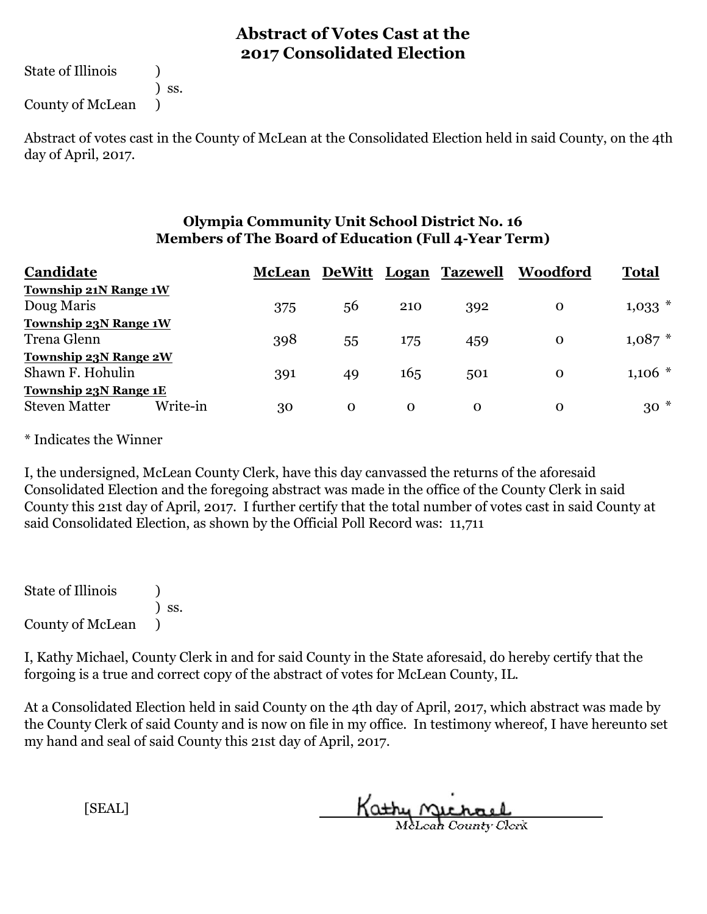# Abstract of Votes Cast at the 2017 Consolidated Election

State of Illinois )
) ss.
County of McLean )

Abstract of votes cast in the County of McLean at the Consolidated Election held in said County, on the 4th day of April, 2017.

### Olympia Community Unit School District No. 16
### Members of The Board of Education (Full 4-Year Term)

| Candidate | | McLean | DeWitt | Logan | Tazewell | Woodford | Total |
|---|---|---|---|---|---|---|---|
| **Township 21N Range 1W** | | | | | | | |
| Doug Maris | | 375 | 56 | 210 | 392 | 0 | 1,033 * |
| **Township 23N Range 1W** | | | | | | | |
| Trena Glenn | | 398 | 55 | 175 | 459 | 0 | 1,087 * |
| **Township 23N Range 2W** | | | | | | | |
| Shawn F. Hohulin | | 391 | 49 | 165 | 501 | 0 | 1,106 * |
| **Township 23N Range 1E** | | | | | | | |
| Steven Matter | Write-in | 30 | 0 | 0 | 0 | 0 | 30 * |

* Indicates the Winner

I, the undersigned, McLean County Clerk, have this day canvassed the returns of the aforesaid Consolidated Election and the foregoing abstract was made in the office of the County Clerk in said County this 21st day of April, 2017. I further certify that the total number of votes cast in said County at said Consolidated Election, as shown by the Official Poll Record was: 11,711

State of Illinois )
) ss.
County of McLean )

I, Kathy Michael, County Clerk in and for said County in the State aforesaid, do hereby certify that the forgoing is a true and correct copy of the abstract of votes for McLean County, IL.

At a Consolidated Election held in said County on the 4th day of April, 2017, which abstract was made by the County Clerk of said County and is now on file in my office. In testimony whereof, I have hereunto set my hand and seal of said County this 21st day of April, 2017.

[SEAL]

Kathy Michael
McLean County Clerk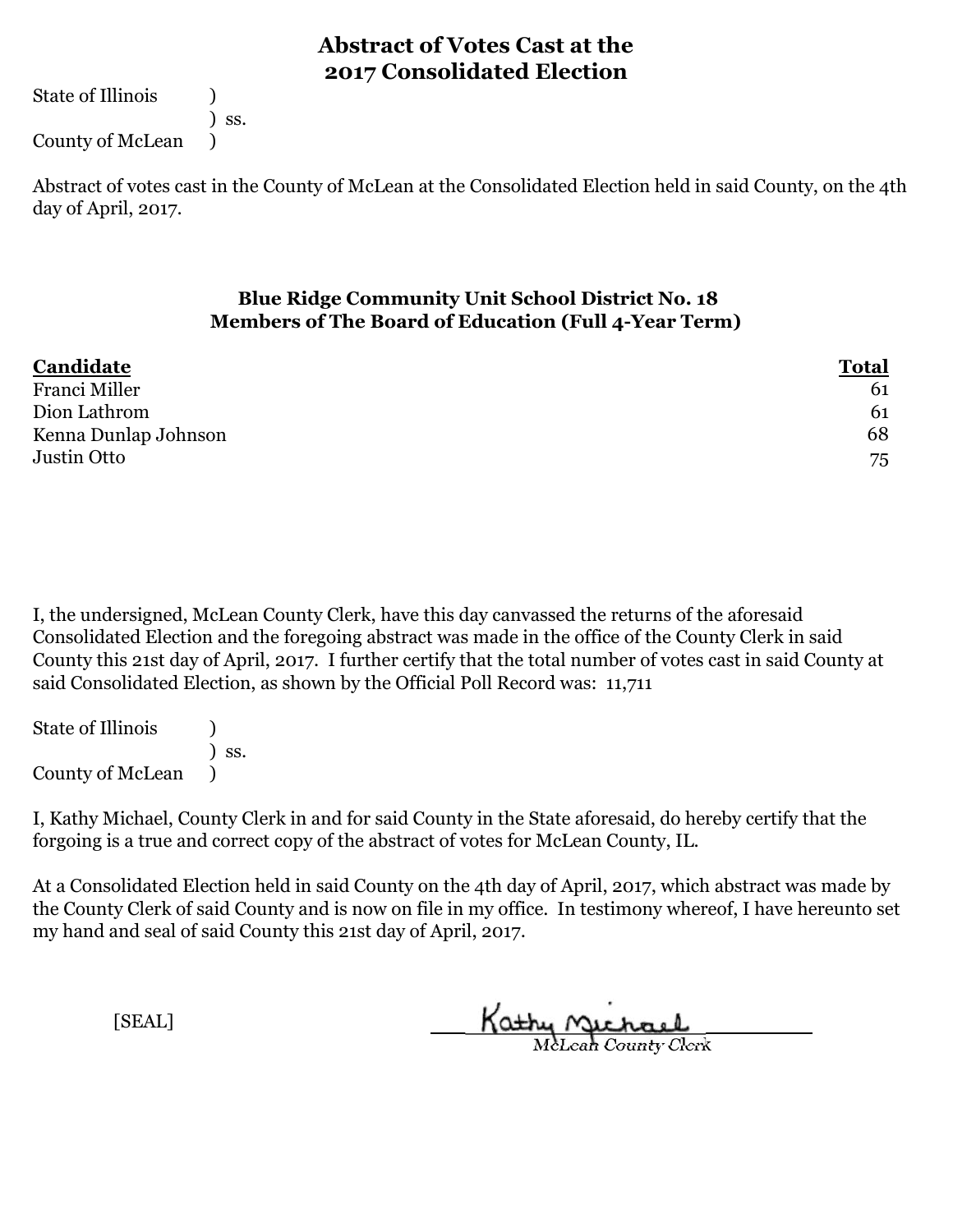# Abstract of Votes Cast at the 2017 Consolidated Election

State of Illinois )
) ss.
County of McLean )

Abstract of votes cast in the County of McLean at the Consolidated Election held in said County, on the 4th day of April, 2017.

### Blue Ridge Community Unit School District No. 18
### Members of The Board of Education (Full 4-Year Term)

| Candidate | Total |
|---|---|
| Franci Miller | 61 |
| Dion Lathrom | 61 |
| Kenna Dunlap Johnson | 68 |
| Justin Otto | 75 |

I, the undersigned, McLean County Clerk, have this day canvassed the returns of the aforesaid Consolidated Election and the foregoing abstract was made in the office of the County Clerk in said County this 21st day of April, 2017. I further certify that the total number of votes cast in said County at said Consolidated Election, as shown by the Official Poll Record was: 11,711

State of Illinois )
) ss.
County of McLean )

I, Kathy Michael, County Clerk in and for said County in the State aforesaid, do hereby certify that the forgoing is a true and correct copy of the abstract of votes for McLean County, IL.

At a Consolidated Election held in said County on the 4th day of April, 2017, which abstract was made by the County Clerk of said County and is now on file in my office. In testimony whereof, I have hereunto set my hand and seal of said County this 21st day of April, 2017.

[SEAL]

Kathy Michael
McLean County Clerk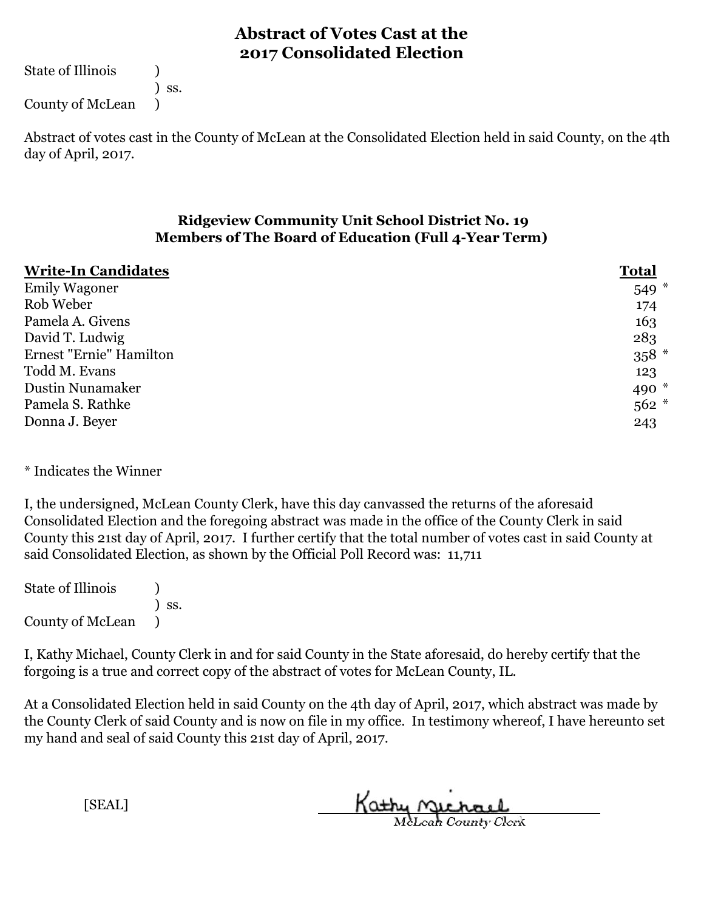# Abstract of Votes Cast at the 2017 Consolidated Election

State of Illinois )
) ss.
County of McLean )

Abstract of votes cast in the County of McLean at the Consolidated Election held in said County, on the 4th day of April, 2017.

## Ridgeview Community Unit School District No. 19
## Members of The Board of Education (Full 4-Year Term)

| Write-In Candidates | Total |
|---|---|
| Emily Wagoner | 549 * |
| Rob Weber | 174 |
| Pamela A. Givens | 163 |
| David T. Ludwig | 283 |
| Ernest "Ernie" Hamilton | 358 * |
| Todd M. Evans | 123 |
| Dustin Nunamaker | 490 * |
| Pamela S. Rathke | 562 * |
| Donna J. Beyer | 243 |

* Indicates the Winner

I, the undersigned, McLean County Clerk, have this day canvassed the returns of the aforesaid Consolidated Election and the foregoing abstract was made in the office of the County Clerk in said County this 21st day of April, 2017. I further certify that the total number of votes cast in said County at said Consolidated Election, as shown by the Official Poll Record was: 11,711

State of Illinois )
) ss.
County of McLean )

I, Kathy Michael, County Clerk in and for said County in the State aforesaid, do hereby certify that the forgoing is a true and correct copy of the abstract of votes for McLean County, IL.

At a Consolidated Election held in said County on the 4th day of April, 2017, which abstract was made by the County Clerk of said County and is now on file in my office. In testimony whereof, I have hereunto set my hand and seal of said County this 21st day of April, 2017.

[SEAL]

Kathy Michael
McLean County Clerk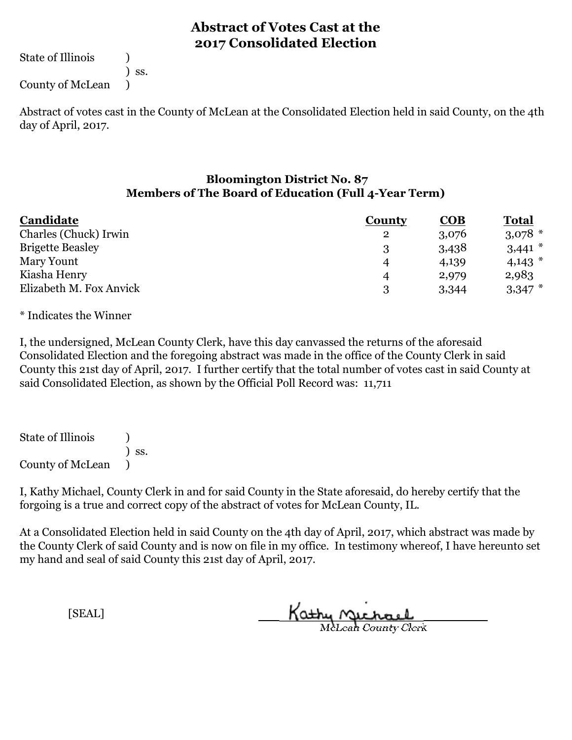# Abstract of Votes Cast at the 2017 Consolidated Election

State of Illinois )
) ss.
County of McLean )

Abstract of votes cast in the County of McLean at the Consolidated Election held in said County, on the 4th day of April, 2017.

## Bloomington District No. 87
## Members of The Board of Education (Full 4-Year Term)

| Candidate | County | COB | Total |
|---|---|---|---|
| Charles (Chuck) Irwin | 2 | 3,076 | 3,078 * |
| Brigette Beasley | 3 | 3,438 | 3,441 * |
| Mary Yount | 4 | 4,139 | 4,143 * |
| Kiasha Henry | 4 | 2,979 | 2,983 |
| Elizabeth M. Fox Anvick | 3 | 3,344 | 3,347 * |

* Indicates the Winner

I, the undersigned, McLean County Clerk, have this day canvassed the returns of the aforesaid Consolidated Election and the foregoing abstract was made in the office of the County Clerk in said County this 21st day of April, 2017. I further certify that the total number of votes cast in said County at said Consolidated Election, as shown by the Official Poll Record was: 11,711

State of Illinois )
) ss.
County of McLean )

I, Kathy Michael, County Clerk in and for said County in the State aforesaid, do hereby certify that the forgoing is a true and correct copy of the abstract of votes for McLean County, IL.

At a Consolidated Election held in said County on the 4th day of April, 2017, which abstract was made by the County Clerk of said County and is now on file in my office. In testimony whereof, I have hereunto set my hand and seal of said County this 21st day of April, 2017.

[SEAL]

Kathy Michael
McLean County Clerk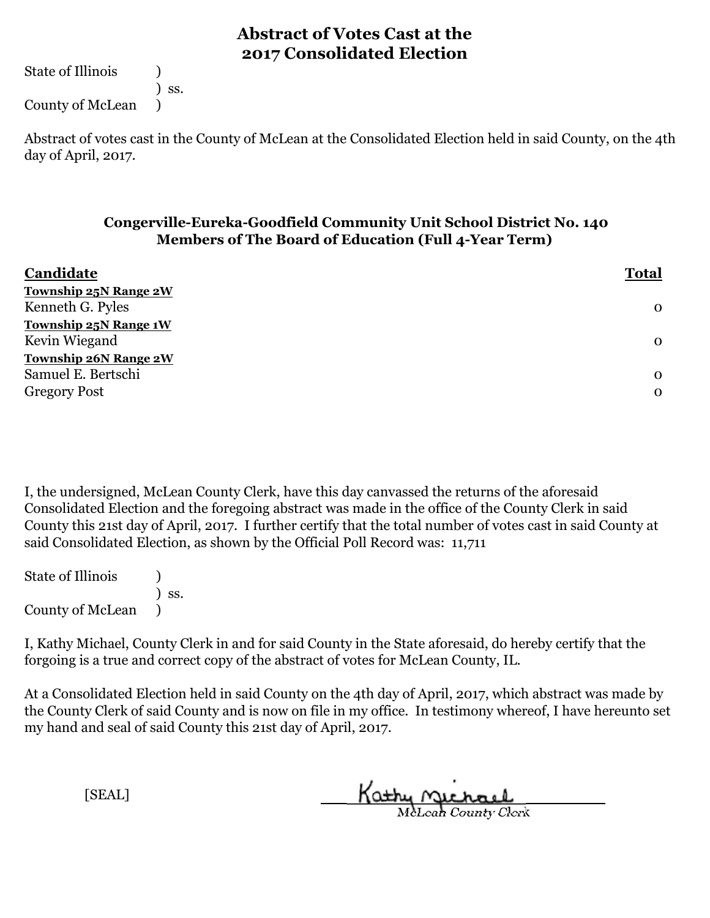# Abstract of Votes Cast at the 2017 Consolidated Election

State of Illinois )
) ss.
County of McLean )

Abstract of votes cast in the County of McLean at the Consolidated Election held in said County, on the 4th day of April, 2017.

### Congerville-Eureka-Goodfield Community Unit School District No. 140
### Members of The Board of Education (Full 4-Year Term)

| Candidate | Total |
|---|---|
| **Township 25N Range 2W** | |
| Kenneth G. Pyles | 0 |
| **Township 25N Range 1W** | |
| Kevin Wiegand | 0 |
| **Township 26N Range 2W** | |
| Samuel E. Bertschi | 0 |
| Gregory Post | 0 |

I, the undersigned, McLean County Clerk, have this day canvassed the returns of the aforesaid Consolidated Election and the foregoing abstract was made in the office of the County Clerk in said County this 21st day of April, 2017. I further certify that the total number of votes cast in said County at said Consolidated Election, as shown by the Official Poll Record was: 11,711

State of Illinois )
) ss.
County of McLean )

I, Kathy Michael, County Clerk in and for said County in the State aforesaid, do hereby certify that the forgoing is a true and correct copy of the abstract of votes for McLean County, IL.

At a Consolidated Election held in said County on the 4th day of April, 2017, which abstract was made by the County Clerk of said County and is now on file in my office. In testimony whereof, I have hereunto set my hand and seal of said County this 21st day of April, 2017.

[SEAL]

Kathy Michael
McLean County Clerk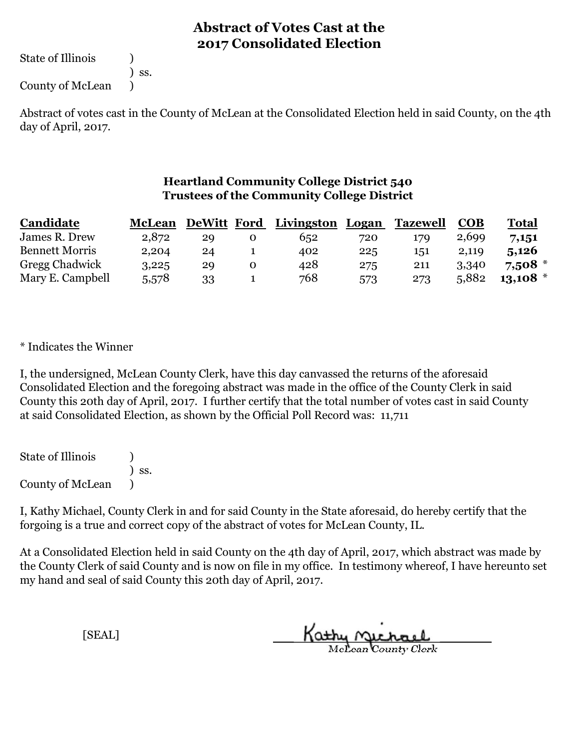# Abstract of Votes Cast at the 2017 Consolidated Election

State of Illinois )
) ss.
County of McLean )

Abstract of votes cast in the County of McLean at the Consolidated Election held in said County, on the 4th day of April, 2017.

## Heartland Community College District 540
### Trustees of the Community College District

| Candidate | McLean | DeWitt | Ford | Livingston | Logan | Tazewell | COB | Total |
|---|---|---|---|---|---|---|---|---|
| James R. Drew | 2,872 | 29 | 0 | 652 | 720 | 179 | 2,699 | **7,151** |
| Bennett Morris | 2,204 | 24 | 1 | 402 | 225 | 151 | 2,119 | **5,126** |
| Gregg Chadwick | 3,225 | 29 | 0 | 428 | 275 | 211 | 3,340 | **7,508** * |
| Mary E. Campbell | 5,578 | 33 | 1 | 768 | 573 | 273 | 5,882 | **13,108** * |

* Indicates the Winner

I, the undersigned, McLean County Clerk, have this day canvassed the returns of the aforesaid Consolidated Election and the foregoing abstract was made in the office of the County Clerk in said County this 20th day of April, 2017. I further certify that the total number of votes cast in said County at said Consolidated Election, as shown by the Official Poll Record was: 11,711

State of Illinois )
) ss.
County of McLean )

I, Kathy Michael, County Clerk in and for said County in the State aforesaid, do hereby certify that the forgoing is a true and correct copy of the abstract of votes for McLean County, IL.

At a Consolidated Election held in said County on the 4th day of April, 2017, which abstract was made by the County Clerk of said County and is now on file in my office. In testimony whereof, I have hereunto set my hand and seal of said County this 20th day of April, 2017.

[SEAL]

Kathy Michael
McLean County Clerk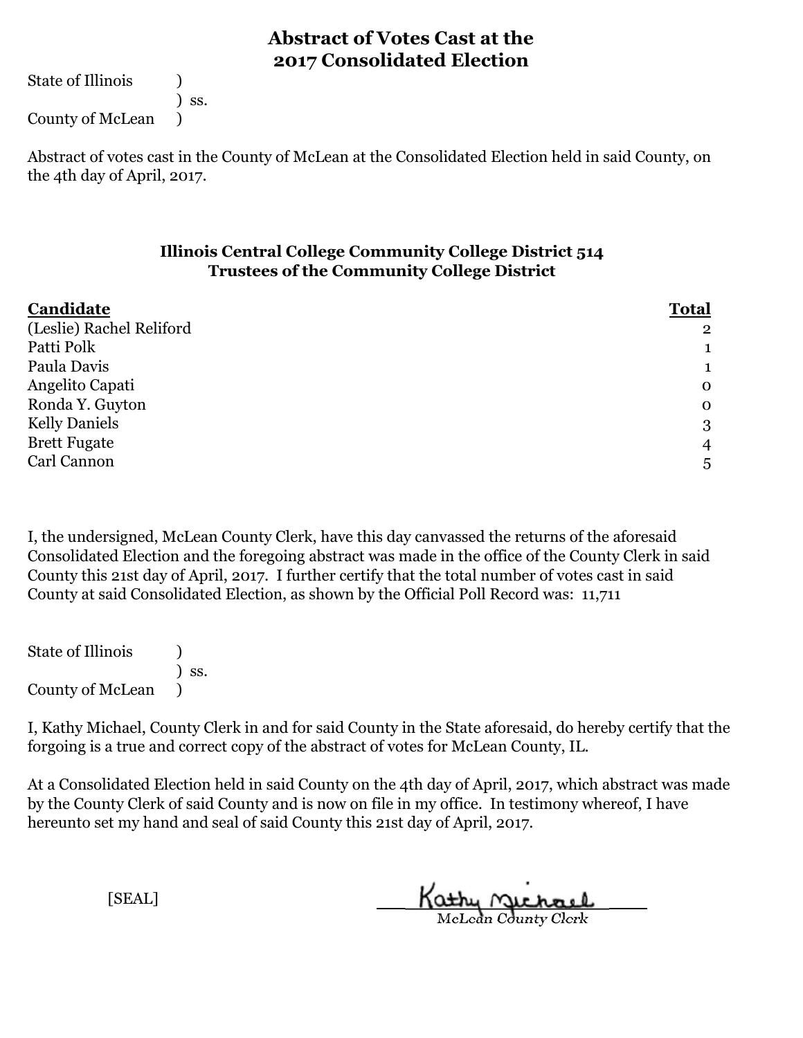# Abstract of Votes Cast at the 2017 Consolidated Election

State of Illinois )
) ss.
County of McLean )

Abstract of votes cast in the County of McLean at the Consolidated Election held in said County, on the 4th day of April, 2017.

## Illinois Central College Community College District 514
## Trustees of the Community College District

| Candidate | Total |
|---|---|
| (Leslie) Rachel Reliford | 2 |
| Patti Polk | 1 |
| Paula Davis | 1 |
| Angelito Capati | 0 |
| Ronda Y. Guyton | 0 |
| Kelly Daniels | 3 |
| Brett Fugate | 4 |
| Carl Cannon | 5 |

I, the undersigned, McLean County Clerk, have this day canvassed the returns of the aforesaid Consolidated Election and the foregoing abstract was made in the office of the County Clerk in said County this 21st day of April, 2017. I further certify that the total number of votes cast in said County at said Consolidated Election, as shown by the Official Poll Record was: 11,711

State of Illinois )
) ss.
County of McLean )

I, Kathy Michael, County Clerk in and for said County in the State aforesaid, do hereby certify that the forgoing is a true and correct copy of the abstract of votes for McLean County, IL.

At a Consolidated Election held in said County on the 4th day of April, 2017, which abstract was made by the County Clerk of said County and is now on file in my office. In testimony whereof, I have hereunto set my hand and seal of said County this 21st day of April, 2017.

[SEAL]

Kathy Michael
McLean County Clerk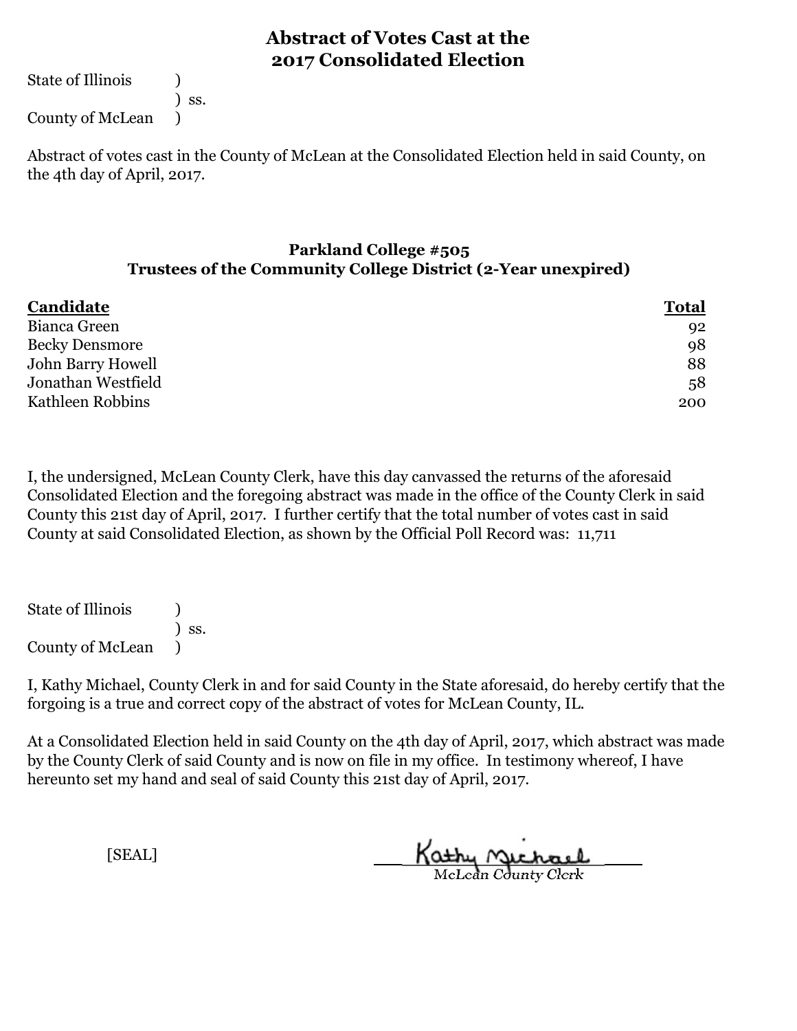# Abstract of Votes Cast at the 2017 Consolidated Election

State of Illinois )
) ss.
County of McLean )

Abstract of votes cast in the County of McLean at the Consolidated Election held in said County, on the 4th day of April, 2017.

### Parkland College #505
### Trustees of the Community College District (2-Year unexpired)

| **Candidate** | **Total** |
|---|---|
| Bianca Green | 92 |
| Becky Densmore | 98 |
| John Barry Howell | 88 |
| Jonathan Westfield | 58 |
| Kathleen Robbins | 200 |

I, the undersigned, McLean County Clerk, have this day canvassed the returns of the aforesaid Consolidated Election and the foregoing abstract was made in the office of the County Clerk in said County this 21st day of April, 2017. I further certify that the total number of votes cast in said County at said Consolidated Election, as shown by the Official Poll Record was: 11,711

State of Illinois )
) ss.
County of McLean )

I, Kathy Michael, County Clerk in and for said County in the State aforesaid, do hereby certify that the forgoing is a true and correct copy of the abstract of votes for McLean County, IL.

At a Consolidated Election held in said County on the 4th day of April, 2017, which abstract was made by the County Clerk of said County and is now on file in my office. In testimony whereof, I have hereunto set my hand and seal of said County this 21st day of April, 2017.

[SEAL]

Kathy Michael
McLean County Clerk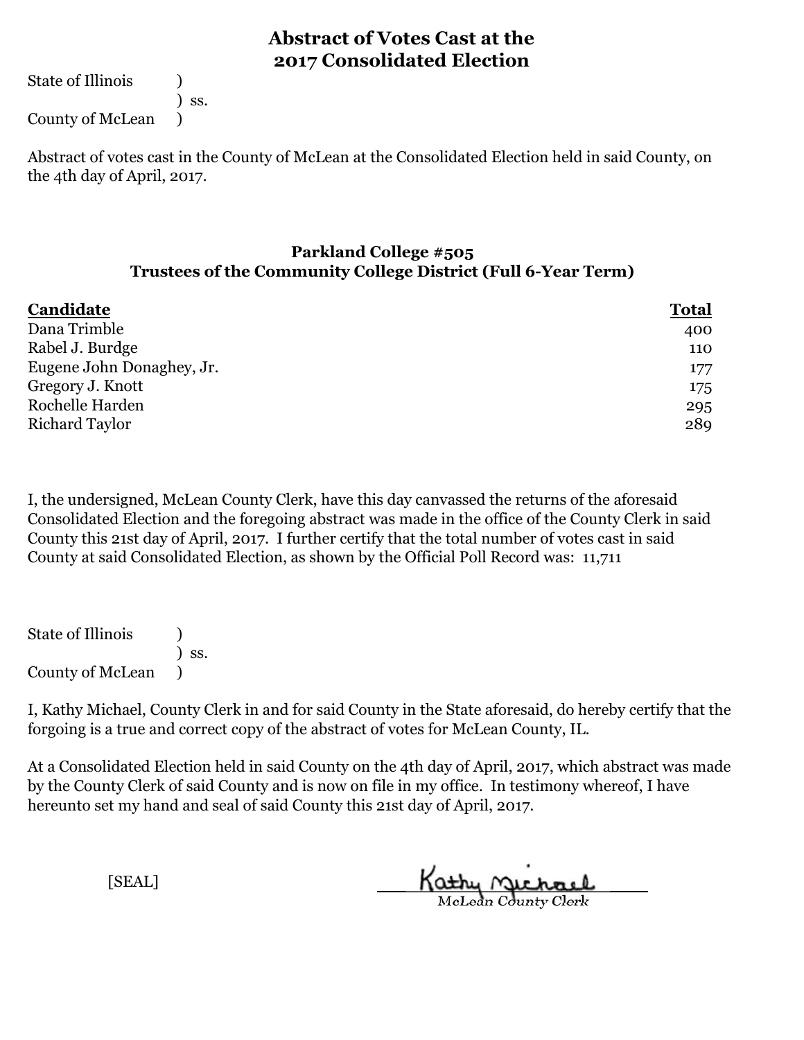# Abstract of Votes Cast at the 2017 Consolidated Election

State of Illinois )
) ss.
County of McLean )

Abstract of votes cast in the County of McLean at the Consolidated Election held in said County, on the 4th day of April, 2017.

## Parkland College #505
## Trustees of the Community College District (Full 6-Year Term)

| Candidate | Total |
|---|---|
| Dana Trimble | 400 |
| Rabel J. Burdge | 110 |
| Eugene John Donaghey, Jr. | 177 |
| Gregory J. Knott | 175 |
| Rochelle Harden | 295 |
| Richard Taylor | 289 |

I, the undersigned, McLean County Clerk, have this day canvassed the returns of the aforesaid Consolidated Election and the foregoing abstract was made in the office of the County Clerk in said County this 21st day of April, 2017. I further certify that the total number of votes cast in said County at said Consolidated Election, as shown by the Official Poll Record was: 11,711

State of Illinois )
) ss.
County of McLean )

I, Kathy Michael, County Clerk in and for said County in the State aforesaid, do hereby certify that the forgoing is a true and correct copy of the abstract of votes for McLean County, IL.

At a Consolidated Election held in said County on the 4th day of April, 2017, which abstract was made by the County Clerk of said County and is now on file in my office. In testimony whereof, I have hereunto set my hand and seal of said County this 21st day of April, 2017.

[SEAL]

Kathy Michael
McLean County Clerk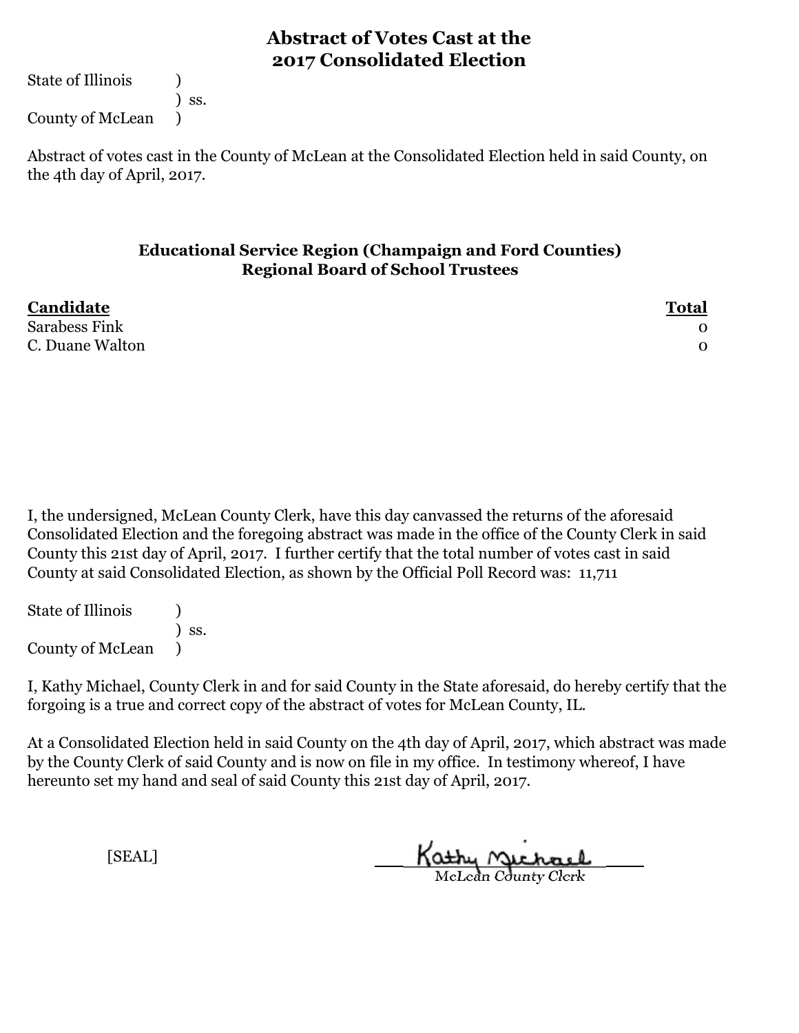# Abstract of Votes Cast at the 2017 Consolidated Election

State of Illinois )
) ss.
County of McLean )

Abstract of votes cast in the County of McLean at the Consolidated Election held in said County, on the 4th day of April, 2017.

### Educational Service Region (Champaign and Ford Counties)
### Regional Board of School Trustees

| Candidate | Total |
|---|---|
| Sarabess Fink | 0 |
| C. Duane Walton | 0 |

I, the undersigned, McLean County Clerk, have this day canvassed the returns of the aforesaid Consolidated Election and the foregoing abstract was made in the office of the County Clerk in said County this 21st day of April, 2017. I further certify that the total number of votes cast in said County at said Consolidated Election, as shown by the Official Poll Record was: 11,711

State of Illinois )
) ss.
County of McLean )

I, Kathy Michael, County Clerk in and for said County in the State aforesaid, do hereby certify that the forgoing is a true and correct copy of the abstract of votes for McLean County, IL.

At a Consolidated Election held in said County on the 4th day of April, 2017, which abstract was made by the County Clerk of said County and is now on file in my office. In testimony whereof, I have hereunto set my hand and seal of said County this 21st day of April, 2017.

[SEAL]

Kathy Michael
McLean County Clerk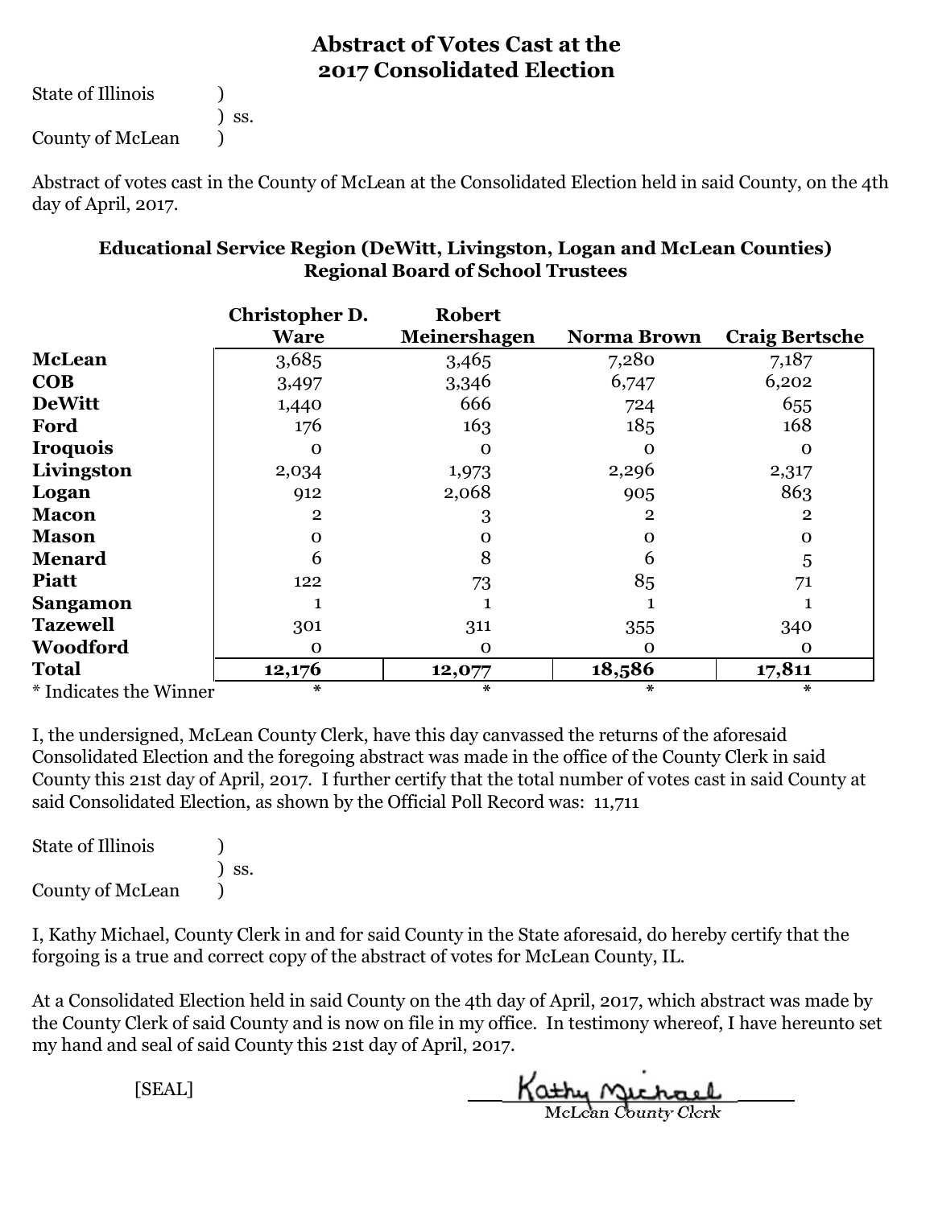## Abstract of Votes Cast at the 2017 Consolidated Election

State of Illinois )
) ss.
County of McLean )

Abstract of votes cast in the County of McLean at the Consolidated Election held in said County, on the 4th day of April, 2017.

### Educational Service Region (DeWitt, Livingston, Logan and McLean Counties) Regional Board of School Trustees

| | Christopher D. Ware | Robert Meinershagen | Norma Brown | Craig Bertsche |
|---|---|---|---|---|
| **McLean** | 3,685 | 3,465 | 7,280 | 7,187 |
| **COB** | 3,497 | 3,346 | 6,747 | 6,202 |
| **DeWitt** | 1,440 | 666 | 724 | 655 |
| **Ford** | 176 | 163 | 185 | 168 |
| **Iroquois** | 0 | 0 | 0 | 0 |
| **Livingston** | 2,034 | 1,973 | 2,296 | 2,317 |
| **Logan** | 912 | 2,068 | 905 | 863 |
| **Macon** | 2 | 3 | 2 | 2 |
| **Mason** | 0 | 0 | 0 | 0 |
| **Menard** | 6 | 8 | 6 | 5 |
| **Piatt** | 122 | 73 | 85 | 71 |
| **Sangamon** | 1 | 1 | 1 | 1 |
| **Tazewell** | 301 | 311 | 355 | 340 |
| **Woodford** | 0 | 0 | 0 | 0 |
| **Total** | **12,176** | **12,077** | **18,586** | **17,811** |
| * Indicates the Winner | * | * | * | * |

I, the undersigned, McLean County Clerk, have this day canvassed the returns of the aforesaid Consolidated Election and the foregoing abstract was made in the office of the County Clerk in said County this 21st day of April, 2017. I further certify that the total number of votes cast in said County at said Consolidated Election, as shown by the Official Poll Record was: 11,711

State of Illinois )
) ss.
County of McLean )

I, Kathy Michael, County Clerk in and for said County in the State aforesaid, do hereby certify that the forgoing is a true and correct copy of the abstract of votes for McLean County, IL.

At a Consolidated Election held in said County on the 4th day of April, 2017, which abstract was made by the County Clerk of said County and is now on file in my office. In testimony whereof, I have hereunto set my hand and seal of said County this 21st day of April, 2017.

[SEAL]

Kathy Michael
McLean County Clerk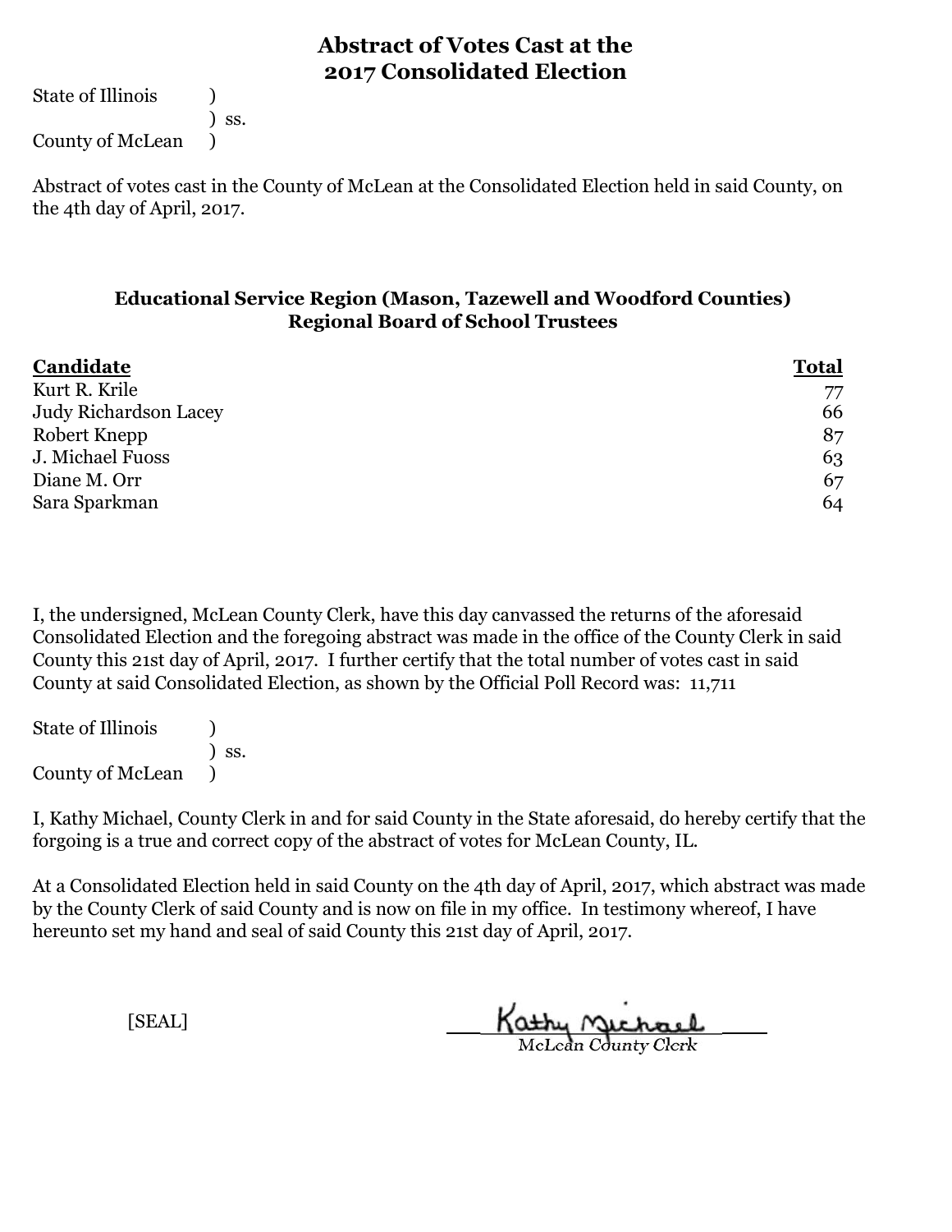# Abstract of Votes Cast at the 2017 Consolidated Election

State of Illinois )
) ss.
County of McLean )

Abstract of votes cast in the County of McLean at the Consolidated Election held in said County, on the 4th day of April, 2017.

## Educational Service Region (Mason, Tazewell and Woodford Counties)
## Regional Board of School Trustees

| Candidate | Total |
|---|---|
| Kurt R. Krile | 77 |
| Judy Richardson Lacey | 66 |
| Robert Knepp | 87 |
| J. Michael Fuoss | 63 |
| Diane M. Orr | 67 |
| Sara Sparkman | 64 |

I, the undersigned, McLean County Clerk, have this day canvassed the returns of the aforesaid Consolidated Election and the foregoing abstract was made in the office of the County Clerk in said County this 21st day of April, 2017. I further certify that the total number of votes cast in said County at said Consolidated Election, as shown by the Official Poll Record was: 11,711

State of Illinois )
) ss.
County of McLean )

I, Kathy Michael, County Clerk in and for said County in the State aforesaid, do hereby certify that the forgoing is a true and correct copy of the abstract of votes for McLean County, IL.

At a Consolidated Election held in said County on the 4th day of April, 2017, which abstract was made by the County Clerk of said County and is now on file in my office. In testimony whereof, I have hereunto set my hand and seal of said County this 21st day of April, 2017.

[SEAL]

Kathy Michael
McLean County Clerk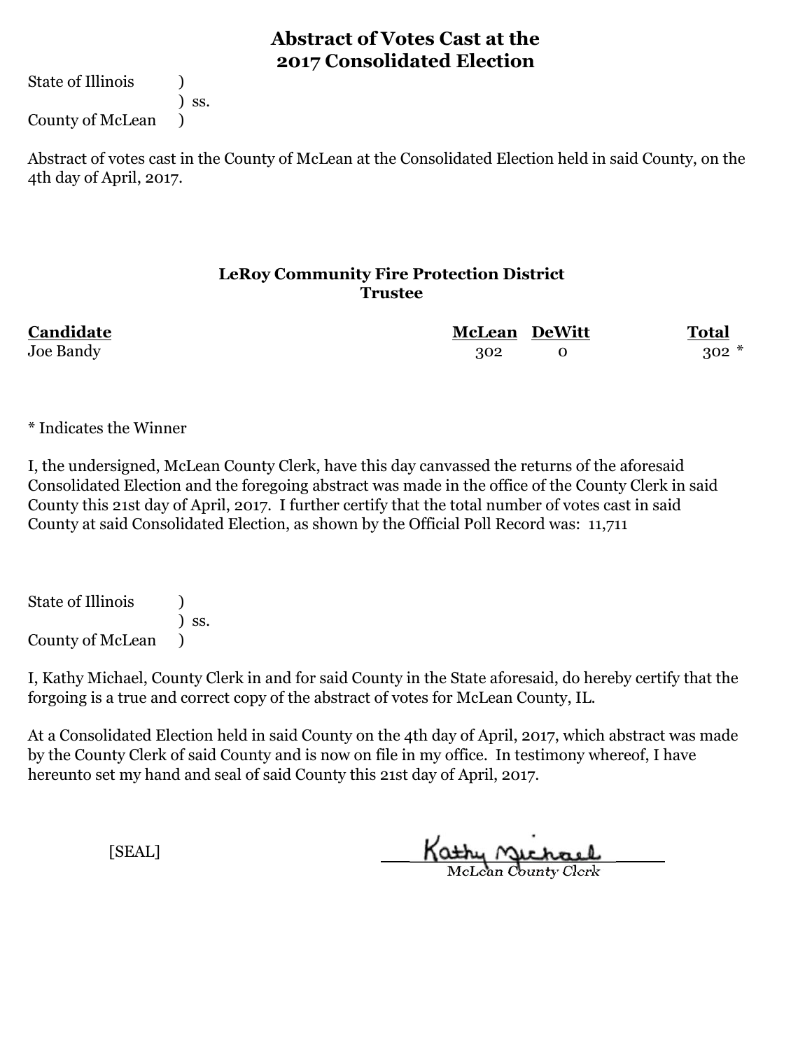# Abstract of Votes Cast at the 2017 Consolidated Election

State of Illinois )
) ss.
County of McLean )

Abstract of votes cast in the County of McLean at the Consolidated Election held in said County, on the 4th day of April, 2017.

## LeRoy Community Fire Protection District
### Trustee

| Candidate | McLean | DeWitt | Total |
|---|---|---|---|
| Joe Bandy | 302 | 0 | 302 * |

* Indicates the Winner

I, the undersigned, McLean County Clerk, have this day canvassed the returns of the aforesaid Consolidated Election and the foregoing abstract was made in the office of the County Clerk in said County this 21st day of April, 2017. I further certify that the total number of votes cast in said County at said Consolidated Election, as shown by the Official Poll Record was: 11,711

State of Illinois )
) ss.
County of McLean )

I, Kathy Michael, County Clerk in and for said County in the State aforesaid, do hereby certify that the forgoing is a true and correct copy of the abstract of votes for McLean County, IL.

At a Consolidated Election held in said County on the 4th day of April, 2017, which abstract was made by the County Clerk of said County and is now on file in my office. In testimony whereof, I have hereunto set my hand and seal of said County this 21st day of April, 2017.

[SEAL]

Kathy Michael
McLean County Clerk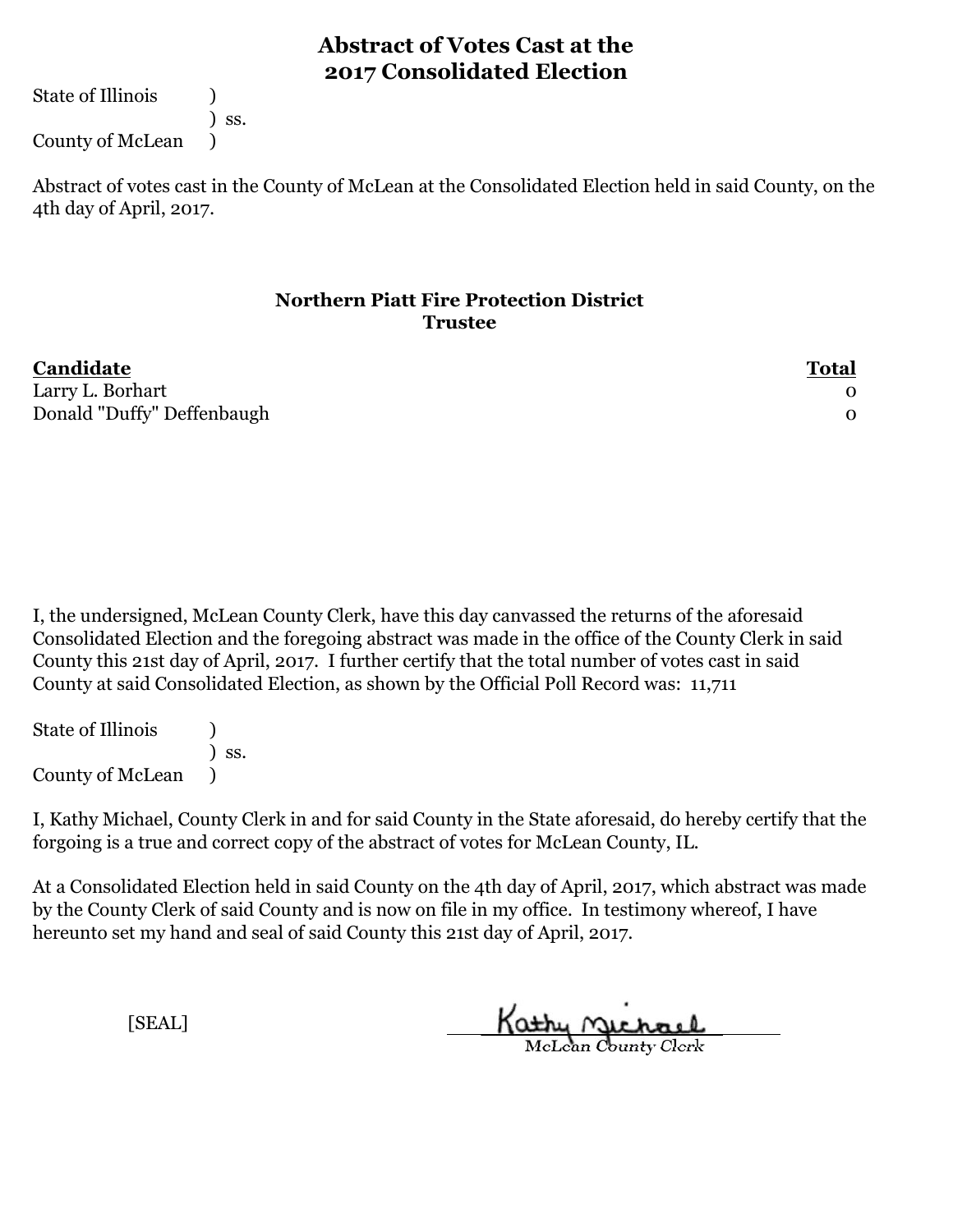# Abstract of Votes Cast at the 2017 Consolidated Election

State of Illinois )
) ss.
County of McLean )

Abstract of votes cast in the County of McLean at the Consolidated Election held in said County, on the 4th day of April, 2017.

## Northern Piatt Fire Protection District
## Trustee

| **Candidate** | **Total** |
|---|---|
| Larry L. Borhart | 0 |
| Donald "Duffy" Deffenbaugh | 0 |

I, the undersigned, McLean County Clerk, have this day canvassed the returns of the aforesaid Consolidated Election and the foregoing abstract was made in the office of the County Clerk in said County this 21st day of April, 2017. I further certify that the total number of votes cast in said County at said Consolidated Election, as shown by the Official Poll Record was: 11,711

State of Illinois )
) ss.
County of McLean )

I, Kathy Michael, County Clerk in and for said County in the State aforesaid, do hereby certify that the forgoing is a true and correct copy of the abstract of votes for McLean County, IL.

At a Consolidated Election held in said County on the 4th day of April, 2017, which abstract was made by the County Clerk of said County and is now on file in my office. In testimony whereof, I have hereunto set my hand and seal of said County this 21st day of April, 2017.

[SEAL]

Kathy Michael
McLean County Clerk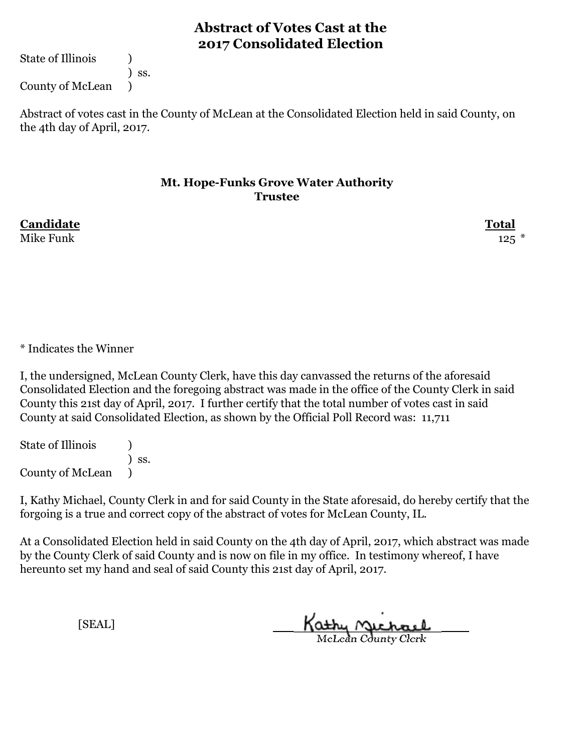# Abstract of Votes Cast at the 2017 Consolidated Election

State of Illinois )
) ss.
County of McLean )

Abstract of votes cast in the County of McLean at the Consolidated Election held in said County, on the 4th day of April, 2017.

## Mt. Hope-Funks Grove Water Authority
### Trustee

| Candidate | Total |
|---|---|
| Mike Funk | 125 * |

* Indicates the Winner

I, the undersigned, McLean County Clerk, have this day canvassed the returns of the aforesaid Consolidated Election and the foregoing abstract was made in the office of the County Clerk in said County this 21st day of April, 2017. I further certify that the total number of votes cast in said County at said Consolidated Election, as shown by the Official Poll Record was: 11,711

State of Illinois )
) ss.
County of McLean )

I, Kathy Michael, County Clerk in and for said County in the State aforesaid, do hereby certify that the forgoing is a true and correct copy of the abstract of votes for McLean County, IL.

At a Consolidated Election held in said County on the 4th day of April, 2017, which abstract was made by the County Clerk of said County and is now on file in my office. In testimony whereof, I have hereunto set my hand and seal of said County this 21st day of April, 2017.

[SEAL]

Kathy Michael
McLean County Clerk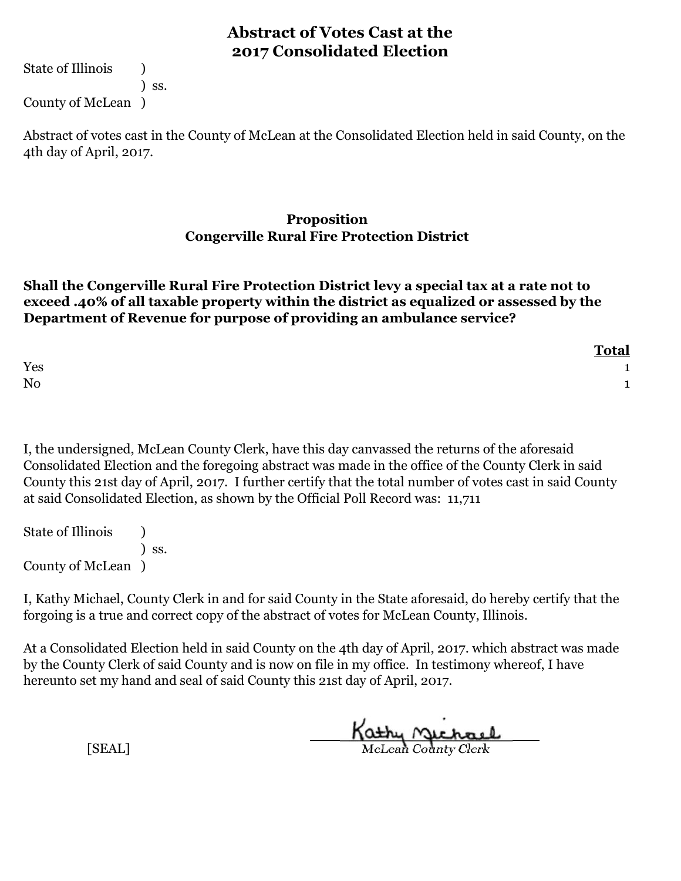# Abstract of Votes Cast at the 2017 Consolidated Election

State of Illinois )
) ss.
County of McLean )

Abstract of votes cast in the County of McLean at the Consolidated Election held in said County, on the 4th day of April, 2017.

## Proposition
## Congerville Rural Fire Protection District

**Shall the Congerville Rural Fire Protection District levy a special tax at a rate not to exceed .40% of all taxable property within the district as equalized or assessed by the Department of Revenue for purpose of providing an ambulance service?**

| | Total |
|---|---|
| Yes | 1 |
| No | 1 |

I, the undersigned, McLean County Clerk, have this day canvassed the returns of the aforesaid Consolidated Election and the foregoing abstract was made in the office of the County Clerk in said County this 21st day of April, 2017. I further certify that the total number of votes cast in said County at said Consolidated Election, as shown by the Official Poll Record was: 11,711

State of Illinois )
) ss.
County of McLean )

I, Kathy Michael, County Clerk in and for said County in the State aforesaid, do hereby certify that the forgoing is a true and correct copy of the abstract of votes for McLean County, Illinois.

At a Consolidated Election held in said County on the 4th day of April, 2017. which abstract was made by the County Clerk of said County and is now on file in my office. In testimony whereof, I have hereunto set my hand and seal of said County this 21st day of April, 2017.

[SEAL]

Kathy Michael
McLean County Clerk